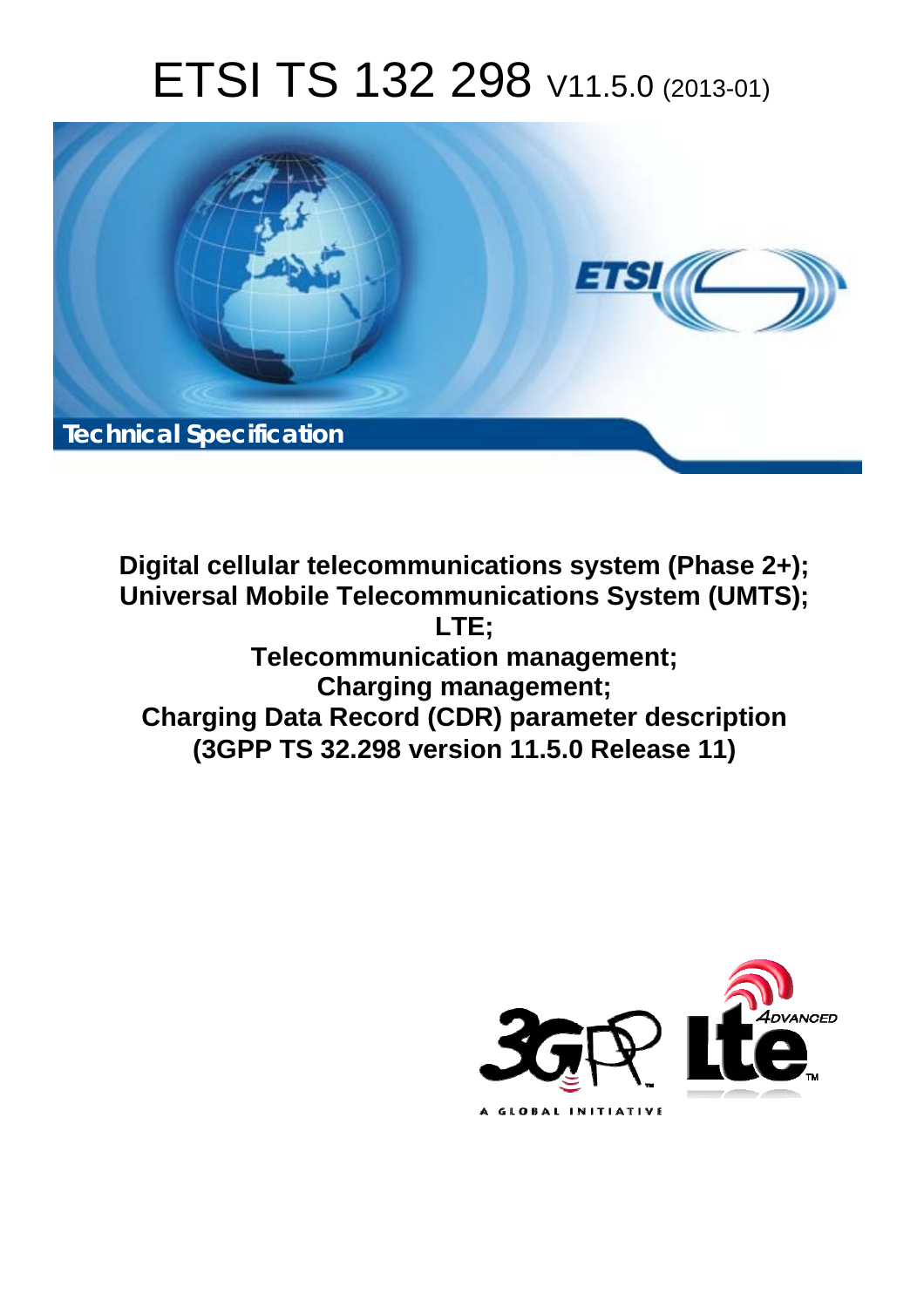# ETSI TS 132 298 V11.5.0 (2013-01)

Technical Specification

**Digital cellular telecommunications system (Phase 2+); Universal Mobile Telecommunications System (UMTS); LTE; Telecommunication management; Charging management; Charging Data Record (CDR) parameter description (3GPP TS 32.298 version 11.5.0 Release 11)**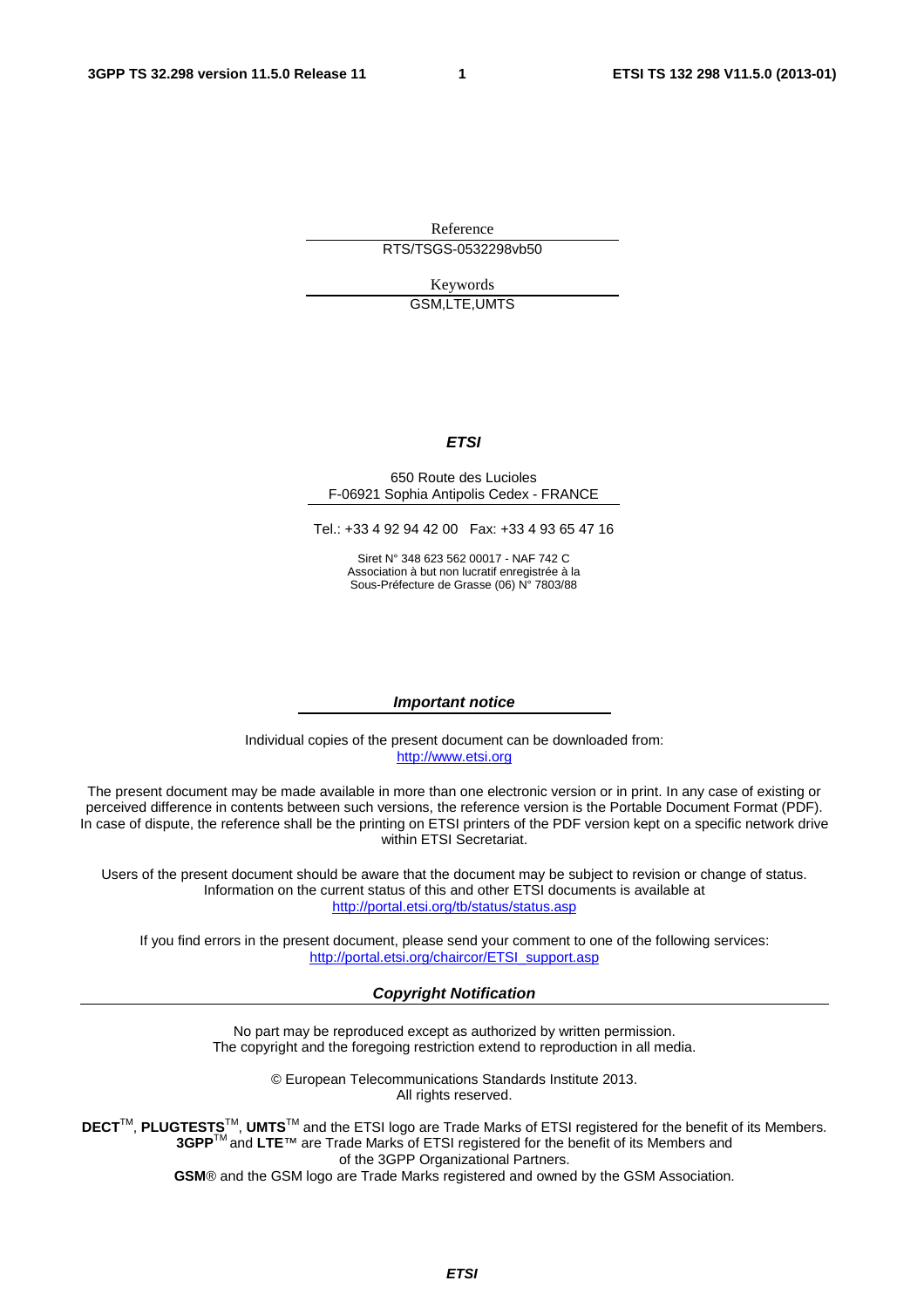Reference

RTS/TSGS-0532298vb50

Keywords

GSM,LTE,UMTS

***ETSI***

650 Route des Lucioles
F-06921 Sophia Antipolis Cedex - FRANCE

Tel.: +33 4 92 94 42 00 Fax: +33 4 93 65 47 16

Siret N° 348 623 562 00017 - NAF 742 C
Association à but non lucratif enregistrée à la
Sous-Préfecture de Grasse (06) N° 7803/88

***Important notice***

Individual copies of the present document can be downloaded from:
http://www.etsi.org

The present document may be made available in more than one electronic version or in print. In any case of existing or perceived difference in contents between such versions, the reference version is the Portable Document Format (PDF). In case of dispute, the reference shall be the printing on ETSI printers of the PDF version kept on a specific network drive within ETSI Secretariat.

Users of the present document should be aware that the document may be subject to revision or change of status. Information on the current status of this and other ETSI documents is available at
http://portal.etsi.org/tb/status/status.asp

If you find errors in the present document, please send your comment to one of the following services:
http://portal.etsi.org/chaircor/ETSI_support.asp

***Copyright Notification***

No part may be reproduced except as authorized by written permission.
The copyright and the foregoing restriction extend to reproduction in all media.

© European Telecommunications Standards Institute 2013.
All rights reserved.

**DECT**™, **PLUGTESTS**™, **UMTS**™ and the ETSI logo are Trade Marks of ETSI registered for the benefit of its Members.
**3GPP**™ and **LTE**™ are Trade Marks of ETSI registered for the benefit of its Members and of the 3GPP Organizational Partners.
**GSM**® and the GSM logo are Trade Marks registered and owned by the GSM Association.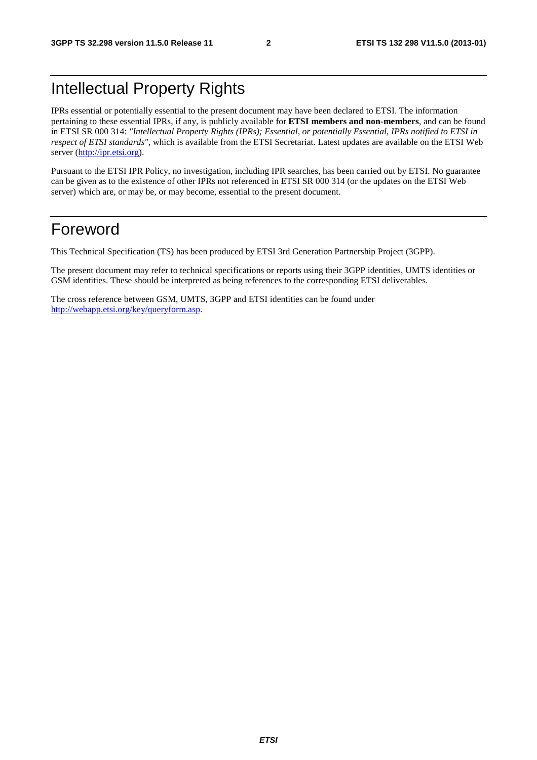# Intellectual Property Rights

IPRs essential or potentially essential to the present document may have been declared to ETSI. The information pertaining to these essential IPRs, if any, is publicly available for **ETSI members and non-members**, and can be found in ETSI SR 000 314: *"Intellectual Property Rights (IPRs); Essential, or potentially Essential, IPRs notified to ETSI in respect of ETSI standards"*, which is available from the ETSI Secretariat. Latest updates are available on the ETSI Web server (http://ipr.etsi.org).

Pursuant to the ETSI IPR Policy, no investigation, including IPR searches, has been carried out by ETSI. No guarantee can be given as to the existence of other IPRs not referenced in ETSI SR 000 314 (or the updates on the ETSI Web server) which are, or may be, or may become, essential to the present document.

# Foreword

This Technical Specification (TS) has been produced by ETSI 3rd Generation Partnership Project (3GPP).

The present document may refer to technical specifications or reports using their 3GPP identities, UMTS identities or GSM identities. These should be interpreted as being references to the corresponding ETSI deliverables.

The cross reference between GSM, UMTS, 3GPP and ETSI identities can be found under http://webapp.etsi.org/key/queryform.asp.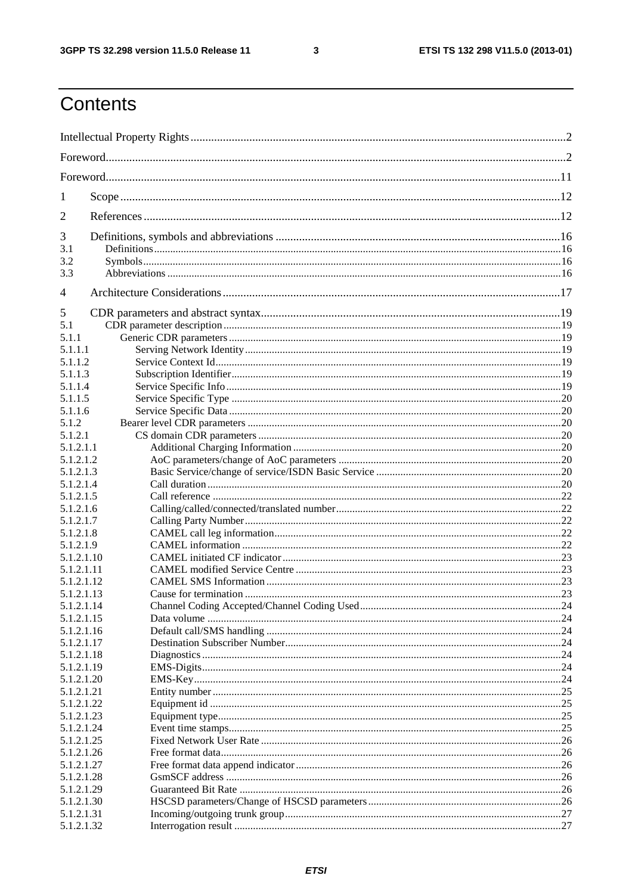# Contents

Intellectual Property Rights ..... 2

Foreword ..... 2

Foreword ..... 11

1 Scope ..... 12

2 References ..... 12

3 Definitions, symbols and abbreviations ..... 16

3.1 Definitions ..... 16

3.2 Symbols ..... 16

3.3 Abbreviations ..... 16

4 Architecture Considerations ..... 17

5 CDR parameters and abstract syntax ..... 19

5.1 CDR parameter description ..... 19

5.1.1 Generic CDR parameters ..... 19

5.1.1.1 Serving Network Identity ..... 19

5.1.1.2 Service Context Id ..... 19

5.1.1.3 Subscription Identifier ..... 19

5.1.1.4 Service Specific Info ..... 19

5.1.1.5 Service Specific Type ..... 20

5.1.1.6 Service Specific Data ..... 20

5.1.2 Bearer level CDR parameters ..... 20

5.1.2.1 CS domain CDR parameters ..... 20

5.1.2.1.1 Additional Charging Information ..... 20

5.1.2.1.2 AoC parameters/change of AoC parameters ..... 20

5.1.2.1.3 Basic Service/change of service/ISDN Basic Service ..... 20

5.1.2.1.4 Call duration ..... 20

5.1.2.1.5 Call reference ..... 22

5.1.2.1.6 Calling/called/connected/translated number ..... 22

5.1.2.1.7 Calling Party Number ..... 22

5.1.2.1.8 CAMEL call leg information ..... 22

5.1.2.1.9 CAMEL information ..... 22

5.1.2.1.10 CAMEL initiated CF indicator ..... 23

5.1.2.1.11 CAMEL modified Service Centre ..... 23

5.1.2.1.12 CAMEL SMS Information ..... 23

5.1.2.1.13 Cause for termination ..... 23

5.1.2.1.14 Channel Coding Accepted/Channel Coding Used ..... 24

5.1.2.1.15 Data volume ..... 24

5.1.2.1.16 Default call/SMS handling ..... 24

5.1.2.1.17 Destination Subscriber Number ..... 24

5.1.2.1.18 Diagnostics ..... 24

5.1.2.1.19 EMS-Digits ..... 24

5.1.2.1.20 EMS-Key ..... 24

5.1.2.1.21 Entity number ..... 25

5.1.2.1.22 Equipment id ..... 25

5.1.2.1.23 Equipment type ..... 25

5.1.2.1.24 Event time stamps ..... 25

5.1.2.1.25 Fixed Network User Rate ..... 26

5.1.2.1.26 Free format data ..... 26

5.1.2.1.27 Free format data append indicator ..... 26

5.1.2.1.28 GsmSCF address ..... 26

5.1.2.1.29 Guaranteed Bit Rate ..... 26

5.1.2.1.30 HSCSD parameters/Change of HSCSD parameters ..... 26

5.1.2.1.31 Incoming/outgoing trunk group ..... 27

5.1.2.1.32 Interrogation result ..... 27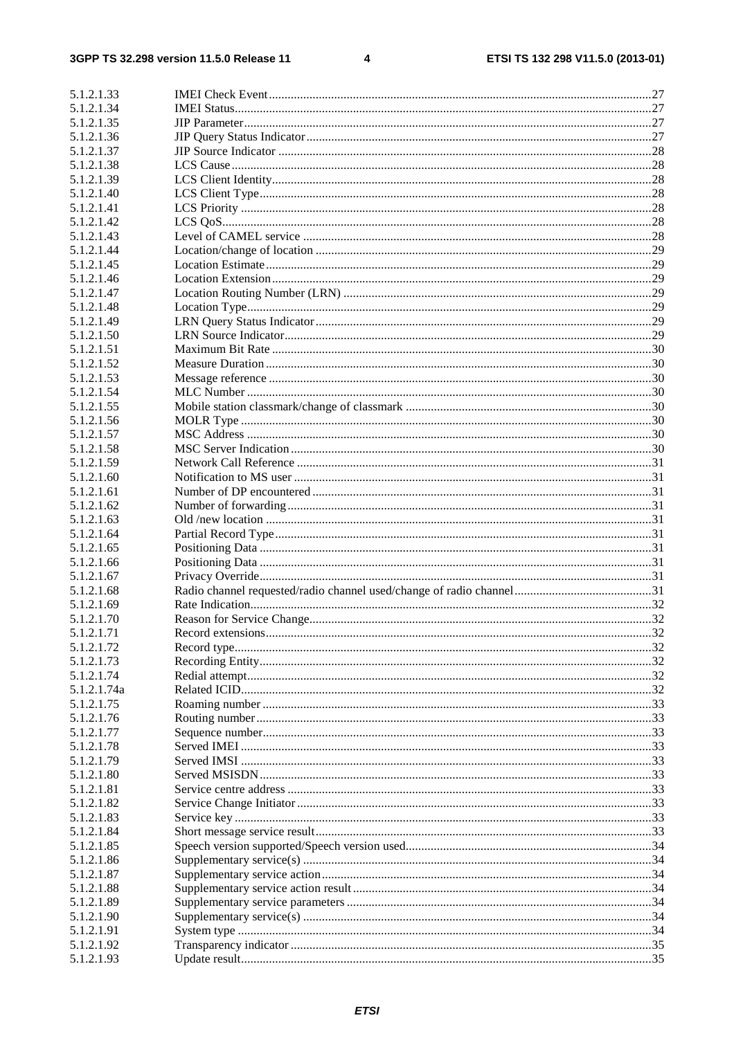5.1.2.1.33 IMEI Check Event........................................................................................................................27
5.1.2.1.34 IMEI Status...................................................................................................................................27
5.1.2.1.35 JIP Parameter................................................................................................................................27
5.1.2.1.36 JIP Query Status Indicator.............................................................................................................27
5.1.2.1.37 JIP Source Indicator ......................................................................................................................28
5.1.2.1.38 LCS Cause.....................................................................................................................................28
5.1.2.1.39 LCS Client Identity........................................................................................................................28
5.1.2.1.40 LCS Client Type............................................................................................................................28
5.1.2.1.41 LCS Priority ..................................................................................................................................28
5.1.2.1.42 LCS QoS........................................................................................................................................28
5.1.2.1.43 Level of CAMEL service ..............................................................................................................28
5.1.2.1.44 Location/change of location ..........................................................................................................29
5.1.2.1.45 Location Estimate..........................................................................................................................29
5.1.2.1.46 Location Extension........................................................................................................................29
5.1.2.1.47 Location Routing Number (LRN) .................................................................................................29
5.1.2.1.48 Location Type................................................................................................................................29
5.1.2.1.49 LRN Query Status Indicator..........................................................................................................29
5.1.2.1.50 LRN Source Indicator....................................................................................................................29
5.1.2.1.51 Maximum Bit Rate ........................................................................................................................30
5.1.2.1.52 Measure Duration ..........................................................................................................................30
5.1.2.1.53 Message reference .........................................................................................................................30
5.1.2.1.54 MLC Number ................................................................................................................................30
5.1.2.1.55 Mobile station classmark/change of classmark .............................................................................30
5.1.2.1.56 MOLR Type ..................................................................................................................................30
5.1.2.1.57 MSC Address ................................................................................................................................30
5.1.2.1.58 MSC Server Indication..................................................................................................................30
5.1.2.1.59 Network Call Reference ................................................................................................................31
5.1.2.1.60 Notification to MS user .................................................................................................................31
5.1.2.1.61 Number of DP encountered ...........................................................................................................31
5.1.2.1.62 Number of forwarding...................................................................................................................31
5.1.2.1.63 Old /new location ..........................................................................................................................31
5.1.2.1.64 Partial Record Type.......................................................................................................................31
5.1.2.1.65 Positioning Data ............................................................................................................................31
5.1.2.1.66 Positioning Data ............................................................................................................................31
5.1.2.1.67 Privacy Override............................................................................................................................31
5.1.2.1.68 Radio channel requested/radio channel used/change of radio channel...........................................31
5.1.2.1.69 Rate Indication...............................................................................................................................32
5.1.2.1.70 Reason for Service Change............................................................................................................32
5.1.2.1.71 Record extensions..........................................................................................................................32
5.1.2.1.72 Record type....................................................................................................................................32
5.1.2.1.73 Recording Entity............................................................................................................................32
5.1.2.1.74 Redial attempt................................................................................................................................32
5.1.2.1.74a Related ICID..................................................................................................................................32
5.1.2.1.75 Roaming number ...........................................................................................................................33
5.1.2.1.76 Routing number.............................................................................................................................33
5.1.2.1.77 Sequence number...........................................................................................................................33
5.1.2.1.78 Served IMEI ..................................................................................................................................33
5.1.2.1.79 Served IMSI ..................................................................................................................................33
5.1.2.1.80 Served MSISDN............................................................................................................................33
5.1.2.1.81 Service centre address ...................................................................................................................33
5.1.2.1.82 Service Change Initiator................................................................................................................33
5.1.2.1.83 Service key ....................................................................................................................................33
5.1.2.1.84 Short message service result..........................................................................................................33
5.1.2.1.85 Speech version supported/Speech version used..............................................................................34
5.1.2.1.86 Supplementary service(s) ..............................................................................................................34
5.1.2.1.87 Supplementary service action........................................................................................................34
5.1.2.1.88 Supplementary service action result..............................................................................................34
5.1.2.1.89 Supplementary service parameters ................................................................................................34
5.1.2.1.90 Supplementary service(s) ..............................................................................................................34
5.1.2.1.91 System type ...................................................................................................................................34
5.1.2.1.92 Transparency indicator ..................................................................................................................35
5.1.2.1.93 Update result..................................................................................................................................35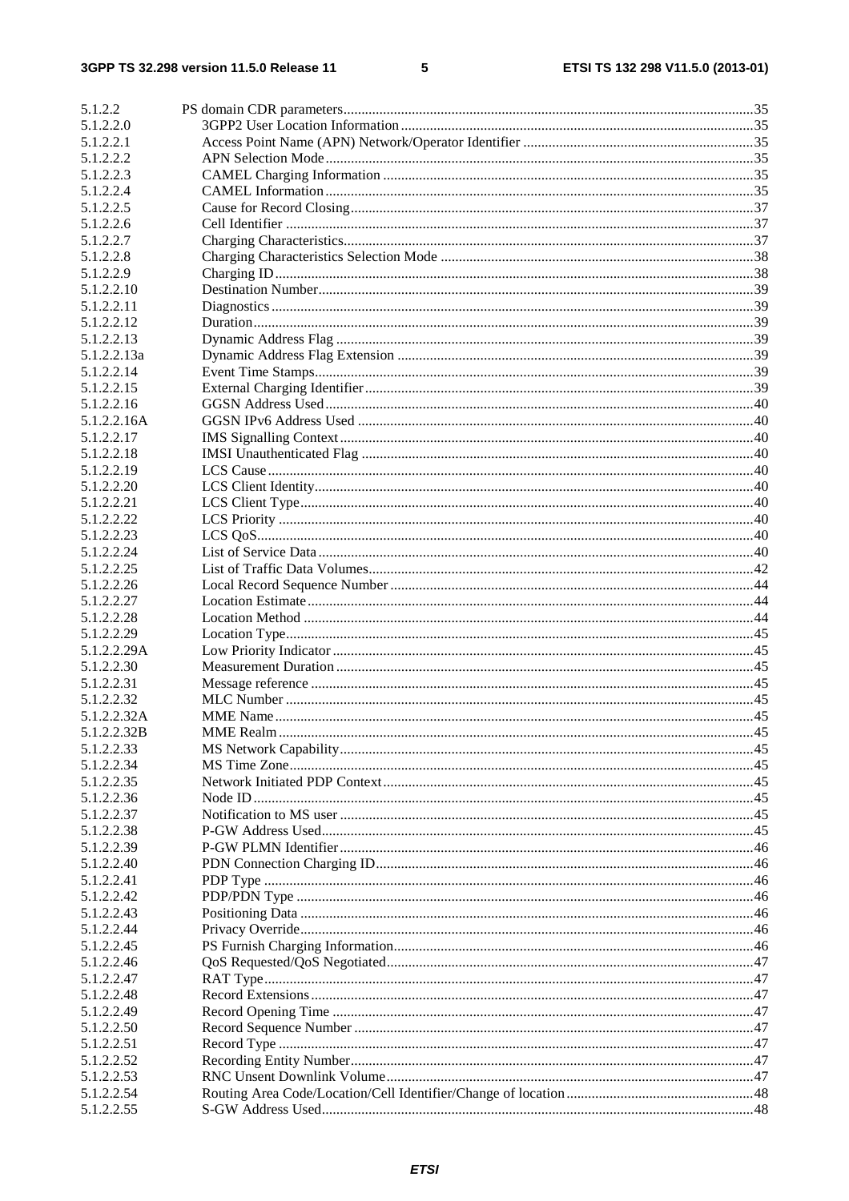5.1.2.2 PS domain CDR parameters ... 35
5.1.2.2.0 3GPP2 User Location Information ... 35
5.1.2.2.1 Access Point Name (APN) Network/Operator Identifier ... 35
5.1.2.2.2 APN Selection Mode ... 35
5.1.2.2.3 CAMEL Charging Information ... 35
5.1.2.2.4 CAMEL Information ... 35
5.1.2.2.5 Cause for Record Closing ... 37
5.1.2.2.6 Cell Identifier ... 37
5.1.2.2.7 Charging Characteristics ... 37
5.1.2.2.8 Charging Characteristics Selection Mode ... 38
5.1.2.2.9 Charging ID ... 38
5.1.2.2.10 Destination Number ... 39
5.1.2.2.11 Diagnostics ... 39
5.1.2.2.12 Duration ... 39
5.1.2.2.13 Dynamic Address Flag ... 39
5.1.2.2.13a Dynamic Address Flag Extension ... 39
5.1.2.2.14 Event Time Stamps ... 39
5.1.2.2.15 External Charging Identifier ... 39
5.1.2.2.16 GGSN Address Used ... 40
5.1.2.2.16A GGSN IPv6 Address Used ... 40
5.1.2.2.17 IMS Signalling Context ... 40
5.1.2.2.18 IMSI Unauthenticated Flag ... 40
5.1.2.2.19 LCS Cause ... 40
5.1.2.2.20 LCS Client Identity ... 40
5.1.2.2.21 LCS Client Type ... 40
5.1.2.2.22 LCS Priority ... 40
5.1.2.2.23 LCS QoS ... 40
5.1.2.2.24 List of Service Data ... 40
5.1.2.2.25 List of Traffic Data Volumes ... 42
5.1.2.2.26 Local Record Sequence Number ... 44
5.1.2.2.27 Location Estimate ... 44
5.1.2.2.28 Location Method ... 44
5.1.2.2.29 Location Type ... 45
5.1.2.2.29A Low Priority Indicator ... 45
5.1.2.2.30 Measurement Duration ... 45
5.1.2.2.31 Message reference ... 45
5.1.2.2.32 MLC Number ... 45
5.1.2.2.32A MME Name ... 45
5.1.2.2.32B MME Realm ... 45
5.1.2.2.33 MS Network Capability ... 45
5.1.2.2.34 MS Time Zone ... 45
5.1.2.2.35 Network Initiated PDP Context ... 45
5.1.2.2.36 Node ID ... 45
5.1.2.2.37 Notification to MS user ... 45
5.1.2.2.38 P-GW Address Used ... 45
5.1.2.2.39 P-GW PLMN Identifier ... 46
5.1.2.2.40 PDN Connection Charging ID ... 46
5.1.2.2.41 PDP Type ... 46
5.1.2.2.42 PDP/PDN Type ... 46
5.1.2.2.43 Positioning Data ... 46
5.1.2.2.44 Privacy Override ... 46
5.1.2.2.45 PS Furnish Charging Information ... 46
5.1.2.2.46 QoS Requested/QoS Negotiated ... 47
5.1.2.2.47 RAT Type ... 47
5.1.2.2.48 Record Extensions ... 47
5.1.2.2.49 Record Opening Time ... 47
5.1.2.2.50 Record Sequence Number ... 47
5.1.2.2.51 Record Type ... 47
5.1.2.2.52 Recording Entity Number ... 47
5.1.2.2.53 RNC Unsent Downlink Volume ... 47
5.1.2.2.54 Routing Area Code/Location/Cell Identifier/Change of location ... 48
5.1.2.2.55 S-GW Address Used ... 48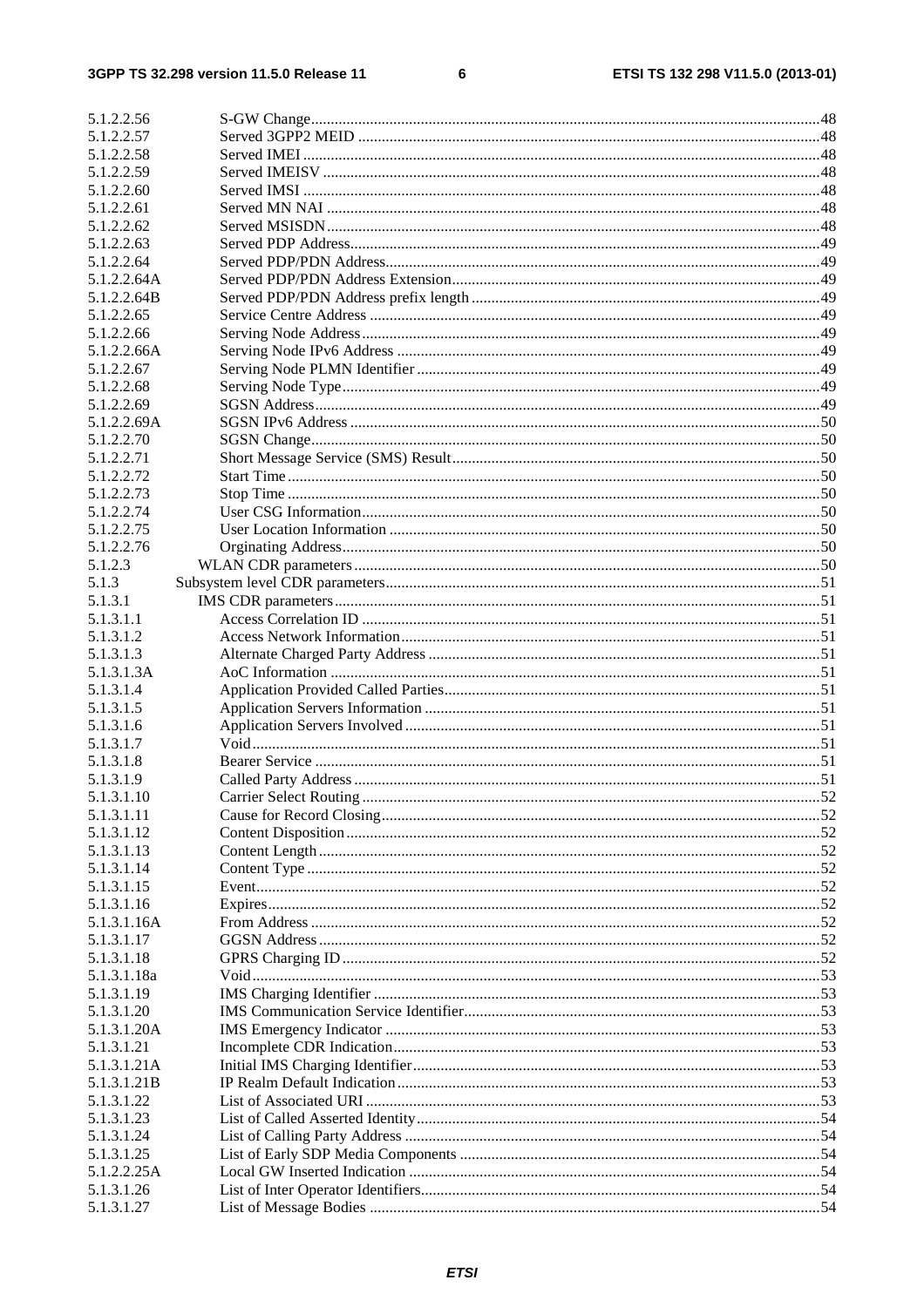5.1.2.2.56 S-GW Change ... 48
5.1.2.2.57 Served 3GPP2 MEID ... 48
5.1.2.2.58 Served IMEI ... 48
5.1.2.2.59 Served IMEISV ... 48
5.1.2.2.60 Served IMSI ... 48
5.1.2.2.61 Served MN NAI ... 48
5.1.2.2.62 Served MSISDN ... 48
5.1.2.2.63 Served PDP Address ... 49
5.1.2.2.64 Served PDP/PDN Address ... 49
5.1.2.2.64A Served PDP/PDN Address Extension ... 49
5.1.2.2.64B Served PDP/PDN Address prefix length ... 49
5.1.2.2.65 Service Centre Address ... 49
5.1.2.2.66 Serving Node Address ... 49
5.1.2.2.66A Serving Node IPv6 Address ... 49
5.1.2.2.67 Serving Node PLMN Identifier ... 49
5.1.2.2.68 Serving Node Type ... 49
5.1.2.2.69 SGSN Address ... 49
5.1.2.2.69A SGSN IPv6 Address ... 50
5.1.2.2.70 SGSN Change ... 50
5.1.2.2.71 Short Message Service (SMS) Result ... 50
5.1.2.2.72 Start Time ... 50
5.1.2.2.73 Stop Time ... 50
5.1.2.2.74 User CSG Information ... 50
5.1.2.2.75 User Location Information ... 50
5.1.2.2.76 Orginating Address ... 50
5.1.2.3 WLAN CDR parameters ... 50
5.1.3 Subsystem level CDR parameters ... 51
5.1.3.1 IMS CDR parameters ... 51
5.1.3.1.1 Access Correlation ID ... 51
5.1.3.1.2 Access Network Information ... 51
5.1.3.1.3 Alternate Charged Party Address ... 51
5.1.3.1.3A AoC Information ... 51
5.1.3.1.4 Application Provided Called Parties ... 51
5.1.3.1.5 Application Servers Information ... 51
5.1.3.1.6 Application Servers Involved ... 51
5.1.3.1.7 Void ... 51
5.1.3.1.8 Bearer Service ... 51
5.1.3.1.9 Called Party Address ... 51
5.1.3.1.10 Carrier Select Routing ... 52
5.1.3.1.11 Cause for Record Closing ... 52
5.1.3.1.12 Content Disposition ... 52
5.1.3.1.13 Content Length ... 52
5.1.3.1.14 Content Type ... 52
5.1.3.1.15 Event ... 52
5.1.3.1.16 Expires ... 52
5.1.3.1.16A From Address ... 52
5.1.3.1.17 GGSN Address ... 52
5.1.3.1.18 GPRS Charging ID ... 52
5.1.3.1.18a Void ... 53
5.1.3.1.19 IMS Charging Identifier ... 53
5.1.3.1.20 IMS Communication Service Identifier ... 53
5.1.3.1.20A IMS Emergency Indicator ... 53
5.1.3.1.21 Incomplete CDR Indication ... 53
5.1.3.1.21A Initial IMS Charging Identifier ... 53
5.1.3.1.21B IP Realm Default Indication ... 53
5.1.3.1.22 List of Associated URI ... 53
5.1.3.1.23 List of Called Asserted Identity ... 54
5.1.3.1.24 List of Calling Party Address ... 54
5.1.3.1.25 List of Early SDP Media Components ... 54
5.1.2.2.25A Local GW Inserted Indication ... 54
5.1.3.1.26 List of Inter Operator Identifiers ... 54
5.1.3.1.27 List of Message Bodies ... 54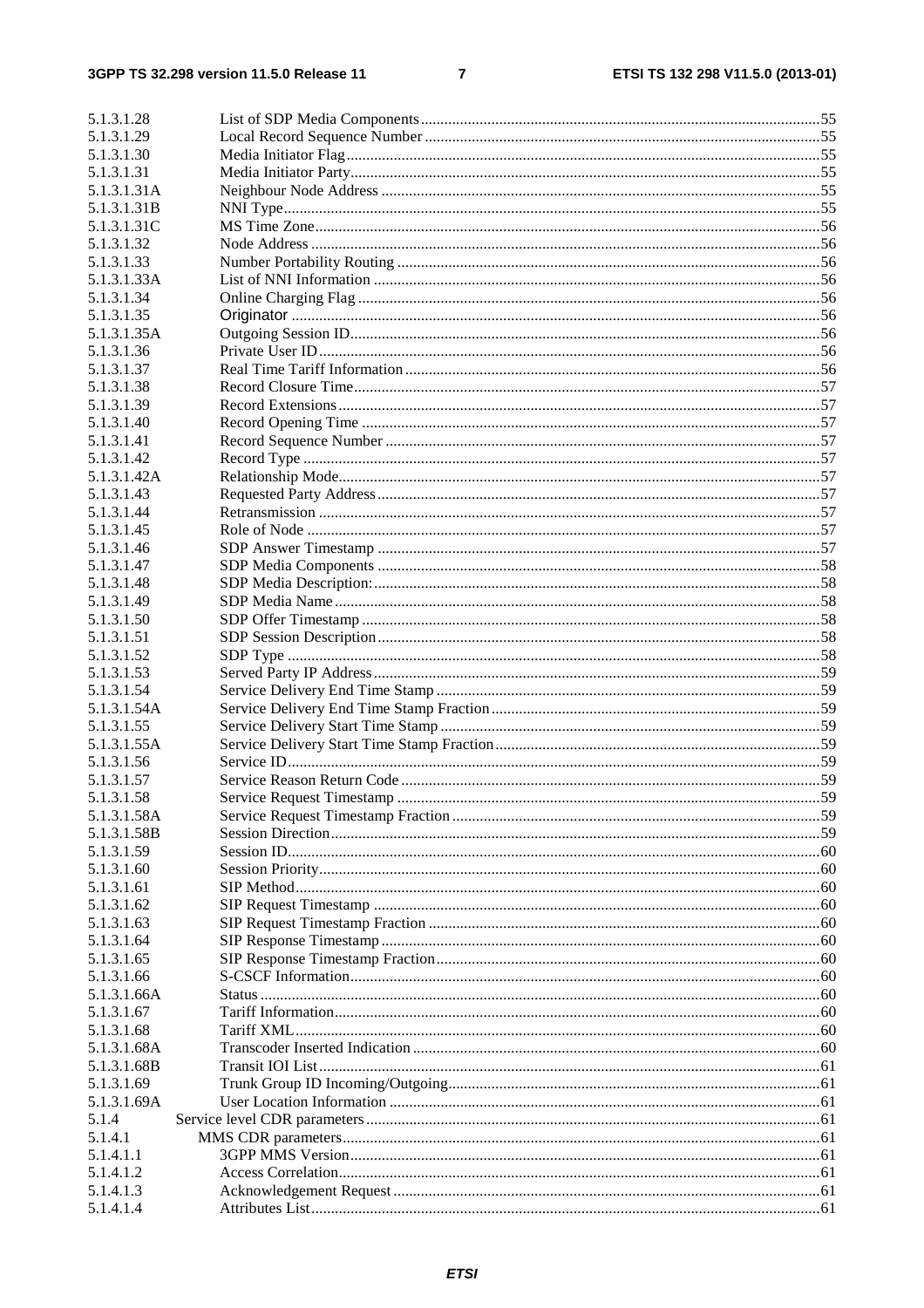5.1.3.1.28 List of SDP Media Components ... 55
5.1.3.1.29 Local Record Sequence Number ... 55
5.1.3.1.30 Media Initiator Flag ... 55
5.1.3.1.31 Media Initiator Party ... 55
5.1.3.1.31A Neighbour Node Address ... 55
5.1.3.1.31B NNI Type ... 55
5.1.3.1.31C MS Time Zone ... 56
5.1.3.1.32 Node Address ... 56
5.1.3.1.33 Number Portability Routing ... 56
5.1.3.1.33A List of NNI Information ... 56
5.1.3.1.34 Online Charging Flag ... 56
5.1.3.1.35 Originator ... 56
5.1.3.1.35A Outgoing Session ID ... 56
5.1.3.1.36 Private User ID ... 56
5.1.3.1.37 Real Time Tariff Information ... 56
5.1.3.1.38 Record Closure Time ... 57
5.1.3.1.39 Record Extensions ... 57
5.1.3.1.40 Record Opening Time ... 57
5.1.3.1.41 Record Sequence Number ... 57
5.1.3.1.42 Record Type ... 57
5.1.3.1.42A Relationship Mode ... 57
5.1.3.1.43 Requested Party Address ... 57
5.1.3.1.44 Retransmission ... 57
5.1.3.1.45 Role of Node ... 57
5.1.3.1.46 SDP Answer Timestamp ... 57
5.1.3.1.47 SDP Media Components ... 58
5.1.3.1.48 SDP Media Description: ... 58
5.1.3.1.49 SDP Media Name ... 58
5.1.3.1.50 SDP Offer Timestamp ... 58
5.1.3.1.51 SDP Session Description ... 58
5.1.3.1.52 SDP Type ... 58
5.1.3.1.53 Served Party IP Address ... 59
5.1.3.1.54 Service Delivery End Time Stamp ... 59
5.1.3.1.54A Service Delivery End Time Stamp Fraction ... 59
5.1.3.1.55 Service Delivery Start Time Stamp ... 59
5.1.3.1.55A Service Delivery Start Time Stamp Fraction ... 59
5.1.3.1.56 Service ID ... 59
5.1.3.1.57 Service Reason Return Code ... 59
5.1.3.1.58 Service Request Timestamp ... 59
5.1.3.1.58A Service Request Timestamp Fraction ... 59
5.1.3.1.58B Session Direction ... 59
5.1.3.1.59 Session ID ... 60
5.1.3.1.60 Session Priority ... 60
5.1.3.1.61 SIP Method ... 60
5.1.3.1.62 SIP Request Timestamp ... 60
5.1.3.1.63 SIP Request Timestamp Fraction ... 60
5.1.3.1.64 SIP Response Timestamp ... 60
5.1.3.1.65 SIP Response Timestamp Fraction ... 60
5.1.3.1.66 S-CSCF Information ... 60
5.1.3.1.66A Status ... 60
5.1.3.1.67 Tariff Information ... 60
5.1.3.1.68 Tariff XML ... 60
5.1.3.1.68A Transcoder Inserted Indication ... 60
5.1.3.1.68B Transit IOI List ... 61
5.1.3.1.69 Trunk Group ID Incoming/Outgoing ... 61
5.1.3.1.69A User Location Information ... 61
5.1.4 Service level CDR parameters ... 61
5.1.4.1 MMS CDR parameters ... 61
5.1.4.1.1 3GPP MMS Version ... 61
5.1.4.1.2 Access Correlation ... 61
5.1.4.1.3 Acknowledgement Request ... 61
5.1.4.1.4 Attributes List ... 61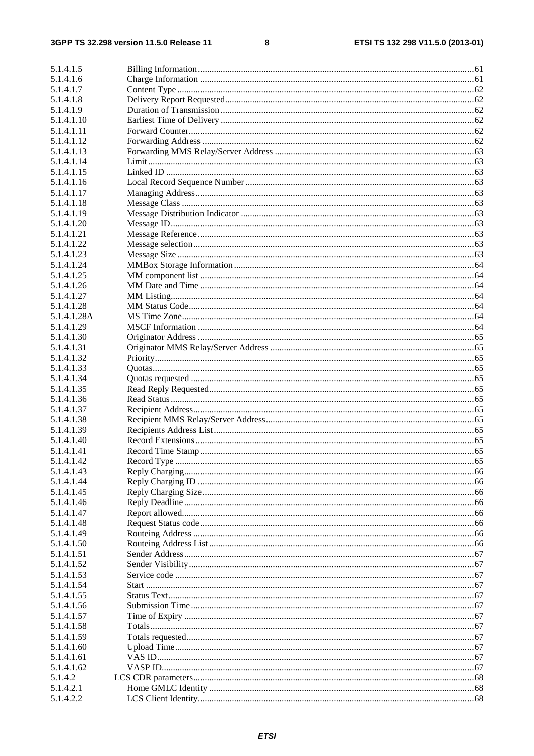5.1.4.1.5 Billing Information ........ 61
5.1.4.1.6 Charge Information ........ 61
5.1.4.1.7 Content Type ........ 62
5.1.4.1.8 Delivery Report Requested ........ 62
5.1.4.1.9 Duration of Transmission ........ 62
5.1.4.1.10 Earliest Time of Delivery ........ 62
5.1.4.1.11 Forward Counter ........ 62
5.1.4.1.12 Forwarding Address ........ 62
5.1.4.1.13 Forwarding MMS Relay/Server Address ........ 63
5.1.4.1.14 Limit ........ 63
5.1.4.1.15 Linked ID ........ 63
5.1.4.1.16 Local Record Sequence Number ........ 63
5.1.4.1.17 Managing Address ........ 63
5.1.4.1.18 Message Class ........ 63
5.1.4.1.19 Message Distribution Indicator ........ 63
5.1.4.1.20 Message ID ........ 63
5.1.4.1.21 Message Reference ........ 63
5.1.4.1.22 Message selection ........ 63
5.1.4.1.23 Message Size ........ 63
5.1.4.1.24 MMBox Storage Information ........ 64
5.1.4.1.25 MM component list ........ 64
5.1.4.1.26 MM Date and Time ........ 64
5.1.4.1.27 MM Listing ........ 64
5.1.4.1.28 MM Status Code ........ 64
5.1.4.1.28A MS Time Zone ........ 64
5.1.4.1.29 MSCF Information ........ 64
5.1.4.1.30 Originator Address ........ 65
5.1.4.1.31 Originator MMS Relay/Server Address ........ 65
5.1.4.1.32 Priority ........ 65
5.1.4.1.33 Quotas ........ 65
5.1.4.1.34 Quotas requested ........ 65
5.1.4.1.35 Read Reply Requested ........ 65
5.1.4.1.36 Read Status ........ 65
5.1.4.1.37 Recipient Address ........ 65
5.1.4.1.38 Recipient MMS Relay/Server Address ........ 65
5.1.4.1.39 Recipients Address List ........ 65
5.1.4.1.40 Record Extensions ........ 65
5.1.4.1.41 Record Time Stamp ........ 65
5.1.4.1.42 Record Type ........ 65
5.1.4.1.43 Reply Charging ........ 66
5.1.4.1.44 Reply Charging ID ........ 66
5.1.4.1.45 Reply Charging Size ........ 66
5.1.4.1.46 Reply Deadline ........ 66
5.1.4.1.47 Report allowed ........ 66
5.1.4.1.48 Request Status code ........ 66
5.1.4.1.49 Routeing Address ........ 66
5.1.4.1.50 Routeing Address List ........ 66
5.1.4.1.51 Sender Address ........ 67
5.1.4.1.52 Sender Visibility ........ 67
5.1.4.1.53 Service code ........ 67
5.1.4.1.54 Start ........ 67
5.1.4.1.55 Status Text ........ 67
5.1.4.1.56 Submission Time ........ 67
5.1.4.1.57 Time of Expiry ........ 67
5.1.4.1.58 Totals ........ 67
5.1.4.1.59 Totals requested ........ 67
5.1.4.1.60 Upload Time ........ 67
5.1.4.1.61 VAS ID ........ 67
5.1.4.1.62 VASP ID ........ 67
5.1.4.2 LCS CDR parameters ........ 68
5.1.4.2.1 Home GMLC Identity ........ 68
5.1.4.2.2 LCS Client Identity ........ 68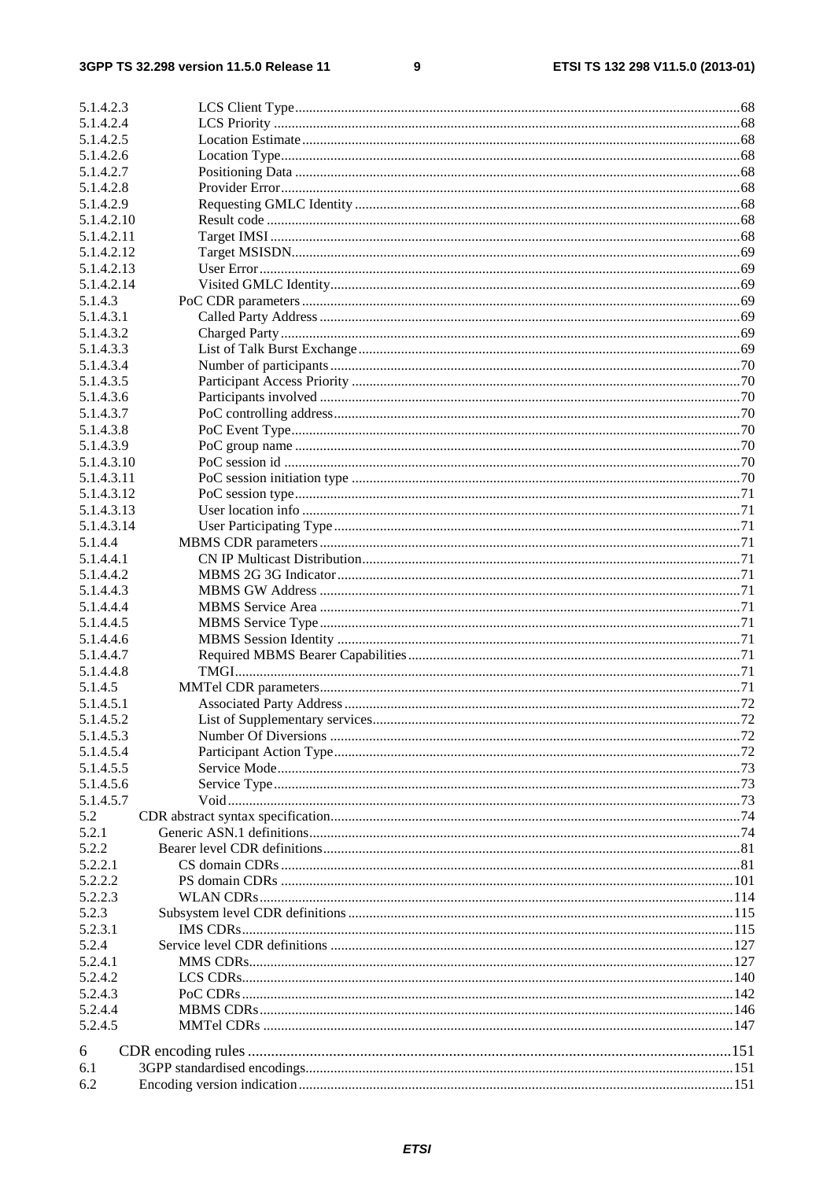5.1.4.2.3 LCS Client Type ....68
5.1.4.2.4 LCS Priority ....68
5.1.4.2.5 Location Estimate ....68
5.1.4.2.6 Location Type ....68
5.1.4.2.7 Positioning Data ....68
5.1.4.2.8 Provider Error ....68
5.1.4.2.9 Requesting GMLC Identity ....68
5.1.4.2.10 Result code ....68
5.1.4.2.11 Target IMSI ....68
5.1.4.2.12 Target MSISDN ....69
5.1.4.2.13 User Error ....69
5.1.4.2.14 Visited GMLC Identity ....69
5.1.4.3 PoC CDR parameters ....69
5.1.4.3.1 Called Party Address ....69
5.1.4.3.2 Charged Party ....69
5.1.4.3.3 List of Talk Burst Exchange ....69
5.1.4.3.4 Number of participants ....70
5.1.4.3.5 Participant Access Priority ....70
5.1.4.3.6 Participants involved ....70
5.1.4.3.7 PoC controlling address ....70
5.1.4.3.8 PoC Event Type ....70
5.1.4.3.9 PoC group name ....70
5.1.4.3.10 PoC session id ....70
5.1.4.3.11 PoC session initiation type ....70
5.1.4.3.12 PoC session type ....71
5.1.4.3.13 User location info ....71
5.1.4.3.14 User Participating Type ....71
5.1.4.4 MBMS CDR parameters ....71
5.1.4.4.1 CN IP Multicast Distribution ....71
5.1.4.4.2 MBMS 2G 3G Indicator ....71
5.1.4.4.3 MBMS GW Address ....71
5.1.4.4.4 MBMS Service Area ....71
5.1.4.4.5 MBMS Service Type ....71
5.1.4.4.6 MBMS Session Identity ....71
5.1.4.4.7 Required MBMS Bearer Capabilities ....71
5.1.4.4.8 TMGI ....71
5.1.4.5 MMTel CDR parameters ....71
5.1.4.5.1 Associated Party Address ....72
5.1.4.5.2 List of Supplementary services ....72
5.1.4.5.3 Number Of Diversions ....72
5.1.4.5.4 Participant Action Type ....72
5.1.4.5.5 Service Mode ....73
5.1.4.5.6 Service Type ....73
5.1.4.5.7 Void ....73
5.2 CDR abstract syntax specification ....74
5.2.1 Generic ASN.1 definitions ....74
5.2.2 Bearer level CDR definitions ....81
5.2.2.1 CS domain CDRs ....81
5.2.2.2 PS domain CDRs ....101
5.2.2.3 WLAN CDRs ....114
5.2.3 Subsystem level CDR definitions ....115
5.2.3.1 IMS CDRs ....115
5.2.4 Service level CDR definitions ....127
5.2.4.1 MMS CDRs ....127
5.2.4.2 LCS CDRs ....140
5.2.4.3 PoC CDRs ....142
5.2.4.4 MBMS CDRs ....146
5.2.4.5 MMTel CDRs ....147
6 CDR encoding rules ....151
6.1 3GPP standardised encodings ....151
6.2 Encoding version indication ....151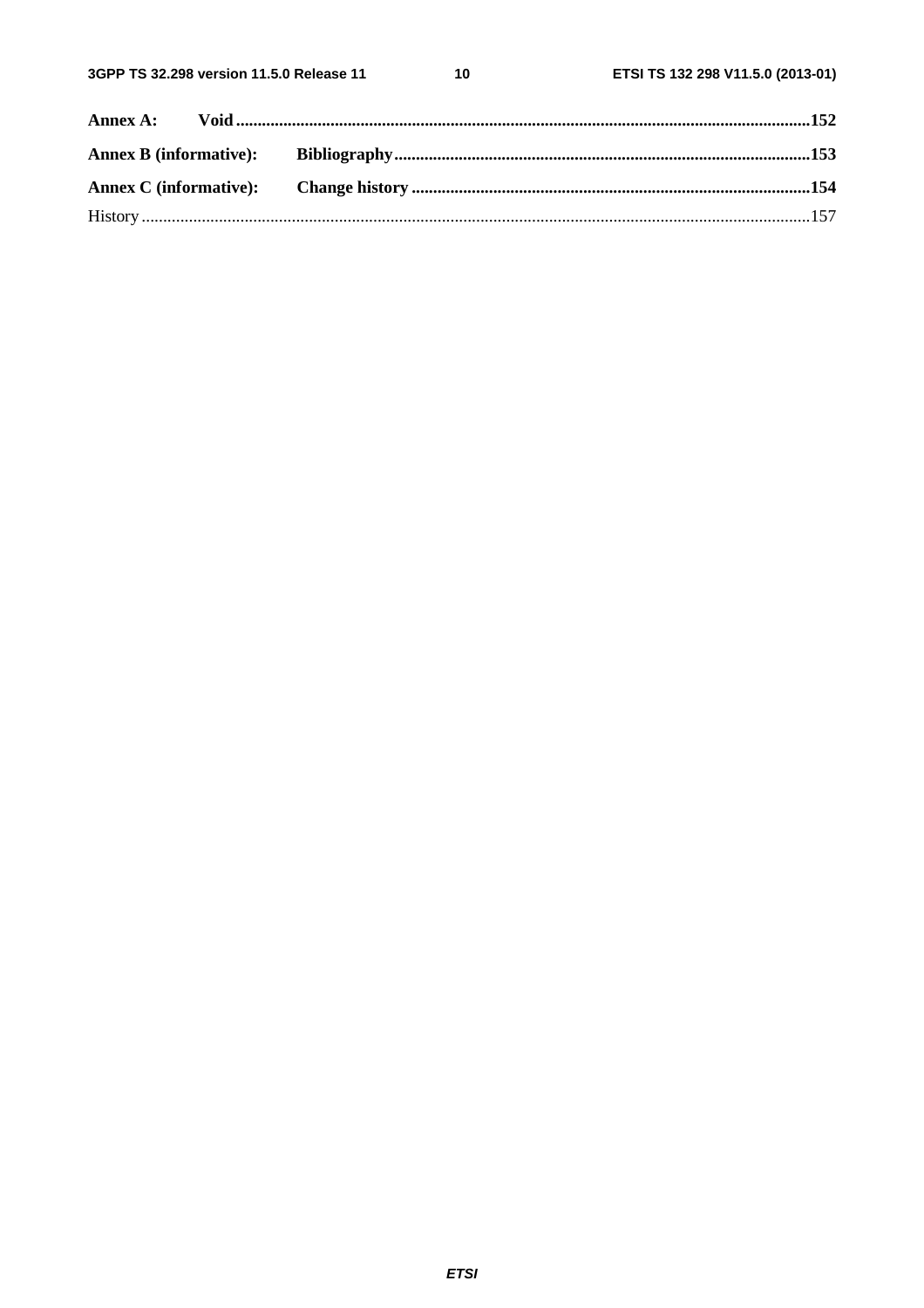**Annex A: Void** .....152

**Annex B (informative): Bibliography** .....153

**Annex C (informative): Change history** .....154

History .....157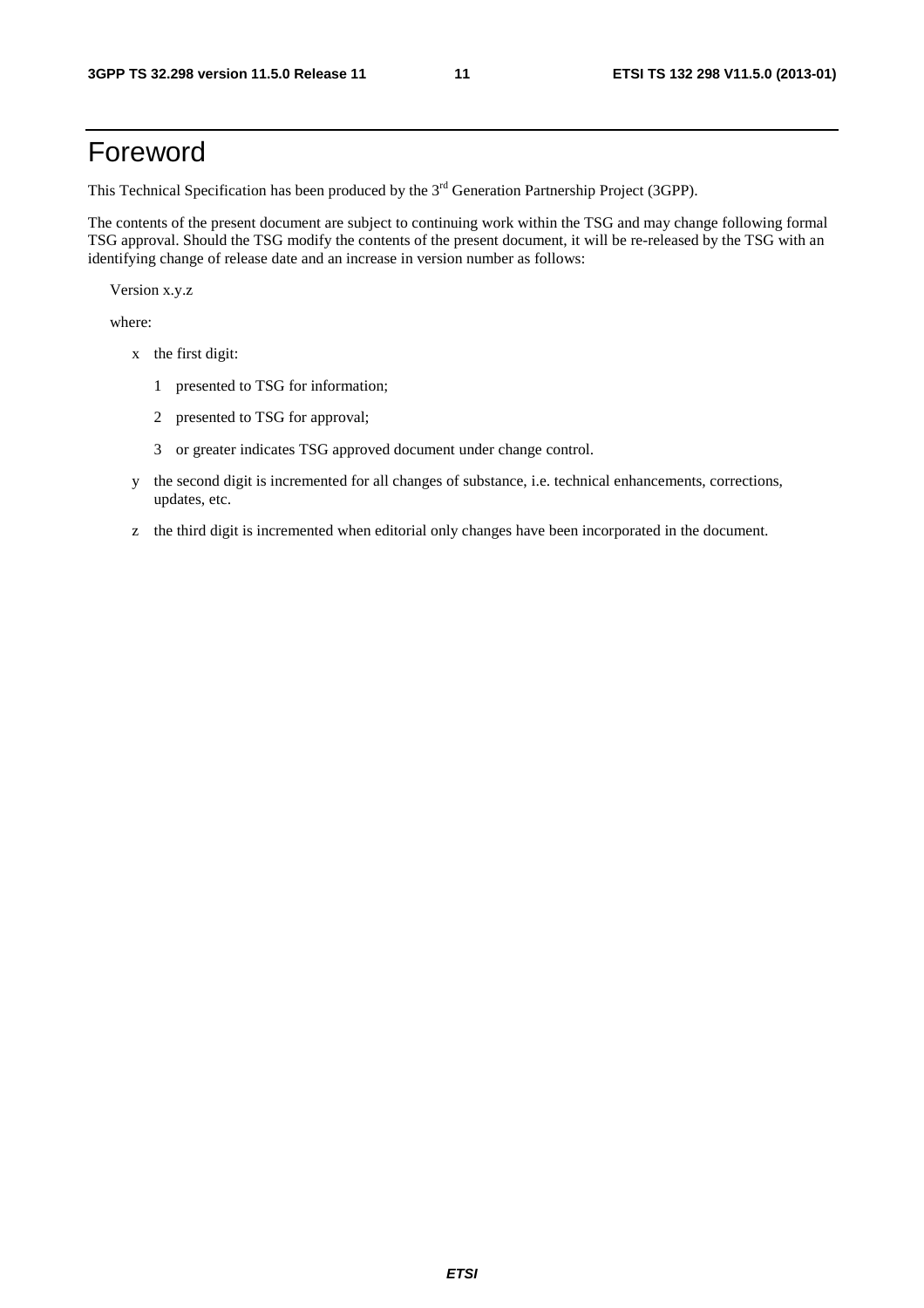# Foreword

This Technical Specification has been produced by the 3rd Generation Partnership Project (3GPP).

The contents of the present document are subject to continuing work within the TSG and may change following formal TSG approval. Should the TSG modify the contents of the present document, it will be re-released by the TSG with an identifying change of release date and an increase in version number as follows:

Version x.y.z

where:

- x the first digit:
  - 1 presented to TSG for information;
  - 2 presented to TSG for approval;
  - 3 or greater indicates TSG approved document under change control.
- y the second digit is incremented for all changes of substance, i.e. technical enhancements, corrections, updates, etc.
- z the third digit is incremented when editorial only changes have been incorporated in the document.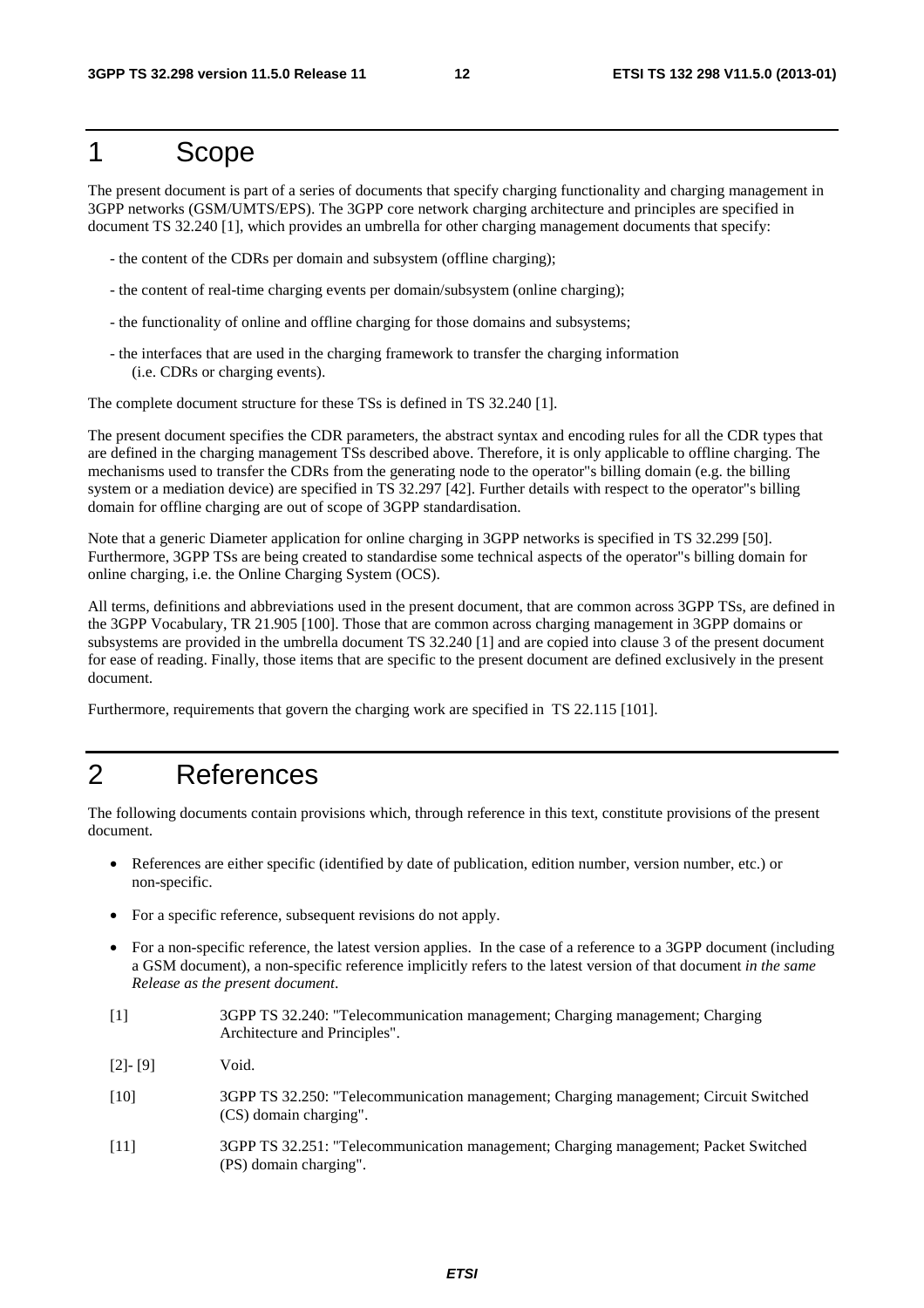# 1 Scope

The present document is part of a series of documents that specify charging functionality and charging management in 3GPP networks (GSM/UMTS/EPS). The 3GPP core network charging architecture and principles are specified in document TS 32.240 [1], which provides an umbrella for other charging management documents that specify:

- the content of the CDRs per domain and subsystem (offline charging);
- the content of real-time charging events per domain/subsystem (online charging);
- the functionality of online and offline charging for those domains and subsystems;
- the interfaces that are used in the charging framework to transfer the charging information (i.e. CDRs or charging events).

The complete document structure for these TSs is defined in TS 32.240 [1].

The present document specifies the CDR parameters, the abstract syntax and encoding rules for all the CDR types that are defined in the charging management TSs described above. Therefore, it is only applicable to offline charging. The mechanisms used to transfer the CDRs from the generating node to the operator"s billing domain (e.g. the billing system or a mediation device) are specified in TS 32.297 [42]. Further details with respect to the operator"s billing domain for offline charging are out of scope of 3GPP standardisation.

Note that a generic Diameter application for online charging in 3GPP networks is specified in TS 32.299 [50]. Furthermore, 3GPP TSs are being created to standardise some technical aspects of the operator"s billing domain for online charging, i.e. the Online Charging System (OCS).

All terms, definitions and abbreviations used in the present document, that are common across 3GPP TSs, are defined in the 3GPP Vocabulary, TR 21.905 [100]. Those that are common across charging management in 3GPP domains or subsystems are provided in the umbrella document TS 32.240 [1] and are copied into clause 3 of the present document for ease of reading. Finally, those items that are specific to the present document are defined exclusively in the present document.

Furthermore, requirements that govern the charging work are specified in TS 22.115 [101].

# 2 References

The following documents contain provisions which, through reference in this text, constitute provisions of the present document.

- References are either specific (identified by date of publication, edition number, version number, etc.) or non-specific.
- For a specific reference, subsequent revisions do not apply.
- For a non-specific reference, the latest version applies. In the case of a reference to a 3GPP document (including a GSM document), a non-specific reference implicitly refers to the latest version of that document *in the same Release as the present document*.

[1] 3GPP TS 32.240: "Telecommunication management; Charging management; Charging Architecture and Principles".

[2]- [9] Void.

[10] 3GPP TS 32.250: "Telecommunication management; Charging management; Circuit Switched (CS) domain charging".

[11] 3GPP TS 32.251: "Telecommunication management; Charging management; Packet Switched (PS) domain charging".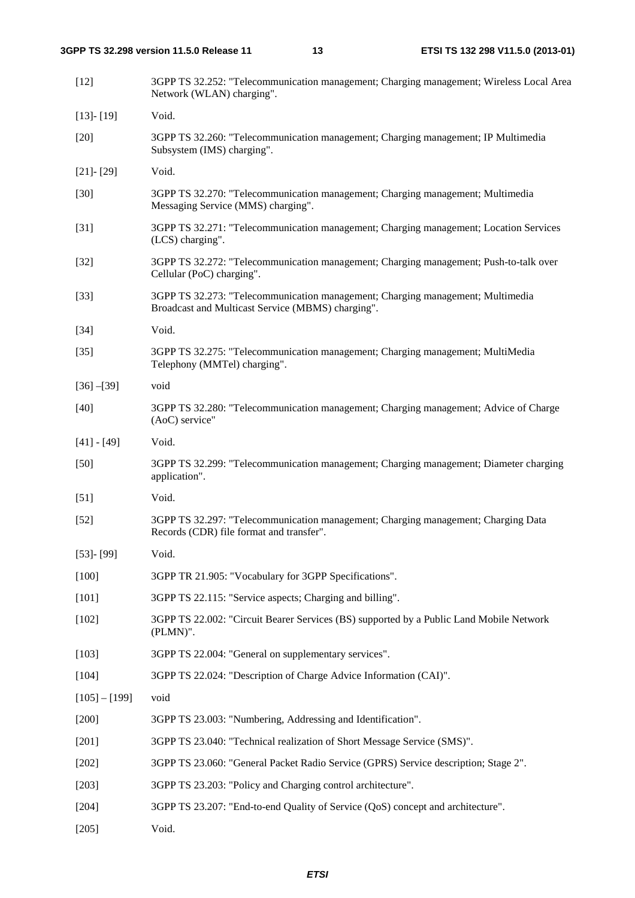[12] 3GPP TS 32.252: "Telecommunication management; Charging management; Wireless Local Area Network (WLAN) charging".

[13]- [19] Void.

[20] 3GPP TS 32.260: "Telecommunication management; Charging management; IP Multimedia Subsystem (IMS) charging".

[21]- [29] Void.

[30] 3GPP TS 32.270: "Telecommunication management; Charging management; Multimedia Messaging Service (MMS) charging".

[31] 3GPP TS 32.271: "Telecommunication management; Charging management; Location Services (LCS) charging".

[32] 3GPP TS 32.272: "Telecommunication management; Charging management; Push-to-talk over Cellular (PoC) charging".

[33] 3GPP TS 32.273: "Telecommunication management; Charging management; Multimedia Broadcast and Multicast Service (MBMS) charging".

[34] Void.

[35] 3GPP TS 32.275: "Telecommunication management; Charging management; MultiMedia Telephony (MMTel) charging".

[36] –[39] void

[40] 3GPP TS 32.280: "Telecommunication management; Charging management; Advice of Charge (AoC) service"

[41] - [49] Void.

[50] 3GPP TS 32.299: "Telecommunication management; Charging management; Diameter charging application".

[51] Void.

[52] 3GPP TS 32.297: "Telecommunication management; Charging management; Charging Data Records (CDR) file format and transfer".

[53]- [99] Void.

[100] 3GPP TR 21.905: "Vocabulary for 3GPP Specifications".

[101] 3GPP TS 22.115: "Service aspects; Charging and billing".

[102] 3GPP TS 22.002: "Circuit Bearer Services (BS) supported by a Public Land Mobile Network (PLMN)".

[103] 3GPP TS 22.004: "General on supplementary services".

[104] 3GPP TS 22.024: "Description of Charge Advice Information (CAI)".

[105] – [199] void

[200] 3GPP TS 23.003: "Numbering, Addressing and Identification".

[201] 3GPP TS 23.040: "Technical realization of Short Message Service (SMS)".

[202] 3GPP TS 23.060: "General Packet Radio Service (GPRS) Service description; Stage 2".

[203] 3GPP TS 23.203: "Policy and Charging control architecture".

[204] 3GPP TS 23.207: "End-to-end Quality of Service (QoS) concept and architecture".

[205] Void.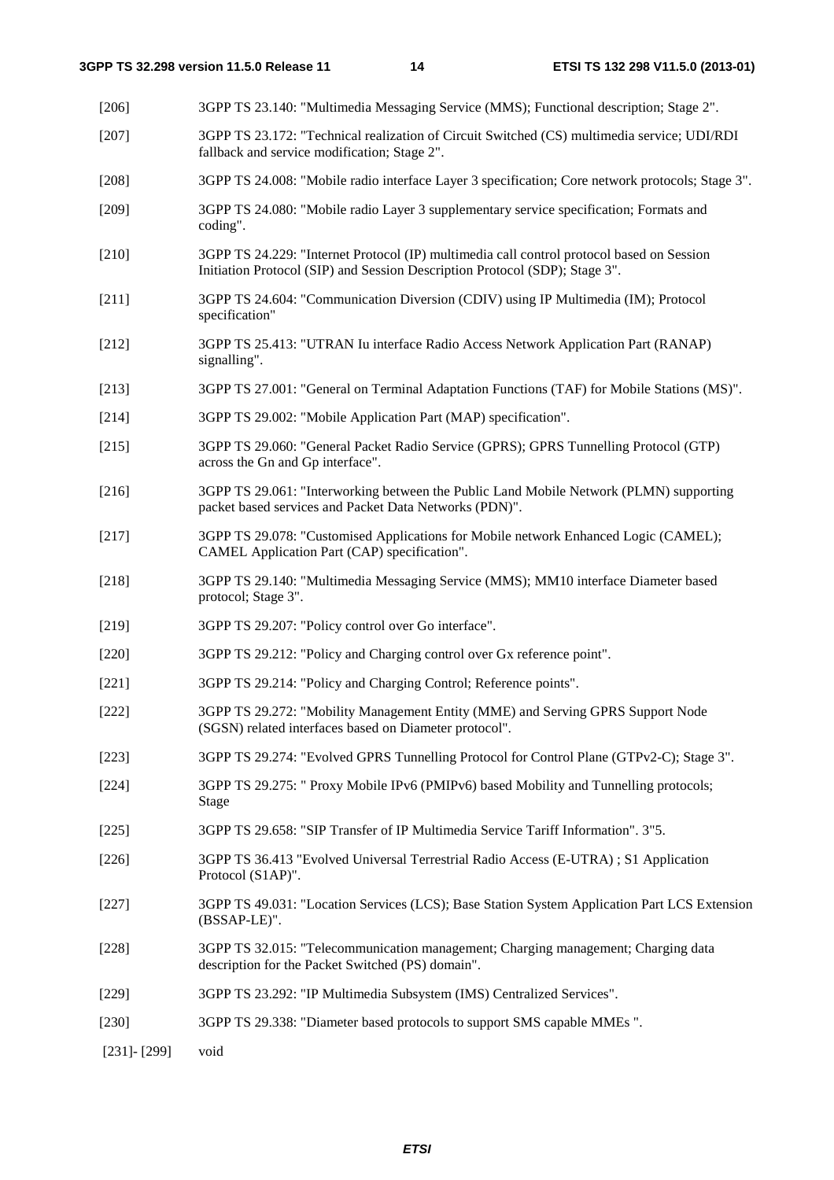[206] 3GPP TS 23.140: "Multimedia Messaging Service (MMS); Functional description; Stage 2".

[207] 3GPP TS 23.172: "Technical realization of Circuit Switched (CS) multimedia service; UDI/RDI fallback and service modification; Stage 2".

[208] 3GPP TS 24.008: "Mobile radio interface Layer 3 specification; Core network protocols; Stage 3".

[209] 3GPP TS 24.080: "Mobile radio Layer 3 supplementary service specification; Formats and coding".

[210] 3GPP TS 24.229: "Internet Protocol (IP) multimedia call control protocol based on Session Initiation Protocol (SIP) and Session Description Protocol (SDP); Stage 3".

[211] 3GPP TS 24.604: "Communication Diversion (CDIV) using IP Multimedia (IM); Protocol specification"

[212] 3GPP TS 25.413: "UTRAN Iu interface Radio Access Network Application Part (RANAP) signalling".

[213] 3GPP TS 27.001: "General on Terminal Adaptation Functions (TAF) for Mobile Stations (MS)".

[214] 3GPP TS 29.002: "Mobile Application Part (MAP) specification".

[215] 3GPP TS 29.060: "General Packet Radio Service (GPRS); GPRS Tunnelling Protocol (GTP) across the Gn and Gp interface".

[216] 3GPP TS 29.061: "Interworking between the Public Land Mobile Network (PLMN) supporting packet based services and Packet Data Networks (PDN)".

[217] 3GPP TS 29.078: "Customised Applications for Mobile network Enhanced Logic (CAMEL); CAMEL Application Part (CAP) specification".

[218] 3GPP TS 29.140: "Multimedia Messaging Service (MMS); MM10 interface Diameter based protocol; Stage 3".

[219] 3GPP TS 29.207: "Policy control over Go interface".

[220] 3GPP TS 29.212: "Policy and Charging control over Gx reference point".

[221] 3GPP TS 29.214: "Policy and Charging Control; Reference points".

[222] 3GPP TS 29.272: "Mobility Management Entity (MME) and Serving GPRS Support Node (SGSN) related interfaces based on Diameter protocol".

[223] 3GPP TS 29.274: "Evolved GPRS Tunnelling Protocol for Control Plane (GTPv2-C); Stage 3".

[224] 3GPP TS 29.275: " Proxy Mobile IPv6 (PMIPv6) based Mobility and Tunnelling protocols; Stage

[225] 3GPP TS 29.658: "SIP Transfer of IP Multimedia Service Tariff Information". 3"5.

[226] 3GPP TS 36.413 "Evolved Universal Terrestrial Radio Access (E-UTRA) ; S1 Application Protocol (S1AP)".

[227] 3GPP TS 49.031: "Location Services (LCS); Base Station System Application Part LCS Extension (BSSAP-LE)".

[228] 3GPP TS 32.015: "Telecommunication management; Charging management; Charging data description for the Packet Switched (PS) domain".

[229] 3GPP TS 23.292: "IP Multimedia Subsystem (IMS) Centralized Services".

[230] 3GPP TS 29.338: "Diameter based protocols to support SMS capable MMEs ".

[231]- [299] void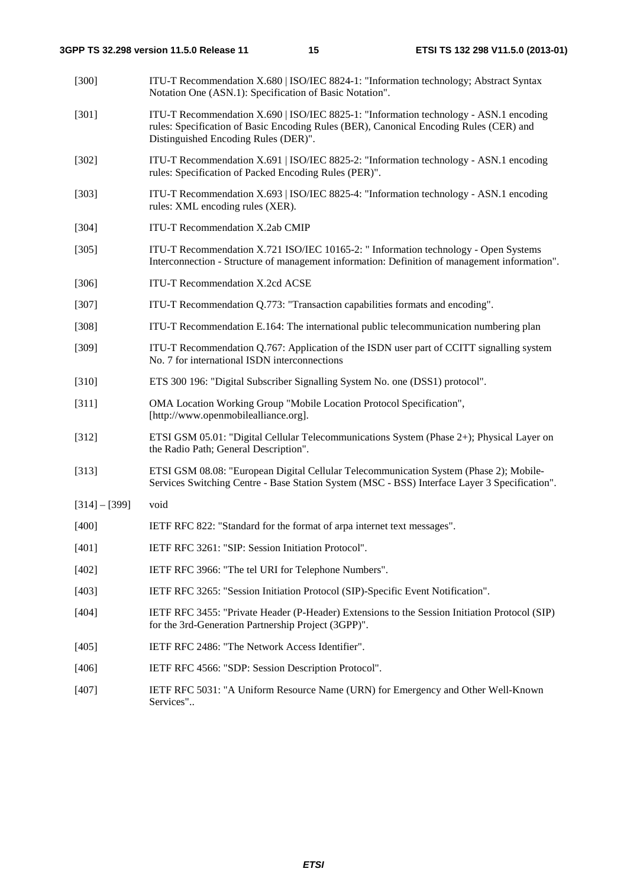[300] ITU-T Recommendation X.680 | ISO/IEC 8824-1: "Information technology; Abstract Syntax Notation One (ASN.1): Specification of Basic Notation".

[301] ITU-T Recommendation X.690 | ISO/IEC 8825-1: "Information technology - ASN.1 encoding rules: Specification of Basic Encoding Rules (BER), Canonical Encoding Rules (CER) and Distinguished Encoding Rules (DER)".

[302] ITU-T Recommendation X.691 | ISO/IEC 8825-2: "Information technology - ASN.1 encoding rules: Specification of Packed Encoding Rules (PER)".

[303] ITU-T Recommendation X.693 | ISO/IEC 8825-4: "Information technology - ASN.1 encoding rules: XML encoding rules (XER).

[304] ITU-T Recommendation X.2ab CMIP

[305] ITU-T Recommendation X.721 ISO/IEC 10165-2: " Information technology - Open Systems Interconnection - Structure of management information: Definition of management information".

[306] ITU-T Recommendation X.2cd ACSE

[307] ITU-T Recommendation Q.773: "Transaction capabilities formats and encoding".

[308] ITU-T Recommendation E.164: The international public telecommunication numbering plan

[309] ITU-T Recommendation Q.767: Application of the ISDN user part of CCITT signalling system No. 7 for international ISDN interconnections

[310] ETS 300 196: "Digital Subscriber Signalling System No. one (DSS1) protocol".

[311] OMA Location Working Group "Mobile Location Protocol Specification", [http://www.openmobilealliance.org].

[312] ETSI GSM 05.01: "Digital Cellular Telecommunications System (Phase 2+); Physical Layer on the Radio Path; General Description".

[313] ETSI GSM 08.08: "European Digital Cellular Telecommunication System (Phase 2); Mobile-Services Switching Centre - Base Station System (MSC - BSS) Interface Layer 3 Specification".

[314] – [399] void

[400] IETF RFC 822: "Standard for the format of arpa internet text messages".

[401] IETF RFC 3261: "SIP: Session Initiation Protocol".

[402] IETF RFC 3966: "The tel URI for Telephone Numbers".

[403] IETF RFC 3265: "Session Initiation Protocol (SIP)-Specific Event Notification".

[404] IETF RFC 3455: "Private Header (P-Header) Extensions to the Session Initiation Protocol (SIP) for the 3rd-Generation Partnership Project (3GPP)".

[405] IETF RFC 2486: "The Network Access Identifier".

[406] IETF RFC 4566: "SDP: Session Description Protocol".

[407] IETF RFC 5031: "A Uniform Resource Name (URN) for Emergency and Other Well-Known Services"..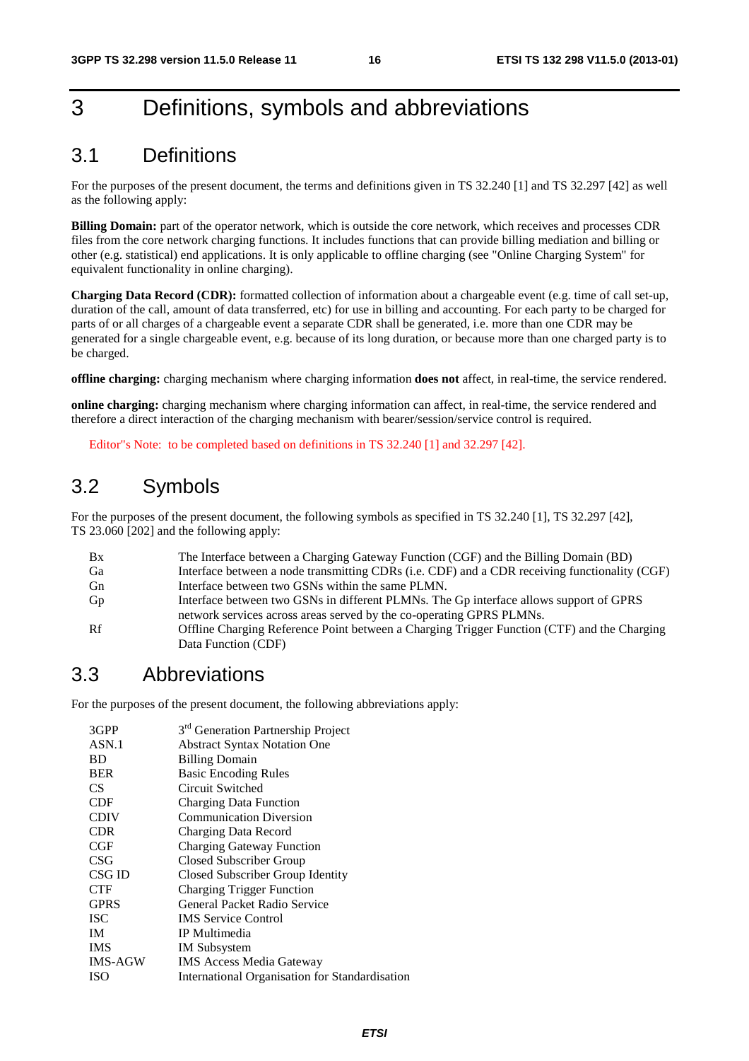# 3 Definitions, symbols and abbreviations

## 3.1 Definitions

For the purposes of the present document, the terms and definitions given in TS 32.240 [1] and TS 32.297 [42] as well as the following apply:

**Billing Domain:** part of the operator network, which is outside the core network, which receives and processes CDR files from the core network charging functions. It includes functions that can provide billing mediation and billing or other (e.g. statistical) end applications. It is only applicable to offline charging (see "Online Charging System" for equivalent functionality in online charging).

**Charging Data Record (CDR):** formatted collection of information about a chargeable event (e.g. time of call set-up, duration of the call, amount of data transferred, etc) for use in billing and accounting. For each party to be charged for parts of or all charges of a chargeable event a separate CDR shall be generated, i.e. more than one CDR may be generated for a single chargeable event, e.g. because of its long duration, or because more than one charged party is to be charged.

**offline charging:** charging mechanism where charging information **does not** affect, in real-time, the service rendered.

**online charging:** charging mechanism where charging information can affect, in real-time, the service rendered and therefore a direct interaction of the charging mechanism with bearer/session/service control is required.

Editor"s Note: to be completed based on definitions in TS 32.240 [1] and 32.297 [42].

## 3.2 Symbols

For the purposes of the present document, the following symbols as specified in TS 32.240 [1], TS 32.297 [42], TS 23.060 [202] and the following apply:

| | |
|---|---|
| Bx | The Interface between a Charging Gateway Function (CGF) and the Billing Domain (BD) |
| Ga | Interface between a node transmitting CDRs (i.e. CDF) and a CDR receiving functionality (CGF) |
| Gn | Interface between two GSNs within the same PLMN. |
| Gp | Interface between two GSNs in different PLMNs. The Gp interface allows support of GPRS network services across areas served by the co-operating GPRS PLMNs. |
| Rf | Offline Charging Reference Point between a Charging Trigger Function (CTF) and the Charging Data Function (CDF) |

## 3.3 Abbreviations

For the purposes of the present document, the following abbreviations apply:

| | |
|---|---|
| 3GPP | 3rd Generation Partnership Project |
| ASN.1 | Abstract Syntax Notation One |
| BD | Billing Domain |
| BER | Basic Encoding Rules |
| CS | Circuit Switched |
| CDF | Charging Data Function |
| CDIV | Communication Diversion |
| CDR | Charging Data Record |
| CGF | Charging Gateway Function |
| CSG | Closed Subscriber Group |
| CSG ID | Closed Subscriber Group Identity |
| CTF | Charging Trigger Function |
| GPRS | General Packet Radio Service |
| ISC | IMS Service Control |
| IM | IP Multimedia |
| IMS | IM Subsystem |
| IMS-AGW | IMS Access Media Gateway |
| ISO | International Organisation for Standardisation |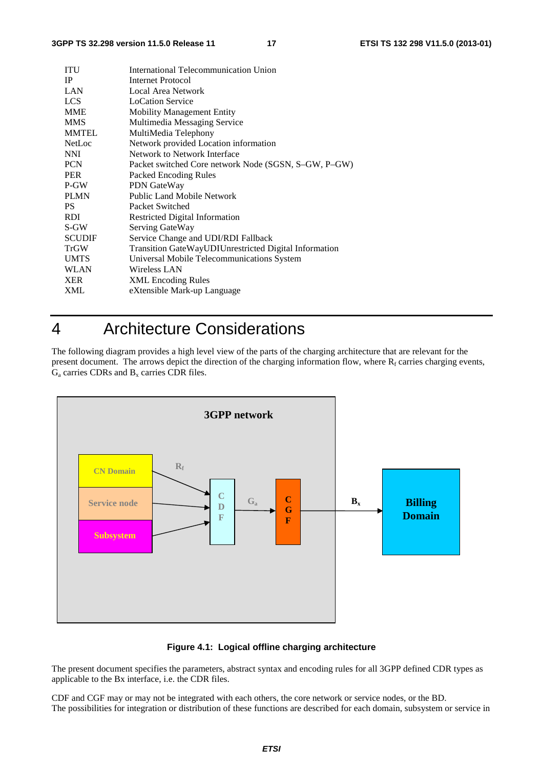| | |
|---|---|
| ITU | International Telecommunication Union |
| IP | Internet Protocol |
| LAN | Local Area Network |
| LCS | LoCation Service |
| MME | Mobility Management Entity |
| MMS | Multimedia Messaging Service |
| MMTEL | MultiMedia Telephony |
| NetLoc | Network provided Location information |
| NNI | Network to Network Interface |
| PCN | Packet switched Core network Node (SGSN, S–GW, P–GW) |
| PER | Packed Encoding Rules |
| P-GW | PDN GateWay |
| PLMN | Public Land Mobile Network |
| PS | Packet Switched |
| RDI | Restricted Digital Information |
| S-GW | Serving GateWay |
| SCUDIF | Service Change and UDI/RDI Fallback |
| TrGW | Transition GateWayUDIUnrestricted Digital Information |
| UMTS | Universal Mobile Telecommunications System |
| WLAN | Wireless LAN |
| XER | XML Encoding Rules |
| XML | eXtensible Mark-up Language |

# 4 Architecture Considerations

The following diagram provides a high level view of the parts of the charging architecture that are relevant for the present document. The arrows depict the direction of the charging information flow, where $R_f$ carries charging events, $G_a$ carries CDRs and $B_x$ carries CDR files.

**Figure 4.1: Logical offline charging architecture**

The present document specifies the parameters, abstract syntax and encoding rules for all 3GPP defined CDR types as applicable to the Bx interface, i.e. the CDR files.

CDF and CGF may or may not be integrated with each others, the core network or service nodes, or the BD.
The possibilities for integration or distribution of these functions are described for each domain, subsystem or service in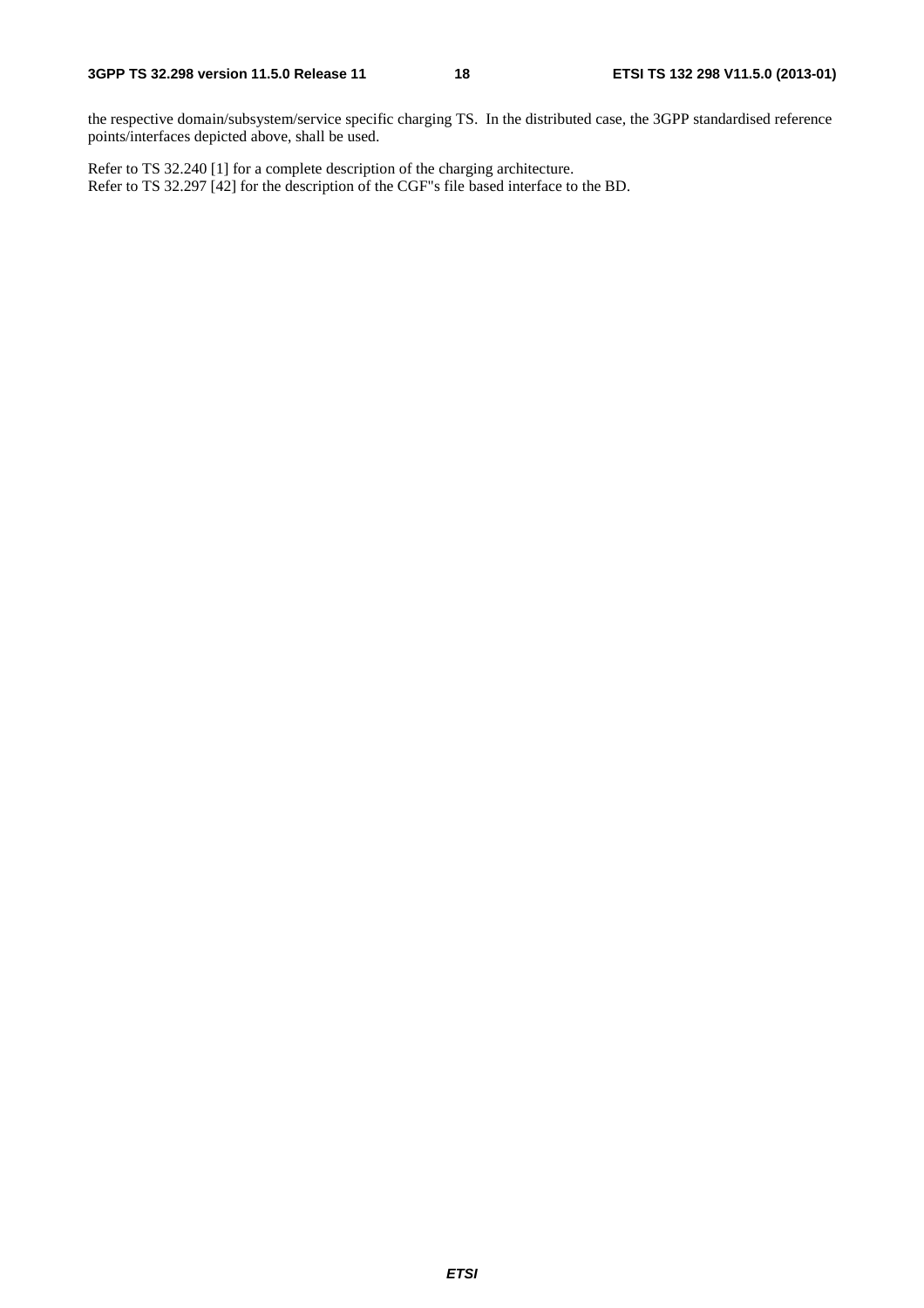the respective domain/subsystem/service specific charging TS. In the distributed case, the 3GPP standardised reference points/interfaces depicted above, shall be used.

Refer to TS 32.240 [1] for a complete description of the charging architecture.
Refer to TS 32.297 [42] for the description of the CGF"s file based interface to the BD.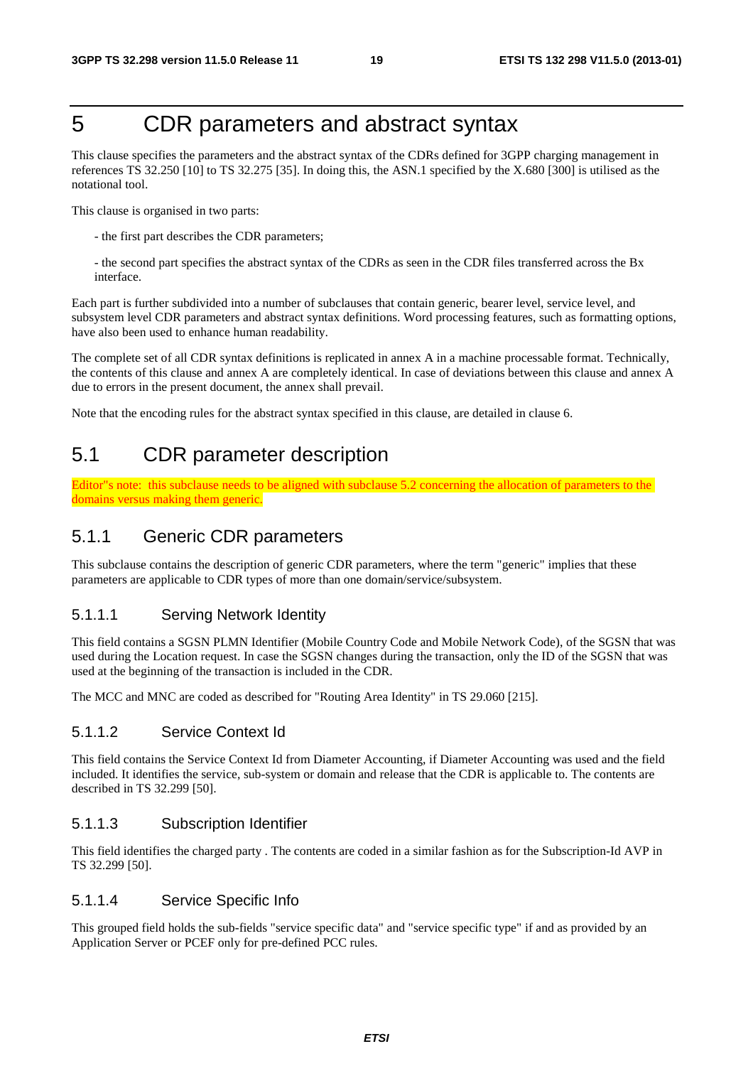# 5 CDR parameters and abstract syntax

This clause specifies the parameters and the abstract syntax of the CDRs defined for 3GPP charging management in references TS 32.250 [10] to TS 32.275 [35]. In doing this, the ASN.1 specified by the X.680 [300] is utilised as the notational tool.

This clause is organised in two parts:

- the first part describes the CDR parameters;

- the second part specifies the abstract syntax of the CDRs as seen in the CDR files transferred across the Bx interface.

Each part is further subdivided into a number of subclauses that contain generic, bearer level, service level, and subsystem level CDR parameters and abstract syntax definitions. Word processing features, such as formatting options, have also been used to enhance human readability.

The complete set of all CDR syntax definitions is replicated in annex A in a machine processable format. Technically, the contents of this clause and annex A are completely identical. In case of deviations between this clause and annex A due to errors in the present document, the annex shall prevail.

Note that the encoding rules for the abstract syntax specified in this clause, are detailed in clause 6.

## 5.1 CDR parameter description

Editor"s note: this subclause needs to be aligned with subclause 5.2 concerning the allocation of parameters to the domains versus making them generic.

### 5.1.1 Generic CDR parameters

This subclause contains the description of generic CDR parameters, where the term "generic" implies that these parameters are applicable to CDR types of more than one domain/service/subsystem.

#### 5.1.1.1 Serving Network Identity

This field contains a SGSN PLMN Identifier (Mobile Country Code and Mobile Network Code), of the SGSN that was used during the Location request. In case the SGSN changes during the transaction, only the ID of the SGSN that was used at the beginning of the transaction is included in the CDR.

The MCC and MNC are coded as described for "Routing Area Identity" in TS 29.060 [215].

#### 5.1.1.2 Service Context Id

This field contains the Service Context Id from Diameter Accounting, if Diameter Accounting was used and the field included. It identifies the service, sub-system or domain and release that the CDR is applicable to. The contents are described in TS 32.299 [50].

#### 5.1.1.3 Subscription Identifier

This field identifies the charged party . The contents are coded in a similar fashion as for the Subscription-Id AVP in TS 32.299 [50].

#### 5.1.1.4 Service Specific Info

This grouped field holds the sub-fields "service specific data" and "service specific type" if and as provided by an Application Server or PCEF only for pre-defined PCC rules.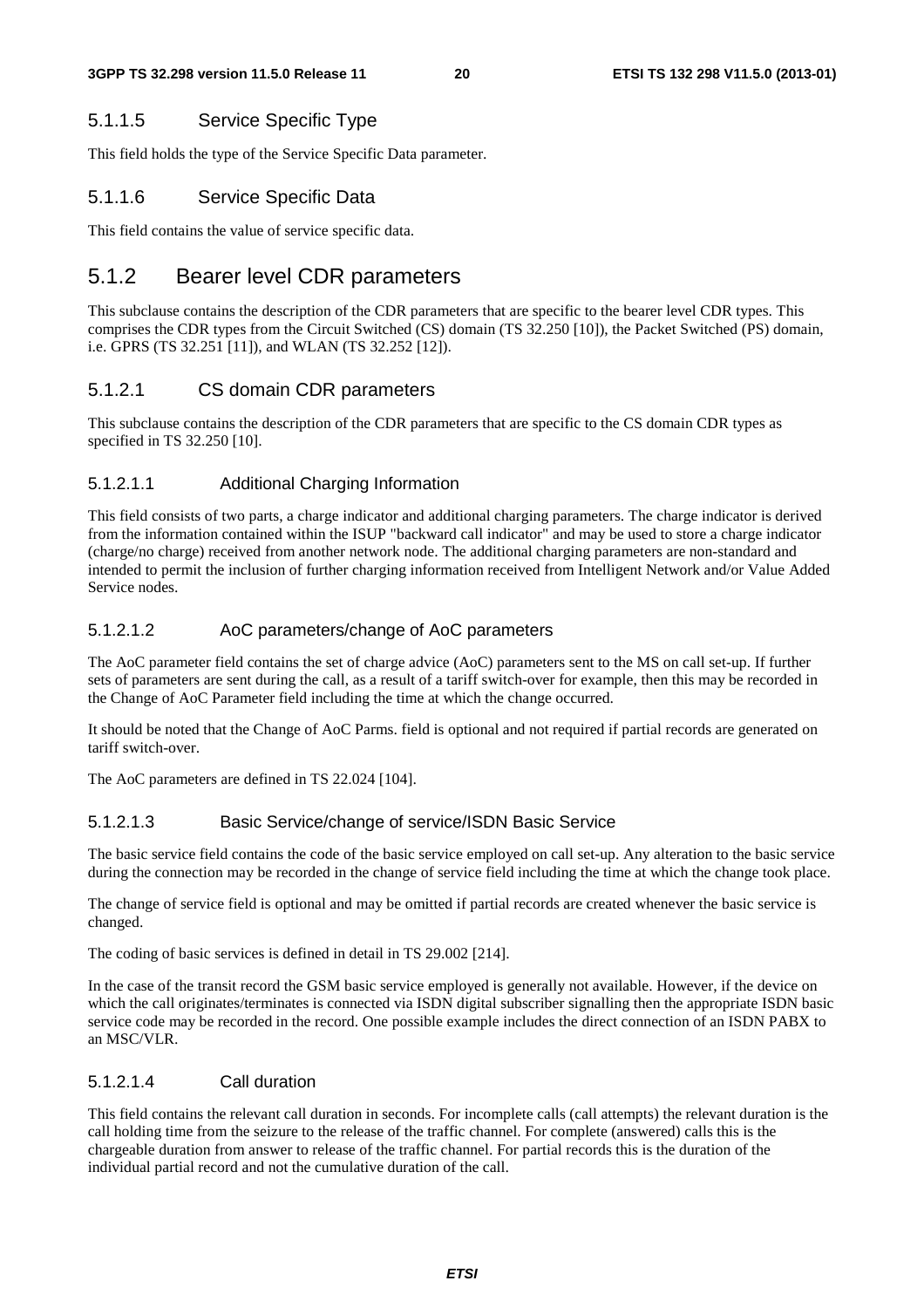#### 5.1.1.5 Service Specific Type

This field holds the type of the Service Specific Data parameter.

#### 5.1.1.6 Service Specific Data

This field contains the value of service specific data.

## 5.1.2 Bearer level CDR parameters

This subclause contains the description of the CDR parameters that are specific to the bearer level CDR types. This comprises the CDR types from the Circuit Switched (CS) domain (TS 32.250 [10]), the Packet Switched (PS) domain, i.e. GPRS (TS 32.251 [11]), and WLAN (TS 32.252 [12]).

### 5.1.2.1 CS domain CDR parameters

This subclause contains the description of the CDR parameters that are specific to the CS domain CDR types as specified in TS 32.250 [10].

#### 5.1.2.1.1 Additional Charging Information

This field consists of two parts, a charge indicator and additional charging parameters. The charge indicator is derived from the information contained within the ISUP "backward call indicator" and may be used to store a charge indicator (charge/no charge) received from another network node. The additional charging parameters are non-standard and intended to permit the inclusion of further charging information received from Intelligent Network and/or Value Added Service nodes.

#### 5.1.2.1.2 AoC parameters/change of AoC parameters

The AoC parameter field contains the set of charge advice (AoC) parameters sent to the MS on call set-up. If further sets of parameters are sent during the call, as a result of a tariff switch-over for example, then this may be recorded in the Change of AoC Parameter field including the time at which the change occurred.

It should be noted that the Change of AoC Parms. field is optional and not required if partial records are generated on tariff switch-over.

The AoC parameters are defined in TS 22.024 [104].

#### 5.1.2.1.3 Basic Service/change of service/ISDN Basic Service

The basic service field contains the code of the basic service employed on call set-up. Any alteration to the basic service during the connection may be recorded in the change of service field including the time at which the change took place.

The change of service field is optional and may be omitted if partial records are created whenever the basic service is changed.

The coding of basic services is defined in detail in TS 29.002 [214].

In the case of the transit record the GSM basic service employed is generally not available. However, if the device on which the call originates/terminates is connected via ISDN digital subscriber signalling then the appropriate ISDN basic service code may be recorded in the record. One possible example includes the direct connection of an ISDN PABX to an MSC/VLR.

#### 5.1.2.1.4 Call duration

This field contains the relevant call duration in seconds. For incomplete calls (call attempts) the relevant duration is the call holding time from the seizure to the release of the traffic channel. For complete (answered) calls this is the chargeable duration from answer to release of the traffic channel. For partial records this is the duration of the individual partial record and not the cumulative duration of the call.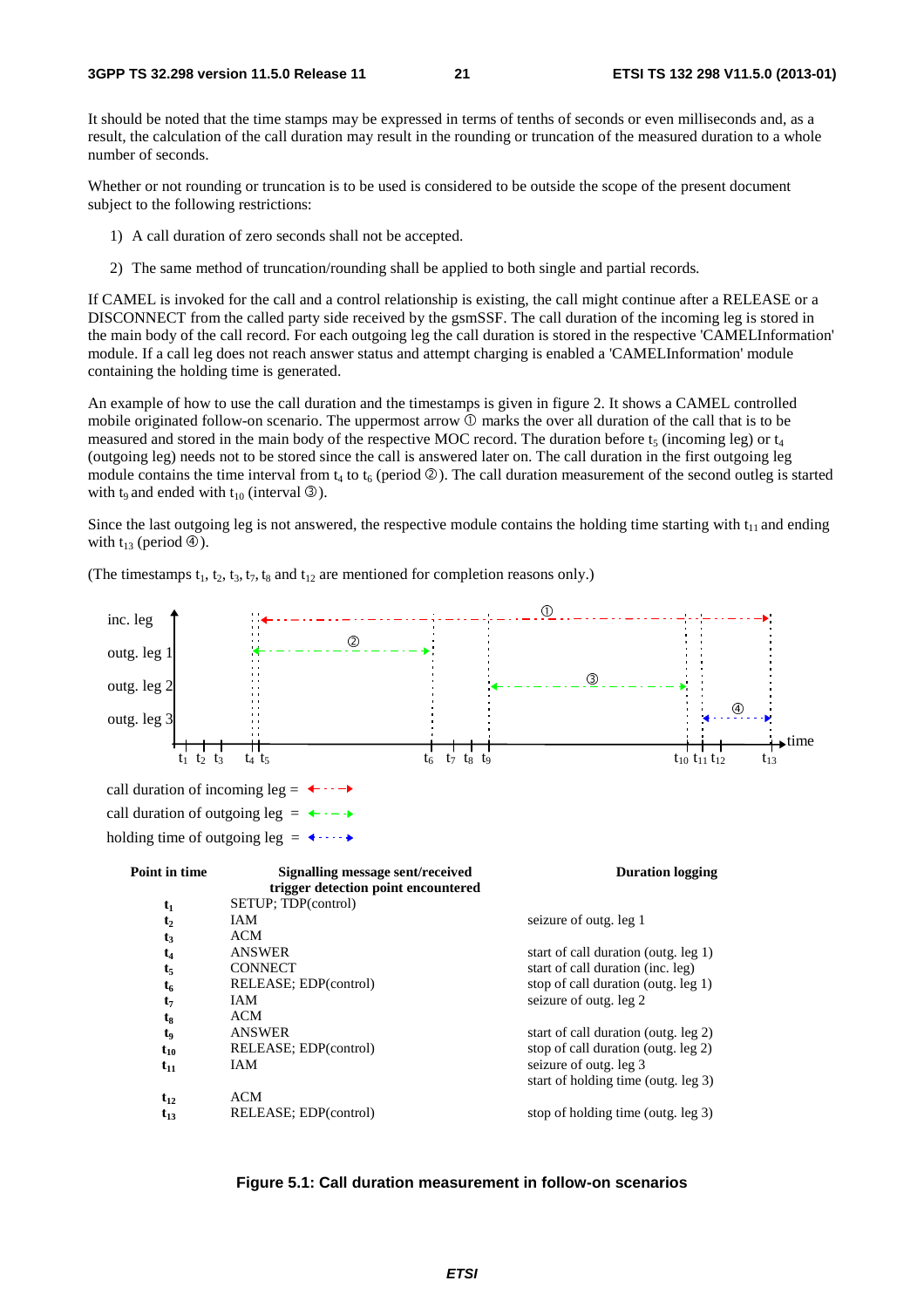It should be noted that the time stamps may be expressed in terms of tenths of seconds or even milliseconds and, as a result, the calculation of the call duration may result in the rounding or truncation of the measured duration to a whole number of seconds.

Whether or not rounding or truncation is to be used is considered to be outside the scope of the present document subject to the following restrictions:

1) A call duration of zero seconds shall not be accepted.

2) The same method of truncation/rounding shall be applied to both single and partial records.

If CAMEL is invoked for the call and a control relationship is existing, the call might continue after a RELEASE or a DISCONNECT from the called party side received by the gsmSSF. The call duration of the incoming leg is stored in the main body of the call record. For each outgoing leg the call duration is stored in the respective 'CAMELInformation' module. If a call leg does not reach answer status and attempt charging is enabled a 'CAMELInformation' module containing the holding time is generated.

An example of how to use the call duration and the timestamps is given in figure 2. It shows a CAMEL controlled mobile originated follow-on scenario. The uppermost arrow ① marks the over all duration of the call that is to be measured and stored in the main body of the respective MOC record. The duration before $t_5$ (incoming leg) or $t_4$ (outgoing leg) needs not to be stored since the call is answered later on. The call duration in the first outgoing leg module contains the time interval from $t_4$ to $t_6$ (period ②). The call duration measurement of the second outleg is started with $t_9$ and ended with $t_{10}$ (interval ③).

Since the last outgoing leg is not answered, the respective module contains the holding time starting with $t_{11}$ and ending with $t_{13}$ (period ④).

(The timestamps $t_1$, $t_2$, $t_3$, $t_7$, $t_8$ and $t_{12}$ are mentioned for completion reasons only.)

| Point in time | Signalling message sent/received trigger detection point encountered | Duration logging |
|---|---|---|
| $t_1$ | SETUP; TDP(control) | |
| $t_2$ | IAM | seizure of outg. leg 1 |
| $t_3$ | ACM | |
| $t_4$ | ANSWER | start of call duration (outg. leg 1) |
| $t_5$ | CONNECT | start of call duration (inc. leg) |
| $t_6$ | RELEASE; EDP(control) | stop of call duration (outg. leg 1) |
| $t_7$ | IAM | seizure of outg. leg 2 |
| $t_8$ | ACM | |
| $t_9$ | ANSWER | start of call duration (outg. leg 2) |
| $t_{10}$ | RELEASE; EDP(control) | stop of call duration (outg. leg 2) |
| $t_{11}$ | IAM | seizure of outg. leg 3<br>start of holding time (outg. leg 3) |
| $t_{12}$ | ACM | |
| $t_{13}$ | RELEASE; EDP(control) | stop of holding time (outg. leg 3) |

**Figure 5.1: Call duration measurement in follow-on scenarios**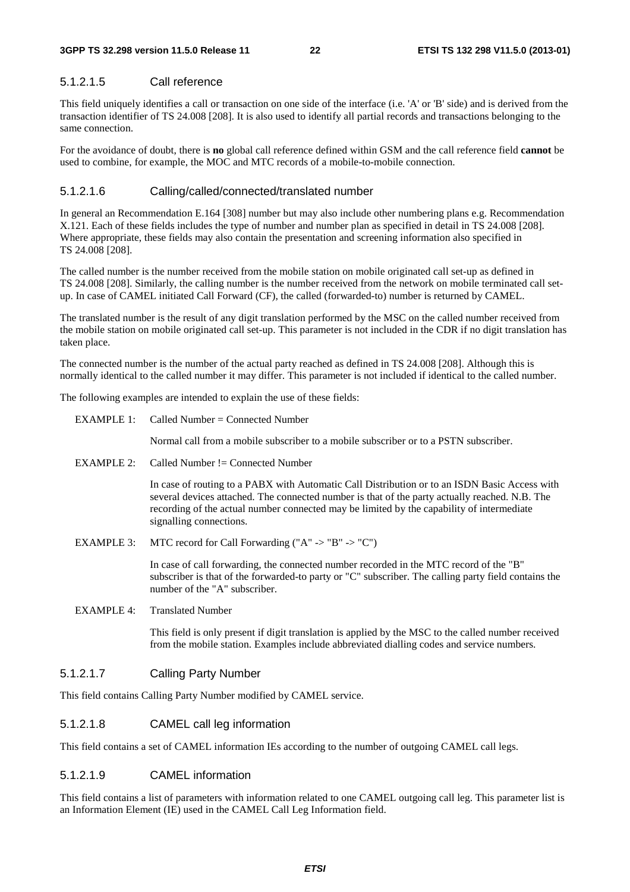#### 5.1.2.1.5 Call reference

This field uniquely identifies a call or transaction on one side of the interface (i.e. 'A' or 'B' side) and is derived from the transaction identifier of TS 24.008 [208]. It is also used to identify all partial records and transactions belonging to the same connection.

For the avoidance of doubt, there is **no** global call reference defined within GSM and the call reference field **cannot** be used to combine, for example, the MOC and MTC records of a mobile-to-mobile connection.

#### 5.1.2.1.6 Calling/called/connected/translated number

In general an Recommendation E.164 [308] number but may also include other numbering plans e.g. Recommendation X.121. Each of these fields includes the type of number and number plan as specified in detail in TS 24.008 [208]. Where appropriate, these fields may also contain the presentation and screening information also specified in TS 24.008 [208].

The called number is the number received from the mobile station on mobile originated call set-up as defined in TS 24.008 [208]. Similarly, the calling number is the number received from the network on mobile terminated call set-up. In case of CAMEL initiated Call Forward (CF), the called (forwarded-to) number is returned by CAMEL.

The translated number is the result of any digit translation performed by the MSC on the called number received from the mobile station on mobile originated call set-up. This parameter is not included in the CDR if no digit translation has taken place.

The connected number is the number of the actual party reached as defined in TS 24.008 [208]. Although this is normally identical to the called number it may differ. This parameter is not included if identical to the called number.

The following examples are intended to explain the use of these fields:

EXAMPLE 1: Called Number = Connected Number

Normal call from a mobile subscriber to a mobile subscriber or to a PSTN subscriber.

EXAMPLE 2: Called Number != Connected Number

In case of routing to a PABX with Automatic Call Distribution or to an ISDN Basic Access with several devices attached. The connected number is that of the party actually reached. N.B. The recording of the actual number connected may be limited by the capability of intermediate signalling connections.

EXAMPLE 3: MTC record for Call Forwarding ("A" -> "B" -> "C")

In case of call forwarding, the connected number recorded in the MTC record of the "B" subscriber is that of the forwarded-to party or "C" subscriber. The calling party field contains the number of the "A" subscriber.

EXAMPLE 4: Translated Number

This field is only present if digit translation is applied by the MSC to the called number received from the mobile station. Examples include abbreviated dialling codes and service numbers.

#### 5.1.2.1.7 Calling Party Number

This field contains Calling Party Number modified by CAMEL service.

#### 5.1.2.1.8 CAMEL call leg information

This field contains a set of CAMEL information IEs according to the number of outgoing CAMEL call legs.

#### 5.1.2.1.9 CAMEL information

This field contains a list of parameters with information related to one CAMEL outgoing call leg. This parameter list is an Information Element (IE) used in the CAMEL Call Leg Information field.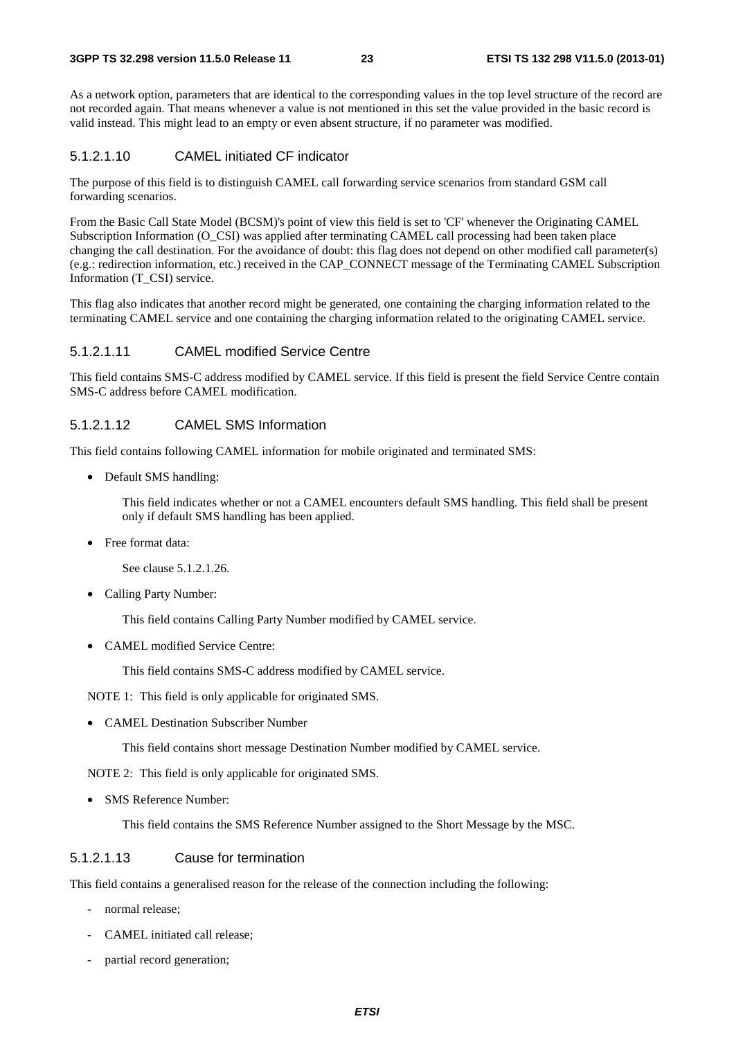As a network option, parameters that are identical to the corresponding values in the top level structure of the record are not recorded again. That means whenever a value is not mentioned in this set the value provided in the basic record is valid instead. This might lead to an empty or even absent structure, if no parameter was modified.

#### 5.1.2.1.10 CAMEL initiated CF indicator

The purpose of this field is to distinguish CAMEL call forwarding service scenarios from standard GSM call forwarding scenarios.

From the Basic Call State Model (BCSM)'s point of view this field is set to 'CF' whenever the Originating CAMEL Subscription Information (O_CSI) was applied after terminating CAMEL call processing had been taken place changing the call destination. For the avoidance of doubt: this flag does not depend on other modified call parameter(s) (e.g.: redirection information, etc.) received in the CAP_CONNECT message of the Terminating CAMEL Subscription Information (T_CSI) service.

This flag also indicates that another record might be generated, one containing the charging information related to the terminating CAMEL service and one containing the charging information related to the originating CAMEL service.

#### 5.1.2.1.11 CAMEL modified Service Centre

This field contains SMS-C address modified by CAMEL service. If this field is present the field Service Centre contain SMS-C address before CAMEL modification.

#### 5.1.2.1.12 CAMEL SMS Information

This field contains following CAMEL information for mobile originated and terminated SMS:

- Default SMS handling:

  This field indicates whether or not a CAMEL encounters default SMS handling. This field shall be present only if default SMS handling has been applied.

- Free format data:

  See clause 5.1.2.1.26.

- Calling Party Number:

  This field contains Calling Party Number modified by CAMEL service.

- CAMEL modified Service Centre:

  This field contains SMS-C address modified by CAMEL service.

NOTE 1: This field is only applicable for originated SMS.

- CAMEL Destination Subscriber Number

  This field contains short message Destination Number modified by CAMEL service.

NOTE 2: This field is only applicable for originated SMS.

- SMS Reference Number:

  This field contains the SMS Reference Number assigned to the Short Message by the MSC.

#### 5.1.2.1.13 Cause for termination

This field contains a generalised reason for the release of the connection including the following:

- normal release;
- CAMEL initiated call release;
- partial record generation;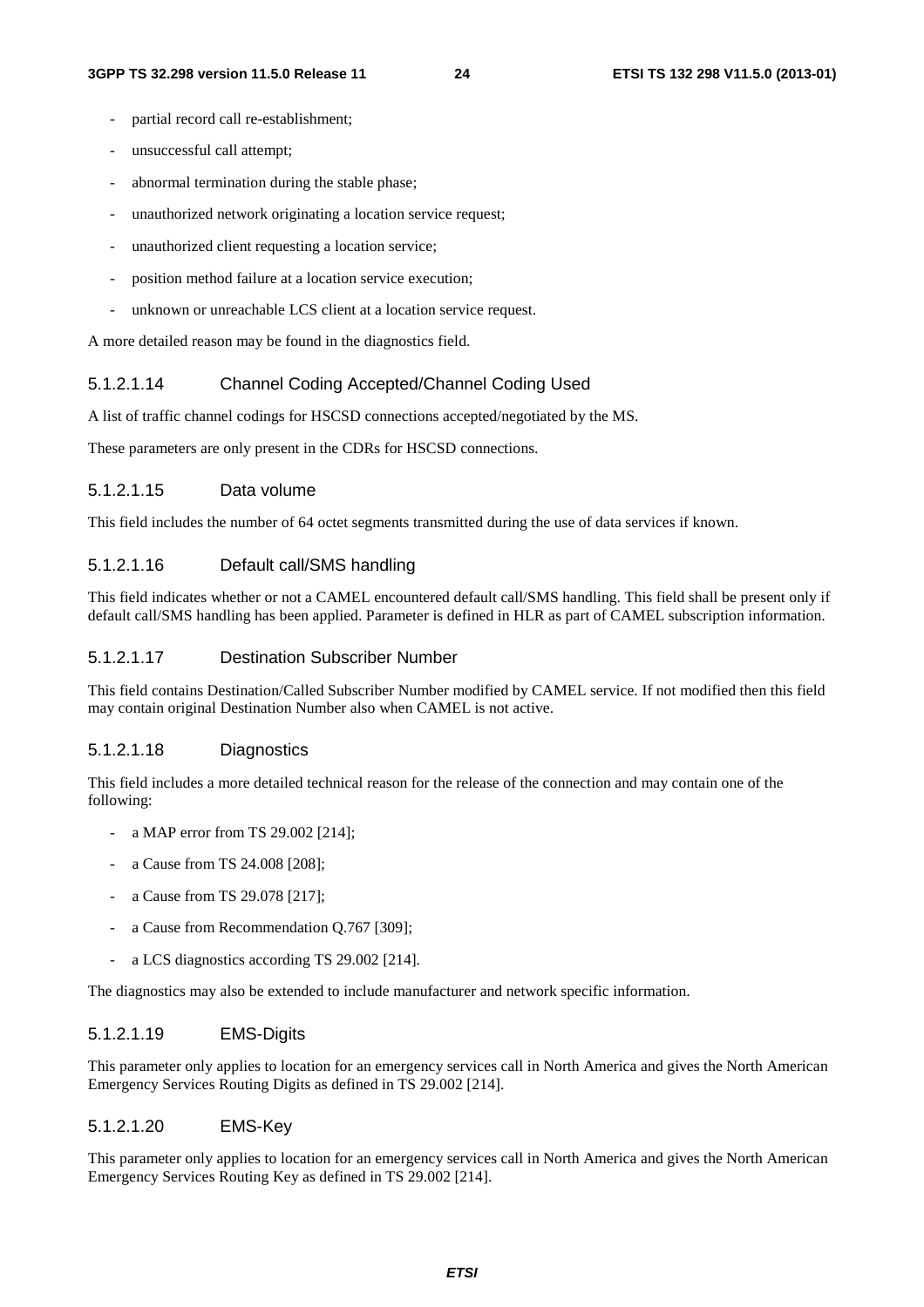- partial record call re-establishment;
- unsuccessful call attempt;
- abnormal termination during the stable phase;
- unauthorized network originating a location service request;
- unauthorized client requesting a location service;
- position method failure at a location service execution;
- unknown or unreachable LCS client at a location service request.

A more detailed reason may be found in the diagnostics field.

#### 5.1.2.1.14 Channel Coding Accepted/Channel Coding Used

A list of traffic channel codings for HSCSD connections accepted/negotiated by the MS.

These parameters are only present in the CDRs for HSCSD connections.

#### 5.1.2.1.15 Data volume

This field includes the number of 64 octet segments transmitted during the use of data services if known.

#### 5.1.2.1.16 Default call/SMS handling

This field indicates whether or not a CAMEL encountered default call/SMS handling. This field shall be present only if default call/SMS handling has been applied. Parameter is defined in HLR as part of CAMEL subscription information.

#### 5.1.2.1.17 Destination Subscriber Number

This field contains Destination/Called Subscriber Number modified by CAMEL service. If not modified then this field may contain original Destination Number also when CAMEL is not active.

#### 5.1.2.1.18 Diagnostics

This field includes a more detailed technical reason for the release of the connection and may contain one of the following:

- a MAP error from TS 29.002 [214];
- a Cause from TS 24.008 [208];
- a Cause from TS 29.078 [217];
- a Cause from Recommendation Q.767 [309];
- a LCS diagnostics according TS 29.002 [214].

The diagnostics may also be extended to include manufacturer and network specific information.

#### 5.1.2.1.19 EMS-Digits

This parameter only applies to location for an emergency services call in North America and gives the North American Emergency Services Routing Digits as defined in TS 29.002 [214].

#### 5.1.2.1.20 EMS-Key

This parameter only applies to location for an emergency services call in North America and gives the North American Emergency Services Routing Key as defined in TS 29.002 [214].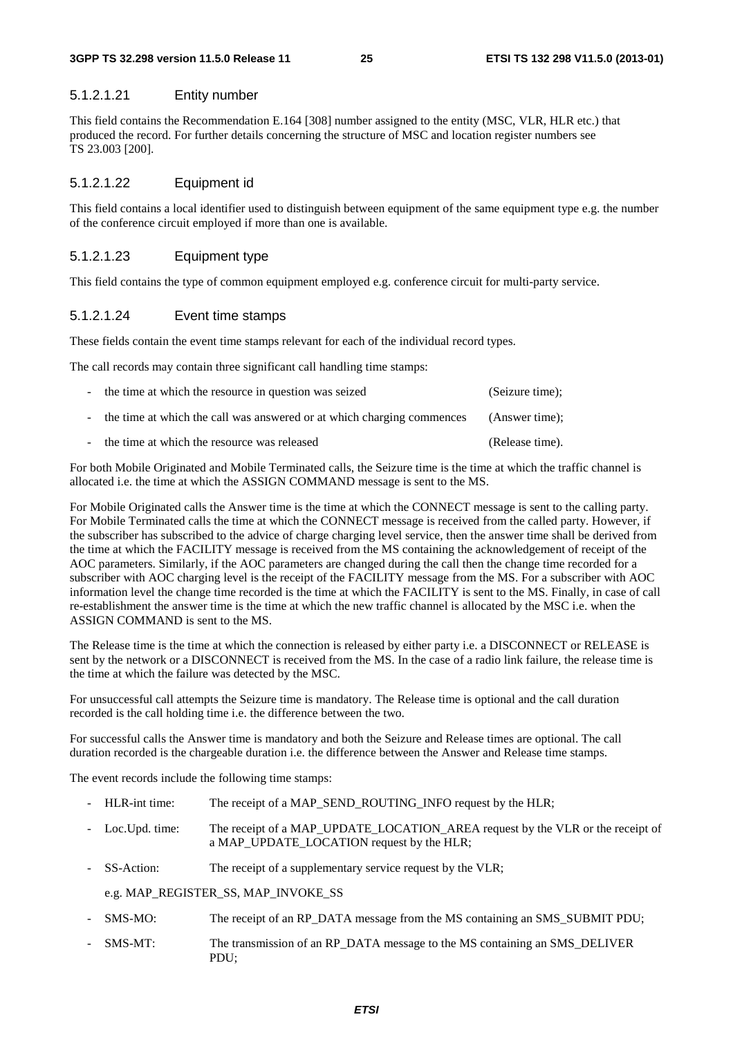#### 5.1.2.1.21 Entity number

This field contains the Recommendation E.164 [308] number assigned to the entity (MSC, VLR, HLR etc.) that produced the record. For further details concerning the structure of MSC and location register numbers see TS 23.003 [200].

#### 5.1.2.1.22 Equipment id

This field contains a local identifier used to distinguish between equipment of the same equipment type e.g. the number of the conference circuit employed if more than one is available.

#### 5.1.2.1.23 Equipment type

This field contains the type of common equipment employed e.g. conference circuit for multi-party service.

#### 5.1.2.1.24 Event time stamps

These fields contain the event time stamps relevant for each of the individual record types.

The call records may contain three significant call handling time stamps:

- the time at which the resource in question was seized (Seizure time);
- the time at which the call was answered or at which charging commences (Answer time);
- the time at which the resource was released (Release time).

For both Mobile Originated and Mobile Terminated calls, the Seizure time is the time at which the traffic channel is allocated i.e. the time at which the ASSIGN COMMAND message is sent to the MS.

For Mobile Originated calls the Answer time is the time at which the CONNECT message is sent to the calling party. For Mobile Terminated calls the time at which the CONNECT message is received from the called party. However, if the subscriber has subscribed to the advice of charge charging level service, then the answer time shall be derived from the time at which the FACILITY message is received from the MS containing the acknowledgement of receipt of the AOC parameters. Similarly, if the AOC parameters are changed during the call then the change time recorded for a subscriber with AOC charging level is the receipt of the FACILITY message from the MS. For a subscriber with AOC information level the change time recorded is the time at which the FACILITY is sent to the MS. Finally, in case of call re-establishment the answer time is the time at which the new traffic channel is allocated by the MSC i.e. when the ASSIGN COMMAND is sent to the MS.

The Release time is the time at which the connection is released by either party i.e. a DISCONNECT or RELEASE is sent by the network or a DISCONNECT is received from the MS. In the case of a radio link failure, the release time is the time at which the failure was detected by the MSC.

For unsuccessful call attempts the Seizure time is mandatory. The Release time is optional and the call duration recorded is the call holding time i.e. the difference between the two.

For successful calls the Answer time is mandatory and both the Seizure and Release times are optional. The call duration recorded is the chargeable duration i.e. the difference between the Answer and Release time stamps.

The event records include the following time stamps:

- HLR-int time: The receipt of a MAP_SEND_ROUTING_INFO request by the HLR;
- Loc.Upd. time: The receipt of a MAP_UPDATE_LOCATION_AREA request by the VLR or the receipt of a MAP_UPDATE_LOCATION request by the HLR;
- SS-Action: The receipt of a supplementary service request by the VLR;

  e.g. MAP_REGISTER_SS, MAP_INVOKE_SS
- SMS-MO: The receipt of an RP_DATA message from the MS containing an SMS_SUBMIT PDU;
- SMS-MT: The transmission of an RP_DATA message to the MS containing an SMS_DELIVER PDU;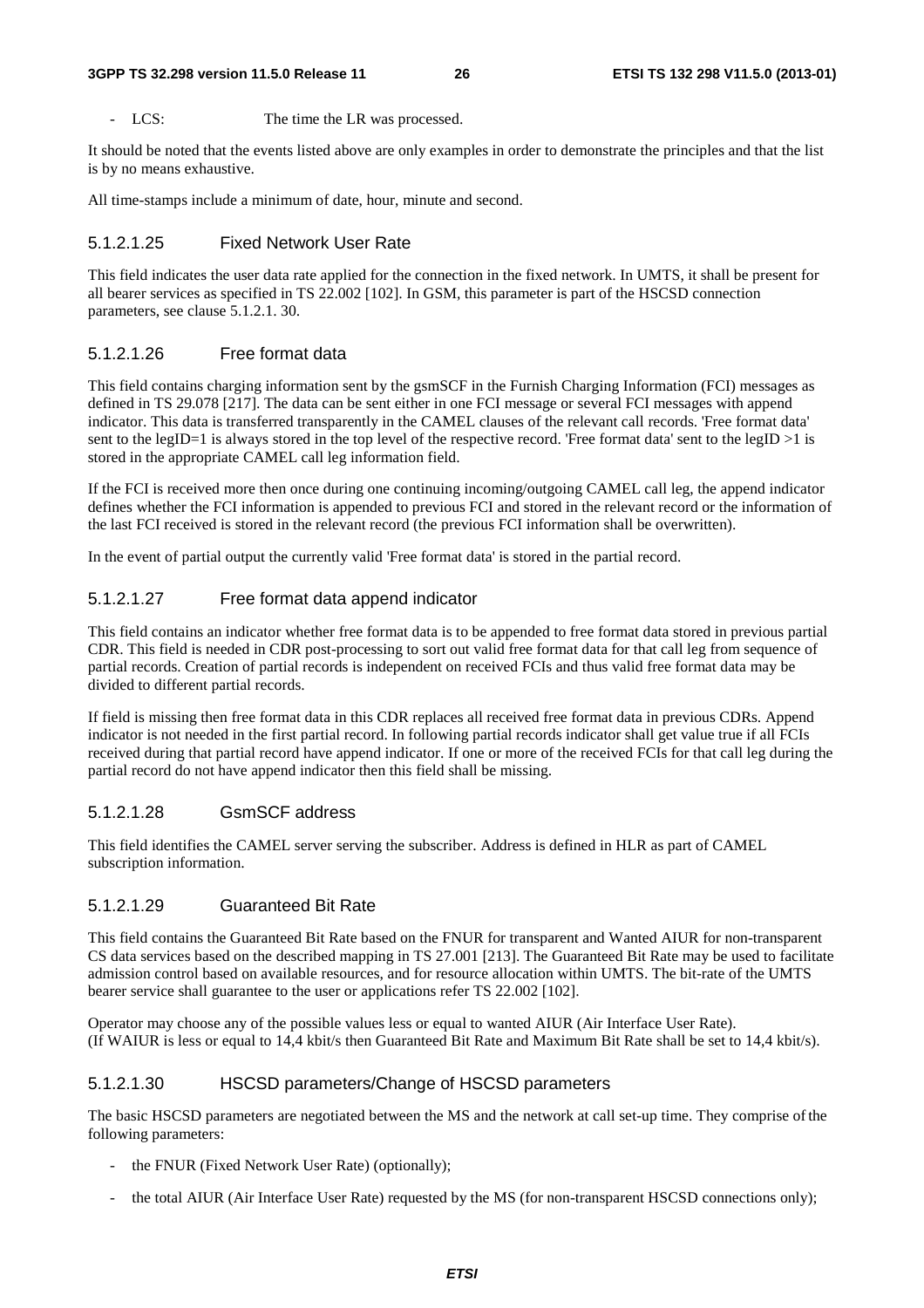- LCS: The time the LR was processed.

It should be noted that the events listed above are only examples in order to demonstrate the principles and that the list is by no means exhaustive.

All time-stamps include a minimum of date, hour, minute and second.

#### 5.1.2.1.25 Fixed Network User Rate

This field indicates the user data rate applied for the connection in the fixed network. In UMTS, it shall be present for all bearer services as specified in TS 22.002 [102]. In GSM, this parameter is part of the HSCSD connection parameters, see clause 5.1.2.1. 30.

#### 5.1.2.1.26 Free format data

This field contains charging information sent by the gsmSCF in the Furnish Charging Information (FCI) messages as defined in TS 29.078 [217]. The data can be sent either in one FCI message or several FCI messages with append indicator. This data is transferred transparently in the CAMEL clauses of the relevant call records. 'Free format data' sent to the legID=1 is always stored in the top level of the respective record. 'Free format data' sent to the legID >1 is stored in the appropriate CAMEL call leg information field.

If the FCI is received more then once during one continuing incoming/outgoing CAMEL call leg, the append indicator defines whether the FCI information is appended to previous FCI and stored in the relevant record or the information of the last FCI received is stored in the relevant record (the previous FCI information shall be overwritten).

In the event of partial output the currently valid 'Free format data' is stored in the partial record.

#### 5.1.2.1.27 Free format data append indicator

This field contains an indicator whether free format data is to be appended to free format data stored in previous partial CDR. This field is needed in CDR post-processing to sort out valid free format data for that call leg from sequence of partial records. Creation of partial records is independent on received FCIs and thus valid free format data may be divided to different partial records.

If field is missing then free format data in this CDR replaces all received free format data in previous CDRs. Append indicator is not needed in the first partial record. In following partial records indicator shall get value true if all FCIs received during that partial record have append indicator. If one or more of the received FCIs for that call leg during the partial record do not have append indicator then this field shall be missing.

#### 5.1.2.1.28 GsmSCF address

This field identifies the CAMEL server serving the subscriber. Address is defined in HLR as part of CAMEL subscription information.

#### 5.1.2.1.29 Guaranteed Bit Rate

This field contains the Guaranteed Bit Rate based on the FNUR for transparent and Wanted AIUR for non-transparent CS data services based on the described mapping in TS 27.001 [213]. The Guaranteed Bit Rate may be used to facilitate admission control based on available resources, and for resource allocation within UMTS. The bit-rate of the UMTS bearer service shall guarantee to the user or applications refer TS 22.002 [102].

Operator may choose any of the possible values less or equal to wanted AIUR (Air Interface User Rate). (If WAIUR is less or equal to 14,4 kbit/s then Guaranteed Bit Rate and Maximum Bit Rate shall be set to 14,4 kbit/s).

#### 5.1.2.1.30 HSCSD parameters/Change of HSCSD parameters

The basic HSCSD parameters are negotiated between the MS and the network at call set-up time. They comprise of the following parameters:

- the FNUR (Fixed Network User Rate) (optionally);
- the total AIUR (Air Interface User Rate) requested by the MS (for non-transparent HSCSD connections only);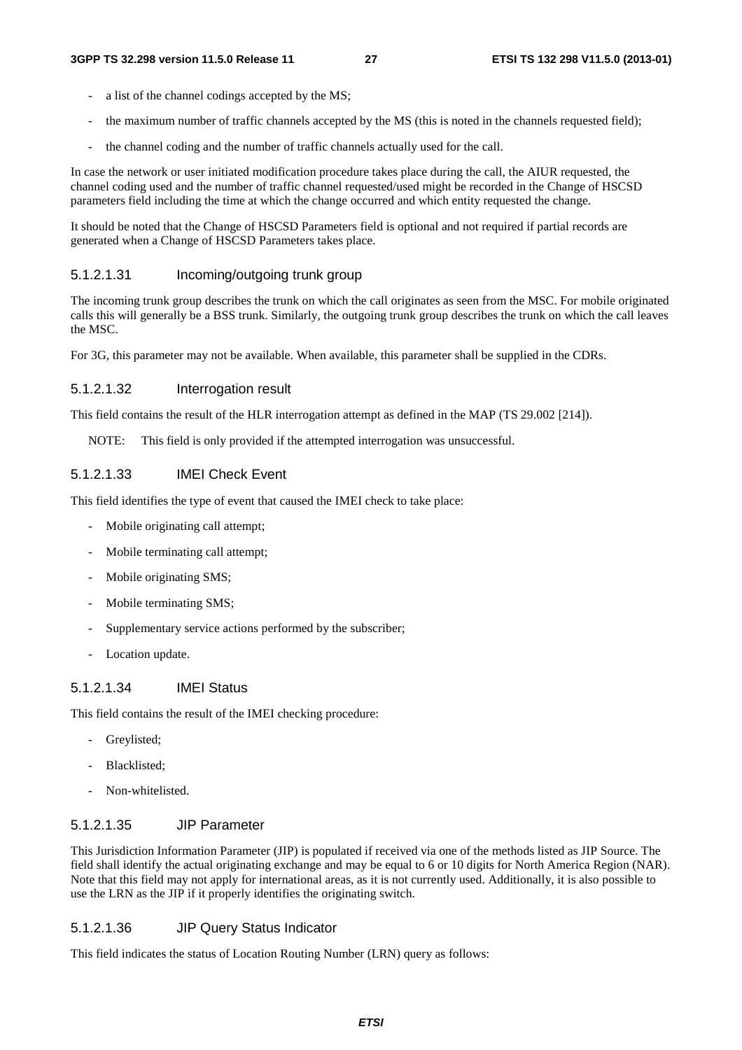- a list of the channel codings accepted by the MS;
- the maximum number of traffic channels accepted by the MS (this is noted in the channels requested field);
- the channel coding and the number of traffic channels actually used for the call.

In case the network or user initiated modification procedure takes place during the call, the AIUR requested, the channel coding used and the number of traffic channel requested/used might be recorded in the Change of HSCSD parameters field including the time at which the change occurred and which entity requested the change.

It should be noted that the Change of HSCSD Parameters field is optional and not required if partial records are generated when a Change of HSCSD Parameters takes place.

#### 5.1.2.1.31 Incoming/outgoing trunk group

The incoming trunk group describes the trunk on which the call originates as seen from the MSC. For mobile originated calls this will generally be a BSS trunk. Similarly, the outgoing trunk group describes the trunk on which the call leaves the MSC.

For 3G, this parameter may not be available. When available, this parameter shall be supplied in the CDRs.

#### 5.1.2.1.32 Interrogation result

This field contains the result of the HLR interrogation attempt as defined in the MAP (TS 29.002 [214]).

NOTE: This field is only provided if the attempted interrogation was unsuccessful.

#### 5.1.2.1.33 IMEI Check Event

This field identifies the type of event that caused the IMEI check to take place:

- Mobile originating call attempt;
- Mobile terminating call attempt;
- Mobile originating SMS;
- Mobile terminating SMS;
- Supplementary service actions performed by the subscriber;
- Location update.

#### 5.1.2.1.34 IMEI Status

This field contains the result of the IMEI checking procedure:

- Greylisted;
- Blacklisted;
- Non-whitelisted.

#### 5.1.2.1.35 JIP Parameter

This Jurisdiction Information Parameter (JIP) is populated if received via one of the methods listed as JIP Source. The field shall identify the actual originating exchange and may be equal to 6 or 10 digits for North America Region (NAR). Note that this field may not apply for international areas, as it is not currently used. Additionally, it is also possible to use the LRN as the JIP if it properly identifies the originating switch.

#### 5.1.2.1.36 JIP Query Status Indicator

This field indicates the status of Location Routing Number (LRN) query as follows: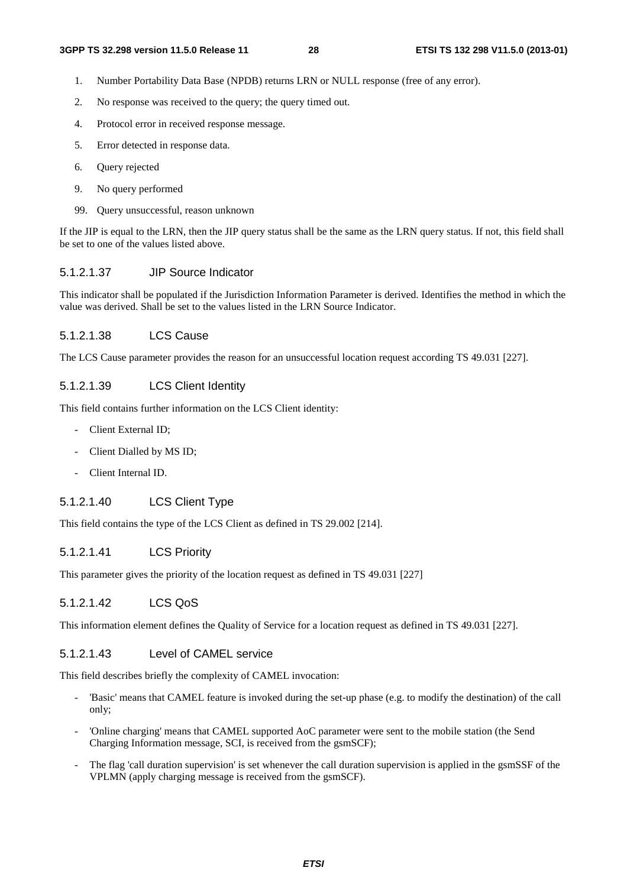1. Number Portability Data Base (NPDB) returns LRN or NULL response (free of any error).
2. No response was received to the query; the query timed out.
4. Protocol error in received response message.
5. Error detected in response data.
6. Query rejected
9. No query performed
99. Query unsuccessful, reason unknown

If the JIP is equal to the LRN, then the JIP query status shall be the same as the LRN query status. If not, this field shall be set to one of the values listed above.

#### 5.1.2.1.37 JIP Source Indicator

This indicator shall be populated if the Jurisdiction Information Parameter is derived. Identifies the method in which the value was derived. Shall be set to the values listed in the LRN Source Indicator.

#### 5.1.2.1.38 LCS Cause

The LCS Cause parameter provides the reason for an unsuccessful location request according TS 49.031 [227].

#### 5.1.2.1.39 LCS Client Identity

This field contains further information on the LCS Client identity:

- Client External ID;
- Client Dialled by MS ID;
- Client Internal ID.

#### 5.1.2.1.40 LCS Client Type

This field contains the type of the LCS Client as defined in TS 29.002 [214].

#### 5.1.2.1.41 LCS Priority

This parameter gives the priority of the location request as defined in TS 49.031 [227]

#### 5.1.2.1.42 LCS QoS

This information element defines the Quality of Service for a location request as defined in TS 49.031 [227].

#### 5.1.2.1.43 Level of CAMEL service

This field describes briefly the complexity of CAMEL invocation:

- 'Basic' means that CAMEL feature is invoked during the set-up phase (e.g. to modify the destination) of the call only;
- 'Online charging' means that CAMEL supported AoC parameter were sent to the mobile station (the Send Charging Information message, SCI, is received from the gsmSCF);
- The flag 'call duration supervision' is set whenever the call duration supervision is applied in the gsmSSF of the VPLMN (apply charging message is received from the gsmSCF).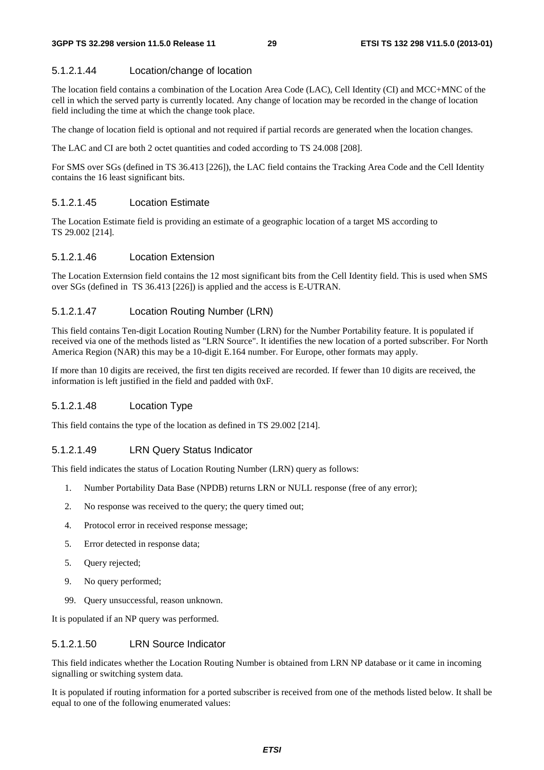#### 5.1.2.1.44 Location/change of location

The location field contains a combination of the Location Area Code (LAC), Cell Identity (CI) and MCC+MNC of the cell in which the served party is currently located. Any change of location may be recorded in the change of location field including the time at which the change took place.

The change of location field is optional and not required if partial records are generated when the location changes.

The LAC and CI are both 2 octet quantities and coded according to TS 24.008 [208].

For SMS over SGs (defined in TS 36.413 [226]), the LAC field contains the Tracking Area Code and the Cell Identity contains the 16 least significant bits.

#### 5.1.2.1.45 Location Estimate

The Location Estimate field is providing an estimate of a geographic location of a target MS according to TS 29.002 [214].

#### 5.1.2.1.46 Location Extension

The Location Externsion field contains the 12 most significant bits from the Cell Identity field. This is used when SMS over SGs (defined in TS 36.413 [226]) is applied and the access is E-UTRAN.

#### 5.1.2.1.47 Location Routing Number (LRN)

This field contains Ten-digit Location Routing Number (LRN) for the Number Portability feature. It is populated if received via one of the methods listed as "LRN Source". It identifies the new location of a ported subscriber. For North America Region (NAR) this may be a 10-digit E.164 number. For Europe, other formats may apply.

If more than 10 digits are received, the first ten digits received are recorded. If fewer than 10 digits are received, the information is left justified in the field and padded with 0xF.

#### 5.1.2.1.48 Location Type

This field contains the type of the location as defined in TS 29.002 [214].

#### 5.1.2.1.49 LRN Query Status Indicator

This field indicates the status of Location Routing Number (LRN) query as follows:

1. Number Portability Data Base (NPDB) returns LRN or NULL response (free of any error);
2. No response was received to the query; the query timed out;
4. Protocol error in received response message;
5. Error detected in response data;
5. Query rejected;
9. No query performed;
99. Query unsuccessful, reason unknown.

It is populated if an NP query was performed.

#### 5.1.2.1.50 LRN Source Indicator

This field indicates whether the Location Routing Number is obtained from LRN NP database or it came in incoming signalling or switching system data.

It is populated if routing information for a ported subscriber is received from one of the methods listed below. It shall be equal to one of the following enumerated values: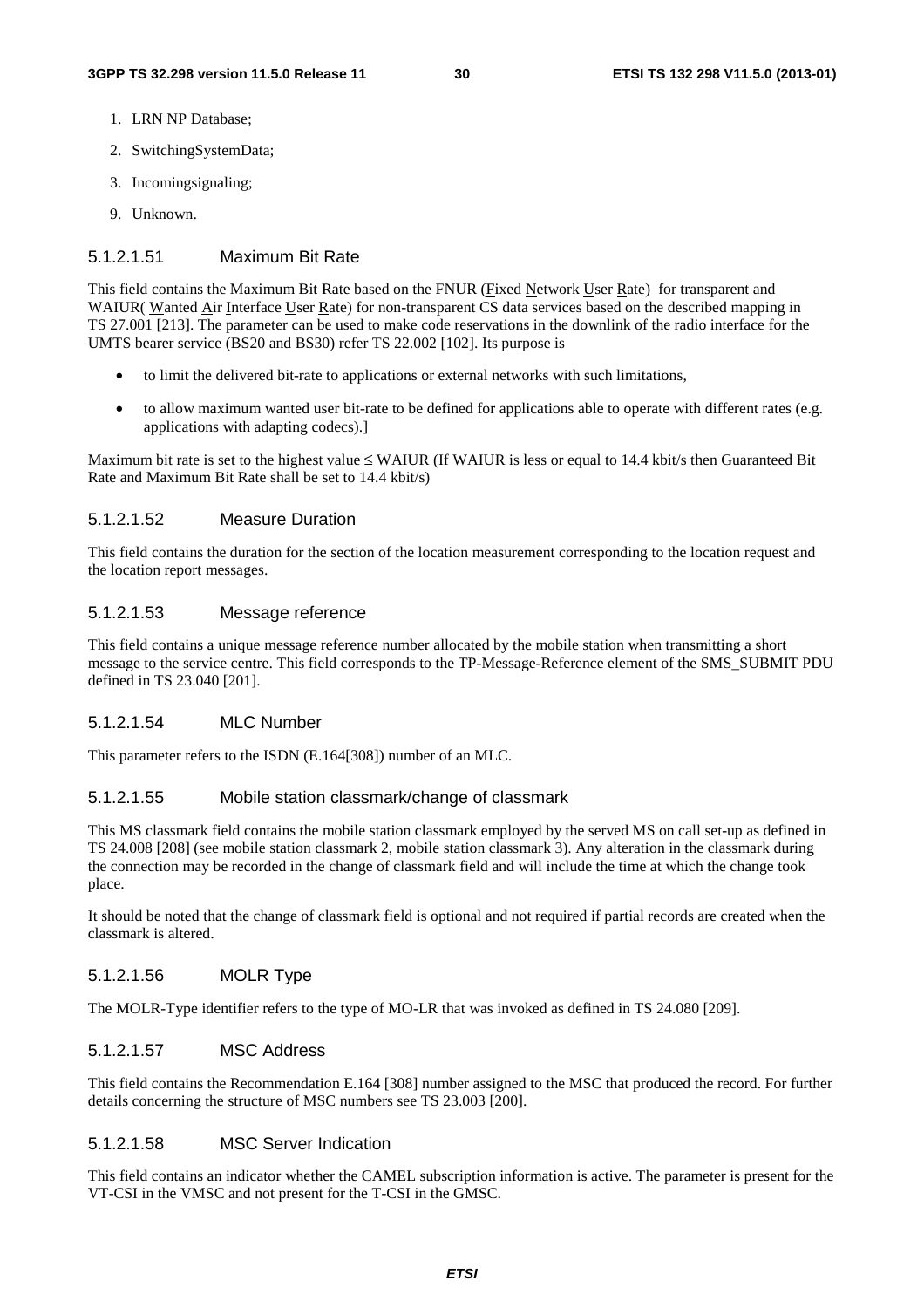1. LRN NP Database;
2. SwitchingSystemData;
3. Incomingsignaling;
9. Unknown.

#### 5.1.2.1.51 Maximum Bit Rate

This field contains the Maximum Bit Rate based on the FNUR (Fixed Network User Rate) for transparent and WAIUR( Wanted Air Interface User Rate) for non-transparent CS data services based on the described mapping in TS 27.001 [213]. The parameter can be used to make code reservations in the downlink of the radio interface for the UMTS bearer service (BS20 and BS30) refer TS 22.002 [102]. Its purpose is

- to limit the delivered bit-rate to applications or external networks with such limitations,
- to allow maximum wanted user bit-rate to be defined for applications able to operate with different rates (e.g. applications with adapting codecs).]

Maximum bit rate is set to the highest value ≤ WAIUR (If WAIUR is less or equal to 14.4 kbit/s then Guaranteed Bit Rate and Maximum Bit Rate shall be set to 14.4 kbit/s)

#### 5.1.2.1.52 Measure Duration

This field contains the duration for the section of the location measurement corresponding to the location request and the location report messages.

#### 5.1.2.1.53 Message reference

This field contains a unique message reference number allocated by the mobile station when transmitting a short message to the service centre. This field corresponds to the TP-Message-Reference element of the SMS_SUBMIT PDU defined in TS 23.040 [201].

#### 5.1.2.1.54 MLC Number

This parameter refers to the ISDN (E.164[308]) number of an MLC.

#### 5.1.2.1.55 Mobile station classmark/change of classmark

This MS classmark field contains the mobile station classmark employed by the served MS on call set-up as defined in TS 24.008 [208] (see mobile station classmark 2, mobile station classmark 3). Any alteration in the classmark during the connection may be recorded in the change of classmark field and will include the time at which the change took place.

It should be noted that the change of classmark field is optional and not required if partial records are created when the classmark is altered.

#### 5.1.2.1.56 MOLR Type

The MOLR-Type identifier refers to the type of MO-LR that was invoked as defined in TS 24.080 [209].

#### 5.1.2.1.57 MSC Address

This field contains the Recommendation E.164 [308] number assigned to the MSC that produced the record. For further details concerning the structure of MSC numbers see TS 23.003 [200].

#### 5.1.2.1.58 MSC Server Indication

This field contains an indicator whether the CAMEL subscription information is active. The parameter is present for the VT-CSI in the VMSC and not present for the T-CSI in the GMSC.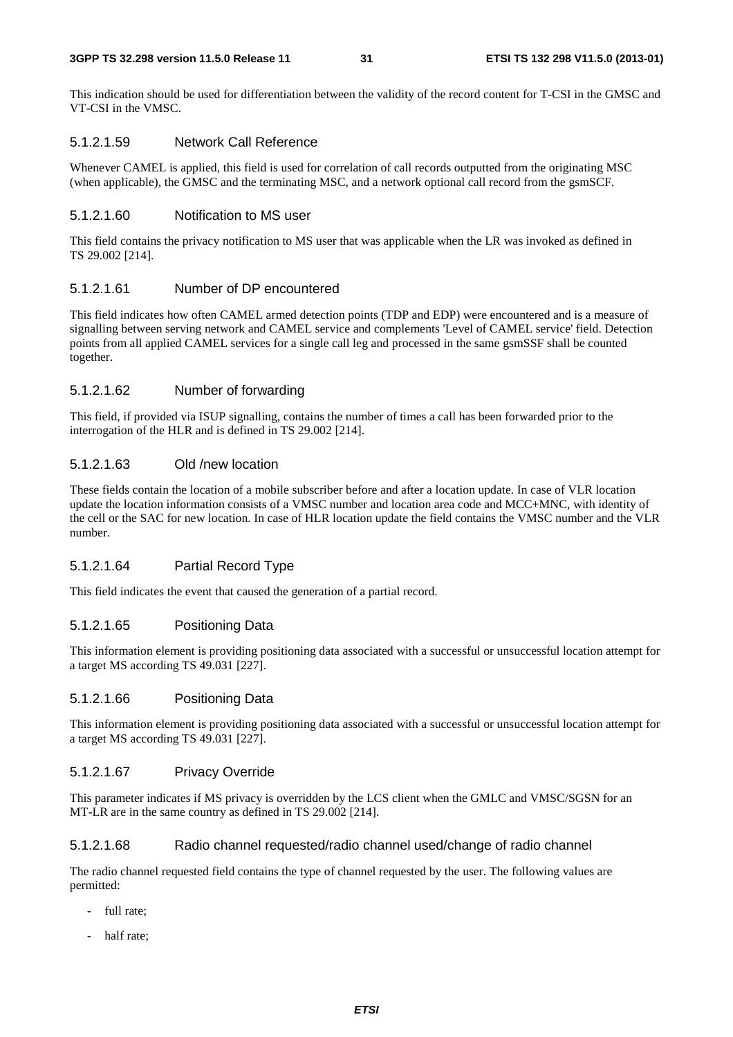This indication should be used for differentiation between the validity of the record content for T-CSI in the GMSC and VT-CSI in the VMSC.

#### 5.1.2.1.59 Network Call Reference

Whenever CAMEL is applied, this field is used for correlation of call records outputted from the originating MSC (when applicable), the GMSC and the terminating MSC, and a network optional call record from the gsmSCF.

#### 5.1.2.1.60 Notification to MS user

This field contains the privacy notification to MS user that was applicable when the LR was invoked as defined in TS 29.002 [214].

#### 5.1.2.1.61 Number of DP encountered

This field indicates how often CAMEL armed detection points (TDP and EDP) were encountered and is a measure of signalling between serving network and CAMEL service and complements 'Level of CAMEL service' field. Detection points from all applied CAMEL services for a single call leg and processed in the same gsmSSF shall be counted together.

#### 5.1.2.1.62 Number of forwarding

This field, if provided via ISUP signalling, contains the number of times a call has been forwarded prior to the interrogation of the HLR and is defined in TS 29.002 [214].

#### 5.1.2.1.63 Old /new location

These fields contain the location of a mobile subscriber before and after a location update. In case of VLR location update the location information consists of a VMSC number and location area code and MCC+MNC, with identity of the cell or the SAC for new location. In case of HLR location update the field contains the VMSC number and the VLR number.

#### 5.1.2.1.64 Partial Record Type

This field indicates the event that caused the generation of a partial record.

#### 5.1.2.1.65 Positioning Data

This information element is providing positioning data associated with a successful or unsuccessful location attempt for a target MS according TS 49.031 [227].

#### 5.1.2.1.66 Positioning Data

This information element is providing positioning data associated with a successful or unsuccessful location attempt for a target MS according TS 49.031 [227].

#### 5.1.2.1.67 Privacy Override

This parameter indicates if MS privacy is overridden by the LCS client when the GMLC and VMSC/SGSN for an MT-LR are in the same country as defined in TS 29.002 [214].

#### 5.1.2.1.68 Radio channel requested/radio channel used/change of radio channel

The radio channel requested field contains the type of channel requested by the user. The following values are permitted:

- full rate;
- half rate;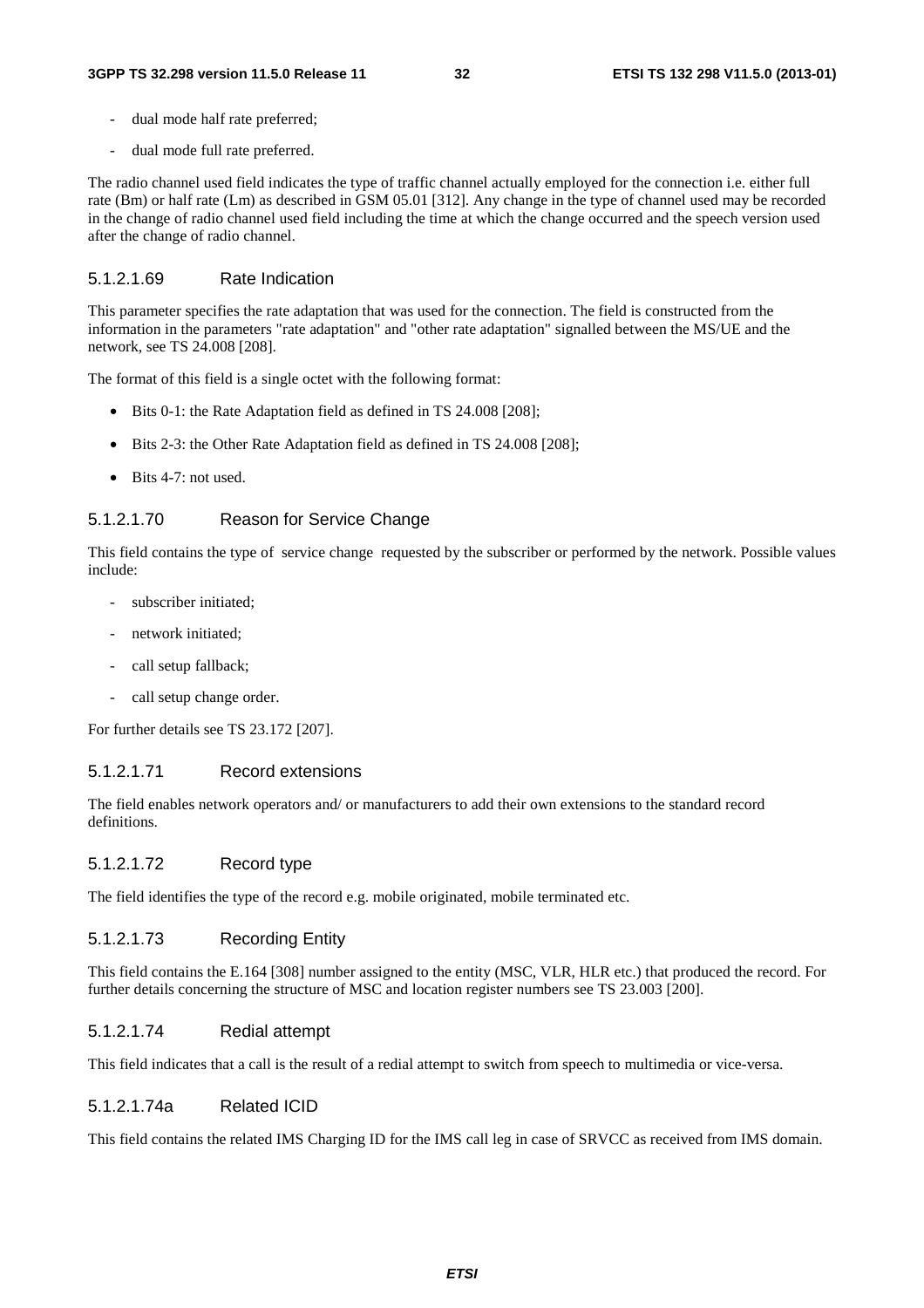- dual mode half rate preferred;
- dual mode full rate preferred.

The radio channel used field indicates the type of traffic channel actually employed for the connection i.e. either full rate (Bm) or half rate (Lm) as described in GSM 05.01 [312]. Any change in the type of channel used may be recorded in the change of radio channel used field including the time at which the change occurred and the speech version used after the change of radio channel.

#### 5.1.2.1.69 Rate Indication

This parameter specifies the rate adaptation that was used for the connection. The field is constructed from the information in the parameters "rate adaptation" and "other rate adaptation" signalled between the MS/UE and the network, see TS 24.008 [208].

The format of this field is a single octet with the following format:

- Bits 0-1: the Rate Adaptation field as defined in TS 24.008 [208];
- Bits 2-3: the Other Rate Adaptation field as defined in TS 24.008 [208];
- Bits 4-7: not used.

#### 5.1.2.1.70 Reason for Service Change

This field contains the type of service change requested by the subscriber or performed by the network. Possible values include:

- subscriber initiated;
- network initiated;
- call setup fallback;
- call setup change order.

For further details see TS 23.172 [207].

#### 5.1.2.1.71 Record extensions

The field enables network operators and/ or manufacturers to add their own extensions to the standard record definitions.

#### 5.1.2.1.72 Record type

The field identifies the type of the record e.g. mobile originated, mobile terminated etc.

#### 5.1.2.1.73 Recording Entity

This field contains the E.164 [308] number assigned to the entity (MSC, VLR, HLR etc.) that produced the record. For further details concerning the structure of MSC and location register numbers see TS 23.003 [200].

#### 5.1.2.1.74 Redial attempt

This field indicates that a call is the result of a redial attempt to switch from speech to multimedia or vice-versa.

#### 5.1.2.1.74a Related ICID

This field contains the related IMS Charging ID for the IMS call leg in case of SRVCC as received from IMS domain.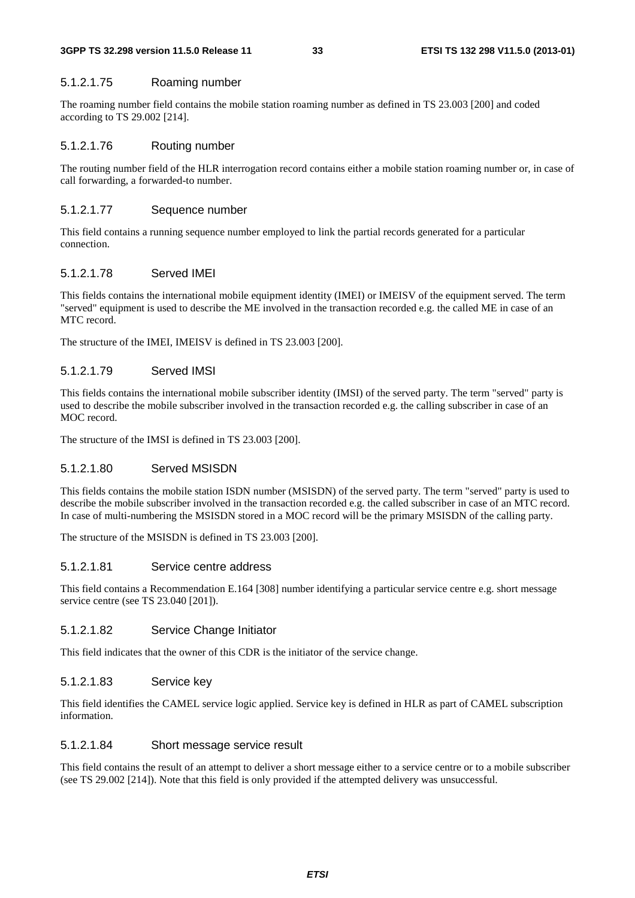#### 5.1.2.1.75 Roaming number

The roaming number field contains the mobile station roaming number as defined in TS 23.003 [200] and coded according to TS 29.002 [214].

#### 5.1.2.1.76 Routing number

The routing number field of the HLR interrogation record contains either a mobile station roaming number or, in case of call forwarding, a forwarded-to number.

#### 5.1.2.1.77 Sequence number

This field contains a running sequence number employed to link the partial records generated for a particular connection.

#### 5.1.2.1.78 Served IMEI

This fields contains the international mobile equipment identity (IMEI) or IMEISV of the equipment served. The term "served" equipment is used to describe the ME involved in the transaction recorded e.g. the called ME in case of an MTC record.

The structure of the IMEI, IMEISV is defined in TS 23.003 [200].

#### 5.1.2.1.79 Served IMSI

This fields contains the international mobile subscriber identity (IMSI) of the served party. The term "served" party is used to describe the mobile subscriber involved in the transaction recorded e.g. the calling subscriber in case of an MOC record.

The structure of the IMSI is defined in TS 23.003 [200].

#### 5.1.2.1.80 Served MSISDN

This fields contains the mobile station ISDN number (MSISDN) of the served party. The term "served" party is used to describe the mobile subscriber involved in the transaction recorded e.g. the called subscriber in case of an MTC record. In case of multi-numbering the MSISDN stored in a MOC record will be the primary MSISDN of the calling party.

The structure of the MSISDN is defined in TS 23.003 [200].

#### 5.1.2.1.81 Service centre address

This field contains a Recommendation E.164 [308] number identifying a particular service centre e.g. short message service centre (see TS 23.040 [201]).

#### 5.1.2.1.82 Service Change Initiator

This field indicates that the owner of this CDR is the initiator of the service change.

#### 5.1.2.1.83 Service key

This field identifies the CAMEL service logic applied. Service key is defined in HLR as part of CAMEL subscription information.

#### 5.1.2.1.84 Short message service result

This field contains the result of an attempt to deliver a short message either to a service centre or to a mobile subscriber (see TS 29.002 [214]). Note that this field is only provided if the attempted delivery was unsuccessful.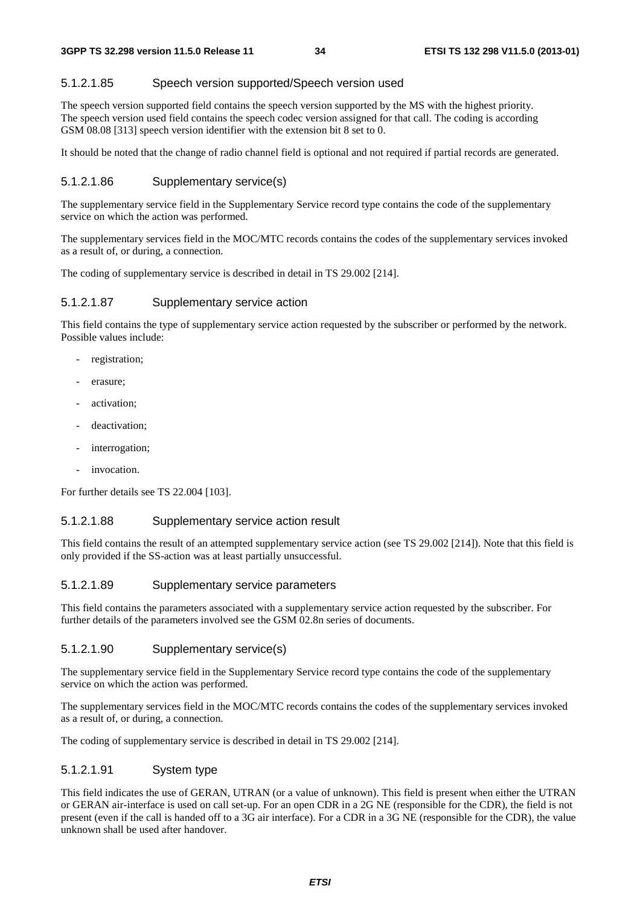#### 5.1.2.1.85 Speech version supported/Speech version used

The speech version supported field contains the speech version supported by the MS with the highest priority. The speech version used field contains the speech codec version assigned for that call. The coding is according GSM 08.08 [313] speech version identifier with the extension bit 8 set to 0.

It should be noted that the change of radio channel field is optional and not required if partial records are generated.

#### 5.1.2.1.86 Supplementary service(s)

The supplementary service field in the Supplementary Service record type contains the code of the supplementary service on which the action was performed.

The supplementary services field in the MOC/MTC records contains the codes of the supplementary services invoked as a result of, or during, a connection.

The coding of supplementary service is described in detail in TS 29.002 [214].

#### 5.1.2.1.87 Supplementary service action

This field contains the type of supplementary service action requested by the subscriber or performed by the network. Possible values include:

- registration;
- erasure;
- activation;
- deactivation;
- interrogation;
- invocation.

For further details see TS 22.004 [103].

#### 5.1.2.1.88 Supplementary service action result

This field contains the result of an attempted supplementary service action (see TS 29.002 [214]). Note that this field is only provided if the SS-action was at least partially unsuccessful.

#### 5.1.2.1.89 Supplementary service parameters

This field contains the parameters associated with a supplementary service action requested by the subscriber. For further details of the parameters involved see the GSM 02.8n series of documents.

#### 5.1.2.1.90 Supplementary service(s)

The supplementary service field in the Supplementary Service record type contains the code of the supplementary service on which the action was performed.

The supplementary services field in the MOC/MTC records contains the codes of the supplementary services invoked as a result of, or during, a connection.

The coding of supplementary service is described in detail in TS 29.002 [214].

#### 5.1.2.1.91 System type

This field indicates the use of GERAN, UTRAN (or a value of unknown). This field is present when either the UTRAN or GERAN air-interface is used on call set-up. For an open CDR in a 2G NE (responsible for the CDR), the field is not present (even if the call is handed off to a 3G air interface). For a CDR in a 3G NE (responsible for the CDR), the value unknown shall be used after handover.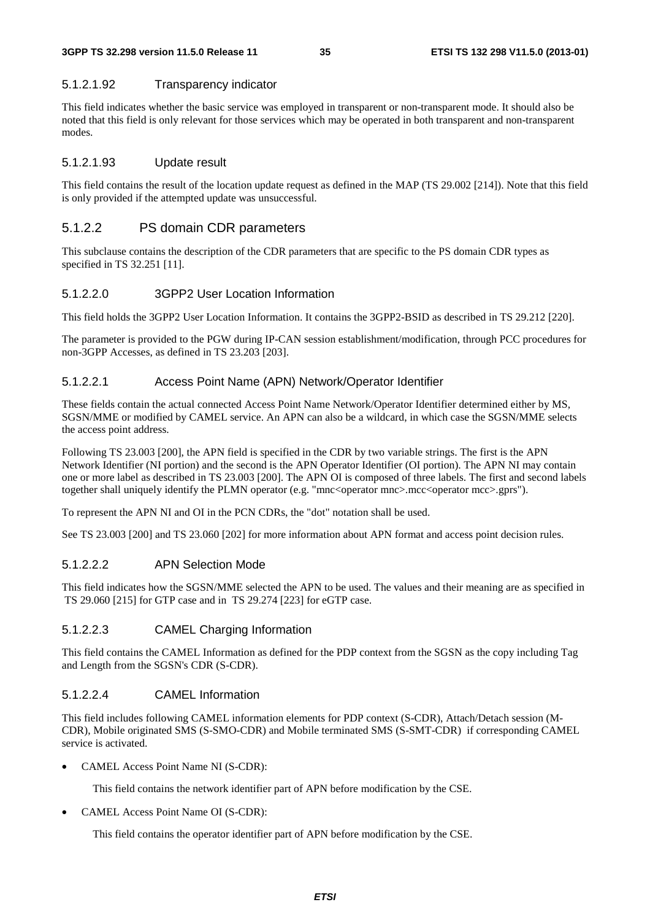#### 5.1.2.1.92 Transparency indicator

This field indicates whether the basic service was employed in transparent or non-transparent mode. It should also be noted that this field is only relevant for those services which may be operated in both transparent and non-transparent modes.

#### 5.1.2.1.93 Update result

This field contains the result of the location update request as defined in the MAP (TS 29.002 [214]). Note that this field is only provided if the attempted update was unsuccessful.

### 5.1.2.2 PS domain CDR parameters

This subclause contains the description of the CDR parameters that are specific to the PS domain CDR types as specified in TS 32.251 [11].

#### 5.1.2.2.0 3GPP2 User Location Information

This field holds the 3GPP2 User Location Information. It contains the 3GPP2-BSID as described in TS 29.212 [220].

The parameter is provided to the PGW during IP-CAN session establishment/modification, through PCC procedures for non-3GPP Accesses, as defined in TS 23.203 [203].

#### 5.1.2.2.1 Access Point Name (APN) Network/Operator Identifier

These fields contain the actual connected Access Point Name Network/Operator Identifier determined either by MS, SGSN/MME or modified by CAMEL service. An APN can also be a wildcard, in which case the SGSN/MME selects the access point address.

Following TS 23.003 [200], the APN field is specified in the CDR by two variable strings. The first is the APN Network Identifier (NI portion) and the second is the APN Operator Identifier (OI portion). The APN NI may contain one or more label as described in TS 23.003 [200]. The APN OI is composed of three labels. The first and second labels together shall uniquely identify the PLMN operator (e.g. "mnc<operator mnc>.mcc<operator mcc>.gprs").

To represent the APN NI and OI in the PCN CDRs, the "dot" notation shall be used.

See TS 23.003 [200] and TS 23.060 [202] for more information about APN format and access point decision rules.

#### 5.1.2.2.2 APN Selection Mode

This field indicates how the SGSN/MME selected the APN to be used. The values and their meaning are as specified in TS 29.060 [215] for GTP case and in TS 29.274 [223] for eGTP case.

#### 5.1.2.2.3 CAMEL Charging Information

This field contains the CAMEL Information as defined for the PDP context from the SGSN as the copy including Tag and Length from the SGSN's CDR (S-CDR).

#### 5.1.2.2.4 CAMEL Information

This field includes following CAMEL information elements for PDP context (S-CDR), Attach/Detach session (M-CDR), Mobile originated SMS (S-SMO-CDR) and Mobile terminated SMS (S-SMT-CDR) if corresponding CAMEL service is activated.

- CAMEL Access Point Name NI (S-CDR):

  This field contains the network identifier part of APN before modification by the CSE.

- CAMEL Access Point Name OI (S-CDR):

  This field contains the operator identifier part of APN before modification by the CSE.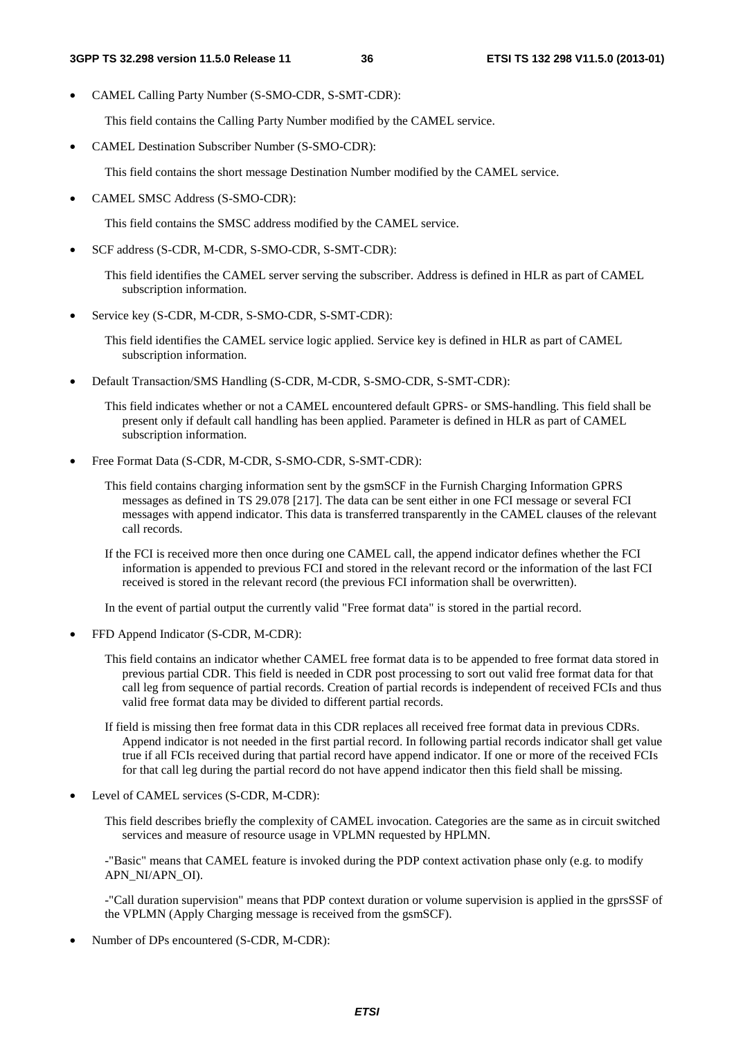- CAMEL Calling Party Number (S-SMO-CDR, S-SMT-CDR):

  This field contains the Calling Party Number modified by the CAMEL service.

- CAMEL Destination Subscriber Number (S-SMO-CDR):

  This field contains the short message Destination Number modified by the CAMEL service.

- CAMEL SMSC Address (S-SMO-CDR):

  This field contains the SMSC address modified by the CAMEL service.

- SCF address (S-CDR, M-CDR, S-SMO-CDR, S-SMT-CDR):

  This field identifies the CAMEL server serving the subscriber. Address is defined in HLR as part of CAMEL subscription information.

- Service key (S-CDR, M-CDR, S-SMO-CDR, S-SMT-CDR):

  This field identifies the CAMEL service logic applied. Service key is defined in HLR as part of CAMEL subscription information.

- Default Transaction/SMS Handling (S-CDR, M-CDR, S-SMO-CDR, S-SMT-CDR):

  This field indicates whether or not a CAMEL encountered default GPRS- or SMS-handling. This field shall be present only if default call handling has been applied. Parameter is defined in HLR as part of CAMEL subscription information.

- Free Format Data (S-CDR, M-CDR, S-SMO-CDR, S-SMT-CDR):

  This field contains charging information sent by the gsmSCF in the Furnish Charging Information GPRS messages as defined in TS 29.078 [217]. The data can be sent either in one FCI message or several FCI messages with append indicator. This data is transferred transparently in the CAMEL clauses of the relevant call records.

  If the FCI is received more then once during one CAMEL call, the append indicator defines whether the FCI information is appended to previous FCI and stored in the relevant record or the information of the last FCI received is stored in the relevant record (the previous FCI information shall be overwritten).

  In the event of partial output the currently valid "Free format data" is stored in the partial record.

- FFD Append Indicator (S-CDR, M-CDR):

  This field contains an indicator whether CAMEL free format data is to be appended to free format data stored in previous partial CDR. This field is needed in CDR post processing to sort out valid free format data for that call leg from sequence of partial records. Creation of partial records is independent of received FCIs and thus valid free format data may be divided to different partial records.

  If field is missing then free format data in this CDR replaces all received free format data in previous CDRs. Append indicator is not needed in the first partial record. In following partial records indicator shall get value true if all FCIs received during that partial record have append indicator. If one or more of the received FCIs for that call leg during the partial record do not have append indicator then this field shall be missing.

- Level of CAMEL services (S-CDR, M-CDR):

  This field describes briefly the complexity of CAMEL invocation. Categories are the same as in circuit switched services and measure of resource usage in VPLMN requested by HPLMN.

  -"Basic" means that CAMEL feature is invoked during the PDP context activation phase only (e.g. to modify APN_NI/APN_OI).

  -"Call duration supervision" means that PDP context duration or volume supervision is applied in the gprsSSF of the VPLMN (Apply Charging message is received from the gsmSCF).

- Number of DPs encountered (S-CDR, M-CDR):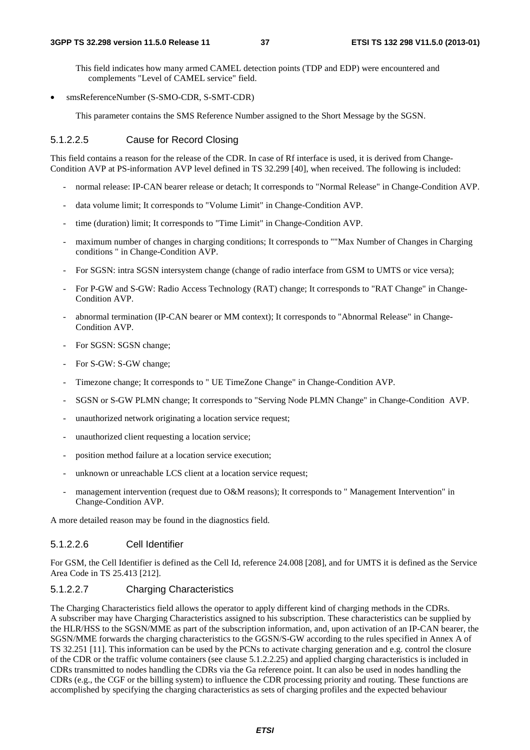This field indicates how many armed CAMEL detection points (TDP and EDP) were encountered and complements "Level of CAMEL service" field.

- smsReferenceNumber (S-SMO-CDR, S-SMT-CDR)

  This parameter contains the SMS Reference Number assigned to the Short Message by the SGSN.

#### 5.1.2.2.5 Cause for Record Closing

This field contains a reason for the release of the CDR. In case of Rf interface is used, it is derived from Change-Condition AVP at PS-information AVP level defined in TS 32.299 [40], when received. The following is included:

- normal release: IP-CAN bearer release or detach; It corresponds to "Normal Release" in Change-Condition AVP.
- data volume limit; It corresponds to "Volume Limit" in Change-Condition AVP.
- time (duration) limit; It corresponds to "Time Limit" in Change-Condition AVP.
- maximum number of changes in charging conditions; It corresponds to ""Max Number of Changes in Charging conditions " in Change-Condition AVP.
- For SGSN: intra SGSN intersystem change (change of radio interface from GSM to UMTS or vice versa);
- For P-GW and S-GW: Radio Access Technology (RAT) change; It corresponds to "RAT Change" in Change-Condition AVP.
- abnormal termination (IP-CAN bearer or MM context); It corresponds to "Abnormal Release" in Change-Condition AVP.
- For SGSN: SGSN change;
- For S-GW: S-GW change;
- Timezone change; It corresponds to " UE TimeZone Change" in Change-Condition AVP.
- SGSN or S-GW PLMN change; It corresponds to "Serving Node PLMN Change" in Change-Condition AVP.
- unauthorized network originating a location service request;
- unauthorized client requesting a location service;
- position method failure at a location service execution;
- unknown or unreachable LCS client at a location service request;
- management intervention (request due to O&M reasons); It corresponds to " Management Intervention" in Change-Condition AVP.

A more detailed reason may be found in the diagnostics field.

#### 5.1.2.2.6 Cell Identifier

For GSM, the Cell Identifier is defined as the Cell Id, reference 24.008 [208], and for UMTS it is defined as the Service Area Code in TS 25.413 [212].

#### 5.1.2.2.7 Charging Characteristics

The Charging Characteristics field allows the operator to apply different kind of charging methods in the CDRs. A subscriber may have Charging Characteristics assigned to his subscription. These characteristics can be supplied by the HLR/HSS to the SGSN/MME as part of the subscription information, and, upon activation of an IP-CAN bearer, the SGSN/MME forwards the charging characteristics to the GGSN/S-GW according to the rules specified in Annex A of TS 32.251 [11]. This information can be used by the PCNs to activate charging generation and e.g. control the closure of the CDR or the traffic volume containers (see clause 5.1.2.2.25) and applied charging characteristics is included in CDRs transmitted to nodes handling the CDRs via the Ga reference point. It can also be used in nodes handling the CDRs (e.g., the CGF or the billing system) to influence the CDR processing priority and routing. These functions are accomplished by specifying the charging characteristics as sets of charging profiles and the expected behaviour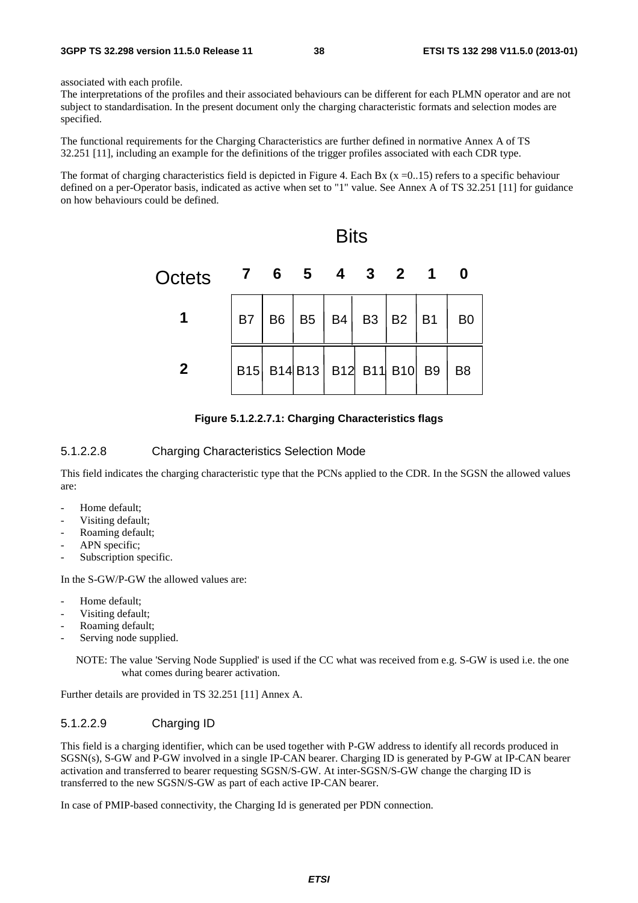associated with each profile.

The interpretations of the profiles and their associated behaviours can be different for each PLMN operator and are not subject to standardisation. In the present document only the charging characteristic formats and selection modes are specified.

The functional requirements for the Charging Characteristics are further defined in normative Annex A of TS 32.251 [11], including an example for the definitions of the trigger profiles associated with each CDR type.

The format of charging characteristics field is depicted in Figure 4. Each Bx (x =0..15) refers to a specific behaviour defined on a per-Operator basis, indicated as active when set to "1" value. See Annex A of TS 32.251 [11] for guidance on how behaviours could be defined.

| Octets \ Bits | 7 | 6 | 5 | 4 | 3 | 2 | 1 | 0 |
|---|---|---|---|---|---|---|---|---|
| 1 | B7 | B6 | B5 | B4 | B3 | B2 | B1 | B0 |
| 2 | B15 | B14 | B13 | B12 | B11 | B10 | B9 | B8 |

**Figure 5.1.2.2.7.1: Charging Characteristics flags**

#### 5.1.2.2.8 Charging Characteristics Selection Mode

This field indicates the charging characteristic type that the PCNs applied to the CDR. In the SGSN the allowed values are:

- Home default;
- Visiting default;
- Roaming default;
- APN specific;
- Subscription specific.

In the S-GW/P-GW the allowed values are:

- Home default;
- Visiting default;
- Roaming default;
- Serving node supplied.

NOTE: The value 'Serving Node Supplied' is used if the CC what was received from e.g. S-GW is used i.e. the one what comes during bearer activation.

Further details are provided in TS 32.251 [11] Annex A.

#### 5.1.2.2.9 Charging ID

This field is a charging identifier, which can be used together with P-GW address to identify all records produced in SGSN(s), S-GW and P-GW involved in a single IP-CAN bearer. Charging ID is generated by P-GW at IP-CAN bearer activation and transferred to bearer requesting SGSN/S-GW. At inter-SGSN/S-GW change the charging ID is transferred to the new SGSN/S-GW as part of each active IP-CAN bearer.

In case of PMIP-based connectivity, the Charging Id is generated per PDN connection.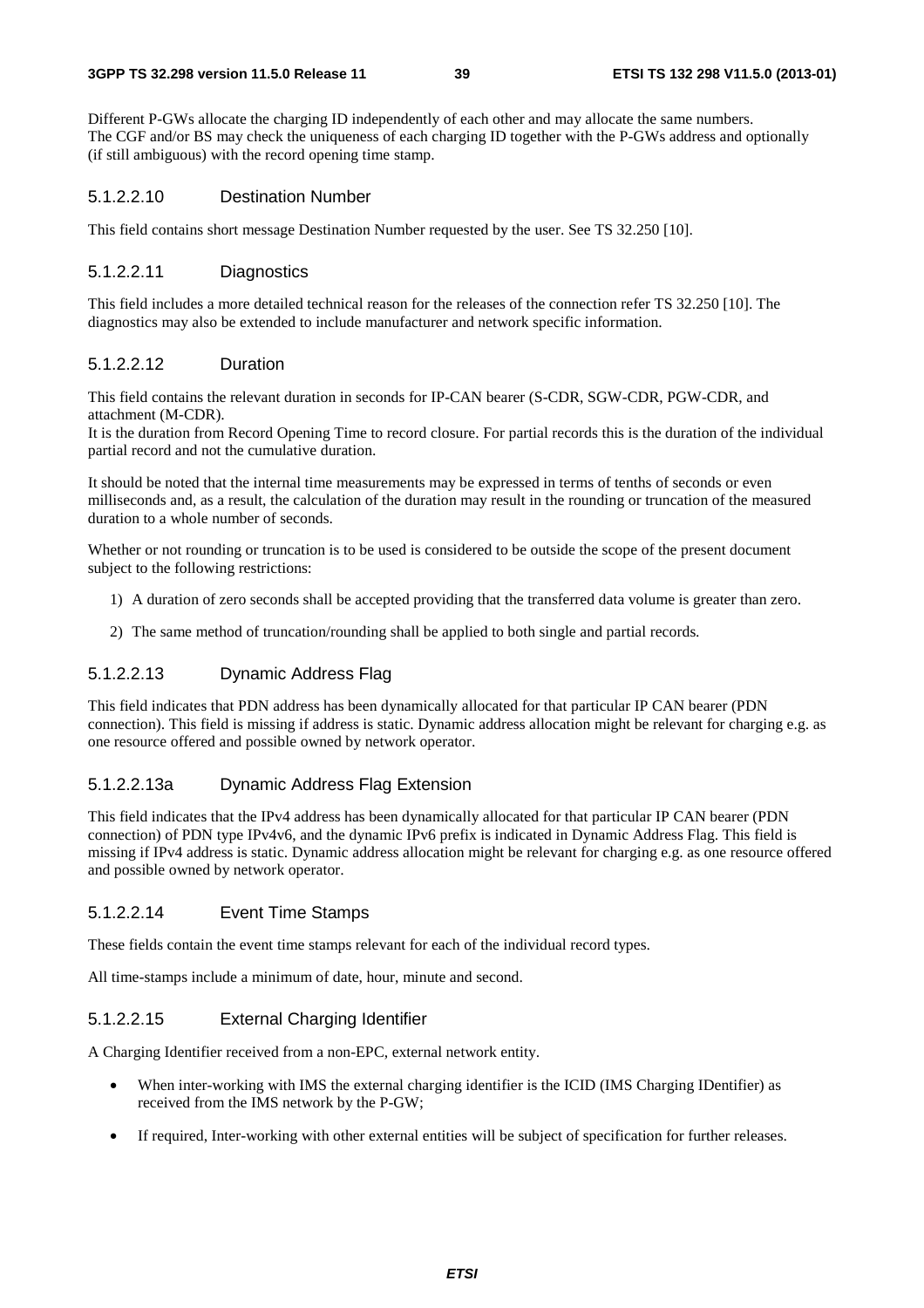Different P-GWs allocate the charging ID independently of each other and may allocate the same numbers.
The CGF and/or BS may check the uniqueness of each charging ID together with the P-GWs address and optionally (if still ambiguous) with the record opening time stamp.

#### 5.1.2.2.10 Destination Number

This field contains short message Destination Number requested by the user. See TS 32.250 [10].

#### 5.1.2.2.11 Diagnostics

This field includes a more detailed technical reason for the releases of the connection refer TS 32.250 [10]. The diagnostics may also be extended to include manufacturer and network specific information.

#### 5.1.2.2.12 Duration

This field contains the relevant duration in seconds for IP-CAN bearer (S-CDR, SGW-CDR, PGW-CDR, and attachment (M-CDR).
It is the duration from Record Opening Time to record closure. For partial records this is the duration of the individual partial record and not the cumulative duration.

It should be noted that the internal time measurements may be expressed in terms of tenths of seconds or even milliseconds and, as a result, the calculation of the duration may result in the rounding or truncation of the measured duration to a whole number of seconds.

Whether or not rounding or truncation is to be used is considered to be outside the scope of the present document subject to the following restrictions:

1) A duration of zero seconds shall be accepted providing that the transferred data volume is greater than zero.

2) The same method of truncation/rounding shall be applied to both single and partial records.

#### 5.1.2.2.13 Dynamic Address Flag

This field indicates that PDN address has been dynamically allocated for that particular IP CAN bearer (PDN connection). This field is missing if address is static. Dynamic address allocation might be relevant for charging e.g. as one resource offered and possible owned by network operator.

#### 5.1.2.2.13a Dynamic Address Flag Extension

This field indicates that the IPv4 address has been dynamically allocated for that particular IP CAN bearer (PDN connection) of PDN type IPv4v6, and the dynamic IPv6 prefix is indicated in Dynamic Address Flag. This field is missing if IPv4 address is static. Dynamic address allocation might be relevant for charging e.g. as one resource offered and possible owned by network operator.

#### 5.1.2.2.14 Event Time Stamps

These fields contain the event time stamps relevant for each of the individual record types.

All time-stamps include a minimum of date, hour, minute and second.

#### 5.1.2.2.15 External Charging Identifier

A Charging Identifier received from a non-EPC, external network entity.

- When inter-working with IMS the external charging identifier is the ICID (IMS Charging IDentifier) as received from the IMS network by the P-GW;
- If required, Inter-working with other external entities will be subject of specification for further releases.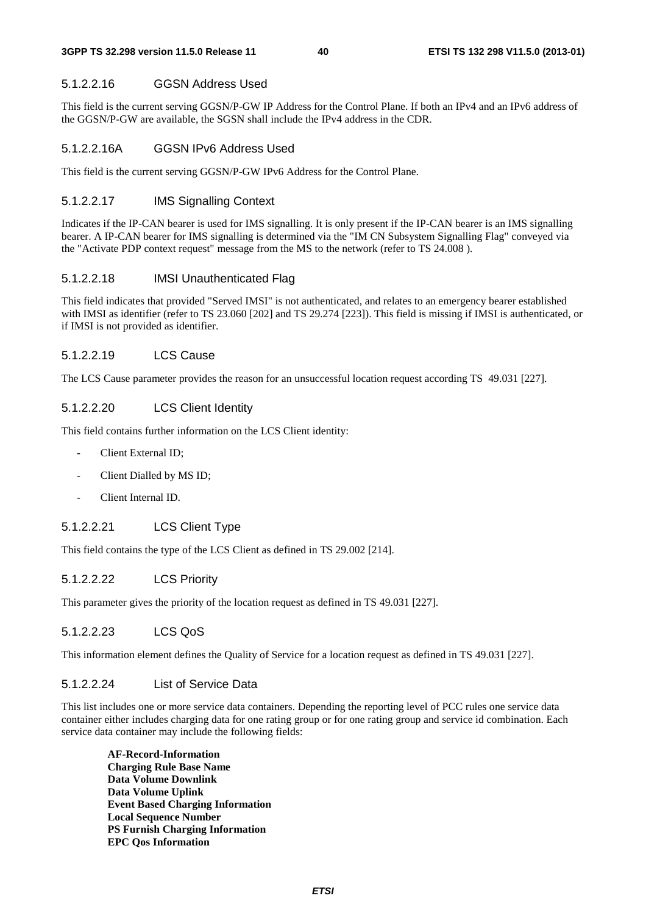#### 5.1.2.2.16 GGSN Address Used

This field is the current serving GGSN/P-GW IP Address for the Control Plane. If both an IPv4 and an IPv6 address of the GGSN/P-GW are available, the SGSN shall include the IPv4 address in the CDR.

#### 5.1.2.2.16A GGSN IPv6 Address Used

This field is the current serving GGSN/P-GW IPv6 Address for the Control Plane.

#### 5.1.2.2.17 IMS Signalling Context

Indicates if the IP-CAN bearer is used for IMS signalling. It is only present if the IP-CAN bearer is an IMS signalling bearer. A IP-CAN bearer for IMS signalling is determined via the "IM CN Subsystem Signalling Flag" conveyed via the "Activate PDP context request" message from the MS to the network (refer to TS 24.008 ).

#### 5.1.2.2.18 IMSI Unauthenticated Flag

This field indicates that provided "Served IMSI" is not authenticated, and relates to an emergency bearer established with IMSI as identifier (refer to TS 23.060 [202] and TS 29.274 [223]). This field is missing if IMSI is authenticated, or if IMSI is not provided as identifier.

#### 5.1.2.2.19 LCS Cause

The LCS Cause parameter provides the reason for an unsuccessful location request according TS 49.031 [227].

#### 5.1.2.2.20 LCS Client Identity

This field contains further information on the LCS Client identity:

- Client External ID;
- Client Dialled by MS ID;
- Client Internal ID.

#### 5.1.2.2.21 LCS Client Type

This field contains the type of the LCS Client as defined in TS 29.002 [214].

#### 5.1.2.2.22 LCS Priority

This parameter gives the priority of the location request as defined in TS 49.031 [227].

#### 5.1.2.2.23 LCS QoS

This information element defines the Quality of Service for a location request as defined in TS 49.031 [227].

#### 5.1.2.2.24 List of Service Data

This list includes one or more service data containers. Depending the reporting level of PCC rules one service data container either includes charging data for one rating group or for one rating group and service id combination. Each service data container may include the following fields:

**AF-Record-Information**
**Charging Rule Base Name**
**Data Volume Downlink**
**Data Volume Uplink**
**Event Based Charging Information**
**Local Sequence Number**
**PS Furnish Charging Information**
**EPC Qos Information**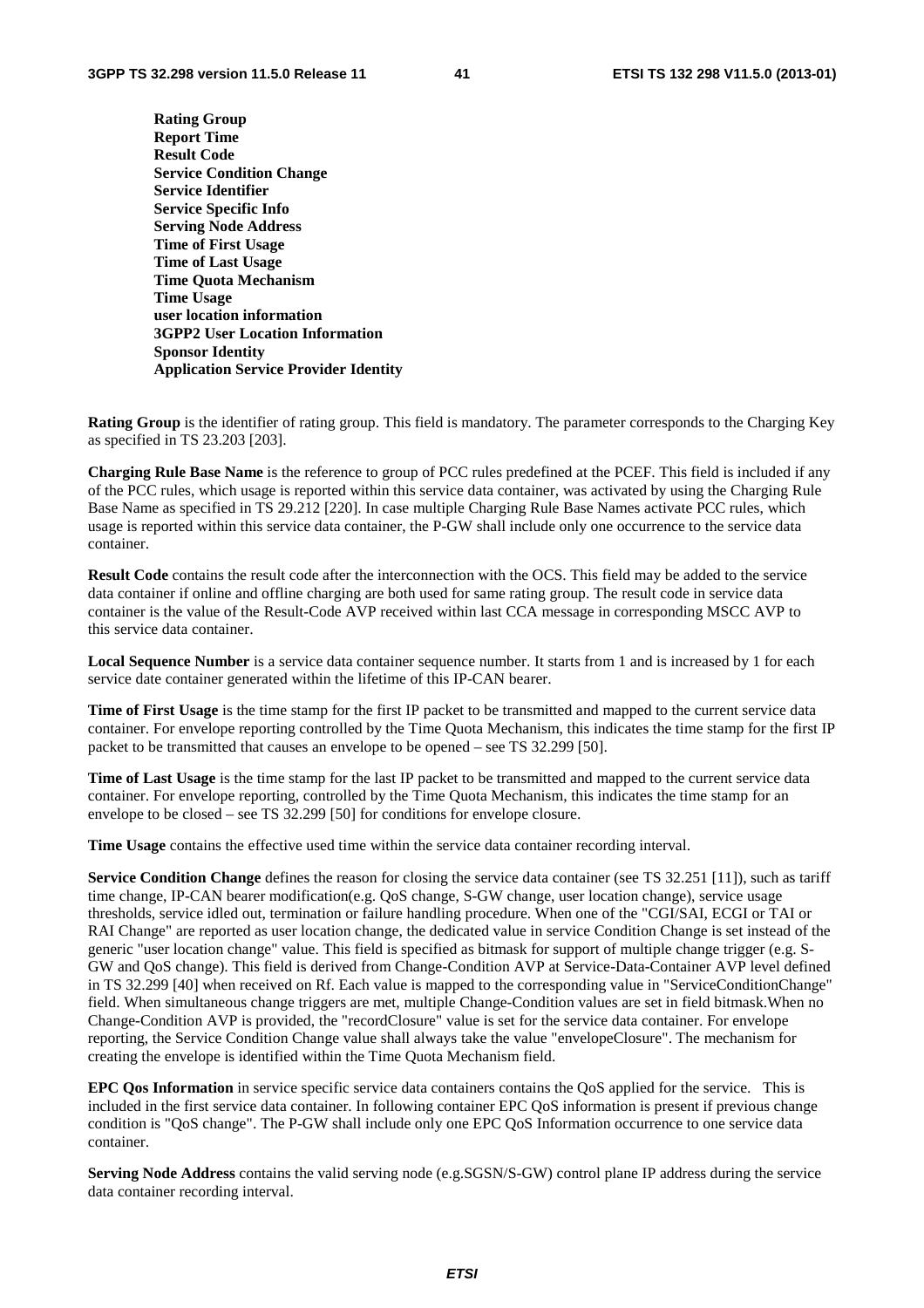**Rating Group**
**Report Time**
**Result Code**
**Service Condition Change**
**Service Identifier**
**Service Specific Info**
**Serving Node Address**
**Time of First Usage**
**Time of Last Usage**
**Time Quota Mechanism**
**Time Usage**
**user location information**
**3GPP2 User Location Information**
**Sponsor Identity**
**Application Service Provider Identity**

**Rating Group** is the identifier of rating group. This field is mandatory. The parameter corresponds to the Charging Key as specified in TS 23.203 [203].

**Charging Rule Base Name** is the reference to group of PCC rules predefined at the PCEF. This field is included if any of the PCC rules, which usage is reported within this service data container, was activated by using the Charging Rule Base Name as specified in TS 29.212 [220]. In case multiple Charging Rule Base Names activate PCC rules, which usage is reported within this service data container, the P-GW shall include only one occurrence to the service data container.

**Result Code** contains the result code after the interconnection with the OCS. This field may be added to the service data container if online and offline charging are both used for same rating group. The result code in service data container is the value of the Result-Code AVP received within last CCA message in corresponding MSCC AVP to this service data container.

**Local Sequence Number** is a service data container sequence number. It starts from 1 and is increased by 1 for each service date container generated within the lifetime of this IP-CAN bearer.

**Time of First Usage** is the time stamp for the first IP packet to be transmitted and mapped to the current service data container. For envelope reporting controlled by the Time Quota Mechanism, this indicates the time stamp for the first IP packet to be transmitted that causes an envelope to be opened – see TS 32.299 [50].

**Time of Last Usage** is the time stamp for the last IP packet to be transmitted and mapped to the current service data container. For envelope reporting, controlled by the Time Quota Mechanism, this indicates the time stamp for an envelope to be closed – see TS 32.299 [50] for conditions for envelope closure.

**Time Usage** contains the effective used time within the service data container recording interval.

**Service Condition Change** defines the reason for closing the service data container (see TS 32.251 [11]), such as tariff time change, IP-CAN bearer modification(e.g. QoS change, S-GW change, user location change), service usage thresholds, service idled out, termination or failure handling procedure. When one of the "CGI/SAI, ECGI or TAI or RAI Change" are reported as user location change, the dedicated value in service Condition Change is set instead of the generic "user location change" value. This field is specified as bitmask for support of multiple change trigger (e.g. S-GW and QoS change). This field is derived from Change-Condition AVP at Service-Data-Container AVP level defined in TS 32.299 [40] when received on Rf. Each value is mapped to the corresponding value in "ServiceConditionChange" field. When simultaneous change triggers are met, multiple Change-Condition values are set in field bitmask.When no Change-Condition AVP is provided, the "recordClosure" value is set for the service data container. For envelope reporting, the Service Condition Change value shall always take the value "envelopeClosure". The mechanism for creating the envelope is identified within the Time Quota Mechanism field.

**EPC Qos Information** in service specific service data containers contains the QoS applied for the service. This is included in the first service data container. In following container EPC QoS information is present if previous change condition is "QoS change". The P-GW shall include only one EPC QoS Information occurrence to one service data container.

**Serving Node Address** contains the valid serving node (e.g.SGSN/S-GW) control plane IP address during the service data container recording interval.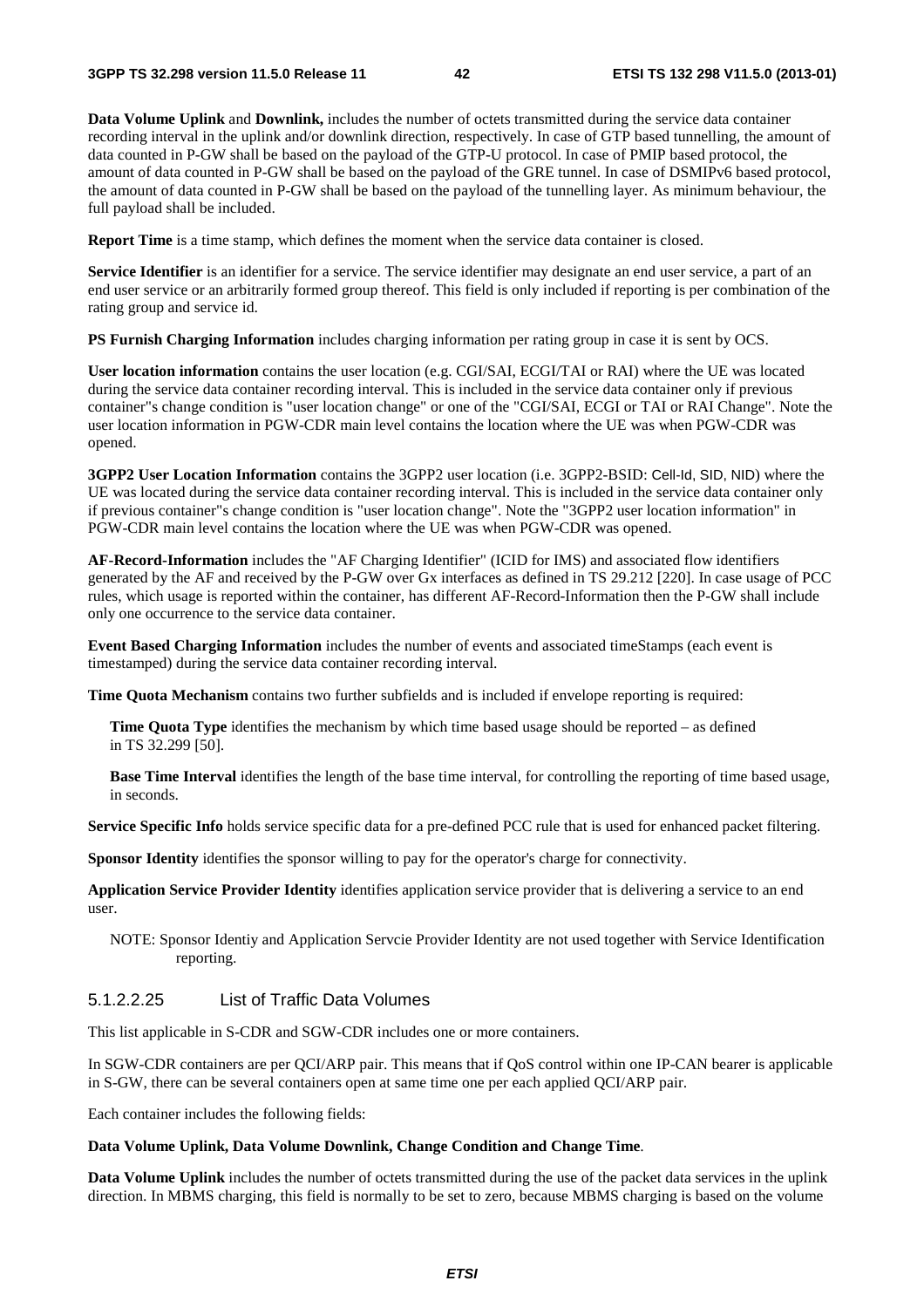**Data Volume Uplink** and **Downlink,** includes the number of octets transmitted during the service data container recording interval in the uplink and/or downlink direction, respectively. In case of GTP based tunnelling, the amount of data counted in P-GW shall be based on the payload of the GTP-U protocol. In case of PMIP based protocol, the amount of data counted in P-GW shall be based on the payload of the GRE tunnel. In case of DSMIPv6 based protocol, the amount of data counted in P-GW shall be based on the payload of the tunnelling layer. As minimum behaviour, the full payload shall be included.

**Report Time** is a time stamp, which defines the moment when the service data container is closed.

**Service Identifier** is an identifier for a service. The service identifier may designate an end user service, a part of an end user service or an arbitrarily formed group thereof. This field is only included if reporting is per combination of the rating group and service id.

**PS Furnish Charging Information** includes charging information per rating group in case it is sent by OCS.

**User location information** contains the user location (e.g. CGI/SAI, ECGI/TAI or RAI) where the UE was located during the service data container recording interval. This is included in the service data container only if previous container"s change condition is "user location change" or one of the "CGI/SAI, ECGI or TAI or RAI Change". Note the user location information in PGW-CDR main level contains the location where the UE was when PGW-CDR was opened.

**3GPP2 User Location Information** contains the 3GPP2 user location (i.e. 3GPP2-BSID: Cell-Id, SID, NID) where the UE was located during the service data container recording interval. This is included in the service data container only if previous container"s change condition is "user location change". Note the "3GPP2 user location information" in PGW-CDR main level contains the location where the UE was when PGW-CDR was opened.

**AF-Record-Information** includes the "AF Charging Identifier" (ICID for IMS) and associated flow identifiers generated by the AF and received by the P-GW over Gx interfaces as defined in TS 29.212 [220]. In case usage of PCC rules, which usage is reported within the container, has different AF-Record-Information then the P-GW shall include only one occurrence to the service data container.

**Event Based Charging Information** includes the number of events and associated timeStamps (each event is timestamped) during the service data container recording interval.

**Time Quota Mechanism** contains two further subfields and is included if envelope reporting is required:

**Time Quota Type** identifies the mechanism by which time based usage should be reported – as defined in TS 32.299 [50].

**Base Time Interval** identifies the length of the base time interval, for controlling the reporting of time based usage, in seconds.

**Service Specific Info** holds service specific data for a pre-defined PCC rule that is used for enhanced packet filtering.

**Sponsor Identity** identifies the sponsor willing to pay for the operator's charge for connectivity.

**Application Service Provider Identity** identifies application service provider that is delivering a service to an end user.

NOTE: Sponsor Identiy and Application Servcie Provider Identity are not used together with Service Identification reporting.

#### 5.1.2.2.25 List of Traffic Data Volumes

This list applicable in S-CDR and SGW-CDR includes one or more containers.

In SGW-CDR containers are per QCI/ARP pair. This means that if QoS control within one IP-CAN bearer is applicable in S-GW, there can be several containers open at same time one per each applied QCI/ARP pair.

Each container includes the following fields:

**Data Volume Uplink, Data Volume Downlink, Change Condition and Change Time**.

**Data Volume Uplink** includes the number of octets transmitted during the use of the packet data services in the uplink direction. In MBMS charging, this field is normally to be set to zero, because MBMS charging is based on the volume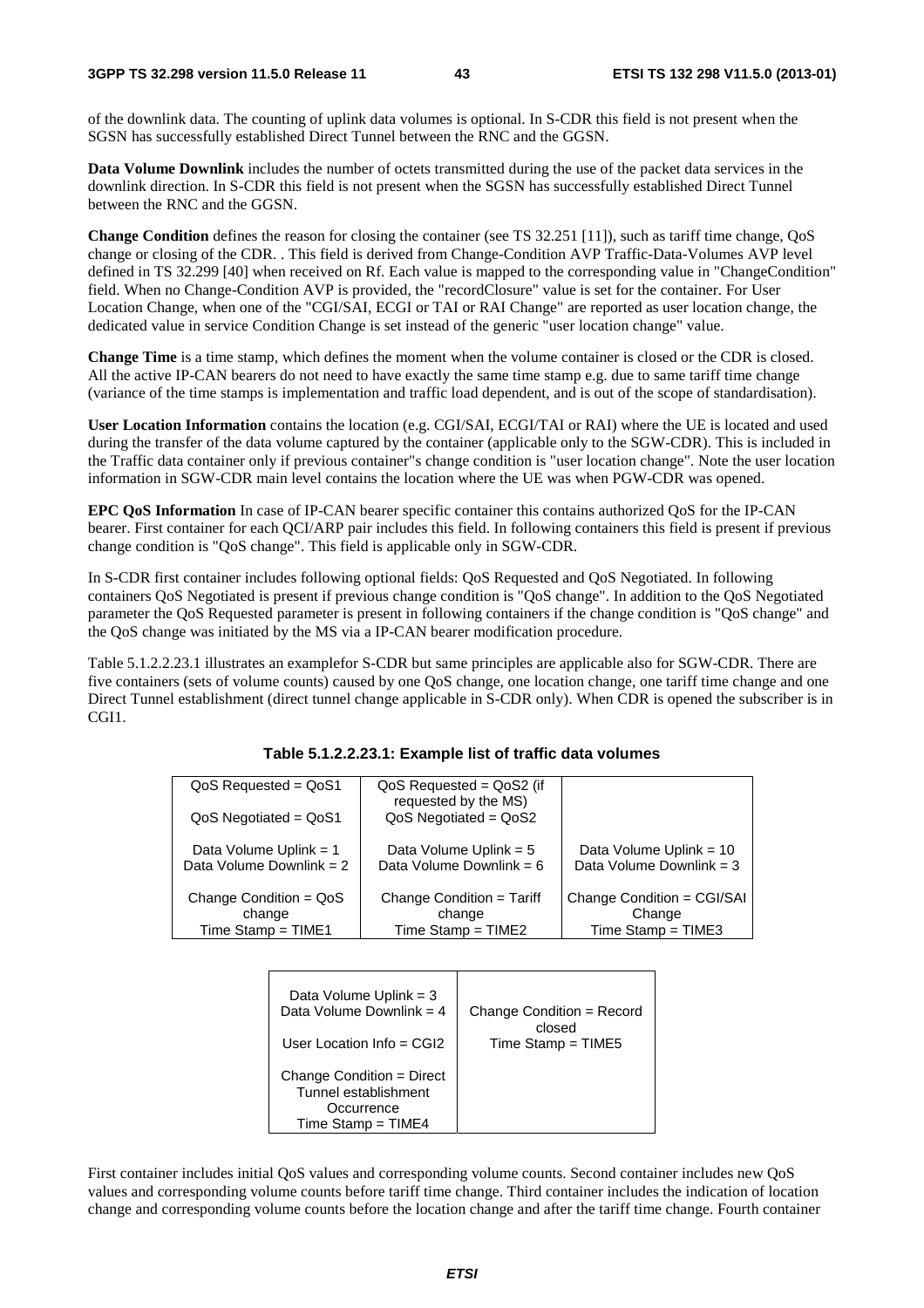of the downlink data. The counting of uplink data volumes is optional. In S-CDR this field is not present when the SGSN has successfully established Direct Tunnel between the RNC and the GGSN.

**Data Volume Downlink** includes the number of octets transmitted during the use of the packet data services in the downlink direction. In S-CDR this field is not present when the SGSN has successfully established Direct Tunnel between the RNC and the GGSN.

**Change Condition** defines the reason for closing the container (see TS 32.251 [11]), such as tariff time change, QoS change or closing of the CDR. . This field is derived from Change-Condition AVP Traffic-Data-Volumes AVP level defined in TS 32.299 [40] when received on Rf. Each value is mapped to the corresponding value in "ChangeCondition" field. When no Change-Condition AVP is provided, the "recordClosure" value is set for the container. For User Location Change, when one of the "CGI/SAI, ECGI or TAI or RAI Change" are reported as user location change, the dedicated value in service Condition Change is set instead of the generic "user location change" value.

**Change Time** is a time stamp, which defines the moment when the volume container is closed or the CDR is closed. All the active IP-CAN bearers do not need to have exactly the same time stamp e.g. due to same tariff time change (variance of the time stamps is implementation and traffic load dependent, and is out of the scope of standardisation).

**User Location Information** contains the location (e.g. CGI/SAI, ECGI/TAI or RAI) where the UE is located and used during the transfer of the data volume captured by the container (applicable only to the SGW-CDR). This is included in the Traffic data container only if previous container"s change condition is "user location change". Note the user location information in SGW-CDR main level contains the location where the UE was when PGW-CDR was opened.

**EPC QoS Information** In case of IP-CAN bearer specific container this contains authorized QoS for the IP-CAN bearer. First container for each QCI/ARP pair includes this field. In following containers this field is present if previous change condition is "QoS change". This field is applicable only in SGW-CDR.

In S-CDR first container includes following optional fields: QoS Requested and QoS Negotiated. In following containers QoS Negotiated is present if previous change condition is "QoS change". In addition to the QoS Negotiated parameter the QoS Requested parameter is present in following containers if the change condition is "QoS change" and the QoS change was initiated by the MS via a IP-CAN bearer modification procedure.

Table 5.1.2.2.23.1 illustrates an examplefor S-CDR but same principles are applicable also for SGW-CDR. There are five containers (sets of volume counts) caused by one QoS change, one location change, one tariff time change and one Direct Tunnel establishment (direct tunnel change applicable in S-CDR only). When CDR is opened the subscriber is in CGI1.

**Table 5.1.2.2.23.1: Example list of traffic data volumes**

| | | |
|---|---|---|
| QoS Requested = QoS1<br>QoS Negotiated = QoS1<br><br>Data Volume Uplink = 1<br>Data Volume Downlink = 2<br><br>Change Condition = QoS change<br>Time Stamp = TIME1 | QoS Requested = QoS2 (if requested by the MS)<br>QoS Negotiated = QoS2<br><br>Data Volume Uplink = 5<br>Data Volume Downlink = 6<br><br>Change Condition = Tariff change<br>Time Stamp = TIME2 | Data Volume Uplink = 10<br>Data Volume Downlink = 3<br><br>Change Condition = CGI/SAI Change<br>Time Stamp = TIME3 |

| | |
|---|---|
| Data Volume Uplink = 3<br>Data Volume Downlink = 4<br><br>User Location Info = CGI2<br><br>Change Condition = Direct Tunnel establishment Occurrence<br>Time Stamp = TIME4 | Change Condition = Record closed<br>Time Stamp = TIME5 |

First container includes initial QoS values and corresponding volume counts. Second container includes new QoS values and corresponding volume counts before tariff time change. Third container includes the indication of location change and corresponding volume counts before the location change and after the tariff time change. Fourth container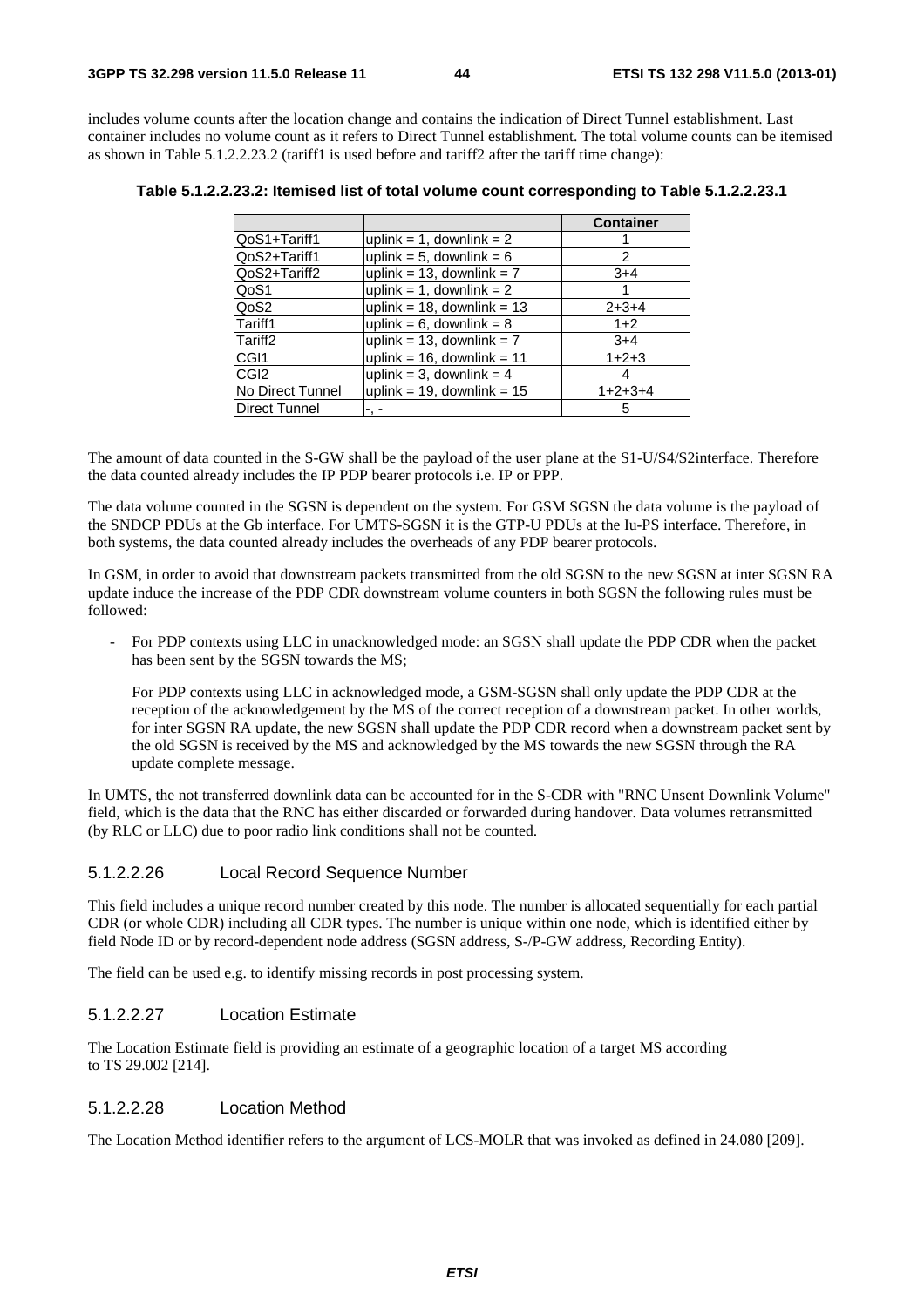includes volume counts after the location change and contains the indication of Direct Tunnel establishment. Last container includes no volume count as it refers to Direct Tunnel establishment. The total volume counts can be itemised as shown in Table 5.1.2.2.23.2 (tariff1 is used before and tariff2 after the tariff time change):

**Table 5.1.2.2.23.2: Itemised list of total volume count corresponding to Table 5.1.2.2.23.1**

| | | Container |
|---|---|---|
| QoS1+Tariff1 | uplink = 1, downlink = 2 | 1 |
| QoS2+Tariff1 | uplink = 5, downlink = 6 | 2 |
| QoS2+Tariff2 | uplink = 13, downlink = 7 | 3+4 |
| QoS1 | uplink = 1, downlink = 2 | 1 |
| QoS2 | uplink = 18, downlink = 13 | 2+3+4 |
| Tariff1 | uplink = 6, downlink = 8 | 1+2 |
| Tariff2 | uplink = 13, downlink = 7 | 3+4 |
| CGI1 | uplink = 16, downlink = 11 | 1+2+3 |
| CGI2 | uplink = 3, downlink = 4 | 4 |
| No Direct Tunnel | uplink = 19, downlink = 15 | 1+2+3+4 |
| Direct Tunnel | -, - | 5 |

The amount of data counted in the S-GW shall be the payload of the user plane at the S1-U/S4/S2interface. Therefore the data counted already includes the IP PDP bearer protocols i.e. IP or PPP.

The data volume counted in the SGSN is dependent on the system. For GSM SGSN the data volume is the payload of the SNDCP PDUs at the Gb interface. For UMTS-SGSN it is the GTP-U PDUs at the Iu-PS interface. Therefore, in both systems, the data counted already includes the overheads of any PDP bearer protocols.

In GSM, in order to avoid that downstream packets transmitted from the old SGSN to the new SGSN at inter SGSN RA update induce the increase of the PDP CDR downstream volume counters in both SGSN the following rules must be followed:

- For PDP contexts using LLC in unacknowledged mode: an SGSN shall update the PDP CDR when the packet has been sent by the SGSN towards the MS;

  For PDP contexts using LLC in acknowledged mode, a GSM-SGSN shall only update the PDP CDR at the reception of the acknowledgement by the MS of the correct reception of a downstream packet. In other worlds, for inter SGSN RA update, the new SGSN shall update the PDP CDR record when a downstream packet sent by the old SGSN is received by the MS and acknowledged by the MS towards the new SGSN through the RA update complete message.

In UMTS, the not transferred downlink data can be accounted for in the S-CDR with "RNC Unsent Downlink Volume" field, which is the data that the RNC has either discarded or forwarded during handover. Data volumes retransmitted (by RLC or LLC) due to poor radio link conditions shall not be counted.

#### 5.1.2.2.26 Local Record Sequence Number

This field includes a unique record number created by this node. The number is allocated sequentially for each partial CDR (or whole CDR) including all CDR types. The number is unique within one node, which is identified either by field Node ID or by record-dependent node address (SGSN address, S-/P-GW address, Recording Entity).

The field can be used e.g. to identify missing records in post processing system.

#### 5.1.2.2.27 Location Estimate

The Location Estimate field is providing an estimate of a geographic location of a target MS according to TS 29.002 [214].

#### 5.1.2.2.28 Location Method

The Location Method identifier refers to the argument of LCS-MOLR that was invoked as defined in 24.080 [209].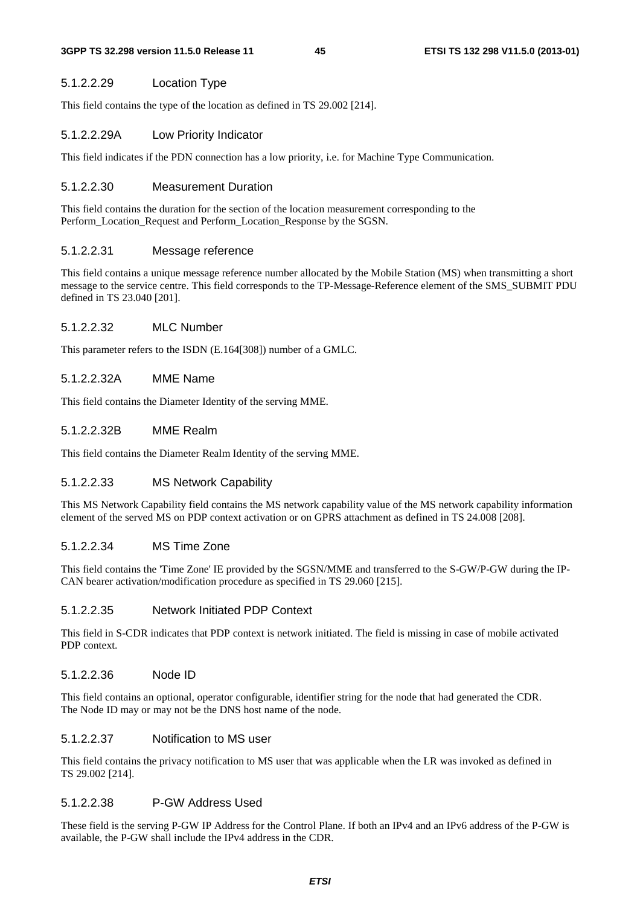#### 5.1.2.2.29 Location Type

This field contains the type of the location as defined in TS 29.002 [214].

#### 5.1.2.2.29A Low Priority Indicator

This field indicates if the PDN connection has a low priority, i.e. for Machine Type Communication.

#### 5.1.2.2.30 Measurement Duration

This field contains the duration for the section of the location measurement corresponding to the Perform_Location_Request and Perform_Location_Response by the SGSN.

#### 5.1.2.2.31 Message reference

This field contains a unique message reference number allocated by the Mobile Station (MS) when transmitting a short message to the service centre. This field corresponds to the TP-Message-Reference element of the SMS_SUBMIT PDU defined in TS 23.040 [201].

#### 5.1.2.2.32 MLC Number

This parameter refers to the ISDN (E.164[308]) number of a GMLC.

#### 5.1.2.2.32A MME Name

This field contains the Diameter Identity of the serving MME.

#### 5.1.2.2.32B MME Realm

This field contains the Diameter Realm Identity of the serving MME.

#### 5.1.2.2.33 MS Network Capability

This MS Network Capability field contains the MS network capability value of the MS network capability information element of the served MS on PDP context activation or on GPRS attachment as defined in TS 24.008 [208].

#### 5.1.2.2.34 MS Time Zone

This field contains the 'Time Zone' IE provided by the SGSN/MME and transferred to the S-GW/P-GW during the IP-CAN bearer activation/modification procedure as specified in TS 29.060 [215].

#### 5.1.2.2.35 Network Initiated PDP Context

This field in S-CDR indicates that PDP context is network initiated. The field is missing in case of mobile activated PDP context.

#### 5.1.2.2.36 Node ID

This field contains an optional, operator configurable, identifier string for the node that had generated the CDR. The Node ID may or may not be the DNS host name of the node.

#### 5.1.2.2.37 Notification to MS user

This field contains the privacy notification to MS user that was applicable when the LR was invoked as defined in TS 29.002 [214].

#### 5.1.2.2.38 P-GW Address Used

These field is the serving P-GW IP Address for the Control Plane. If both an IPv4 and an IPv6 address of the P-GW is available, the P-GW shall include the IPv4 address in the CDR.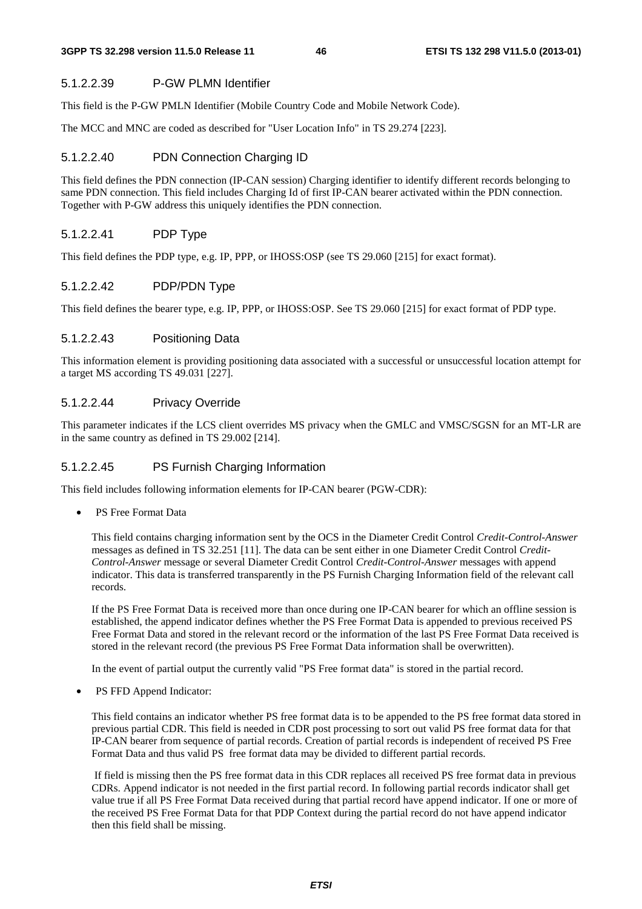#### 5.1.2.2.39 P-GW PLMN Identifier

This field is the P-GW PMLN Identifier (Mobile Country Code and Mobile Network Code).

The MCC and MNC are coded as described for "User Location Info" in TS 29.274 [223].

#### 5.1.2.2.40 PDN Connection Charging ID

This field defines the PDN connection (IP-CAN session) Charging identifier to identify different records belonging to same PDN connection. This field includes Charging Id of first IP-CAN bearer activated within the PDN connection. Together with P-GW address this uniquely identifies the PDN connection.

#### 5.1.2.2.41 PDP Type

This field defines the PDP type, e.g. IP, PPP, or IHOSS:OSP (see TS 29.060 [215] for exact format).

#### 5.1.2.2.42 PDP/PDN Type

This field defines the bearer type, e.g. IP, PPP, or IHOSS:OSP. See TS 29.060 [215] for exact format of PDP type.

#### 5.1.2.2.43 Positioning Data

This information element is providing positioning data associated with a successful or unsuccessful location attempt for a target MS according TS 49.031 [227].

#### 5.1.2.2.44 Privacy Override

This parameter indicates if the LCS client overrides MS privacy when the GMLC and VMSC/SGSN for an MT-LR are in the same country as defined in TS 29.002 [214].

#### 5.1.2.2.45 PS Furnish Charging Information

This field includes following information elements for IP-CAN bearer (PGW-CDR):

- PS Free Format Data

  This field contains charging information sent by the OCS in the Diameter Credit Control *Credit-Control-Answer* messages as defined in TS 32.251 [11]. The data can be sent either in one Diameter Credit Control *Credit-Control-Answer* message or several Diameter Credit Control *Credit-Control-Answer* messages with append indicator. This data is transferred transparently in the PS Furnish Charging Information field of the relevant call records.

  If the PS Free Format Data is received more than once during one IP-CAN bearer for which an offline session is established, the append indicator defines whether the PS Free Format Data is appended to previous received PS Free Format Data and stored in the relevant record or the information of the last PS Free Format Data received is stored in the relevant record (the previous PS Free Format Data information shall be overwritten).

  In the event of partial output the currently valid "PS Free format data" is stored in the partial record.

- PS FFD Append Indicator:

  This field contains an indicator whether PS free format data is to be appended to the PS free format data stored in previous partial CDR. This field is needed in CDR post processing to sort out valid PS free format data for that IP-CAN bearer from sequence of partial records. Creation of partial records is independent of received PS Free Format Data and thus valid PS free format data may be divided to different partial records.

  If field is missing then the PS free format data in this CDR replaces all received PS free format data in previous CDRs. Append indicator is not needed in the first partial record. In following partial records indicator shall get value true if all PS Free Format Data received during that partial record have append indicator. If one or more of the received PS Free Format Data for that PDP Context during the partial record do not have append indicator then this field shall be missing.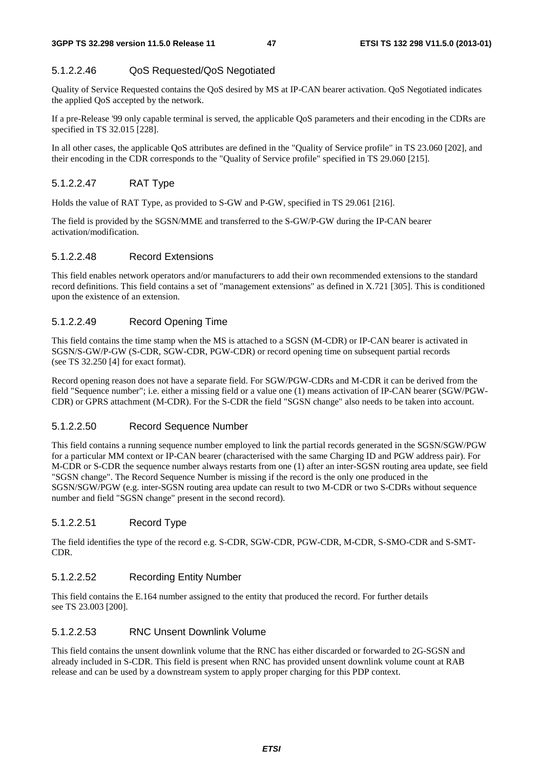#### 5.1.2.2.46 QoS Requested/QoS Negotiated

Quality of Service Requested contains the QoS desired by MS at IP-CAN bearer activation. QoS Negotiated indicates the applied QoS accepted by the network.

If a pre-Release '99 only capable terminal is served, the applicable QoS parameters and their encoding in the CDRs are specified in TS 32.015 [228].

In all other cases, the applicable QoS attributes are defined in the "Quality of Service profile" in TS 23.060 [202], and their encoding in the CDR corresponds to the "Quality of Service profile" specified in TS 29.060 [215].

#### 5.1.2.2.47 RAT Type

Holds the value of RAT Type, as provided to S-GW and P-GW, specified in TS 29.061 [216].

The field is provided by the SGSN/MME and transferred to the S-GW/P-GW during the IP-CAN bearer activation/modification.

#### 5.1.2.2.48 Record Extensions

This field enables network operators and/or manufacturers to add their own recommended extensions to the standard record definitions. This field contains a set of "management extensions" as defined in X.721 [305]. This is conditioned upon the existence of an extension.

#### 5.1.2.2.49 Record Opening Time

This field contains the time stamp when the MS is attached to a SGSN (M-CDR) or IP-CAN bearer is activated in SGSN/S-GW/P-GW (S-CDR, SGW-CDR, PGW-CDR) or record opening time on subsequent partial records (see TS 32.250 [4] for exact format).

Record opening reason does not have a separate field. For SGW/PGW-CDRs and M-CDR it can be derived from the field "Sequence number"; i.e. either a missing field or a value one (1) means activation of IP-CAN bearer (SGW/PGW-CDR) or GPRS attachment (M-CDR). For the S-CDR the field "SGSN change" also needs to be taken into account.

#### 5.1.2.2.50 Record Sequence Number

This field contains a running sequence number employed to link the partial records generated in the SGSN/SGW/PGW for a particular MM context or IP-CAN bearer (characterised with the same Charging ID and PGW address pair). For M-CDR or S-CDR the sequence number always restarts from one (1) after an inter-SGSN routing area update, see field "SGSN change". The Record Sequence Number is missing if the record is the only one produced in the SGSN/SGW/PGW (e.g. inter-SGSN routing area update can result to two M-CDR or two S-CDRs without sequence number and field "SGSN change" present in the second record).

#### 5.1.2.2.51 Record Type

The field identifies the type of the record e.g. S-CDR, SGW-CDR, PGW-CDR, M-CDR, S-SMO-CDR and S-SMT-CDR.

#### 5.1.2.2.52 Recording Entity Number

This field contains the E.164 number assigned to the entity that produced the record. For further details see TS 23.003 [200].

#### 5.1.2.2.53 RNC Unsent Downlink Volume

This field contains the unsent downlink volume that the RNC has either discarded or forwarded to 2G-SGSN and already included in S-CDR. This field is present when RNC has provided unsent downlink volume count at RAB release and can be used by a downstream system to apply proper charging for this PDP context.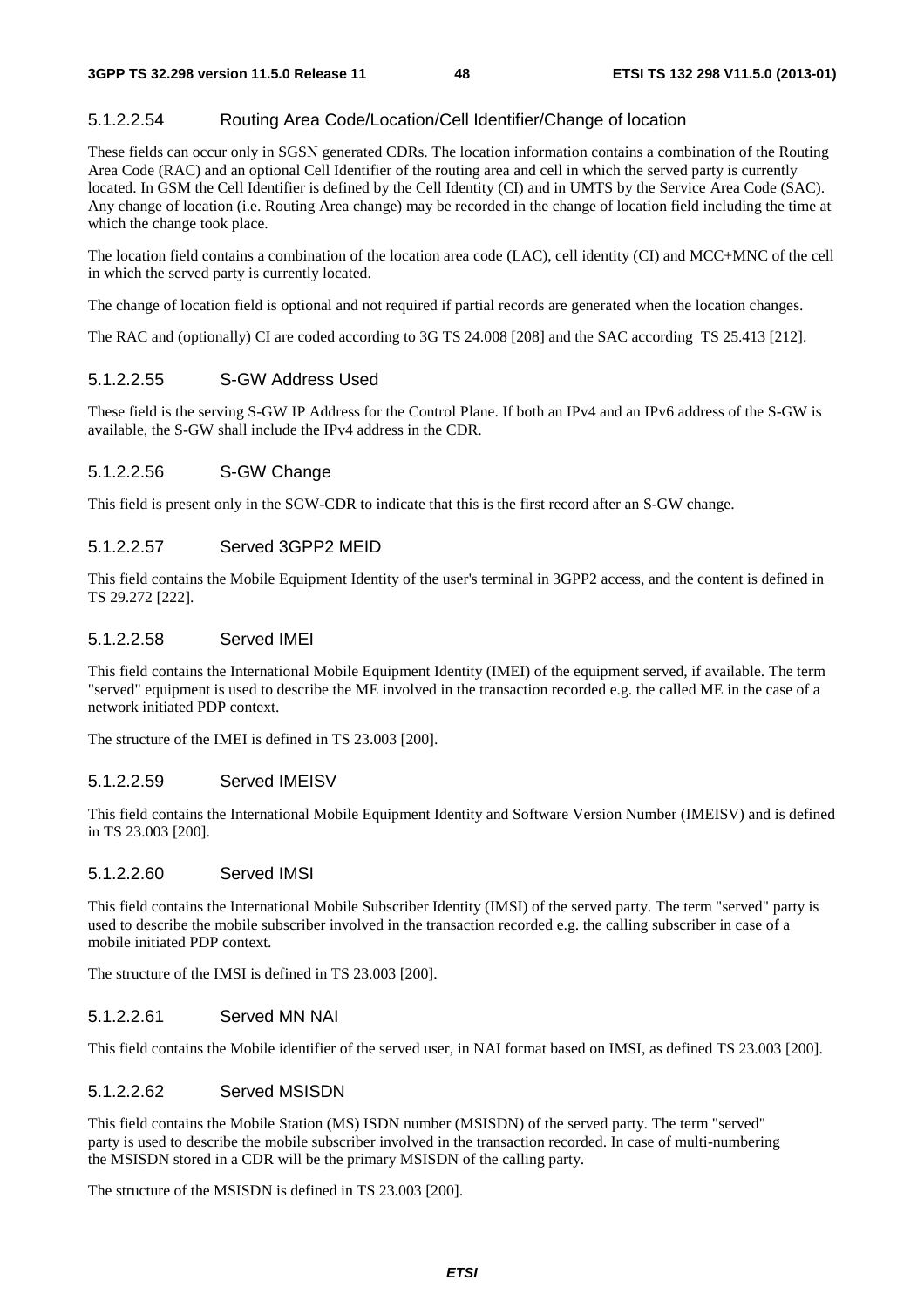#### 5.1.2.2.54 Routing Area Code/Location/Cell Identifier/Change of location

These fields can occur only in SGSN generated CDRs. The location information contains a combination of the Routing Area Code (RAC) and an optional Cell Identifier of the routing area and cell in which the served party is currently located. In GSM the Cell Identifier is defined by the Cell Identity (CI) and in UMTS by the Service Area Code (SAC). Any change of location (i.e. Routing Area change) may be recorded in the change of location field including the time at which the change took place.

The location field contains a combination of the location area code (LAC), cell identity (CI) and MCC+MNC of the cell in which the served party is currently located.

The change of location field is optional and not required if partial records are generated when the location changes.

The RAC and (optionally) CI are coded according to 3G TS 24.008 [208] and the SAC according TS 25.413 [212].

#### 5.1.2.2.55 S-GW Address Used

These field is the serving S-GW IP Address for the Control Plane. If both an IPv4 and an IPv6 address of the S-GW is available, the S-GW shall include the IPv4 address in the CDR.

#### 5.1.2.2.56 S-GW Change

This field is present only in the SGW-CDR to indicate that this is the first record after an S-GW change.

#### 5.1.2.2.57 Served 3GPP2 MEID

This field contains the Mobile Equipment Identity of the user's terminal in 3GPP2 access, and the content is defined in TS 29.272 [222].

#### 5.1.2.2.58 Served IMEI

This field contains the International Mobile Equipment Identity (IMEI) of the equipment served, if available. The term "served" equipment is used to describe the ME involved in the transaction recorded e.g. the called ME in the case of a network initiated PDP context.

The structure of the IMEI is defined in TS 23.003 [200].

#### 5.1.2.2.59 Served IMEISV

This field contains the International Mobile Equipment Identity and Software Version Number (IMEISV) and is defined in TS 23.003 [200].

#### 5.1.2.2.60 Served IMSI

This field contains the International Mobile Subscriber Identity (IMSI) of the served party. The term "served" party is used to describe the mobile subscriber involved in the transaction recorded e.g. the calling subscriber in case of a mobile initiated PDP context.

The structure of the IMSI is defined in TS 23.003 [200].

#### 5.1.2.2.61 Served MN NAI

This field contains the Mobile identifier of the served user, in NAI format based on IMSI, as defined TS 23.003 [200].

#### 5.1.2.2.62 Served MSISDN

This field contains the Mobile Station (MS) ISDN number (MSISDN) of the served party. The term "served" party is used to describe the mobile subscriber involved in the transaction recorded. In case of multi-numbering the MSISDN stored in a CDR will be the primary MSISDN of the calling party.

The structure of the MSISDN is defined in TS 23.003 [200].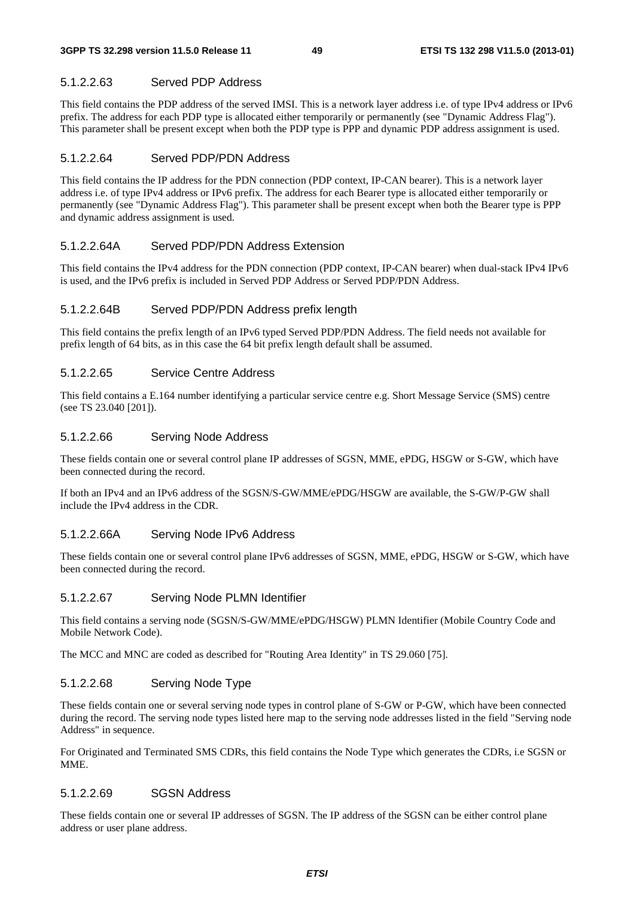#### 5.1.2.2.63 Served PDP Address

This field contains the PDP address of the served IMSI. This is a network layer address i.e. of type IPv4 address or IPv6 prefix. The address for each PDP type is allocated either temporarily or permanently (see "Dynamic Address Flag"). This parameter shall be present except when both the PDP type is PPP and dynamic PDP address assignment is used.

#### 5.1.2.2.64 Served PDP/PDN Address

This field contains the IP address for the PDN connection (PDP context, IP-CAN bearer). This is a network layer address i.e. of type IPv4 address or IPv6 prefix. The address for each Bearer type is allocated either temporarily or permanently (see "Dynamic Address Flag"). This parameter shall be present except when both the Bearer type is PPP and dynamic address assignment is used.

#### 5.1.2.2.64A Served PDP/PDN Address Extension

This field contains the IPv4 address for the PDN connection (PDP context, IP-CAN bearer) when dual-stack IPv4 IPv6 is used, and the IPv6 prefix is included in Served PDP Address or Served PDP/PDN Address.

#### 5.1.2.2.64B Served PDP/PDN Address prefix length

This field contains the prefix length of an IPv6 typed Served PDP/PDN Address. The field needs not available for prefix length of 64 bits, as in this case the 64 bit prefix length default shall be assumed.

#### 5.1.2.2.65 Service Centre Address

This field contains a E.164 number identifying a particular service centre e.g. Short Message Service (SMS) centre (see TS 23.040 [201]).

#### 5.1.2.2.66 Serving Node Address

These fields contain one or several control plane IP addresses of SGSN, MME, ePDG, HSGW or S-GW, which have been connected during the record.

If both an IPv4 and an IPv6 address of the SGSN/S-GW/MME/ePDG/HSGW are available, the S-GW/P-GW shall include the IPv4 address in the CDR.

#### 5.1.2.2.66A Serving Node IPv6 Address

These fields contain one or several control plane IPv6 addresses of SGSN, MME, ePDG, HSGW or S-GW, which have been connected during the record.

#### 5.1.2.2.67 Serving Node PLMN Identifier

This field contains a serving node (SGSN/S-GW/MME/ePDG/HSGW) PLMN Identifier (Mobile Country Code and Mobile Network Code).

The MCC and MNC are coded as described for "Routing Area Identity" in TS 29.060 [75].

#### 5.1.2.2.68 Serving Node Type

These fields contain one or several serving node types in control plane of S-GW or P-GW, which have been connected during the record. The serving node types listed here map to the serving node addresses listed in the field "Serving node Address" in sequence.

For Originated and Terminated SMS CDRs, this field contains the Node Type which generates the CDRs, i.e SGSN or MME.

#### 5.1.2.2.69 SGSN Address

These fields contain one or several IP addresses of SGSN. The IP address of the SGSN can be either control plane address or user plane address.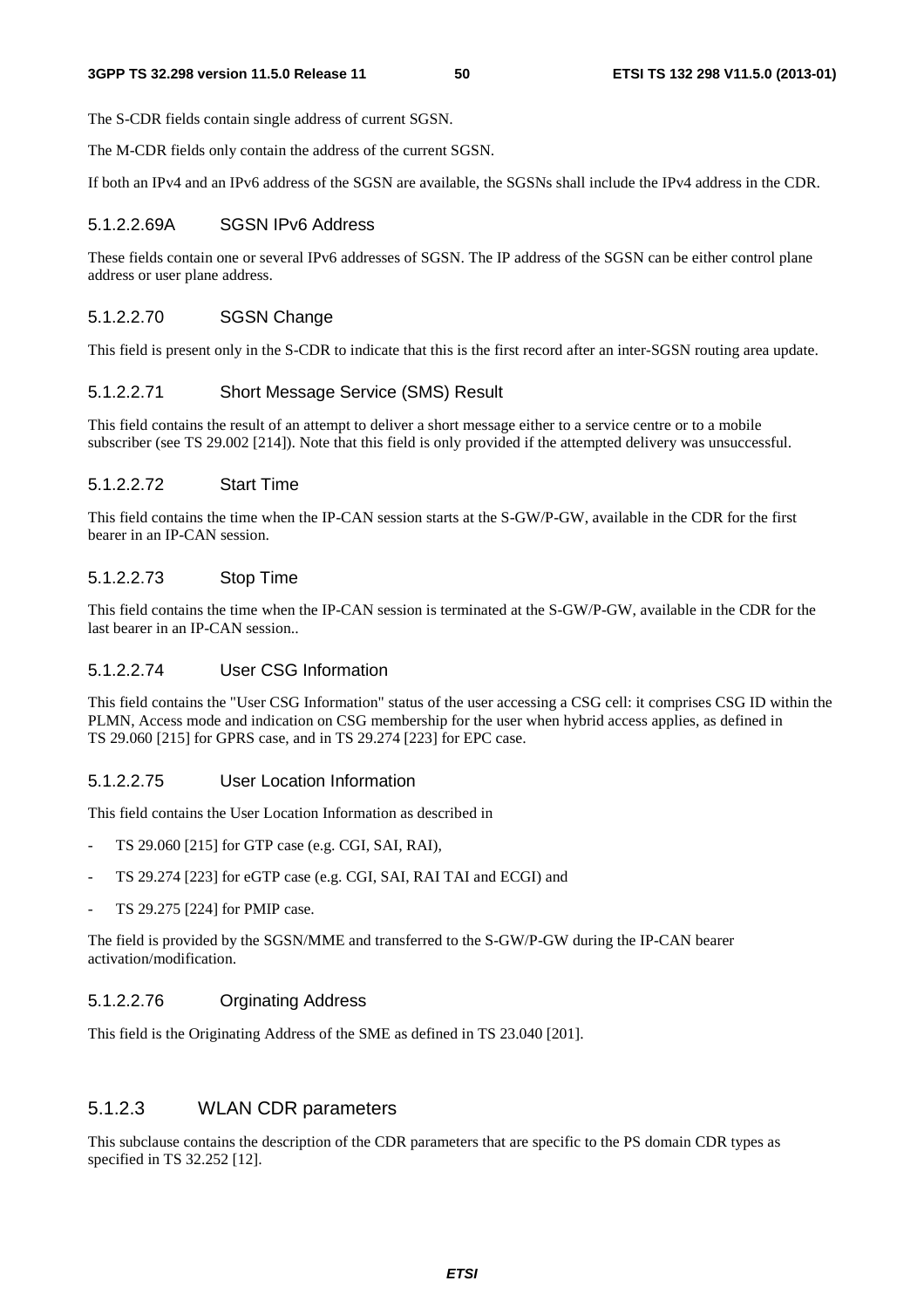The S-CDR fields contain single address of current SGSN.

The M-CDR fields only contain the address of the current SGSN.

If both an IPv4 and an IPv6 address of the SGSN are available, the SGSNs shall include the IPv4 address in the CDR.

#### 5.1.2.2.69A SGSN IPv6 Address

These fields contain one or several IPv6 addresses of SGSN. The IP address of the SGSN can be either control plane address or user plane address.

#### 5.1.2.2.70 SGSN Change

This field is present only in the S-CDR to indicate that this is the first record after an inter-SGSN routing area update.

#### 5.1.2.2.71 Short Message Service (SMS) Result

This field contains the result of an attempt to deliver a short message either to a service centre or to a mobile subscriber (see TS 29.002 [214]). Note that this field is only provided if the attempted delivery was unsuccessful.

#### 5.1.2.2.72 Start Time

This field contains the time when the IP-CAN session starts at the S-GW/P-GW, available in the CDR for the first bearer in an IP-CAN session.

#### 5.1.2.2.73 Stop Time

This field contains the time when the IP-CAN session is terminated at the S-GW/P-GW, available in the CDR for the last bearer in an IP-CAN session..

#### 5.1.2.2.74 User CSG Information

This field contains the "User CSG Information" status of the user accessing a CSG cell: it comprises CSG ID within the PLMN, Access mode and indication on CSG membership for the user when hybrid access applies, as defined in TS 29.060 [215] for GPRS case, and in TS 29.274 [223] for EPC case.

#### 5.1.2.2.75 User Location Information

This field contains the User Location Information as described in

- TS 29.060 [215] for GTP case (e.g. CGI, SAI, RAI),
- TS 29.274 [223] for eGTP case (e.g. CGI, SAI, RAI TAI and ECGI) and
- TS 29.275 [224] for PMIP case.

The field is provided by the SGSN/MME and transferred to the S-GW/P-GW during the IP-CAN bearer activation/modification.

#### 5.1.2.2.76 Orginating Address

This field is the Originating Address of the SME as defined in TS 23.040 [201].

### 5.1.2.3 WLAN CDR parameters

This subclause contains the description of the CDR parameters that are specific to the PS domain CDR types as specified in TS 32.252 [12].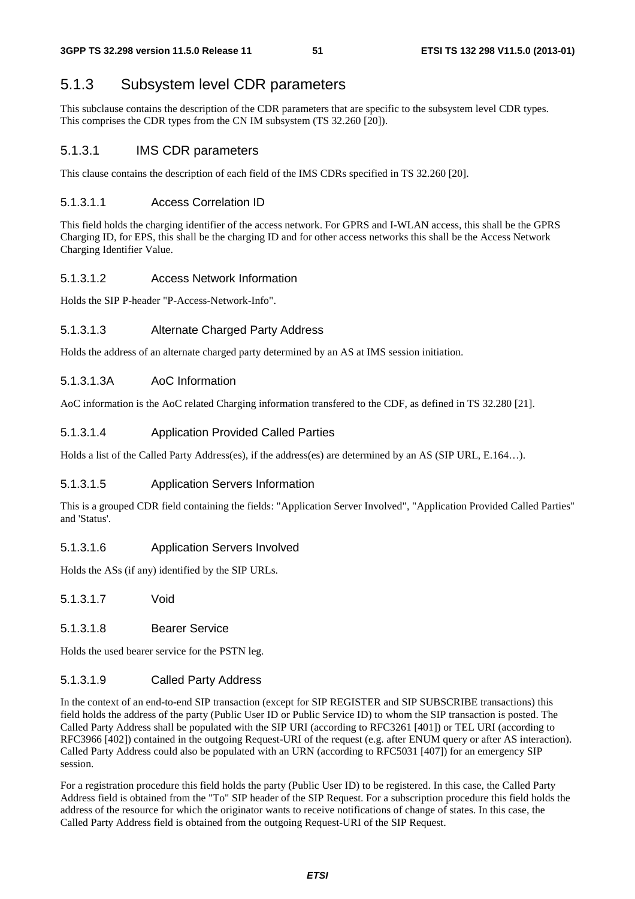## 5.1.3 Subsystem level CDR parameters

This subclause contains the description of the CDR parameters that are specific to the subsystem level CDR types. This comprises the CDR types from the CN IM subsystem (TS 32.260 [20]).

### 5.1.3.1 IMS CDR parameters

This clause contains the description of each field of the IMS CDRs specified in TS 32.260 [20].

#### 5.1.3.1.1 Access Correlation ID

This field holds the charging identifier of the access network. For GPRS and I-WLAN access, this shall be the GPRS Charging ID, for EPS, this shall be the charging ID and for other access networks this shall be the Access Network Charging Identifier Value.

#### 5.1.3.1.2 Access Network Information

Holds the SIP P-header "P-Access-Network-Info".

#### 5.1.3.1.3 Alternate Charged Party Address

Holds the address of an alternate charged party determined by an AS at IMS session initiation.

#### 5.1.3.1.3A AoC Information

AoC information is the AoC related Charging information transfered to the CDF, as defined in TS 32.280 [21].

#### 5.1.3.1.4 Application Provided Called Parties

Holds a list of the Called Party Address(es), if the address(es) are determined by an AS (SIP URL, E.164…).

#### 5.1.3.1.5 Application Servers Information

This is a grouped CDR field containing the fields: "Application Server Involved", "Application Provided Called Parties" and 'Status'.

#### 5.1.3.1.6 Application Servers Involved

Holds the ASs (if any) identified by the SIP URLs.

#### 5.1.3.1.7 Void

#### 5.1.3.1.8 Bearer Service

Holds the used bearer service for the PSTN leg.

#### 5.1.3.1.9 Called Party Address

In the context of an end-to-end SIP transaction (except for SIP REGISTER and SIP SUBSCRIBE transactions) this field holds the address of the party (Public User ID or Public Service ID) to whom the SIP transaction is posted. The Called Party Address shall be populated with the SIP URI (according to RFC3261 [401]) or TEL URI (according to RFC3966 [402]) contained in the outgoing Request-URI of the request (e.g. after ENUM query or after AS interaction). Called Party Address could also be populated with an URN (according to RFC5031 [407]) for an emergency SIP session.

For a registration procedure this field holds the party (Public User ID) to be registered. In this case, the Called Party Address field is obtained from the "To" SIP header of the SIP Request. For a subscription procedure this field holds the address of the resource for which the originator wants to receive notifications of change of states. In this case, the Called Party Address field is obtained from the outgoing Request-URI of the SIP Request.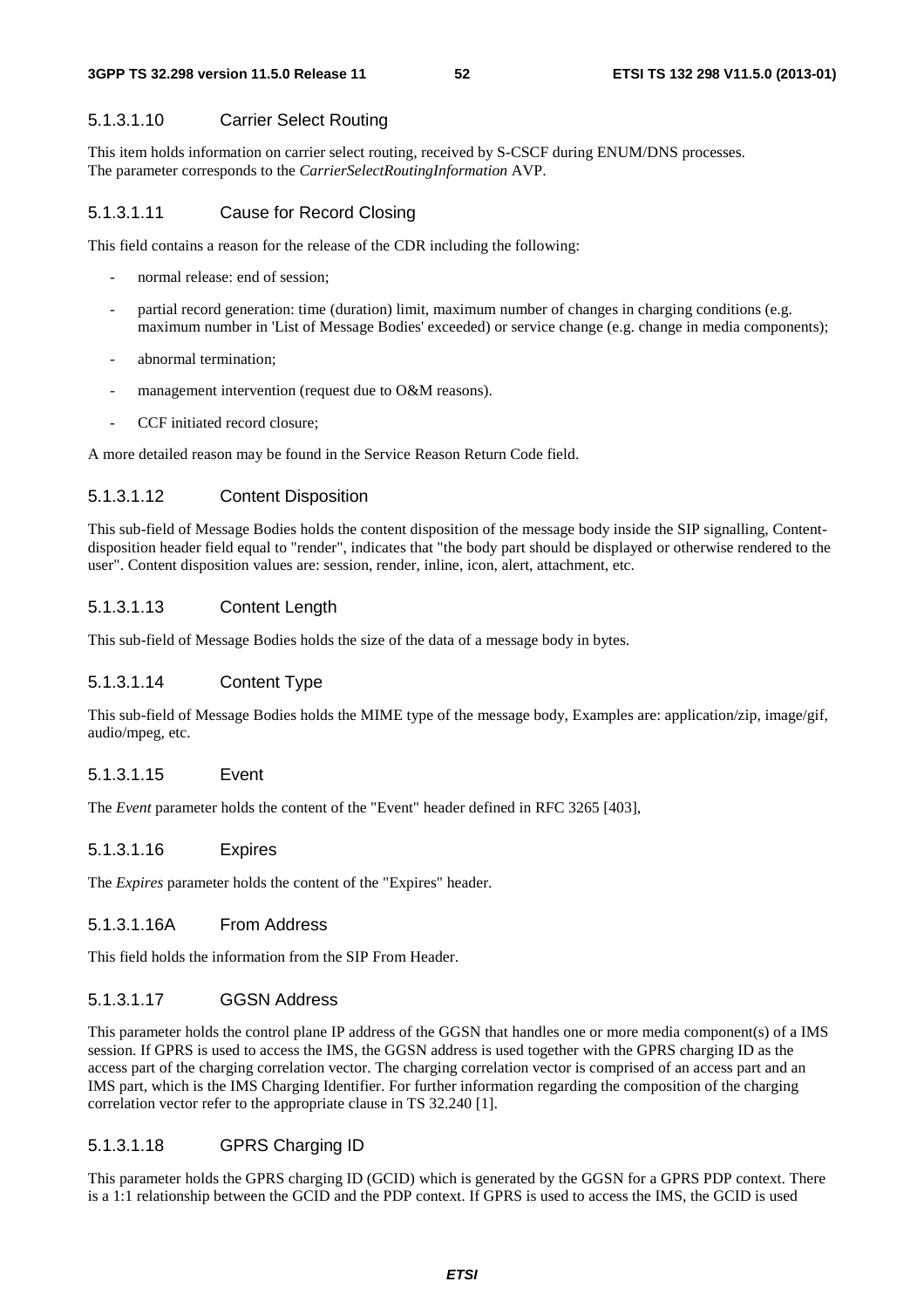#### 5.1.3.1.10 Carrier Select Routing

This item holds information on carrier select routing, received by S-CSCF during ENUM/DNS processes.
The parameter corresponds to the *CarrierSelectRoutingInformation* AVP.

#### 5.1.3.1.11 Cause for Record Closing

This field contains a reason for the release of the CDR including the following:

- normal release: end of session;
- partial record generation: time (duration) limit, maximum number of changes in charging conditions (e.g. maximum number in 'List of Message Bodies' exceeded) or service change (e.g. change in media components);
- abnormal termination;
- management intervention (request due to O&M reasons).
- CCF initiated record closure;

A more detailed reason may be found in the Service Reason Return Code field.

#### 5.1.3.1.12 Content Disposition

This sub-field of Message Bodies holds the content disposition of the message body inside the SIP signalling, Content-disposition header field equal to "render", indicates that "the body part should be displayed or otherwise rendered to the user". Content disposition values are: session, render, inline, icon, alert, attachment, etc.

#### 5.1.3.1.13 Content Length

This sub-field of Message Bodies holds the size of the data of a message body in bytes.

#### 5.1.3.1.14 Content Type

This sub-field of Message Bodies holds the MIME type of the message body, Examples are: application/zip, image/gif, audio/mpeg, etc.

#### 5.1.3.1.15 Event

The *Event* parameter holds the content of the "Event" header defined in RFC 3265 [403],

#### 5.1.3.1.16 Expires

The *Expires* parameter holds the content of the "Expires" header.

#### 5.1.3.1.16A From Address

This field holds the information from the SIP From Header.

#### 5.1.3.1.17 GGSN Address

This parameter holds the control plane IP address of the GGSN that handles one or more media component(s) of a IMS session. If GPRS is used to access the IMS, the GGSN address is used together with the GPRS charging ID as the access part of the charging correlation vector. The charging correlation vector is comprised of an access part and an IMS part, which is the IMS Charging Identifier. For further information regarding the composition of the charging correlation vector refer to the appropriate clause in TS 32.240 [1].

#### 5.1.3.1.18 GPRS Charging ID

This parameter holds the GPRS charging ID (GCID) which is generated by the GGSN for a GPRS PDP context. There is a 1:1 relationship between the GCID and the PDP context. If GPRS is used to access the IMS, the GCID is used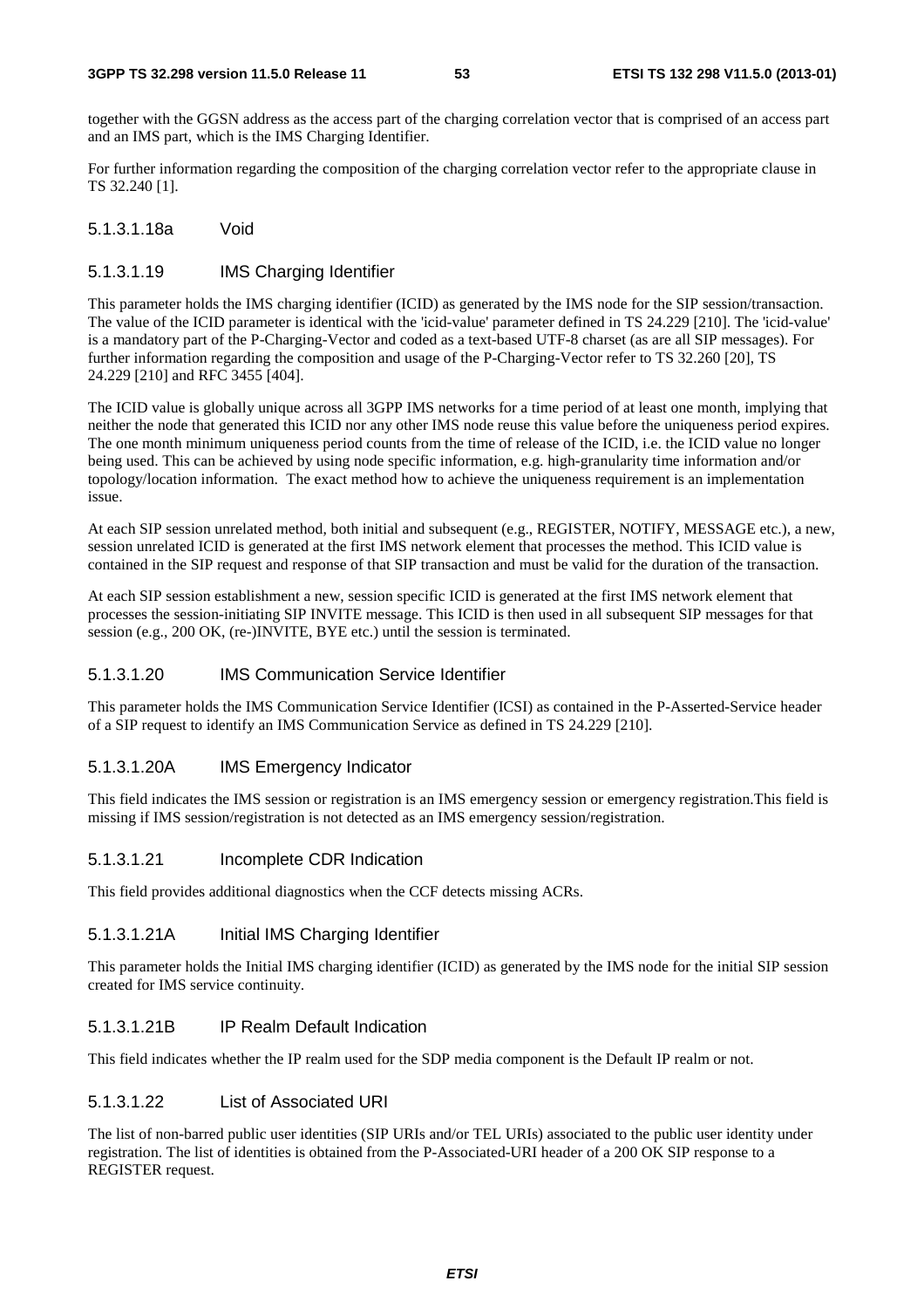together with the GGSN address as the access part of the charging correlation vector that is comprised of an access part and an IMS part, which is the IMS Charging Identifier.

For further information regarding the composition of the charging correlation vector refer to the appropriate clause in TS 32.240 [1].

#### 5.1.3.1.18a Void

#### 5.1.3.1.19 IMS Charging Identifier

This parameter holds the IMS charging identifier (ICID) as generated by the IMS node for the SIP session/transaction. The value of the ICID parameter is identical with the 'icid-value' parameter defined in TS 24.229 [210]. The 'icid-value' is a mandatory part of the P-Charging-Vector and coded as a text-based UTF-8 charset (as are all SIP messages). For further information regarding the composition and usage of the P-Charging-Vector refer to TS 32.260 [20], TS 24.229 [210] and RFC 3455 [404].

The ICID value is globally unique across all 3GPP IMS networks for a time period of at least one month, implying that neither the node that generated this ICID nor any other IMS node reuse this value before the uniqueness period expires. The one month minimum uniqueness period counts from the time of release of the ICID, i.e. the ICID value no longer being used. This can be achieved by using node specific information, e.g. high-granularity time information and/or topology/location information. The exact method how to achieve the uniqueness requirement is an implementation issue.

At each SIP session unrelated method, both initial and subsequent (e.g., REGISTER, NOTIFY, MESSAGE etc.), a new, session unrelated ICID is generated at the first IMS network element that processes the method. This ICID value is contained in the SIP request and response of that SIP transaction and must be valid for the duration of the transaction.

At each SIP session establishment a new, session specific ICID is generated at the first IMS network element that processes the session-initiating SIP INVITE message. This ICID is then used in all subsequent SIP messages for that session (e.g., 200 OK, (re-)INVITE, BYE etc.) until the session is terminated.

#### 5.1.3.1.20 IMS Communication Service Identifier

This parameter holds the IMS Communication Service Identifier (ICSI) as contained in the P-Asserted-Service header of a SIP request to identify an IMS Communication Service as defined in TS 24.229 [210].

#### 5.1.3.1.20A IMS Emergency Indicator

This field indicates the IMS session or registration is an IMS emergency session or emergency registration.This field is missing if IMS session/registration is not detected as an IMS emergency session/registration.

#### 5.1.3.1.21 Incomplete CDR Indication

This field provides additional diagnostics when the CCF detects missing ACRs.

#### 5.1.3.1.21A Initial IMS Charging Identifier

This parameter holds the Initial IMS charging identifier (ICID) as generated by the IMS node for the initial SIP session created for IMS service continuity.

#### 5.1.3.1.21B IP Realm Default Indication

This field indicates whether the IP realm used for the SDP media component is the Default IP realm or not.

#### 5.1.3.1.22 List of Associated URI

The list of non-barred public user identities (SIP URIs and/or TEL URIs) associated to the public user identity under registration. The list of identities is obtained from the P-Associated-URI header of a 200 OK SIP response to a REGISTER request.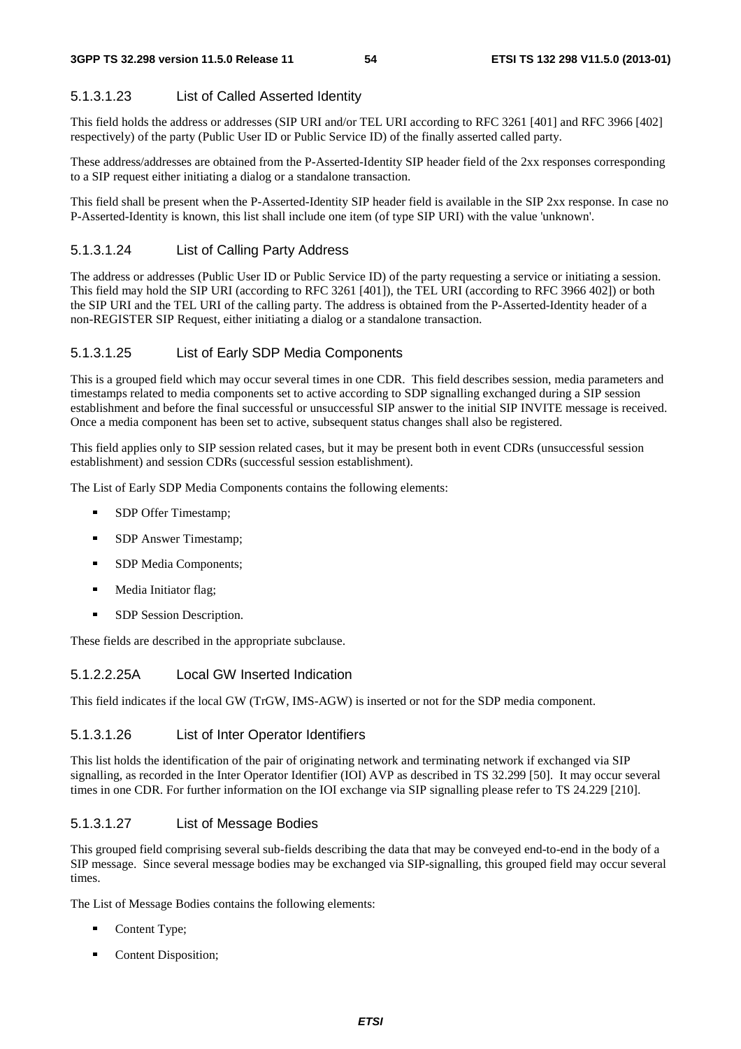#### 5.1.3.1.23 List of Called Asserted Identity

This field holds the address or addresses (SIP URI and/or TEL URI according to RFC 3261 [401] and RFC 3966 [402] respectively) of the party (Public User ID or Public Service ID) of the finally asserted called party.

These address/addresses are obtained from the P-Asserted-Identity SIP header field of the 2xx responses corresponding to a SIP request either initiating a dialog or a standalone transaction.

This field shall be present when the P-Asserted-Identity SIP header field is available in the SIP 2xx response. In case no P-Asserted-Identity is known, this list shall include one item (of type SIP URI) with the value 'unknown'.

#### 5.1.3.1.24 List of Calling Party Address

The address or addresses (Public User ID or Public Service ID) of the party requesting a service or initiating a session. This field may hold the SIP URI (according to RFC 3261 [401]), the TEL URI (according to RFC 3966 402]) or both the SIP URI and the TEL URI of the calling party. The address is obtained from the P-Asserted-Identity header of a non-REGISTER SIP Request, either initiating a dialog or a standalone transaction.

#### 5.1.3.1.25 List of Early SDP Media Components

This is a grouped field which may occur several times in one CDR. This field describes session, media parameters and timestamps related to media components set to active according to SDP signalling exchanged during a SIP session establishment and before the final successful or unsuccessful SIP answer to the initial SIP INVITE message is received. Once a media component has been set to active, subsequent status changes shall also be registered.

This field applies only to SIP session related cases, but it may be present both in event CDRs (unsuccessful session establishment) and session CDRs (successful session establishment).

The List of Early SDP Media Components contains the following elements:

- SDP Offer Timestamp;
- SDP Answer Timestamp;
- SDP Media Components;
- Media Initiator flag;
- SDP Session Description.

These fields are described in the appropriate subclause.

#### 5.1.2.2.25A Local GW Inserted Indication

This field indicates if the local GW (TrGW, IMS-AGW) is inserted or not for the SDP media component.

#### 5.1.3.1.26 List of Inter Operator Identifiers

This list holds the identification of the pair of originating network and terminating network if exchanged via SIP signalling, as recorded in the Inter Operator Identifier (IOI) AVP as described in TS 32.299 [50]. It may occur several times in one CDR. For further information on the IOI exchange via SIP signalling please refer to TS 24.229 [210].

#### 5.1.3.1.27 List of Message Bodies

This grouped field comprising several sub-fields describing the data that may be conveyed end-to-end in the body of a SIP message. Since several message bodies may be exchanged via SIP-signalling, this grouped field may occur several times.

The List of Message Bodies contains the following elements:

- Content Type;
- Content Disposition;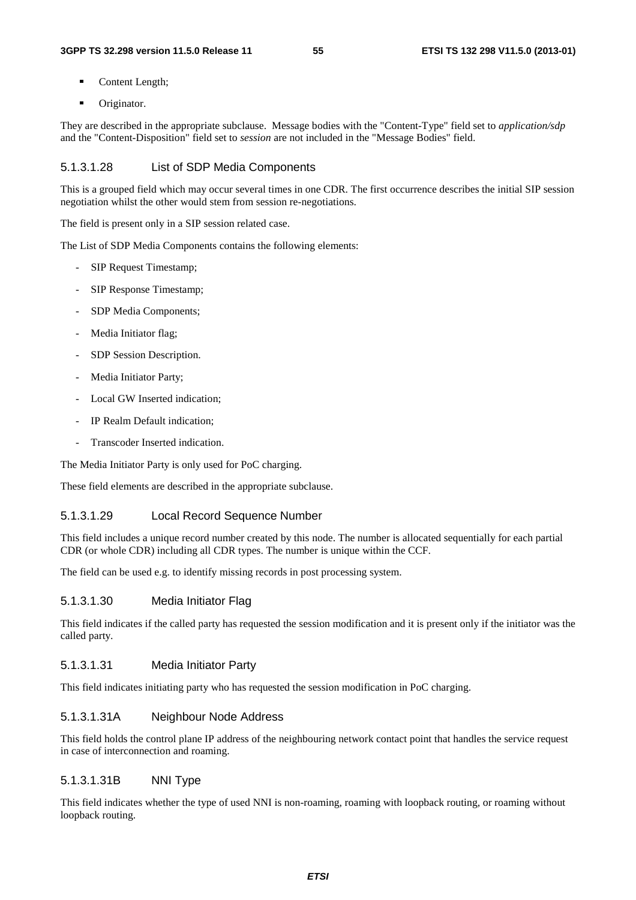- Content Length;
- Originator.

They are described in the appropriate subclause. Message bodies with the "Content-Type" field set to *application/sdp* and the "Content-Disposition" field set to *session* are not included in the "Message Bodies" field.

#### 5.1.3.1.28 List of SDP Media Components

This is a grouped field which may occur several times in one CDR. The first occurrence describes the initial SIP session negotiation whilst the other would stem from session re-negotiations.

The field is present only in a SIP session related case.

The List of SDP Media Components contains the following elements:

- SIP Request Timestamp;
- SIP Response Timestamp;
- SDP Media Components;
- Media Initiator flag;
- SDP Session Description.
- Media Initiator Party;
- Local GW Inserted indication;
- IP Realm Default indication;
- Transcoder Inserted indication.

The Media Initiator Party is only used for PoC charging.

These field elements are described in the appropriate subclause.

#### 5.1.3.1.29 Local Record Sequence Number

This field includes a unique record number created by this node. The number is allocated sequentially for each partial CDR (or whole CDR) including all CDR types. The number is unique within the CCF.

The field can be used e.g. to identify missing records in post processing system.

#### 5.1.3.1.30 Media Initiator Flag

This field indicates if the called party has requested the session modification and it is present only if the initiator was the called party.

#### 5.1.3.1.31 Media Initiator Party

This field indicates initiating party who has requested the session modification in PoC charging.

#### 5.1.3.1.31A Neighbour Node Address

This field holds the control plane IP address of the neighbouring network contact point that handles the service request in case of interconnection and roaming.

#### 5.1.3.1.31B NNI Type

This field indicates whether the type of used NNI is non-roaming, roaming with loopback routing, or roaming without loopback routing.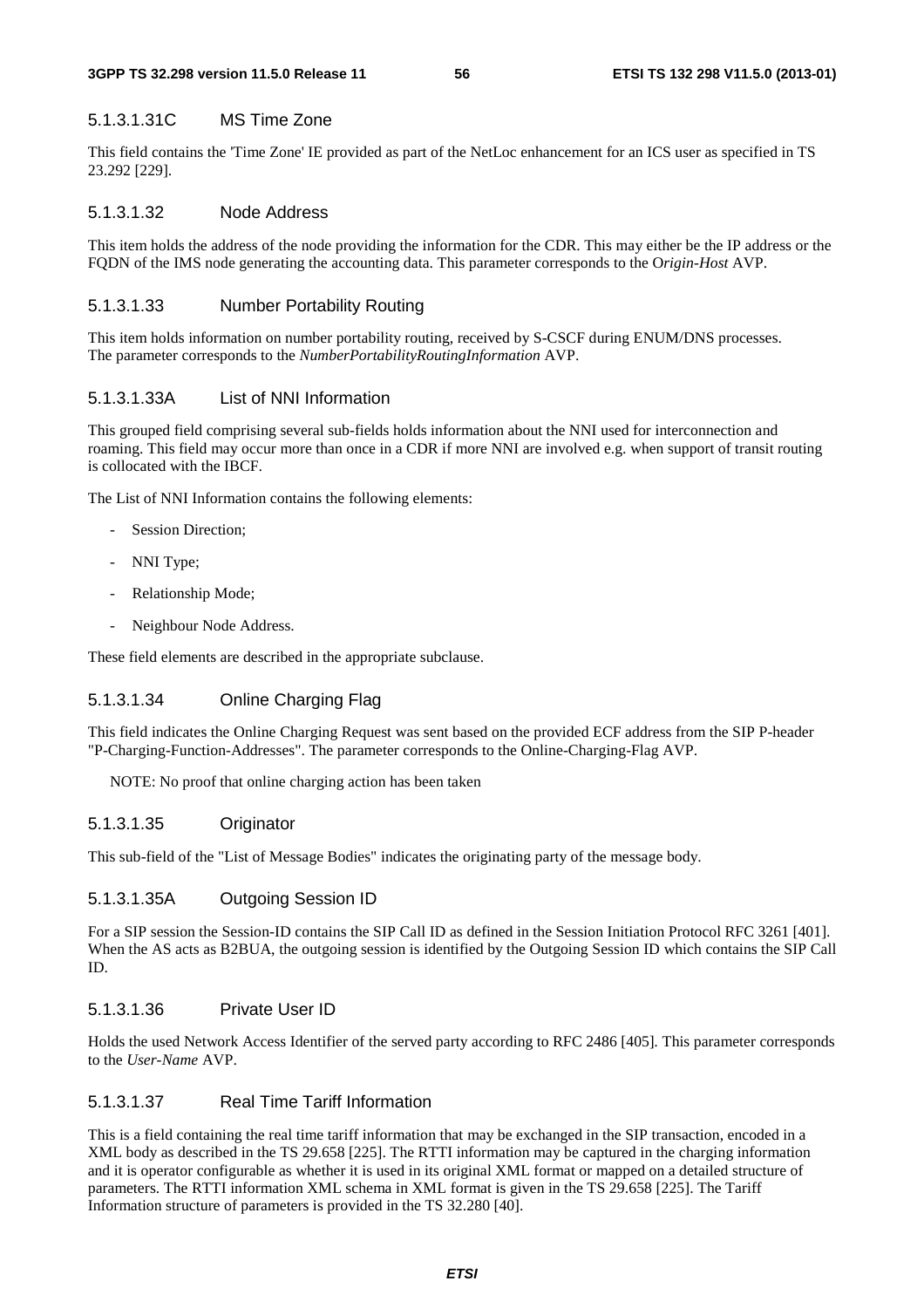#### 5.1.3.1.31C MS Time Zone

This field contains the 'Time Zone' IE provided as part of the NetLoc enhancement for an ICS user as specified in TS 23.292 [229].

#### 5.1.3.1.32 Node Address

This item holds the address of the node providing the information for the CDR. This may either be the IP address or the FQDN of the IMS node generating the accounting data. This parameter corresponds to the O*rigin-Host* AVP.

#### 5.1.3.1.33 Number Portability Routing

This item holds information on number portability routing, received by S-CSCF during ENUM/DNS processes. The parameter corresponds to the *NumberPortabilityRoutingInformation* AVP.

#### 5.1.3.1.33A List of NNI Information

This grouped field comprising several sub-fields holds information about the NNI used for interconnection and roaming. This field may occur more than once in a CDR if more NNI are involved e.g. when support of transit routing is collocated with the IBCF.

The List of NNI Information contains the following elements:

- Session Direction;
- NNI Type;
- Relationship Mode;
- Neighbour Node Address.

These field elements are described in the appropriate subclause.

#### 5.1.3.1.34 Online Charging Flag

This field indicates the Online Charging Request was sent based on the provided ECF address from the SIP P-header "P-Charging-Function-Addresses". The parameter corresponds to the Online-Charging-Flag AVP.

NOTE: No proof that online charging action has been taken

#### 5.1.3.1.35 Originator

This sub-field of the "List of Message Bodies" indicates the originating party of the message body.

#### 5.1.3.1.35A Outgoing Session ID

For a SIP session the Session-ID contains the SIP Call ID as defined in the Session Initiation Protocol RFC 3261 [401]. When the AS acts as B2BUA, the outgoing session is identified by the Outgoing Session ID which contains the SIP Call ID.

#### 5.1.3.1.36 Private User ID

Holds the used Network Access Identifier of the served party according to RFC 2486 [405]. This parameter corresponds to the *User-Name* AVP.

#### 5.1.3.1.37 Real Time Tariff Information

This is a field containing the real time tariff information that may be exchanged in the SIP transaction, encoded in a XML body as described in the TS 29.658 [225]. The RTTI information may be captured in the charging information and it is operator configurable as whether it is used in its original XML format or mapped on a detailed structure of parameters. The RTTI information XML schema in XML format is given in the TS 29.658 [225]. The Tariff Information structure of parameters is provided in the TS 32.280 [40].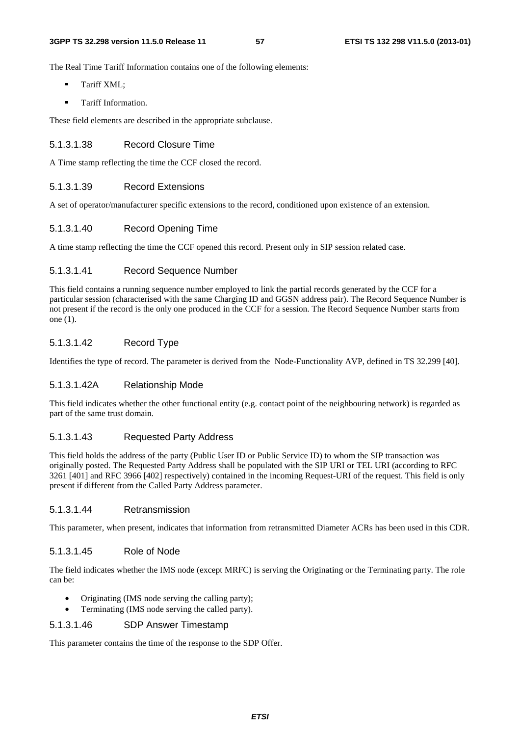The Real Time Tariff Information contains one of the following elements:

- Tariff XML;
- Tariff Information.

These field elements are described in the appropriate subclause.

#### 5.1.3.1.38 Record Closure Time

A Time stamp reflecting the time the CCF closed the record.

#### 5.1.3.1.39 Record Extensions

A set of operator/manufacturer specific extensions to the record, conditioned upon existence of an extension.

#### 5.1.3.1.40 Record Opening Time

A time stamp reflecting the time the CCF opened this record. Present only in SIP session related case.

#### 5.1.3.1.41 Record Sequence Number

This field contains a running sequence number employed to link the partial records generated by the CCF for a particular session (characterised with the same Charging ID and GGSN address pair). The Record Sequence Number is not present if the record is the only one produced in the CCF for a session. The Record Sequence Number starts from one (1).

#### 5.1.3.1.42 Record Type

Identifies the type of record. The parameter is derived from the Node-Functionality AVP, defined in TS 32.299 [40].

#### 5.1.3.1.42A Relationship Mode

This field indicates whether the other functional entity (e.g. contact point of the neighbouring network) is regarded as part of the same trust domain.

#### 5.1.3.1.43 Requested Party Address

This field holds the address of the party (Public User ID or Public Service ID) to whom the SIP transaction was originally posted. The Requested Party Address shall be populated with the SIP URI or TEL URI (according to RFC 3261 [401] and RFC 3966 [402] respectively) contained in the incoming Request-URI of the request. This field is only present if different from the Called Party Address parameter.

#### 5.1.3.1.44 Retransmission

This parameter, when present, indicates that information from retransmitted Diameter ACRs has been used in this CDR.

#### 5.1.3.1.45 Role of Node

The field indicates whether the IMS node (except MRFC) is serving the Originating or the Terminating party. The role can be:

- Originating (IMS node serving the calling party);
- Terminating (IMS node serving the called party).

#### 5.1.3.1.46 SDP Answer Timestamp

This parameter contains the time of the response to the SDP Offer.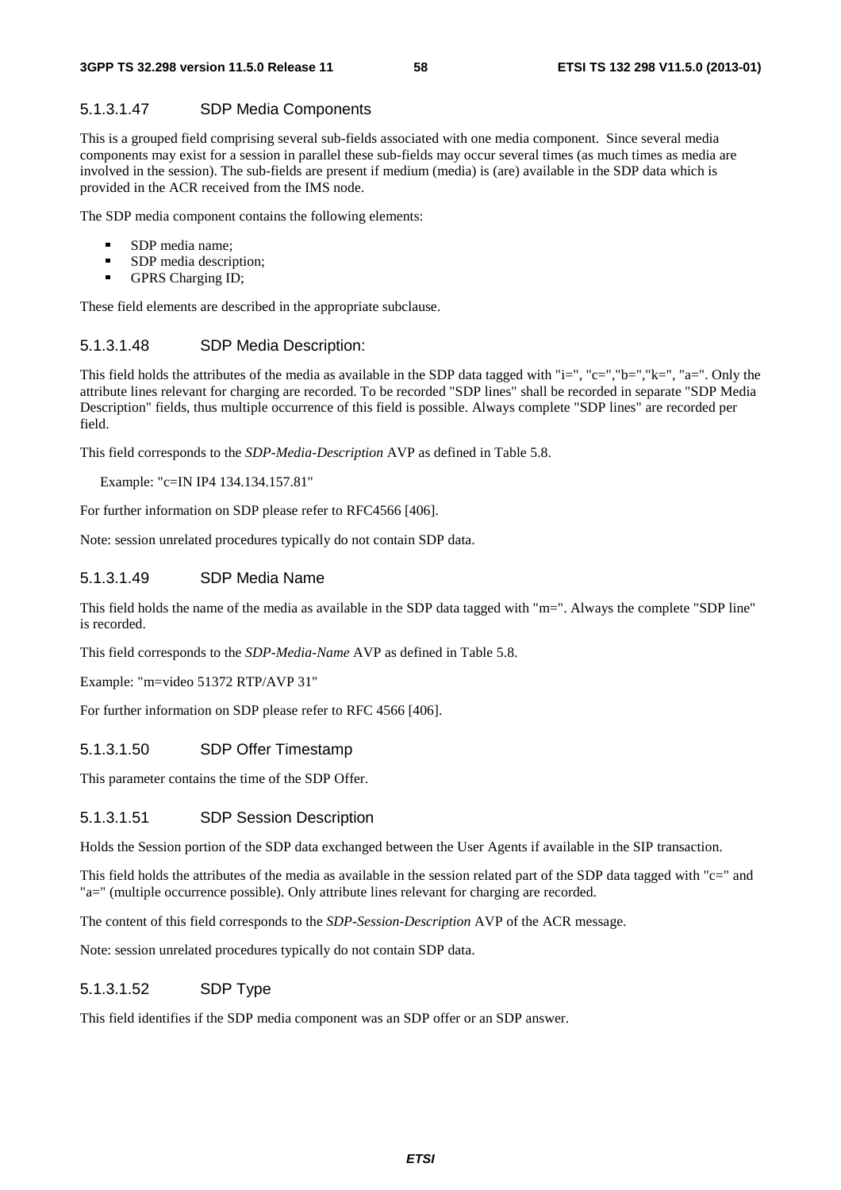#### 5.1.3.1.47 SDP Media Components

This is a grouped field comprising several sub-fields associated with one media component. Since several media components may exist for a session in parallel these sub-fields may occur several times (as much times as media are involved in the session). The sub-fields are present if medium (media) is (are) available in the SDP data which is provided in the ACR received from the IMS node.

The SDP media component contains the following elements:

- SDP media name;
- SDP media description;
- GPRS Charging ID;

These field elements are described in the appropriate subclause.

#### 5.1.3.1.48 SDP Media Description:

This field holds the attributes of the media as available in the SDP data tagged with "i=", "c=","b=","k=", "a=". Only the attribute lines relevant for charging are recorded. To be recorded "SDP lines" shall be recorded in separate "SDP Media Description" fields, thus multiple occurrence of this field is possible. Always complete "SDP lines" are recorded per field.

This field corresponds to the *SDP-Media-Description* AVP as defined in Table 5.8.

Example: "c=IN IP4 134.134.157.81"

For further information on SDP please refer to RFC4566 [406].

Note: session unrelated procedures typically do not contain SDP data.

#### 5.1.3.1.49 SDP Media Name

This field holds the name of the media as available in the SDP data tagged with "m=". Always the complete "SDP line" is recorded.

This field corresponds to the *SDP-Media-Name* AVP as defined in Table 5.8.

Example: "m=video 51372 RTP/AVP 31"

For further information on SDP please refer to RFC 4566 [406].

#### 5.1.3.1.50 SDP Offer Timestamp

This parameter contains the time of the SDP Offer.

#### 5.1.3.1.51 SDP Session Description

Holds the Session portion of the SDP data exchanged between the User Agents if available in the SIP transaction.

This field holds the attributes of the media as available in the session related part of the SDP data tagged with "c=" and "a=" (multiple occurrence possible). Only attribute lines relevant for charging are recorded.

The content of this field corresponds to the *SDP-Session-Description* AVP of the ACR message.

Note: session unrelated procedures typically do not contain SDP data.

#### 5.1.3.1.52 SDP Type

This field identifies if the SDP media component was an SDP offer or an SDP answer.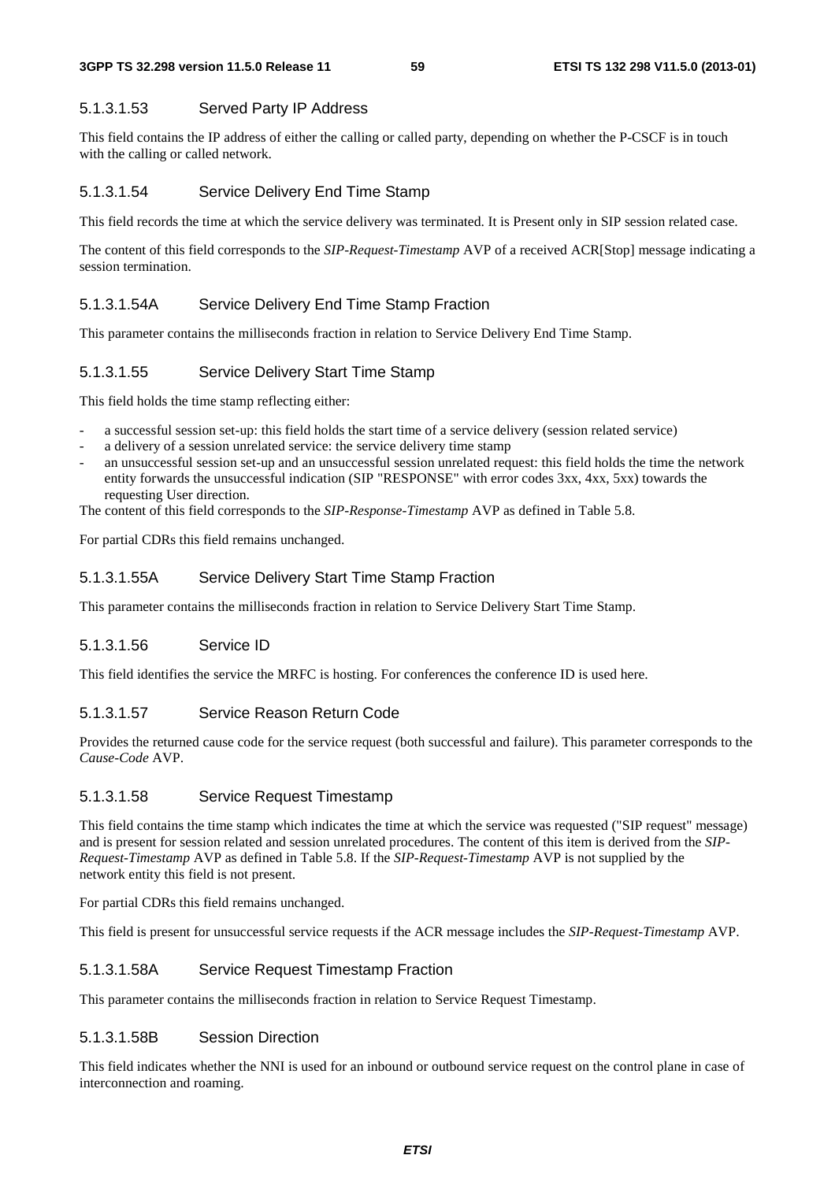#### 5.1.3.1.53 Served Party IP Address

This field contains the IP address of either the calling or called party, depending on whether the P-CSCF is in touch with the calling or called network.

#### 5.1.3.1.54 Service Delivery End Time Stamp

This field records the time at which the service delivery was terminated. It is Present only in SIP session related case.

The content of this field corresponds to the *SIP-Request-Timestamp* AVP of a received ACR[Stop] message indicating a session termination.

#### 5.1.3.1.54A Service Delivery End Time Stamp Fraction

This parameter contains the milliseconds fraction in relation to Service Delivery End Time Stamp.

#### 5.1.3.1.55 Service Delivery Start Time Stamp

This field holds the time stamp reflecting either:

- a successful session set-up: this field holds the start time of a service delivery (session related service)
- a delivery of a session unrelated service: the service delivery time stamp
- an unsuccessful session set-up and an unsuccessful session unrelated request: this field holds the time the network entity forwards the unsuccessful indication (SIP "RESPONSE" with error codes 3xx, 4xx, 5xx) towards the requesting User direction.

The content of this field corresponds to the *SIP-Response-Timestamp* AVP as defined in Table 5.8.

For partial CDRs this field remains unchanged.

#### 5.1.3.1.55A Service Delivery Start Time Stamp Fraction

This parameter contains the milliseconds fraction in relation to Service Delivery Start Time Stamp.

#### 5.1.3.1.56 Service ID

This field identifies the service the MRFC is hosting. For conferences the conference ID is used here.

#### 5.1.3.1.57 Service Reason Return Code

Provides the returned cause code for the service request (both successful and failure). This parameter corresponds to the *Cause-Code* AVP.

#### 5.1.3.1.58 Service Request Timestamp

This field contains the time stamp which indicates the time at which the service was requested ("SIP request" message) and is present for session related and session unrelated procedures. The content of this item is derived from the *SIP-Request-Timestamp* AVP as defined in Table 5.8. If the *SIP-Request-Timestamp* AVP is not supplied by the network entity this field is not present.

For partial CDRs this field remains unchanged.

This field is present for unsuccessful service requests if the ACR message includes the *SIP-Request-Timestamp* AVP.

#### 5.1.3.1.58A Service Request Timestamp Fraction

This parameter contains the milliseconds fraction in relation to Service Request Timestamp.

#### 5.1.3.1.58B Session Direction

This field indicates whether the NNI is used for an inbound or outbound service request on the control plane in case of interconnection and roaming.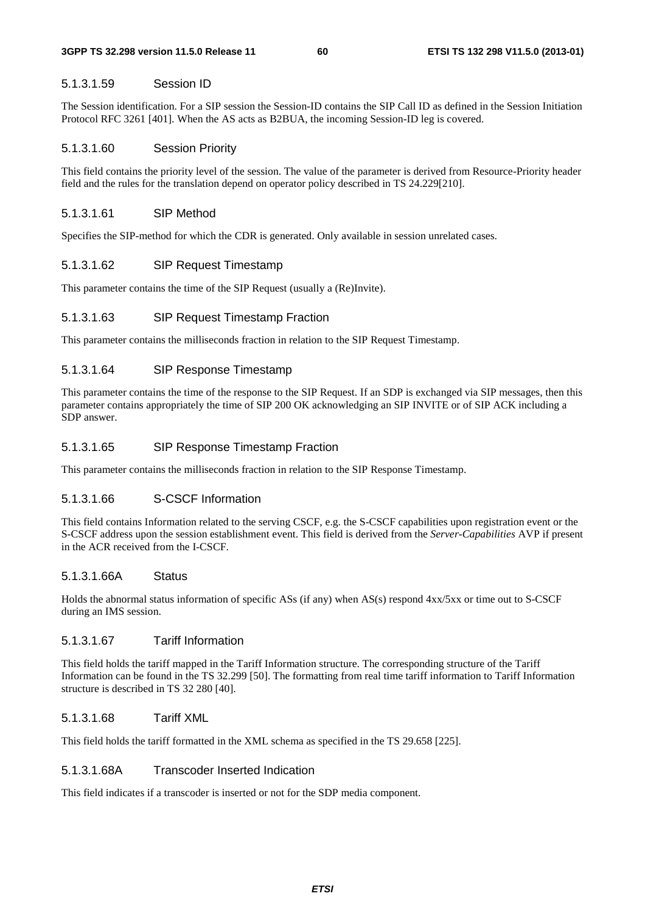#### 5.1.3.1.59 Session ID

The Session identification. For a SIP session the Session-ID contains the SIP Call ID as defined in the Session Initiation Protocol RFC 3261 [401]. When the AS acts as B2BUA, the incoming Session-ID leg is covered.

#### 5.1.3.1.60 Session Priority

This field contains the priority level of the session. The value of the parameter is derived from Resource-Priority header field and the rules for the translation depend on operator policy described in TS 24.229[210].

#### 5.1.3.1.61 SIP Method

Specifies the SIP-method for which the CDR is generated. Only available in session unrelated cases.

#### 5.1.3.1.62 SIP Request Timestamp

This parameter contains the time of the SIP Request (usually a (Re)Invite).

#### 5.1.3.1.63 SIP Request Timestamp Fraction

This parameter contains the milliseconds fraction in relation to the SIP Request Timestamp.

#### 5.1.3.1.64 SIP Response Timestamp

This parameter contains the time of the response to the SIP Request. If an SDP is exchanged via SIP messages, then this parameter contains appropriately the time of SIP 200 OK acknowledging an SIP INVITE or of SIP ACK including a SDP answer.

#### 5.1.3.1.65 SIP Response Timestamp Fraction

This parameter contains the milliseconds fraction in relation to the SIP Response Timestamp.

#### 5.1.3.1.66 S-CSCF Information

This field contains Information related to the serving CSCF, e.g. the S-CSCF capabilities upon registration event or the S-CSCF address upon the session establishment event. This field is derived from the *Server-Capabilities* AVP if present in the ACR received from the I-CSCF.

#### 5.1.3.1.66A Status

Holds the abnormal status information of specific ASs (if any) when AS(s) respond 4xx/5xx or time out to S-CSCF during an IMS session.

#### 5.1.3.1.67 Tariff Information

This field holds the tariff mapped in the Tariff Information structure. The corresponding structure of the Tariff Information can be found in the TS 32.299 [50]. The formatting from real time tariff information to Tariff Information structure is described in TS 32 280 [40].

#### 5.1.3.1.68 Tariff XML

This field holds the tariff formatted in the XML schema as specified in the TS 29.658 [225].

#### 5.1.3.1.68A Transcoder Inserted Indication

This field indicates if a transcoder is inserted or not for the SDP media component.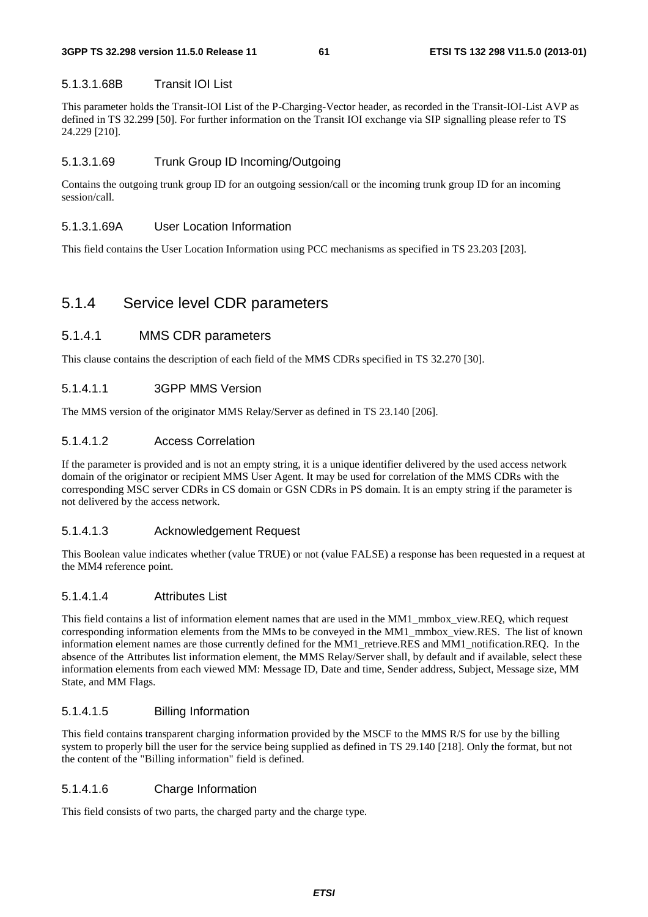#### 5.1.3.1.68B Transit IOI List

This parameter holds the Transit-IOI List of the P-Charging-Vector header, as recorded in the Transit-IOI-List AVP as defined in TS 32.299 [50]. For further information on the Transit IOI exchange via SIP signalling please refer to TS 24.229 [210].

#### 5.1.3.1.69 Trunk Group ID Incoming/Outgoing

Contains the outgoing trunk group ID for an outgoing session/call or the incoming trunk group ID for an incoming session/call.

#### 5.1.3.1.69A User Location Information

This field contains the User Location Information using PCC mechanisms as specified in TS 23.203 [203].

## 5.1.4 Service level CDR parameters

### 5.1.4.1 MMS CDR parameters

This clause contains the description of each field of the MMS CDRs specified in TS 32.270 [30].

#### 5.1.4.1.1 3GPP MMS Version

The MMS version of the originator MMS Relay/Server as defined in TS 23.140 [206].

#### 5.1.4.1.2 Access Correlation

If the parameter is provided and is not an empty string, it is a unique identifier delivered by the used access network domain of the originator or recipient MMS User Agent. It may be used for correlation of the MMS CDRs with the corresponding MSC server CDRs in CS domain or GSN CDRs in PS domain. It is an empty string if the parameter is not delivered by the access network.

#### 5.1.4.1.3 Acknowledgement Request

This Boolean value indicates whether (value TRUE) or not (value FALSE) a response has been requested in a request at the MM4 reference point.

#### 5.1.4.1.4 Attributes List

This field contains a list of information element names that are used in the MM1_mmbox_view.REQ, which request corresponding information elements from the MMs to be conveyed in the MM1_mmbox_view.RES. The list of known information element names are those currently defined for the MM1_retrieve.RES and MM1_notification.REQ. In the absence of the Attributes list information element, the MMS Relay/Server shall, by default and if available, select these information elements from each viewed MM: Message ID, Date and time, Sender address, Subject, Message size, MM State, and MM Flags.

#### 5.1.4.1.5 Billing Information

This field contains transparent charging information provided by the MSCF to the MMS R/S for use by the billing system to properly bill the user for the service being supplied as defined in TS 29.140 [218]. Only the format, but not the content of the "Billing information" field is defined.

#### 5.1.4.1.6 Charge Information

This field consists of two parts, the charged party and the charge type.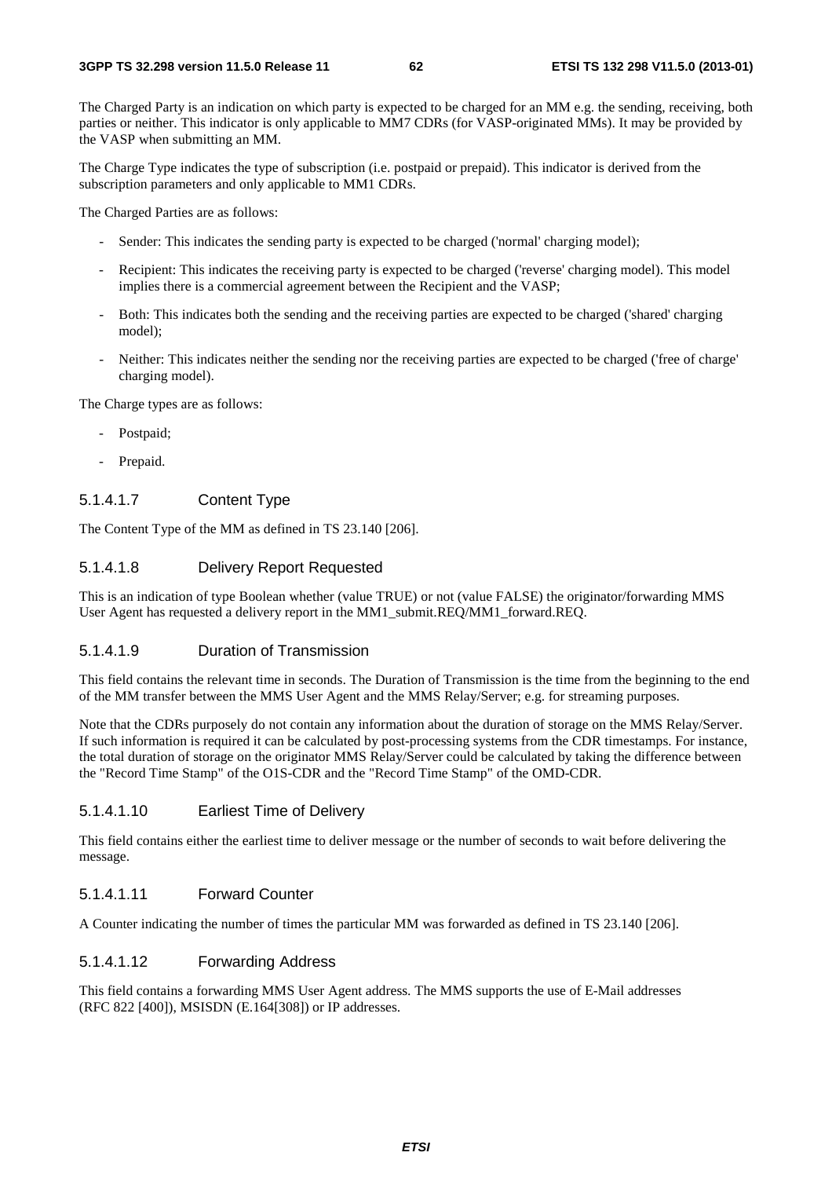The Charged Party is an indication on which party is expected to be charged for an MM e.g. the sending, receiving, both parties or neither. This indicator is only applicable to MM7 CDRs (for VASP-originated MMs). It may be provided by the VASP when submitting an MM.

The Charge Type indicates the type of subscription (i.e. postpaid or prepaid). This indicator is derived from the subscription parameters and only applicable to MM1 CDRs.

The Charged Parties are as follows:

- Sender: This indicates the sending party is expected to be charged ('normal' charging model);
- Recipient: This indicates the receiving party is expected to be charged ('reverse' charging model). This model implies there is a commercial agreement between the Recipient and the VASP;
- Both: This indicates both the sending and the receiving parties are expected to be charged ('shared' charging model);
- Neither: This indicates neither the sending nor the receiving parties are expected to be charged ('free of charge' charging model).

The Charge types are as follows:

- Postpaid;
- Prepaid.

#### 5.1.4.1.7 Content Type

The Content Type of the MM as defined in TS 23.140 [206].

#### 5.1.4.1.8 Delivery Report Requested

This is an indication of type Boolean whether (value TRUE) or not (value FALSE) the originator/forwarding MMS User Agent has requested a delivery report in the MM1_submit.REQ/MM1_forward.REQ.

#### 5.1.4.1.9 Duration of Transmission

This field contains the relevant time in seconds. The Duration of Transmission is the time from the beginning to the end of the MM transfer between the MMS User Agent and the MMS Relay/Server; e.g. for streaming purposes.

Note that the CDRs purposely do not contain any information about the duration of storage on the MMS Relay/Server. If such information is required it can be calculated by post-processing systems from the CDR timestamps. For instance, the total duration of storage on the originator MMS Relay/Server could be calculated by taking the difference between the "Record Time Stamp" of the O1S-CDR and the "Record Time Stamp" of the OMD-CDR.

#### 5.1.4.1.10 Earliest Time of Delivery

This field contains either the earliest time to deliver message or the number of seconds to wait before delivering the message.

#### 5.1.4.1.11 Forward Counter

A Counter indicating the number of times the particular MM was forwarded as defined in TS 23.140 [206].

#### 5.1.4.1.12 Forwarding Address

This field contains a forwarding MMS User Agent address. The MMS supports the use of E-Mail addresses (RFC 822 [400]), MSISDN (E.164[308]) or IP addresses.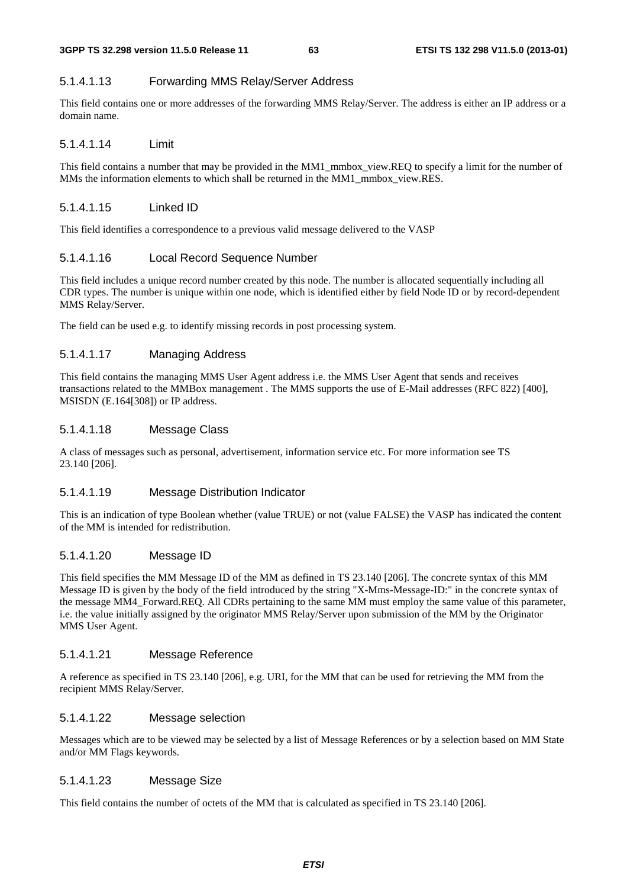#### 5.1.4.1.13 Forwarding MMS Relay/Server Address

This field contains one or more addresses of the forwarding MMS Relay/Server. The address is either an IP address or a domain name.

#### 5.1.4.1.14 Limit

This field contains a number that may be provided in the MM1_mmbox_view.REQ to specify a limit for the number of MMs the information elements to which shall be returned in the MM1_mmbox_view.RES.

#### 5.1.4.1.15 Linked ID

This field identifies a correspondence to a previous valid message delivered to the VASP

#### 5.1.4.1.16 Local Record Sequence Number

This field includes a unique record number created by this node. The number is allocated sequentially including all CDR types. The number is unique within one node, which is identified either by field Node ID or by record-dependent MMS Relay/Server.

The field can be used e.g. to identify missing records in post processing system.

#### 5.1.4.1.17 Managing Address

This field contains the managing MMS User Agent address i.e. the MMS User Agent that sends and receives transactions related to the MMBox management . The MMS supports the use of E-Mail addresses (RFC 822) [400], MSISDN (E.164[308]) or IP address.

#### 5.1.4.1.18 Message Class

A class of messages such as personal, advertisement, information service etc. For more information see TS 23.140 [206].

#### 5.1.4.1.19 Message Distribution Indicator

This is an indication of type Boolean whether (value TRUE) or not (value FALSE) the VASP has indicated the content of the MM is intended for redistribution.

#### 5.1.4.1.20 Message ID

This field specifies the MM Message ID of the MM as defined in TS 23.140 [206]. The concrete syntax of this MM Message ID is given by the body of the field introduced by the string "X-Mms-Message-ID:" in the concrete syntax of the message MM4_Forward.REQ. All CDRs pertaining to the same MM must employ the same value of this parameter, i.e. the value initially assigned by the originator MMS Relay/Server upon submission of the MM by the Originator MMS User Agent.

#### 5.1.4.1.21 Message Reference

A reference as specified in TS 23.140 [206], e.g. URI, for the MM that can be used for retrieving the MM from the recipient MMS Relay/Server.

#### 5.1.4.1.22 Message selection

Messages which are to be viewed may be selected by a list of Message References or by a selection based on MM State and/or MM Flags keywords.

#### 5.1.4.1.23 Message Size

This field contains the number of octets of the MM that is calculated as specified in TS 23.140 [206].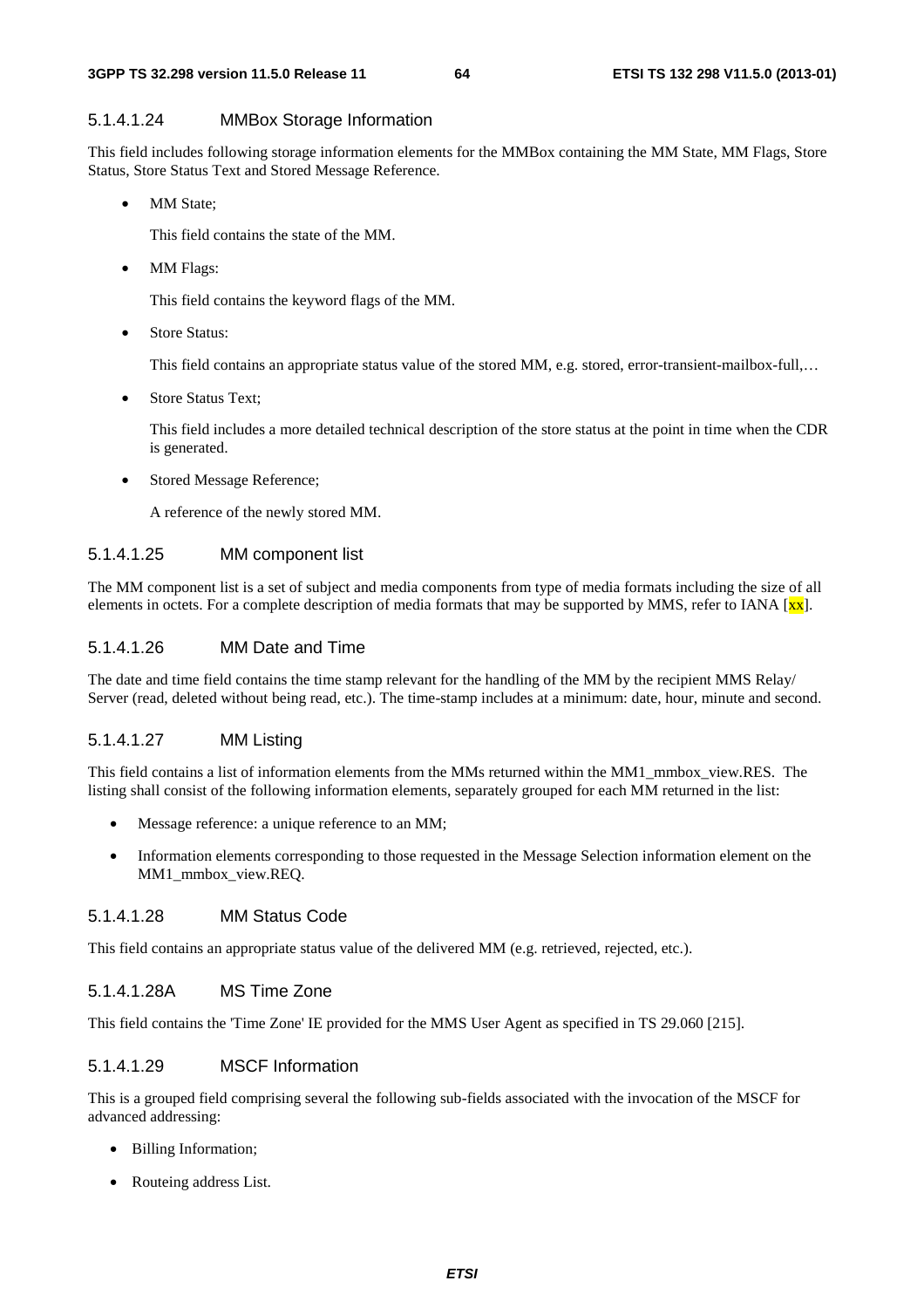#### 5.1.4.1.24 MMBox Storage Information

This field includes following storage information elements for the MMBox containing the MM State, MM Flags, Store Status, Store Status Text and Stored Message Reference.

- MM State;

  This field contains the state of the MM.

- MM Flags:

  This field contains the keyword flags of the MM.

- Store Status:

  This field contains an appropriate status value of the stored MM, e.g. stored, error-transient-mailbox-full,…

- Store Status Text;

  This field includes a more detailed technical description of the store status at the point in time when the CDR is generated.

- Stored Message Reference;

  A reference of the newly stored MM.

#### 5.1.4.1.25 MM component list

The MM component list is a set of subject and media components from type of media formats including the size of all elements in octets. For a complete description of media formats that may be supported by MMS, refer to IANA [xx].

#### 5.1.4.1.26 MM Date and Time

The date and time field contains the time stamp relevant for the handling of the MM by the recipient MMS Relay/Server (read, deleted without being read, etc.). The time-stamp includes at a minimum: date, hour, minute and second.

#### 5.1.4.1.27 MM Listing

This field contains a list of information elements from the MMs returned within the MM1_mmbox_view.RES. The listing shall consist of the following information elements, separately grouped for each MM returned in the list:

- Message reference: a unique reference to an MM;
- Information elements corresponding to those requested in the Message Selection information element on the MM1_mmbox_view.REQ.

#### 5.1.4.1.28 MM Status Code

This field contains an appropriate status value of the delivered MM (e.g. retrieved, rejected, etc.).

#### 5.1.4.1.28A MS Time Zone

This field contains the 'Time Zone' IE provided for the MMS User Agent as specified in TS 29.060 [215].

#### 5.1.4.1.29 MSCF Information

This is a grouped field comprising several the following sub-fields associated with the invocation of the MSCF for advanced addressing:

- Billing Information;
- Routeing address List.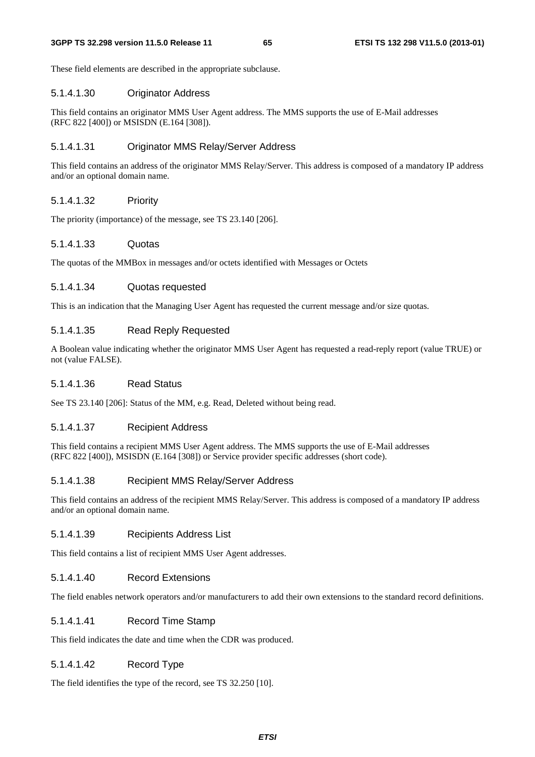These field elements are described in the appropriate subclause.

##### 5.1.4.1.30 Originator Address

This field contains an originator MMS User Agent address. The MMS supports the use of E-Mail addresses (RFC 822 [400]) or MSISDN (E.164 [308]).

##### 5.1.4.1.31 Originator MMS Relay/Server Address

This field contains an address of the originator MMS Relay/Server. This address is composed of a mandatory IP address and/or an optional domain name.

##### 5.1.4.1.32 Priority

The priority (importance) of the message, see TS 23.140 [206].

##### 5.1.4.1.33 Quotas

The quotas of the MMBox in messages and/or octets identified with Messages or Octets

##### 5.1.4.1.34 Quotas requested

This is an indication that the Managing User Agent has requested the current message and/or size quotas.

##### 5.1.4.1.35 Read Reply Requested

A Boolean value indicating whether the originator MMS User Agent has requested a read-reply report (value TRUE) or not (value FALSE).

##### 5.1.4.1.36 Read Status

See TS 23.140 [206]: Status of the MM, e.g. Read, Deleted without being read.

##### 5.1.4.1.37 Recipient Address

This field contains a recipient MMS User Agent address. The MMS supports the use of E-Mail addresses (RFC 822 [400]), MSISDN (E.164 [308]) or Service provider specific addresses (short code).

##### 5.1.4.1.38 Recipient MMS Relay/Server Address

This field contains an address of the recipient MMS Relay/Server. This address is composed of a mandatory IP address and/or an optional domain name.

##### 5.1.4.1.39 Recipients Address List

This field contains a list of recipient MMS User Agent addresses.

##### 5.1.4.1.40 Record Extensions

The field enables network operators and/or manufacturers to add their own extensions to the standard record definitions.

##### 5.1.4.1.41 Record Time Stamp

This field indicates the date and time when the CDR was produced.

##### 5.1.4.1.42 Record Type

The field identifies the type of the record, see TS 32.250 [10].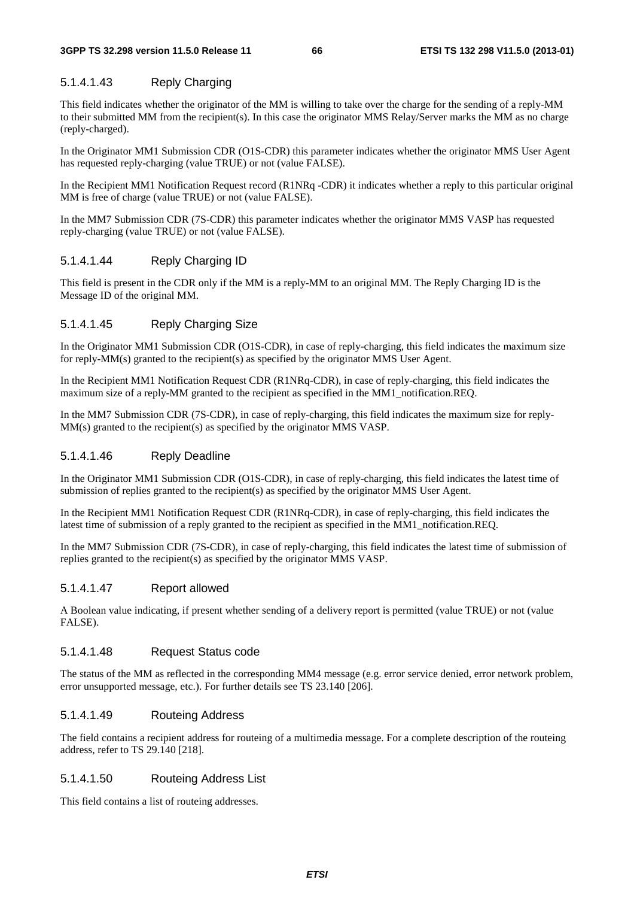#### 5.1.4.1.43 Reply Charging

This field indicates whether the originator of the MM is willing to take over the charge for the sending of a reply-MM to their submitted MM from the recipient(s). In this case the originator MMS Relay/Server marks the MM as no charge (reply-charged).

In the Originator MM1 Submission CDR (O1S-CDR) this parameter indicates whether the originator MMS User Agent has requested reply-charging (value TRUE) or not (value FALSE).

In the Recipient MM1 Notification Request record (R1NRq -CDR) it indicates whether a reply to this particular original MM is free of charge (value TRUE) or not (value FALSE).

In the MM7 Submission CDR (7S-CDR) this parameter indicates whether the originator MMS VASP has requested reply-charging (value TRUE) or not (value FALSE).

#### 5.1.4.1.44 Reply Charging ID

This field is present in the CDR only if the MM is a reply-MM to an original MM. The Reply Charging ID is the Message ID of the original MM.

#### 5.1.4.1.45 Reply Charging Size

In the Originator MM1 Submission CDR (O1S-CDR), in case of reply-charging, this field indicates the maximum size for reply-MM(s) granted to the recipient(s) as specified by the originator MMS User Agent.

In the Recipient MM1 Notification Request CDR (R1NRq-CDR), in case of reply-charging, this field indicates the maximum size of a reply-MM granted to the recipient as specified in the MM1_notification.REQ.

In the MM7 Submission CDR (7S-CDR), in case of reply-charging, this field indicates the maximum size for reply-MM(s) granted to the recipient(s) as specified by the originator MMS VASP.

#### 5.1.4.1.46 Reply Deadline

In the Originator MM1 Submission CDR (O1S-CDR), in case of reply-charging, this field indicates the latest time of submission of replies granted to the recipient(s) as specified by the originator MMS User Agent.

In the Recipient MM1 Notification Request CDR (R1NRq-CDR), in case of reply-charging, this field indicates the latest time of submission of a reply granted to the recipient as specified in the MM1_notification.REQ.

In the MM7 Submission CDR (7S-CDR), in case of reply-charging, this field indicates the latest time of submission of replies granted to the recipient(s) as specified by the originator MMS VASP.

#### 5.1.4.1.47 Report allowed

A Boolean value indicating, if present whether sending of a delivery report is permitted (value TRUE) or not (value FALSE).

#### 5.1.4.1.48 Request Status code

The status of the MM as reflected in the corresponding MM4 message (e.g. error service denied, error network problem, error unsupported message, etc.). For further details see TS 23.140 [206].

#### 5.1.4.1.49 Routeing Address

The field contains a recipient address for routeing of a multimedia message. For a complete description of the routeing address, refer to TS 29.140 [218].

#### 5.1.4.1.50 Routeing Address List

This field contains a list of routeing addresses.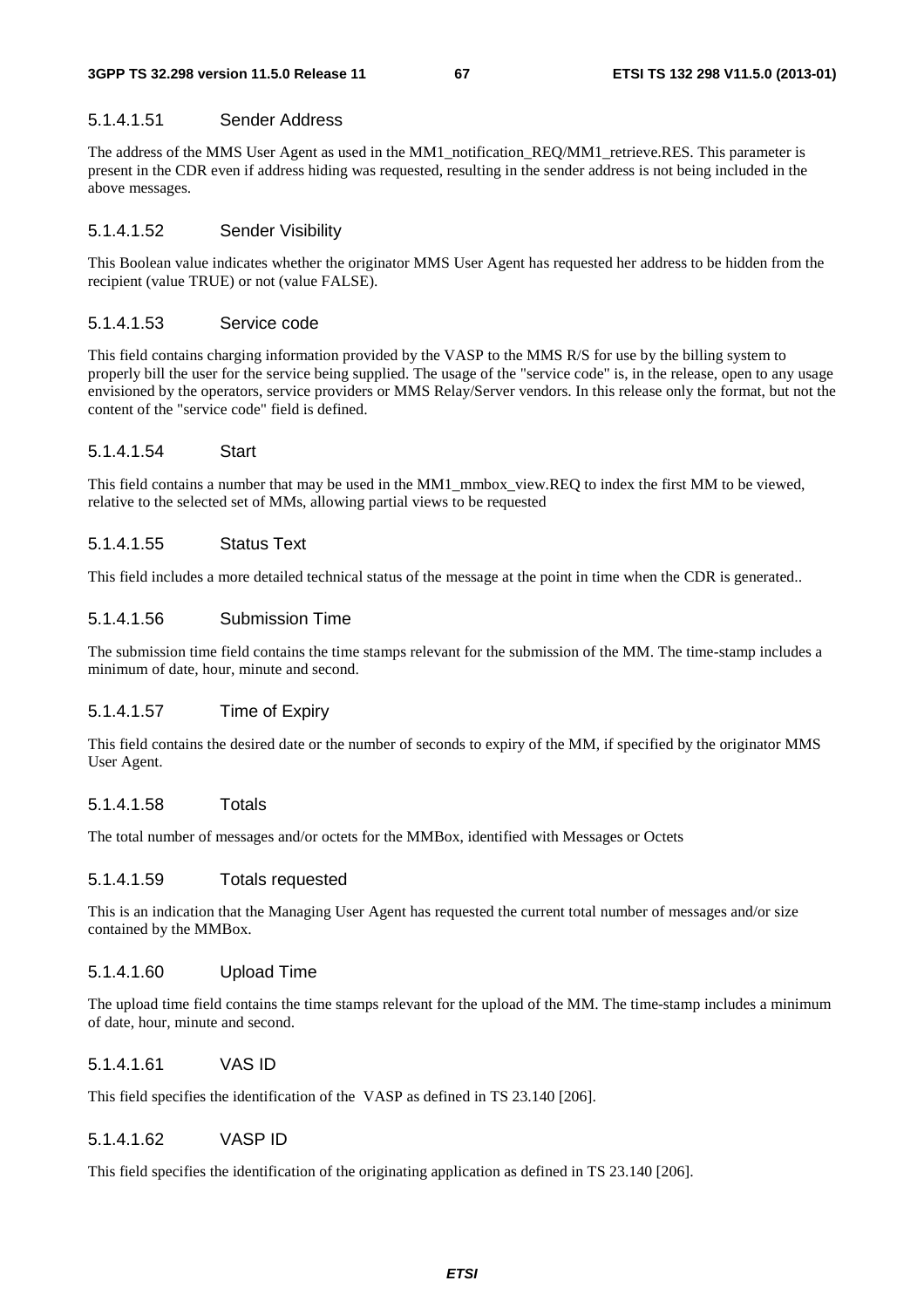#### 5.1.4.1.51 Sender Address

The address of the MMS User Agent as used in the MM1_notification_REQ/MM1_retrieve.RES. This parameter is present in the CDR even if address hiding was requested, resulting in the sender address is not being included in the above messages.

#### 5.1.4.1.52 Sender Visibility

This Boolean value indicates whether the originator MMS User Agent has requested her address to be hidden from the recipient (value TRUE) or not (value FALSE).

#### 5.1.4.1.53 Service code

This field contains charging information provided by the VASP to the MMS R/S for use by the billing system to properly bill the user for the service being supplied. The usage of the "service code" is, in the release, open to any usage envisioned by the operators, service providers or MMS Relay/Server vendors. In this release only the format, but not the content of the "service code" field is defined.

#### 5.1.4.1.54 Start

This field contains a number that may be used in the MM1_mmbox_view.REQ to index the first MM to be viewed, relative to the selected set of MMs, allowing partial views to be requested

#### 5.1.4.1.55 Status Text

This field includes a more detailed technical status of the message at the point in time when the CDR is generated..

#### 5.1.4.1.56 Submission Time

The submission time field contains the time stamps relevant for the submission of the MM. The time-stamp includes a minimum of date, hour, minute and second.

#### 5.1.4.1.57 Time of Expiry

This field contains the desired date or the number of seconds to expiry of the MM, if specified by the originator MMS User Agent.

#### 5.1.4.1.58 Totals

The total number of messages and/or octets for the MMBox, identified with Messages or Octets

#### 5.1.4.1.59 Totals requested

This is an indication that the Managing User Agent has requested the current total number of messages and/or size contained by the MMBox.

#### 5.1.4.1.60 Upload Time

The upload time field contains the time stamps relevant for the upload of the MM. The time-stamp includes a minimum of date, hour, minute and second.

#### 5.1.4.1.61 VAS ID

This field specifies the identification of the VASP as defined in TS 23.140 [206].

#### 5.1.4.1.62 VASP ID

This field specifies the identification of the originating application as defined in TS 23.140 [206].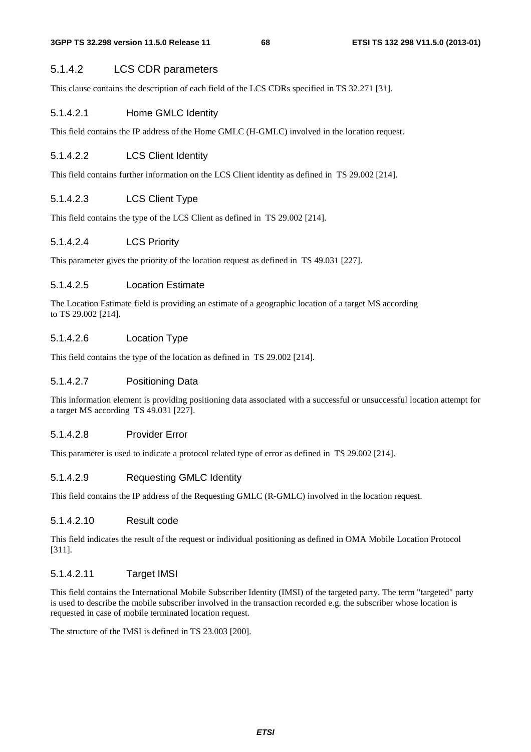### 5.1.4.2 LCS CDR parameters

This clause contains the description of each field of the LCS CDRs specified in TS 32.271 [31].

#### 5.1.4.2.1 Home GMLC Identity

This field contains the IP address of the Home GMLC (H-GMLC) involved in the location request.

#### 5.1.4.2.2 LCS Client Identity

This field contains further information on the LCS Client identity as defined in TS 29.002 [214].

#### 5.1.4.2.3 LCS Client Type

This field contains the type of the LCS Client as defined in TS 29.002 [214].

#### 5.1.4.2.4 LCS Priority

This parameter gives the priority of the location request as defined in TS 49.031 [227].

#### 5.1.4.2.5 Location Estimate

The Location Estimate field is providing an estimate of a geographic location of a target MS according to TS 29.002 [214].

#### 5.1.4.2.6 Location Type

This field contains the type of the location as defined in TS 29.002 [214].

#### 5.1.4.2.7 Positioning Data

This information element is providing positioning data associated with a successful or unsuccessful location attempt for a target MS according TS 49.031 [227].

#### 5.1.4.2.8 Provider Error

This parameter is used to indicate a protocol related type of error as defined in TS 29.002 [214].

#### 5.1.4.2.9 Requesting GMLC Identity

This field contains the IP address of the Requesting GMLC (R-GMLC) involved in the location request.

#### 5.1.4.2.10 Result code

This field indicates the result of the request or individual positioning as defined in OMA Mobile Location Protocol [311].

#### 5.1.4.2.11 Target IMSI

This field contains the International Mobile Subscriber Identity (IMSI) of the targeted party. The term "targeted" party is used to describe the mobile subscriber involved in the transaction recorded e.g. the subscriber whose location is requested in case of mobile terminated location request.

The structure of the IMSI is defined in TS 23.003 [200].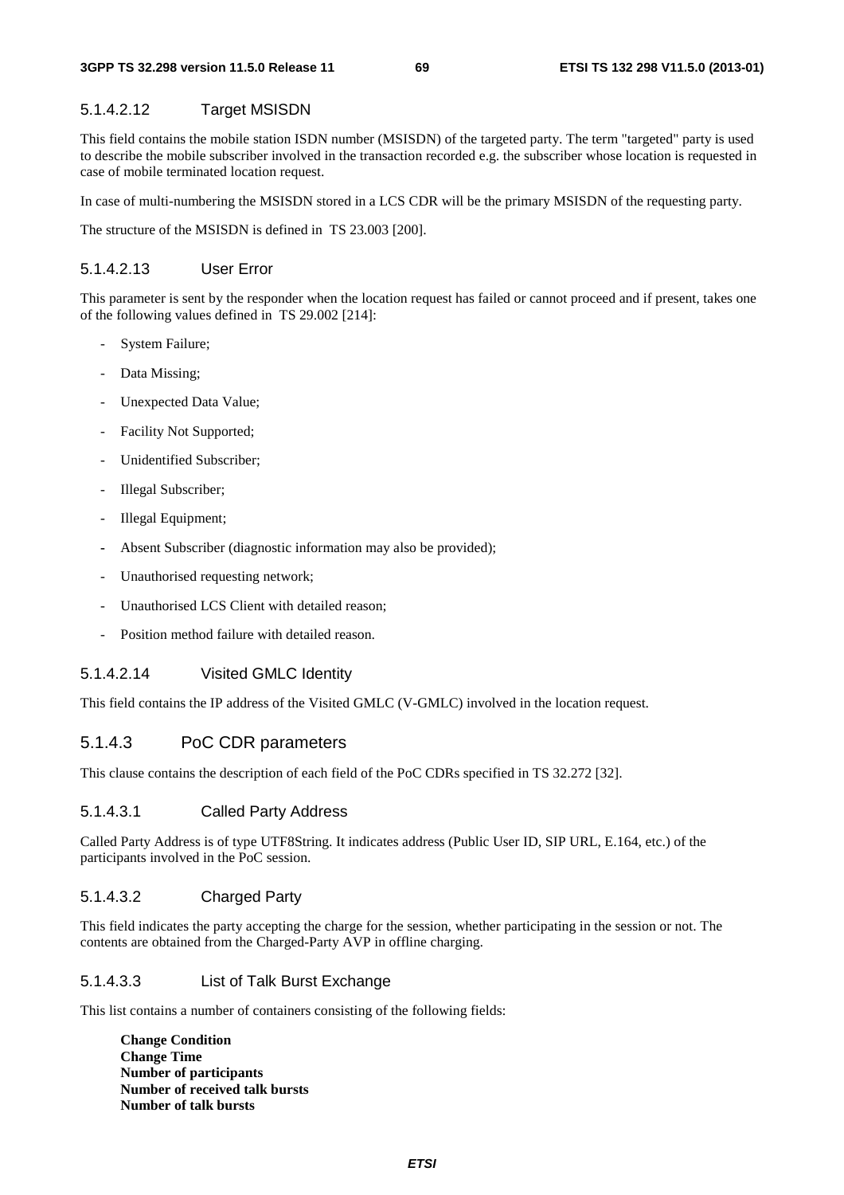#### 5.1.4.2.12 Target MSISDN

This field contains the mobile station ISDN number (MSISDN) of the targeted party. The term "targeted" party is used to describe the mobile subscriber involved in the transaction recorded e.g. the subscriber whose location is requested in case of mobile terminated location request.

In case of multi-numbering the MSISDN stored in a LCS CDR will be the primary MSISDN of the requesting party.

The structure of the MSISDN is defined in TS 23.003 [200].

#### 5.1.4.2.13 User Error

This parameter is sent by the responder when the location request has failed or cannot proceed and if present, takes one of the following values defined in TS 29.002 [214]:

- System Failure;
- Data Missing;
- Unexpected Data Value;
- Facility Not Supported;
- Unidentified Subscriber;
- Illegal Subscriber;
- Illegal Equipment;
- Absent Subscriber (diagnostic information may also be provided);
- Unauthorised requesting network;
- Unauthorised LCS Client with detailed reason;
- Position method failure with detailed reason.

#### 5.1.4.2.14 Visited GMLC Identity

This field contains the IP address of the Visited GMLC (V-GMLC) involved in the location request.

### 5.1.4.3 PoC CDR parameters

This clause contains the description of each field of the PoC CDRs specified in TS 32.272 [32].

#### 5.1.4.3.1 Called Party Address

Called Party Address is of type UTF8String. It indicates address (Public User ID, SIP URL, E.164, etc.) of the participants involved in the PoC session.

#### 5.1.4.3.2 Charged Party

This field indicates the party accepting the charge for the session, whether participating in the session or not. The contents are obtained from the Charged-Party AVP in offline charging.

#### 5.1.4.3.3 List of Talk Burst Exchange

This list contains a number of containers consisting of the following fields:

**Change Condition**
**Change Time**
**Number of participants**
**Number of received talk bursts**
**Number of talk bursts**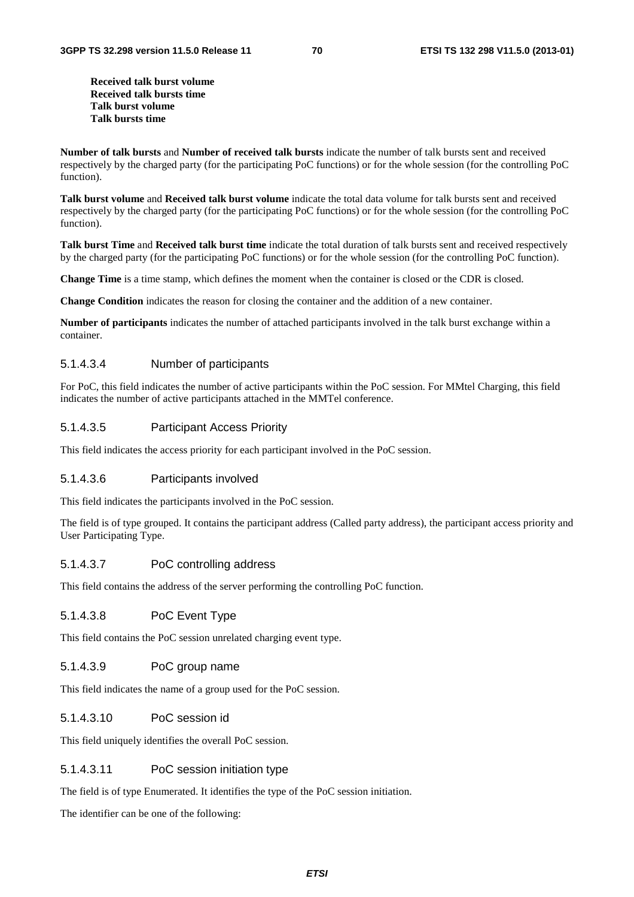**Received talk burst volume**
**Received talk bursts time**
**Talk burst volume**
**Talk bursts time**

**Number of talk bursts** and **Number of received talk bursts** indicate the number of talk bursts sent and received respectively by the charged party (for the participating PoC functions) or for the whole session (for the controlling PoC function).

**Talk burst volume** and **Received talk burst volume** indicate the total data volume for talk bursts sent and received respectively by the charged party (for the participating PoC functions) or for the whole session (for the controlling PoC function).

**Talk burst Time** and **Received talk burst time** indicate the total duration of talk bursts sent and received respectively by the charged party (for the participating PoC functions) or for the whole session (for the controlling PoC function).

**Change Time** is a time stamp, which defines the moment when the container is closed or the CDR is closed.

**Change Condition** indicates the reason for closing the container and the addition of a new container.

**Number of participants** indicates the number of attached participants involved in the talk burst exchange within a container.

#### 5.1.4.3.4 Number of participants

For PoC, this field indicates the number of active participants within the PoC session. For MMtel Charging, this field indicates the number of active participants attached in the MMTel conference.

#### 5.1.4.3.5 Participant Access Priority

This field indicates the access priority for each participant involved in the PoC session.

#### 5.1.4.3.6 Participants involved

This field indicates the participants involved in the PoC session.

The field is of type grouped. It contains the participant address (Called party address), the participant access priority and User Participating Type.

#### 5.1.4.3.7 PoC controlling address

This field contains the address of the server performing the controlling PoC function.

#### 5.1.4.3.8 PoC Event Type

This field contains the PoC session unrelated charging event type.

#### 5.1.4.3.9 PoC group name

This field indicates the name of a group used for the PoC session.

#### 5.1.4.3.10 PoC session id

This field uniquely identifies the overall PoC session.

#### 5.1.4.3.11 PoC session initiation type

The field is of type Enumerated. It identifies the type of the PoC session initiation.

The identifier can be one of the following: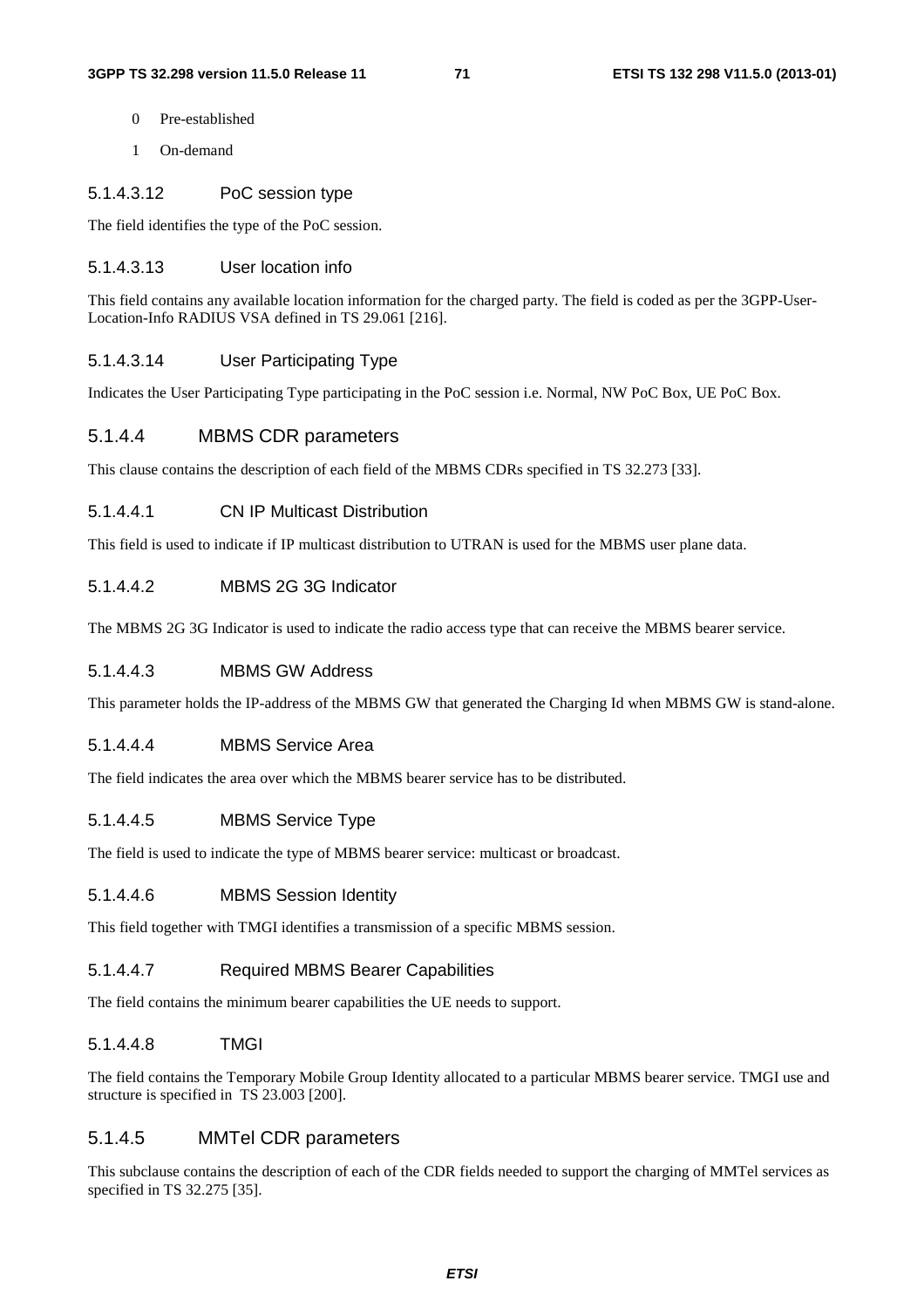0 Pre-established

1 On-demand

##### 5.1.4.3.12 PoC session type

The field identifies the type of the PoC session.

##### 5.1.4.3.13 User location info

This field contains any available location information for the charged party. The field is coded as per the 3GPP-User-Location-Info RADIUS VSA defined in TS 29.061 [216].

##### 5.1.4.3.14 User Participating Type

Indicates the User Participating Type participating in the PoC session i.e. Normal, NW PoC Box, UE PoC Box.

#### 5.1.4.4 MBMS CDR parameters

This clause contains the description of each field of the MBMS CDRs specified in TS 32.273 [33].

##### 5.1.4.4.1 CN IP Multicast Distribution

This field is used to indicate if IP multicast distribution to UTRAN is used for the MBMS user plane data.

##### 5.1.4.4.2 MBMS 2G 3G Indicator

The MBMS 2G 3G Indicator is used to indicate the radio access type that can receive the MBMS bearer service.

##### 5.1.4.4.3 MBMS GW Address

This parameter holds the IP-address of the MBMS GW that generated the Charging Id when MBMS GW is stand-alone.

##### 5.1.4.4.4 MBMS Service Area

The field indicates the area over which the MBMS bearer service has to be distributed.

##### 5.1.4.4.5 MBMS Service Type

The field is used to indicate the type of MBMS bearer service: multicast or broadcast.

##### 5.1.4.4.6 MBMS Session Identity

This field together with TMGI identifies a transmission of a specific MBMS session.

##### 5.1.4.4.7 Required MBMS Bearer Capabilities

The field contains the minimum bearer capabilities the UE needs to support.

##### 5.1.4.4.8 TMGI

The field contains the Temporary Mobile Group Identity allocated to a particular MBMS bearer service. TMGI use and structure is specified in TS 23.003 [200].

#### 5.1.4.5 MMTel CDR parameters

This subclause contains the description of each of the CDR fields needed to support the charging of MMTel services as specified in TS 32.275 [35].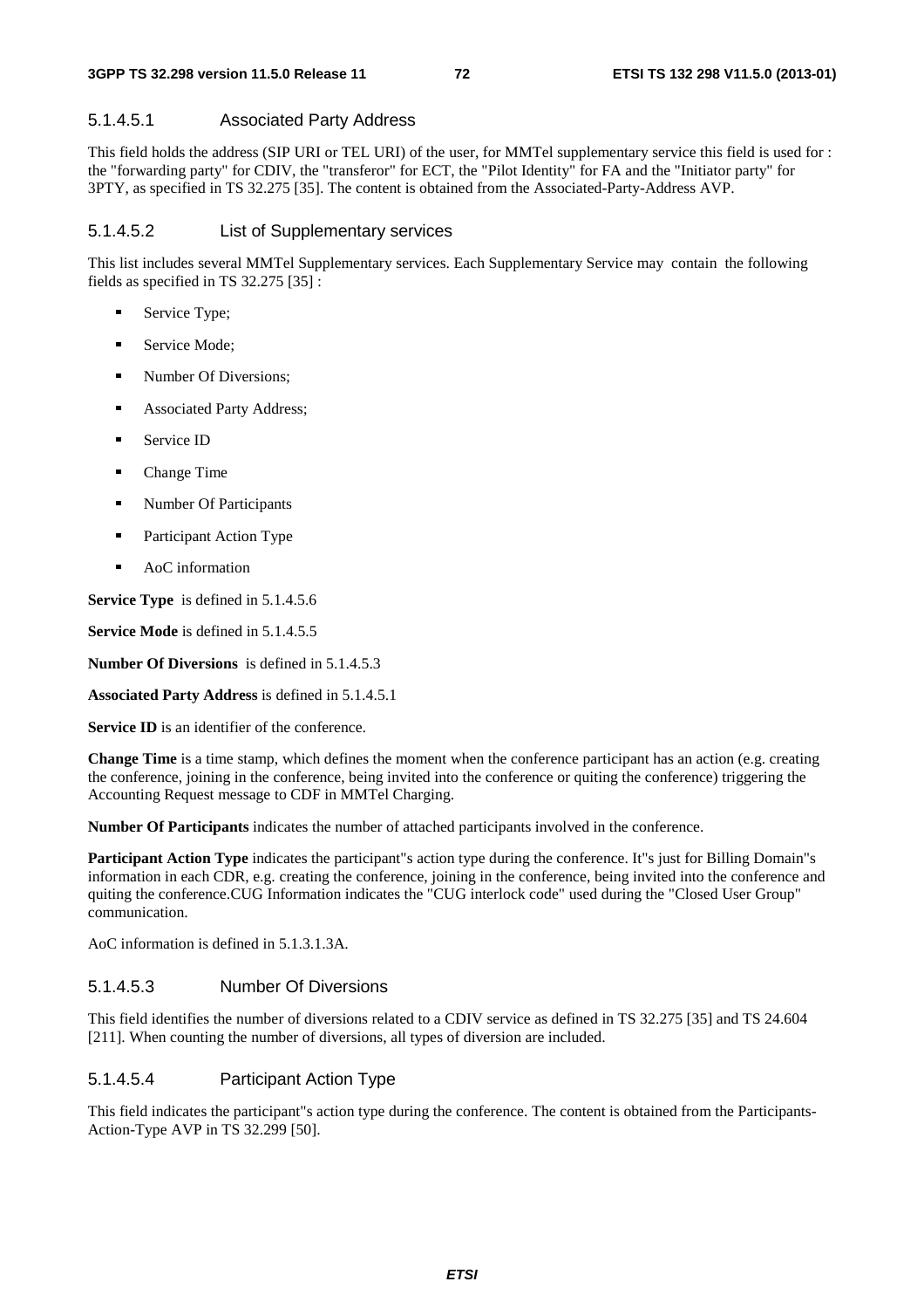#### 5.1.4.5.1 Associated Party Address

This field holds the address (SIP URI or TEL URI) of the user, for MMTel supplementary service this field is used for : the "forwarding party" for CDIV, the "transferor" for ECT, the "Pilot Identity" for FA and the "Initiator party" for 3PTY, as specified in TS 32.275 [35]. The content is obtained from the Associated-Party-Address AVP.

#### 5.1.4.5.2 List of Supplementary services

This list includes several MMTel Supplementary services. Each Supplementary Service may contain the following fields as specified in TS 32.275 [35] :

- Service Type;
- Service Mode;
- Number Of Diversions;
- Associated Party Address;
- Service ID
- Change Time
- Number Of Participants
- Participant Action Type
- AoC information

**Service Type** is defined in 5.1.4.5.6

**Service Mode** is defined in 5.1.4.5.5

**Number Of Diversions** is defined in 5.1.4.5.3

**Associated Party Address** is defined in 5.1.4.5.1

**Service ID** is an identifier of the conference.

**Change Time** is a time stamp, which defines the moment when the conference participant has an action (e.g. creating the conference, joining in the conference, being invited into the conference or quiting the conference) triggering the Accounting Request message to CDF in MMTel Charging.

**Number Of Participants** indicates the number of attached participants involved in the conference.

**Participant Action Type** indicates the participant"s action type during the conference. It"s just for Billing Domain"s information in each CDR, e.g. creating the conference, joining in the conference, being invited into the conference and quiting the conference.CUG Information indicates the "CUG interlock code" used during the "Closed User Group" communication.

AoC information is defined in 5.1.3.1.3A.

#### 5.1.4.5.3 Number Of Diversions

This field identifies the number of diversions related to a CDIV service as defined in TS 32.275 [35] and TS 24.604 [211]. When counting the number of diversions, all types of diversion are included.

#### 5.1.4.5.4 Participant Action Type

This field indicates the participant"s action type during the conference. The content is obtained from the Participants-Action-Type AVP in TS 32.299 [50].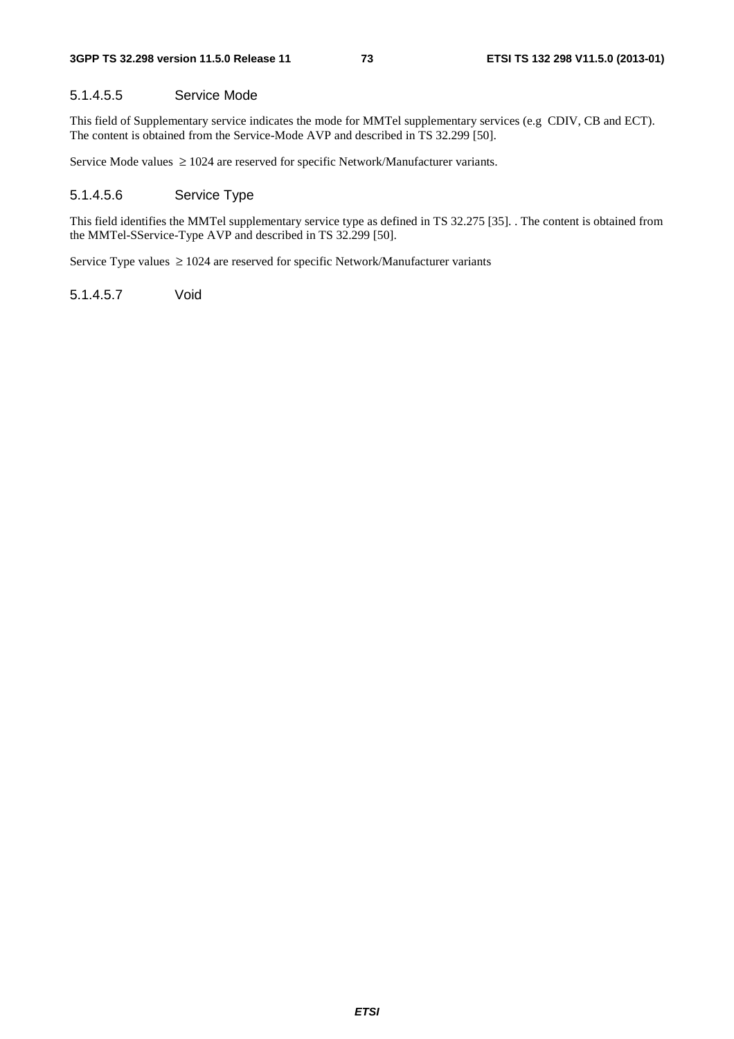#### 5.1.4.5.5 Service Mode

This field of Supplementary service indicates the mode for MMTel supplementary services (e.g  CDIV, CB and ECT). The content is obtained from the Service-Mode AVP and described in TS 32.299 [50].

Service Mode values  ≥ 1024 are reserved for specific Network/Manufacturer variants.

#### 5.1.4.5.6 Service Type

This field identifies the MMTel supplementary service type as defined in TS 32.275 [35]. . The content is obtained from the MMTel-SService-Type AVP and described in TS 32.299 [50].

Service Type values  ≥ 1024 are reserved for specific Network/Manufacturer variants

#### 5.1.4.5.7 Void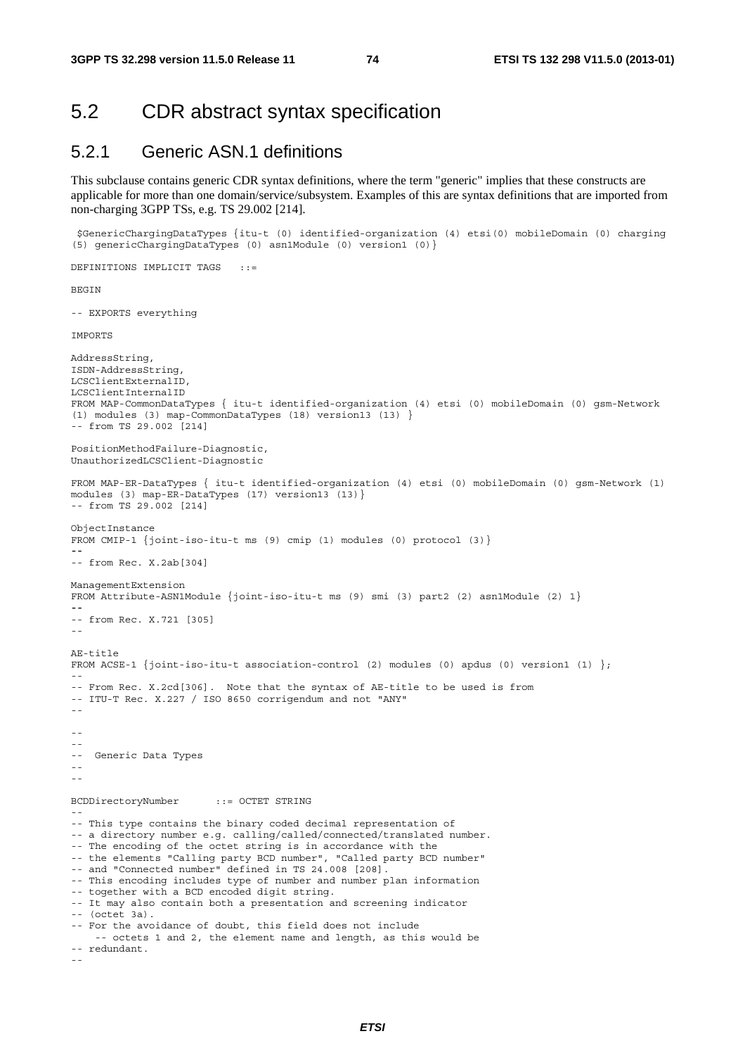## 5.2 CDR abstract syntax specification

### 5.2.1 Generic ASN.1 definitions

This subclause contains generic CDR syntax definitions, where the term "generic" implies that these constructs are applicable for more than one domain/service/subsystem. Examples of this are syntax definitions that are imported from non-charging 3GPP TSs, e.g. TS 29.002 [214].

```
 $GenericChargingDataTypes {itu-t (0) identified-organization (4) etsi(0) mobileDomain (0) charging
(5) genericChargingDataTypes (0) asn1Module (0) version1 (0)}

DEFINITIONS IMPLICIT TAGS   ::=

BEGIN

-- EXPORTS everything

IMPORTS

AddressString,
ISDN-AddressString,
LCSClientExternalID,
LCSClientInternalID
FROM MAP-CommonDataTypes { itu-t identified-organization (4) etsi (0) mobileDomain (0) gsm-Network
(1) modules (3) map-CommonDataTypes (18) version13 (13) }
-- from TS 29.002 [214]

PositionMethodFailure-Diagnostic,
UnauthorizedLCSClient-Diagnostic

FROM MAP-ER-DataTypes { itu-t identified-organization (4) etsi (0) mobileDomain (0) gsm-Network (1)
modules (3) map-ER-DataTypes (17) version13 (13)}
-- from TS 29.002 [214]

ObjectInstance
FROM CMIP-1 {joint-iso-itu-t ms (9) cmip (1) modules (0) protocol (3)}
--
-- from Rec. X.2ab[304]

ManagementExtension
FROM Attribute-ASN1Module {joint-iso-itu-t ms (9) smi (3) part2 (2) asn1Module (2) 1}
--
-- from Rec. X.721 [305]
--

AE-title
FROM ACSE-1 {joint-iso-itu-t association-control (2) modules (0) apdus (0) version1 (1) };
--
-- From Rec. X.2cd[306].  Note that the syntax of AE-title to be used is from
-- ITU-T Rec. X.227 / ISO 8650 corrigendum and not "ANY"
--

--
--
--  Generic Data Types
--
--

BCDDirectoryNumber      ::= OCTET STRING
--
-- This type contains the binary coded decimal representation of
-- a directory number e.g. calling/called/connected/translated number.
-- The encoding of the octet string is in accordance with the
-- the elements "Calling party BCD number", "Called party BCD number"
-- and "Connected number" defined in TS 24.008 [208].
-- This encoding includes type of number and number plan information
-- together with a BCD encoded digit string.
-- It may also contain both a presentation and screening indicator
-- (octet 3a).
-- For the avoidance of doubt, this field does not include
    -- octets 1 and 2, the element name and length, as this would be
-- redundant.
--
```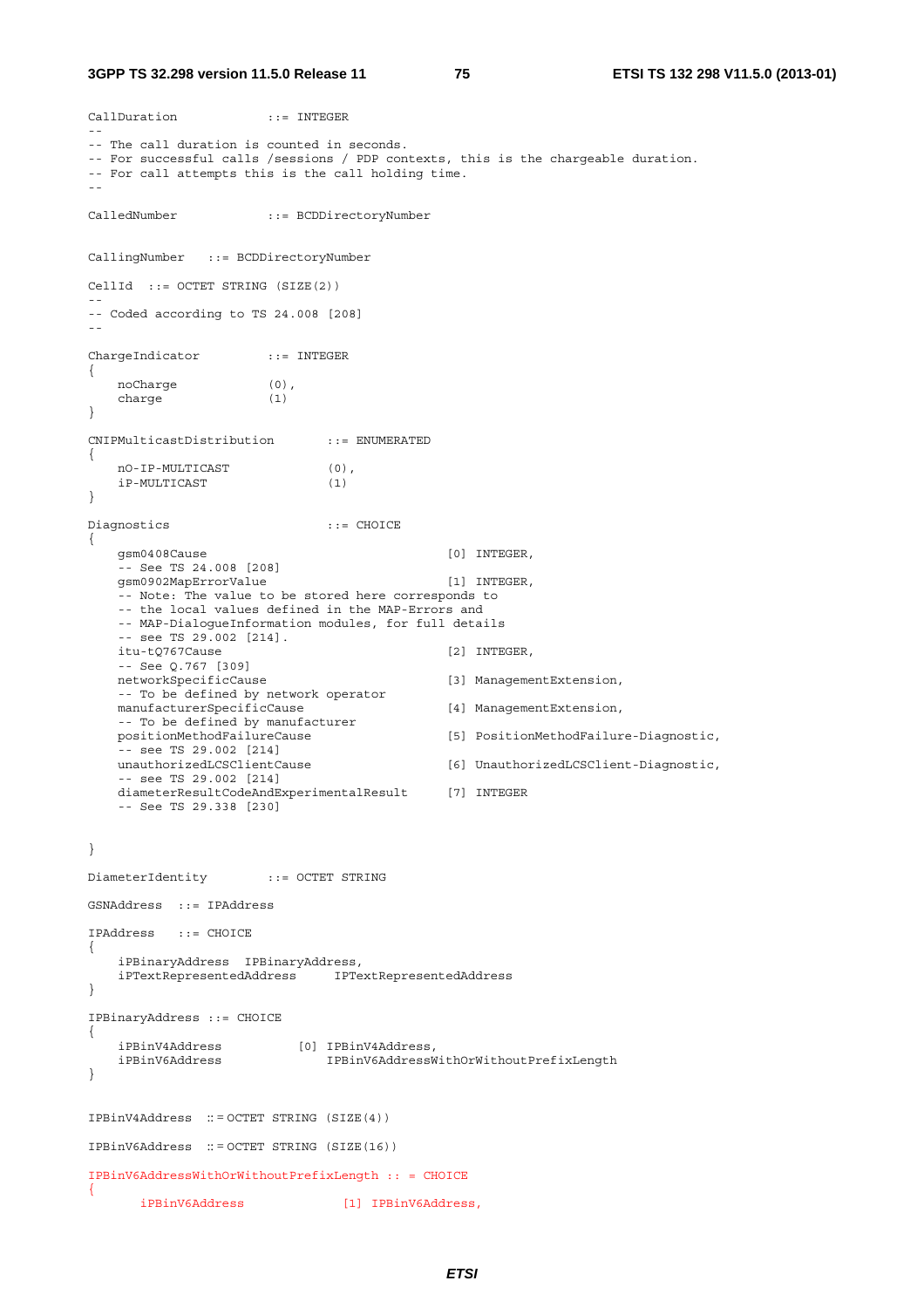```
CallDuration            ::= INTEGER
--
-- The call duration is counted in seconds.
-- For successful calls /sessions / PDP contexts, this is the chargeable duration.
-- For call attempts this is the call holding time.
--

CalledNumber            ::= BCDDirectoryNumber


CallingNumber   ::= BCDDirectoryNumber

CellId  ::= OCTET STRING (SIZE(2))
--
-- Coded according to TS 24.008 [208]
--

ChargeIndicator         ::= INTEGER
{
    noCharge            (0),
    charge              (1)
}

CNIPMulticastDistribution       ::= ENUMERATED
{
    nO-IP-MULTICAST             (0),
    iP-MULTICAST                (1)
}

Diagnostics                     ::= CHOICE
{
    gsm0408Cause                                [0] INTEGER,
    -- See TS 24.008 [208]
    gsm0902MapErrorValue                        [1] INTEGER,
    -- Note: The value to be stored here corresponds to
    -- the local values defined in the MAP-Errors and
    -- MAP-DialogueInformation modules, for full details
    -- see TS 29.002 [214].
    itu-tQ767Cause                              [2] INTEGER,
    -- See Q.767 [309]
    networkSpecificCause                        [3] ManagementExtension,
    -- To be defined by network operator
    manufacturerSpecificCause                   [4] ManagementExtension,
    -- To be defined by manufacturer
    positionMethodFailureCause                  [5] PositionMethodFailure-Diagnostic,
    -- see TS 29.002 [214]
    unauthorizedLCSClientCause                  [6] UnauthorizedLCSClient-Diagnostic,
    -- see TS 29.002 [214]
    diameterResultCodeAndExperimentalResult     [7] INTEGER
    -- See TS 29.338 [230]


}

DiameterIdentity        ::= OCTET STRING

GSNAddress  ::= IPAddress

IPAddress   ::= CHOICE
{
    iPBinaryAddress  IPBinaryAddress,
    iPTextRepresentedAddress     IPTextRepresentedAddress
}

IPBinaryAddress ::= CHOICE
{
    iPBinV4Address          [0] IPBinV4Address,
    iPBinV6Address              IPBinV6AddressWithOrWithoutPrefixLength
}


IPBinV4Address  ::=OCTET STRING (SIZE(4))

IPBinV6Address  ::=OCTET STRING (SIZE(16))

IPBinV6AddressWithOrWithoutPrefixLength :: = CHOICE
{
       iPBinV6Address             [1] IPBinV6Address,
```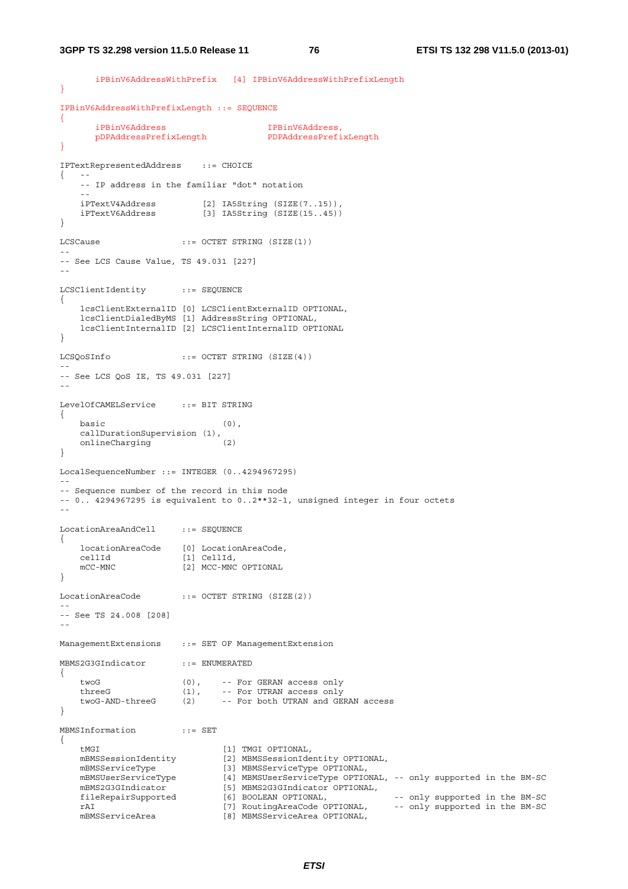```
      iPBinV6AddressWithPrefix   [4] IPBinV6AddressWithPrefixLength
}

IPBinV6AddressWithPrefixLength ::= SEQUENCE
{
      iPBinV6Address                   IPBinV6Address,
      pDPAddressPrefixLength           PDPAddressPrefixLength
}

IPTextRepresentedAddress    ::= CHOICE
{   --
    -- IP address in the familiar "dot" notation
    --
    iPTextV4Address         [2] IA5String (SIZE(7..15)),
    iPTextV6Address         [3] IA5String (SIZE(15..45))
}

LCSCause                ::= OCTET STRING (SIZE(1))
--
-- See LCS Cause Value, TS 49.031 [227]
--

LCSClientIdentity       ::= SEQUENCE
{
    lcsClientExternalID [0] LCSClientExternalID OPTIONAL,
    lcsClientDialedByMS [1] AddressString OPTIONAL,
    lcsClientInternalID [2] LCSClientInternalID OPTIONAL
}

LCSQoSInfo              ::= OCTET STRING (SIZE(4))
--
-- See LCS QoS IE, TS 49.031 [227]
--

LevelOfCAMELService     ::= BIT STRING
{
    basic                       (0),
    callDurationSupervision (1),
    onlineCharging              (2)
}

LocalSequenceNumber ::= INTEGER (0..4294967295)
--
-- Sequence number of the record in this node
-- 0.. 4294967295 is equivalent to 0..2**32-1, unsigned integer in four octets
--

LocationAreaAndCell     ::= SEQUENCE
{
    locationAreaCode    [0] LocationAreaCode,
    cellId              [1] CellId,
    mCC-MNC             [2] MCC-MNC OPTIONAL
}

LocationAreaCode        ::= OCTET STRING (SIZE(2))
--
-- See TS 24.008 [208]
--

ManagementExtensions    ::= SET OF ManagementExtension

MBMS2G3GIndicator       ::= ENUMERATED
{
    twoG                (0),    -- For GERAN access only
    threeG              (1),    -- For UTRAN access only
    twoG-AND-threeG     (2)     -- For both UTRAN and GERAN access
}

MBMSInformation         ::= SET
{
    tMGI                        [1] TMGI OPTIONAL,
    mBMSSessionIdentity         [2] MBMSSessionIdentity OPTIONAL,
    mBMSServiceType             [3] MBMSServiceType OPTIONAL,
    mBMSUserServiceType         [4] MBMSUserServiceType OPTIONAL, -- only supported in the BM-SC
    mBMS2G3GIndicator           [5] MBMS2G3GIndicator OPTIONAL,
    fileRepairSupported         [6] BOOLEAN OPTIONAL,             -- only supported in the BM-SC
    rAI                         [7] RoutingAreaCode OPTIONAL,     -- only supported in the BM-SC
    mBMSServiceArea             [8] MBMSServiceArea OPTIONAL,
```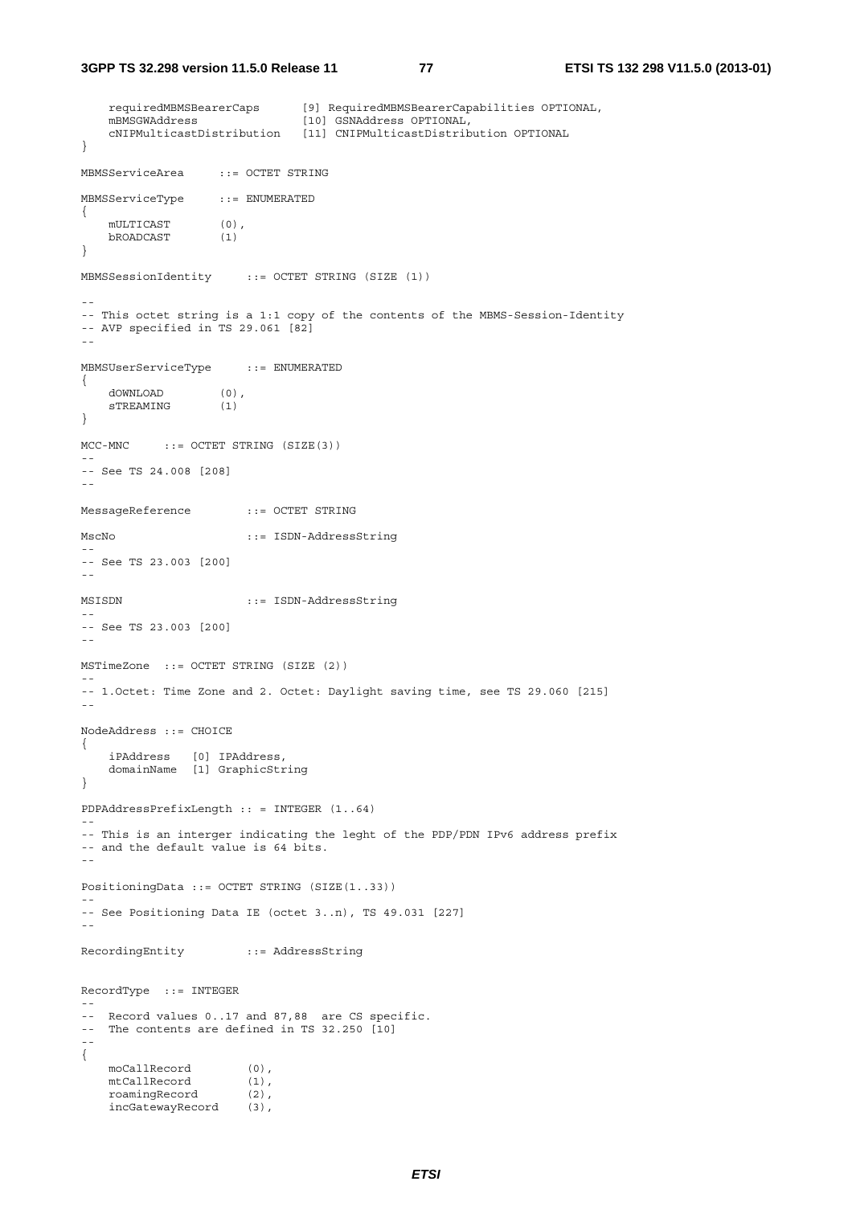```
    requiredMBMSBearerCaps      [9] RequiredMBMSBearerCapabilities OPTIONAL,
    mBMSGWAddress               [10] GSNAddress OPTIONAL,
    cNIPMulticastDistribution   [11] CNIPMulticastDistribution OPTIONAL
}

MBMSServiceArea     ::= OCTET STRING

MBMSServiceType     ::= ENUMERATED
{
    mULTICAST       (0),
    bROADCAST       (1)
}

MBMSSessionIdentity     ::= OCTET STRING (SIZE (1))

--
-- This octet string is a 1:1 copy of the contents of the MBMS-Session-Identity
-- AVP specified in TS 29.061 [82]
--

MBMSUserServiceType     ::= ENUMERATED
{
    dOWNLOAD        (0),
    sTREAMING       (1)
}

MCC-MNC     ::= OCTET STRING (SIZE(3))
--
-- See TS 24.008 [208]
--

MessageReference        ::= OCTET STRING

MscNo                   ::= ISDN-AddressString
--
-- See TS 23.003 [200]
--

MSISDN                  ::= ISDN-AddressString
--
-- See TS 23.003 [200]
--

MSTimeZone  ::= OCTET STRING (SIZE (2))
--
-- 1.Octet: Time Zone and 2. Octet: Daylight saving time, see TS 29.060 [215]
--

NodeAddress ::= CHOICE
{
    iPAddress   [0] IPAddress,
    domainName  [1] GraphicString
}

PDPAddressPrefixLength :: = INTEGER (1..64)
--
-- This is an interger indicating the leght of the PDP/PDN IPv6 address prefix
-- and the default value is 64 bits.
--

PositioningData ::= OCTET STRING (SIZE(1..33))
--
-- See Positioning Data IE (octet 3..n), TS 49.031 [227]
--

RecordingEntity         ::= AddressString


RecordType  ::= INTEGER
--
--  Record values 0..17 and 87,88  are CS specific.
--  The contents are defined in TS 32.250 [10]
--
{
    moCallRecord        (0),
    mtCallRecord        (1),
    roamingRecord       (2),
    incGatewayRecord    (3),
```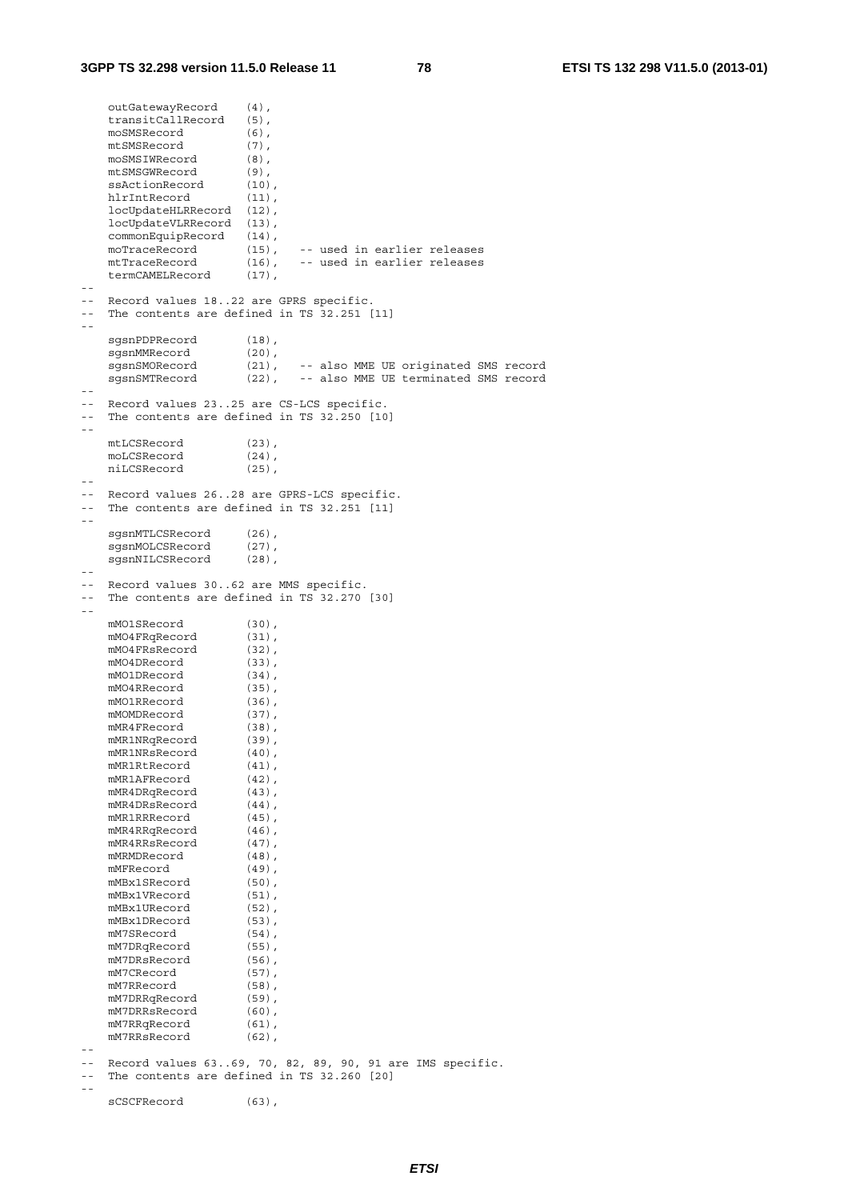```
    outGatewayRecord    (4),
    transitCallRecord   (5),
    moSMSRecord         (6),
    mtSMSRecord         (7),
    moSMSIWRecord       (8),
    mtSMSGWRecord       (9),
    ssActionRecord      (10),
    hlrIntRecord        (11),
    locUpdateHLRRecord  (12),
    locUpdateVLRRecord  (13),
    commonEquipRecord   (14),
    moTraceRecord       (15),   -- used in earlier releases
    mtTraceRecord       (16),   -- used in earlier releases
    termCAMELRecord     (17),
--
-- Record values 18..22 are GPRS specific.
-- The contents are defined in TS 32.251 [11]
--
    sgsnPDPRecord       (18),
    sgsnMMRecord        (20),
    sgsnSMORecord       (21),   -- also MME UE originated SMS record
    sgsnSMTRecord       (22),   -- also MME UE terminated SMS record
--
-- Record values 23..25 are CS-LCS specific.
-- The contents are defined in TS 32.250 [10]
--
    mtLCSRecord         (23),
    moLCSRecord         (24),
    niLCSRecord         (25),
--
-- Record values 26..28 are GPRS-LCS specific.
-- The contents are defined in TS 32.251 [11]
--
    sgsnMTLCSRecord     (26),
    sgsnMOLCSRecord     (27),
    sgsnNILCSRecord     (28),
--
-- Record values 30..62 are MMS specific.
-- The contents are defined in TS 32.270 [30]
--
    mMO1SRecord         (30),
    mMO4FRqRecord       (31),
    mMO4FRsRecord       (32),
    mMO4DRecord         (33),
    mMO1DRecord         (34),
    mMO4RRecord         (35),
    mMO1RRecord         (36),
    mMOMDRecord         (37),
    mMR4FRecord         (38),
    mMR1NRqRecord       (39),
    mMR1NRsRecord       (40),
    mMR1RtRecord        (41),
    mMR1AFRecord        (42),
    mMR4DRqRecord       (43),
    mMR4DRsRecord       (44),
    mMR1RRRecord        (45),
    mMR4RRqRecord       (46),
    mMR4RRsRecord       (47),
    mMRMDRecord         (48),
    mMFRecord           (49),
    mMBx1SRecord        (50),
    mMBx1VRecord        (51),
    mMBx1URecord        (52),
    mMBx1DRecord        (53),
    mM7SRecord          (54),
    mM7DRqRecord        (55),
    mM7DRsRecord        (56),
    mM7CRecord          (57),
    mM7RRecord          (58),
    mM7DRRqRecord       (59),
    mM7DRRsRecord       (60),
    mM7RRqRecord        (61),
    mM7RRsRecord        (62),
--
-- Record values 63..69, 70, 82, 89, 90, 91 are IMS specific.
-- The contents are defined in TS 32.260 [20]
--
    sCSCFRecord         (63),
```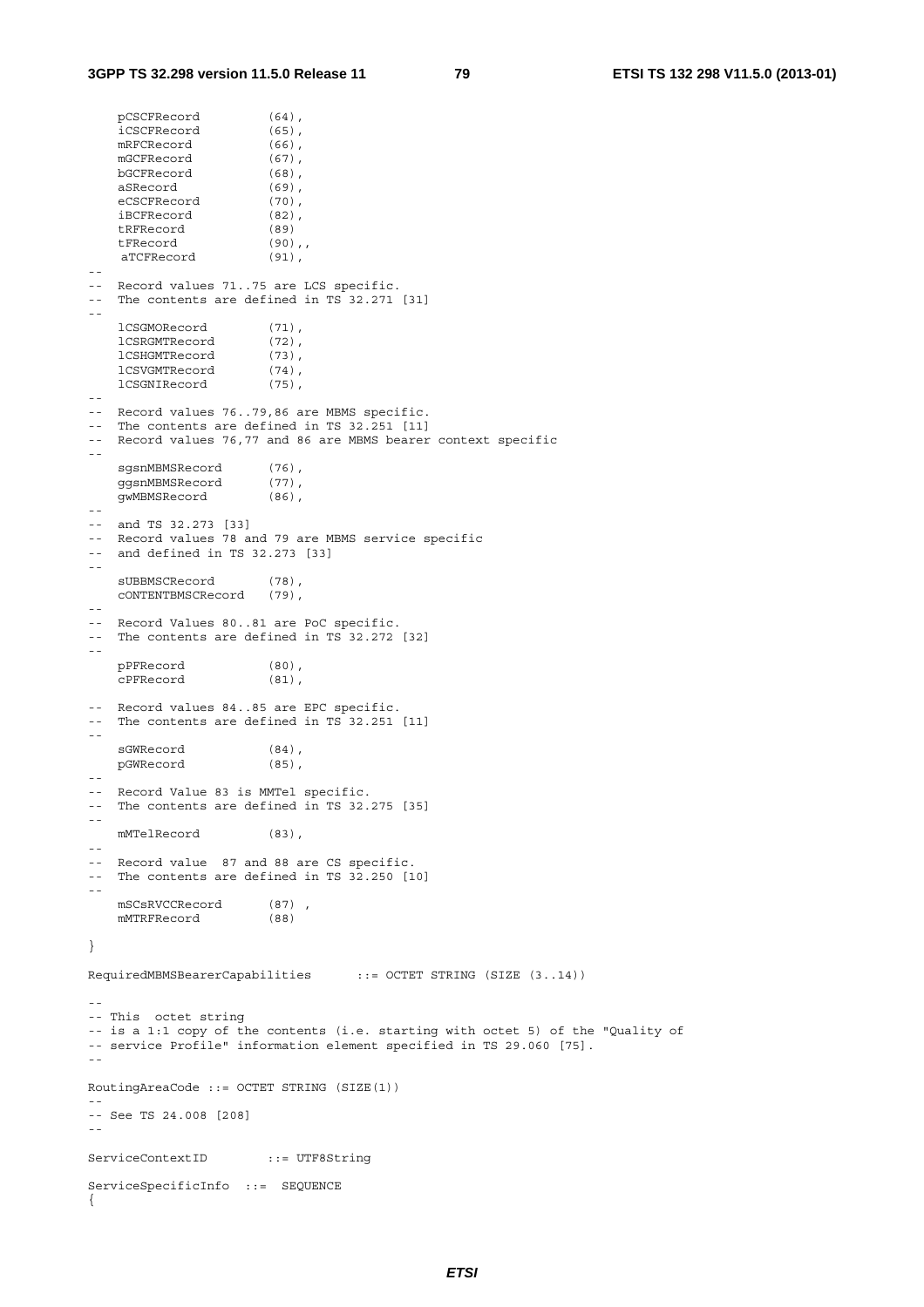```
    pCSCFRecord         (64),
    iCSCFRecord         (65),
    mRFCRecord          (66),
    mGCFRecord          (67),
    bGCFRecord          (68),
    aSRecord            (69),
    eCSCFRecord         (70),
    iBCFRecord          (82),
    tRFRecord           (89)
    tFRecord            (90),,
    aTCFRecord          (91),
--
--  Record values 71..75 are LCS specific.
--  The contents are defined in TS 32.271 [31]
--
    lCSGMORecord        (71),
    lCSRGMTRecord       (72),
    lCSHGMTRecord       (73),
    lCSVGMTRecord       (74),
    lCSGNIRecord        (75),
--
--  Record values 76..79,86 are MBMS specific.
--  The contents are defined in TS 32.251 [11]
--  Record values 76,77 and 86 are MBMS bearer context specific
--
    sgsnMBMSRecord      (76),
    ggsnMBMSRecord      (77),
    gwMBMSRecord        (86),
--
--  and TS 32.273 [33]
--  Record values 78 and 79 are MBMS service specific
--  and defined in TS 32.273 [33]
--
    sUBBMSCRecord       (78),
    cONTENTBMSCRecord   (79),
--
--  Record Values 80..81 are PoC specific.
--  The contents are defined in TS 32.272 [32]
--
    pPFRecord           (80),
    cPFRecord           (81),

--  Record values 84..85 are EPC specific.
--  The contents are defined in TS 32.251 [11]
--
    sGWRecord           (84),
    pGWRecord           (85),
--
--  Record Value 83 is MMTel specific.
--  The contents are defined in TS 32.275 [35]
--
    mMTelRecord         (83),
--
--  Record value  87 and 88 are CS specific.
--  The contents are defined in TS 32.250 [10]
--
    mSCsRVCCRecord      (87) ,
    mMTRFRecord         (88)

}

RequiredMBMSBearerCapabilities      ::= OCTET STRING (SIZE (3..14))

--
-- This  octet string
-- is a 1:1 copy of the contents (i.e. starting with octet 5) of the "Quality of
-- service Profile" information element specified in TS 29.060 [75].
--

RoutingAreaCode ::= OCTET STRING (SIZE(1))
--
-- See TS 24.008 [208]
--

ServiceContextID        ::= UTF8String

ServiceSpecificInfo  ::=  SEQUENCE
{
```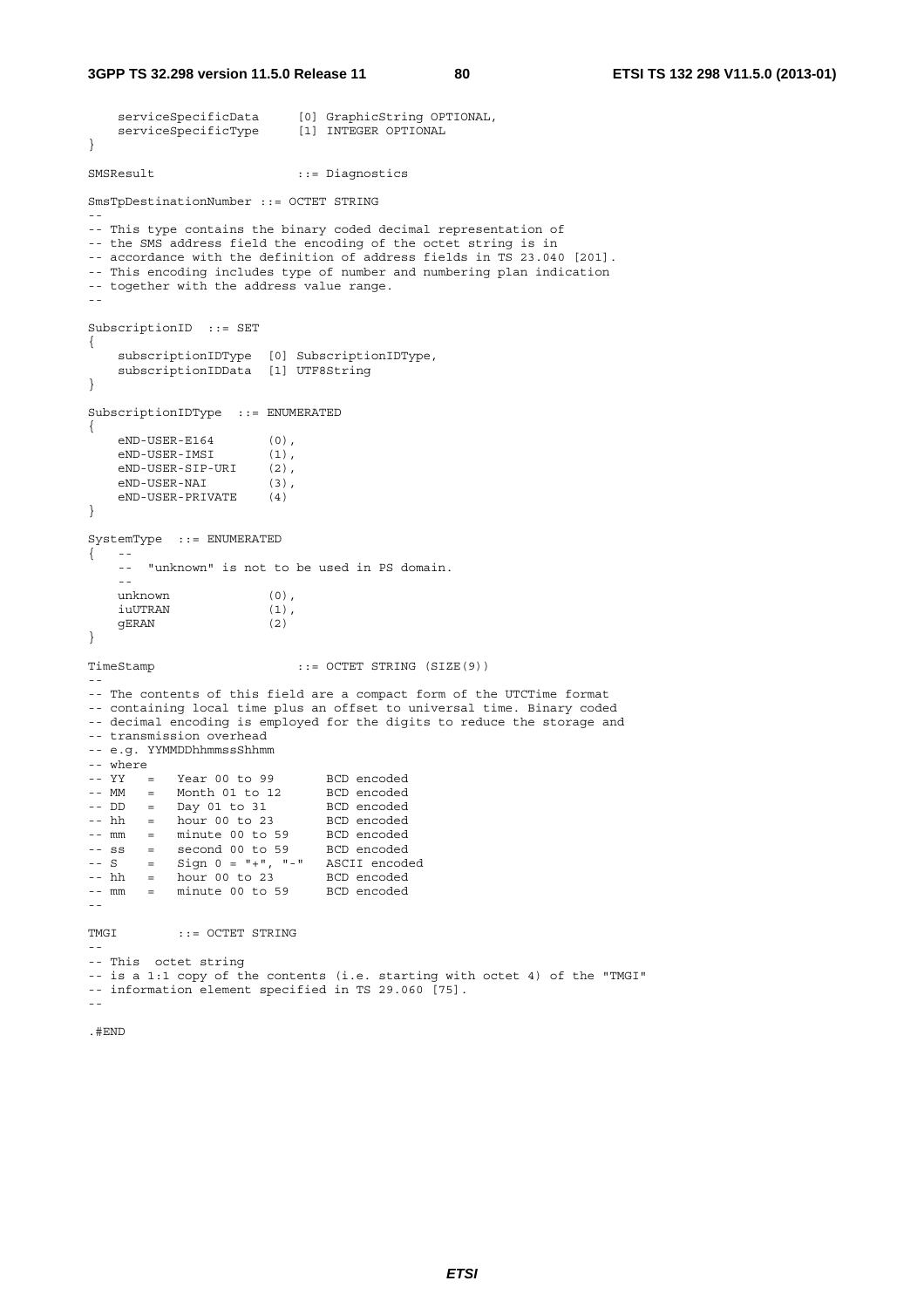```
    serviceSpecificData     [0] GraphicString OPTIONAL,
    serviceSpecificType     [1] INTEGER OPTIONAL
}

SMSResult                   ::= Diagnostics

SmsTpDestinationNumber ::= OCTET STRING
--
-- This type contains the binary coded decimal representation of
-- the SMS address field the encoding of the octet string is in
-- accordance with the definition of address fields in TS 23.040 [201].
-- This encoding includes type of number and numbering plan indication
-- together with the address value range.
--

SubscriptionID  ::= SET
{
    subscriptionIDType  [0] SubscriptionIDType,
    subscriptionIDData  [1] UTF8String
}

SubscriptionIDType  ::= ENUMERATED
{
    eND-USER-E164       (0),
    eND-USER-IMSI       (1),
    eND-USER-SIP-URI    (2),
    eND-USER-NAI        (3),
    eND-USER-PRIVATE    (4)
}

SystemType  ::= ENUMERATED
{   --
    --  "unknown" is not to be used in PS domain.
    --
    unknown             (0),
    iuUTRAN             (1),
    gERAN               (2)
}

TimeStamp                   ::= OCTET STRING (SIZE(9))
--
-- The contents of this field are a compact form of the UTCTime format
-- containing local time plus an offset to universal time. Binary coded
-- decimal encoding is employed for the digits to reduce the storage and
-- transmission overhead
-- e.g. YYMMDDhhmmssShhmm
-- where
-- YY   =   Year 00 to 99       BCD encoded
-- MM   =   Month 01 to 12      BCD encoded
-- DD   =   Day 01 to 31        BCD encoded
-- hh   =   hour 00 to 23       BCD encoded
-- mm   =   minute 00 to 59     BCD encoded
-- ss   =   second 00 to 59     BCD encoded
-- S    =   Sign 0 = "+", "-"   ASCII encoded
-- hh   =   hour 00 to 23       BCD encoded
-- mm   =   minute 00 to 59     BCD encoded
--

TMGI        ::= OCTET STRING
--
-- This  octet string
-- is a 1:1 copy of the contents (i.e. starting with octet 4) of the "TMGI"
-- information element specified in TS 29.060 [75].
--

.#END
```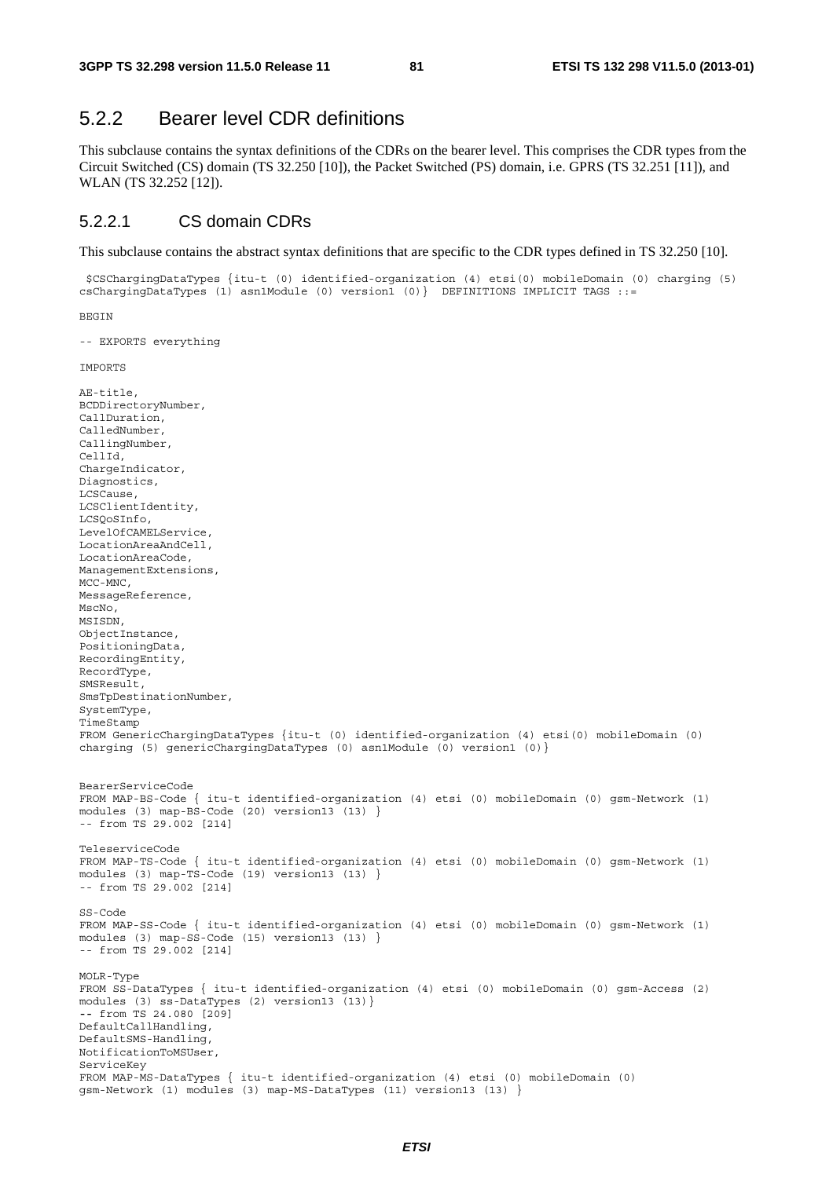## 5.2.2 Bearer level CDR definitions

This subclause contains the syntax definitions of the CDRs on the bearer level. This comprises the CDR types from the Circuit Switched (CS) domain (TS 32.250 [10]), the Packet Switched (PS) domain, i.e. GPRS (TS 32.251 [11]), and WLAN (TS 32.252 [12]).

### 5.2.2.1 CS domain CDRs

This subclause contains the abstract syntax definitions that are specific to the CDR types defined in TS 32.250 [10].

```
 $CSChargingDataTypes {itu-t (0) identified-organization (4) etsi(0) mobileDomain (0) charging (5)
csChargingDataTypes (1) asn1Module (0) version1 (0)}  DEFINITIONS IMPLICIT TAGS ::=

BEGIN

-- EXPORTS everything

IMPORTS

AE-title,
BCDDirectoryNumber,
CallDuration,
CalledNumber,
CallingNumber,
CellId,
ChargeIndicator,
Diagnostics,
LCSCause,
LCSClientIdentity,
LCSQoSInfo,
LevelOfCAMELService,
LocationAreaAndCell,
LocationAreaCode,
ManagementExtensions,
MCC-MNC,
MessageReference,
MscNo,
MSISDN,
ObjectInstance,
PositioningData,
RecordingEntity,
RecordType,
SMSResult,
SmsTpDestinationNumber,
SystemType,
TimeStamp
FROM GenericChargingDataTypes {itu-t (0) identified-organization (4) etsi(0) mobileDomain (0)
charging (5) genericChargingDataTypes (0) asn1Module (0) version1 (0)}


BearerServiceCode
FROM MAP-BS-Code { itu-t identified-organization (4) etsi (0) mobileDomain (0) gsm-Network (1)
modules (3) map-BS-Code (20) version13 (13) }
-- from TS 29.002 [214]

TeleserviceCode
FROM MAP-TS-Code { itu-t identified-organization (4) etsi (0) mobileDomain (0) gsm-Network (1)
modules (3) map-TS-Code (19) version13 (13) }
-- from TS 29.002 [214]

SS-Code
FROM MAP-SS-Code { itu-t identified-organization (4) etsi (0) mobileDomain (0) gsm-Network (1)
modules (3) map-SS-Code (15) version13 (13) }
-- from TS 29.002 [214]

MOLR-Type
FROM SS-DataTypes { itu-t identified-organization (4) etsi (0) mobileDomain (0) gsm-Access (2)
modules (3) ss-DataTypes (2) version13 (13)}
-- from TS 24.080 [209]
DefaultCallHandling,
DefaultSMS-Handling,
NotificationToMSUser,
ServiceKey
FROM MAP-MS-DataTypes { itu-t identified-organization (4) etsi (0) mobileDomain (0)
gsm-Network (1) modules (3) map-MS-DataTypes (11) version13 (13) }
```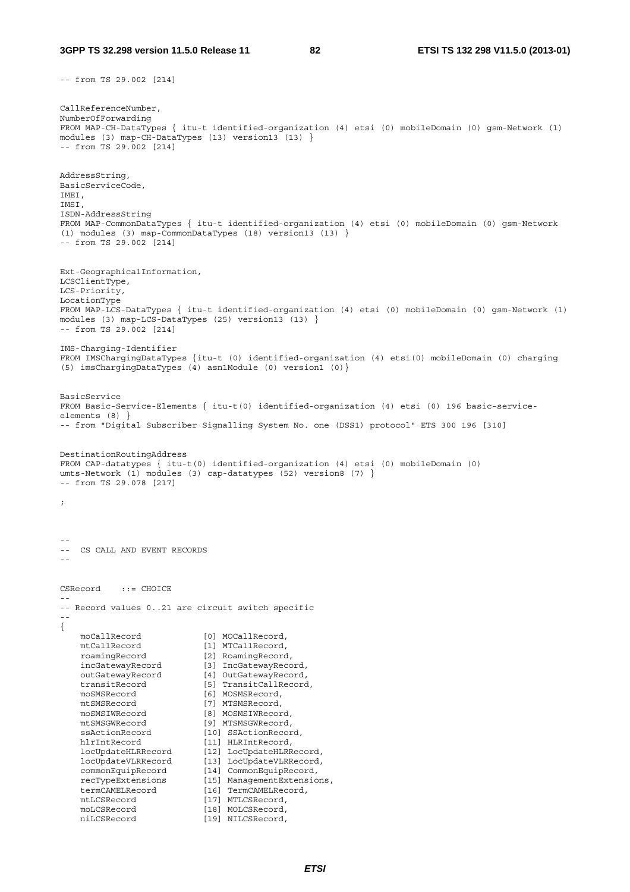```
-- from TS 29.002 [214]

CallReferenceNumber,
NumberOfForwarding
FROM MAP-CH-DataTypes { itu-t identified-organization (4) etsi (0) mobileDomain (0) gsm-Network (1)
modules (3) map-CH-DataTypes (13) version13 (13) }
-- from TS 29.002 [214]

AddressString,
BasicServiceCode,
IMEI,
IMSI,
ISDN-AddressString
FROM MAP-CommonDataTypes { itu-t identified-organization (4) etsi (0) mobileDomain (0) gsm-Network
(1) modules (3) map-CommonDataTypes (18) version13 (13) }
-- from TS 29.002 [214]

Ext-GeographicalInformation,
LCSClientType,
LCS-Priority,
LocationType
FROM MAP-LCS-DataTypes { itu-t identified-organization (4) etsi (0) mobileDomain (0) gsm-Network (1)
modules (3) map-LCS-DataTypes (25) version13 (13) }
-- from TS 29.002 [214]

IMS-Charging-Identifier
FROM IMSChargingDataTypes {itu-t (0) identified-organization (4) etsi(0) mobileDomain (0) charging
(5) imsChargingDataTypes (4) asn1Module (0) version1 (0)}

BasicService
FROM Basic-Service-Elements { itu-t(0) identified-organization (4) etsi (0) 196 basic-service-
elements (8) }
-- from "Digital Subscriber Signalling System No. one (DSS1) protocol" ETS 300 196 [310]

DestinationRoutingAddress
FROM CAP-datatypes { itu-t(0) identified-organization (4) etsi (0) mobileDomain (0)
umts-Network (1) modules (3) cap-datatypes (52) version8 (7) }
-- from TS 29.078 [217]

;



--
--  CS CALL AND EVENT RECORDS
--

CSRecord    ::= CHOICE
--
-- Record values 0..21 are circuit switch specific
--
{
    moCallRecord            [0] MOCallRecord,
    mtCallRecord            [1] MTCallRecord,
    roamingRecord           [2] RoamingRecord,
    incGatewayRecord        [3] IncGatewayRecord,
    outGatewayRecord        [4] OutGatewayRecord,
    transitRecord           [5] TransitCallRecord,
    moSMSRecord             [6] MOSMSRecord,
    mtSMSRecord             [7] MTSMSRecord,
    moSMSIWRecord           [8] MOSMSIWRecord,
    mtSMSGWRecord           [9] MTSMSGWRecord,
    ssActionRecord          [10] SSActionRecord,
    hlrIntRecord            [11] HLRIntRecord,
    locUpdateHLRRecord      [12] LocUpdateHLRRecord,
    locUpdateVLRRecord      [13] LocUpdateVLRRecord,
    commonEquipRecord       [14] CommonEquipRecord,
    recTypeExtensions       [15] ManagementExtensions,
    termCAMELRecord         [16] TermCAMELRecord,
    mtLCSRecord             [17] MTLCSRecord,
    moLCSRecord             [18] MOLCSRecord,
    niLCSRecord             [19] NILCSRecord,
```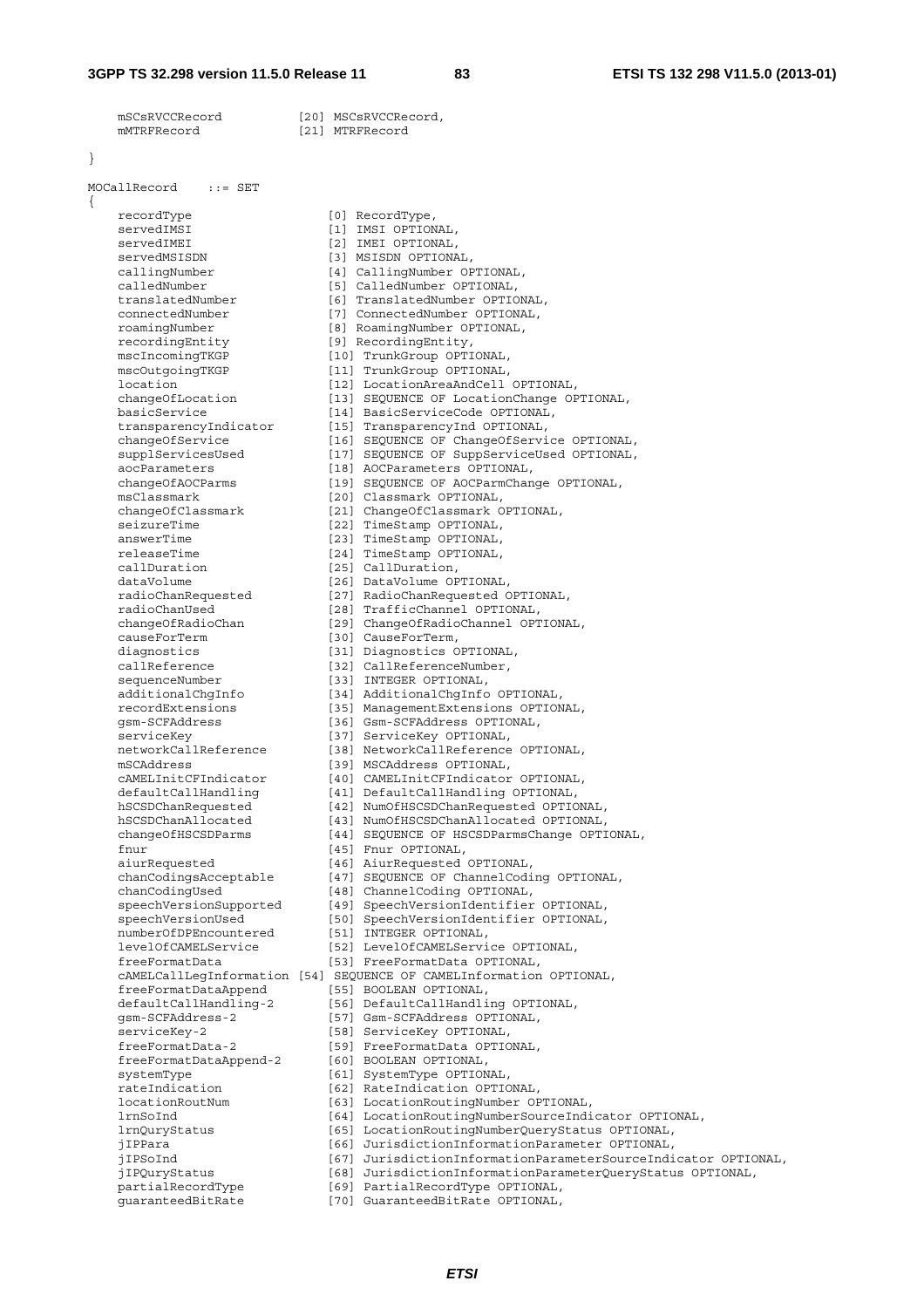```
    mSCsRVCCRecord          [20] MSCsRVCCRecord,
    mMTRFRecord             [21] MTRFRecord

}

MOCallRecord    ::= SET
{
    recordType                  [0] RecordType,
    servedIMSI                  [1] IMSI OPTIONAL,
    servedIMEI                  [2] IMEI OPTIONAL,
    servedMSISDN                [3] MSISDN OPTIONAL,
    callingNumber               [4] CallingNumber OPTIONAL,
    calledNumber                [5] CalledNumber OPTIONAL,
    translatedNumber            [6] TranslatedNumber OPTIONAL,
    connectedNumber             [7] ConnectedNumber OPTIONAL,
    roamingNumber               [8] RoamingNumber OPTIONAL,
    recordingEntity             [9] RecordingEntity,
    mscIncomingTKGP             [10] TrunkGroup OPTIONAL,
    mscOutgoingTKGP             [11] TrunkGroup OPTIONAL,
    location                    [12] LocationAreaAndCell OPTIONAL,
    changeOfLocation            [13] SEQUENCE OF LocationChange OPTIONAL,
    basicService                [14] BasicServiceCode OPTIONAL,
    transparencyIndicator       [15] TransparencyInd OPTIONAL,
    changeOfService             [16] SEQUENCE OF ChangeOfService OPTIONAL,
    supplServicesUsed           [17] SEQUENCE OF SuppServiceUsed OPTIONAL,
    aocParameters               [18] AOCParameters OPTIONAL,
    changeOfAOCParms            [19] SEQUENCE OF AOCParmChange OPTIONAL,
    msClassmark                 [20] Classmark OPTIONAL,
    changeOfClassmark           [21] ChangeOfClassmark OPTIONAL,
    seizureTime                 [22] TimeStamp OPTIONAL,
    answerTime                  [23] TimeStamp OPTIONAL,
    releaseTime                 [24] TimeStamp OPTIONAL,
    callDuration                [25] CallDuration,
    dataVolume                  [26] DataVolume OPTIONAL,
    radioChanRequested          [27] RadioChanRequested OPTIONAL,
    radioChanUsed               [28] TrafficChannel OPTIONAL,
    changeOfRadioChan           [29] ChangeOfRadioChannel OPTIONAL,
    causeForTerm                [30] CauseForTerm,
    diagnostics                 [31] Diagnostics OPTIONAL,
    callReference               [32] CallReferenceNumber,
    sequenceNumber              [33] INTEGER OPTIONAL,
    additionalChgInfo           [34] AdditionalChgInfo OPTIONAL,
    recordExtensions            [35] ManagementExtensions OPTIONAL,
    gsm-SCFAddress              [36] Gsm-SCFAddress OPTIONAL,
    serviceKey                  [37] ServiceKey OPTIONAL,
    networkCallReference        [38] NetworkCallReference OPTIONAL,
    mSCAddress                  [39] MSCAddress OPTIONAL,
    cAMELInitCFIndicator        [40] CAMELInitCFIndicator OPTIONAL,
    defaultCallHandling         [41] DefaultCallHandling OPTIONAL,
    hSCSDChanRequested          [42] NumOfHSCSDChanRequested OPTIONAL,
    hSCSDChanAllocated          [43] NumOfHSCSDChanAllocated OPTIONAL,
    changeOfHSCSDParms          [44] SEQUENCE OF HSCSDParmsChange OPTIONAL,
    fnur                        [45] Fnur OPTIONAL,
    aiurRequested               [46] AiurRequested OPTIONAL,
    chanCodingsAcceptable       [47] SEQUENCE OF ChannelCoding OPTIONAL,
    chanCodingUsed              [48] ChannelCoding OPTIONAL,
    speechVersionSupported      [49] SpeechVersionIdentifier OPTIONAL,
    speechVersionUsed           [50] SpeechVersionIdentifier OPTIONAL,
    numberOfDPEncountered       [51] INTEGER OPTIONAL,
    levelOfCAMELService         [52] LevelOfCAMELService OPTIONAL,
    freeFormatData              [53] FreeFormatData OPTIONAL,
    cAMELCallLegInformation [54] SEQUENCE OF CAMELInformation OPTIONAL,
    freeFormatDataAppend        [55] BOOLEAN OPTIONAL,
    defaultCallHandling-2       [56] DefaultCallHandling OPTIONAL,
    gsm-SCFAddress-2            [57] Gsm-SCFAddress OPTIONAL,
    serviceKey-2                [58] ServiceKey OPTIONAL,
    freeFormatData-2            [59] FreeFormatData OPTIONAL,
    freeFormatDataAppend-2      [60] BOOLEAN OPTIONAL,
    systemType                  [61] SystemType OPTIONAL,
    rateIndication              [62] RateIndication OPTIONAL,
    locationRoutNum             [63] LocationRoutingNumber OPTIONAL,
    lrnSoInd                    [64] LocationRoutingNumberSourceIndicator OPTIONAL,
    lrnQuryStatus               [65] LocationRoutingNumberQueryStatus OPTIONAL,
    jIPPara                     [66] JurisdictionInformationParameter OPTIONAL,
    jIPSoInd                    [67] JurisdictionInformationParameterSourceIndicator OPTIONAL,
    jIPQuryStatus               [68] JurisdictionInformationParameterQueryStatus OPTIONAL,
    partialRecordType           [69] PartialRecordType OPTIONAL,
    guaranteedBitRate           [70] GuaranteedBitRate OPTIONAL,
```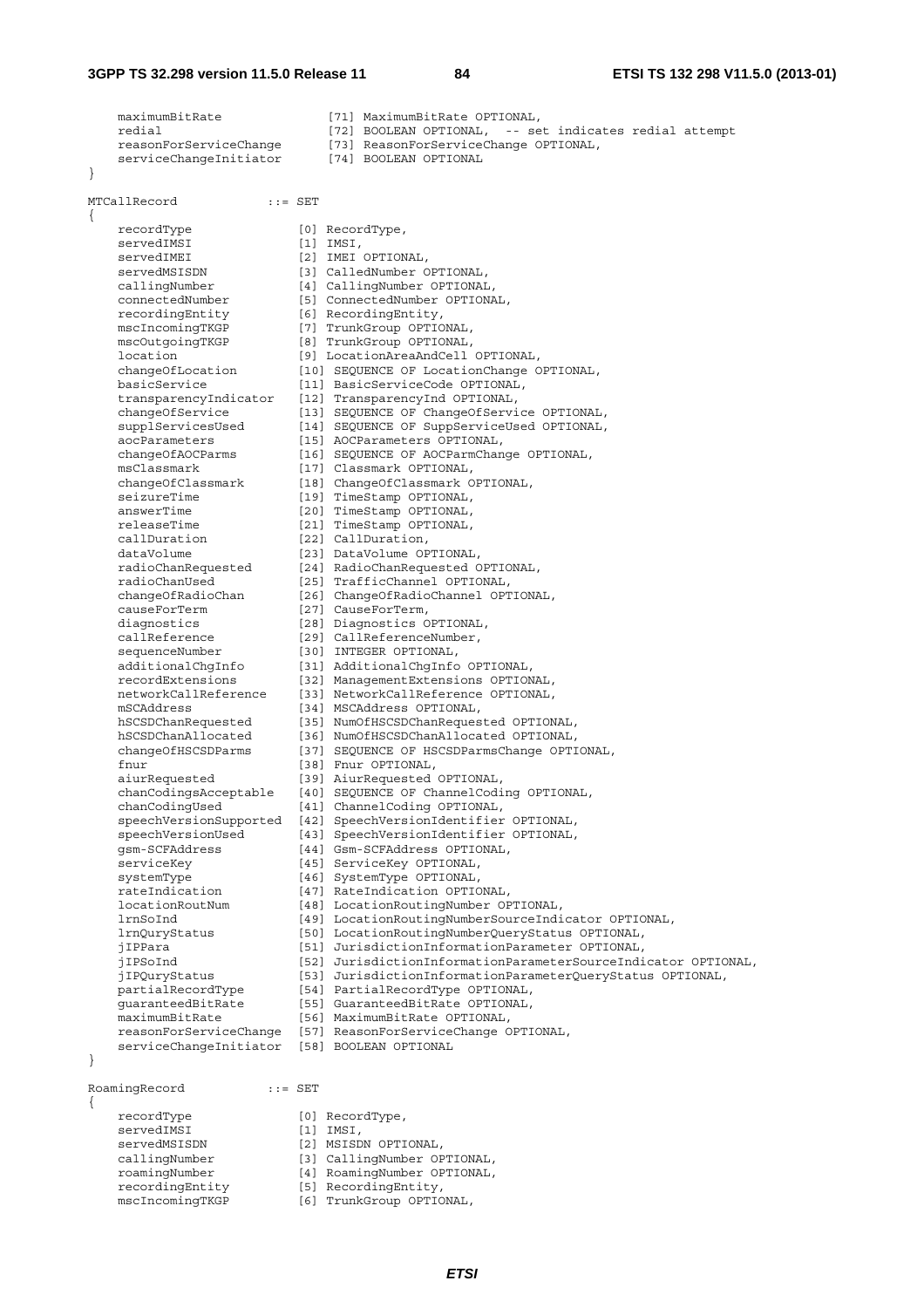```
    maximumBitRate              [71] MaximumBitRate OPTIONAL,
    redial                      [72] BOOLEAN OPTIONAL,  -- set indicates redial attempt
    reasonForServiceChange      [73] ReasonForServiceChange OPTIONAL,
    serviceChangeInitiator      [74] BOOLEAN OPTIONAL
}

MTCallRecord            ::= SET
{
    recordType                  [0] RecordType,
    servedIMSI                  [1] IMSI,
    servedIMEI                  [2] IMEI OPTIONAL,
    servedMSISDN                [3] CalledNumber OPTIONAL,
    callingNumber               [4] CallingNumber OPTIONAL,
    connectedNumber             [5] ConnectedNumber OPTIONAL,
    recordingEntity             [6] RecordingEntity,
    mscIncomingTKGP             [7] TrunkGroup OPTIONAL,
    mscOutgoingTKGP             [8] TrunkGroup OPTIONAL,
    location                    [9] LocationAreaAndCell OPTIONAL,
    changeOfLocation            [10] SEQUENCE OF LocationChange OPTIONAL,
    basicService                [11] BasicServiceCode OPTIONAL,
    transparencyIndicator       [12] TransparencyInd OPTIONAL,
    changeOfService             [13] SEQUENCE OF ChangeOfService OPTIONAL,
    supplServicesUsed           [14] SEQUENCE OF SuppServiceUsed OPTIONAL,
    aocParameters               [15] AOCParameters OPTIONAL,
    changeOfAOCParms            [16] SEQUENCE OF AOCParmChange OPTIONAL,
    msClassmark                 [17] Classmark OPTIONAL,
    changeOfClassmark           [18] ChangeOfClassmark OPTIONAL,
    seizureTime                 [19] TimeStamp OPTIONAL,
    answerTime                  [20] TimeStamp OPTIONAL,
    releaseTime                 [21] TimeStamp OPTIONAL,
    callDuration                [22] CallDuration,
    dataVolume                  [23] DataVolume OPTIONAL,
    radioChanRequested          [24] RadioChanRequested OPTIONAL,
    radioChanUsed               [25] TrafficChannel OPTIONAL,
    changeOfRadioChan           [26] ChangeOfRadioChannel OPTIONAL,
    causeForTerm                [27] CauseForTerm,
    diagnostics                 [28] Diagnostics OPTIONAL,
    callReference               [29] CallReferenceNumber,
    sequenceNumber              [30] INTEGER OPTIONAL,
    additionalChgInfo           [31] AdditionalChgInfo OPTIONAL,
    recordExtensions            [32] ManagementExtensions OPTIONAL,
    networkCallReference        [33] NetworkCallReference OPTIONAL,
    mSCAddress                  [34] MSCAddress OPTIONAL,
    hSCSDChanRequested          [35] NumOfHSCSDChanRequested OPTIONAL,
    hSCSDChanAllocated          [36] NumOfHSCSDChanAllocated OPTIONAL,
    changeOfHSCSDParms          [37] SEQUENCE OF HSCSDParmsChange OPTIONAL,
    fnur                        [38] Fnur OPTIONAL,
    aiurRequested               [39] AiurRequested OPTIONAL,
    chanCodingsAcceptable       [40] SEQUENCE OF ChannelCoding OPTIONAL,
    chanCodingUsed              [41] ChannelCoding OPTIONAL,
    speechVersionSupported      [42] SpeechVersionIdentifier OPTIONAL,
    speechVersionUsed           [43] SpeechVersionIdentifier OPTIONAL,
    gsm-SCFAddress              [44] Gsm-SCFAddress OPTIONAL,
    serviceKey                  [45] ServiceKey OPTIONAL,
    systemType                  [46] SystemType OPTIONAL,
    rateIndication              [47] RateIndication OPTIONAL,
    locationRoutNum             [48] LocationRoutingNumber OPTIONAL,
    lrnSoInd                    [49] LocationRoutingNumberSourceIndicator OPTIONAL,
    lrnQuryStatus               [50] LocationRoutingNumberQueryStatus OPTIONAL,
    jIPPara                     [51] JurisdictionInformationParameter OPTIONAL,
    jIPSoInd                    [52] JurisdictionInformationParameterSourceIndicator OPTIONAL,
    jIPQuryStatus               [53] JurisdictionInformationParameterQueryStatus OPTIONAL,
    partialRecordType           [54] PartialRecordType OPTIONAL,
    guaranteedBitRate           [55] GuaranteedBitRate OPTIONAL,
    maximumBitRate              [56] MaximumBitRate OPTIONAL,
    reasonForServiceChange      [57] ReasonForServiceChange OPTIONAL,
    serviceChangeInitiator      [58] BOOLEAN OPTIONAL
}

RoamingRecord           ::= SET
{
    recordType                  [0] RecordType,
    servedIMSI                  [1] IMSI,
    servedMSISDN                [2] MSISDN OPTIONAL,
    callingNumber               [3] CallingNumber OPTIONAL,
    roamingNumber               [4] RoamingNumber OPTIONAL,
    recordingEntity             [5] RecordingEntity,
    mscIncomingTKGP             [6] TrunkGroup OPTIONAL,
```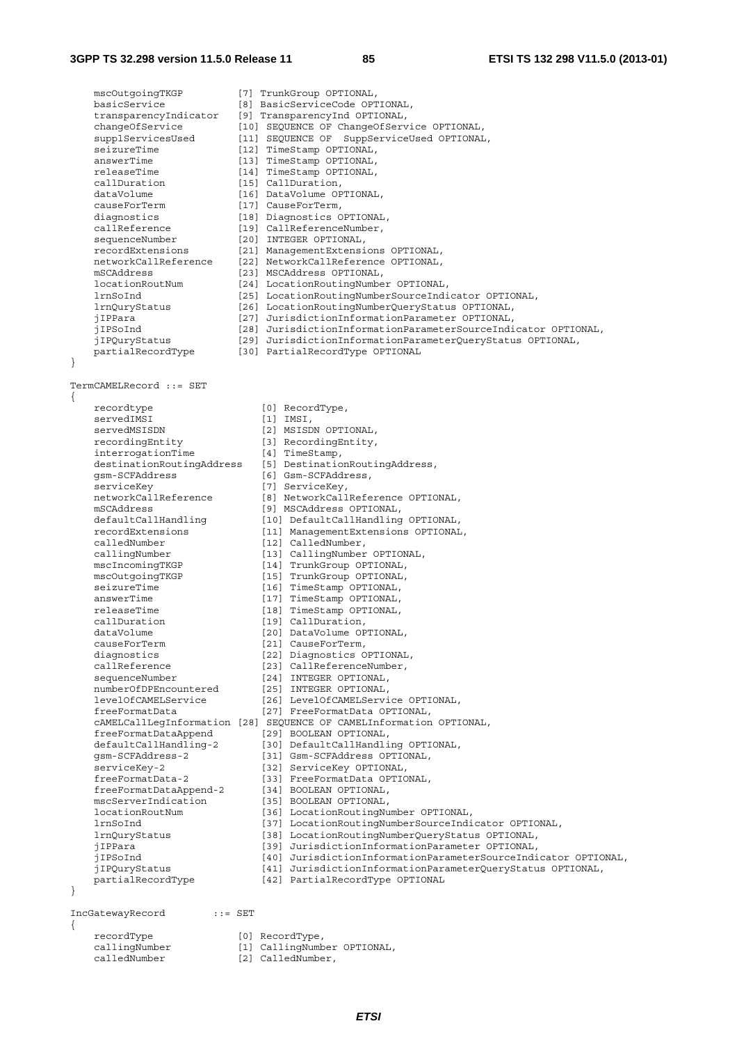```
    mscOutgoingTKGP         [7] TrunkGroup OPTIONAL,
    basicService            [8] BasicServiceCode OPTIONAL,
    transparencyIndicator   [9] TransparencyInd OPTIONAL,
    changeOfService         [10] SEQUENCE OF ChangeOfService OPTIONAL,
    supplServicesUsed       [11] SEQUENCE OF  SuppServiceUsed OPTIONAL,
    seizureTime             [12] TimeStamp OPTIONAL,
    answerTime              [13] TimeStamp OPTIONAL,
    releaseTime             [14] TimeStamp OPTIONAL,
    callDuration            [15] CallDuration,
    dataVolume              [16] DataVolume OPTIONAL,
    causeForTerm            [17] CauseForTerm,
    diagnostics             [18] Diagnostics OPTIONAL,
    callReference           [19] CallReferenceNumber,
    sequenceNumber          [20] INTEGER OPTIONAL,
    recordExtensions        [21] ManagementExtensions OPTIONAL,
    networkCallReference    [22] NetworkCallReference OPTIONAL,
    mSCAddress              [23] MSCAddress OPTIONAL,
    locationRoutNum         [24] LocationRoutingNumber OPTIONAL,
    lrnSoInd                [25] LocationRoutingNumberSourceIndicator OPTIONAL,
    lrnQuryStatus           [26] LocationRoutingNumberQueryStatus OPTIONAL,
    jIPPara                 [27] JurisdictionInformationParameter OPTIONAL,
    jIPSoInd                [28] JurisdictionInformationParameterSourceIndicator OPTIONAL,
    jIPQuryStatus           [29] JurisdictionInformationParameterQueryStatus OPTIONAL,
    partialRecordType       [30] PartialRecordType OPTIONAL
}

TermCAMELRecord ::= SET
{
    recordtype                  [0] RecordType,
    servedIMSI                  [1] IMSI,
    servedMSISDN                [2] MSISDN OPTIONAL,
    recordingEntity             [3] RecordingEntity,
    interrogationTime           [4] TimeStamp,
    destinationRoutingAddress   [5] DestinationRoutingAddress,
    gsm-SCFAddress              [6] Gsm-SCFAddress,
    serviceKey                  [7] ServiceKey,
    networkCallReference        [8] NetworkCallReference OPTIONAL,
    mSCAddress                  [9] MSCAddress OPTIONAL,
    defaultCallHandling         [10] DefaultCallHandling OPTIONAL,
    recordExtensions            [11] ManagementExtensions OPTIONAL,
    calledNumber                [12] CalledNumber,
    callingNumber               [13] CallingNumber OPTIONAL,
    mscIncomingTKGP             [14] TrunkGroup OPTIONAL,
    mscOutgoingTKGP             [15] TrunkGroup OPTIONAL,
    seizureTime                 [16] TimeStamp OPTIONAL,
    answerTime                  [17] TimeStamp OPTIONAL,
    releaseTime                 [18] TimeStamp OPTIONAL,
    callDuration                [19] CallDuration,
    dataVolume                  [20] DataVolume OPTIONAL,
    causeForTerm                [21] CauseForTerm,
    diagnostics                 [22] Diagnostics OPTIONAL,
    callReference               [23] CallReferenceNumber,
    sequenceNumber              [24] INTEGER OPTIONAL,
    numberOfDPEncountered       [25] INTEGER OPTIONAL,
    levelOfCAMELService         [26] LevelOfCAMELService OPTIONAL,
    freeFormatData              [27] FreeFormatData OPTIONAL,
    cAMELCallLegInformation [28] SEQUENCE OF CAMELInformation OPTIONAL,
    freeFormatDataAppend        [29] BOOLEAN OPTIONAL,
    defaultCallHandling-2       [30] DefaultCallHandling OPTIONAL,
    gsm-SCFAddress-2            [31] Gsm-SCFAddress OPTIONAL,
    serviceKey-2                [32] ServiceKey OPTIONAL,
    freeFormatData-2            [33] FreeFormatData OPTIONAL,
    freeFormatDataAppend-2      [34] BOOLEAN OPTIONAL,
    mscServerIndication         [35] BOOLEAN OPTIONAL,
    locationRoutNum             [36] LocationRoutingNumber OPTIONAL,
    lrnSoInd                    [37] LocationRoutingNumberSourceIndicator OPTIONAL,
    lrnQuryStatus               [38] LocationRoutingNumberQueryStatus OPTIONAL,
    jIPPara                     [39] JurisdictionInformationParameter OPTIONAL,
    jIPSoInd                    [40] JurisdictionInformationParameterSourceIndicator OPTIONAL,
    jIPQuryStatus               [41] JurisdictionInformationParameterQueryStatus OPTIONAL,
    partialRecordType           [42] PartialRecordType OPTIONAL
}

IncGatewayRecord        ::= SET
{
    recordType              [0] RecordType,
    callingNumber           [1] CallingNumber OPTIONAL,
    calledNumber            [2] CalledNumber,
```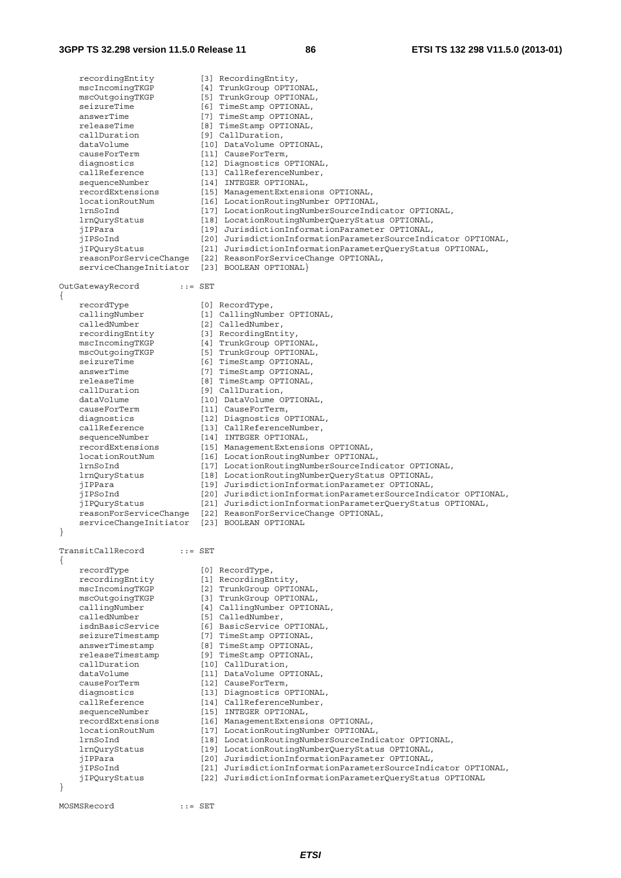```
    recordingEntity         [3] RecordingEntity,
    mscIncomingTKGP         [4] TrunkGroup OPTIONAL,
    mscOutgoingTKGP         [5] TrunkGroup OPTIONAL,
    seizureTime             [6] TimeStamp OPTIONAL,
    answerTime              [7] TimeStamp OPTIONAL,
    releaseTime             [8] TimeStamp OPTIONAL,
    callDuration            [9] CallDuration,
    dataVolume              [10] DataVolume OPTIONAL,
    causeForTerm            [11] CauseForTerm,
    diagnostics             [12] Diagnostics OPTIONAL,
    callReference           [13] CallReferenceNumber,
    sequenceNumber          [14] INTEGER OPTIONAL,
    recordExtensions        [15] ManagementExtensions OPTIONAL,
    locationRoutNum         [16] LocationRoutingNumber OPTIONAL,
    lrnSoInd                [17] LocationRoutingNumberSourceIndicator OPTIONAL,
    lrnQuryStatus           [18] LocationRoutingNumberQueryStatus OPTIONAL,
    jIPPara                 [19] JurisdictionInformationParameter OPTIONAL,
    jIPSoInd                [20] JurisdictionInformationParameterSourceIndicator OPTIONAL,
    jIPQuryStatus           [21] JurisdictionInformationParameterQueryStatus OPTIONAL,
    reasonForServiceChange  [22] ReasonForServiceChange OPTIONAL,
    serviceChangeInitiator  [23] BOOLEAN OPTIONAL}

OutGatewayRecord        ::= SET
{
    recordType              [0] RecordType,
    callingNumber           [1] CallingNumber OPTIONAL,
    calledNumber            [2] CalledNumber,
    recordingEntity         [3] RecordingEntity,
    mscIncomingTKGP         [4] TrunkGroup OPTIONAL,
    mscOutgoingTKGP         [5] TrunkGroup OPTIONAL,
    seizureTime             [6] TimeStamp OPTIONAL,
    answerTime              [7] TimeStamp OPTIONAL,
    releaseTime             [8] TimeStamp OPTIONAL,
    callDuration            [9] CallDuration,
    dataVolume              [10] DataVolume OPTIONAL,
    causeForTerm            [11] CauseForTerm,
    diagnostics             [12] Diagnostics OPTIONAL,
    callReference           [13] CallReferenceNumber,
    sequenceNumber          [14] INTEGER OPTIONAL,
    recordExtensions        [15] ManagementExtensions OPTIONAL,
    locationRoutNum         [16] LocationRoutingNumber OPTIONAL,
    lrnSoInd                [17] LocationRoutingNumberSourceIndicator OPTIONAL,
    lrnQuryStatus           [18] LocationRoutingNumberQueryStatus OPTIONAL,
    jIPPara                 [19] JurisdictionInformationParameter OPTIONAL,
    jIPSoInd                [20] JurisdictionInformationParameterSourceIndicator OPTIONAL,
    jIPQuryStatus           [21] JurisdictionInformationParameterQueryStatus OPTIONAL,
    reasonForServiceChange  [22] ReasonForServiceChange OPTIONAL,
    serviceChangeInitiator  [23] BOOLEAN OPTIONAL
}

TransitCallRecord       ::= SET
{
    recordType              [0] RecordType,
    recordingEntity         [1] RecordingEntity,
    mscIncomingTKGP         [2] TrunkGroup OPTIONAL,
    mscOutgoingTKGP         [3] TrunkGroup OPTIONAL,
    callingNumber           [4] CallingNumber OPTIONAL,
    calledNumber            [5] CalledNumber,
    isdnBasicService        [6] BasicService OPTIONAL,
    seizureTimestamp        [7] TimeStamp OPTIONAL,
    answerTimestamp         [8] TimeStamp OPTIONAL,
    releaseTimestamp        [9] TimeStamp OPTIONAL,
    callDuration            [10] CallDuration,
    dataVolume              [11] DataVolume OPTIONAL,
    causeForTerm            [12] CauseForTerm,
    diagnostics             [13] Diagnostics OPTIONAL,
    callReference           [14] CallReferenceNumber,
    sequenceNumber          [15] INTEGER OPTIONAL,
    recordExtensions        [16] ManagementExtensions OPTIONAL,
    locationRoutNum         [17] LocationRoutingNumber OPTIONAL,
    lrnSoInd                [18] LocationRoutingNumberSourceIndicator OPTIONAL,
    lrnQuryStatus           [19] LocationRoutingNumberQueryStatus OPTIONAL,
    jIPPara                 [20] JurisdictionInformationParameter OPTIONAL,
    jIPSoInd                [21] JurisdictionInformationParameterSourceIndicator OPTIONAL,
    jIPQuryStatus           [22] JurisdictionInformationParameterQueryStatus OPTIONAL
}

MOSMSRecord             ::= SET
```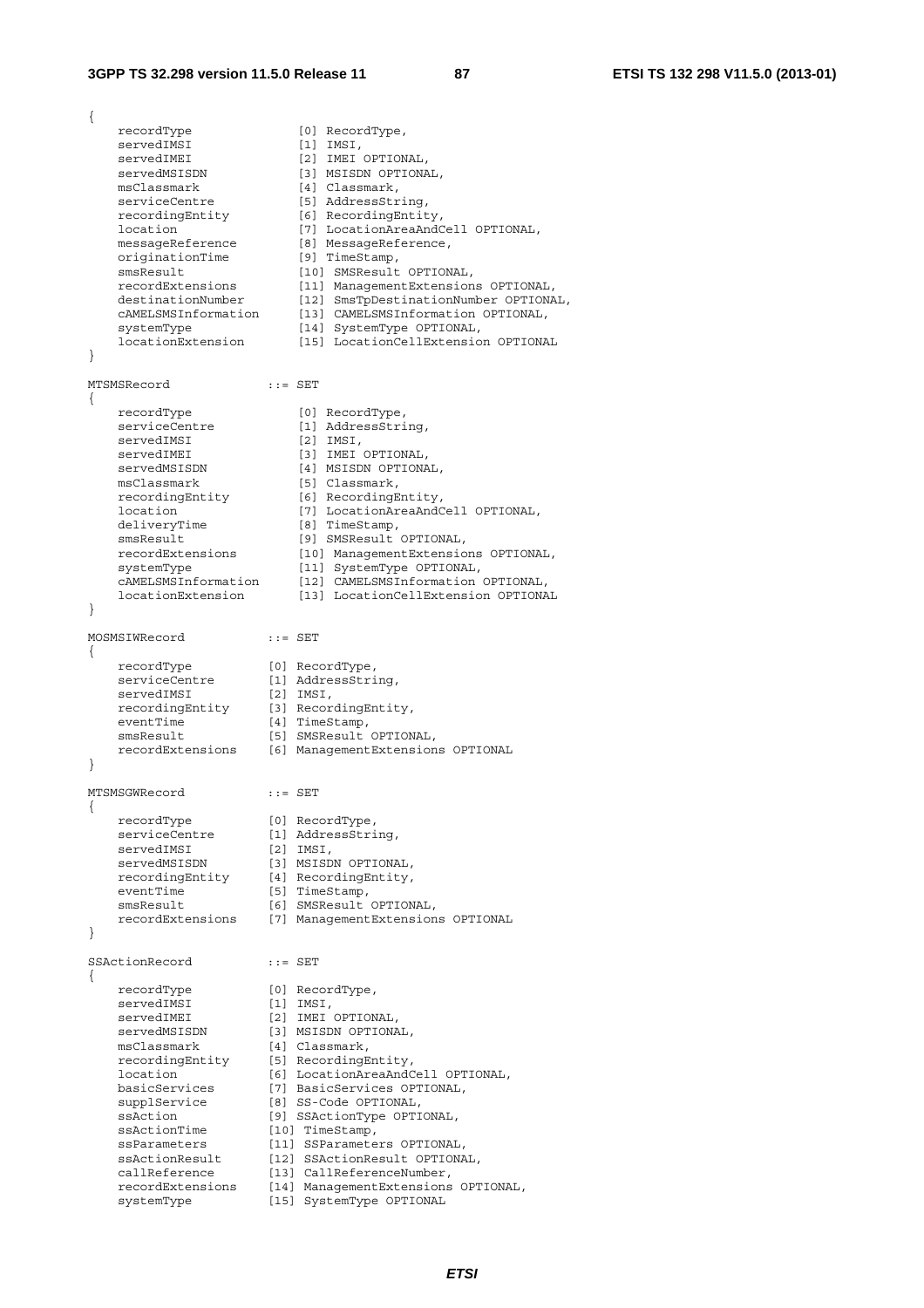```
{
    recordType              [0] RecordType,
    servedIMSI              [1] IMSI,
    servedIMEI              [2] IMEI OPTIONAL,
    servedMSISDN            [3] MSISDN OPTIONAL,
    msClassmark             [4] Classmark,
    serviceCentre           [5] AddressString,
    recordingEntity         [6] RecordingEntity,
    location                [7] LocationAreaAndCell OPTIONAL,
    messageReference        [8] MessageReference,
    originationTime         [9] TimeStamp,
    smsResult               [10] SMSResult OPTIONAL,
    recordExtensions        [11] ManagementExtensions OPTIONAL,
    destinationNumber       [12] SmsTpDestinationNumber OPTIONAL,
    cAMELSMSInformation     [13] CAMELSMSInformation OPTIONAL,
    systemType              [14] SystemType OPTIONAL,
    locationExtension       [15] LocationCellExtension OPTIONAL
}

MTSMSRecord             ::= SET
{
    recordType              [0] RecordType,
    serviceCentre           [1] AddressString,
    servedIMSI              [2] IMSI,
    servedIMEI              [3] IMEI OPTIONAL,
    servedMSISDN            [4] MSISDN OPTIONAL,
    msClassmark             [5] Classmark,
    recordingEntity         [6] RecordingEntity,
    location                [7] LocationAreaAndCell OPTIONAL,
    deliveryTime            [8] TimeStamp,
    smsResult               [9] SMSResult OPTIONAL,
    recordExtensions        [10] ManagementExtensions OPTIONAL,
    systemType              [11] SystemType OPTIONAL,
    cAMELSMSInformation     [12] CAMELSMSInformation OPTIONAL,
    locationExtension       [13] LocationCellExtension OPTIONAL
}

MOSMSIWRecord           ::= SET
{
    recordType          [0] RecordType,
    serviceCentre       [1] AddressString,
    servedIMSI          [2] IMSI,
    recordingEntity     [3] RecordingEntity,
    eventTime           [4] TimeStamp,
    smsResult           [5] SMSResult OPTIONAL,
    recordExtensions    [6] ManagementExtensions OPTIONAL
}

MTSMSGWRecord           ::= SET
{
    recordType          [0] RecordType,
    serviceCentre       [1] AddressString,
    servedIMSI          [2] IMSI,
    servedMSISDN        [3] MSISDN OPTIONAL,
    recordingEntity     [4] RecordingEntity,
    eventTime           [5] TimeStamp,
    smsResult           [6] SMSResult OPTIONAL,
    recordExtensions    [7] ManagementExtensions OPTIONAL
}

SSActionRecord          ::= SET
{
    recordType          [0] RecordType,
    servedIMSI          [1] IMSI,
    servedIMEI          [2] IMEI OPTIONAL,
    servedMSISDN        [3] MSISDN OPTIONAL,
    msClassmark         [4] Classmark,
    recordingEntity     [5] RecordingEntity,
    location            [6] LocationAreaAndCell OPTIONAL,
    basicServices       [7] BasicServices OPTIONAL,
    supplService        [8] SS-Code OPTIONAL,
    ssAction            [9] SSActionType OPTIONAL,
    ssActionTime        [10] TimeStamp,
    ssParameters        [11] SSParameters OPTIONAL,
    ssActionResult      [12] SSActionResult OPTIONAL,
    callReference       [13] CallReferenceNumber,
    recordExtensions    [14] ManagementExtensions OPTIONAL,
    systemType          [15] SystemType OPTIONAL
```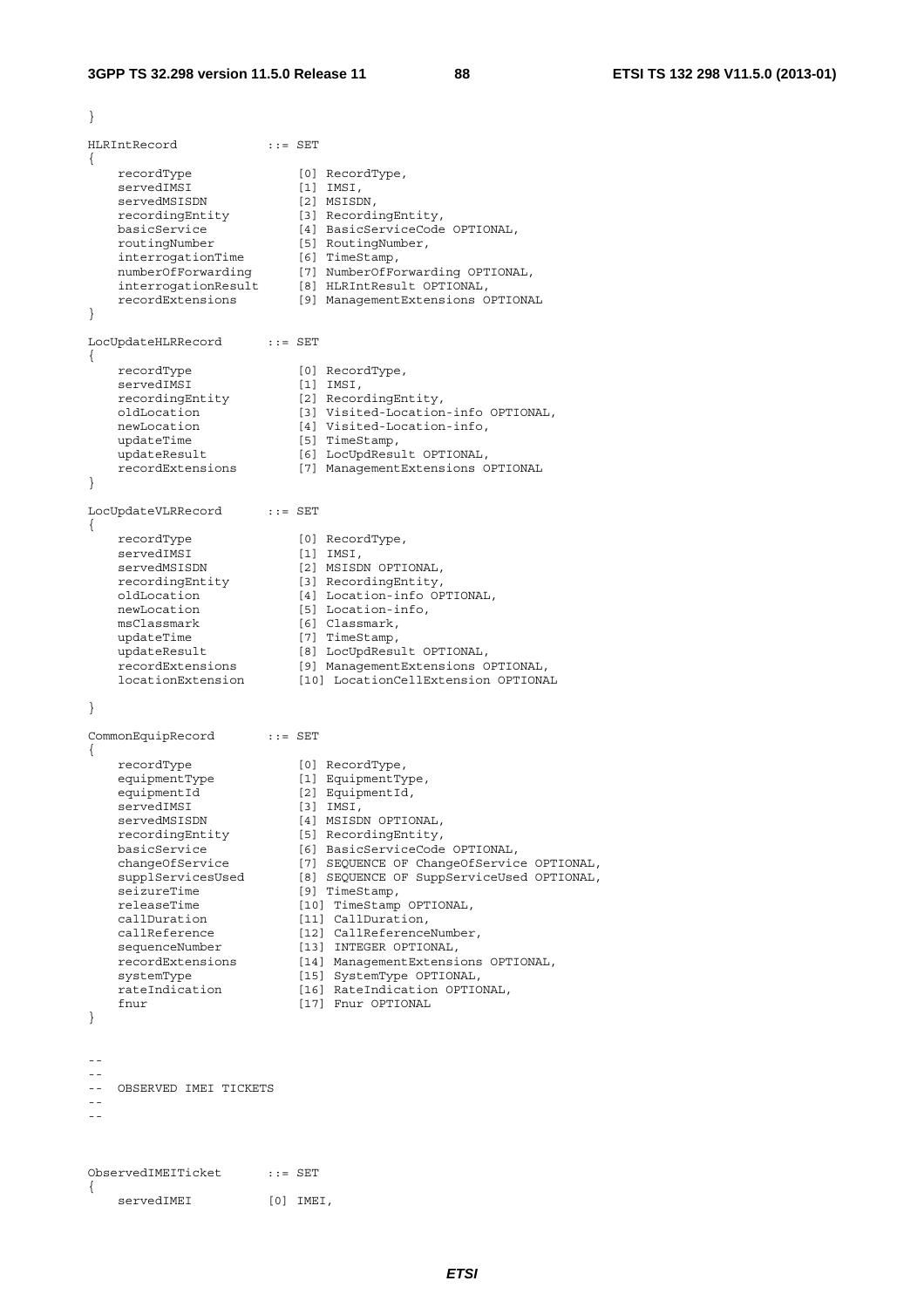```
}

HLRIntRecord            ::= SET
{
    recordType              [0] RecordType,
    servedIMSI              [1] IMSI,
    servedMSISDN            [2] MSISDN,
    recordingEntity         [3] RecordingEntity,
    basicService            [4] BasicServiceCode OPTIONAL,
    routingNumber           [5] RoutingNumber,
    interrogationTime       [6] TimeStamp,
    numberOfForwarding      [7] NumberOfForwarding OPTIONAL,
    interrogationResult     [8] HLRIntResult OPTIONAL,
    recordExtensions        [9] ManagementExtensions OPTIONAL
}

LocUpdateHLRRecord      ::= SET
{
    recordType              [0] RecordType,
    servedIMSI              [1] IMSI,
    recordingEntity         [2] RecordingEntity,
    oldLocation             [3] Visited-Location-info OPTIONAL,
    newLocation             [4] Visited-Location-info,
    updateTime              [5] TimeStamp,
    updateResult            [6] LocUpdResult OPTIONAL,
    recordExtensions        [7] ManagementExtensions OPTIONAL
}

LocUpdateVLRRecord      ::= SET
{
    recordType              [0] RecordType,
    servedIMSI              [1] IMSI,
    servedMSISDN            [2] MSISDN OPTIONAL,
    recordingEntity         [3] RecordingEntity,
    oldLocation             [4] Location-info OPTIONAL,
    newLocation             [5] Location-info,
    msClassmark             [6] Classmark,
    updateTime              [7] TimeStamp,
    updateResult            [8] LocUpdResult OPTIONAL,
    recordExtensions        [9] ManagementExtensions OPTIONAL,
    locationExtension       [10] LocationCellExtension OPTIONAL

}

CommonEquipRecord       ::= SET
{
    recordType              [0] RecordType,
    equipmentType           [1] EquipmentType,
    equipmentId             [2] EquipmentId,
    servedIMSI              [3] IMSI,
    servedMSISDN            [4] MSISDN OPTIONAL,
    recordingEntity         [5] RecordingEntity,
    basicService            [6] BasicServiceCode OPTIONAL,
    changeOfService         [7] SEQUENCE OF ChangeOfService OPTIONAL,
    supplServicesUsed       [8] SEQUENCE OF SuppServiceUsed OPTIONAL,
    seizureTime             [9] TimeStamp,
    releaseTime             [10] TimeStamp OPTIONAL,
    callDuration            [11] CallDuration,
    callReference           [12] CallReferenceNumber,
    sequenceNumber          [13] INTEGER OPTIONAL,
    recordExtensions        [14] ManagementExtensions OPTIONAL,
    systemType              [15] SystemType OPTIONAL,
    rateIndication          [16] RateIndication OPTIONAL,
    fnur                    [17] Fnur OPTIONAL
}

--
--
--  OBSERVED IMEI TICKETS
--
--


ObservedIMEITicket      ::= SET
{
    servedIMEI          [0] IMEI,
```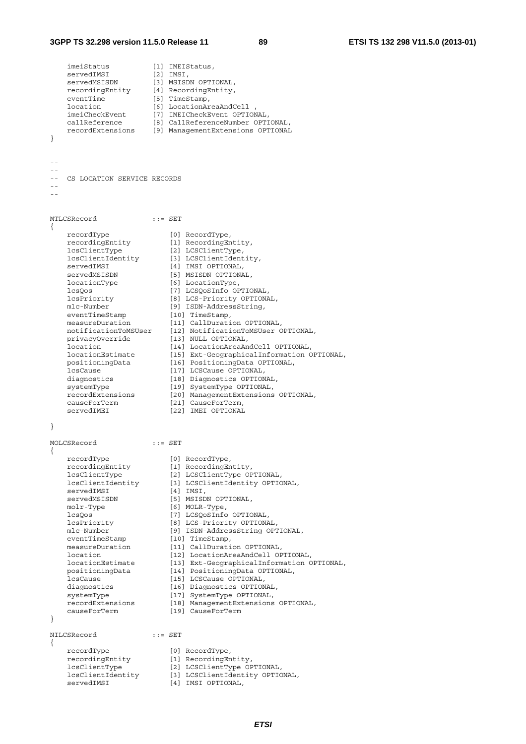```
    imeiStatus           [1] IMEIStatus,
    servedIMSI           [2] IMSI,
    servedMSISDN         [3] MSISDN OPTIONAL,
    recordingEntity      [4] RecordingEntity,
    eventTime            [5] TimeStamp,
    location             [6] LocationAreaAndCell ,
    imeiCheckEvent       [7] IMEICheckEvent OPTIONAL,
    callReference        [8] CallReferenceNumber OPTIONAL,
    recordExtensions     [9] ManagementExtensions OPTIONAL
}

--
--
--  CS LOCATION SERVICE RECORDS
--
--

MTLCSRecord             ::= SET
{
    recordType               [0] RecordType,
    recordingEntity          [1] RecordingEntity,
    lcsClientType            [2] LCSClientType,
    lcsClientIdentity        [3] LCSClientIdentity,
    servedIMSI               [4] IMSI OPTIONAL,
    servedMSISDN             [5] MSISDN OPTIONAL,
    locationType             [6] LocationType,
    lcsQos                   [7] LCSQoSInfo OPTIONAL,
    lcsPriority              [8] LCS-Priority OPTIONAL,
    mlc-Number               [9] ISDN-AddressString,
    eventTimeStamp           [10] TimeStamp,
    measureDuration          [11] CallDuration OPTIONAL,
    notificationToMSUser     [12] NotificationToMSUser OPTIONAL,
    privacyOverride          [13] NULL OPTIONAL,
    location                 [14] LocationAreaAndCell OPTIONAL,
    locationEstimate         [15] Ext-GeographicalInformation OPTIONAL,
    positioningData          [16] PositioningData OPTIONAL,
    lcsCause                 [17] LCSCause OPTIONAL,
    diagnostics              [18] Diagnostics OPTIONAL,
    systemType               [19] SystemType OPTIONAL,
    recordExtensions         [20] ManagementExtensions OPTIONAL,
    causeForTerm             [21] CauseForTerm,
    servedIMEI               [22] IMEI OPTIONAL

}

MOLCSRecord             ::= SET
{
    recordType               [0] RecordType,
    recordingEntity          [1] RecordingEntity,
    lcsClientType            [2] LCSClientType OPTIONAL,
    lcsClientIdentity        [3] LCSClientIdentity OPTIONAL,
    servedIMSI               [4] IMSI,
    servedMSISDN             [5] MSISDN OPTIONAL,
    molr-Type                [6] MOLR-Type,
    lcsQos                   [7] LCSQoSInfo OPTIONAL,
    lcsPriority              [8] LCS-Priority OPTIONAL,
    mlc-Number               [9] ISDN-AddressString OPTIONAL,
    eventTimeStamp           [10] TimeStamp,
    measureDuration          [11] CallDuration OPTIONAL,
    location                 [12] LocationAreaAndCell OPTIONAL,
    locationEstimate         [13] Ext-GeographicalInformation OPTIONAL,
    positioningData          [14] PositioningData OPTIONAL,
    lcsCause                 [15] LCSCause OPTIONAL,
    diagnostics              [16] Diagnostics OPTIONAL,
    systemType               [17] SystemType OPTIONAL,
    recordExtensions         [18] ManagementExtensions OPTIONAL,
    causeForTerm             [19] CauseForTerm
}

NILCSRecord             ::= SET
{
    recordType               [0] RecordType,
    recordingEntity          [1] RecordingEntity,
    lcsClientType            [2] LCSClientType OPTIONAL,
    lcsClientIdentity        [3] LCSClientIdentity OPTIONAL,
    servedIMSI               [4] IMSI OPTIONAL,
```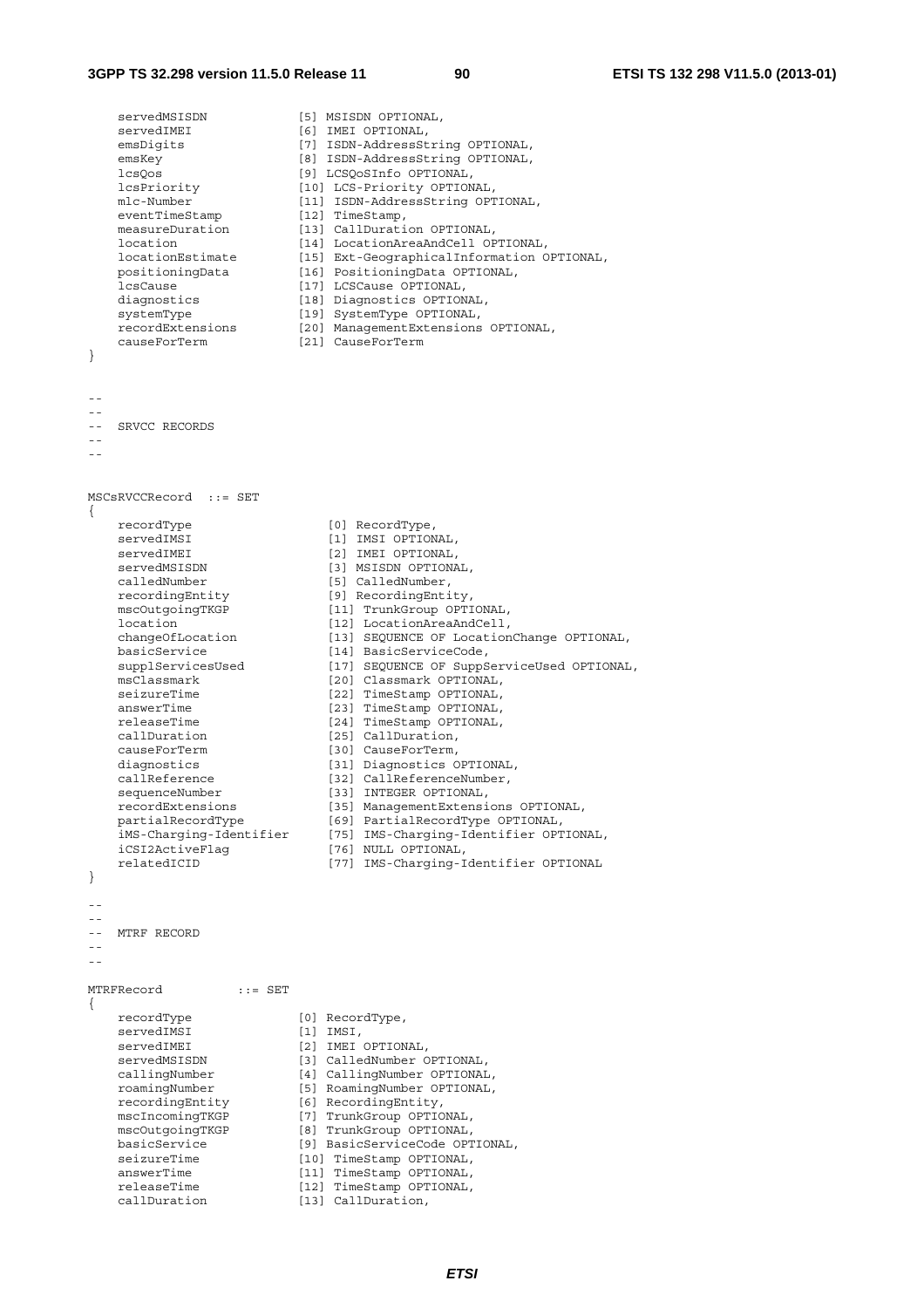```
    servedMSISDN            [5] MSISDN OPTIONAL,
    servedIMEI              [6] IMEI OPTIONAL,
    emsDigits               [7] ISDN-AddressString OPTIONAL,
    emsKey                  [8] ISDN-AddressString OPTIONAL,
    lcsQos                  [9] LCSQoSInfo OPTIONAL,
    lcsPriority             [10] LCS-Priority OPTIONAL,
    mlc-Number              [11] ISDN-AddressString OPTIONAL,
    eventTimeStamp          [12] TimeStamp,
    measureDuration         [13] CallDuration OPTIONAL,
    location                [14] LocationAreaAndCell OPTIONAL,
    locationEstimate        [15] Ext-GeographicalInformation OPTIONAL,
    positioningData         [16] PositioningData OPTIONAL,
    lcsCause                [17] LCSCause OPTIONAL,
    diagnostics             [18] Diagnostics OPTIONAL,
    systemType              [19] SystemType OPTIONAL,
    recordExtensions        [20] ManagementExtensions OPTIONAL,
    causeForTerm            [21] CauseForTerm
}


--
--
--  SRVCC RECORDS
--
--


MSCsRVCCRecord  ::= SET
{
    recordType                  [0] RecordType,
    servedIMSI                  [1] IMSI OPTIONAL,
    servedIMEI                  [2] IMEI OPTIONAL,
    servedMSISDN                [3] MSISDN OPTIONAL,
    calledNumber                [5] CalledNumber,
    recordingEntity             [9] RecordingEntity,
    mscOutgoingTKGP             [11] TrunkGroup OPTIONAL,
    location                    [12] LocationAreaAndCell,
    changeOfLocation            [13] SEQUENCE OF LocationChange OPTIONAL,
    basicService                [14] BasicServiceCode,
    supplServicesUsed           [17] SEQUENCE OF SuppServiceUsed OPTIONAL,
    msClassmark                 [20] Classmark OPTIONAL,
    seizureTime                 [22] TimeStamp OPTIONAL,
    answerTime                  [23] TimeStamp OPTIONAL,
    releaseTime                 [24] TimeStamp OPTIONAL,
    callDuration                [25] CallDuration,
    causeForTerm                [30] CauseForTerm,
    diagnostics                 [31] Diagnostics OPTIONAL,
    callReference               [32] CallReferenceNumber,
    sequenceNumber              [33] INTEGER OPTIONAL,
    recordExtensions            [35] ManagementExtensions OPTIONAL,
    partialRecordType           [69] PartialRecordType OPTIONAL,
    iMS-Charging-Identifier     [75] IMS-Charging-Identifier OPTIONAL,
    iCSI2ActiveFlag             [76] NULL OPTIONAL,
    relatedICID                 [77] IMS-Charging-Identifier OPTIONAL
}

--
--
--  MTRF RECORD
--
--

MTRFRecord          ::= SET
{
    recordType              [0] RecordType,
    servedIMSI              [1] IMSI,
    servedIMEI              [2] IMEI OPTIONAL,
    servedMSISDN            [3] CalledNumber OPTIONAL,
    callingNumber           [4] CallingNumber OPTIONAL,
    roamingNumber           [5] RoamingNumber OPTIONAL,
    recordingEntity         [6] RecordingEntity,
    mscIncomingTKGP         [7] TrunkGroup OPTIONAL,
    mscOutgoingTKGP         [8] TrunkGroup OPTIONAL,
    basicService            [9] BasicServiceCode OPTIONAL,
    seizureTime             [10] TimeStamp OPTIONAL,
    answerTime              [11] TimeStamp OPTIONAL,
    releaseTime             [12] TimeStamp OPTIONAL,
    callDuration            [13] CallDuration,
```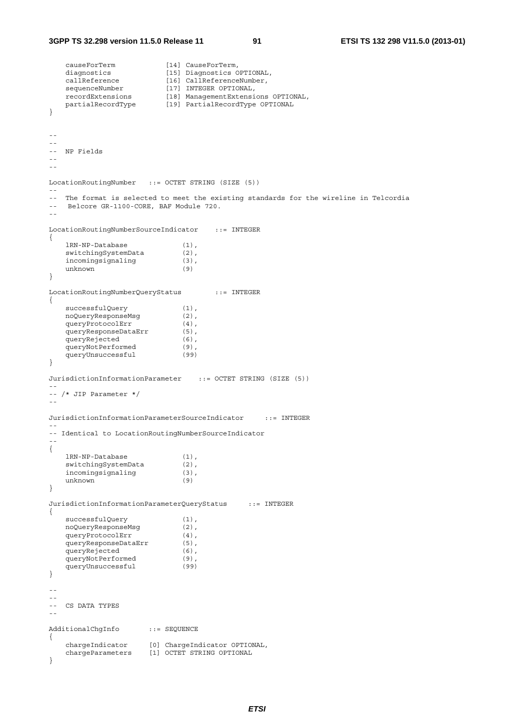```
    causeForTerm            [14] CauseForTerm,
    diagnostics             [15] Diagnostics OPTIONAL,
    callReference           [16] CallReferenceNumber,
    sequenceNumber          [17] INTEGER OPTIONAL,
    recordExtensions        [18] ManagementExtensions OPTIONAL,
    partialRecordType       [19] PartialRecordType OPTIONAL
}


--
--
--  NP Fields
--
--

LocationRoutingNumber   ::= OCTET STRING (SIZE (5))
--
--  The format is selected to meet the existing standards for the wireline in Telcordia
--   Belcore GR-1100-CORE, BAF Module 720.
--

LocationRoutingNumberSourceIndicator    ::= INTEGER
{
    lRN-NP-Database             (1),
    switchingSystemData         (2),
    incomingsignaling           (3),
    unknown                     (9)
}

LocationRoutingNumberQueryStatus        ::= INTEGER
{
    successfulQuery             (1),
    noQueryResponseMsg          (2),
    queryProtocolErr            (4),
    queryResponseDataErr        (5),
    queryRejected               (6),
    queryNotPerformed           (9),
    queryUnsuccessful           (99)
}

JurisdictionInformationParameter    ::= OCTET STRING (SIZE (5))
--
-- /* JIP Parameter */
--

JurisdictionInformationParameterSourceIndicator     ::= INTEGER
--
-- Identical to LocationRoutingNumberSourceIndicator
--
{
    lRN-NP-Database             (1),
    switchingSystemData         (2),
    incomingsignaling           (3),
    unknown                     (9)
}

JurisdictionInformationParameterQueryStatus     ::= INTEGER
{
    successfulQuery             (1),
    noQueryResponseMsg          (2),
    queryProtocolErr            (4),
    queryResponseDataErr        (5),
    queryRejected               (6),
    queryNotPerformed           (9),
    queryUnsuccessful           (99)
}

--
--
--  CS DATA TYPES
--

AdditionalChgInfo       ::= SEQUENCE
{
    chargeIndicator     [0] ChargeIndicator OPTIONAL,
    chargeParameters    [1] OCTET STRING OPTIONAL
}
```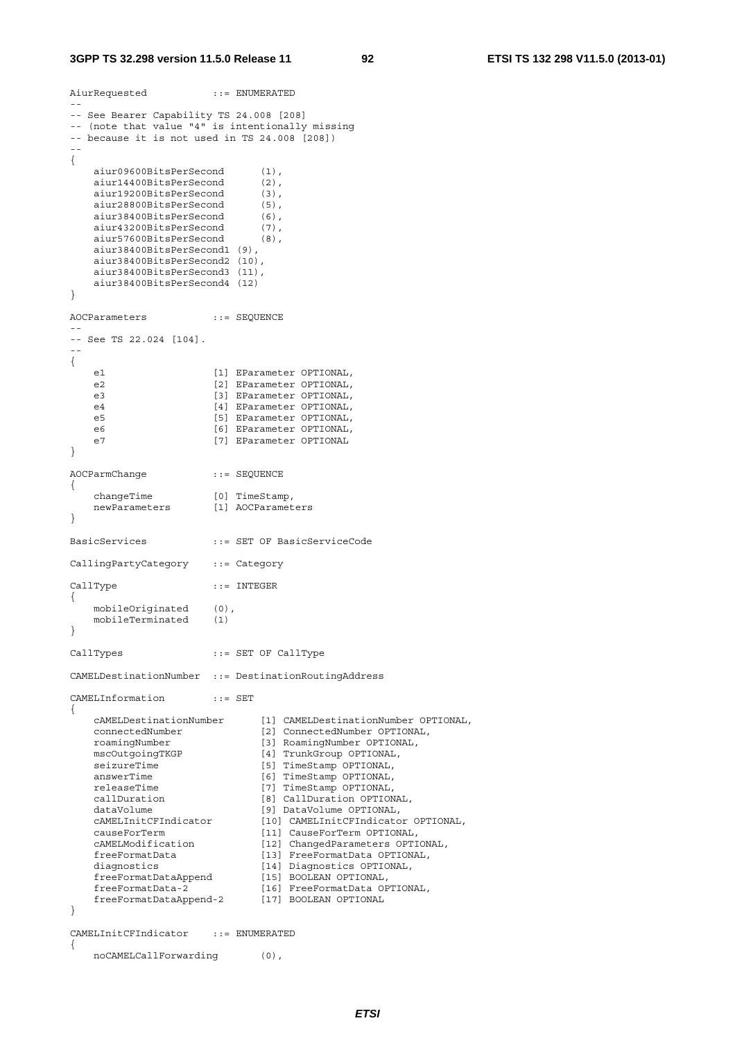```
AiurRequested           ::= ENUMERATED
--
-- See Bearer Capability TS 24.008 [208]
-- (note that value "4" is intentionally missing
-- because it is not used in TS 24.008 [208])
--
{
    aiur09600BitsPerSecond      (1),
    aiur14400BitsPerSecond      (2),
    aiur19200BitsPerSecond      (3),
    aiur28800BitsPerSecond      (5),
    aiur38400BitsPerSecond      (6),
    aiur43200BitsPerSecond      (7),
    aiur57600BitsPerSecond      (8),
    aiur38400BitsPerSecond1 (9),
    aiur38400BitsPerSecond2 (10),
    aiur38400BitsPerSecond3 (11),
    aiur38400BitsPerSecond4 (12)
}

AOCParameters           ::= SEQUENCE
--
-- See TS 22.024 [104].
--
{
    e1                  [1] EParameter OPTIONAL,
    e2                  [2] EParameter OPTIONAL,
    e3                  [3] EParameter OPTIONAL,
    e4                  [4] EParameter OPTIONAL,
    e5                  [5] EParameter OPTIONAL,
    e6                  [6] EParameter OPTIONAL,
    e7                  [7] EParameter OPTIONAL
}

AOCParmChange           ::= SEQUENCE
{
    changeTime          [0] TimeStamp,
    newParameters       [1] AOCParameters
}

BasicServices           ::= SET OF BasicServiceCode

CallingPartyCategory    ::= Category

CallType                ::= INTEGER
{
    mobileOriginated    (0),
    mobileTerminated    (1)
}

CallTypes               ::= SET OF CallType

CAMELDestinationNumber  ::= DestinationRoutingAddress

CAMELInformation        ::= SET
{
    cAMELDestinationNumber      [1] CAMELDestinationNumber OPTIONAL,
    connectedNumber             [2] ConnectedNumber OPTIONAL,
    roamingNumber               [3] RoamingNumber OPTIONAL,
    mscOutgoingTKGP             [4] TrunkGroup OPTIONAL,
    seizureTime                 [5] TimeStamp OPTIONAL,
    answerTime                  [6] TimeStamp OPTIONAL,
    releaseTime                 [7] TimeStamp OPTIONAL,
    callDuration                [8] CallDuration OPTIONAL,
    dataVolume                  [9] DataVolume OPTIONAL,
    cAMELInitCFIndicator        [10] CAMELInitCFIndicator OPTIONAL,
    causeForTerm                [11] CauseForTerm OPTIONAL,
    cAMELModification           [12] ChangedParameters OPTIONAL,
    freeFormatData              [13] FreeFormatData OPTIONAL,
    diagnostics                 [14] Diagnostics OPTIONAL,
    freeFormatDataAppend        [15] BOOLEAN OPTIONAL,
    freeFormatData-2            [16] FreeFormatData OPTIONAL,
    freeFormatDataAppend-2      [17] BOOLEAN OPTIONAL
}

CAMELInitCFIndicator    ::= ENUMERATED
{
    noCAMELCallForwarding       (0),
```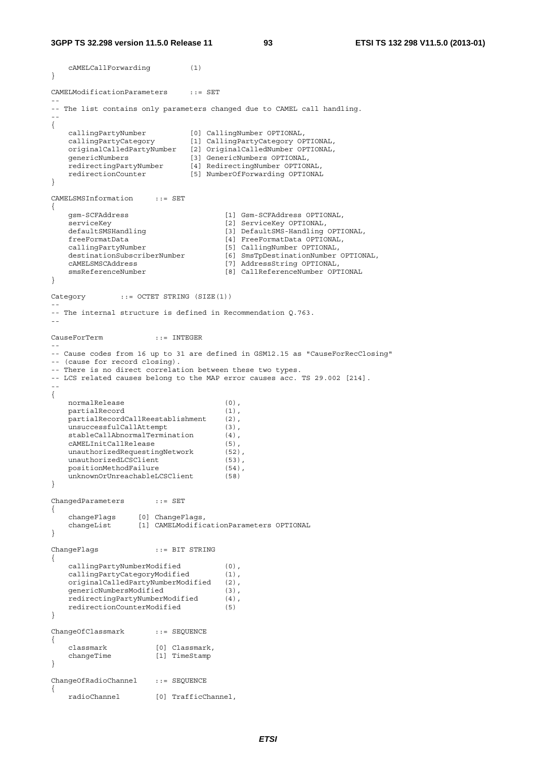```
    cAMELCallForwarding         (1)
}

CAMELModificationParameters     ::= SET
--
-- The list contains only parameters changed due to CAMEL call handling.
--
{
    callingPartyNumber          [0] CallingNumber OPTIONAL,
    callingPartyCategory        [1] CallingPartyCategory OPTIONAL,
    originalCalledPartyNumber   [2] OriginalCalledNumber OPTIONAL,
    genericNumbers              [3] GenericNumbers OPTIONAL,
    redirectingPartyNumber      [4] RedirectingNumber OPTIONAL,
    redirectionCounter          [5] NumberOfForwarding OPTIONAL
}

CAMELSMSInformation     ::= SET
{
    gsm-SCFAddress                      [1] Gsm-SCFAddress OPTIONAL,
    serviceKey                          [2] ServiceKey OPTIONAL,
    defaultSMSHandling                  [3] DefaultSMS-Handling OPTIONAL,
    freeFormatData                      [4] FreeFormatData OPTIONAL,
    callingPartyNumber                  [5] CallingNumber OPTIONAL,
    destinationSubscriberNumber         [6] SmsTpDestinationNumber OPTIONAL,
    cAMELSMSCAddress                    [7] AddressString OPTIONAL,
    smsReferenceNumber                  [8] CallReferenceNumber OPTIONAL
}

Category        ::= OCTET STRING (SIZE(1))
--
-- The internal structure is defined in Recommendation Q.763.
--

CauseForTerm            ::= INTEGER
--
-- Cause codes from 16 up to 31 are defined in GSM12.15 as "CauseForRecClosing"
-- (cause for record closing).
-- There is no direct correlation between these two types.
-- LCS related causes belong to the MAP error causes acc. TS 29.002 [214].
--
{
    normalRelease                       (0),
    partialRecord                       (1),
    partialRecordCallReestablishment    (2),
    unsuccessfulCallAttempt             (3),
    stableCallAbnormalTermination       (4),
    cAMELInitCallRelease                (5),
    unauthorizedRequestingNetwork       (52),
    unauthorizedLCSClient               (53),
    positionMethodFailure               (54),
    unknownOrUnreachableLCSClient       (58)
}

ChangedParameters       ::= SET
{
    changeFlags     [0] ChangeFlags,
    changeList      [1] CAMELModificationParameters OPTIONAL
}

ChangeFlags             ::= BIT STRING
{
    callingPartyNumberModified          (0),
    callingPartyCategoryModified        (1),
    originalCalledPartyNumberModified   (2),
    genericNumbersModified              (3),
    redirectingPartyNumberModified      (4),
    redirectionCounterModified          (5)
}

ChangeOfClassmark       ::= SEQUENCE
{
    classmark           [0] Classmark,
    changeTime          [1] TimeStamp
}

ChangeOfRadioChannel    ::= SEQUENCE
{
    radioChannel        [0] TrafficChannel,
```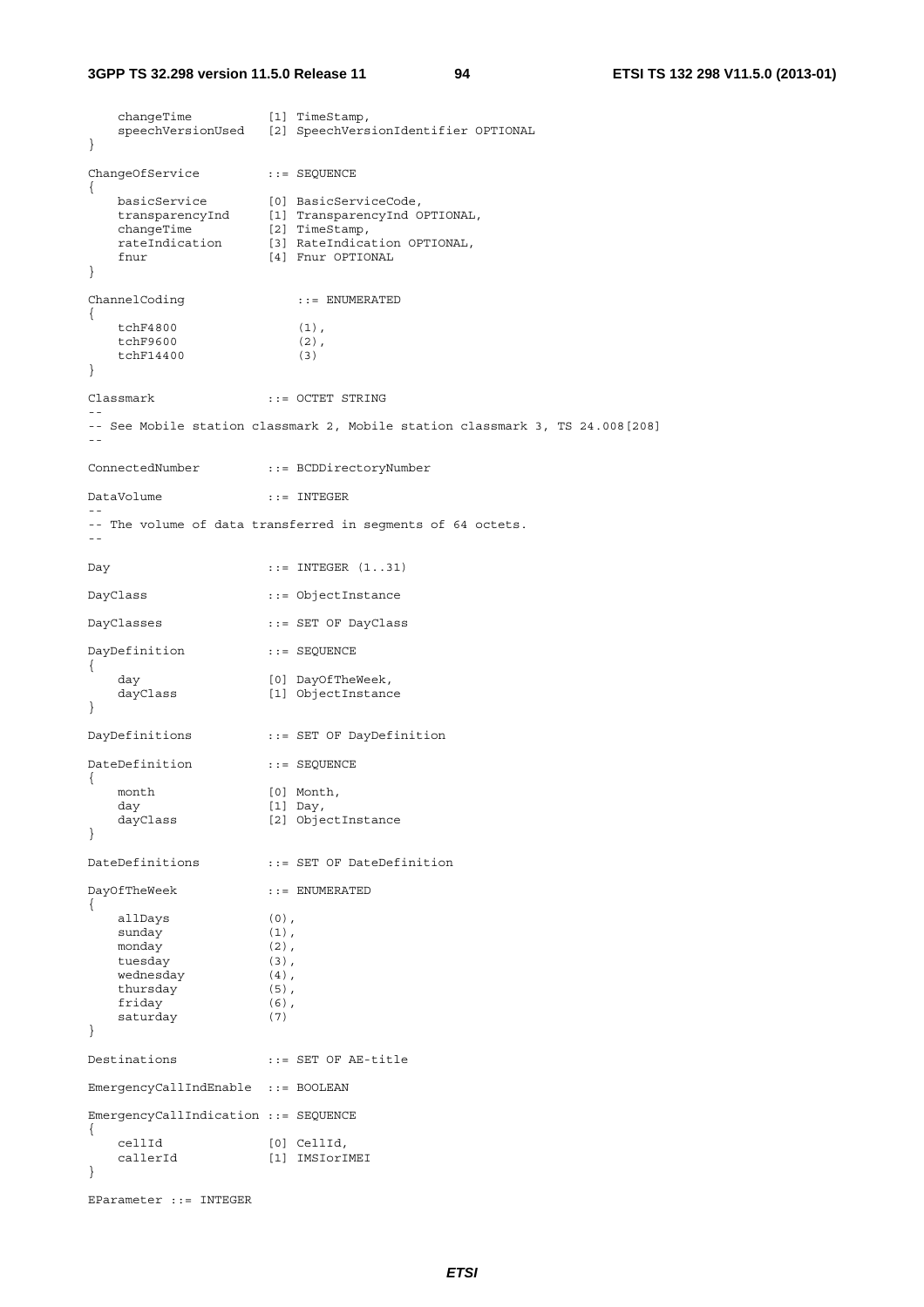```
    changeTime          [1] TimeStamp,
    speechVersionUsed   [2] SpeechVersionIdentifier OPTIONAL
}

ChangeOfService         ::= SEQUENCE
{
    basicService        [0] BasicServiceCode,
    transparencyInd     [1] TransparencyInd OPTIONAL,
    changeTime          [2] TimeStamp,
    rateIndication      [3] RateIndication OPTIONAL,
    fnur                [4] Fnur OPTIONAL
}

ChannelCoding               ::= ENUMERATED
{
    tchF4800                (1),
    tchF9600                (2),
    tchF14400               (3)
}

Classmark               ::= OCTET STRING
--
-- See Mobile station classmark 2, Mobile station classmark 3, TS 24.008[208]
--

ConnectedNumber         ::= BCDDirectoryNumber

DataVolume              ::= INTEGER
--
-- The volume of data transferred in segments of 64 octets.
--

Day                     ::= INTEGER (1..31)

DayClass                ::= ObjectInstance

DayClasses              ::= SET OF DayClass

DayDefinition           ::= SEQUENCE
{
    day                 [0] DayOfTheWeek,
    dayClass            [1] ObjectInstance
}

DayDefinitions          ::= SET OF DayDefinition

DateDefinition          ::= SEQUENCE
{
    month               [0] Month,
    day                 [1] Day,
    dayClass            [2] ObjectInstance
}

DateDefinitions         ::= SET OF DateDefinition

DayOfTheWeek            ::= ENUMERATED
{
    allDays             (0),
    sunday              (1),
    monday              (2),
    tuesday             (3),
    wednesday           (4),
    thursday            (5),
    friday              (6),
    saturday            (7)
}

Destinations            ::= SET OF AE-title

EmergencyCallIndEnable  ::= BOOLEAN

EmergencyCallIndication ::= SEQUENCE
{
    cellId              [0] CellId,
    callerId            [1] IMSIorIMEI
}

EParameter ::= INTEGER
```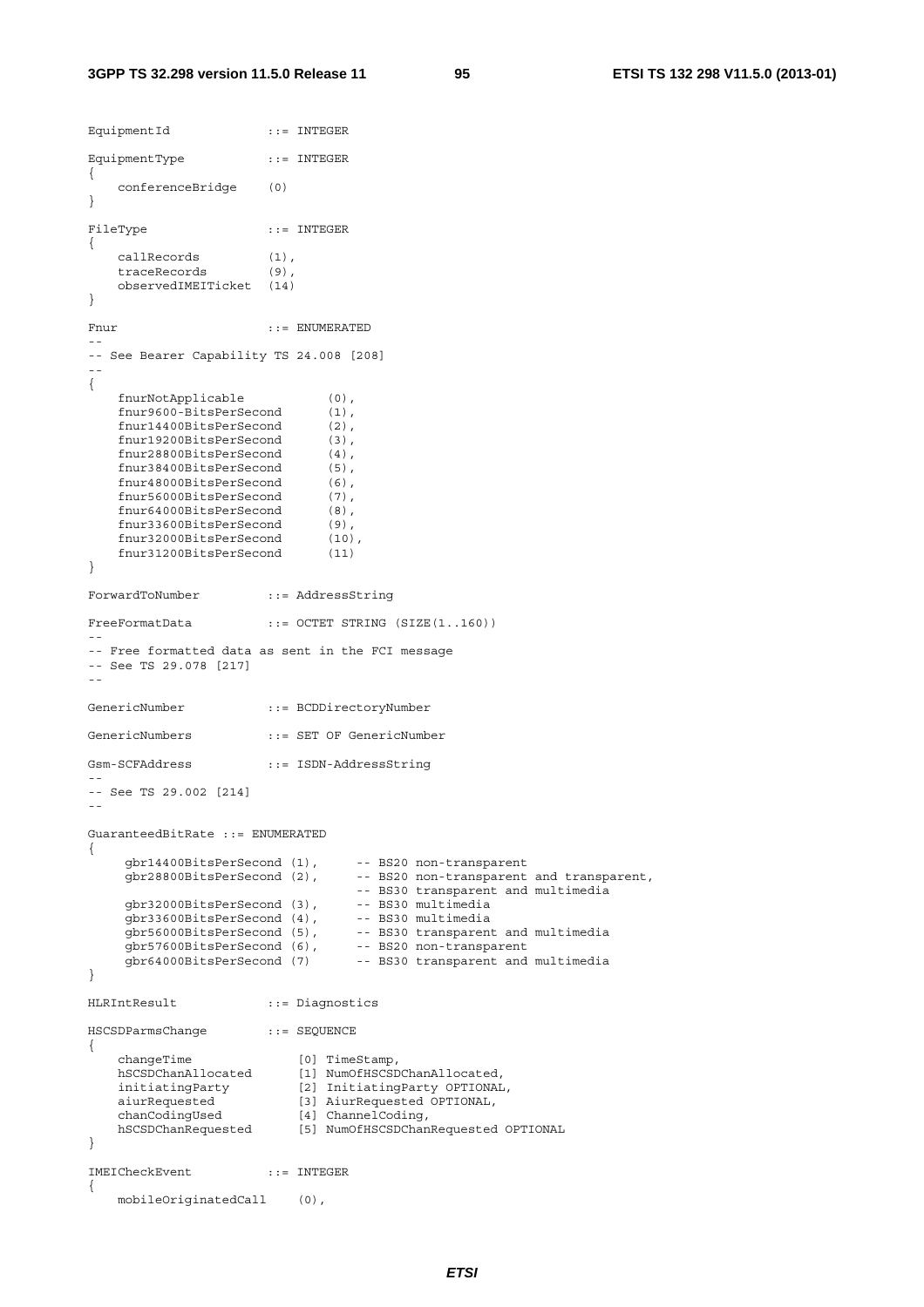```
EquipmentId             ::= INTEGER

EquipmentType           ::= INTEGER
{
    conferenceBridge    (0)
}

FileType                ::= INTEGER
{
    callRecords         (1),
    traceRecords        (9),
    observedIMEITicket  (14)
}

Fnur                    ::= ENUMERATED
--
-- See Bearer Capability TS 24.008 [208]
--
{
    fnurNotApplicable           (0),
    fnur9600-BitsPerSecond      (1),
    fnur14400BitsPerSecond      (2),
    fnur19200BitsPerSecond      (3),
    fnur28800BitsPerSecond      (4),
    fnur38400BitsPerSecond      (5),
    fnur48000BitsPerSecond      (6),
    fnur56000BitsPerSecond      (7),
    fnur64000BitsPerSecond      (8),
    fnur33600BitsPerSecond      (9),
    fnur32000BitsPerSecond      (10),
    fnur31200BitsPerSecond      (11)
}

ForwardToNumber         ::= AddressString

FreeFormatData          ::= OCTET STRING (SIZE(1..160))
--
-- Free formatted data as sent in the FCI message
-- See TS 29.078 [217]
--

GenericNumber           ::= BCDDirectoryNumber

GenericNumbers          ::= SET OF GenericNumber

Gsm-SCFAddress          ::= ISDN-AddressString
--
-- See TS 29.002 [214]
--

GuaranteedBitRate ::= ENUMERATED
{
     gbr14400BitsPerSecond (1),     -- BS20 non-transparent
     gbr28800BitsPerSecond (2),     -- BS20 non-transparent and transparent,
                                    -- BS30 transparent and multimedia
     gbr32000BitsPerSecond (3),     -- BS30 multimedia
     gbr33600BitsPerSecond (4),     -- BS30 multimedia
     gbr56000BitsPerSecond (5),     -- BS30 transparent and multimedia
     gbr57600BitsPerSecond (6),     -- BS20 non-transparent
     gbr64000BitsPerSecond (7)      -- BS30 transparent and multimedia
}

HLRIntResult            ::= Diagnostics

HSCSDParmsChange        ::= SEQUENCE
{
    changeTime              [0] TimeStamp,
    hSCSDChanAllocated      [1] NumOfHSCSDChanAllocated,
    initiatingParty         [2] InitiatingParty OPTIONAL,
    aiurRequested           [3] AiurRequested OPTIONAL,
    chanCodingUsed          [4] ChannelCoding,
    hSCSDChanRequested      [5] NumOfHSCSDChanRequested OPTIONAL
}

IMEICheckEvent          ::= INTEGER
{
    mobileOriginatedCall    (0),
```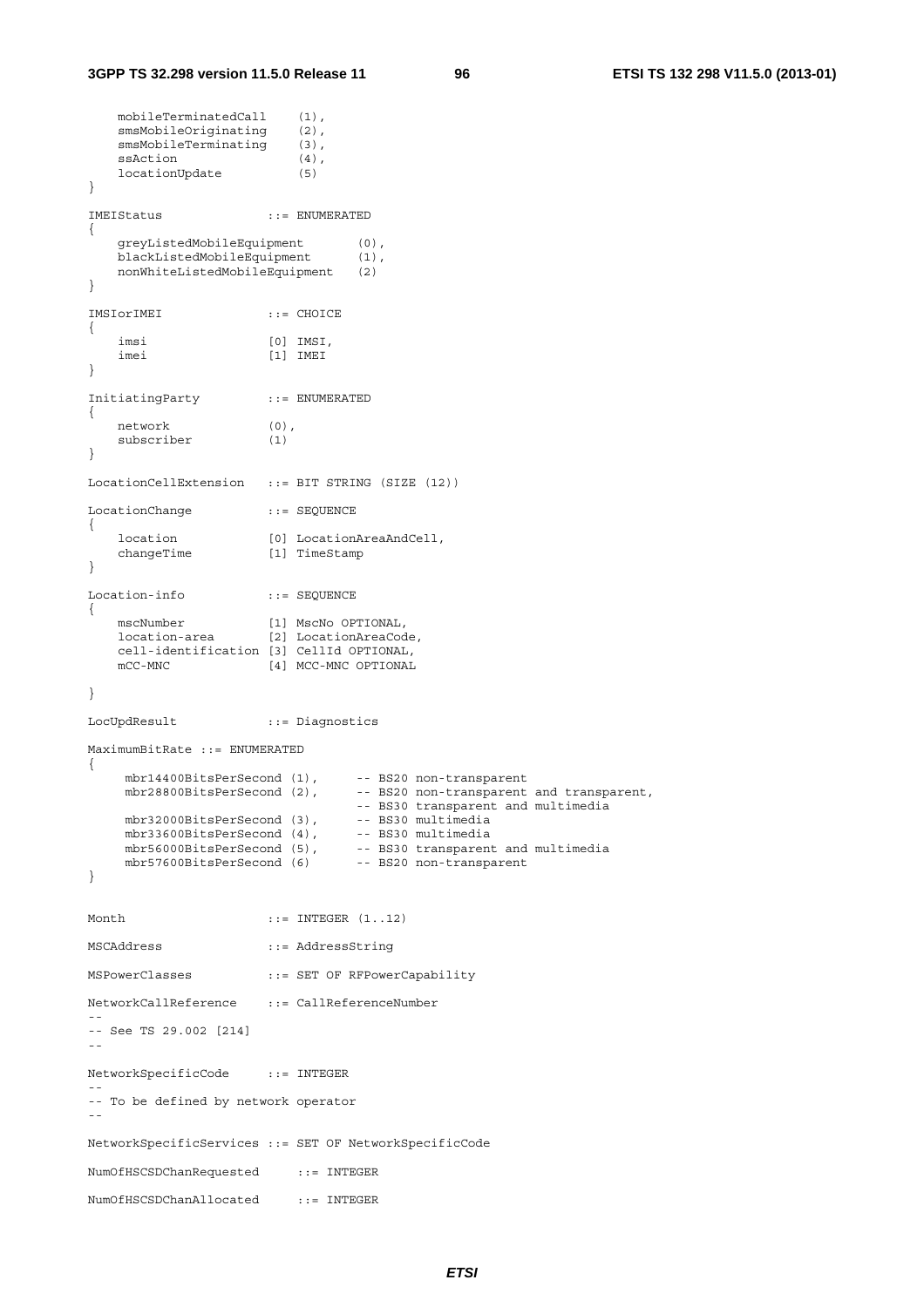```
    mobileTerminatedCall     (1),
    smsMobileOriginating     (2),
    smsMobileTerminating     (3),
    ssAction                 (4),
    locationUpdate           (5)
}

IMEIStatus              ::= ENUMERATED
{
    greyListedMobileEquipment        (0),
    blackListedMobileEquipment       (1),
    nonWhiteListedMobileEquipment    (2)
}

IMSIorIMEI              ::= CHOICE
{
    imsi                [0] IMSI,
    imei                [1] IMEI
}

InitiatingParty         ::= ENUMERATED
{
    network             (0),
    subscriber          (1)
}

LocationCellExtension   ::= BIT STRING (SIZE (12))

LocationChange          ::= SEQUENCE
{
    location            [0] LocationAreaAndCell,
    changeTime          [1] TimeStamp
}

Location-info           ::= SEQUENCE
{
    mscNumber           [1] MscNo OPTIONAL,
    location-area       [2] LocationAreaCode,
    cell-identification [3] CellId OPTIONAL,
    mCC-MNC             [4] MCC-MNC OPTIONAL

}

LocUpdResult            ::= Diagnostics

MaximumBitRate ::= ENUMERATED
{
     mbr14400BitsPerSecond (1),     -- BS20 non-transparent
     mbr28800BitsPerSecond (2),     -- BS20 non-transparent and transparent,
                                    -- BS30 transparent and multimedia
     mbr32000BitsPerSecond (3),     -- BS30 multimedia
     mbr33600BitsPerSecond (4),     -- BS30 multimedia
     mbr56000BitsPerSecond (5),     -- BS30 transparent and multimedia
     mbr57600BitsPerSecond (6)      -- BS20 non-transparent
}

Month                   ::= INTEGER (1..12)

MSCAddress              ::= AddressString

MSPowerClasses          ::= SET OF RFPowerCapability

NetworkCallReference    ::= CallReferenceNumber
--
-- See TS 29.002 [214]
--

NetworkSpecificCode     ::= INTEGER
--
-- To be defined by network operator
--

NetworkSpecificServices ::= SET OF NetworkSpecificCode

NumOfHSCSDChanRequested     ::= INTEGER

NumOfHSCSDChanAllocated     ::= INTEGER
```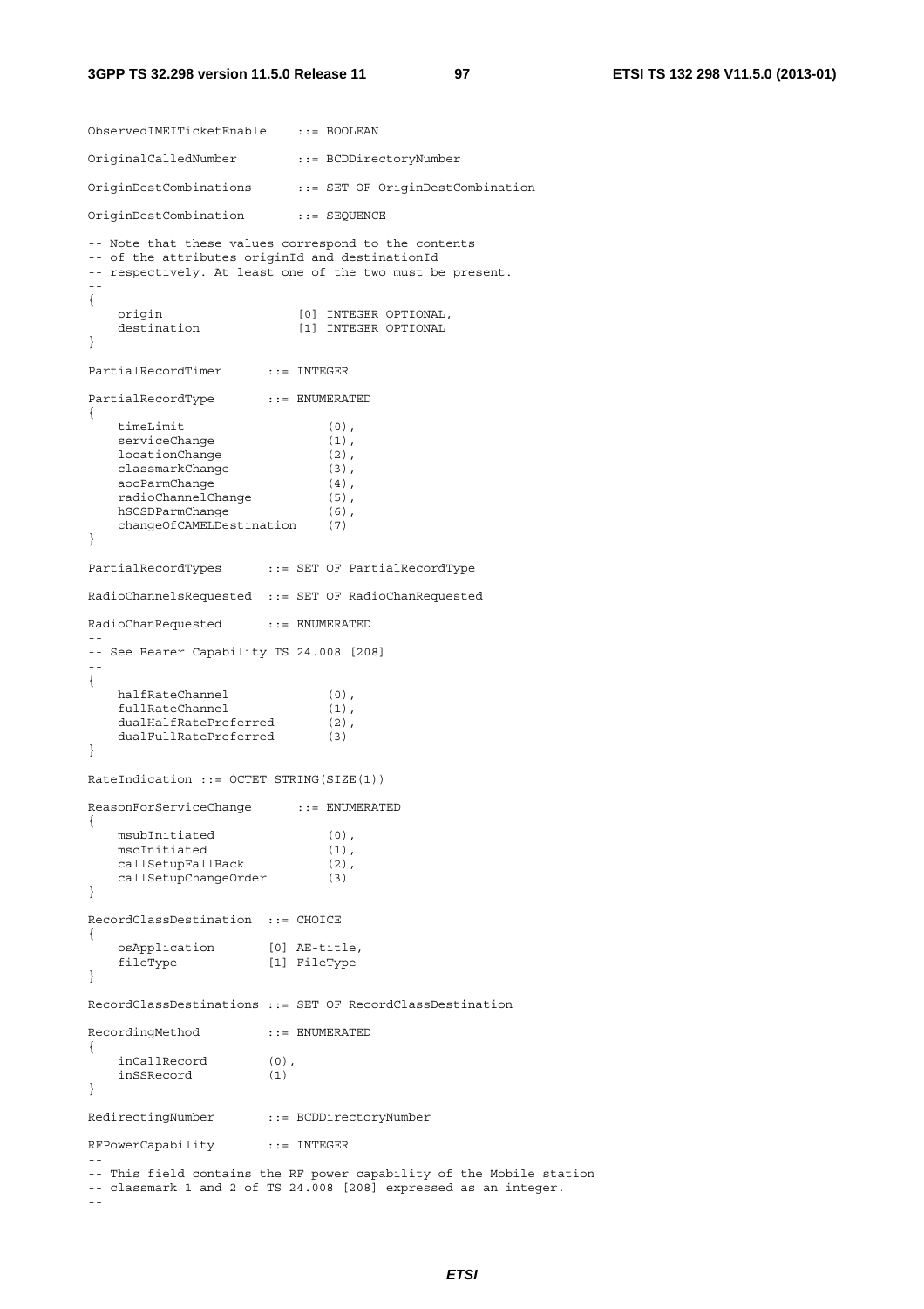```
ObservedIMEITicketEnable    ::= BOOLEAN

OriginalCalledNumber        ::= BCDDirectoryNumber

OriginDestCombinations      ::= SET OF OriginDestCombination

OriginDestCombination       ::= SEQUENCE
--
-- Note that these values correspond to the contents
-- of the attributes originId and destinationId
-- respectively. At least one of the two must be present.
--
{
    origin                  [0] INTEGER OPTIONAL,
    destination             [1] INTEGER OPTIONAL
}

PartialRecordTimer      ::= INTEGER

PartialRecordType       ::= ENUMERATED
{
    timeLimit                   (0),
    serviceChange               (1),
    locationChange              (2),
    classmarkChange             (3),
    aocParmChange               (4),
    radioChannelChange          (5),
    hSCSDParmChange             (6),
    changeOfCAMELDestination    (7)
}

PartialRecordTypes      ::= SET OF PartialRecordType

RadioChannelsRequested  ::= SET OF RadioChanRequested

RadioChanRequested      ::= ENUMERATED
--
-- See Bearer Capability TS 24.008 [208]
--
{
    halfRateChannel             (0),
    fullRateChannel             (1),
    dualHalfRatePreferred       (2),
    dualFullRatePreferred       (3)
}

RateIndication ::= OCTET STRING(SIZE(1))

ReasonForServiceChange      ::= ENUMERATED
{
    msubInitiated               (0),
    mscInitiated                (1),
    callSetupFallBack           (2),
    callSetupChangeOrder        (3)
}

RecordClassDestination  ::= CHOICE
{
    osApplication       [0] AE-title,
    fileType            [1] FileType
}

RecordClassDestinations ::= SET OF RecordClassDestination

RecordingMethod         ::= ENUMERATED
{
    inCallRecord        (0),
    inSSRecord          (1)
}

RedirectingNumber       ::= BCDDirectoryNumber

RFPowerCapability       ::= INTEGER
--
-- This field contains the RF power capability of the Mobile station
-- classmark 1 and 2 of TS 24.008 [208] expressed as an integer.
--
```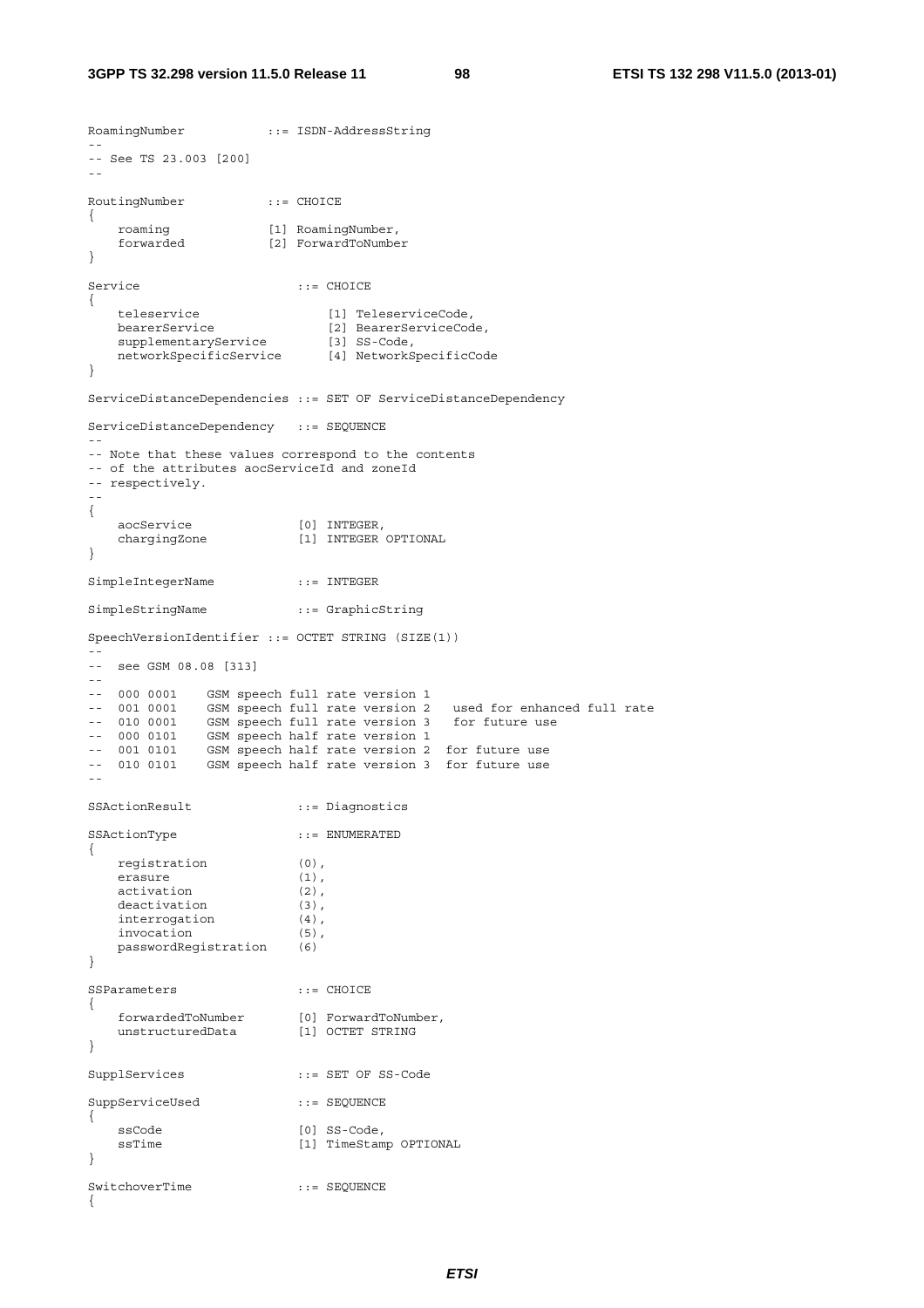```
RoamingNumber           ::= ISDN-AddressString
--
-- See TS 23.003 [200]
--

RoutingNumber           ::= CHOICE
{
    roaming             [1] RoamingNumber,
    forwarded           [2] ForwardToNumber
}

Service                     ::= CHOICE
{
    teleservice                 [1] TeleserviceCode,
    bearerService               [2] BearerServiceCode,
    supplementaryService        [3] SS-Code,
    networkSpecificService      [4] NetworkSpecificCode
}

ServiceDistanceDependencies ::= SET OF ServiceDistanceDependency

ServiceDistanceDependency   ::= SEQUENCE
--
-- Note that these values correspond to the contents
-- of the attributes aocServiceId and zoneId
-- respectively.
--
{
    aocService              [0] INTEGER,
    chargingZone            [1] INTEGER OPTIONAL
}

SimpleIntegerName           ::= INTEGER

SimpleStringName            ::= GraphicString

SpeechVersionIdentifier ::= OCTET STRING (SIZE(1))
--
--  see GSM 08.08 [313]
--
--  000 0001    GSM speech full rate version 1
--  001 0001    GSM speech full rate version 2   used for enhanced full rate
--  010 0001    GSM speech full rate version 3   for future use
--  000 0101    GSM speech half rate version 1
--  001 0101    GSM speech half rate version 2  for future use
--  010 0101    GSM speech half rate version 3  for future use
--

SSActionResult              ::= Diagnostics

SSActionType                ::= ENUMERATED
{
    registration            (0),
    erasure                 (1),
    activation              (2),
    deactivation            (3),
    interrogation           (4),
    invocation              (5),
    passwordRegistration    (6)
}

SSParameters                ::= CHOICE
{
    forwardedToNumber       [0] ForwardToNumber,
    unstructuredData        [1] OCTET STRING
}

SupplServices               ::= SET OF SS-Code

SuppServiceUsed             ::= SEQUENCE
{
    ssCode                  [0] SS-Code,
    ssTime                  [1] TimeStamp OPTIONAL
}

SwitchoverTime              ::= SEQUENCE
{
```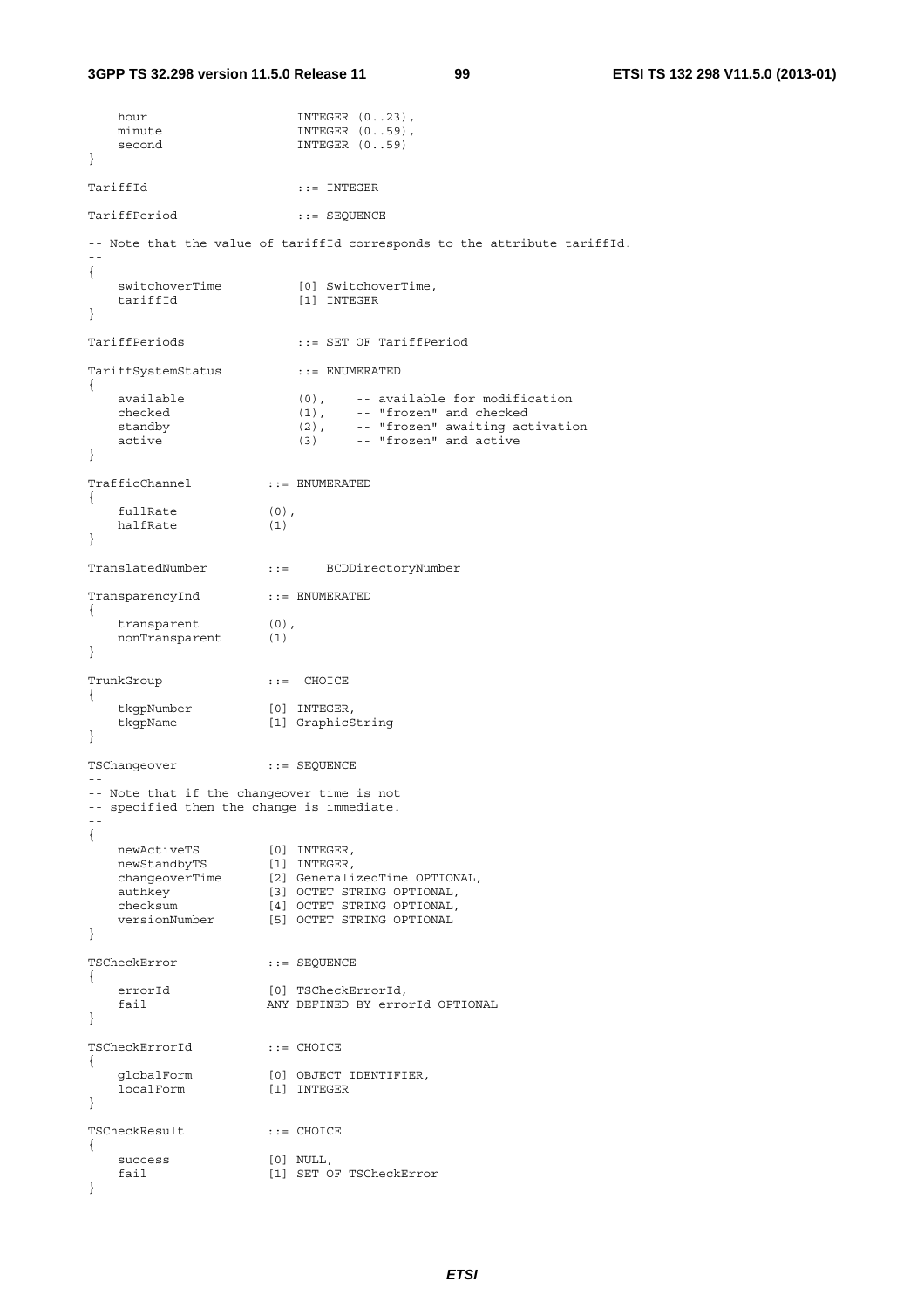```
    hour                    INTEGER (0..23),
    minute                  INTEGER (0..59),
    second                  INTEGER (0..59)
}

TariffId                    ::= INTEGER

TariffPeriod                ::= SEQUENCE
--
-- Note that the value of tariffId corresponds to the attribute tariffId.
--
{
    switchoverTime          [0] SwitchoverTime,
    tariffId                [1] INTEGER
}

TariffPeriods               ::= SET OF TariffPeriod

TariffSystemStatus          ::= ENUMERATED
{
    available               (0),    -- available for modification
    checked                 (1),    -- "frozen" and checked
    standby                 (2),    -- "frozen" awaiting activation
    active                  (3)     -- "frozen" and active
}

TrafficChannel          ::= ENUMERATED
{
    fullRate            (0),
    halfRate            (1)
}

TranslatedNumber        ::=     BCDDirectoryNumber

TransparencyInd         ::= ENUMERATED
{
    transparent         (0),
    nonTransparent      (1)
}

TrunkGroup              ::=  CHOICE
{
    tkgpNumber          [0] INTEGER,
    tkgpName            [1] GraphicString
}

TSChangeover            ::= SEQUENCE
--
-- Note that if the changeover time is not
-- specified then the change is immediate.
--
{
    newActiveTS         [0] INTEGER,
    newStandbyTS        [1] INTEGER,
    changeoverTime      [2] GeneralizedTime OPTIONAL,
    authkey             [3] OCTET STRING OPTIONAL,
    checksum            [4] OCTET STRING OPTIONAL,
    versionNumber       [5] OCTET STRING OPTIONAL
}

TSCheckError            ::= SEQUENCE
{
    errorId             [0] TSCheckErrorId,
    fail                ANY DEFINED BY errorId OPTIONAL
}

TSCheckErrorId          ::= CHOICE
{
    globalForm          [0] OBJECT IDENTIFIER,
    localForm           [1] INTEGER
}

TSCheckResult           ::= CHOICE
{
    success             [0] NULL,
    fail                [1] SET OF TSCheckError
}
```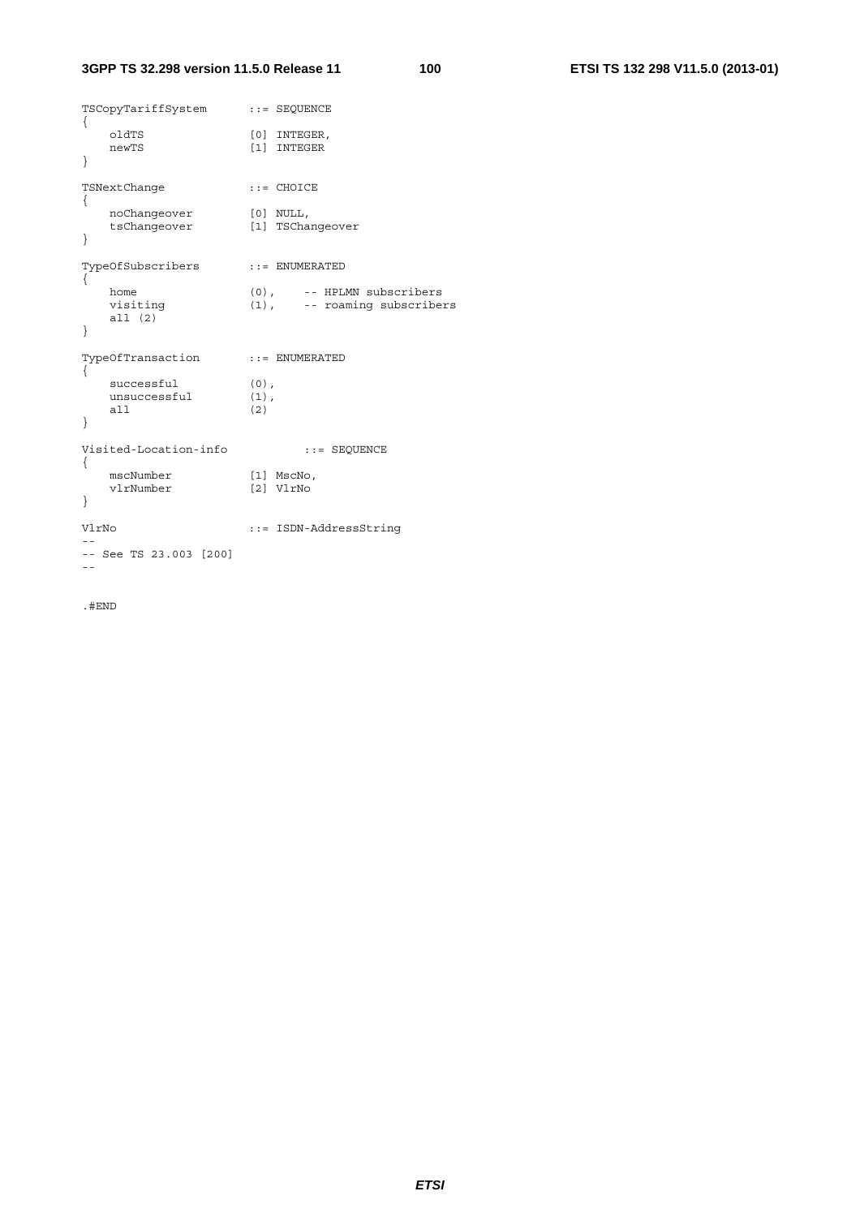```
TSCopyTariffSystem      ::= SEQUENCE
{
    oldTS               [0] INTEGER,
    newTS               [1] INTEGER
}

TSNextChange            ::= CHOICE
{
    noChangeover        [0] NULL,
    tsChangeover        [1] TSChangeover
}

TypeOfSubscribers       ::= ENUMERATED
{
    home                (0),     -- HPLMN subscribers
    visiting            (1),     -- roaming subscribers
    all (2)
}

TypeOfTransaction       ::= ENUMERATED
{
    successful          (0),
    unsuccessful        (1),
    all                 (2)
}

Visited-Location-info          ::= SEQUENCE
{
    mscNumber           [1] MscNo,
    vlrNumber           [2] VlrNo
}

VlrNo                   ::= ISDN-AddressString
--
-- See TS 23.003 [200]
--

.#END
```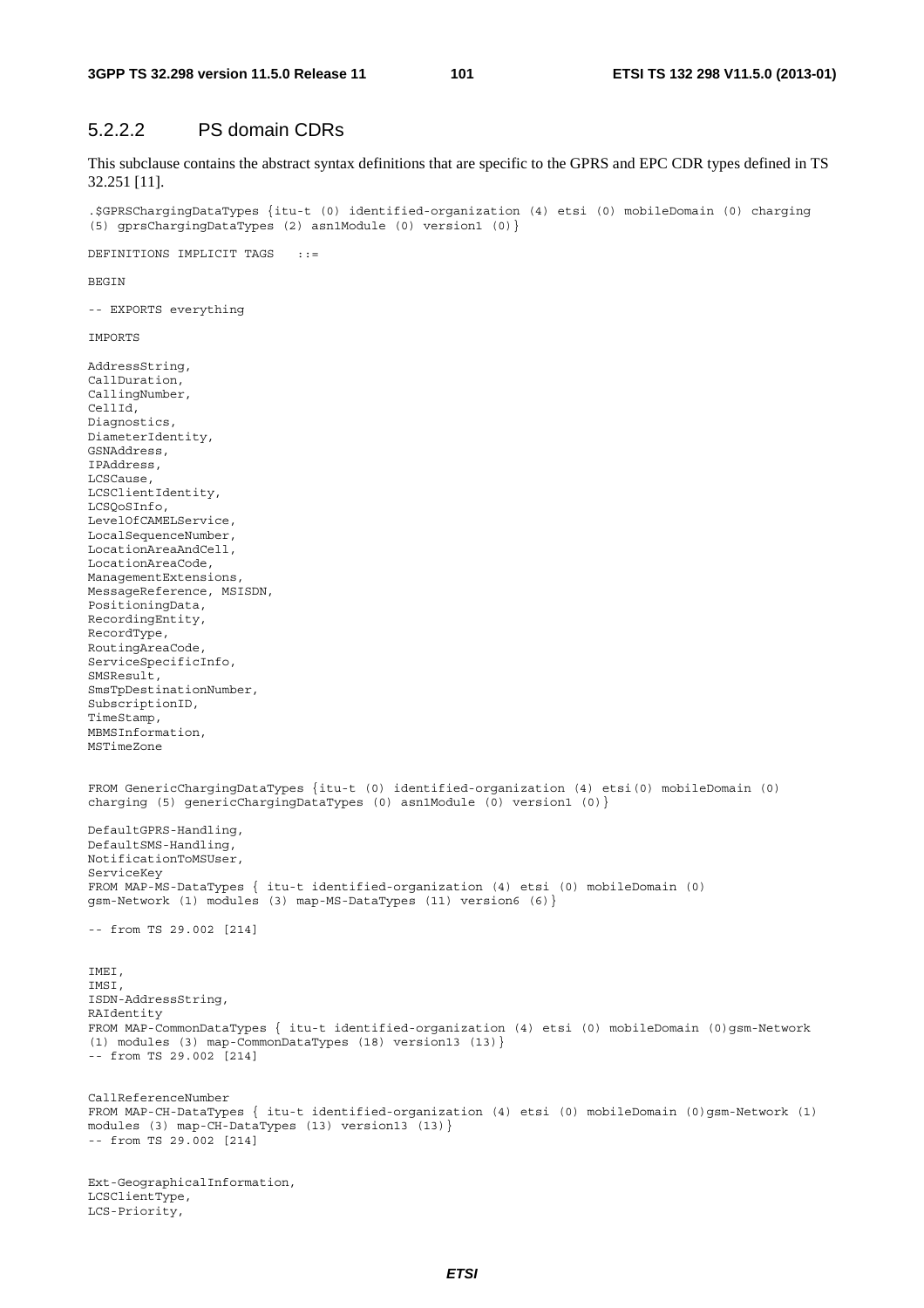### 5.2.2.2 PS domain CDRs

This subclause contains the abstract syntax definitions that are specific to the GPRS and EPC CDR types defined in TS 32.251 [11].

```
.$GPRSChargingDataTypes {itu-t (0) identified-organization (4) etsi (0) mobileDomain (0) charging
(5) gprsChargingDataTypes (2) asn1Module (0) version1 (0)}

DEFINITIONS IMPLICIT TAGS   ::=

BEGIN

-- EXPORTS everything

IMPORTS

AddressString,
CallDuration,
CallingNumber,
CellId,
Diagnostics,
DiameterIdentity,
GSNAddress,
IPAddress,
LCSCause,
LCSClientIdentity,
LCSQoSInfo,
LevelOfCAMELService,
LocalSequenceNumber,
LocationAreaAndCell,
LocationAreaCode,
ManagementExtensions,
MessageReference, MSISDN,
PositioningData,
RecordingEntity,
RecordType,
RoutingAreaCode,
ServiceSpecificInfo,
SMSResult,
SmsTpDestinationNumber,
SubscriptionID,
TimeStamp,
MBMSInformation,
MSTimeZone


FROM GenericChargingDataTypes {itu-t (0) identified-organization (4) etsi(0) mobileDomain (0)
charging (5) genericChargingDataTypes (0) asn1Module (0) version1 (0)}

DefaultGPRS-Handling,
DefaultSMS-Handling,
NotificationToMSUser,
ServiceKey
FROM MAP-MS-DataTypes { itu-t identified-organization (4) etsi (0) mobileDomain (0)
gsm-Network (1) modules (3) map-MS-DataTypes (11) version6 (6)}

-- from TS 29.002 [214]


IMEI,
IMSI,
ISDN-AddressString,
RAIdentity
FROM MAP-CommonDataTypes { itu-t identified-organization (4) etsi (0) mobileDomain (0)gsm-Network
(1) modules (3) map-CommonDataTypes (18) version13 (13)}
-- from TS 29.002 [214]


CallReferenceNumber
FROM MAP-CH-DataTypes { itu-t identified-organization (4) etsi (0) mobileDomain (0)gsm-Network (1)
modules (3) map-CH-DataTypes (13) version13 (13)}
-- from TS 29.002 [214]


Ext-GeographicalInformation,
LCSClientType,
LCS-Priority,
```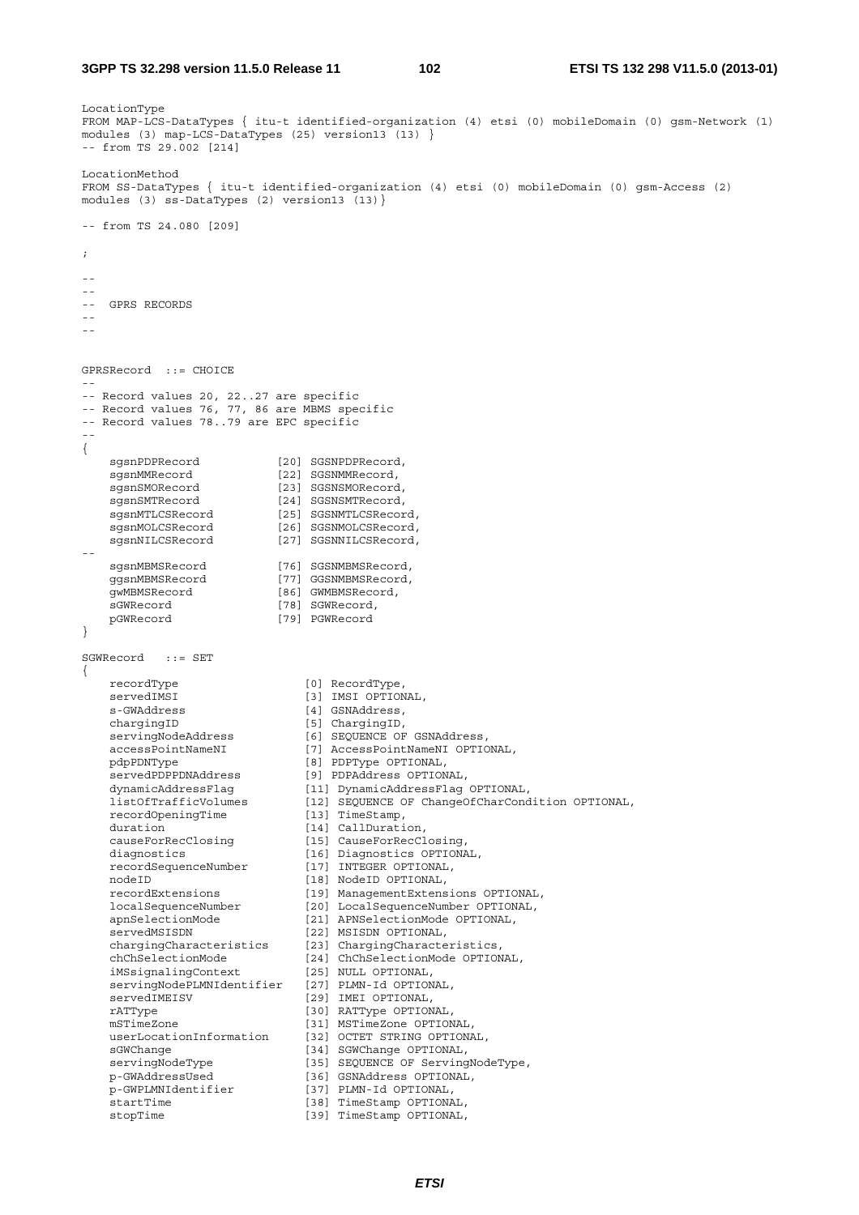```
LocationType
FROM MAP-LCS-DataTypes { itu-t identified-organization (4) etsi (0) mobileDomain (0) gsm-Network (1)
modules (3) map-LCS-DataTypes (25) version13 (13) }
-- from TS 29.002 [214]

LocationMethod
FROM SS-DataTypes { itu-t identified-organization (4) etsi (0) mobileDomain (0) gsm-Access (2)
modules (3) ss-DataTypes (2) version13 (13)}

-- from TS 24.080 [209]

;

--
--
--  GPRS RECORDS
--
--


GPRSRecord  ::= CHOICE
--
-- Record values 20, 22..27 are specific
-- Record values 76, 77, 86 are MBMS specific
-- Record values 78..79 are EPC specific
--
{
    sgsnPDPRecord           [20] SGSNPDPRecord,
    sgsnMMRecord            [22] SGSNMMRecord,
    sgsnSMORecord           [23] SGSNSMORecord,
    sgsnSMTRecord           [24] SGSNSMTRecord,
    sgsnMTLCSRecord         [25] SGSNMTLCSRecord,
    sgsnMOLCSRecord         [26] SGSNMOLCSRecord,
    sgsnNILCSRecord         [27] SGSNNILCSRecord,
--
    sgsnMBMSRecord          [76] SGSNMBMSRecord,
    ggsnMBMSRecord          [77] GGSNMBMSRecord,
    gwMBMSRecord            [86] GWMBMSRecord,
    sGWRecord               [78] SGWRecord,
    pGWRecord               [79] PGWRecord
}

SGWRecord   ::= SET
{
    recordType                  [0] RecordType,
    servedIMSI                  [3] IMSI OPTIONAL,
    s-GWAddress                 [4] GSNAddress,
    chargingID                  [5] ChargingID,
    servingNodeAddress          [6] SEQUENCE OF GSNAddress,
    accessPointNameNI           [7] AccessPointNameNI OPTIONAL,
    pdpPDNType                  [8] PDPType OPTIONAL,
    servedPDPPDNAddress         [9] PDPAddress OPTIONAL,
    dynamicAddressFlag          [11] DynamicAddressFlag OPTIONAL,
    listOfTrafficVolumes        [12] SEQUENCE OF ChangeOfCharCondition OPTIONAL,
    recordOpeningTime           [13] TimeStamp,
    duration                    [14] CallDuration,
    causeForRecClosing          [15] CauseForRecClosing,
    diagnostics                 [16] Diagnostics OPTIONAL,
    recordSequenceNumber        [17] INTEGER OPTIONAL,
    nodeID                      [18] NodeID OPTIONAL,
    recordExtensions            [19] ManagementExtensions OPTIONAL,
    localSequenceNumber         [20] LocalSequenceNumber OPTIONAL,
    apnSelectionMode            [21] APNSelectionMode OPTIONAL,
    servedMSISDN                [22] MSISDN OPTIONAL,
    chargingCharacteristics     [23] ChargingCharacteristics,
    chChSelectionMode           [24] ChChSelectionMode OPTIONAL,
    iMSsignalingContext         [25] NULL OPTIONAL,
    servingNodePLMNIdentifier   [27] PLMN-Id OPTIONAL,
    servedIMEISV                [29] IMEI OPTIONAL,
    rATType                     [30] RATType OPTIONAL,
    mSTimeZone                  [31] MSTimeZone OPTIONAL,
    userLocationInformation     [32] OCTET STRING OPTIONAL,
    sGWChange                   [34] SGWChange OPTIONAL,
    servingNodeType             [35] SEQUENCE OF ServingNodeType,
    p-GWAddressUsed             [36] GSNAddress OPTIONAL,
    p-GWPLMNIdentifier          [37] PLMN-Id OPTIONAL,
    startTime                   [38] TimeStamp OPTIONAL,
    stopTime                    [39] TimeStamp OPTIONAL,
```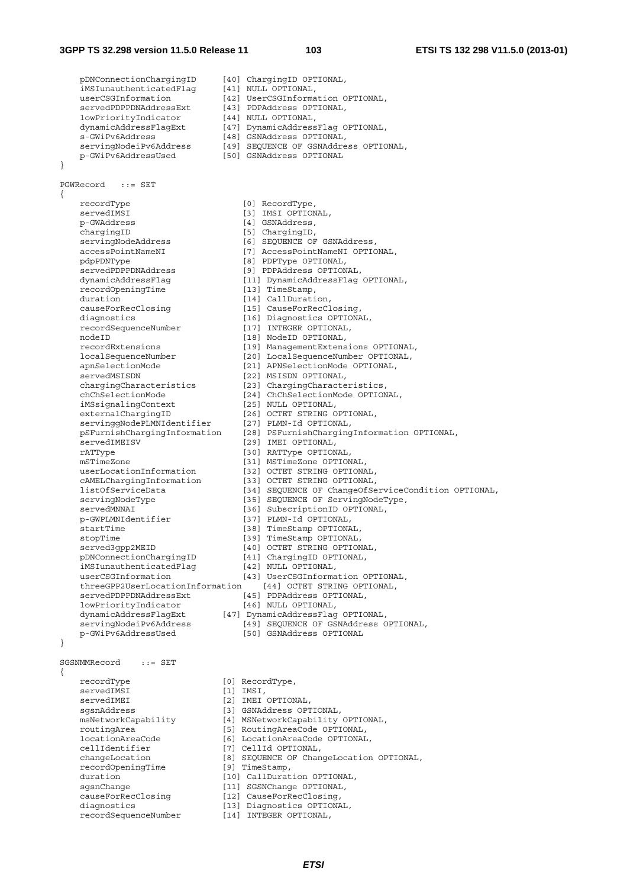```
    pDNConnectionChargingID     [40] ChargingID OPTIONAL,
    iMSIunauthenticatedFlag     [41] NULL OPTIONAL,
    userCSGInformation          [42] UserCSGInformation OPTIONAL,
    servedPDPPDNAddressExt      [43] PDPAddress OPTIONAL,
    lowPriorityIndicator        [44] NULL OPTIONAL,
    dynamicAddressFlagExt       [47] DynamicAddressFlag OPTIONAL,
    s-GWiPv6Address             [48] GSNAddress OPTIONAL,
    servingNodeiPv6Address      [49] SEQUENCE OF GSNAddress OPTIONAL,
    p-GWiPv6AddressUsed         [50] GSNAddress OPTIONAL
}

PGWRecord   ::= SET
{
    recordType                      [0] RecordType,
    servedIMSI                      [3] IMSI OPTIONAL,
    p-GWAddress                     [4] GSNAddress,
    chargingID                      [5] ChargingID,
    servingNodeAddress              [6] SEQUENCE OF GSNAddress,
    accessPointNameNI               [7] AccessPointNameNI OPTIONAL,
    pdpPDNType                      [8] PDPType OPTIONAL,
    servedPDPPDNAddress             [9] PDPAddress OPTIONAL,
    dynamicAddressFlag              [11] DynamicAddressFlag OPTIONAL,
    recordOpeningTime               [13] TimeStamp,
    duration                        [14] CallDuration,
    causeForRecClosing              [15] CauseForRecClosing,
    diagnostics                     [16] Diagnostics OPTIONAL,
    recordSequenceNumber            [17] INTEGER OPTIONAL,
    nodeID                          [18] NodeID OPTIONAL,
    recordExtensions                [19] ManagementExtensions OPTIONAL,
    localSequenceNumber             [20] LocalSequenceNumber OPTIONAL,
    apnSelectionMode                [21] APNSelectionMode OPTIONAL,
    servedMSISDN                    [22] MSISDN OPTIONAL,
    chargingCharacteristics         [23] ChargingCharacteristics,
    chChSelectionMode               [24] ChChSelectionMode OPTIONAL,
    iMSsignalingContext             [25] NULL OPTIONAL,
    externalChargingID              [26] OCTET STRING OPTIONAL,
    servinggNodePLMNIdentifier      [27] PLMN-Id OPTIONAL,
    pSFurnishChargingInformation    [28] PSFurnishChargingInformation OPTIONAL,
    servedIMEISV                    [29] IMEI OPTIONAL,
    rATType                         [30] RATType OPTIONAL,
    mSTimeZone                      [31] MSTimeZone OPTIONAL,
    userLocationInformation         [32] OCTET STRING OPTIONAL,
    cAMELChargingInformation        [33] OCTET STRING OPTIONAL,
    listOfServiceData               [34] SEQUENCE OF ChangeOfServiceCondition OPTIONAL,
    servingNodeType                 [35] SEQUENCE OF ServingNodeType,
    servedMNNAI                     [36] SubscriptionID OPTIONAL,
    p-GWPLMNIdentifier              [37] PLMN-Id OPTIONAL,
    startTime                       [38] TimeStamp OPTIONAL,
    stopTime                        [39] TimeStamp OPTIONAL,
    served3gpp2MEID                 [40] OCTET STRING OPTIONAL,
    pDNConnectionChargingID         [41] ChargingID OPTIONAL,
    iMSIunauthenticatedFlag         [42] NULL OPTIONAL,
    userCSGInformation              [43] UserCSGInformation OPTIONAL,
    threeGPP2UserLocationInformation    [44] OCTET STRING OPTIONAL,
    servedPDPPDNAddressExt          [45] PDPAddress OPTIONAL,
    lowPriorityIndicator            [46] NULL OPTIONAL,
    dynamicAddressFlagExt       [47] DynamicAddressFlag OPTIONAL,
    servingNodeiPv6Address          [49] SEQUENCE OF GSNAddress OPTIONAL,
    p-GWiPv6AddressUsed             [50] GSNAddress OPTIONAL
}

SGSNMMRecord    ::= SET
{
    recordType                  [0] RecordType,
    servedIMSI                  [1] IMSI,
    servedIMEI                  [2] IMEI OPTIONAL,
    sgsnAddress                 [3] GSNAddress OPTIONAL,
    msNetworkCapability         [4] MSNetworkCapability OPTIONAL,
    routingArea                 [5] RoutingAreaCode OPTIONAL,
    locationAreaCode            [6] LocationAreaCode OPTIONAL,
    cellIdentifier              [7] CellId OPTIONAL,
    changeLocation              [8] SEQUENCE OF ChangeLocation OPTIONAL,
    recordOpeningTime           [9] TimeStamp,
    duration                    [10] CallDuration OPTIONAL,
    sgsnChange                  [11] SGSNChange OPTIONAL,
    causeForRecClosing          [12] CauseForRecClosing,
    diagnostics                 [13] Diagnostics OPTIONAL,
    recordSequenceNumber        [14] INTEGER OPTIONAL,
```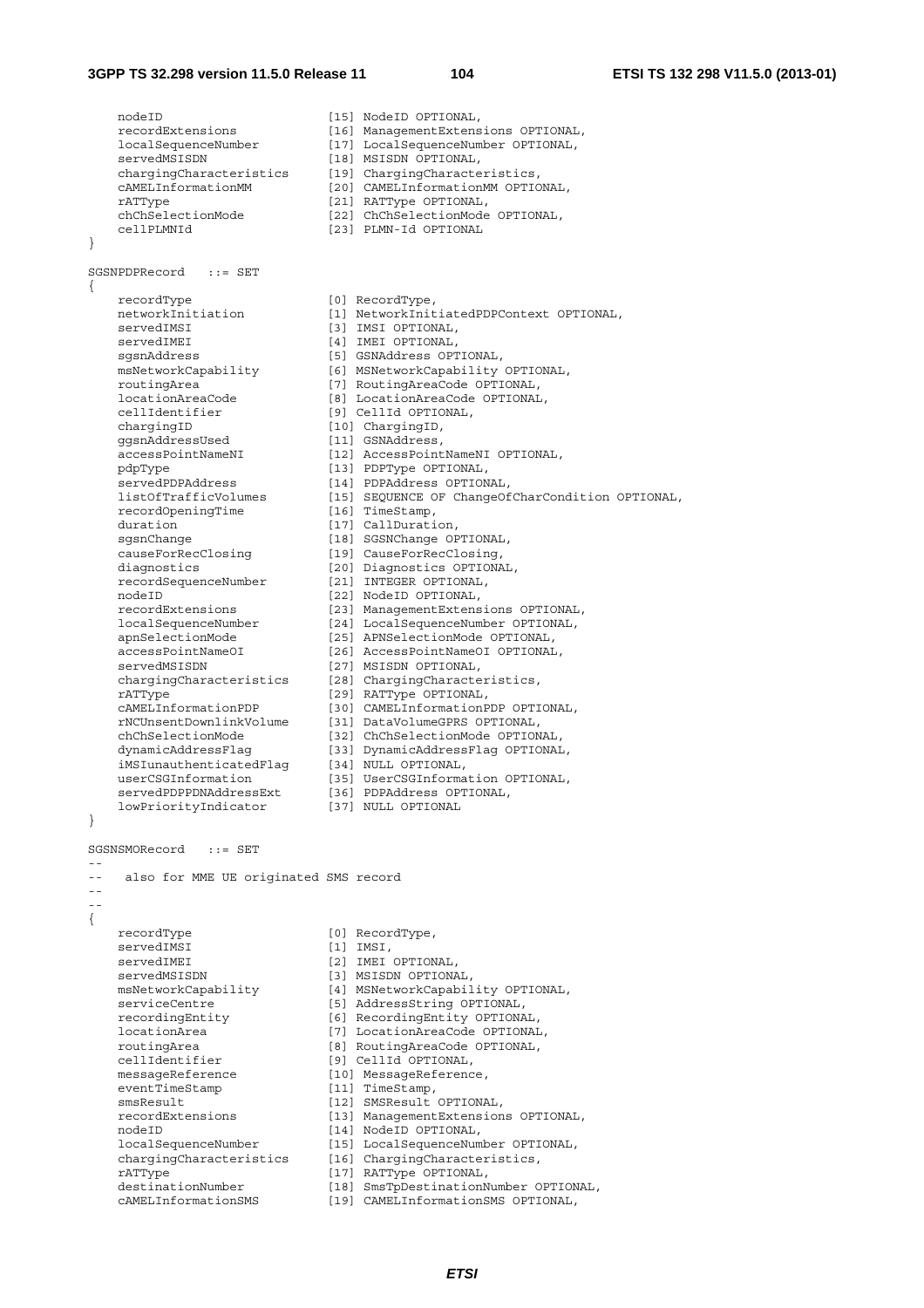```
    nodeID                      [15] NodeID OPTIONAL,
    recordExtensions            [16] ManagementExtensions OPTIONAL,
    localSequenceNumber         [17] LocalSequenceNumber OPTIONAL,
    servedMSISDN                [18] MSISDN OPTIONAL,
    chargingCharacteristics     [19] ChargingCharacteristics,
    cAMELInformationMM          [20] CAMELInformationMM OPTIONAL,
    rATType                     [21] RATType OPTIONAL,
    chChSelectionMode           [22] ChChSelectionMode OPTIONAL,
    cellPLMNId                  [23] PLMN-Id OPTIONAL
}

SGSNPDPRecord   ::= SET
{
    recordType                  [0] RecordType,
    networkInitiation           [1] NetworkInitiatedPDPContext OPTIONAL,
    servedIMSI                  [3] IMSI OPTIONAL,
    servedIMEI                  [4] IMEI OPTIONAL,
    sgsnAddress                 [5] GSNAddress OPTIONAL,
    msNetworkCapability         [6] MSNetworkCapability OPTIONAL,
    routingArea                 [7] RoutingAreaCode OPTIONAL,
    locationAreaCode            [8] LocationAreaCode OPTIONAL,
    cellIdentifier              [9] CellId OPTIONAL,
    chargingID                  [10] ChargingID,
    ggsnAddressUsed             [11] GSNAddress,
    accessPointNameNI           [12] AccessPointNameNI OPTIONAL,
    pdpType                     [13] PDPType OPTIONAL,
    servedPDPAddress            [14] PDPAddress OPTIONAL,
    listOfTrafficVolumes        [15] SEQUENCE OF ChangeOfCharCondition OPTIONAL,
    recordOpeningTime           [16] TimeStamp,
    duration                    [17] CallDuration,
    sgsnChange                  [18] SGSNChange OPTIONAL,
    causeForRecClosing          [19] CauseForRecClosing,
    diagnostics                 [20] Diagnostics OPTIONAL,
    recordSequenceNumber        [21] INTEGER OPTIONAL,
    nodeID                      [22] NodeID OPTIONAL,
    recordExtensions            [23] ManagementExtensions OPTIONAL,
    localSequenceNumber         [24] LocalSequenceNumber OPTIONAL,
    apnSelectionMode            [25] APNSelectionMode OPTIONAL,
    accessPointNameOI           [26] AccessPointNameOI OPTIONAL,
    servedMSISDN                [27] MSISDN OPTIONAL,
    chargingCharacteristics     [28] ChargingCharacteristics,
    rATType                     [29] RATType OPTIONAL,
    cAMELInformationPDP         [30] CAMELInformationPDP OPTIONAL,
    rNCUnsentDownlinkVolume     [31] DataVolumeGPRS OPTIONAL,
    chChSelectionMode           [32] ChChSelectionMode OPTIONAL,
    dynamicAddressFlag          [33] DynamicAddressFlag OPTIONAL,
    iMSIunauthenticatedFlag     [34] NULL OPTIONAL,
    userCSGInformation          [35] UserCSGInformation OPTIONAL,
    servedPDPPDNAddressExt      [36] PDPAddress OPTIONAL,
    lowPriorityIndicator        [37] NULL OPTIONAL
}

SGSNSMORecord   ::= SET
--
--   also for MME UE originated SMS record
--
--
{
    recordType                  [0] RecordType,
    servedIMSI                  [1] IMSI,
    servedIMEI                  [2] IMEI OPTIONAL,
    servedMSISDN                [3] MSISDN OPTIONAL,
    msNetworkCapability         [4] MSNetworkCapability OPTIONAL,
    serviceCentre               [5] AddressString OPTIONAL,
    recordingEntity             [6] RecordingEntity OPTIONAL,
    locationArea                [7] LocationAreaCode OPTIONAL,
    routingArea                 [8] RoutingAreaCode OPTIONAL,
    cellIdentifier              [9] CellId OPTIONAL,
    messageReference            [10] MessageReference,
    eventTimeStamp              [11] TimeStamp,
    smsResult                   [12] SMSResult OPTIONAL,
    recordExtensions            [13] ManagementExtensions OPTIONAL,
    nodeID                      [14] NodeID OPTIONAL,
    localSequenceNumber         [15] LocalSequenceNumber OPTIONAL,
    chargingCharacteristics     [16] ChargingCharacteristics,
    rATType                     [17] RATType OPTIONAL,
    destinationNumber           [18] SmsTpDestinationNumber OPTIONAL,
    cAMELInformationSMS         [19] CAMELInformationSMS OPTIONAL,
```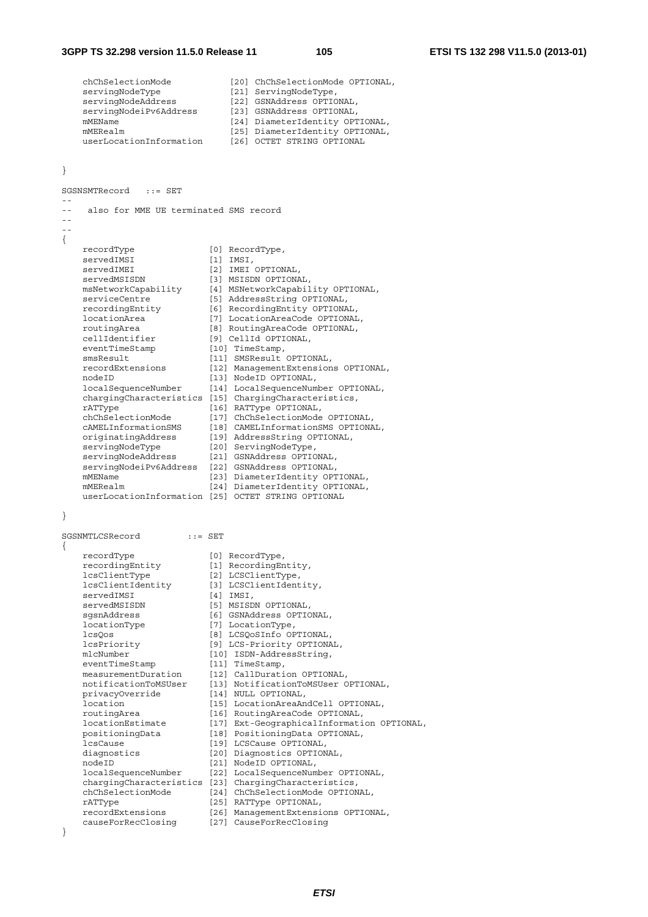```
    chChSelectionMode           [20] ChChSelectionMode OPTIONAL,
    servingNodeType             [21] ServingNodeType,
    servingNodeAddress          [22] GSNAddress OPTIONAL,
    servingNodeiPv6Address      [23] GSNAddress OPTIONAL,
    mMEName                     [24] DiameterIdentity OPTIONAL,
    mMERealm                    [25] DiameterIdentity OPTIONAL,
    userLocationInformation     [26] OCTET STRING OPTIONAL

}

SGSNSMTRecord   ::= SET
--
--   also for MME UE terminated SMS record
--
--
{
    recordType                  [0] RecordType,
    servedIMSI                  [1] IMSI,
    servedIMEI                  [2] IMEI OPTIONAL,
    servedMSISDN                [3] MSISDN OPTIONAL,
    msNetworkCapability         [4] MSNetworkCapability OPTIONAL,
    serviceCentre               [5] AddressString OPTIONAL,
    recordingEntity             [6] RecordingEntity OPTIONAL,
    locationArea                [7] LocationAreaCode OPTIONAL,
    routingArea                 [8] RoutingAreaCode OPTIONAL,
    cellIdentifier              [9] CellId OPTIONAL,
    eventTimeStamp              [10] TimeStamp,
    smsResult                   [11] SMSResult OPTIONAL,
    recordExtensions            [12] ManagementExtensions OPTIONAL,
    nodeID                      [13] NodeID OPTIONAL,
    localSequenceNumber         [14] LocalSequenceNumber OPTIONAL,
    chargingCharacteristics     [15] ChargingCharacteristics,
    rATType                     [16] RATType OPTIONAL,
    chChSelectionMode           [17] ChChSelectionMode OPTIONAL,
    cAMELInformationSMS         [18] CAMELInformationSMS OPTIONAL,
    originatingAddress          [19] AddressString OPTIONAL,
    servingNodeType             [20] ServingNodeType,
    servingNodeAddress          [21] GSNAddress OPTIONAL,
    servingNodeiPv6Address      [22] GSNAddress OPTIONAL,
    mMEName                     [23] DiameterIdentity OPTIONAL,
    mMERealm                    [24] DiameterIdentity OPTIONAL,
    userLocationInformation     [25] OCTET STRING OPTIONAL

}

SGSNMTLCSRecord         ::= SET
{
    recordType                  [0] RecordType,
    recordingEntity             [1] RecordingEntity,
    lcsClientType               [2] LCSClientType,
    lcsClientIdentity           [3] LCSClientIdentity,
    servedIMSI                  [4] IMSI,
    servedMSISDN                [5] MSISDN OPTIONAL,
    sgsnAddress                 [6] GSNAddress OPTIONAL,
    locationType                [7] LocationType,
    lcsQos                      [8] LCSQoSInfo OPTIONAL,
    lcsPriority                 [9] LCS-Priority OPTIONAL,
    mlcNumber                   [10] ISDN-AddressString,
    eventTimeStamp              [11] TimeStamp,
    measurementDuration         [12] CallDuration OPTIONAL,
    notificationToMSUser        [13] NotificationToMSUser OPTIONAL,
    privacyOverride             [14] NULL OPTIONAL,
    location                    [15] LocationAreaAndCell OPTIONAL,
    routingArea                 [16] RoutingAreaCode OPTIONAL,
    locationEstimate            [17] Ext-GeographicalInformation OPTIONAL,
    positioningData             [18] PositioningData OPTIONAL,
    lcsCause                    [19] LCSCause OPTIONAL,
    diagnostics                 [20] Diagnostics OPTIONAL,
    nodeID                      [21] NodeID OPTIONAL,
    localSequenceNumber         [22] LocalSequenceNumber OPTIONAL,
    chargingCharacteristics     [23] ChargingCharacteristics,
    chChSelectionMode           [24] ChChSelectionMode OPTIONAL,
    rATType                     [25] RATType OPTIONAL,
    recordExtensions            [26] ManagementExtensions OPTIONAL,
    causeForRecClosing          [27] CauseForRecClosing
}
```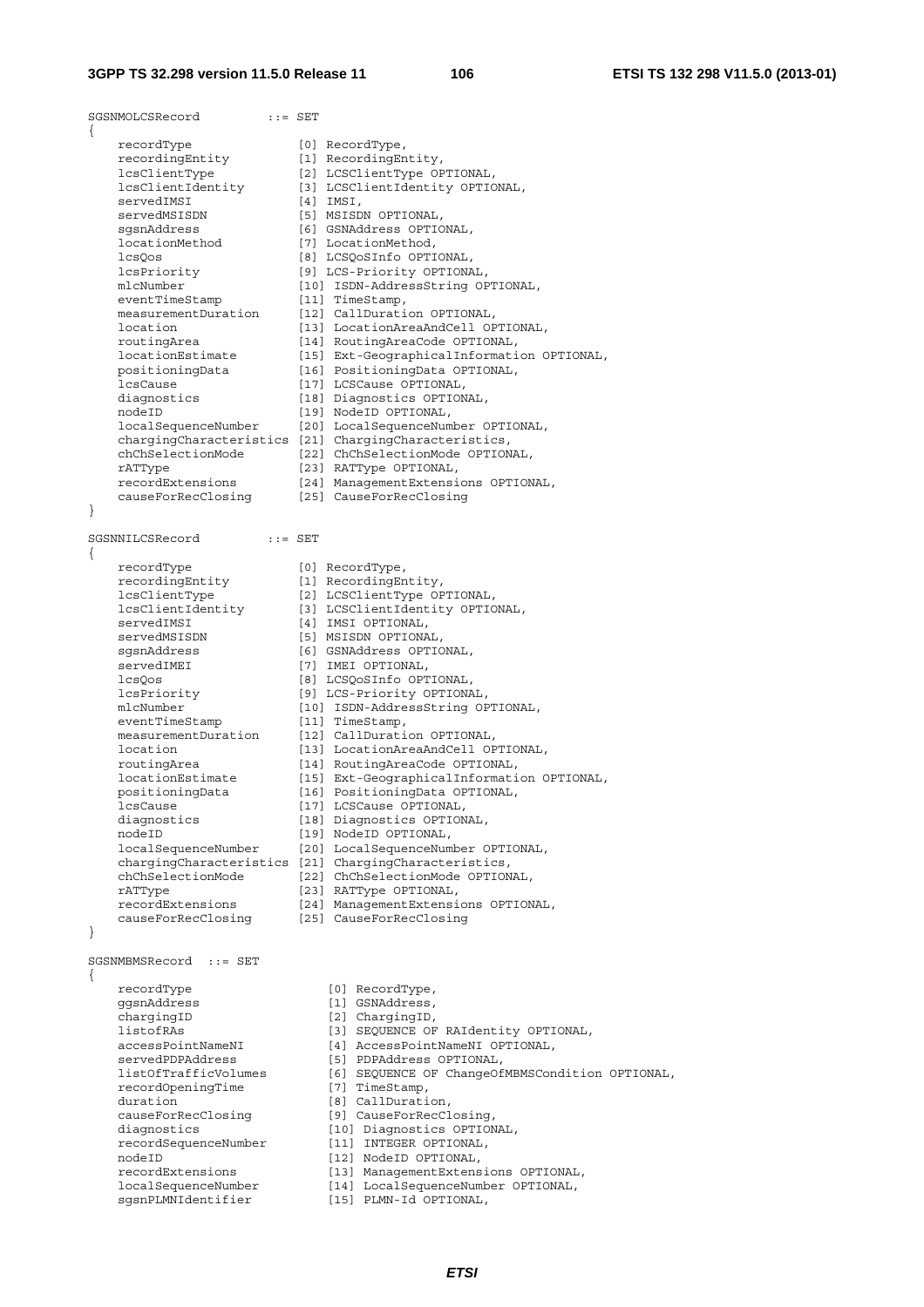```
SGSNMOLCSRecord         ::= SET
{
    recordType              [0] RecordType,
    recordingEntity         [1] RecordingEntity,
    lcsClientType           [2] LCSClientType OPTIONAL,
    lcsClientIdentity       [3] LCSClientIdentity OPTIONAL,
    servedIMSI              [4] IMSI,
    servedMSISDN            [5] MSISDN OPTIONAL,
    sgsnAddress             [6] GSNAddress OPTIONAL,
    locationMethod          [7] LocationMethod,
    lcsQos                  [8] LCSQoSInfo OPTIONAL,
    lcsPriority             [9] LCS-Priority OPTIONAL,
    mlcNumber               [10] ISDN-AddressString OPTIONAL,
    eventTimeStamp          [11] TimeStamp,
    measurementDuration     [12] CallDuration OPTIONAL,
    location                [13] LocationAreaAndCell OPTIONAL,
    routingArea             [14] RoutingAreaCode OPTIONAL,
    locationEstimate        [15] Ext-GeographicalInformation OPTIONAL,
    positioningData         [16] PositioningData OPTIONAL,
    lcsCause                [17] LCSCause OPTIONAL,
    diagnostics             [18] Diagnostics OPTIONAL,
    nodeID                  [19] NodeID OPTIONAL,
    localSequenceNumber     [20] LocalSequenceNumber OPTIONAL,
    chargingCharacteristics [21] ChargingCharacteristics,
    chChSelectionMode       [22] ChChSelectionMode OPTIONAL,
    rATType                 [23] RATType OPTIONAL,
    recordExtensions        [24] ManagementExtensions OPTIONAL,
    causeForRecClosing      [25] CauseForRecClosing
}

SGSNNILCSRecord         ::= SET
{
    recordType              [0] RecordType,
    recordingEntity         [1] RecordingEntity,
    lcsClientType           [2] LCSClientType OPTIONAL,
    lcsClientIdentity       [3] LCSClientIdentity OPTIONAL,
    servedIMSI              [4] IMSI OPTIONAL,
    servedMSISDN            [5] MSISDN OPTIONAL,
    sgsnAddress             [6] GSNAddress OPTIONAL,
    servedIMEI              [7] IMEI OPTIONAL,
    lcsQos                  [8] LCSQoSInfo OPTIONAL,
    lcsPriority             [9] LCS-Priority OPTIONAL,
    mlcNumber               [10] ISDN-AddressString OPTIONAL,
    eventTimeStamp          [11] TimeStamp,
    measurementDuration     [12] CallDuration OPTIONAL,
    location                [13] LocationAreaAndCell OPTIONAL,
    routingArea             [14] RoutingAreaCode OPTIONAL,
    locationEstimate        [15] Ext-GeographicalInformation OPTIONAL,
    positioningData         [16] PositioningData OPTIONAL,
    lcsCause                [17] LCSCause OPTIONAL,
    diagnostics             [18] Diagnostics OPTIONAL,
    nodeID                  [19] NodeID OPTIONAL,
    localSequenceNumber     [20] LocalSequenceNumber OPTIONAL,
    chargingCharacteristics [21] ChargingCharacteristics,
    chChSelectionMode       [22] ChChSelectionMode OPTIONAL,
    rATType                 [23] RATType OPTIONAL,
    recordExtensions        [24] ManagementExtensions OPTIONAL,
    causeForRecClosing      [25] CauseForRecClosing
}

SGSNMBMSRecord  ::= SET
{
    recordType                  [0] RecordType,
    ggsnAddress                 [1] GSNAddress,
    chargingID                  [2] ChargingID,
    listofRAs                   [3] SEQUENCE OF RAIdentity OPTIONAL,
    accessPointNameNI           [4] AccessPointNameNI OPTIONAL,
    servedPDPAddress            [5] PDPAddress OPTIONAL,
    listOfTrafficVolumes        [6] SEQUENCE OF ChangeOfMBMSCondition OPTIONAL,
    recordOpeningTime           [7] TimeStamp,
    duration                    [8] CallDuration,
    causeForRecClosing          [9] CauseForRecClosing,
    diagnostics                 [10] Diagnostics OPTIONAL,
    recordSequenceNumber        [11] INTEGER OPTIONAL,
    nodeID                      [12] NodeID OPTIONAL,
    recordExtensions            [13] ManagementExtensions OPTIONAL,
    localSequenceNumber         [14] LocalSequenceNumber OPTIONAL,
    sgsnPLMNIdentifier          [15] PLMN-Id OPTIONAL,
```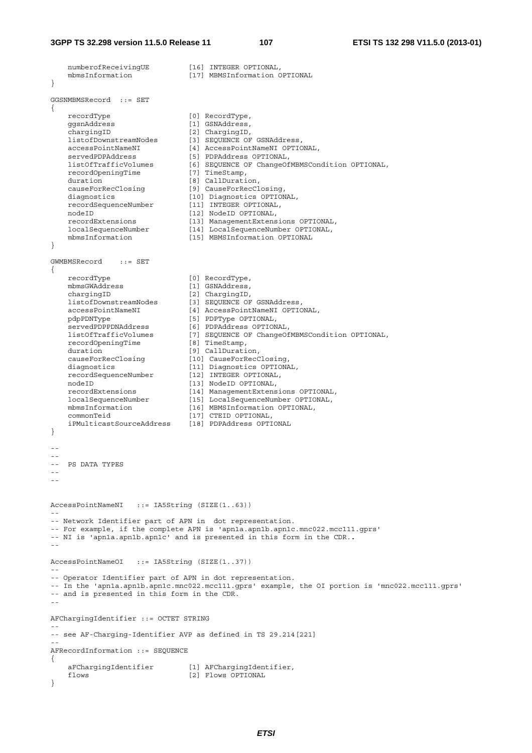```
    numberofReceivingUE         [16] INTEGER OPTIONAL,
    mbmsInformation             [17] MBMSInformation OPTIONAL
}

GGSNMBMSRecord  ::= SET
{
    recordType                  [0] RecordType,
    ggsnAddress                 [1] GSNAddress,
    chargingID                  [2] ChargingID,
    listofDownstreamNodes       [3] SEQUENCE OF GSNAddress,
    accessPointNameNI           [4] AccessPointNameNI OPTIONAL,
    servedPDPAddress            [5] PDPAddress OPTIONAL,
    listOfTrafficVolumes        [6] SEQUENCE OF ChangeOfMBMSCondition OPTIONAL,
    recordOpeningTime           [7] TimeStamp,
    duration                    [8] CallDuration,
    causeForRecClosing          [9] CauseForRecClosing,
    diagnostics                 [10] Diagnostics OPTIONAL,
    recordSequenceNumber        [11] INTEGER OPTIONAL,
    nodeID                      [12] NodeID OPTIONAL,
    recordExtensions            [13] ManagementExtensions OPTIONAL,
    localSequenceNumber         [14] LocalSequenceNumber OPTIONAL,
    mbmsInformation             [15] MBMSInformation OPTIONAL
}

GWMBMSRecord    ::= SET
{
    recordType                  [0] RecordType,
    mbmsGWAddress               [1] GSNAddress,
    chargingID                  [2] ChargingID,
    listofDownstreamNodes       [3] SEQUENCE OF GSNAddress,
    accessPointNameNI           [4] AccessPointNameNI OPTIONAL,
    pdpPDNType                  [5] PDPType OPTIONAL,
    servedPDPPDNAddress         [6] PDPAddress OPTIONAL,
    listOfTrafficVolumes        [7] SEQUENCE OF ChangeOfMBMSCondition OPTIONAL,
    recordOpeningTime           [8] TimeStamp,
    duration                    [9] CallDuration,
    causeForRecClosing          [10] CauseForRecClosing,
    diagnostics                 [11] Diagnostics OPTIONAL,
    recordSequenceNumber        [12] INTEGER OPTIONAL,
    nodeID                      [13] NodeID OPTIONAL,
    recordExtensions            [14] ManagementExtensions OPTIONAL,
    localSequenceNumber         [15] LocalSequenceNumber OPTIONAL,
    mbmsInformation             [16] MBMSInformation OPTIONAL,
    commonTeid                  [17] CTEID OPTIONAL,
    iPMulticastSourceAddress    [18] PDPAddress OPTIONAL
}

--
--
--  PS DATA TYPES
--
--


AccessPointNameNI   ::= IA5String (SIZE(1..63))
--
-- Network Identifier part of APN in  dot representation.
-- For example, if the complete APN is 'apn1a.apn1b.apn1c.mnc022.mcc111.gprs'
-- NI is 'apn1a.apn1b.apn1c' and is presented in this form in the CDR..
--

AccessPointNameOI   ::= IA5String (SIZE(1..37))
--
-- Operator Identifier part of APN in dot representation.
-- In the 'apn1a.apn1b.apn1c.mnc022.mcc111.gprs' example, the OI portion is 'mnc022.mcc111.gprs'
-- and is presented in this form in the CDR.
--

AFChargingIdentifier ::= OCTET STRING
--
-- see AF-Charging-Identifier AVP as defined in TS 29.214[221]
--
AFRecordInformation ::= SEQUENCE
{
    aFChargingIdentifier        [1] AFChargingIdentifier,
    flows                       [2] Flows OPTIONAL
}
```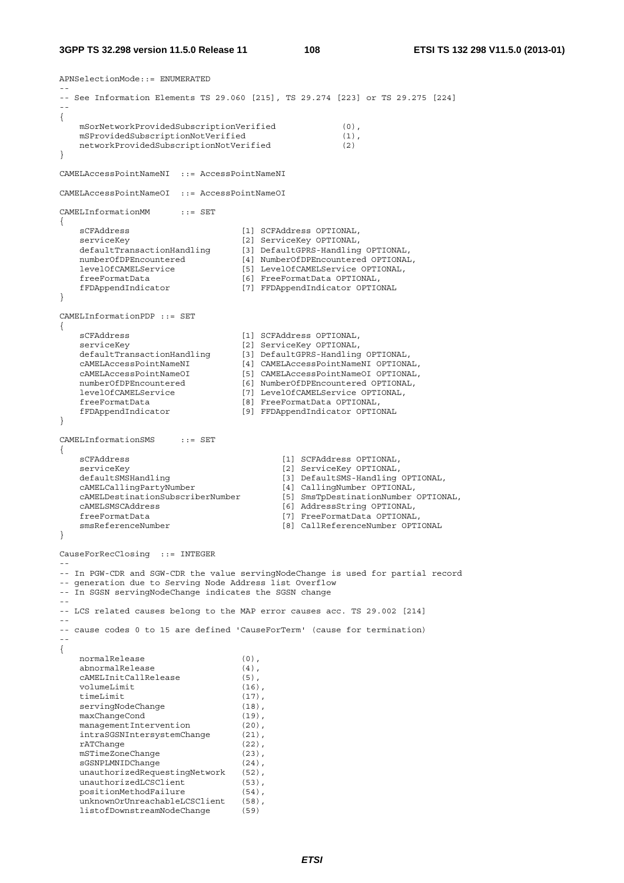```
APNSelectionMode::= ENUMERATED
--
-- See Information Elements TS 29.060 [215], TS 29.274 [223] or TS 29.275 [224]
--
{
    mSorNetworkProvidedSubscriptionVerified             (0),
    mSProvidedSubscriptionNotVerified                   (1),
    networkProvidedSubscriptionNotVerified              (2)
}

CAMELAccessPointNameNI  ::= AccessPointNameNI

CAMELAccessPointNameOI  ::= AccessPointNameOI

CAMELInformationMM      ::= SET
{
    sCFAddress                      [1] SCFAddress OPTIONAL,
    serviceKey                      [2] ServiceKey OPTIONAL,
    defaultTransactionHandling      [3] DefaultGPRS-Handling OPTIONAL,
    numberOfDPEncountered           [4] NumberOfDPEncountered OPTIONAL,
    levelOfCAMELService             [5] LevelOfCAMELService OPTIONAL,
    freeFormatData                  [6] FreeFormatData OPTIONAL,
    fFDAppendIndicator              [7] FFDAppendIndicator OPTIONAL
}

CAMELInformationPDP ::= SET
{
    sCFAddress                      [1] SCFAddress OPTIONAL,
    serviceKey                      [2] ServiceKey OPTIONAL,
    defaultTransactionHandling      [3] DefaultGPRS-Handling OPTIONAL,
    cAMELAccessPointNameNI          [4] CAMELAccessPointNameNI OPTIONAL,
    cAMELAccessPointNameOI          [5] CAMELAccessPointNameOI OPTIONAL,
    numberOfDPEncountered           [6] NumberOfDPEncountered OPTIONAL,
    levelOfCAMELService             [7] LevelOfCAMELService OPTIONAL,
    freeFormatData                  [8] FreeFormatData OPTIONAL,
    fFDAppendIndicator              [9] FFDAppendIndicator OPTIONAL
}

CAMELInformationSMS     ::= SET
{
    sCFAddress                              [1] SCFAddress OPTIONAL,
    serviceKey                              [2] ServiceKey OPTIONAL,
    defaultSMSHandling                      [3] DefaultSMS-Handling OPTIONAL,
    cAMELCallingPartyNumber                 [4] CallingNumber OPTIONAL,
    cAMELDestinationSubscriberNumber        [5] SmsTpDestinationNumber OPTIONAL,
    cAMELSMSCAddress                        [6] AddressString OPTIONAL,
    freeFormatData                          [7] FreeFormatData OPTIONAL,
    smsReferenceNumber                      [8] CallReferenceNumber OPTIONAL
}

CauseForRecClosing  ::= INTEGER
--
-- In PGW-CDR and SGW-CDR the value servingNodeChange is used for partial record
-- generation due to Serving Node Address list Overflow
-- In SGSN servingNodeChange indicates the SGSN change
--
-- LCS related causes belong to the MAP error causes acc. TS 29.002 [214]
--
-- cause codes 0 to 15 are defined 'CauseForTerm' (cause for termination)
--
{
    normalRelease                   (0),
    abnormalRelease                 (4),
    cAMELInitCallRelease            (5),
    volumeLimit                     (16),
    timeLimit                       (17),
    servingNodeChange               (18),
    maxChangeCond                   (19),
    managementIntervention          (20),
    intraSGSNIntersystemChange      (21),
    rATChange                       (22),
    mSTimeZoneChange                (23),
    sGSNPLMNIDChange                (24),
    unauthorizedRequestingNetwork   (52),
    unauthorizedLCSClient           (53),
    positionMethodFailure           (54),
    unknownOrUnreachableLCSClient   (58),
    listofDownstreamNodeChange      (59)
```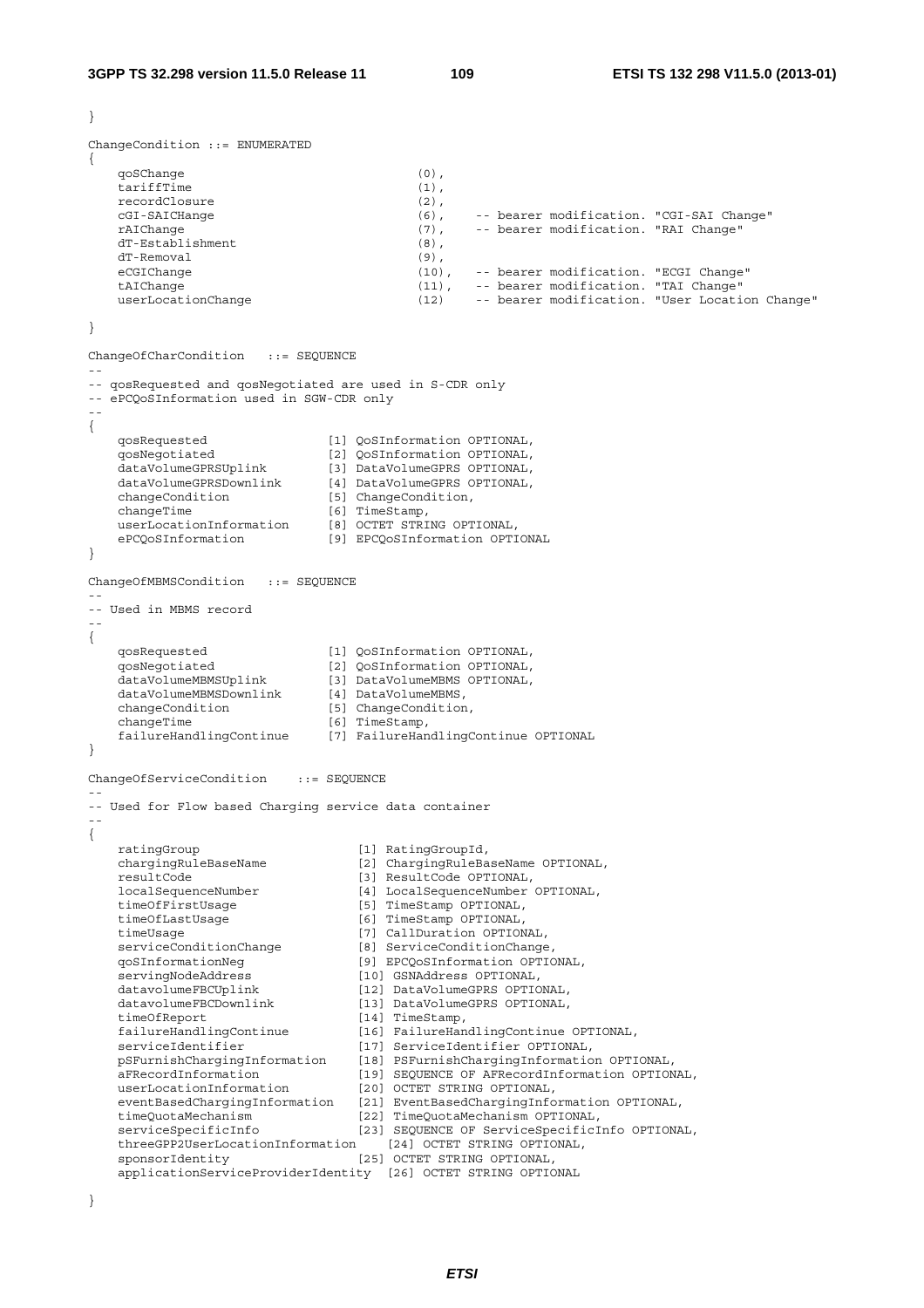```
}

ChangeCondition ::= ENUMERATED
{
    qoSChange                           (0),
    tariffTime                          (1),
    recordClosure                       (2),
    cGI-SAICHange                       (6),    -- bearer modification. "CGI-SAI Change"
    rAIChange                           (7),    -- bearer modification. "RAI Change"
    dT-Establishment                    (8),
    dT-Removal                          (9),
    eCGIChange                          (10),   -- bearer modification. "ECGI Change"
    tAIChange                           (11),   -- bearer modification. "TAI Change"
    userLocationChange                  (12)    -- bearer modification. "User Location Change"

}

ChangeOfCharCondition   ::= SEQUENCE
--
-- qosRequested and qosNegotiated are used in S-CDR only
-- ePCQoSInformation used in SGW-CDR only
--
{
    qosRequested                [1] QoSInformation OPTIONAL,
    qosNegotiated               [2] QoSInformation OPTIONAL,
    dataVolumeGPRSUplink        [3] DataVolumeGPRS OPTIONAL,
    dataVolumeGPRSDownlink      [4] DataVolumeGPRS OPTIONAL,
    changeCondition             [5] ChangeCondition,
    changeTime                  [6] TimeStamp,
    userLocationInformation     [8] OCTET STRING OPTIONAL,
    ePCQoSInformation           [9] EPCQoSInformation OPTIONAL
}

ChangeOfMBMSCondition   ::= SEQUENCE
--
-- Used in MBMS record
--
{
    qosRequested                [1] QoSInformation OPTIONAL,
    qosNegotiated               [2] QoSInformation OPTIONAL,
    dataVolumeMBMSUplink        [3] DataVolumeMBMS OPTIONAL,
    dataVolumeMBMSDownlink      [4] DataVolumeMBMS,
    changeCondition             [5] ChangeCondition,
    changeTime                  [6] TimeStamp,
    failureHandlingContinue     [7] FailureHandlingContinue OPTIONAL
}

ChangeOfServiceCondition    ::= SEQUENCE
--
-- Used for Flow based Charging service data container
--
{
    ratingGroup                     [1] RatingGroupId,
    chargingRuleBaseName            [2] ChargingRuleBaseName OPTIONAL,
    resultCode                      [3] ResultCode OPTIONAL,
    localSequenceNumber             [4] LocalSequenceNumber OPTIONAL,
    timeOfFirstUsage                [5] TimeStamp OPTIONAL,
    timeOfLastUsage                 [6] TimeStamp OPTIONAL,
    timeUsage                       [7] CallDuration OPTIONAL,
    serviceConditionChange          [8] ServiceConditionChange,
    qoSInformationNeg               [9] EPCQoSInformation OPTIONAL,
    servingNodeAddress              [10] GSNAddress OPTIONAL,
    datavolumeFBCUplink             [12] DataVolumeGPRS OPTIONAL,
    datavolumeFBCDownlink           [13] DataVolumeGPRS OPTIONAL,
    timeOfReport                    [14] TimeStamp,
    failureHandlingContinue         [16] FailureHandlingContinue OPTIONAL,
    serviceIdentifier               [17] ServiceIdentifier OPTIONAL,
    pSFurnishChargingInformation    [18] PSFurnishChargingInformation OPTIONAL,
    aFRecordInformation             [19] SEQUENCE OF AFRecordInformation OPTIONAL,
    userLocationInformation         [20] OCTET STRING OPTIONAL,
    eventBasedChargingInformation   [21] EventBasedChargingInformation OPTIONAL,
    timeQuotaMechanism              [22] TimeQuotaMechanism OPTIONAL,
    serviceSpecificInfo             [23] SEQUENCE OF ServiceSpecificInfo OPTIONAL,
    threeGPP2UserLocationInformation    [24] OCTET STRING OPTIONAL,
    sponsorIdentity                 [25] OCTET STRING OPTIONAL,
    applicationServiceProviderIdentity  [26] OCTET STRING OPTIONAL

}
```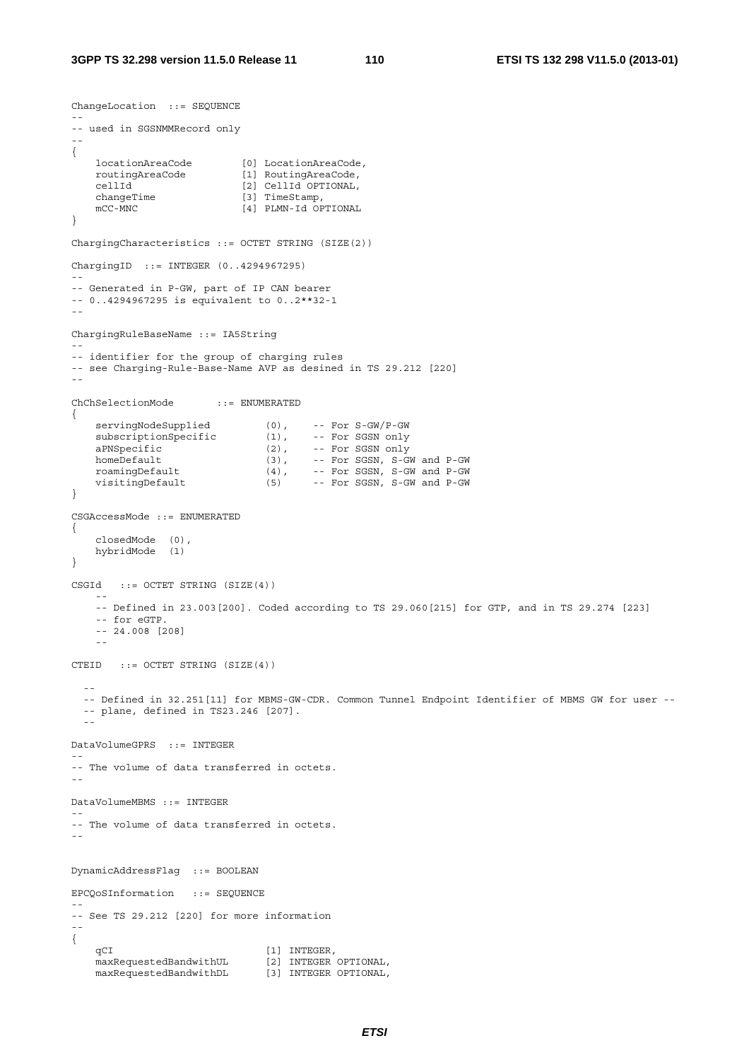```
ChangeLocation  ::= SEQUENCE
--
-- used in SGSNMMRecord only
--
{
    locationAreaCode        [0] LocationAreaCode,
    routingAreaCode         [1] RoutingAreaCode,
    cellId                  [2] CellId OPTIONAL,
    changeTime              [3] TimeStamp,
    mCC-MNC                 [4] PLMN-Id OPTIONAL
}

ChargingCharacteristics ::= OCTET STRING (SIZE(2))

ChargingID  ::= INTEGER (0..4294967295)
--
-- Generated in P-GW, part of IP CAN bearer
-- 0..4294967295 is equivalent to 0..2**32-1
--

ChargingRuleBaseName ::= IA5String
--
-- identifier for the group of charging rules
-- see Charging-Rule-Base-Name AVP as desined in TS 29.212 [220]
--

ChChSelectionMode       ::= ENUMERATED
{
    servingNodeSupplied         (0),    -- For S-GW/P-GW
    subscriptionSpecific        (1),    -- For SGSN only
    aPNSpecific                 (2),    -- For SGSN only
    homeDefault                 (3),    -- For SGSN, S-GW and P-GW
    roamingDefault              (4),    -- For SGSN, S-GW and P-GW
    visitingDefault             (5)     -- For SGSN, S-GW and P-GW
}

CSGAccessMode ::= ENUMERATED
{
    closedMode  (0),
    hybridMode  (1)
}

CSGId   ::= OCTET STRING (SIZE(4))
    --
    -- Defined in 23.003[200]. Coded according to TS 29.060[215] for GTP, and in TS 29.274 [223]
    -- for eGTP.
    -- 24.008 [208]
    --

CTEID   ::= OCTET STRING (SIZE(4))

  --
  -- Defined in 32.251[11] for MBMS-GW-CDR. Common Tunnel Endpoint Identifier of MBMS GW for user --
  -- plane, defined in TS23.246 [207].
  --

DataVolumeGPRS  ::= INTEGER
--
-- The volume of data transferred in octets.
--

DataVolumeMBMS ::= INTEGER
--
-- The volume of data transferred in octets.
--


DynamicAddressFlag  ::= BOOLEAN

EPCQoSInformation   ::= SEQUENCE
--
-- See TS 29.212 [220] for more information
--
{
    qCI                         [1] INTEGER,
    maxRequestedBandwithUL      [2] INTEGER OPTIONAL,
    maxRequestedBandwithDL      [3] INTEGER OPTIONAL,
```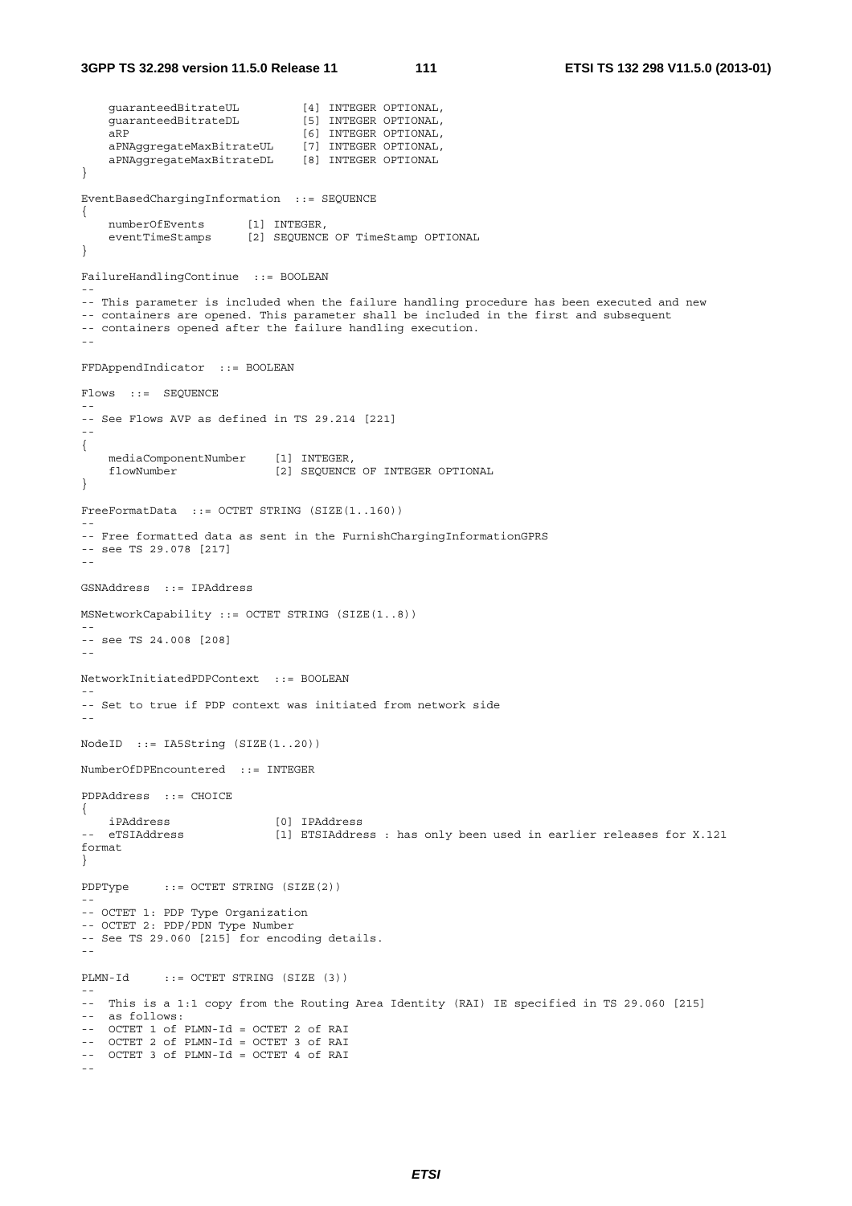```
    guaranteedBitrateUL         [4] INTEGER OPTIONAL,
    guaranteedBitrateDL         [5] INTEGER OPTIONAL,
    aRP                         [6] INTEGER OPTIONAL,
    aPNAggregateMaxBitrateUL    [7] INTEGER OPTIONAL,
    aPNAggregateMaxBitrateDL    [8] INTEGER OPTIONAL
}

EventBasedChargingInformation  ::= SEQUENCE
{
    numberOfEvents      [1] INTEGER,
    eventTimeStamps     [2] SEQUENCE OF TimeStamp OPTIONAL
}

FailureHandlingContinue  ::= BOOLEAN
--
-- This parameter is included when the failure handling procedure has been executed and new
-- containers are opened. This parameter shall be included in the first and subsequent
-- containers opened after the failure handling execution.
--

FFDAppendIndicator  ::= BOOLEAN

Flows  ::=  SEQUENCE
--
-- See Flows AVP as defined in TS 29.214 [221]
--
{
    mediaComponentNumber    [1] INTEGER,
    flowNumber              [2] SEQUENCE OF INTEGER OPTIONAL
}

FreeFormatData  ::= OCTET STRING (SIZE(1..160))
--
-- Free formatted data as sent in the FurnishChargingInformationGPRS
-- see TS 29.078 [217]
--

GSNAddress  ::= IPAddress

MSNetworkCapability ::= OCTET STRING (SIZE(1..8))
--
-- see TS 24.008 [208]
--

NetworkInitiatedPDPContext  ::= BOOLEAN
--
-- Set to true if PDP context was initiated from network side
--

NodeID  ::= IA5String (SIZE(1..20))

NumberOfDPEncountered  ::= INTEGER

PDPAddress  ::= CHOICE
{
    iPAddress               [0] IPAddress
--  eTSIAddress             [1] ETSIAddress : has only been used in earlier releases for X.121
format
}

PDPType     ::= OCTET STRING (SIZE(2))
--
-- OCTET 1: PDP Type Organization
-- OCTET 2: PDP/PDN Type Number
-- See TS 29.060 [215] for encoding details.
--

PLMN-Id     ::= OCTET STRING (SIZE (3))
--
--  This is a 1:1 copy from the Routing Area Identity (RAI) IE specified in TS 29.060 [215]
--  as follows:
--  OCTET 1 of PLMN-Id = OCTET 2 of RAI
--  OCTET 2 of PLMN-Id = OCTET 3 of RAI
--  OCTET 3 of PLMN-Id = OCTET 4 of RAI
--
```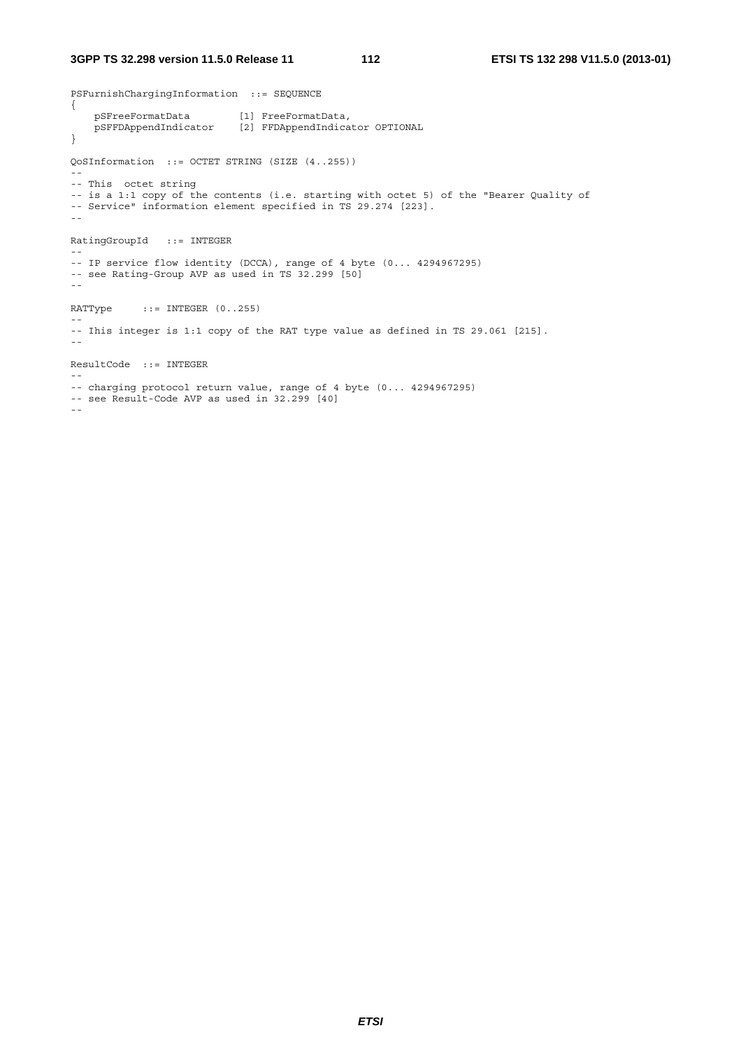```
PSFurnishChargingInformation  ::= SEQUENCE
{
    pSFreeFormatData        [1] FreeFormatData,
    pSFFDAppendIndicator    [2] FFDAppendIndicator OPTIONAL
}

QoSInformation  ::= OCTET STRING (SIZE (4..255))
--
-- This  octet string
-- is a 1:1 copy of the contents (i.e. starting with octet 5) of the "Bearer Quality of
-- Service" information element specified in TS 29.274 [223].
--

RatingGroupId   ::= INTEGER
--
-- IP service flow identity (DCCA), range of 4 byte (0... 4294967295)
-- see Rating-Group AVP as used in TS 32.299 [50]
--

RATType     ::= INTEGER (0..255)
--
-- Ihis integer is 1:1 copy of the RAT type value as defined in TS 29.061 [215].
--

ResultCode  ::= INTEGER
--
-- charging protocol return value, range of 4 byte (0... 4294967295)
-- see Result-Code AVP as used in 32.299 [40]
--
```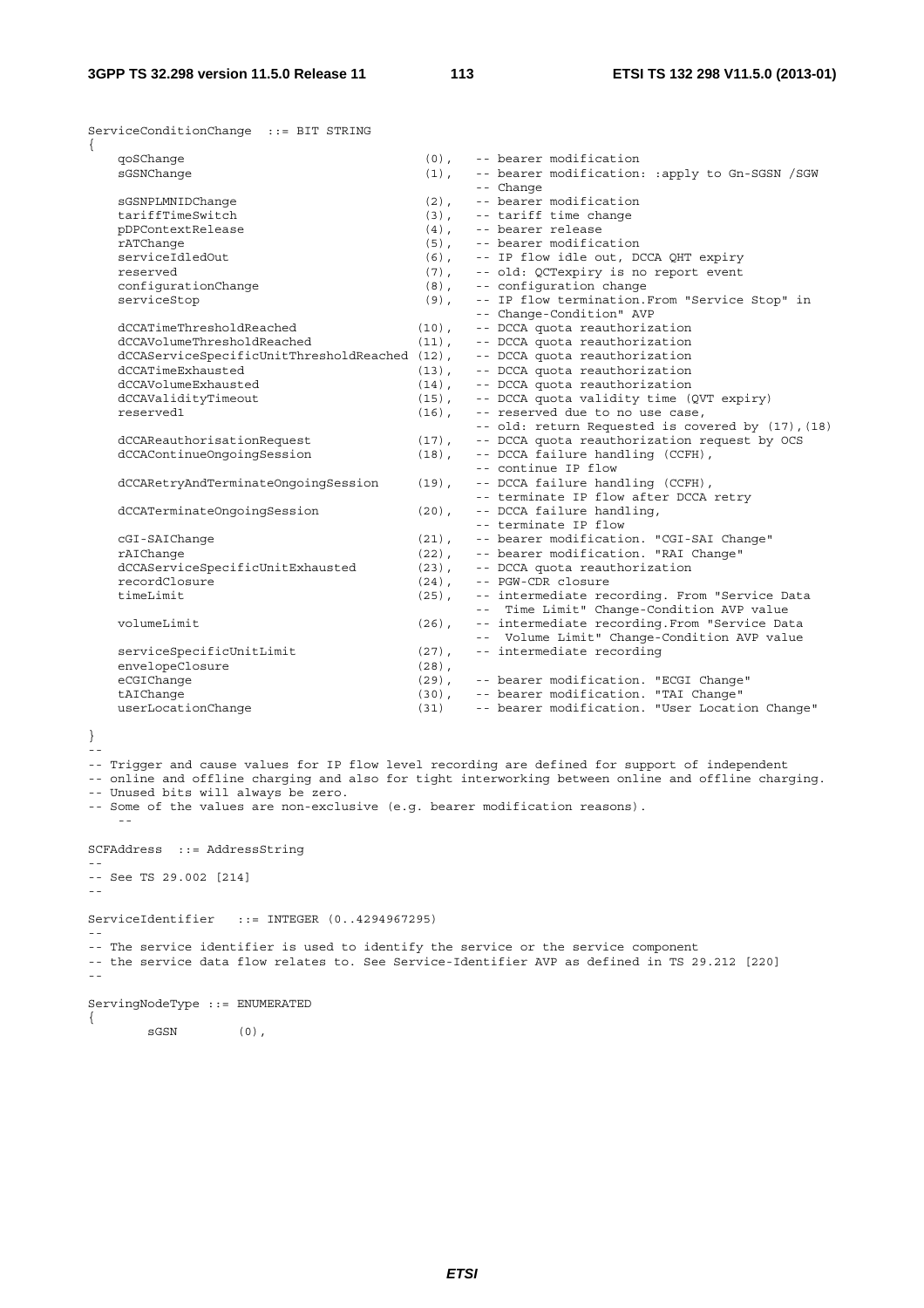```
ServiceConditionChange  ::= BIT STRING
{
    qoSChange                                   (0),   -- bearer modification
    sGSNChange                                  (1),   -- bearer modification: :apply to Gn-SGSN /SGW
                                                       -- Change
    sGSNPLMNIDChange                            (2),   -- bearer modification
    tariffTimeSwitch                            (3),   -- tariff time change
    pDPContextRelease                           (4),   -- bearer release
    rATChange                                   (5),   -- bearer modification
    serviceIdledOut                             (6),   -- IP flow idle out, DCCA QHT expiry
    reserved                                    (7),   -- old: QCTexpiry is no report event
    configurationChange                         (8),   -- configuration change
    serviceStop                                 (9),   -- IP flow termination.From "Service Stop" in
                                                       -- Change-Condition" AVP
    dCCATimeThresholdReached                   (10),   -- DCCA quota reauthorization
    dCCAVolumeThresholdReached                 (11),   -- DCCA quota reauthorization
    dCCAServiceSpecificUnitThresholdReached (12),   -- DCCA quota reauthorization
    dCCATimeExhausted                          (13),   -- DCCA quota reauthorization
    dCCAVolumeExhausted                        (14),   -- DCCA quota reauthorization
    dCCAValidityTimeout                        (15),   -- DCCA quota validity time (QVT expiry)
    reserved1                                  (16),   -- reserved due to no use case,
                                                       -- old: return Requested is covered by (17),(18)
    dCCAReauthorisationRequest                 (17),   -- DCCA quota reauthorization request by OCS
    dCCAContinueOngoingSession                 (18),   -- DCCA failure handling (CCFH),
                                                       -- continue IP flow
    dCCARetryAndTerminateOngoingSession        (19),   -- DCCA failure handling (CCFH),
                                                       -- terminate IP flow after DCCA retry
    dCCATerminateOngoingSession                (20),   -- DCCA failure handling,
                                                       -- terminate IP flow
    cGI-SAIChange                              (21),   -- bearer modification. "CGI-SAI Change"
    rAIChange                                  (22),   -- bearer modification. "RAI Change"
    dCCAServiceSpecificUnitExhausted           (23),   -- DCCA quota reauthorization
    recordClosure                              (24),   -- PGW-CDR closure
    timeLimit                                  (25),   -- intermediate recording. From "Service Data
                                                       --  Time Limit" Change-Condition AVP value
    volumeLimit                                (26),   -- intermediate recording.From "Service Data
                                                       --  Volume Limit" Change-Condition AVP value
    serviceSpecificUnitLimit                   (27),   -- intermediate recording
    envelopeClosure                            (28),
    eCGIChange                                 (29),   -- bearer modification. "ECGI Change"
    tAIChange                                  (30),   -- bearer modification. "TAI Change"
    userLocationChange                         (31)    -- bearer modification. "User Location Change"

}
--
-- Trigger and cause values for IP flow level recording are defined for support of independent
-- online and offline charging and also for tight interworking between online and offline charging.
-- Unused bits will always be zero.
-- Some of the values are non-exclusive (e.g. bearer modification reasons).
    --

SCFAddress  ::= AddressString
--
-- See TS 29.002 [214]
--

ServiceIdentifier   ::= INTEGER (0..4294967295)
--
-- The service identifier is used to identify the service or the service component
-- the service data flow relates to. See Service-Identifier AVP as defined in TS 29.212 [220]
--

ServingNodeType ::= ENUMERATED
{
        sGSN        (0),
```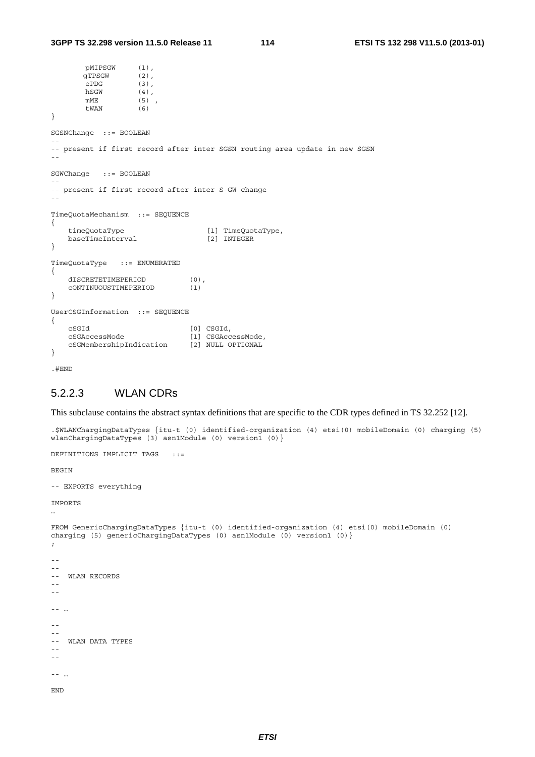```
        pMIPSGW      (1),
       gTPSGW       (2),
        ePDG         (3),
        hSGW         (4),
        mME          (5) ,
        tWAN         (6)
}

SGSNChange  ::= BOOLEAN
--
-- present if first record after inter SGSN routing area update in new SGSN
--

SGWChange   ::= BOOLEAN
--
-- present if first record after inter S-GW change
--

TimeQuotaMechanism  ::= SEQUENCE
{
    timeQuotaType                    [1] TimeQuotaType,
    baseTimeInterval                 [2] INTEGER
}

TimeQuotaType   ::= ENUMERATED
{
    dISCRETETIMEPERIOD          (0),
    cONTINUOUSTIMEPERIOD        (1)
}

UserCSGInformation  ::= SEQUENCE
{
    cSGId                       [0] CSGId,
    cSGAccessMode               [1] CSGAccessMode,
    cSGMembershipIndication     [2] NULL OPTIONAL
}

.#END
```

### 5.2.2.3 WLAN CDRs

This subclause contains the abstract syntax definitions that are specific to the CDR types defined in TS 32.252 [12].

```
.$WLANChargingDataTypes {itu-t (0) identified-organization (4) etsi(0) mobileDomain (0) charging (5)
wlanChargingDataTypes (3) asn1Module (0) version1 (0)}

DEFINITIONS IMPLICIT TAGS   ::=

BEGIN

-- EXPORTS everything

IMPORTS
…

FROM GenericChargingDataTypes {itu-t (0) identified-organization (4) etsi(0) mobileDomain (0)
charging (5) genericChargingDataTypes (0) asn1Module (0) version1 (0)}
;

--
--
--  WLAN RECORDS
--
--

-- …

--
--
--  WLAN DATA TYPES
--
--

-- …

END
```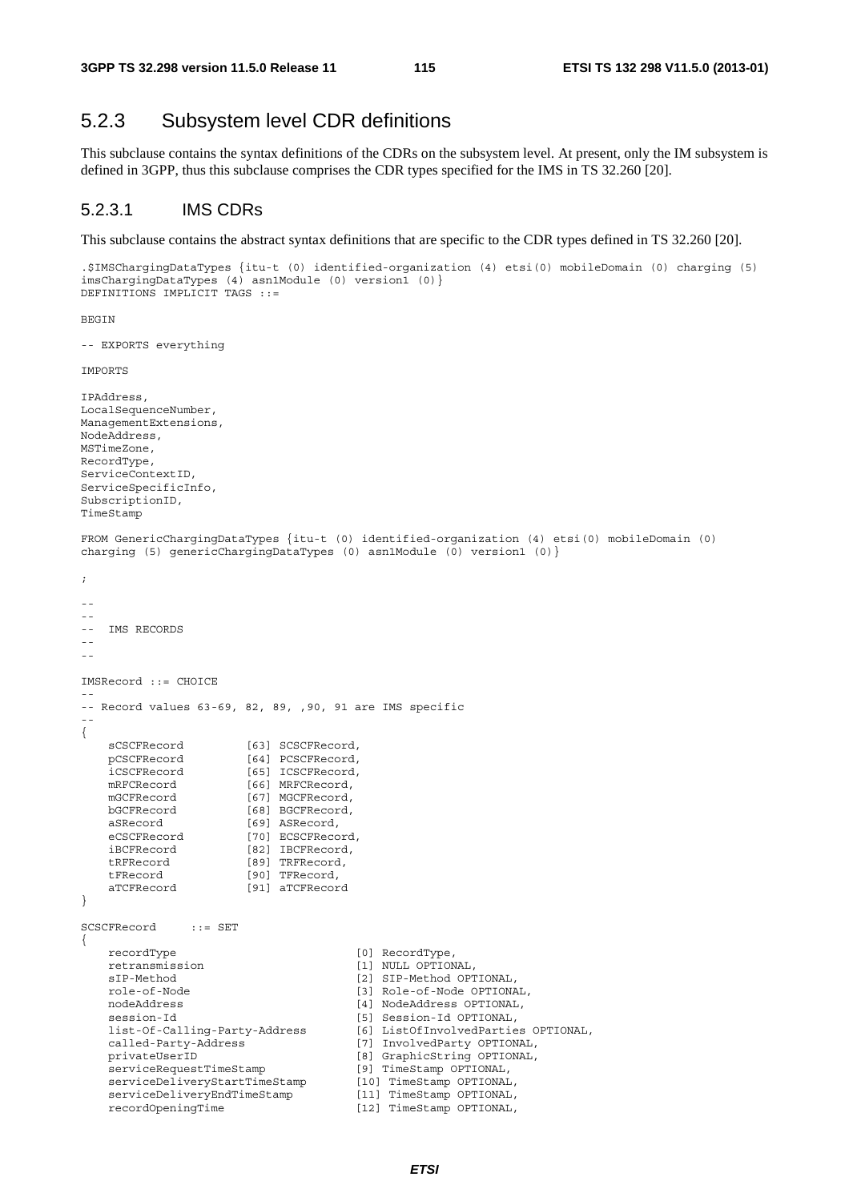## 5.2.3 Subsystem level CDR definitions

This subclause contains the syntax definitions of the CDRs on the subsystem level. At present, only the IM subsystem is defined in 3GPP, thus this subclause comprises the CDR types specified for the IMS in TS 32.260 [20].

### 5.2.3.1 IMS CDRs

This subclause contains the abstract syntax definitions that are specific to the CDR types defined in TS 32.260 [20].

```
.$IMSChargingDataTypes {itu-t (0) identified-organization (4) etsi(0) mobileDomain (0) charging (5)
imsChargingDataTypes (4) asn1Module (0) version1 (0)}
DEFINITIONS IMPLICIT TAGS ::=

BEGIN

-- EXPORTS everything

IMPORTS

IPAddress,
LocalSequenceNumber,
ManagementExtensions,
NodeAddress,
MSTimeZone,
RecordType,
ServiceContextID,
ServiceSpecificInfo,
SubscriptionID,
TimeStamp

FROM GenericChargingDataTypes {itu-t (0) identified-organization (4) etsi(0) mobileDomain (0)
charging (5) genericChargingDataTypes (0) asn1Module (0) version1 (0)}

;

--
--
--  IMS RECORDS
--
--

IMSRecord ::= CHOICE
--
-- Record values 63-69, 82, 89, ,90, 91 are IMS specific
--
{
    sCSCFRecord         [63] SCSCFRecord,
    pCSCFRecord         [64] PCSCFRecord,
    iCSCFRecord         [65] ICSCFRecord,
    mRFCRecord          [66] MRFCRecord,
    mGCFRecord          [67] MGCFRecord,
    bGCFRecord          [68] BGCFRecord,
    aSRecord            [69] ASRecord,
    eCSCFRecord         [70] ECSCFRecord,
    iBCFRecord          [82] IBCFRecord,
    tRFRecord           [89] TRFRecord,
    tFRecord            [90] TFRecord,
    aTCFRecord          [91] aTCFRecord
}

SCSCFRecord     ::= SET
{
    recordType                          [0] RecordType,
    retransmission                      [1] NULL OPTIONAL,
    sIP-Method                          [2] SIP-Method OPTIONAL,
    role-of-Node                        [3] Role-of-Node OPTIONAL,
    nodeAddress                         [4] NodeAddress OPTIONAL,
    session-Id                          [5] Session-Id OPTIONAL,
    list-Of-Calling-Party-Address       [6] ListOfInvolvedParties OPTIONAL,
    called-Party-Address                [7] InvolvedParty OPTIONAL,
    privateUserID                       [8] GraphicString OPTIONAL,
    serviceRequestTimeStamp             [9] TimeStamp OPTIONAL,
    serviceDeliveryStartTimeStamp       [10] TimeStamp OPTIONAL,
    serviceDeliveryEndTimeStamp         [11] TimeStamp OPTIONAL,
    recordOpeningTime                   [12] TimeStamp OPTIONAL,
```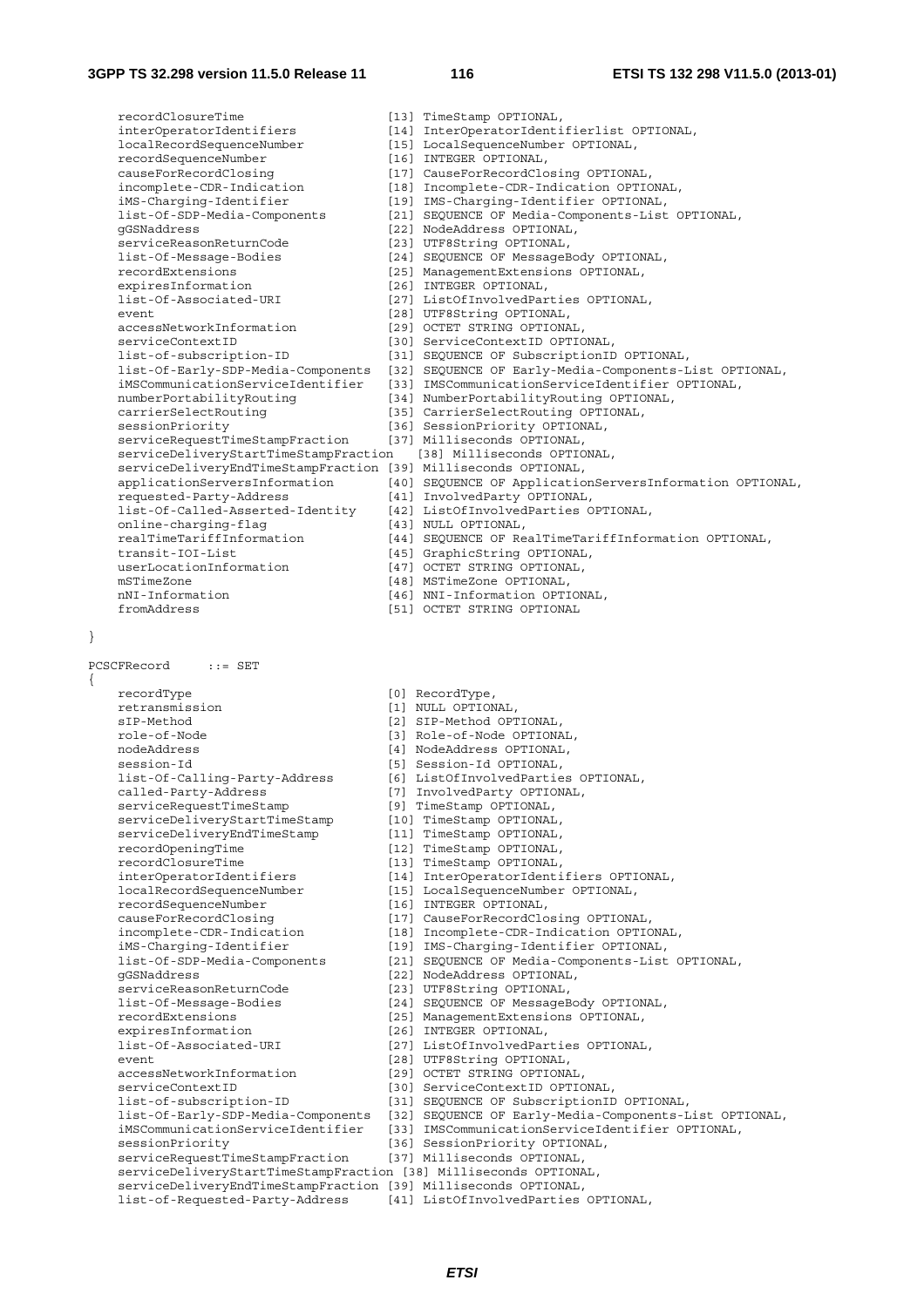```
    recordClosureTime                  [13] TimeStamp OPTIONAL,
    interOperatorIdentifiers           [14] InterOperatorIdentifierlist OPTIONAL,
    localRecordSequenceNumber          [15] LocalSequenceNumber OPTIONAL,
    recordSequenceNumber               [16] INTEGER OPTIONAL,
    causeForRecordClosing              [17] CauseForRecordClosing OPTIONAL,
    incomplete-CDR-Indication          [18] Incomplete-CDR-Indication OPTIONAL,
    iMS-Charging-Identifier            [19] IMS-Charging-Identifier OPTIONAL,
    list-Of-SDP-Media-Components        [21] SEQUENCE OF Media-Components-List OPTIONAL,
    gGSNaddress                        [22] NodeAddress OPTIONAL,
    serviceReasonReturnCode            [23] UTF8String OPTIONAL,
    list-Of-Message-Bodies             [24] SEQUENCE OF MessageBody OPTIONAL,
    recordExtensions                   [25] ManagementExtensions OPTIONAL,
    expiresInformation                 [26] INTEGER OPTIONAL,
    list-Of-Associated-URI             [27] ListOfInvolvedParties OPTIONAL,
    event                              [28] UTF8String OPTIONAL,
    accessNetworkInformation           [29] OCTET STRING OPTIONAL,
    serviceContextID                   [30] ServiceContextID OPTIONAL,
    list-of-subscription-ID            [31] SEQUENCE OF SubscriptionID OPTIONAL,
    list-Of-Early-SDP-Media-Components [32] SEQUENCE OF Early-Media-Components-List OPTIONAL,
    iMSCommunicationServiceIdentifier  [33] IMSCommunicationServiceIdentifier OPTIONAL,
    numberPortabilityRouting           [34] NumberPortabilityRouting OPTIONAL,
    carrierSelectRouting               [35] CarrierSelectRouting OPTIONAL,
    sessionPriority                    [36] SessionPriority OPTIONAL,
    serviceRequestTimeStampFraction    [37] Milliseconds OPTIONAL,
    serviceDeliveryStartTimeStampFraction   [38] Milliseconds OPTIONAL,
    serviceDeliveryEndTimeStampFraction [39] Milliseconds OPTIONAL,
    applicationServersInformation      [40] SEQUENCE OF ApplicationServersInformation OPTIONAL,
    requested-Party-Address            [41] InvolvedParty OPTIONAL,
    list-Of-Called-Asserted-Identity   [42] ListOfInvolvedParties OPTIONAL,
    online-charging-flag               [43] NULL OPTIONAL,
    realTimeTariffInformation          [44] SEQUENCE OF RealTimeTariffInformation OPTIONAL,
    transit-IOI-List                   [45] GraphicString OPTIONAL,
    userLocationInformation            [47] OCTET STRING OPTIONAL,
    mSTimeZone                         [48] MSTimeZone OPTIONAL,
    nNI-Information                    [46] NNI-Information OPTIONAL,
    fromAddress                        [51] OCTET STRING OPTIONAL

}

PCSCFRecord     ::= SET
{
    recordType                         [0] RecordType,
    retransmission                     [1] NULL OPTIONAL,
    sIP-Method                         [2] SIP-Method OPTIONAL,
    role-of-Node                       [3] Role-of-Node OPTIONAL,
    nodeAddress                        [4] NodeAddress OPTIONAL,
    session-Id                         [5] Session-Id OPTIONAL,
    list-Of-Calling-Party-Address      [6] ListOfInvolvedParties OPTIONAL,
    called-Party-Address               [7] InvolvedParty OPTIONAL,
    serviceRequestTimeStamp            [9] TimeStamp OPTIONAL,
    serviceDeliveryStartTimeStamp      [10] TimeStamp OPTIONAL,
    serviceDeliveryEndTimeStamp        [11] TimeStamp OPTIONAL,
    recordOpeningTime                  [12] TimeStamp OPTIONAL,
    recordClosureTime                  [13] TimeStamp OPTIONAL,
    interOperatorIdentifiers           [14] InterOperatorIdentifiers OPTIONAL,
    localRecordSequenceNumber          [15] LocalSequenceNumber OPTIONAL,
    recordSequenceNumber               [16] INTEGER OPTIONAL,
    causeForRecordClosing              [17] CauseForRecordClosing OPTIONAL,
    incomplete-CDR-Indication          [18] Incomplete-CDR-Indication OPTIONAL,
    iMS-Charging-Identifier            [19] IMS-Charging-Identifier OPTIONAL,
    list-Of-SDP-Media-Components        [21] SEQUENCE OF Media-Components-List OPTIONAL,
    gGSNaddress                        [22] NodeAddress OPTIONAL,
    serviceReasonReturnCode            [23] UTF8String OPTIONAL,
    list-Of-Message-Bodies             [24] SEQUENCE OF MessageBody OPTIONAL,
    recordExtensions                   [25] ManagementExtensions OPTIONAL,
    expiresInformation                 [26] INTEGER OPTIONAL,
    list-Of-Associated-URI             [27] ListOfInvolvedParties OPTIONAL,
    event                              [28] UTF8String OPTIONAL,
    accessNetworkInformation           [29] OCTET STRING OPTIONAL,
    serviceContextID                   [30] ServiceContextID OPTIONAL,
    list-of-subscription-ID            [31] SEQUENCE OF SubscriptionID OPTIONAL,
    list-Of-Early-SDP-Media-Components [32] SEQUENCE OF Early-Media-Components-List OPTIONAL,
    iMSCommunicationServiceIdentifier  [33] IMSCommunicationServiceIdentifier OPTIONAL,
    sessionPriority                    [36] SessionPriority OPTIONAL,
    serviceRequestTimeStampFraction    [37] Milliseconds OPTIONAL,
    serviceDeliveryStartTimeStampFraction [38] Milliseconds OPTIONAL,
    serviceDeliveryEndTimeStampFraction [39] Milliseconds OPTIONAL,
    list-of-Requested-Party-Address    [41] ListOfInvolvedParties OPTIONAL,
```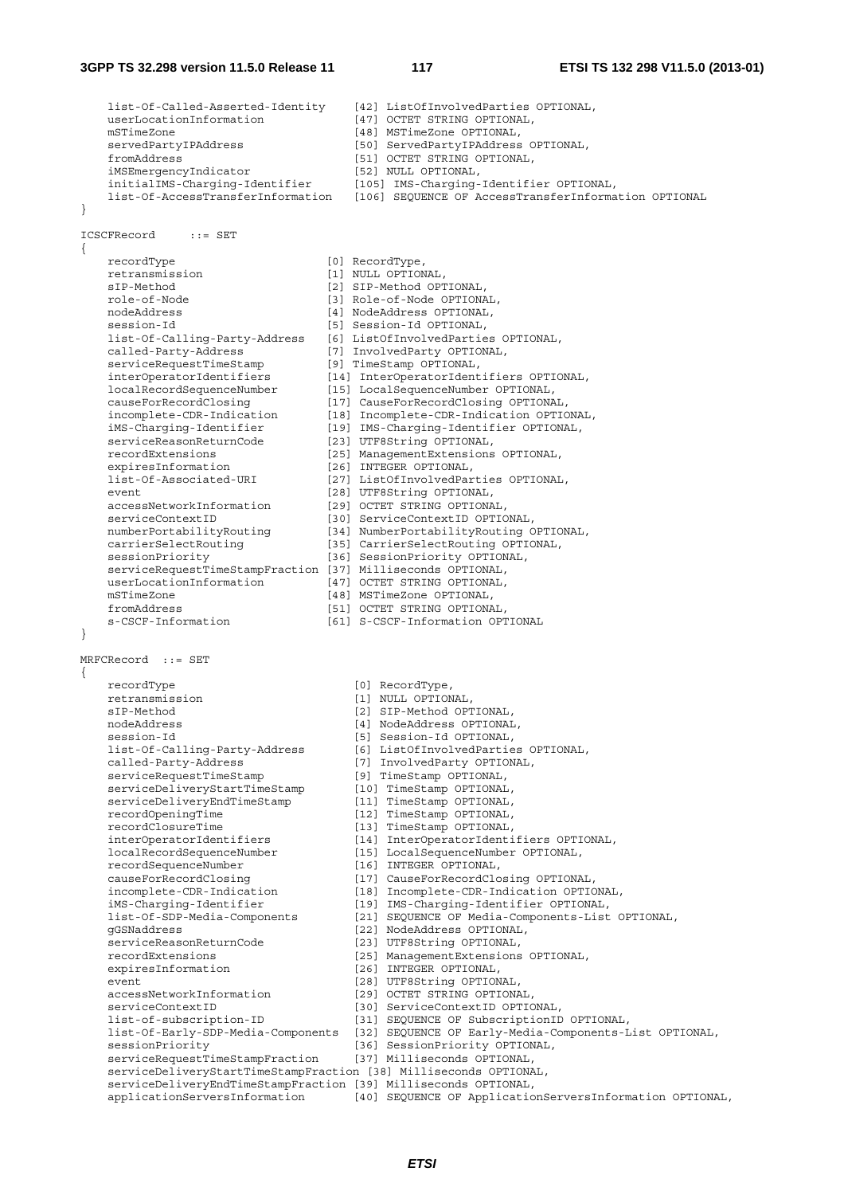```
    list-Of-Called-Asserted-Identity    [42] ListOfInvolvedParties OPTIONAL,
    userLocationInformation             [47] OCTET STRING OPTIONAL,
    mSTimeZone                          [48] MSTimeZone OPTIONAL,
    servedPartyIPAddress                [50] ServedPartyIPAddress OPTIONAL,
    fromAddress                         [51] OCTET STRING OPTIONAL,
    iMSEmergencyIndicator               [52] NULL OPTIONAL,
    initialIMS-Charging-Identifier      [105] IMS-Charging-Identifier OPTIONAL,
    list-Of-AccessTransferInformation   [106] SEQUENCE OF AccessTransferInformation OPTIONAL
}

ICSCFRecord     ::= SET
{
    recordType                          [0] RecordType,
    retransmission                      [1] NULL OPTIONAL,
    sIP-Method                          [2] SIP-Method OPTIONAL,
    role-of-Node                        [3] Role-of-Node OPTIONAL,
    nodeAddress                         [4] NodeAddress OPTIONAL,
    session-Id                          [5] Session-Id OPTIONAL,
    list-Of-Calling-Party-Address       [6] ListOfInvolvedParties OPTIONAL,
    called-Party-Address                [7] InvolvedParty OPTIONAL,
    serviceRequestTimeStamp             [9] TimeStamp OPTIONAL,
    interOperatorIdentifiers            [14] InterOperatorIdentifiers OPTIONAL,
    localRecordSequenceNumber           [15] LocalSequenceNumber OPTIONAL,
    causeForRecordClosing               [17] CauseForRecordClosing OPTIONAL,
    incomplete-CDR-Indication           [18] Incomplete-CDR-Indication OPTIONAL,
    iMS-Charging-Identifier             [19] IMS-Charging-Identifier OPTIONAL,
    serviceReasonReturnCode             [23] UTF8String OPTIONAL,
    recordExtensions                    [25] ManagementExtensions OPTIONAL,
    expiresInformation                  [26] INTEGER OPTIONAL,
    list-Of-Associated-URI              [27] ListOfInvolvedParties OPTIONAL,
    event                               [28] UTF8String OPTIONAL,
    accessNetworkInformation            [29] OCTET STRING OPTIONAL,
    serviceContextID                    [30] ServiceContextID OPTIONAL,
    numberPortabilityRouting            [34] NumberPortabilityRouting OPTIONAL,
    carrierSelectRouting                [35] CarrierSelectRouting OPTIONAL,
    sessionPriority                     [36] SessionPriority OPTIONAL,
    serviceRequestTimeStampFraction     [37] Milliseconds OPTIONAL,
    userLocationInformation             [47] OCTET STRING OPTIONAL,
    mSTimeZone                          [48] MSTimeZone OPTIONAL,
    fromAddress                         [51] OCTET STRING OPTIONAL,
    s-CSCF-Information                  [61] S-CSCF-Information OPTIONAL
}

MRFCRecord  ::= SET
{
    recordType                          [0] RecordType,
    retransmission                      [1] NULL OPTIONAL,
    sIP-Method                          [2] SIP-Method OPTIONAL,
    nodeAddress                         [4] NodeAddress OPTIONAL,
    session-Id                          [5] Session-Id OPTIONAL,
    list-Of-Calling-Party-Address       [6] ListOfInvolvedParties OPTIONAL,
    called-Party-Address                [7] InvolvedParty OPTIONAL,
    serviceRequestTimeStamp             [9] TimeStamp OPTIONAL,
    serviceDeliveryStartTimeStamp       [10] TimeStamp OPTIONAL,
    serviceDeliveryEndTimeStamp         [11] TimeStamp OPTIONAL,
    recordOpeningTime                   [12] TimeStamp OPTIONAL,
    recordClosureTime                   [13] TimeStamp OPTIONAL,
    interOperatorIdentifiers            [14] InterOperatorIdentifiers OPTIONAL,
    localRecordSequenceNumber           [15] LocalSequenceNumber OPTIONAL,
    recordSequenceNumber                [16] INTEGER OPTIONAL,
    causeForRecordClosing               [17] CauseForRecordClosing OPTIONAL,
    incomplete-CDR-Indication           [18] Incomplete-CDR-Indication OPTIONAL,
    iMS-Charging-Identifier             [19] IMS-Charging-Identifier OPTIONAL,
    list-Of-SDP-Media-Components        [21] SEQUENCE OF Media-Components-List OPTIONAL,
    gGSNaddress                         [22] NodeAddress OPTIONAL,
    serviceReasonReturnCode             [23] UTF8String OPTIONAL,
    recordExtensions                    [25] ManagementExtensions OPTIONAL,
    expiresInformation                  [26] INTEGER OPTIONAL,
    event                               [28] UTF8String OPTIONAL,
    accessNetworkInformation            [29] OCTET STRING OPTIONAL,
    serviceContextID                    [30] ServiceContextID OPTIONAL,
    list-of-subscription-ID             [31] SEQUENCE OF SubscriptionID OPTIONAL,
    list-Of-Early-SDP-Media-Components  [32] SEQUENCE OF Early-Media-Components-List OPTIONAL,
    sessionPriority                     [36] SessionPriority OPTIONAL,
    serviceRequestTimeStampFraction     [37] Milliseconds OPTIONAL,
    serviceDeliveryStartTimeStampFraction [38] Milliseconds OPTIONAL,
    serviceDeliveryEndTimeStampFraction [39] Milliseconds OPTIONAL,
    applicationServersInformation       [40] SEQUENCE OF ApplicationServersInformation OPTIONAL,
```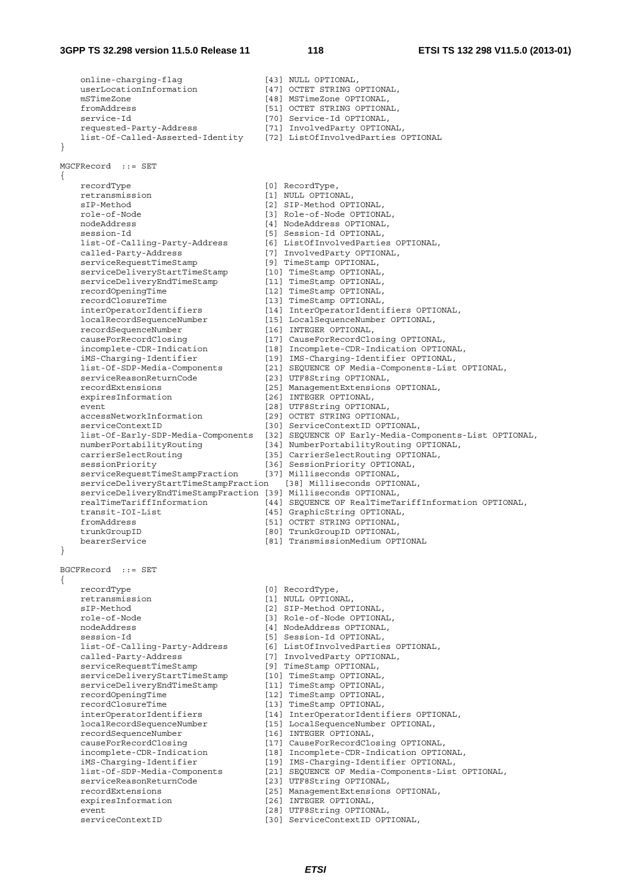```
    online-charging-flag                [43] NULL OPTIONAL,
    userLocationInformation             [47] OCTET STRING OPTIONAL,
    mSTimeZone                          [48] MSTimeZone OPTIONAL,
    fromAddress                         [51] OCTET STRING OPTIONAL,
    service-Id                          [70] Service-Id OPTIONAL,
    requested-Party-Address             [71] InvolvedParty OPTIONAL,
    list-Of-Called-Asserted-Identity    [72] ListOfInvolvedParties OPTIONAL
}

MGCFRecord  ::= SET
{
    recordType                          [0] RecordType,
    retransmission                      [1] NULL OPTIONAL,
    sIP-Method                          [2] SIP-Method OPTIONAL,
    role-of-Node                        [3] Role-of-Node OPTIONAL,
    nodeAddress                         [4] NodeAddress OPTIONAL,
    session-Id                          [5] Session-Id OPTIONAL,
    list-Of-Calling-Party-Address       [6] ListOfInvolvedParties OPTIONAL,
    called-Party-Address                [7] InvolvedParty OPTIONAL,
    serviceRequestTimeStamp             [9] TimeStamp OPTIONAL,
    serviceDeliveryStartTimeStamp       [10] TimeStamp OPTIONAL,
    serviceDeliveryEndTimeStamp         [11] TimeStamp OPTIONAL,
    recordOpeningTime                   [12] TimeStamp OPTIONAL,
    recordClosureTime                   [13] TimeStamp OPTIONAL,
    interOperatorIdentifiers            [14] InterOperatorIdentifiers OPTIONAL,
    localRecordSequenceNumber           [15] LocalSequenceNumber OPTIONAL,
    recordSequenceNumber                [16] INTEGER OPTIONAL,
    causeForRecordClosing               [17] CauseForRecordClosing OPTIONAL,
    incomplete-CDR-Indication           [18] Incomplete-CDR-Indication OPTIONAL,
    iMS-Charging-Identifier             [19] IMS-Charging-Identifier OPTIONAL,
    list-Of-SDP-Media-Components        [21] SEQUENCE OF Media-Components-List OPTIONAL,
    serviceReasonReturnCode             [23] UTF8String OPTIONAL,
    recordExtensions                    [25] ManagementExtensions OPTIONAL,
    expiresInformation                  [26] INTEGER OPTIONAL,
    event                               [28] UTF8String OPTIONAL,
    accessNetworkInformation            [29] OCTET STRING OPTIONAL,
    serviceContextID                    [30] ServiceContextID OPTIONAL,
    list-Of-Early-SDP-Media-Components  [32] SEQUENCE OF Early-Media-Components-List OPTIONAL,
    numberPortabilityRouting            [34] NumberPortabilityRouting OPTIONAL,
    carrierSelectRouting                [35] CarrierSelectRouting OPTIONAL,
    sessionPriority                     [36] SessionPriority OPTIONAL,
    serviceRequestTimeStampFraction     [37] Milliseconds OPTIONAL,
    serviceDeliveryStartTimeStampFraction    [38] Milliseconds OPTIONAL,
    serviceDeliveryEndTimeStampFraction [39] Milliseconds OPTIONAL,
    realTimeTariffInformation           [44] SEQUENCE OF RealTimeTariffInformation OPTIONAL,
    transit-IOI-List                    [45] GraphicString OPTIONAL,
    fromAddress                         [51] OCTET STRING OPTIONAL,
    trunkGroupID                        [80] TrunkGroupID OPTIONAL,
    bearerService                       [81] TransmissionMedium OPTIONAL
}

BGCFRecord  ::= SET
{
    recordType                          [0] RecordType,
    retransmission                      [1] NULL OPTIONAL,
    sIP-Method                          [2] SIP-Method OPTIONAL,
    role-of-Node                        [3] Role-of-Node OPTIONAL,
    nodeAddress                         [4] NodeAddress OPTIONAL,
    session-Id                          [5] Session-Id OPTIONAL,
    list-Of-Calling-Party-Address       [6] ListOfInvolvedParties OPTIONAL,
    called-Party-Address                [7] InvolvedParty OPTIONAL,
    serviceRequestTimeStamp             [9] TimeStamp OPTIONAL,
    serviceDeliveryStartTimeStamp       [10] TimeStamp OPTIONAL,
    serviceDeliveryEndTimeStamp         [11] TimeStamp OPTIONAL,
    recordOpeningTime                   [12] TimeStamp OPTIONAL,
    recordClosureTime                   [13] TimeStamp OPTIONAL,
    interOperatorIdentifiers            [14] InterOperatorIdentifiers OPTIONAL,
    localRecordSequenceNumber           [15] LocalSequenceNumber OPTIONAL,
    recordSequenceNumber                [16] INTEGER OPTIONAL,
    causeForRecordClosing               [17] CauseForRecordClosing OPTIONAL,
    incomplete-CDR-Indication           [18] Incomplete-CDR-Indication OPTIONAL,
    iMS-Charging-Identifier             [19] IMS-Charging-Identifier OPTIONAL,
    list-Of-SDP-Media-Components        [21] SEQUENCE OF Media-Components-List OPTIONAL,
    serviceReasonReturnCode             [23] UTF8String OPTIONAL,
    recordExtensions                    [25] ManagementExtensions OPTIONAL,
    expiresInformation                  [26] INTEGER OPTIONAL,
    event                               [28] UTF8String OPTIONAL,
    serviceContextID                    [30] ServiceContextID OPTIONAL,
```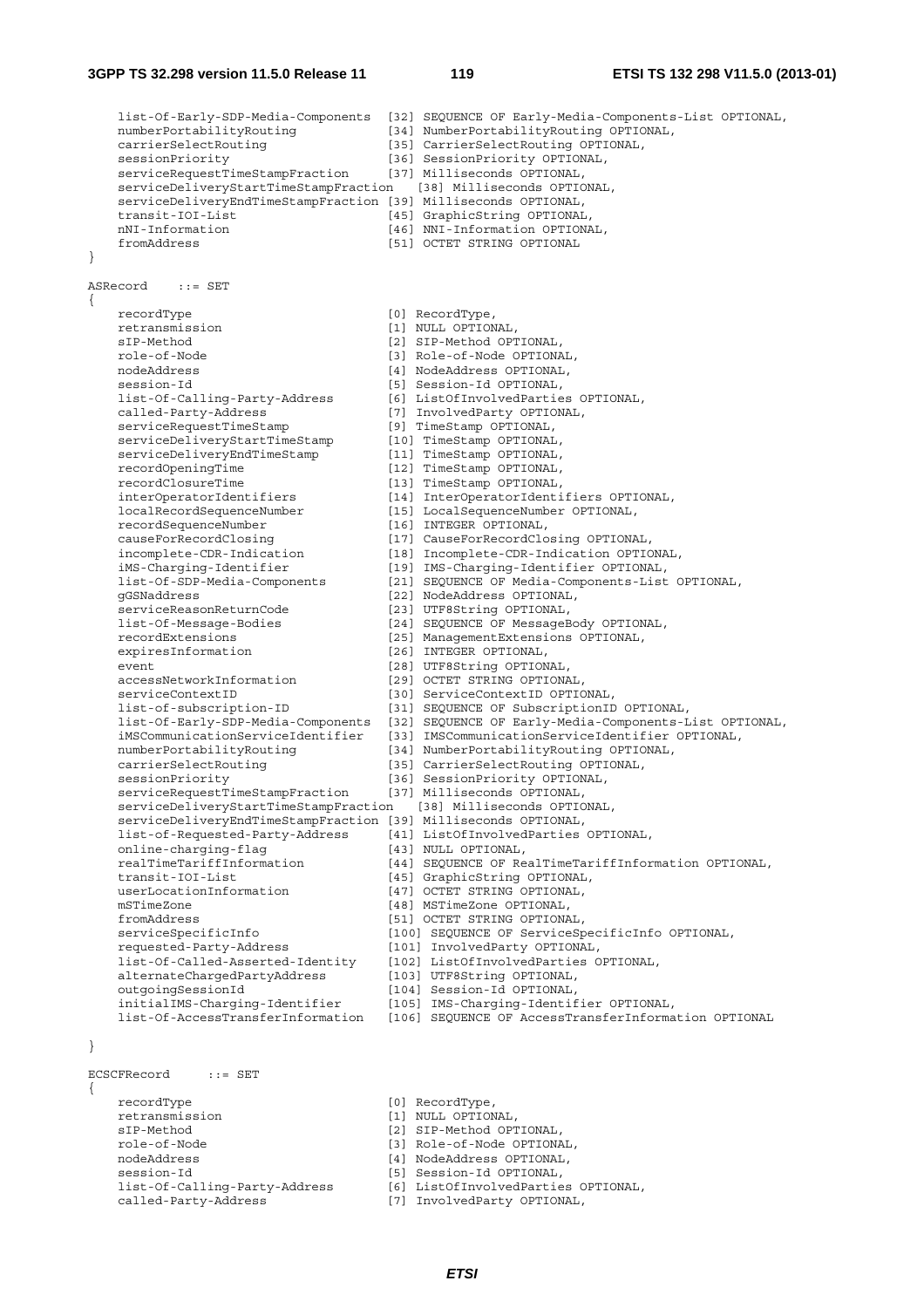```
    list-Of-Early-SDP-Media-Components  [32] SEQUENCE OF Early-Media-Components-List OPTIONAL,
    numberPortabilityRouting            [34] NumberPortabilityRouting OPTIONAL,
    carrierSelectRouting                [35] CarrierSelectRouting OPTIONAL,
    sessionPriority                     [36] SessionPriority OPTIONAL,
    serviceRequestTimeStampFraction     [37] Milliseconds OPTIONAL,
    serviceDeliveryStartTimeStampFraction   [38] Milliseconds OPTIONAL,
    serviceDeliveryEndTimeStampFraction [39] Milliseconds OPTIONAL,
    transit-IOI-List                    [45] GraphicString OPTIONAL,
    nNI-Information                     [46] NNI-Information OPTIONAL,
    fromAddress                         [51] OCTET STRING OPTIONAL
}

ASRecord    ::= SET
{
    recordType                          [0] RecordType,
    retransmission                      [1] NULL OPTIONAL,
    sIP-Method                          [2] SIP-Method OPTIONAL,
    role-of-Node                        [3] Role-of-Node OPTIONAL,
    nodeAddress                         [4] NodeAddress OPTIONAL,
    session-Id                          [5] Session-Id OPTIONAL,
    list-Of-Calling-Party-Address       [6] ListOfInvolvedParties OPTIONAL,
    called-Party-Address                [7] InvolvedParty OPTIONAL,
    serviceRequestTimeStamp             [9] TimeStamp OPTIONAL,
    serviceDeliveryStartTimeStamp       [10] TimeStamp OPTIONAL,
    serviceDeliveryEndTimeStamp         [11] TimeStamp OPTIONAL,
    recordOpeningTime                   [12] TimeStamp OPTIONAL,
    recordClosureTime                   [13] TimeStamp OPTIONAL,
    interOperatorIdentifiers            [14] InterOperatorIdentifiers OPTIONAL,
    localRecordSequenceNumber           [15] LocalSequenceNumber OPTIONAL,
    recordSequenceNumber                [16] INTEGER OPTIONAL,
    causeForRecordClosing               [17] CauseForRecordClosing OPTIONAL,
    incomplete-CDR-Indication           [18] Incomplete-CDR-Indication OPTIONAL,
    iMS-Charging-Identifier             [19] IMS-Charging-Identifier OPTIONAL,
    list-Of-SDP-Media-Components        [21] SEQUENCE OF Media-Components-List OPTIONAL,
    gGSNaddress                         [22] NodeAddress OPTIONAL,
    serviceReasonReturnCode             [23] UTF8String OPTIONAL,
    list-Of-Message-Bodies              [24] SEQUENCE OF MessageBody OPTIONAL,
    recordExtensions                    [25] ManagementExtensions OPTIONAL,
    expiresInformation                  [26] INTEGER OPTIONAL,
    event                               [28] UTF8String OPTIONAL,
    accessNetworkInformation            [29] OCTET STRING OPTIONAL,
    serviceContextID                    [30] ServiceContextID OPTIONAL,
    list-of-subscription-ID             [31] SEQUENCE OF SubscriptionID OPTIONAL,
    list-Of-Early-SDP-Media-Components  [32] SEQUENCE OF Early-Media-Components-List OPTIONAL,
    iMSCommunicationServiceIdentifier   [33] IMSCommunicationServiceIdentifier OPTIONAL,
    numberPortabilityRouting            [34] NumberPortabilityRouting OPTIONAL,
    carrierSelectRouting                [35] CarrierSelectRouting OPTIONAL,
    sessionPriority                     [36] SessionPriority OPTIONAL,
    serviceRequestTimeStampFraction     [37] Milliseconds OPTIONAL,
    serviceDeliveryStartTimeStampFraction   [38] Milliseconds OPTIONAL,
    serviceDeliveryEndTimeStampFraction [39] Milliseconds OPTIONAL,
    list-of-Requested-Party-Address     [41] ListOfInvolvedParties OPTIONAL,
    online-charging-flag                [43] NULL OPTIONAL,
    realTimeTariffInformation           [44] SEQUENCE OF RealTimeTariffInformation OPTIONAL,
    transit-IOI-List                    [45] GraphicString OPTIONAL,
    userLocationInformation             [47] OCTET STRING OPTIONAL,
    mSTimeZone                          [48] MSTimeZone OPTIONAL,
    fromAddress                         [51] OCTET STRING OPTIONAL,
    serviceSpecificInfo                 [100] SEQUENCE OF ServiceSpecificInfo OPTIONAL,
    requested-Party-Address             [101] InvolvedParty OPTIONAL,
    list-Of-Called-Asserted-Identity    [102] ListOfInvolvedParties OPTIONAL,
    alternateChargedPartyAddress        [103] UTF8String OPTIONAL,
    outgoingSessionId                   [104] Session-Id OPTIONAL,
    initialIMS-Charging-Identifier      [105] IMS-Charging-Identifier OPTIONAL,
    list-Of-AccessTransferInformation   [106] SEQUENCE OF AccessTransferInformation OPTIONAL

}

ECSCFRecord     ::= SET
{
    recordType                          [0] RecordType,
    retransmission                      [1] NULL OPTIONAL,
    sIP-Method                          [2] SIP-Method OPTIONAL,
    role-of-Node                        [3] Role-of-Node OPTIONAL,
    nodeAddress                         [4] NodeAddress OPTIONAL,
    session-Id                          [5] Session-Id OPTIONAL,
    list-Of-Calling-Party-Address       [6] ListOfInvolvedParties OPTIONAL,
    called-Party-Address                [7] InvolvedParty OPTIONAL,
```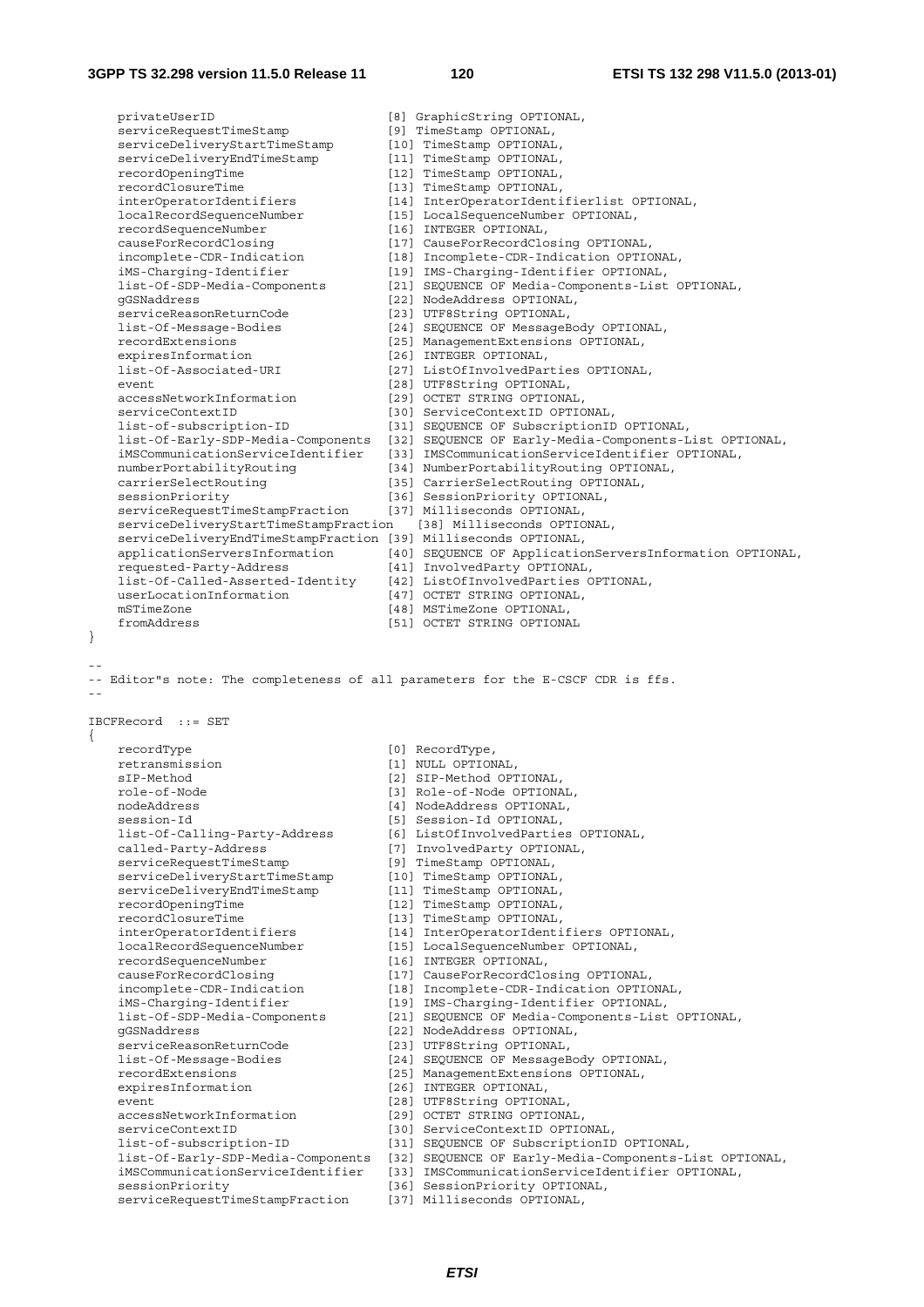```
    privateUserID                       [8] GraphicString OPTIONAL,
    serviceRequestTimeStamp             [9] TimeStamp OPTIONAL,
    serviceDeliveryStartTimeStamp       [10] TimeStamp OPTIONAL,
    serviceDeliveryEndTimeStamp         [11] TimeStamp OPTIONAL,
    recordOpeningTime                   [12] TimeStamp OPTIONAL,
    recordClosureTime                   [13] TimeStamp OPTIONAL,
    interOperatorIdentifiers            [14] InterOperatorIdentifierlist OPTIONAL,
    localRecordSequenceNumber           [15] LocalSequenceNumber OPTIONAL,
    recordSequenceNumber                [16] INTEGER OPTIONAL,
    causeForRecordClosing               [17] CauseForRecordClosing OPTIONAL,
    incomplete-CDR-Indication           [18] Incomplete-CDR-Indication OPTIONAL,
    iMS-Charging-Identifier             [19] IMS-Charging-Identifier OPTIONAL,
    list-Of-SDP-Media-Components        [21] SEQUENCE OF Media-Components-List OPTIONAL,
    gGSNaddress                         [22] NodeAddress OPTIONAL,
    serviceReasonReturnCode             [23] UTF8String OPTIONAL,
    list-Of-Message-Bodies              [24] SEQUENCE OF MessageBody OPTIONAL,
    recordExtensions                    [25] ManagementExtensions OPTIONAL,
    expiresInformation                  [26] INTEGER OPTIONAL,
    list-Of-Associated-URI              [27] ListOfInvolvedParties OPTIONAL,
    event                               [28] UTF8String OPTIONAL,
    accessNetworkInformation            [29] OCTET STRING OPTIONAL,
    serviceContextID                    [30] ServiceContextID OPTIONAL,
    list-of-subscription-ID             [31] SEQUENCE OF SubscriptionID OPTIONAL,
    list-Of-Early-SDP-Media-Components  [32] SEQUENCE OF Early-Media-Components-List OPTIONAL,
    iMSCommunicationServiceIdentifier   [33] IMSCommunicationServiceIdentifier OPTIONAL,
    numberPortabilityRouting            [34] NumberPortabilityRouting OPTIONAL,
    carrierSelectRouting                [35] CarrierSelectRouting OPTIONAL,
    sessionPriority                     [36] SessionPriority OPTIONAL,
    serviceRequestTimeStampFraction     [37] Milliseconds OPTIONAL,
    serviceDeliveryStartTimeStampFraction   [38] Milliseconds OPTIONAL,
    serviceDeliveryEndTimeStampFraction [39] Milliseconds OPTIONAL,
    applicationServersInformation       [40] SEQUENCE OF ApplicationServersInformation OPTIONAL,
    requested-Party-Address             [41] InvolvedParty OPTIONAL,
    list-Of-Called-Asserted-Identity    [42] ListOfInvolvedParties OPTIONAL,
    userLocationInformation             [47] OCTET STRING OPTIONAL,
    mSTimeZone                          [48] MSTimeZone OPTIONAL,
    fromAddress                         [51] OCTET STRING OPTIONAL
}

--
-- Editor"s note: The completeness of all parameters for the E-CSCF CDR is ffs.
--

IBCFRecord  ::= SET
{
    recordType                          [0] RecordType,
    retransmission                      [1] NULL OPTIONAL,
    sIP-Method                          [2] SIP-Method OPTIONAL,
    role-of-Node                        [3] Role-of-Node OPTIONAL,
    nodeAddress                         [4] NodeAddress OPTIONAL,
    session-Id                          [5] Session-Id OPTIONAL,
    list-Of-Calling-Party-Address       [6] ListOfInvolvedParties OPTIONAL,
    called-Party-Address                [7] InvolvedParty OPTIONAL,
    serviceRequestTimeStamp             [9] TimeStamp OPTIONAL,
    serviceDeliveryStartTimeStamp       [10] TimeStamp OPTIONAL,
    serviceDeliveryEndTimeStamp         [11] TimeStamp OPTIONAL,
    recordOpeningTime                   [12] TimeStamp OPTIONAL,
    recordClosureTime                   [13] TimeStamp OPTIONAL,
    interOperatorIdentifiers            [14] InterOperatorIdentifiers OPTIONAL,
    localRecordSequenceNumber           [15] LocalSequenceNumber OPTIONAL,
    recordSequenceNumber                [16] INTEGER OPTIONAL,
    causeForRecordClosing               [17] CauseForRecordClosing OPTIONAL,
    incomplete-CDR-Indication           [18] Incomplete-CDR-Indication OPTIONAL,
    iMS-Charging-Identifier             [19] IMS-Charging-Identifier OPTIONAL,
    list-Of-SDP-Media-Components        [21] SEQUENCE OF Media-Components-List OPTIONAL,
    gGSNaddress                         [22] NodeAddress OPTIONAL,
    serviceReasonReturnCode             [23] UTF8String OPTIONAL,
    list-Of-Message-Bodies              [24] SEQUENCE OF MessageBody OPTIONAL,
    recordExtensions                    [25] ManagementExtensions OPTIONAL,
    expiresInformation                  [26] INTEGER OPTIONAL,
    event                               [28] UTF8String OPTIONAL,
    accessNetworkInformation            [29] OCTET STRING OPTIONAL,
    serviceContextID                    [30] ServiceContextID OPTIONAL,
    list-of-subscription-ID             [31] SEQUENCE OF SubscriptionID OPTIONAL,
    list-Of-Early-SDP-Media-Components  [32] SEQUENCE OF Early-Media-Components-List OPTIONAL,
    iMSCommunicationServiceIdentifier   [33] IMSCommunicationServiceIdentifier OPTIONAL,
    sessionPriority                     [36] SessionPriority OPTIONAL,
    serviceRequestTimeStampFraction     [37] Milliseconds OPTIONAL,
```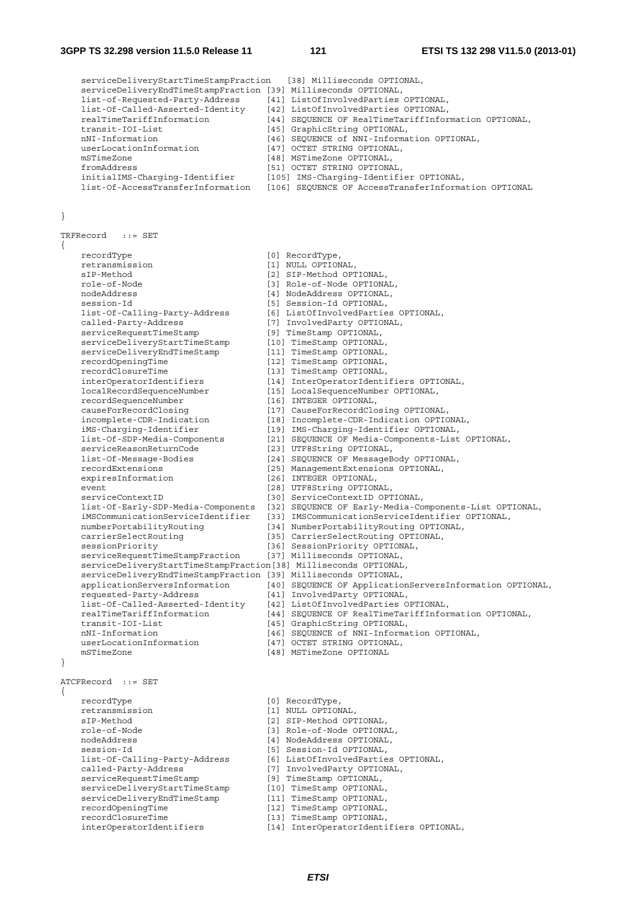```
    serviceDeliveryStartTimeStampFraction   [38] Milliseconds OPTIONAL,
    serviceDeliveryEndTimeStampFraction [39] Milliseconds OPTIONAL,
    list-of-Requested-Party-Address     [41] ListOfInvolvedParties OPTIONAL,
    list-Of-Called-Asserted-Identity    [42] ListOfInvolvedParties OPTIONAL,
    realTimeTariffInformation           [44] SEQUENCE OF RealTimeTariffInformation OPTIONAL,
    transit-IOI-List                    [45] GraphicString OPTIONAL,
    nNI-Information                     [46] SEQUENCE of NNI-Information OPTIONAL,
    userLocationInformation             [47] OCTET STRING OPTIONAL,
    mSTimeZone                          [48] MSTimeZone OPTIONAL,
    fromAddress                         [51] OCTET STRING OPTIONAL,
    initialIMS-Charging-Identifier      [105] IMS-Charging-Identifier OPTIONAL,
    list-Of-AccessTransferInformation   [106] SEQUENCE OF AccessTransferInformation OPTIONAL

}

TRFRecord   ::= SET
{
    recordType                          [0] RecordType,
    retransmission                      [1] NULL OPTIONAL,
    sIP-Method                          [2] SIP-Method OPTIONAL,
    role-of-Node                        [3] Role-of-Node OPTIONAL,
    nodeAddress                         [4] NodeAddress OPTIONAL,
    session-Id                          [5] Session-Id OPTIONAL,
    list-Of-Calling-Party-Address       [6] ListOfInvolvedParties OPTIONAL,
    called-Party-Address                [7] InvolvedParty OPTIONAL,
    serviceRequestTimeStamp             [9] TimeStamp OPTIONAL,
    serviceDeliveryStartTimeStamp       [10] TimeStamp OPTIONAL,
    serviceDeliveryEndTimeStamp         [11] TimeStamp OPTIONAL,
    recordOpeningTime                   [12] TimeStamp OPTIONAL,
    recordClosureTime                   [13] TimeStamp OPTIONAL,
    interOperatorIdentifiers            [14] InterOperatorIdentifiers OPTIONAL,
    localRecordSequenceNumber           [15] LocalSequenceNumber OPTIONAL,
    recordSequenceNumber                [16] INTEGER OPTIONAL,
    causeForRecordClosing               [17] CauseForRecordClosing OPTIONAL,
    incomplete-CDR-Indication           [18] Incomplete-CDR-Indication OPTIONAL,
    iMS-Charging-Identifier             [19] IMS-Charging-Identifier OPTIONAL,
    list-Of-SDP-Media-Components        [21] SEQUENCE OF Media-Components-List OPTIONAL,
    serviceReasonReturnCode             [23] UTF8String OPTIONAL,
    list-Of-Message-Bodies              [24] SEQUENCE OF MessageBody OPTIONAL,
    recordExtensions                    [25] ManagementExtensions OPTIONAL,
    expiresInformation                  [26] INTEGER OPTIONAL,
    event                               [28] UTF8String OPTIONAL,
    serviceContextID                    [30] ServiceContextID OPTIONAL,
    list-Of-Early-SDP-Media-Components  [32] SEQUENCE OF Early-Media-Components-List OPTIONAL,
    iMSCommunicationServiceIdentifier   [33] IMSCommunicationServiceIdentifier OPTIONAL,
    numberPortabilityRouting            [34] NumberPortabilityRouting OPTIONAL,
    carrierSelectRouting                [35] CarrierSelectRouting OPTIONAL,
    sessionPriority                     [36] SessionPriority OPTIONAL,
    serviceRequestTimeStampFraction     [37] Milliseconds OPTIONAL,
    serviceDeliveryStartTimeStampFraction[38] Milliseconds OPTIONAL,
    serviceDeliveryEndTimeStampFraction [39] Milliseconds OPTIONAL,
    applicationServersInformation       [40] SEQUENCE OF ApplicationServersInformation OPTIONAL,
    requested-Party-Address             [41] InvolvedParty OPTIONAL,
    list-Of-Called-Asserted-Identity    [42] ListOfInvolvedParties OPTIONAL,
    realTimeTariffInformation           [44] SEQUENCE OF RealTimeTariffInformation OPTIONAL,
    transit-IOI-List                    [45] GraphicString OPTIONAL,
    nNI-Information                     [46] SEQUENCE of NNI-Information OPTIONAL,
    userLocationInformation             [47] OCTET STRING OPTIONAL,
    mSTimeZone                          [48] MSTimeZone OPTIONAL
}

ATCFRecord  ::= SET
{
    recordType                          [0] RecordType,
    retransmission                      [1] NULL OPTIONAL,
    sIP-Method                          [2] SIP-Method OPTIONAL,
    role-of-Node                        [3] Role-of-Node OPTIONAL,
    nodeAddress                         [4] NodeAddress OPTIONAL,
    session-Id                          [5] Session-Id OPTIONAL,
    list-Of-Calling-Party-Address       [6] ListOfInvolvedParties OPTIONAL,
    called-Party-Address                [7] InvolvedParty OPTIONAL,
    serviceRequestTimeStamp             [9] TimeStamp OPTIONAL,
    serviceDeliveryStartTimeStamp       [10] TimeStamp OPTIONAL,
    serviceDeliveryEndTimeStamp         [11] TimeStamp OPTIONAL,
    recordOpeningTime                   [12] TimeStamp OPTIONAL,
    recordClosureTime                   [13] TimeStamp OPTIONAL,
    interOperatorIdentifiers            [14] InterOperatorIdentifiers OPTIONAL,
```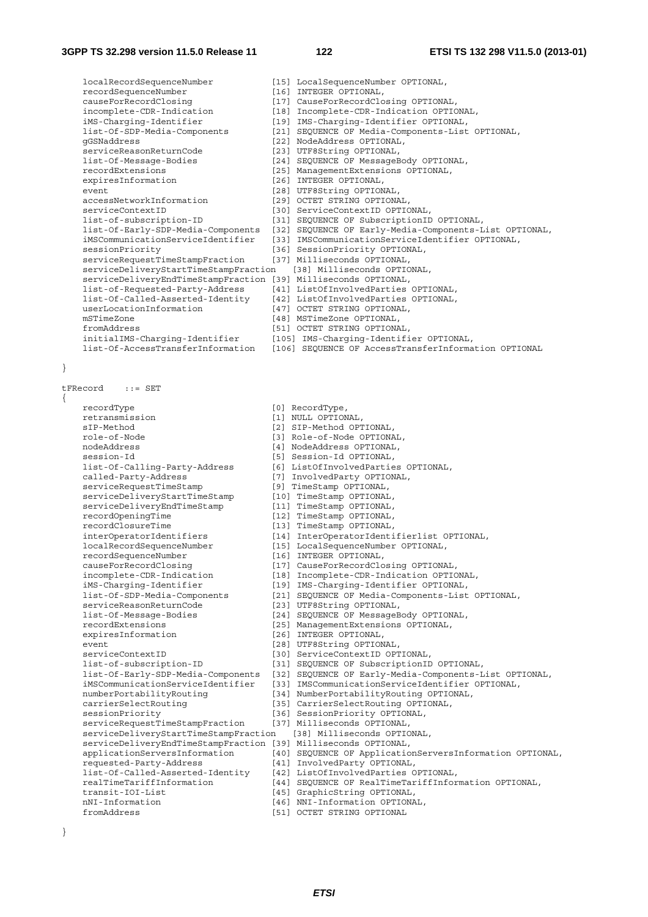```
    localRecordSequenceNumber           [15] LocalSequenceNumber OPTIONAL,
    recordSequenceNumber                [16] INTEGER OPTIONAL,
    causeForRecordClosing               [17] CauseForRecordClosing OPTIONAL,
    incomplete-CDR-Indication           [18] Incomplete-CDR-Indication OPTIONAL,
    iMS-Charging-Identifier             [19] IMS-Charging-Identifier OPTIONAL,
    list-Of-SDP-Media-Components        [21] SEQUENCE OF Media-Components-List OPTIONAL,
    gGSNaddress                         [22] NodeAddress OPTIONAL,
    serviceReasonReturnCode             [23] UTF8String OPTIONAL,
    list-Of-Message-Bodies              [24] SEQUENCE OF MessageBody OPTIONAL,
    recordExtensions                    [25] ManagementExtensions OPTIONAL,
    expiresInformation                  [26] INTEGER OPTIONAL,
    event                               [28] UTF8String OPTIONAL,
    accessNetworkInformation            [29] OCTET STRING OPTIONAL,
    serviceContextID                    [30] ServiceContextID OPTIONAL,
    list-of-subscription-ID             [31] SEQUENCE OF SubscriptionID OPTIONAL,
    list-Of-Early-SDP-Media-Components  [32] SEQUENCE OF Early-Media-Components-List OPTIONAL,
    iMSCommunicationServiceIdentifier   [33] IMSCommunicationServiceIdentifier OPTIONAL,
    sessionPriority                     [36] SessionPriority OPTIONAL,
    serviceRequestTimeStampFraction     [37] Milliseconds OPTIONAL,
    serviceDeliveryStartTimeStampFraction   [38] Milliseconds OPTIONAL,
    serviceDeliveryEndTimeStampFraction [39] Milliseconds OPTIONAL,
    list-of-Requested-Party-Address     [41] ListOfInvolvedParties OPTIONAL,
    list-Of-Called-Asserted-Identity    [42] ListOfInvolvedParties OPTIONAL,
    userLocationInformation             [47] OCTET STRING OPTIONAL,
    mSTimeZone                          [48] MSTimeZone OPTIONAL,
    fromAddress                         [51] OCTET STRING OPTIONAL,
    initialIMS-Charging-Identifier      [105] IMS-Charging-Identifier OPTIONAL,
    list-Of-AccessTransferInformation   [106] SEQUENCE OF AccessTransferInformation OPTIONAL

}

tFRecord    ::= SET
{
    recordType                          [0] RecordType,
    retransmission                      [1] NULL OPTIONAL,
    sIP-Method                          [2] SIP-Method OPTIONAL,
    role-of-Node                        [3] Role-of-Node OPTIONAL,
    nodeAddress                         [4] NodeAddress OPTIONAL,
    session-Id                          [5] Session-Id OPTIONAL,
    list-Of-Calling-Party-Address       [6] ListOfInvolvedParties OPTIONAL,
    called-Party-Address                [7] InvolvedParty OPTIONAL,
    serviceRequestTimeStamp             [9] TimeStamp OPTIONAL,
    serviceDeliveryStartTimeStamp       [10] TimeStamp OPTIONAL,
    serviceDeliveryEndTimeStamp         [11] TimeStamp OPTIONAL,
    recordOpeningTime                   [12] TimeStamp OPTIONAL,
    recordClosureTime                   [13] TimeStamp OPTIONAL,
    interOperatorIdentifiers            [14] InterOperatorIdentifierlist OPTIONAL,
    localRecordSequenceNumber           [15] LocalSequenceNumber OPTIONAL,
    recordSequenceNumber                [16] INTEGER OPTIONAL,
    causeForRecordClosing               [17] CauseForRecordClosing OPTIONAL,
    incomplete-CDR-Indication           [18] Incomplete-CDR-Indication OPTIONAL,
    iMS-Charging-Identifier             [19] IMS-Charging-Identifier OPTIONAL,
    list-Of-SDP-Media-Components        [21] SEQUENCE OF Media-Components-List OPTIONAL,
    serviceReasonReturnCode             [23] UTF8String OPTIONAL,
    list-Of-Message-Bodies              [24] SEQUENCE OF MessageBody OPTIONAL,
    recordExtensions                    [25] ManagementExtensions OPTIONAL,
    expiresInformation                  [26] INTEGER OPTIONAL,
    event                               [28] UTF8String OPTIONAL,
    serviceContextID                    [30] ServiceContextID OPTIONAL,
    list-of-subscription-ID             [31] SEQUENCE OF SubscriptionID OPTIONAL,
    list-Of-Early-SDP-Media-Components  [32] SEQUENCE OF Early-Media-Components-List OPTIONAL,
    iMSCommunicationServiceIdentifier   [33] IMSCommunicationServiceIdentifier OPTIONAL,
    numberPortabilityRouting            [34] NumberPortabilityRouting OPTIONAL,
    carrierSelectRouting                [35] CarrierSelectRouting OPTIONAL,
    sessionPriority                     [36] SessionPriority OPTIONAL,
    serviceRequestTimeStampFraction     [37] Milliseconds OPTIONAL,
    serviceDeliveryStartTimeStampFraction   [38] Milliseconds OPTIONAL,
    serviceDeliveryEndTimeStampFraction [39] Milliseconds OPTIONAL,
    applicationServersInformation       [40] SEQUENCE OF ApplicationServersInformation OPTIONAL,
    requested-Party-Address             [41] InvolvedParty OPTIONAL,
    list-Of-Called-Asserted-Identity    [42] ListOfInvolvedParties OPTIONAL,
    realTimeTariffInformation           [44] SEQUENCE OF RealTimeTariffInformation OPTIONAL,
    transit-IOI-List                    [45] GraphicString OPTIONAL,
    nNI-Information                     [46] NNI-Information OPTIONAL,
    fromAddress                         [51] OCTET STRING OPTIONAL

}
```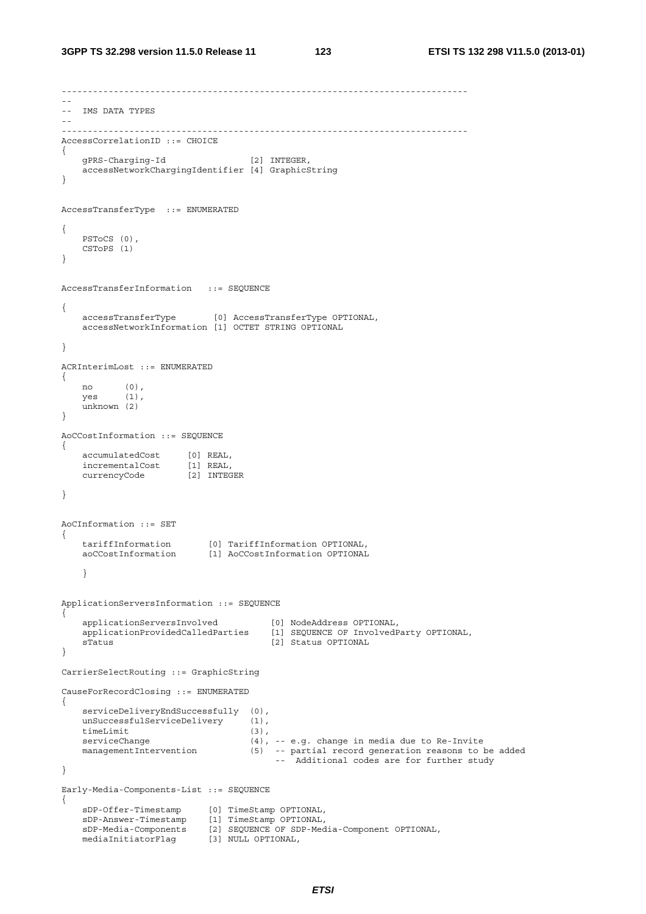```
------------------------------------------------------------------------------
--
--  IMS DATA TYPES
--
------------------------------------------------------------------------------
AccessCorrelationID ::= CHOICE
{
    gPRS-Charging-Id                [2] INTEGER,
    accessNetworkChargingIdentifier [4] GraphicString
}


AccessTransferType  ::= ENUMERATED

{
    PSToCS (0),
    CSToPS (1)
}


AccessTransferInformation   ::= SEQUENCE

{
    accessTransferType       [0] AccessTransferType OPTIONAL,
    accessNetworkInformation [1] OCTET STRING OPTIONAL

}

ACRInterimLost ::= ENUMERATED
{
    no      (0),
    yes     (1),
    unknown (2)
}

AoCCostInformation ::= SEQUENCE
{
    accumulatedCost     [0] REAL,
    incrementalCost     [1] REAL,
    currencyCode        [2] INTEGER

}


AoCInformation ::= SET
{
    tariffInformation       [0] TariffInformation OPTIONAL,
    aoCCostInformation      [1] AoCCostInformation OPTIONAL

    }


ApplicationServersInformation ::= SEQUENCE
{
    applicationServersInvolved          [0] NodeAddress OPTIONAL,
    applicationProvidedCalledParties    [1] SEQUENCE OF InvolvedParty OPTIONAL,
    sTatus                              [2] Status OPTIONAL
}

CarrierSelectRouting ::= GraphicString

CauseForRecordClosing ::= ENUMERATED
{
    serviceDeliveryEndSuccessfully  (0),
    unSuccessfulServiceDelivery     (1),
    timeLimit                       (3),
    serviceChange                   (4), -- e.g. change in media due to Re-Invite
    managementIntervention          (5)  -- partial record generation reasons to be added
                                         --  Additional codes are for further study
}

Early-Media-Components-List ::= SEQUENCE
{
    sDP-Offer-Timestamp     [0] TimeStamp OPTIONAL,
    sDP-Answer-Timestamp    [1] TimeStamp OPTIONAL,
    sDP-Media-Components    [2] SEQUENCE OF SDP-Media-Component OPTIONAL,
    mediaInitiatorFlag      [3] NULL OPTIONAL,
```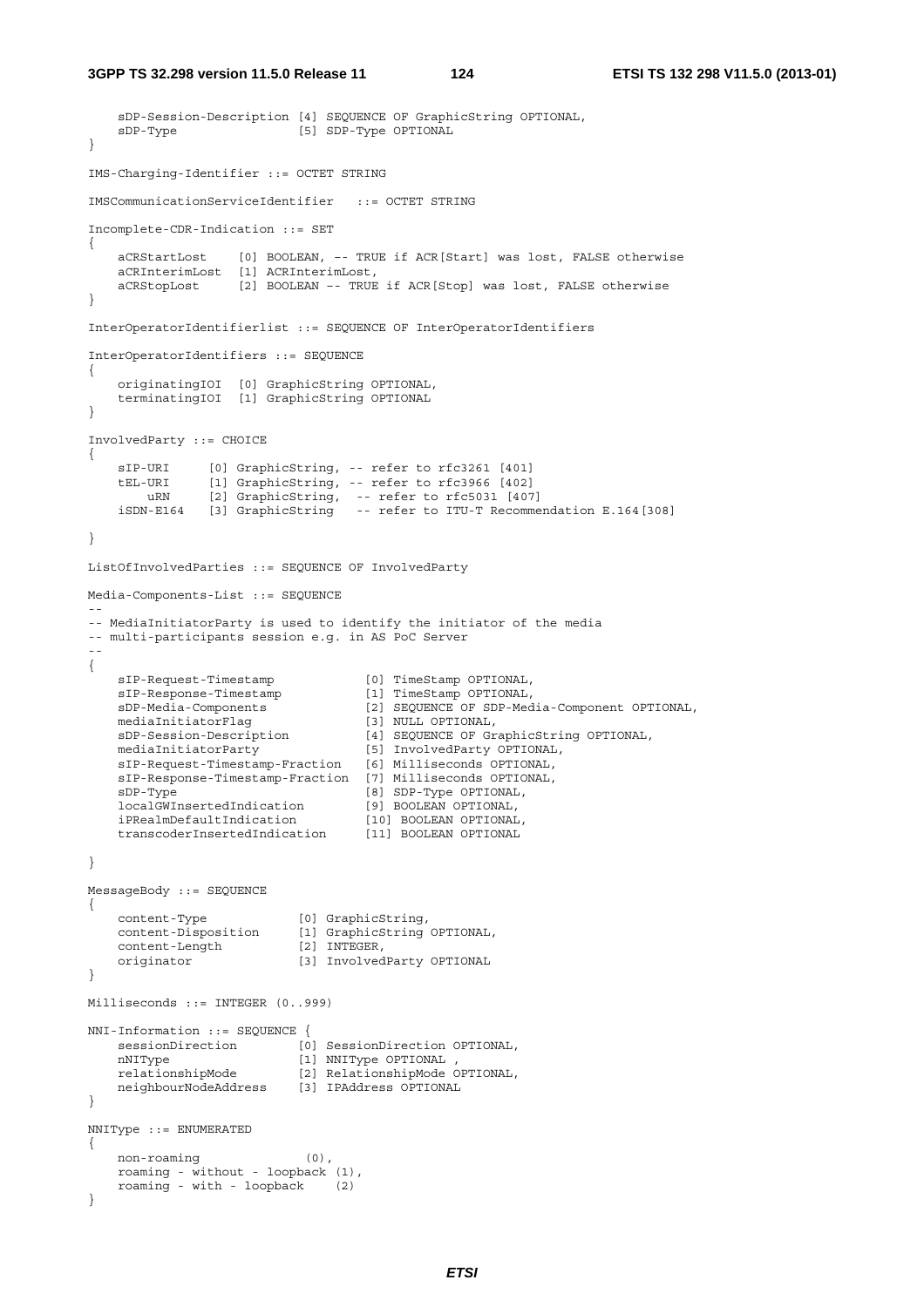```
    sDP-Session-Description [4] SEQUENCE OF GraphicString OPTIONAL,
    sDP-Type                [5] SDP-Type OPTIONAL
}

IMS-Charging-Identifier ::= OCTET STRING

IMSCommunicationServiceIdentifier   ::= OCTET STRING

Incomplete-CDR-Indication ::= SET
{
    aCRStartLost    [0] BOOLEAN, -- TRUE if ACR[Start] was lost, FALSE otherwise
    aCRInterimLost  [1] ACRInterimLost,
    aCRStopLost     [2] BOOLEAN -- TRUE if ACR[Stop] was lost, FALSE otherwise
}

InterOperatorIdentifierlist ::= SEQUENCE OF InterOperatorIdentifiers

InterOperatorIdentifiers ::= SEQUENCE
{
    originatingIOI  [0] GraphicString OPTIONAL,
    terminatingIOI  [1] GraphicString OPTIONAL
}

InvolvedParty ::= CHOICE
{
    sIP-URI     [0] GraphicString, -- refer to rfc3261 [401]
    tEL-URI     [1] GraphicString, -- refer to rfc3966 [402]
        uRN     [2] GraphicString,  -- refer to rfc5031 [407]
    iSDN-E164   [3] GraphicString   -- refer to ITU-T Recommendation E.164[308]

}

ListOfInvolvedParties ::= SEQUENCE OF InvolvedParty

Media-Components-List ::= SEQUENCE
--
-- MediaInitiatorParty is used to identify the initiator of the media
-- multi-participants session e.g. in AS PoC Server
--
{
    sIP-Request-Timestamp            [0] TimeStamp OPTIONAL,
    sIP-Response-Timestamp           [1] TimeStamp OPTIONAL,
    sDP-Media-Components             [2] SEQUENCE OF SDP-Media-Component OPTIONAL,
    mediaInitiatorFlag               [3] NULL OPTIONAL,
    sDP-Session-Description          [4] SEQUENCE OF GraphicString OPTIONAL,
    mediaInitiatorParty              [5] InvolvedParty OPTIONAL,
    sIP-Request-Timestamp-Fraction   [6] Milliseconds OPTIONAL,
    sIP-Response-Timestamp-Fraction  [7] Milliseconds OPTIONAL,
    sDP-Type                         [8] SDP-Type OPTIONAL,
    localGWInsertedIndication        [9] BOOLEAN OPTIONAL,
    iPRealmDefaultIndication         [10] BOOLEAN OPTIONAL,
    transcoderInsertedIndication     [11] BOOLEAN OPTIONAL

}

MessageBody ::= SEQUENCE
{
    content-Type            [0] GraphicString,
    content-Disposition     [1] GraphicString OPTIONAL,
    content-Length          [2] INTEGER,
    originator              [3] InvolvedParty OPTIONAL
}

Milliseconds ::= INTEGER (0..999)

NNI-Information ::= SEQUENCE {
    sessionDirection        [0] SessionDirection OPTIONAL,
    nNIType                 [1] NNIType OPTIONAL ,
    relationshipMode        [2] RelationshipMode OPTIONAL,
    neighbourNodeAddress    [3] IPAddress OPTIONAL
}

NNIType ::= ENUMERATED
{
    non-roaming              (0),
    roaming - without - loopback (1),
    roaming - with - loopback    (2)
}
```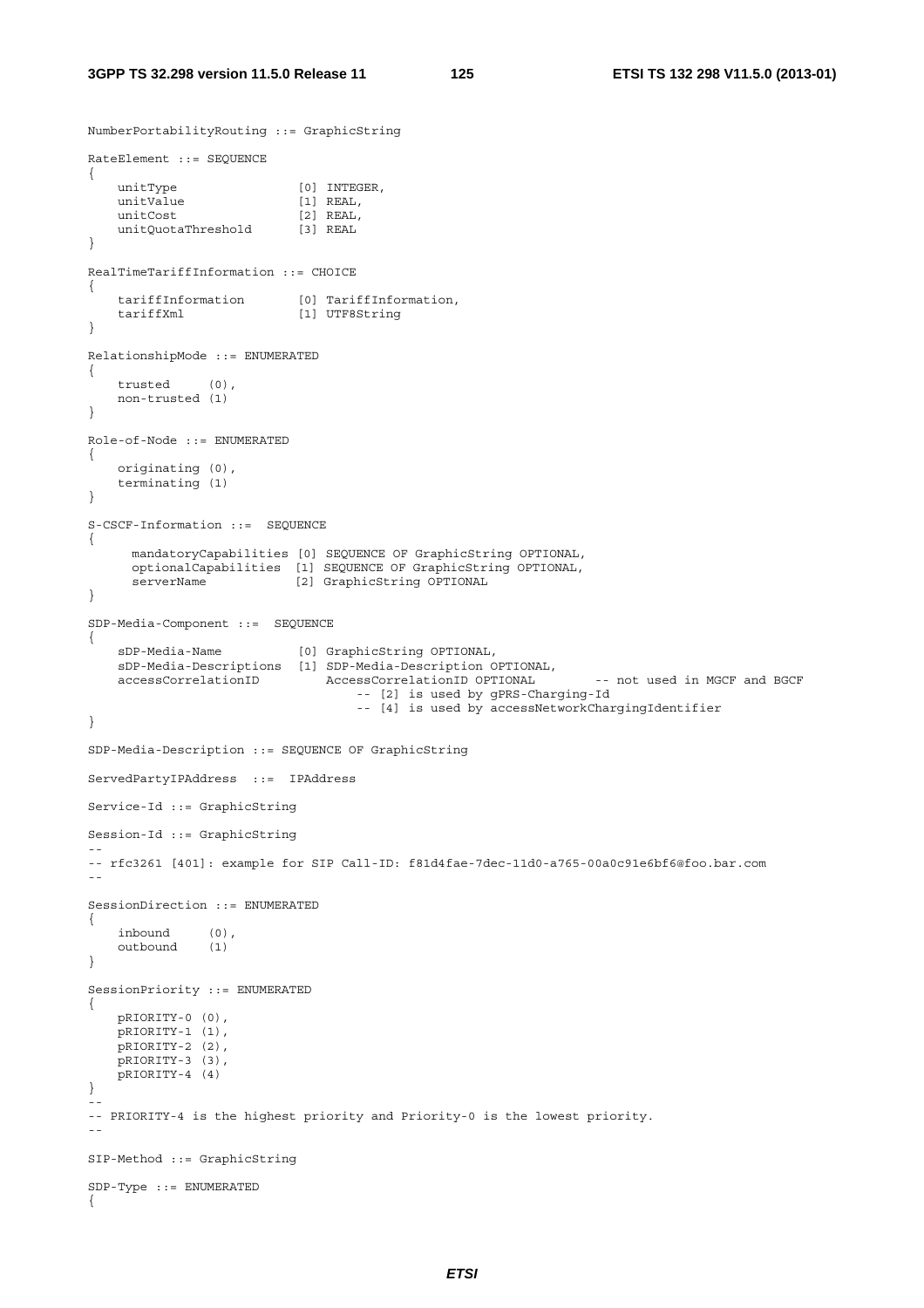```
NumberPortabilityRouting ::= GraphicString

RateElement ::= SEQUENCE
{
    unitType                [0] INTEGER,
    unitValue               [1] REAL,
    unitCost                [2] REAL,
    unitQuotaThreshold      [3] REAL
}

RealTimeTariffInformation ::= CHOICE
{
    tariffInformation       [0] TariffInformation,
    tariffXml               [1] UTF8String
}

RelationshipMode ::= ENUMERATED
{
    trusted     (0),
    non-trusted (1)
}

Role-of-Node ::= ENUMERATED
{
    originating (0),
    terminating (1)
}

S-CSCF-Information ::=  SEQUENCE
{
      mandatoryCapabilities [0] SEQUENCE OF GraphicString OPTIONAL,
      optionalCapabilities  [1] SEQUENCE OF GraphicString OPTIONAL,
      serverName            [2] GraphicString OPTIONAL
}

SDP-Media-Component ::=  SEQUENCE
{
    sDP-Media-Name          [0] GraphicString OPTIONAL,
    sDP-Media-Descriptions  [1] SDP-Media-Description OPTIONAL,
    accessCorrelationID         AccessCorrelationID OPTIONAL        -- not used in MGCF and BGCF
                                    -- [2] is used by gPRS-Charging-Id
                                    -- [4] is used by accessNetworkChargingIdentifier
}

SDP-Media-Description ::= SEQUENCE OF GraphicString

ServedPartyIPAddress  ::=  IPAddress

Service-Id ::= GraphicString

Session-Id ::= GraphicString
--
-- rfc3261 [401]: example for SIP Call-ID: f81d4fae-7dec-11d0-a765-00a0c91e6bf6@foo.bar.com
--

SessionDirection ::= ENUMERATED
{
    inbound     (0),
    outbound    (1)
}

SessionPriority ::= ENUMERATED
{
    pRIORITY-0 (0),
    pRIORITY-1 (1),
    pRIORITY-2 (2),
    pRIORITY-3 (3),
    pRIORITY-4 (4)
}
--
-- PRIORITY-4 is the highest priority and Priority-0 is the lowest priority.
--

SIP-Method ::= GraphicString

SDP-Type ::= ENUMERATED
{
```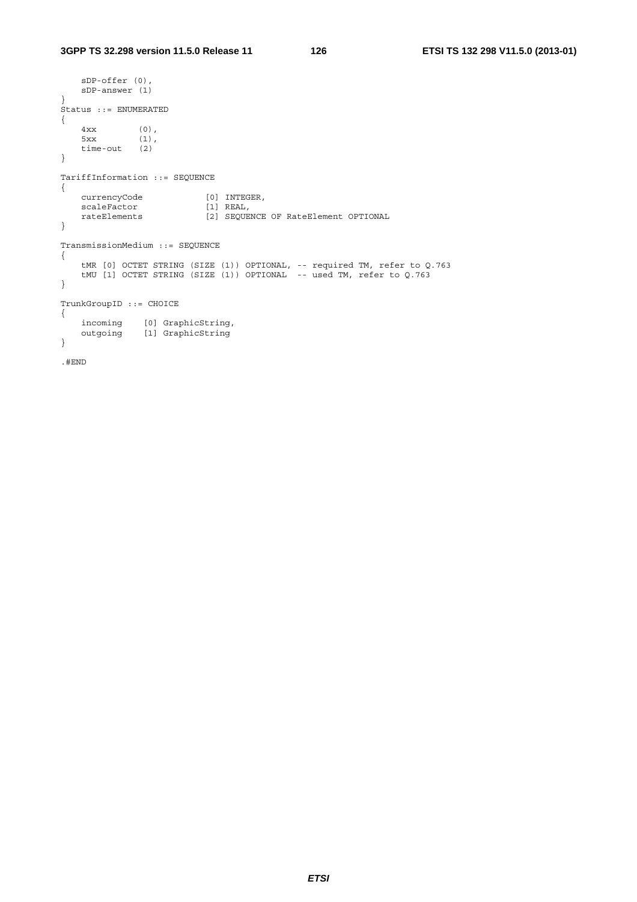```
    sDP-offer (0),
    sDP-answer (1)
}
Status ::= ENUMERATED
{
    4xx         (0),
    5xx         (1),
    time-out    (2)
}

TariffInformation ::= SEQUENCE
{
    currencyCode            [0] INTEGER,
    scaleFactor             [1] REAL,
    rateElements            [2] SEQUENCE OF RateElement OPTIONAL
}

TransmissionMedium ::= SEQUENCE
{
    tMR [0] OCTET STRING (SIZE (1)) OPTIONAL, -- required TM, refer to Q.763
    tMU [1] OCTET STRING (SIZE (1)) OPTIONAL  -- used TM, refer to Q.763
}

TrunkGroupID ::= CHOICE
{
    incoming    [0] GraphicString,
    outgoing    [1] GraphicString
}

.#END
```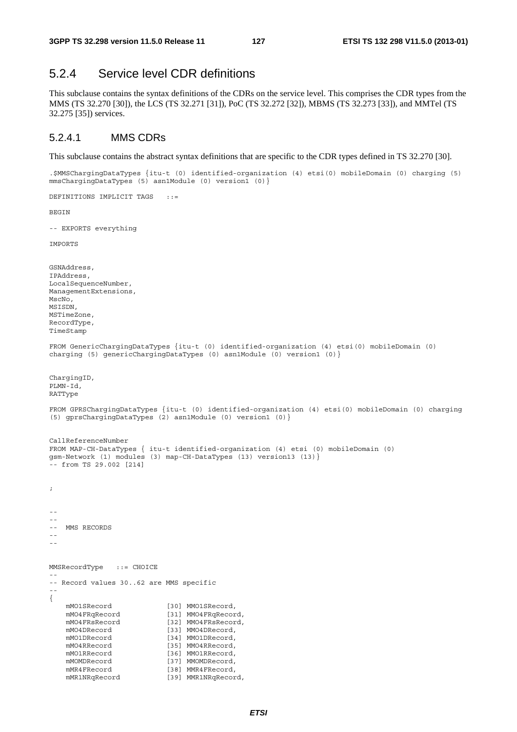## 5.2.4 Service level CDR definitions

This subclause contains the syntax definitions of the CDRs on the service level. This comprises the CDR types from the MMS (TS 32.270 [30]), the LCS (TS 32.271 [31]), PoC (TS 32.272 [32]), MBMS (TS 32.273 [33]), and MMTel (TS 32.275 [35]) services.

### 5.2.4.1 MMS CDRs

This subclause contains the abstract syntax definitions that are specific to the CDR types defined in TS 32.270 [30].

```
.$MMSChargingDataTypes {itu-t (0) identified-organization (4) etsi(0) mobileDomain (0) charging (5)
mmsChargingDataTypes (5) asn1Module (0) version1 (0)}

DEFINITIONS IMPLICIT TAGS   ::=

BEGIN

-- EXPORTS everything

IMPORTS


GSNAddress,
IPAddress,
LocalSequenceNumber,
ManagementExtensions,
MscNo,
MSISDN,
MSTimeZone,
RecordType,
TimeStamp

FROM GenericChargingDataTypes {itu-t (0) identified-organization (4) etsi(0) mobileDomain (0)
charging (5) genericChargingDataTypes (0) asn1Module (0) version1 (0)}


ChargingID,
PLMN-Id,
RATType

FROM GPRSChargingDataTypes {itu-t (0) identified-organization (4) etsi(0) mobileDomain (0) charging
(5) gprsChargingDataTypes (2) asn1Module (0) version1 (0)}


CallReferenceNumber
FROM MAP-CH-DataTypes { itu-t identified-organization (4) etsi (0) mobileDomain (0)
gsm-Network (1) modules (3) map-CH-DataTypes (13) version13 (13)}
-- from TS 29.002 [214]


;



--
--
--  MMS RECORDS
--
--


MMSRecordType   ::= CHOICE
--
-- Record values 30..62 are MMS specific
--
{
    mMO1SRecord             [30] MMO1SRecord,
    mMO4FRqRecord           [31] MMO4FRqRecord,
    mMO4FRsRecord           [32] MMO4FRsRecord,
    mMO4DRecord             [33] MMO4DRecord,
    mMO1DRecord             [34] MMO1DRecord,
    mMO4RRecord             [35] MMO4RRecord,
    mMO1RRecord             [36] MMO1RRecord,
    mMOMDRecord             [37] MMOMDRecord,
    mMR4FRecord             [38] MMR4FRecord,
    mMR1NRqRecord           [39] MMR1NRqRecord,
```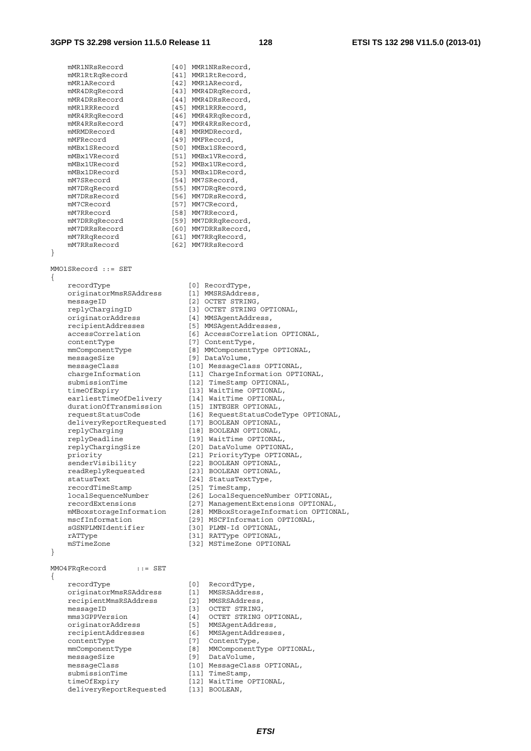```
    mMR1NRsRecord            [40] MMR1NRsRecord,
    mMR1RtRqRecord           [41] MMR1RtRecord,
    mMR1ARecord              [42] MMR1ARecord,
    mMR4DRqRecord            [43] MMR4DRqRecord,
    mMR4DRsRecord            [44] MMR4DRsRecord,
    mMR1RRRecord             [45] MMR1RRRecord,
    mMR4RRqRecord            [46] MMR4RRqRecord,
    mMR4RRsRecord            [47] MMR4RRsRecord,
    mMRMDRecord              [48] MMRMDRecord,
    mMFRecord                [49] MMFRecord,
    mMBx1SRecord             [50] MMBx1SRecord,
    mMBx1VRecord             [51] MMBx1VRecord,
    mMBx1URecord             [52] MMBx1URecord,
    mMBx1DRecord             [53] MMBx1DRecord,
    mM7SRecord               [54] MM7SRecord,
    mM7DRqRecord             [55] MM7DRqRecord,
    mM7DRsRecord             [56] MM7DRsRecord,
    mM7CRecord               [57] MM7CRecord,
    mM7RRecord               [58] MM7RRecord,
    mM7DRRqRecord            [59] MM7DRRqRecord,
    mM7DRRsRecord            [60] MM7DRRsRecord,
    mM7RRqRecord             [61] MM7RRqRecord,
    mM7RRsRecord             [62] MM7RRsRecord
}

MMO1SRecord ::= SET
{
    recordType                  [0] RecordType,
    originatorMmsRSAddress      [1] MMSRSAddress,
    messageID                   [2] OCTET STRING,
    replyChargingID             [3] OCTET STRING OPTIONAL,
    originatorAddress           [4] MMSAgentAddress,
    recipientAddresses          [5] MMSAgentAddresses,
    accessCorrelation           [6] AccessCorrelation OPTIONAL,
    contentType                 [7] ContentType,
    mmComponentType             [8] MMComponentType OPTIONAL,
    messageSize                 [9] DataVolume,
    messageClass                [10] MessageClass OPTIONAL,
    chargeInformation           [11] ChargeInformation OPTIONAL,
    submissionTime              [12] TimeStamp OPTIONAL,
    timeOfExpiry                [13] WaitTime OPTIONAL,
    earliestTimeOfDelivery      [14] WaitTime OPTIONAL,
    durationOfTransmission      [15] INTEGER OPTIONAL,
    requestStatusCode           [16] RequestStatusCodeType OPTIONAL,
    deliveryReportRequested     [17] BOOLEAN OPTIONAL,
    replyCharging               [18] BOOLEAN OPTIONAL,
    replyDeadline               [19] WaitTime OPTIONAL,
    replyChargingSize           [20] DataVolume OPTIONAL,
    priority                    [21] PriorityType OPTIONAL,
    senderVisibility            [22] BOOLEAN OPTIONAL,
    readReplyRequested          [23] BOOLEAN OPTIONAL,
    statusText                  [24] StatusTextType,
    recordTimeStamp             [25] TimeStamp,
    localSequenceNumber         [26] LocalSequenceNumber OPTIONAL,
    recordExtensions            [27] ManagementExtensions OPTIONAL,
    mMBoxstorageInformation     [28] MMBoxStorageInformation OPTIONAL,
    mscfInformation             [29] MSCFInformation OPTIONAL,
    sGSNPLMNIdentifier          [30] PLMN-Id OPTIONAL,
    rATType                     [31] RATType OPTIONAL,
    mSTimeZone                  [32] MSTimeZone OPTIONAL
}

MMO4FRqRecord       ::= SET
{
    recordType                  [0]  RecordType,
    originatorMmsRSAddress      [1]  MMSRSAddress,
    recipientMmsRSAddress       [2]  MMSRSAddress,
    messageID                   [3]  OCTET STRING,
    mms3GPPVersion              [4]  OCTET STRING OPTIONAL,
    originatorAddress           [5]  MMSAgentAddress,
    recipientAddresses          [6]  MMSAgentAddresses,
    contentType                 [7]  ContentType,
    mmComponentType             [8]  MMComponentType OPTIONAL,
    messageSize                 [9]  DataVolume,
    messageClass                [10] MessageClass OPTIONAL,
    submissionTime              [11] TimeStamp,
    timeOfExpiry                [12] WaitTime OPTIONAL,
    deliveryReportRequested     [13] BOOLEAN,
```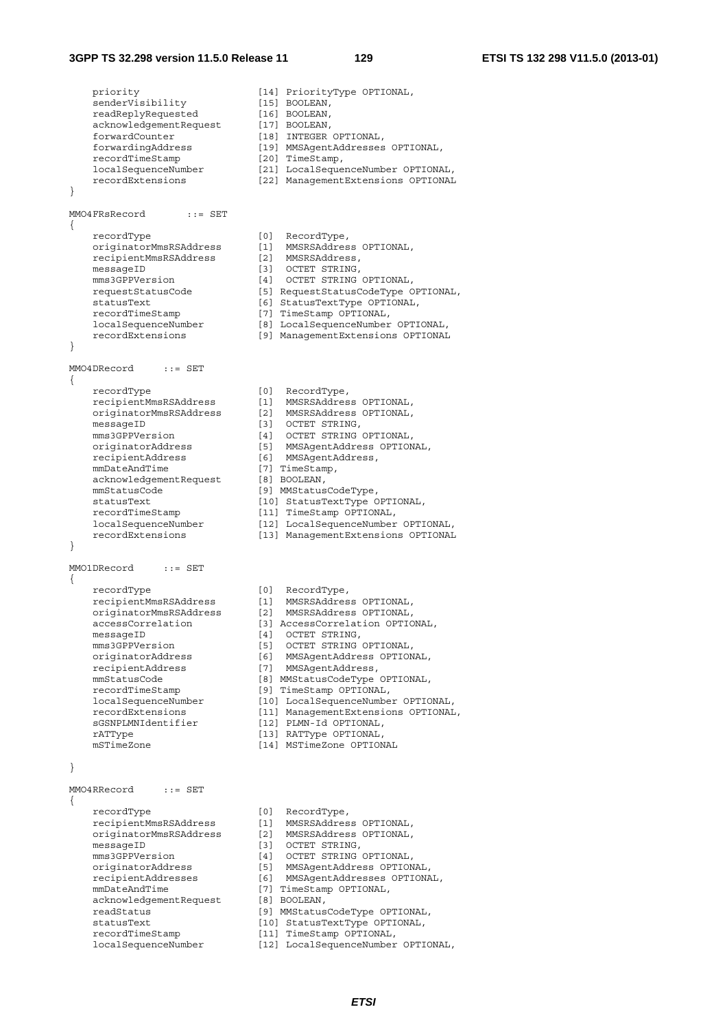```
    priority                    [14] PriorityType OPTIONAL,
    senderVisibility            [15] BOOLEAN,
    readReplyRequested          [16] BOOLEAN,
    acknowledgementRequest      [17] BOOLEAN,
    forwardCounter              [18] INTEGER OPTIONAL,
    forwardingAddress           [19] MMSAgentAddresses OPTIONAL,
    recordTimeStamp             [20] TimeStamp,
    localSequenceNumber         [21] LocalSequenceNumber OPTIONAL,
    recordExtensions            [22] ManagementExtensions OPTIONAL
}

MMO4FRsRecord       ::= SET
{
    recordType                  [0]  RecordType,
    originatorMmsRSAddress      [1]  MMSRSAddress OPTIONAL,
    recipientMmsRSAddress       [2]  MMSRSAddress,
    messageID                   [3]  OCTET STRING,
    mms3GPPVersion              [4]  OCTET STRING OPTIONAL,
    requestStatusCode           [5] RequestStatusCodeType OPTIONAL,
    statusText                  [6] StatusTextType OPTIONAL,
    recordTimeStamp             [7] TimeStamp OPTIONAL,
    localSequenceNumber         [8] LocalSequenceNumber OPTIONAL,
    recordExtensions            [9] ManagementExtensions OPTIONAL
}

MMO4DRecord     ::= SET
{
    recordType                  [0]  RecordType,
    recipientMmsRSAddress       [1]  MMSRSAddress OPTIONAL,
    originatorMmsRSAddress      [2]  MMSRSAddress OPTIONAL,
    messageID                   [3]  OCTET STRING,
    mms3GPPVersion              [4]  OCTET STRING OPTIONAL,
    originatorAddress           [5]  MMSAgentAddress OPTIONAL,
    recipientAddress            [6]  MMSAgentAddress,
    mmDateAndTime               [7] TimeStamp,
    acknowledgementRequest      [8] BOOLEAN,
    mmStatusCode                [9] MMStatusCodeType,
    statusText                  [10] StatusTextType OPTIONAL,
    recordTimeStamp             [11] TimeStamp OPTIONAL,
    localSequenceNumber         [12] LocalSequenceNumber OPTIONAL,
    recordExtensions            [13] ManagementExtensions OPTIONAL
}

MMO1DRecord     ::= SET
{
    recordType                  [0]  RecordType,
    recipientMmsRSAddress       [1]  MMSRSAddress OPTIONAL,
    originatorMmsRSAddress      [2]  MMSRSAddress OPTIONAL,
    accessCorrelation           [3] AccessCorrelation OPTIONAL,
    messageID                   [4]  OCTET STRING,
    mms3GPPVersion              [5]  OCTET STRING OPTIONAL,
    originatorAddress           [6]  MMSAgentAddress OPTIONAL,
    recipientAddress            [7]  MMSAgentAddress,
    mmStatusCode                [8] MMStatusCodeType OPTIONAL,
    recordTimeStamp             [9] TimeStamp OPTIONAL,
    localSequenceNumber         [10] LocalSequenceNumber OPTIONAL,
    recordExtensions            [11] ManagementExtensions OPTIONAL,
    sGSNPLMNIdentifier          [12] PLMN-Id OPTIONAL,
    rATType                     [13] RATType OPTIONAL,
    mSTimeZone                  [14] MSTimeZone OPTIONAL

}

MMO4RRecord     ::= SET
{
    recordType                  [0]  RecordType,
    recipientMmsRSAddress       [1]  MMSRSAddress OPTIONAL,
    originatorMmsRSAddress      [2]  MMSRSAddress OPTIONAL,
    messageID                   [3]  OCTET STRING,
    mms3GPPVersion              [4]  OCTET STRING OPTIONAL,
    originatorAddress           [5]  MMSAgentAddress OPTIONAL,
    recipientAddresses          [6]  MMSAgentAddresses OPTIONAL,
    mmDateAndTime               [7] TimeStamp OPTIONAL,
    acknowledgementRequest      [8] BOOLEAN,
    readStatus                  [9] MMStatusCodeType OPTIONAL,
    statusText                  [10] StatusTextType OPTIONAL,
    recordTimeStamp             [11] TimeStamp OPTIONAL,
    localSequenceNumber         [12] LocalSequenceNumber OPTIONAL,
```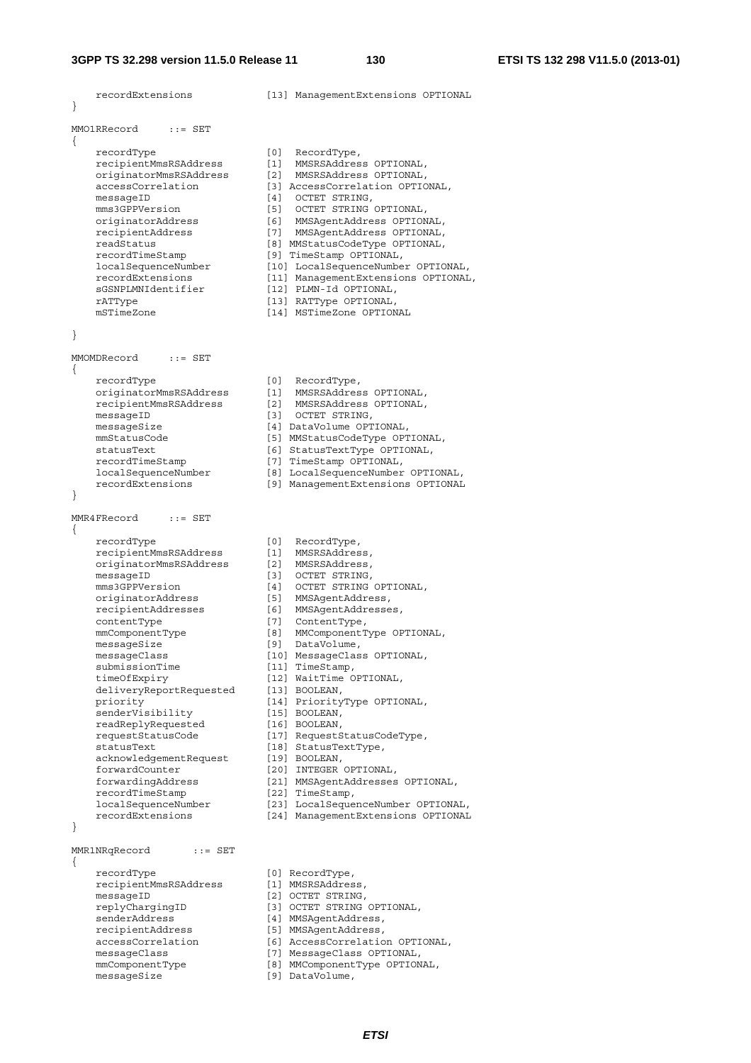```
    recordExtensions            [13] ManagementExtensions OPTIONAL
}

MMO1RRecord     ::= SET
{
    recordType                  [0]  RecordType,
    recipientMmsRSAddress       [1]  MMSRSAddress OPTIONAL,
    originatorMmsRSAddress      [2]  MMSRSAddress OPTIONAL,
    accessCorrelation           [3] AccessCorrelation OPTIONAL,
    messageID                   [4]  OCTET STRING,
    mms3GPPVersion              [5]  OCTET STRING OPTIONAL,
    originatorAddress           [6]  MMSAgentAddress OPTIONAL,
    recipientAddress            [7]  MMSAgentAddress OPTIONAL,
    readStatus                  [8] MMStatusCodeType OPTIONAL,
    recordTimeStamp             [9] TimeStamp OPTIONAL,
    localSequenceNumber         [10] LocalSequenceNumber OPTIONAL,
    recordExtensions            [11] ManagementExtensions OPTIONAL,
    sGSNPLMNIdentifier          [12] PLMN-Id OPTIONAL,
    rATType                     [13] RATType OPTIONAL,
    mSTimeZone                  [14] MSTimeZone OPTIONAL

}

MMOMDRecord     ::= SET
{
    recordType                  [0]  RecordType,
    originatorMmsRSAddress      [1]  MMSRSAddress OPTIONAL,
    recipientMmsRSAddress       [2]  MMSRSAddress OPTIONAL,
    messageID                   [3]  OCTET STRING,
    messageSize                 [4] DataVolume OPTIONAL,
    mmStatusCode                [5] MMStatusCodeType OPTIONAL,
    statusText                  [6] StatusTextType OPTIONAL,
    recordTimeStamp             [7] TimeStamp OPTIONAL,
    localSequenceNumber         [8] LocalSequenceNumber OPTIONAL,
    recordExtensions            [9] ManagementExtensions OPTIONAL
}

MMR4FRecord     ::= SET
{
    recordType                  [0]  RecordType,
    recipientMmsRSAddress       [1]  MMSRSAddress,
    originatorMmsRSAddress      [2]  MMSRSAddress,
    messageID                   [3]  OCTET STRING,
    mms3GPPVersion              [4]  OCTET STRING OPTIONAL,
    originatorAddress           [5]  MMSAgentAddress,
    recipientAddresses          [6]  MMSAgentAddresses,
    contentType                 [7]  ContentType,
    mmComponentType             [8]  MMComponentType OPTIONAL,
    messageSize                 [9]  DataVolume,
    messageClass                [10] MessageClass OPTIONAL,
    submissionTime              [11] TimeStamp,
    timeOfExpiry                [12] WaitTime OPTIONAL,
    deliveryReportRequested     [13] BOOLEAN,
    priority                    [14] PriorityType OPTIONAL,
    senderVisibility            [15] BOOLEAN,
    readReplyRequested          [16] BOOLEAN,
    requestStatusCode           [17] RequestStatusCodeType,
    statusText                  [18] StatusTextType,
    acknowledgementRequest      [19] BOOLEAN,
    forwardCounter              [20] INTEGER OPTIONAL,
    forwardingAddress           [21] MMSAgentAddresses OPTIONAL,
    recordTimeStamp             [22] TimeStamp,
    localSequenceNumber         [23] LocalSequenceNumber OPTIONAL,
    recordExtensions            [24] ManagementExtensions OPTIONAL
}

MMR1NRqRecord       ::= SET
{
    recordType                  [0] RecordType,
    recipientMmsRSAddress       [1] MMSRSAddress,
    messageID                   [2] OCTET STRING,
    replyChargingID             [3] OCTET STRING OPTIONAL,
    senderAddress               [4] MMSAgentAddress,
    recipientAddress            [5] MMSAgentAddress,
    accessCorrelation           [6] AccessCorrelation OPTIONAL,
    messageClass                [7] MessageClass OPTIONAL,
    mmComponentType             [8] MMComponentType OPTIONAL,
    messageSize                 [9] DataVolume,
```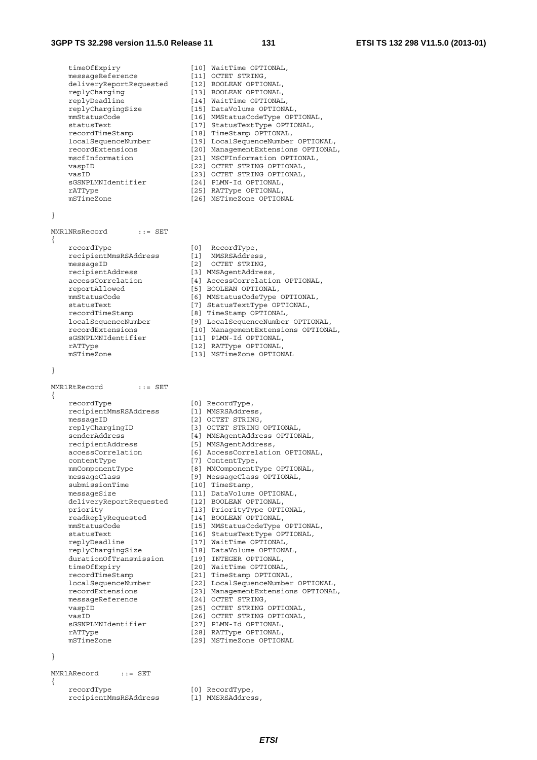```
    timeOfExpiry                [10] WaitTime OPTIONAL,
    messageReference            [11] OCTET STRING,
    deliveryReportRequested     [12] BOOLEAN OPTIONAL,
    replyCharging               [13] BOOLEAN OPTIONAL,
    replyDeadline               [14] WaitTime OPTIONAL,
    replyChargingSize           [15] DataVolume OPTIONAL,
    mmStatusCode                [16] MMStatusCodeType OPTIONAL,
    statusText                  [17] StatusTextType OPTIONAL,
    recordTimeStamp             [18] TimeStamp OPTIONAL,
    localSequenceNumber         [19] LocalSequenceNumber OPTIONAL,
    recordExtensions            [20] ManagementExtensions OPTIONAL,
    mscfInformation             [21] MSCFInformation OPTIONAL,
    vaspID                      [22] OCTET STRING OPTIONAL,
    vasID                       [23] OCTET STRING OPTIONAL,
    sGSNPLMNIdentifier          [24] PLMN-Id OPTIONAL,
    rATType                     [25] RATType OPTIONAL,
    mSTimeZone                  [26] MSTimeZone OPTIONAL

}

MMR1NRsRecord       ::= SET
{
    recordType                  [0]  RecordType,
    recipientMmsRSAddress       [1]  MMSRSAddress,
    messageID                   [2]  OCTET STRING,
    recipientAddress            [3] MMSAgentAddress,
    accessCorrelation           [4] AccessCorrelation OPTIONAL,
    reportAllowed               [5] BOOLEAN OPTIONAL,
    mmStatusCode                [6] MMStatusCodeType OPTIONAL,
    statusText                  [7] StatusTextType OPTIONAL,
    recordTimeStamp             [8] TimeStamp OPTIONAL,
    localSequenceNumber         [9] LocalSequenceNumber OPTIONAL,
    recordExtensions            [10] ManagementExtensions OPTIONAL,
    sGSNPLMNIdentifier          [11] PLMN-Id OPTIONAL,
    rATType                     [12] RATType OPTIONAL,
    mSTimeZone                  [13] MSTimeZone OPTIONAL

}

MMR1RtRecord        ::= SET
{
    recordType                  [0] RecordType,
    recipientMmsRSAddress       [1] MMSRSAddress,
    messageID                   [2] OCTET STRING,
    replyChargingID             [3] OCTET STRING OPTIONAL,
    senderAddress               [4] MMSAgentAddress OPTIONAL,
    recipientAddress            [5] MMSAgentAddress,
    accessCorrelation           [6] AccessCorrelation OPTIONAL,
    contentType                 [7] ContentType,
    mmComponentType             [8] MMComponentType OPTIONAL,
    messageClass                [9] MessageClass OPTIONAL,
    submissionTime              [10] TimeStamp,
    messageSize                 [11] DataVolume OPTIONAL,
    deliveryReportRequested     [12] BOOLEAN OPTIONAL,
    priority                    [13] PriorityType OPTIONAL,
    readReplyRequested          [14] BOOLEAN OPTIONAL,
    mmStatusCode                [15] MMStatusCodeType OPTIONAL,
    statusText                  [16] StatusTextType OPTIONAL,
    replyDeadline               [17] WaitTime OPTIONAL,
    replyChargingSize           [18] DataVolume OPTIONAL,
    durationOfTransmission      [19] INTEGER OPTIONAL,
    timeOfExpiry                [20] WaitTime OPTIONAL,
    recordTimeStamp             [21] TimeStamp OPTIONAL,
    localSequenceNumber         [22] LocalSequenceNumber OPTIONAL,
    recordExtensions            [23] ManagementExtensions OPTIONAL,
    messageReference            [24] OCTET STRING,
    vaspID                      [25] OCTET STRING OPTIONAL,
    vasID                       [26] OCTET STRING OPTIONAL,
    sGSNPLMNIdentifier          [27] PLMN-Id OPTIONAL,
    rATType                     [28] RATType OPTIONAL,
    mSTimeZone                  [29] MSTimeZone OPTIONAL

}

MMR1ARecord     ::= SET
{
    recordType                  [0] RecordType,
    recipientMmsRSAddress       [1] MMSRSAddress,
```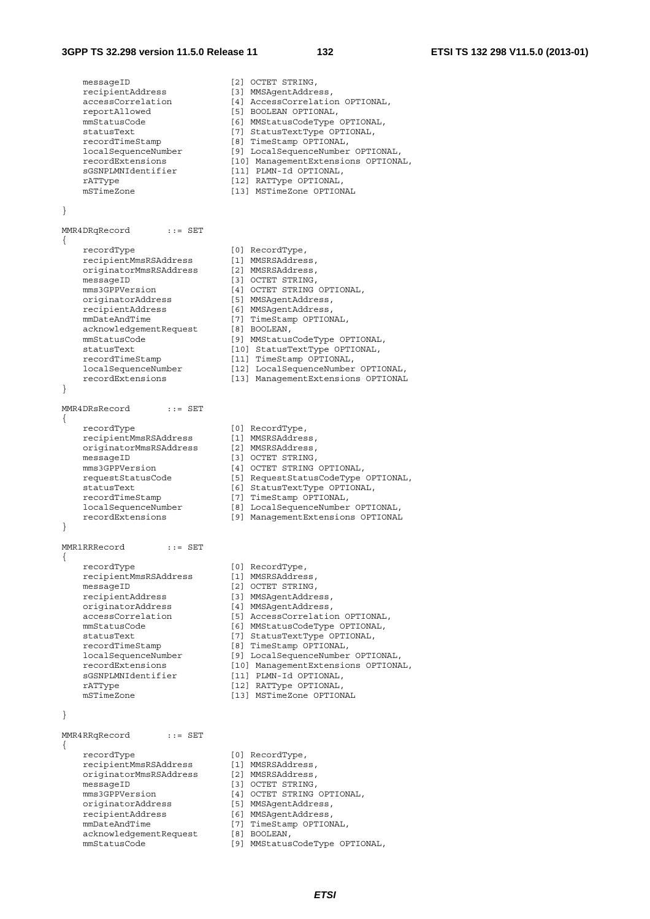```
    messageID                   [2] OCTET STRING,
    recipientAddress            [3] MMSAgentAddress,
    accessCorrelation           [4] AccessCorrelation OPTIONAL,
    reportAllowed               [5] BOOLEAN OPTIONAL,
    mmStatusCode                [6] MMStatusCodeType OPTIONAL,
    statusText                  [7] StatusTextType OPTIONAL,
    recordTimeStamp             [8] TimeStamp OPTIONAL,
    localSequenceNumber         [9] LocalSequenceNumber OPTIONAL,
    recordExtensions            [10] ManagementExtensions OPTIONAL,
    sGSNPLMNIdentifier          [11] PLMN-Id OPTIONAL,
    rATType                     [12] RATType OPTIONAL,
    mSTimeZone                  [13] MSTimeZone OPTIONAL

}

MMR4DRqRecord       ::= SET
{
    recordType                  [0] RecordType,
    recipientMmsRSAddress       [1] MMSRSAddress,
    originatorMmsRSAddress      [2] MMSRSAddress,
    messageID                   [3] OCTET STRING,
    mms3GPPVersion              [4] OCTET STRING OPTIONAL,
    originatorAddress           [5] MMSAgentAddress,
    recipientAddress            [6] MMSAgentAddress,
    mmDateAndTime               [7] TimeStamp OPTIONAL,
    acknowledgementRequest      [8] BOOLEAN,
    mmStatusCode                [9] MMStatusCodeType OPTIONAL,
    statusText                  [10] StatusTextType OPTIONAL,
    recordTimeStamp             [11] TimeStamp OPTIONAL,
    localSequenceNumber         [12] LocalSequenceNumber OPTIONAL,
    recordExtensions            [13] ManagementExtensions OPTIONAL
}

MMR4DRsRecord       ::= SET
{
    recordType                  [0] RecordType,
    recipientMmsRSAddress       [1] MMSRSAddress,
    originatorMmsRSAddress      [2] MMSRSAddress,
    messageID                   [3] OCTET STRING,
    mms3GPPVersion              [4] OCTET STRING OPTIONAL,
    requestStatusCode           [5] RequestStatusCodeType OPTIONAL,
    statusText                  [6] StatusTextType OPTIONAL,
    recordTimeStamp             [7] TimeStamp OPTIONAL,
    localSequenceNumber         [8] LocalSequenceNumber OPTIONAL,
    recordExtensions            [9] ManagementExtensions OPTIONAL
}

MMR1RRRecord        ::= SET
{
    recordType                  [0] RecordType,
    recipientMmsRSAddress       [1] MMSRSAddress,
    messageID                   [2] OCTET STRING,
    recipientAddress            [3] MMSAgentAddress,
    originatorAddress           [4] MMSAgentAddress,
    accessCorrelation           [5] AccessCorrelation OPTIONAL,
    mmStatusCode                [6] MMStatusCodeType OPTIONAL,
    statusText                  [7] StatusTextType OPTIONAL,
    recordTimeStamp             [8] TimeStamp OPTIONAL,
    localSequenceNumber         [9] LocalSequenceNumber OPTIONAL,
    recordExtensions            [10] ManagementExtensions OPTIONAL,
    sGSNPLMNIdentifier          [11] PLMN-Id OPTIONAL,
    rATType                     [12] RATType OPTIONAL,
    mSTimeZone                  [13] MSTimeZone OPTIONAL

}

MMR4RRqRecord       ::= SET
{
    recordType                  [0] RecordType,
    recipientMmsRSAddress       [1] MMSRSAddress,
    originatorMmsRSAddress      [2] MMSRSAddress,
    messageID                   [3] OCTET STRING,
    mms3GPPVersion              [4] OCTET STRING OPTIONAL,
    originatorAddress           [5] MMSAgentAddress,
    recipientAddress            [6] MMSAgentAddress,
    mmDateAndTime               [7] TimeStamp OPTIONAL,
    acknowledgementRequest      [8] BOOLEAN,
    mmStatusCode                [9] MMStatusCodeType OPTIONAL,
```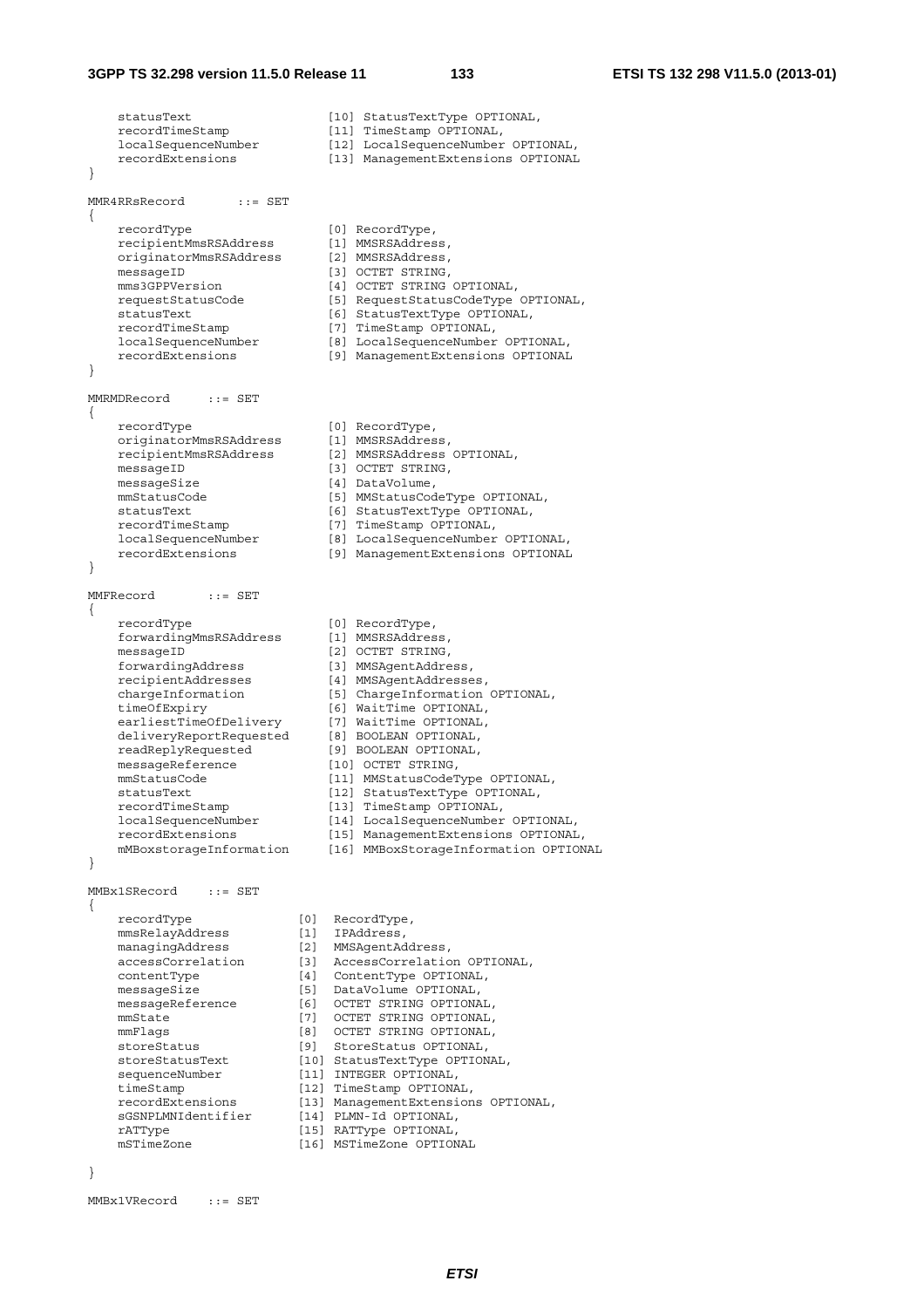```
    statusText                  [10] StatusTextType OPTIONAL,
    recordTimeStamp             [11] TimeStamp OPTIONAL,
    localSequenceNumber         [12] LocalSequenceNumber OPTIONAL,
    recordExtensions            [13] ManagementExtensions OPTIONAL
}

MMR4RRsRecord       ::= SET
{
    recordType                  [0] RecordType,
    recipientMmsRSAddress       [1] MMSRSAddress,
    originatorMmsRSAddress      [2] MMSRSAddress,
    messageID                   [3] OCTET STRING,
    mms3GPPVersion              [4] OCTET STRING OPTIONAL,
    requestStatusCode           [5] RequestStatusCodeType OPTIONAL,
    statusText                  [6] StatusTextType OPTIONAL,
    recordTimeStamp             [7] TimeStamp OPTIONAL,
    localSequenceNumber         [8] LocalSequenceNumber OPTIONAL,
    recordExtensions            [9] ManagementExtensions OPTIONAL
}

MMRMDRecord     ::= SET
{
    recordType                  [0] RecordType,
    originatorMmsRSAddress      [1] MMSRSAddress,
    recipientMmsRSAddress       [2] MMSRSAddress OPTIONAL,
    messageID                   [3] OCTET STRING,
    messageSize                 [4] DataVolume,
    mmStatusCode                [5] MMStatusCodeType OPTIONAL,
    statusText                  [6] StatusTextType OPTIONAL,
    recordTimeStamp             [7] TimeStamp OPTIONAL,
    localSequenceNumber         [8] LocalSequenceNumber OPTIONAL,
    recordExtensions            [9] ManagementExtensions OPTIONAL
}

MMFRecord       ::= SET
{
    recordType                  [0] RecordType,
    forwardingMmsRSAddress      [1] MMSRSAddress,
    messageID                   [2] OCTET STRING,
    forwardingAddress           [3] MMSAgentAddress,
    recipientAddresses          [4] MMSAgentAddresses,
    chargeInformation           [5] ChargeInformation OPTIONAL,
    timeOfExpiry                [6] WaitTime OPTIONAL,
    earliestTimeOfDelivery      [7] WaitTime OPTIONAL,
    deliveryReportRequested     [8] BOOLEAN OPTIONAL,
    readReplyRequested          [9] BOOLEAN OPTIONAL,
    messageReference            [10] OCTET STRING,
    mmStatusCode                [11] MMStatusCodeType OPTIONAL,
    statusText                  [12] StatusTextType OPTIONAL,
    recordTimeStamp             [13] TimeStamp OPTIONAL,
    localSequenceNumber         [14] LocalSequenceNumber OPTIONAL,
    recordExtensions            [15] ManagementExtensions OPTIONAL,
    mMBoxstorageInformation     [16] MMBoxStorageInformation OPTIONAL
}

MMBx1SRecord    ::= SET
{
    recordType              [0]  RecordType,
    mmsRelayAddress         [1]  IPAddress,
    managingAddress         [2]  MMSAgentAddress,
    accessCorrelation       [3]  AccessCorrelation OPTIONAL,
    contentType             [4]  ContentType OPTIONAL,
    messageSize             [5]  DataVolume OPTIONAL,
    messageReference        [6]  OCTET STRING OPTIONAL,
    mmState                 [7]  OCTET STRING OPTIONAL,
    mmFlags                 [8]  OCTET STRING OPTIONAL,
    storeStatus             [9]  StoreStatus OPTIONAL,
    storeStatusText         [10] StatusTextType OPTIONAL,
    sequenceNumber          [11] INTEGER OPTIONAL,
    timeStamp               [12] TimeStamp OPTIONAL,
    recordExtensions        [13] ManagementExtensions OPTIONAL,
    sGSNPLMNIdentifier      [14] PLMN-Id OPTIONAL,
    rATType                 [15] RATType OPTIONAL,
    mSTimeZone              [16] MSTimeZone OPTIONAL

}

MMBx1VRecord    ::= SET
```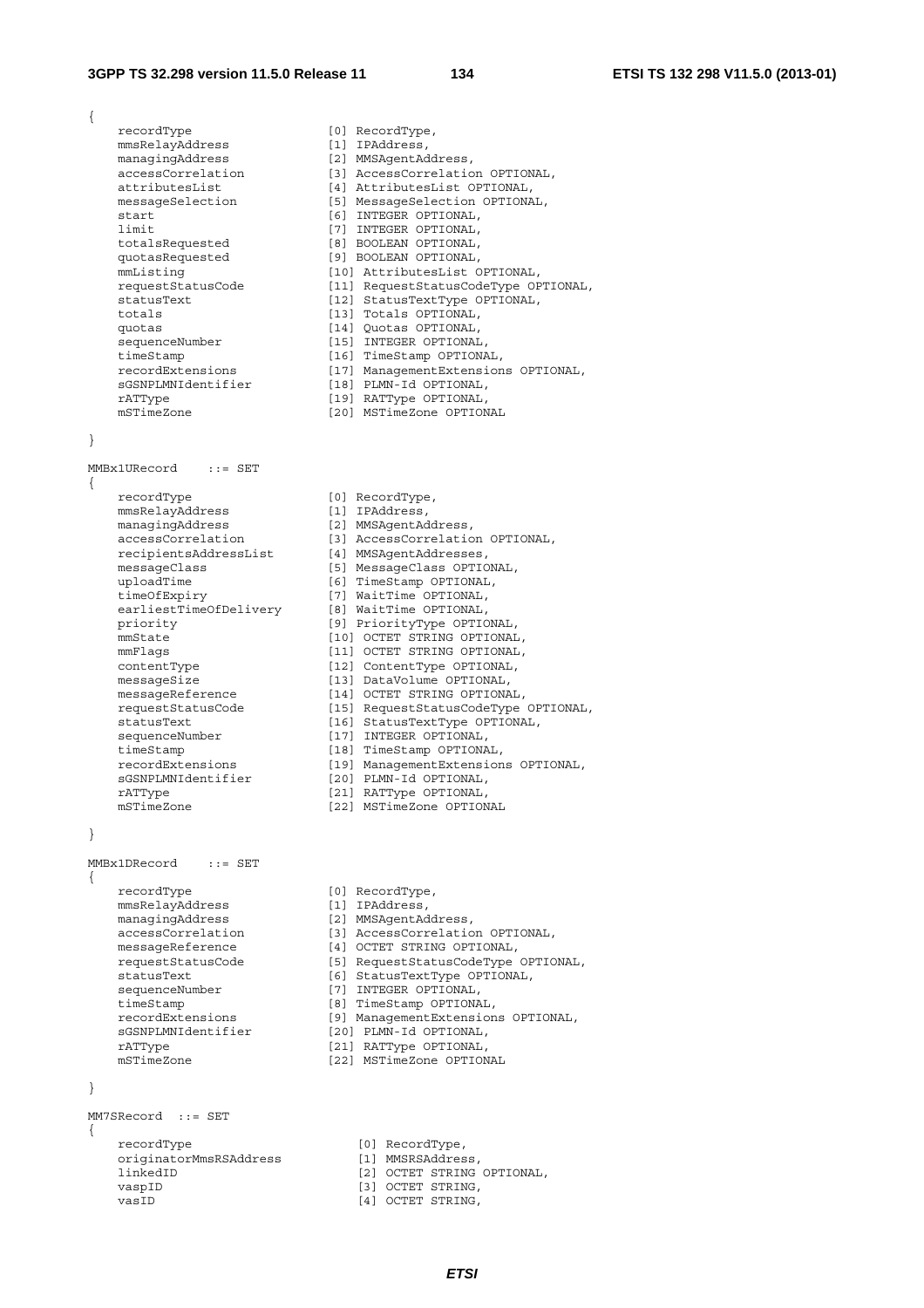```
{
    recordType                  [0] RecordType,
    mmsRelayAddress             [1] IPAddress,
    managingAddress             [2] MMSAgentAddress,
    accessCorrelation           [3] AccessCorrelation OPTIONAL,
    attributesList              [4] AttributesList OPTIONAL,
    messageSelection            [5] MessageSelection OPTIONAL,
    start                       [6] INTEGER OPTIONAL,
    limit                       [7] INTEGER OPTIONAL,
    totalsRequested             [8] BOOLEAN OPTIONAL,
    quotasRequested             [9] BOOLEAN OPTIONAL,
    mmListing                   [10] AttributesList OPTIONAL,
    requestStatusCode           [11] RequestStatusCodeType OPTIONAL,
    statusText                  [12] StatusTextType OPTIONAL,
    totals                      [13] Totals OPTIONAL,
    quotas                      [14] Quotas OPTIONAL,
    sequenceNumber              [15] INTEGER OPTIONAL,
    timeStamp                   [16] TimeStamp OPTIONAL,
    recordExtensions            [17] ManagementExtensions OPTIONAL,
    sGSNPLMNIdentifier          [18] PLMN-Id OPTIONAL,
    rATType                     [19] RATType OPTIONAL,
    mSTimeZone                  [20] MSTimeZone OPTIONAL

}

MMBx1URecord    ::= SET
{
    recordType                  [0] RecordType,
    mmsRelayAddress             [1] IPAddress,
    managingAddress             [2] MMSAgentAddress,
    accessCorrelation           [3] AccessCorrelation OPTIONAL,
    recipientsAddressList       [4] MMSAgentAddresses,
    messageClass                [5] MessageClass OPTIONAL,
    uploadTime                  [6] TimeStamp OPTIONAL,
    timeOfExpiry                [7] WaitTime OPTIONAL,
    earliestTimeOfDelivery      [8] WaitTime OPTIONAL,
    priority                    [9] PriorityType OPTIONAL,
    mmState                     [10] OCTET STRING OPTIONAL,
    mmFlags                     [11] OCTET STRING OPTIONAL,
    contentType                 [12] ContentType OPTIONAL,
    messageSize                 [13] DataVolume OPTIONAL,
    messageReference            [14] OCTET STRING OPTIONAL,
    requestStatusCode           [15] RequestStatusCodeType OPTIONAL,
    statusText                  [16] StatusTextType OPTIONAL,
    sequenceNumber              [17] INTEGER OPTIONAL,
    timeStamp                   [18] TimeStamp OPTIONAL,
    recordExtensions            [19] ManagementExtensions OPTIONAL,
    sGSNPLMNIdentifier          [20] PLMN-Id OPTIONAL,
    rATType                     [21] RATType OPTIONAL,
    mSTimeZone                  [22] MSTimeZone OPTIONAL

}

MMBx1DRecord    ::= SET
{
    recordType                  [0] RecordType,
    mmsRelayAddress             [1] IPAddress,
    managingAddress             [2] MMSAgentAddress,
    accessCorrelation           [3] AccessCorrelation OPTIONAL,
    messageReference            [4] OCTET STRING OPTIONAL,
    requestStatusCode           [5] RequestStatusCodeType OPTIONAL,
    statusText                  [6] StatusTextType OPTIONAL,
    sequenceNumber              [7] INTEGER OPTIONAL,
    timeStamp                   [8] TimeStamp OPTIONAL,
    recordExtensions            [9] ManagementExtensions OPTIONAL,
    sGSNPLMNIdentifier          [20] PLMN-Id OPTIONAL,
    rATType                     [21] RATType OPTIONAL,
    mSTimeZone                  [22] MSTimeZone OPTIONAL

}

MM7SRecord  ::= SET
{
    recordType                      [0] RecordType,
    originatorMmsRSAddress          [1] MMSRSAddress,
    linkedID                        [2] OCTET STRING OPTIONAL,
    vaspID                          [3] OCTET STRING,
    vasID                           [4] OCTET STRING,
```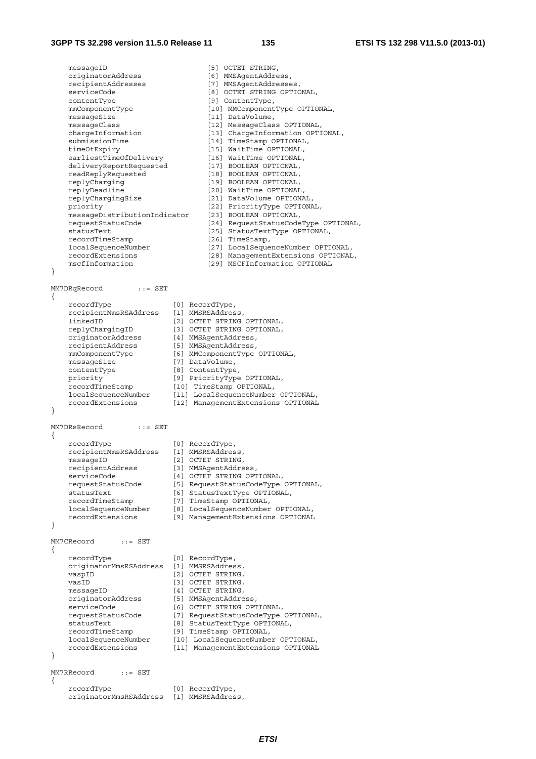```
    messageID                       [5] OCTET STRING,
    originatorAddress               [6] MMSAgentAddress,
    recipientAddresses              [7] MMSAgentAddresses,
    serviceCode                     [8] OCTET STRING OPTIONAL,
    contentType                     [9] ContentType,
    mmComponentType                 [10] MMComponentType OPTIONAL,
    messageSize                     [11] DataVolume,
    messageClass                    [12] MessageClass OPTIONAL,
    chargeInformation               [13] ChargeInformation OPTIONAL,
    submissionTime                  [14] TimeStamp OPTIONAL,
    timeOfExpiry                    [15] WaitTime OPTIONAL,
    earliestTimeOfDelivery          [16] WaitTime OPTIONAL,
    deliveryReportRequested         [17] BOOLEAN OPTIONAL,
    readReplyRequested              [18] BOOLEAN OPTIONAL,
    replyCharging                   [19] BOOLEAN OPTIONAL,
    replyDeadline                   [20] WaitTime OPTIONAL,
    replyChargingSize               [21] DataVolume OPTIONAL,
    priority                        [22] PriorityType OPTIONAL,
    messageDistributionIndicator    [23] BOOLEAN OPTIONAL,
    requestStatusCode               [24] RequestStatusCodeType OPTIONAL,
    statusText                      [25] StatusTextType OPTIONAL,
    recordTimeStamp                 [26] TimeStamp,
    localSequenceNumber             [27] LocalSequenceNumber OPTIONAL,
    recordExtensions                [28] ManagementExtensions OPTIONAL,
    mscfInformation                 [29] MSCFInformation OPTIONAL
}

MM7DRqRecord        ::= SET
{
    recordType              [0] RecordType,
    recipientMmsRSAddress   [1] MMSRSAddress,
    linkedID                [2] OCTET STRING OPTIONAL,
    replyChargingID         [3] OCTET STRING OPTIONAL,
    originatorAddress       [4] MMSAgentAddress,
    recipientAddress        [5] MMSAgentAddress,
    mmComponentType         [6] MMComponentType OPTIONAL,
    messageSize             [7] DataVolume,
    contentType             [8] ContentType,
    priority                [9] PriorityType OPTIONAL,
    recordTimeStamp         [10] TimeStamp OPTIONAL,
    localSequenceNumber     [11] LocalSequenceNumber OPTIONAL,
    recordExtensions        [12] ManagementExtensions OPTIONAL
}

MM7DRsRecord        ::= SET
{
    recordType              [0] RecordType,
    recipientMmsRSAddress   [1] MMSRSAddress,
    messageID               [2] OCTET STRING,
    recipientAddress        [3] MMSAgentAddress,
    serviceCode             [4] OCTET STRING OPTIONAL,
    requestStatusCode       [5] RequestStatusCodeType OPTIONAL,
    statusText              [6] StatusTextType OPTIONAL,
    recordTimeStamp         [7] TimeStamp OPTIONAL,
    localSequenceNumber     [8] LocalSequenceNumber OPTIONAL,
    recordExtensions        [9] ManagementExtensions OPTIONAL
}

MM7CRecord      ::= SET
{
    recordType              [0] RecordType,
    originatorMmsRSAddress  [1] MMSRSAddress,
    vaspID                  [2] OCTET STRING,
    vasID                   [3] OCTET STRING,
    messageID               [4] OCTET STRING,
    originatorAddress       [5] MMSAgentAddress,
    serviceCode             [6] OCTET STRING OPTIONAL,
    requestStatusCode       [7] RequestStatusCodeType OPTIONAL,
    statusText              [8] StatusTextType OPTIONAL,
    recordTimeStamp         [9] TimeStamp OPTIONAL,
    localSequenceNumber     [10] LocalSequenceNumber OPTIONAL,
    recordExtensions        [11] ManagementExtensions OPTIONAL
}

MM7RRecord      ::= SET
{
    recordType              [0] RecordType,
    originatorMmsRSAddress  [1] MMSRSAddress,
```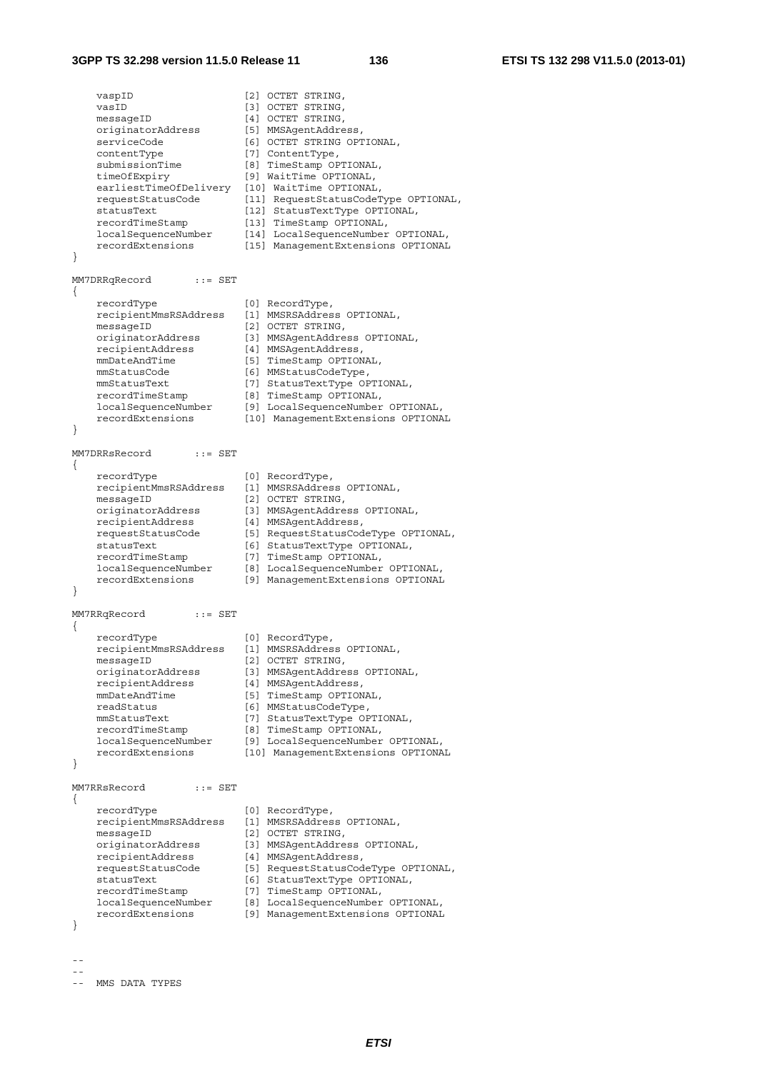```
    vaspID                  [2] OCTET STRING,
    vasID                   [3] OCTET STRING,
    messageID               [4] OCTET STRING,
    originatorAddress       [5] MMSAgentAddress,
    serviceCode             [6] OCTET STRING OPTIONAL,
    contentType             [7] ContentType,
    submissionTime          [8] TimeStamp OPTIONAL,
    timeOfExpiry            [9] WaitTime OPTIONAL,
    earliestTimeOfDelivery  [10] WaitTime OPTIONAL,
    requestStatusCode       [11] RequestStatusCodeType OPTIONAL,
    statusText              [12] StatusTextType OPTIONAL,
    recordTimeStamp         [13] TimeStamp OPTIONAL,
    localSequenceNumber     [14] LocalSequenceNumber OPTIONAL,
    recordExtensions        [15] ManagementExtensions OPTIONAL
}

MM7DRRqRecord       ::= SET
{
    recordType              [0] RecordType,
    recipientMmsRSAddress   [1] MMSRSAddress OPTIONAL,
    messageID               [2] OCTET STRING,
    originatorAddress       [3] MMSAgentAddress OPTIONAL,
    recipientAddress        [4] MMSAgentAddress,
    mmDateAndTime           [5] TimeStamp OPTIONAL,
    mmStatusCode            [6] MMStatusCodeType,
    mmStatusText            [7] StatusTextType OPTIONAL,
    recordTimeStamp         [8] TimeStamp OPTIONAL,
    localSequenceNumber     [9] LocalSequenceNumber OPTIONAL,
    recordExtensions        [10] ManagementExtensions OPTIONAL
}

MM7DRRsRecord       ::= SET
{
    recordType              [0] RecordType,
    recipientMmsRSAddress   [1] MMSRSAddress OPTIONAL,
    messageID               [2] OCTET STRING,
    originatorAddress       [3] MMSAgentAddress OPTIONAL,
    recipientAddress        [4] MMSAgentAddress,
    requestStatusCode       [5] RequestStatusCodeType OPTIONAL,
    statusText              [6] StatusTextType OPTIONAL,
    recordTimeStamp         [7] TimeStamp OPTIONAL,
    localSequenceNumber     [8] LocalSequenceNumber OPTIONAL,
    recordExtensions        [9] ManagementExtensions OPTIONAL
}

MM7RRqRecord        ::= SET
{
    recordType              [0] RecordType,
    recipientMmsRSAddress   [1] MMSRSAddress OPTIONAL,
    messageID               [2] OCTET STRING,
    originatorAddress       [3] MMSAgentAddress OPTIONAL,
    recipientAddress        [4] MMSAgentAddress,
    mmDateAndTime           [5] TimeStamp OPTIONAL,
    readStatus              [6] MMStatusCodeType,
    mmStatusText            [7] StatusTextType OPTIONAL,
    recordTimeStamp         [8] TimeStamp OPTIONAL,
    localSequenceNumber     [9] LocalSequenceNumber OPTIONAL,
    recordExtensions        [10] ManagementExtensions OPTIONAL
}

MM7RRsRecord        ::= SET
{
    recordType              [0] RecordType,
    recipientMmsRSAddress   [1] MMSRSAddress OPTIONAL,
    messageID               [2] OCTET STRING,
    originatorAddress       [3] MMSAgentAddress OPTIONAL,
    recipientAddress        [4] MMSAgentAddress,
    requestStatusCode       [5] RequestStatusCodeType OPTIONAL,
    statusText              [6] StatusTextType OPTIONAL,
    recordTimeStamp         [7] TimeStamp OPTIONAL,
    localSequenceNumber     [8] LocalSequenceNumber OPTIONAL,
    recordExtensions        [9] ManagementExtensions OPTIONAL
}


--
--
--  MMS DATA TYPES
```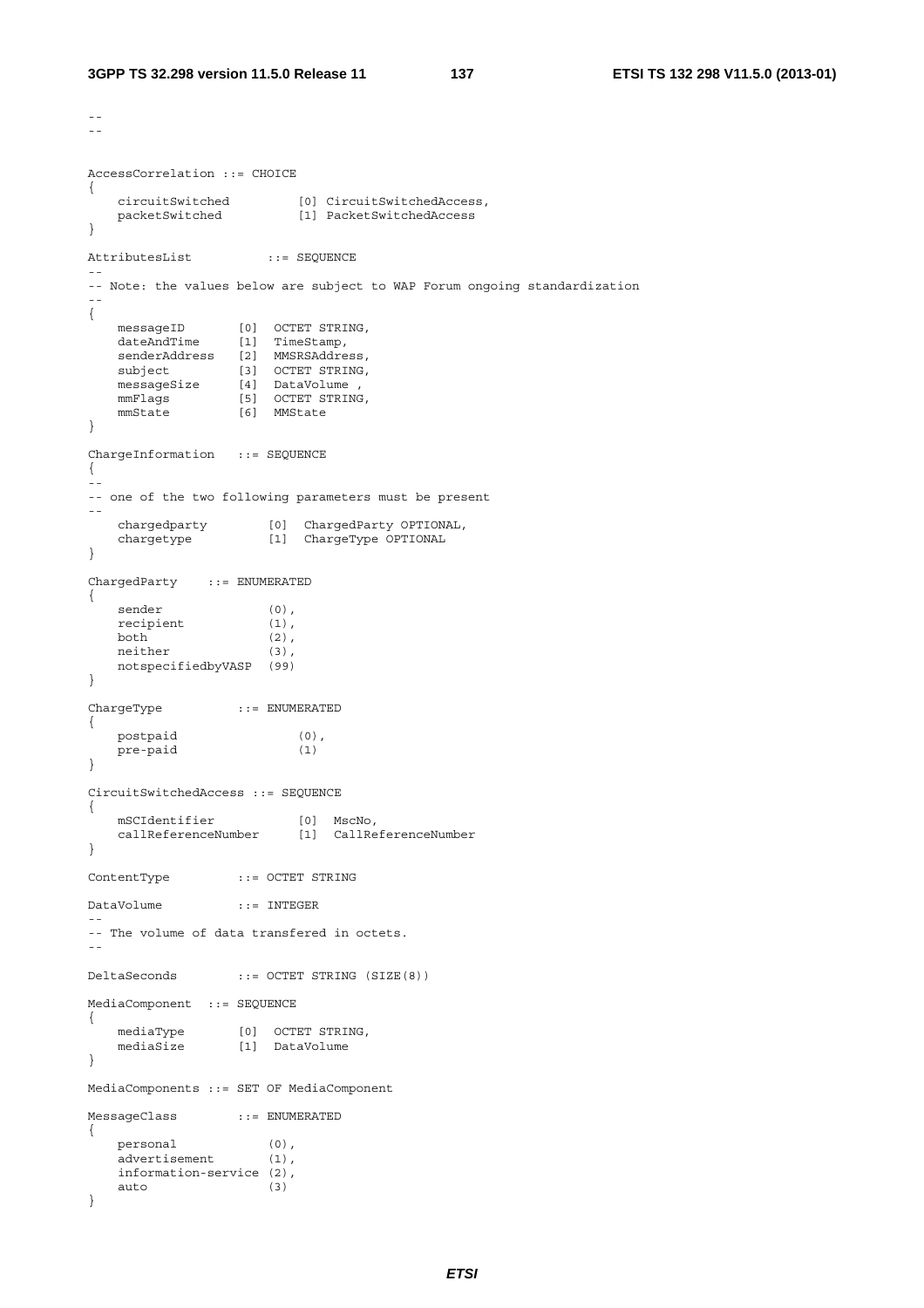```
--
--

AccessCorrelation ::= CHOICE
{
    circuitSwitched         [0] CircuitSwitchedAccess,
    packetSwitched          [1] PacketSwitchedAccess
}

AttributesList          ::= SEQUENCE
--
-- Note: the values below are subject to WAP Forum ongoing standardization
--
{
    messageID       [0]  OCTET STRING,
    dateAndTime     [1]  TimeStamp,
    senderAddress   [2]  MMSRSAddress,
    subject         [3]  OCTET STRING,
    messageSize     [4]  DataVolume ,
    mmFlags         [5]  OCTET STRING,
    mmState         [6]  MMState
}

ChargeInformation   ::= SEQUENCE
{
--
-- one of the two following parameters must be present
--
    chargedparty        [0]  ChargedParty OPTIONAL,
    chargetype          [1]  ChargeType OPTIONAL
}

ChargedParty    ::= ENUMERATED
{
    sender              (0),
    recipient           (1),
    both                (2),
    neither             (3),
    notspecifiedbyVASP  (99)
}

ChargeType          ::= ENUMERATED
{
    postpaid                (0),
    pre-paid                (1)
}

CircuitSwitchedAccess ::= SEQUENCE
{
    mSCIdentifier           [0]  MscNo,
    callReferenceNumber     [1]  CallReferenceNumber
}

ContentType         ::= OCTET STRING

DataVolume          ::= INTEGER
--
-- The volume of data transfered in octets.
--

DeltaSeconds        ::= OCTET STRING (SIZE(8))

MediaComponent  ::= SEQUENCE
{
    mediaType       [0]  OCTET STRING,
    mediaSize       [1]  DataVolume
}

MediaComponents ::= SET OF MediaComponent

MessageClass        ::= ENUMERATED
{
    personal            (0),
    advertisement       (1),
    information-service (2),
    auto                (3)
}
```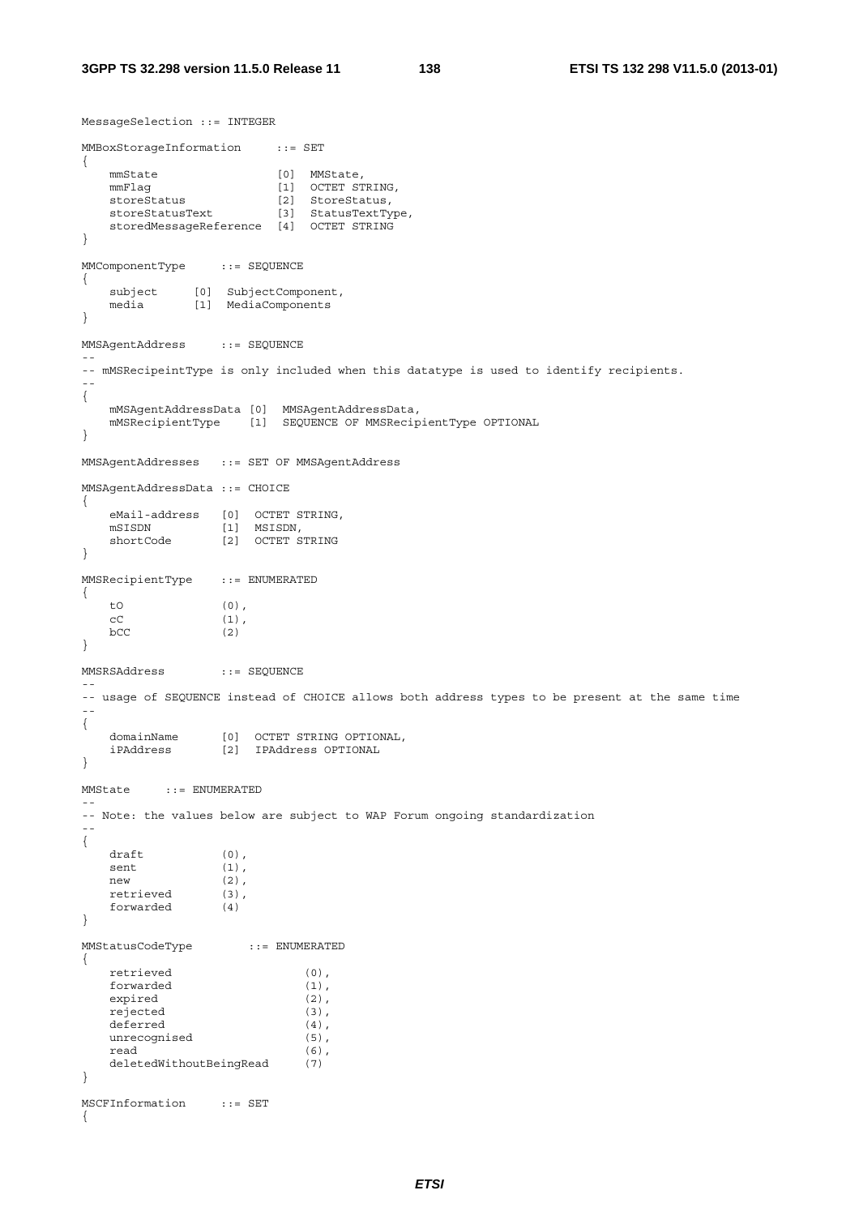```
MessageSelection ::= INTEGER

MMBoxStorageInformation     ::= SET
{
    mmState                  [0]  MMState,
    mmFlag                   [1]  OCTET STRING,
    storeStatus              [2]  StoreStatus,
    storeStatusText          [3]  StatusTextType,
    storedMessageReference   [4]  OCTET STRING
}

MMComponentType     ::= SEQUENCE
{
    subject     [0]  SubjectComponent,
    media       [1]  MediaComponents
}

MMSAgentAddress     ::= SEQUENCE
--
-- mMSRecipeintType is only included when this datatype is used to identify recipients.
--
{
    mMSAgentAddressData [0]  MMSAgentAddressData,
    mMSRecipientType    [1]  SEQUENCE OF MMSRecipientType OPTIONAL
}

MMSAgentAddresses   ::= SET OF MMSAgentAddress

MMSAgentAddressData ::= CHOICE
{
    eMail-address   [0]  OCTET STRING,
    mSISDN          [1]  MSISDN,
    shortCode       [2]  OCTET STRING
}

MMSRecipientType    ::= ENUMERATED
{
    tO              (0),
    cC              (1),
    bCC             (2)
}

MMSRSAddress        ::= SEQUENCE
--
-- usage of SEQUENCE instead of CHOICE allows both address types to be present at the same time
--
{
    domainName      [0]  OCTET STRING OPTIONAL,
    iPAddress       [2]  IPAddress OPTIONAL
}

MMState     ::= ENUMERATED
--
-- Note: the values below are subject to WAP Forum ongoing standardization
--
{
    draft           (0),
    sent            (1),
    new             (2),
    retrieved       (3),
    forwarded       (4)
}

MMStatusCodeType        ::= ENUMERATED
{
    retrieved                   (0),
    forwarded                   (1),
    expired                     (2),
    rejected                    (3),
    deferred                    (4),
    unrecognised                (5),
    read                        (6),
    deletedWithoutBeingRead     (7)
}

MSCFInformation     ::= SET
{
```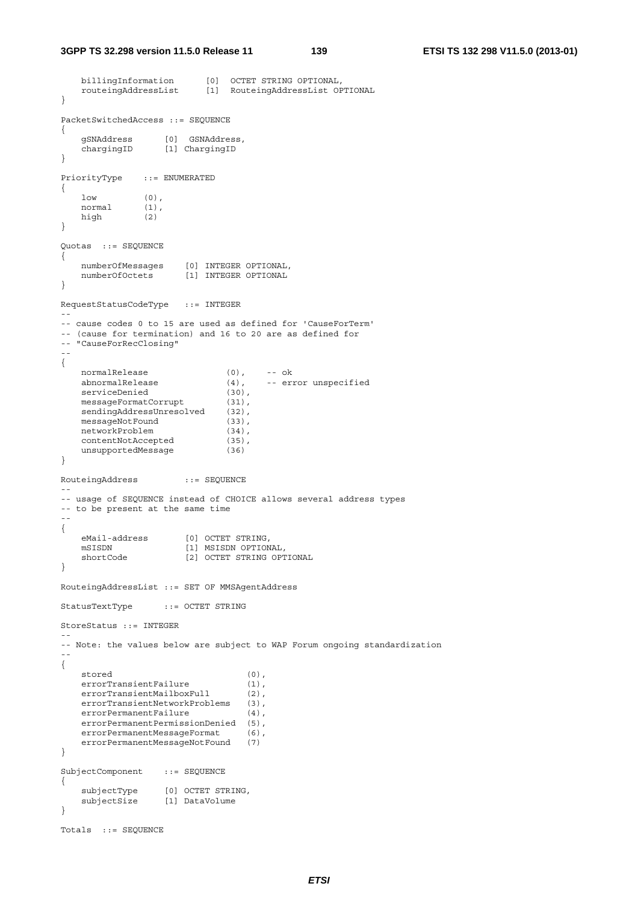```
    billingInformation      [0]  OCTET STRING OPTIONAL,
    routeingAddressList     [1]  RouteingAddressList OPTIONAL
}

PacketSwitchedAccess ::= SEQUENCE
{
    gSNAddress      [0]  GSNAddress,
    chargingID      [1] ChargingID
}

PriorityType    ::= ENUMERATED
{
    low         (0),
    normal      (1),
    high        (2)
}

Quotas  ::= SEQUENCE
{
    numberOfMessages    [0] INTEGER OPTIONAL,
    numberOfOctets      [1] INTEGER OPTIONAL
}

RequestStatusCodeType   ::= INTEGER
--
-- cause codes 0 to 15 are used as defined for 'CauseForTerm'
-- (cause for termination) and 16 to 20 are as defined for
-- "CauseForRecClosing"
--
{
    normalRelease               (0),    -- ok
    abnormalRelease             (4),    -- error unspecified
    serviceDenied               (30),
    messageFormatCorrupt        (31),
    sendingAddressUnresolved    (32),
    messageNotFound             (33),
    networkProblem              (34),
    contentNotAccepted          (35),
    unsupportedMessage          (36)
}

RouteingAddress         ::= SEQUENCE
--
-- usage of SEQUENCE instead of CHOICE allows several address types
-- to be present at the same time
--
{
    eMail-address       [0] OCTET STRING,
    mSISDN              [1] MSISDN OPTIONAL,
    shortCode           [2] OCTET STRING OPTIONAL
}

RouteingAddressList ::= SET OF MMSAgentAddress

StatusTextType      ::= OCTET STRING

StoreStatus ::= INTEGER
--
-- Note: the values below are subject to WAP Forum ongoing standardization
--
{
    stored                          (0),
    errorTransientFailure           (1),
    errorTransientMailboxFull       (2),
    errorTransientNetworkProblems   (3),
    errorPermanentFailure           (4),
    errorPermanentPermissionDenied  (5),
    errorPermanentMessageFormat     (6),
    errorPermanentMessageNotFound   (7)
}

SubjectComponent    ::= SEQUENCE
{
    subjectType     [0] OCTET STRING,
    subjectSize     [1] DataVolume
}

Totals  ::= SEQUENCE
```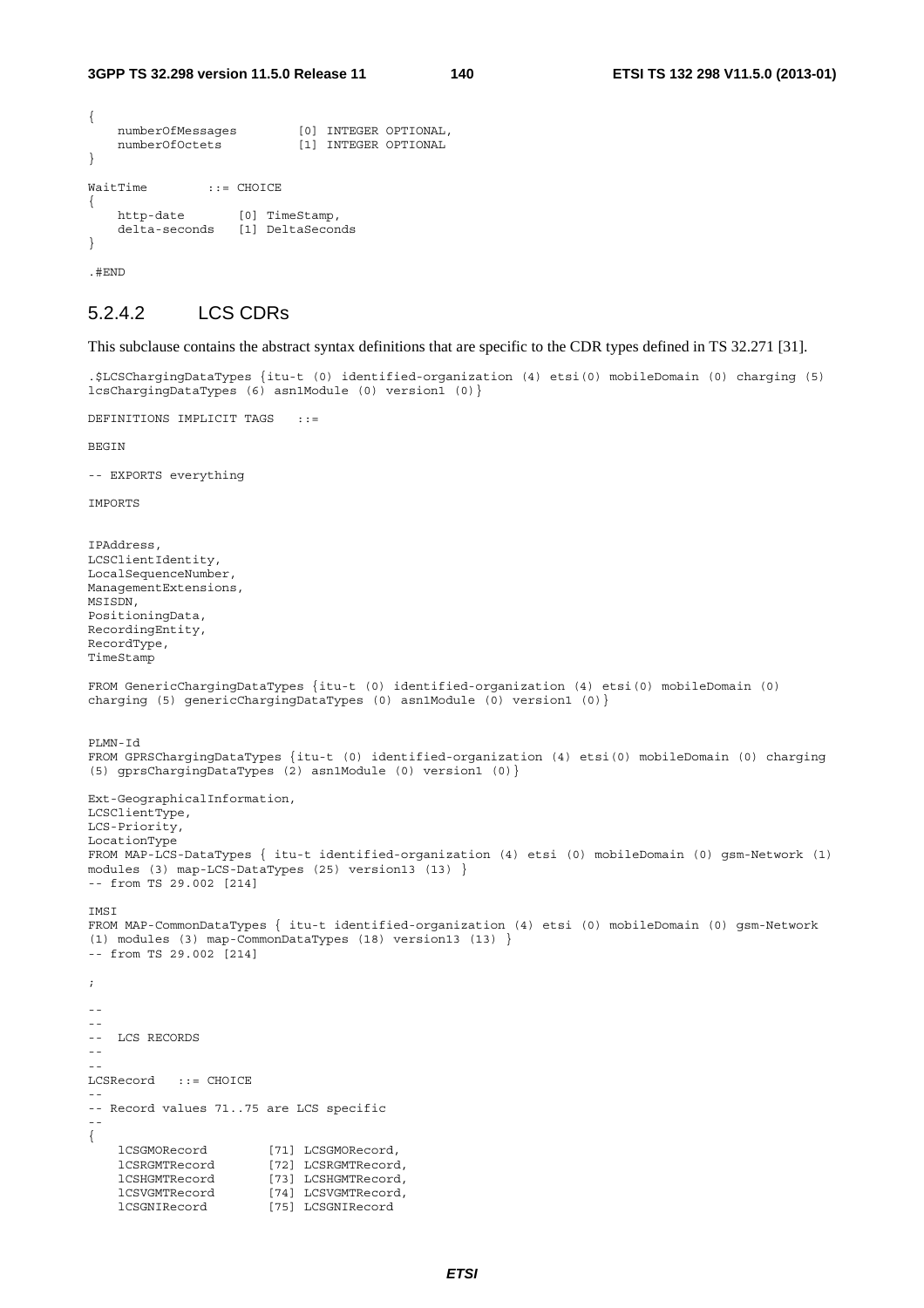```
{
    numberOfMessages        [0] INTEGER OPTIONAL,
    numberOfOctets          [1] INTEGER OPTIONAL
}

WaitTime        ::= CHOICE
{
    http-date       [0] TimeStamp,
    delta-seconds   [1] DeltaSeconds
}

.#END
```

### 5.2.4.2 LCS CDRs

This subclause contains the abstract syntax definitions that are specific to the CDR types defined in TS 32.271 [31].

```
.$LCSChargingDataTypes {itu-t (0) identified-organization (4) etsi(0) mobileDomain (0) charging (5)
lcsChargingDataTypes (6) asn1Module (0) version1 (0)}

DEFINITIONS IMPLICIT TAGS   ::=

BEGIN

-- EXPORTS everything

IMPORTS


IPAddress,
LCSClientIdentity,
LocalSequenceNumber,
ManagementExtensions,
MSISDN,
PositioningData,
RecordingEntity,
RecordType,
TimeStamp

FROM GenericChargingDataTypes {itu-t (0) identified-organization (4) etsi(0) mobileDomain (0)
charging (5) genericChargingDataTypes (0) asn1Module (0) version1 (0)}


PLMN-Id
FROM GPRSChargingDataTypes {itu-t (0) identified-organization (4) etsi(0) mobileDomain (0) charging
(5) gprsChargingDataTypes (2) asn1Module (0) version1 (0)}

Ext-GeographicalInformation,
LCSClientType,
LCS-Priority,
LocationType
FROM MAP-LCS-DataTypes { itu-t identified-organization (4) etsi (0) mobileDomain (0) gsm-Network (1)
modules (3) map-LCS-DataTypes (25) version13 (13) }
-- from TS 29.002 [214]

IMSI
FROM MAP-CommonDataTypes { itu-t identified-organization (4) etsi (0) mobileDomain (0) gsm-Network
(1) modules (3) map-CommonDataTypes (18) version13 (13) }
-- from TS 29.002 [214]

;

--
--
--  LCS RECORDS
--
--
LCSRecord   ::= CHOICE
--
-- Record values 71..75 are LCS specific
--
{
    lCSGMORecord        [71] LCSGMORecord,
    lCSRGMTRecord       [72] LCSRGMTRecord,
    lCSHGMTRecord       [73] LCSHGMTRecord,
    lCSVGMTRecord       [74] LCSVGMTRecord,
    lCSGNIRecord        [75] LCSGNIRecord
```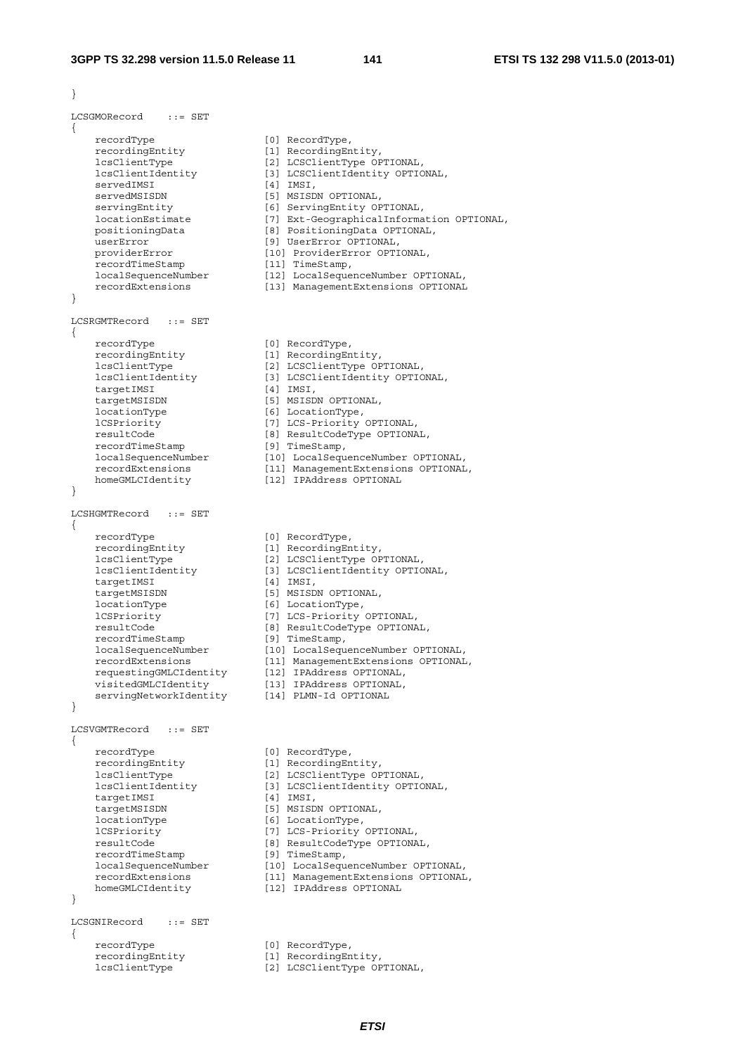```
}

LCSGMORecord    ::= SET
{
    recordType                  [0] RecordType,
    recordingEntity             [1] RecordingEntity,
    lcsClientType               [2] LCSClientType OPTIONAL,
    lcsClientIdentity           [3] LCSClientIdentity OPTIONAL,
    servedIMSI                  [4] IMSI,
    servedMSISDN                [5] MSISDN OPTIONAL,
    servingEntity               [6] ServingEntity OPTIONAL,
    locationEstimate            [7] Ext-GeographicalInformation OPTIONAL,
    positioningData             [8] PositioningData OPTIONAL,
    userError                   [9] UserError OPTIONAL,
    providerError               [10] ProviderError OPTIONAL,
    recordTimeStamp             [11] TimeStamp,
    localSequenceNumber         [12] LocalSequenceNumber OPTIONAL,
    recordExtensions            [13] ManagementExtensions OPTIONAL
}

LCSRGMTRecord   ::= SET
{
    recordType                  [0] RecordType,
    recordingEntity             [1] RecordingEntity,
    lcsClientType               [2] LCSClientType OPTIONAL,
    lcsClientIdentity           [3] LCSClientIdentity OPTIONAL,
    targetIMSI                  [4] IMSI,
    targetMSISDN                [5] MSISDN OPTIONAL,
    locationType                [6] LocationType,
    lCSPriority                 [7] LCS-Priority OPTIONAL,
    resultCode                  [8] ResultCodeType OPTIONAL,
    recordTimeStamp             [9] TimeStamp,
    localSequenceNumber         [10] LocalSequenceNumber OPTIONAL,
    recordExtensions            [11] ManagementExtensions OPTIONAL,
    homeGMLCIdentity            [12] IPAddress OPTIONAL
}

LCSHGMTRecord   ::= SET
{
    recordType                  [0] RecordType,
    recordingEntity             [1] RecordingEntity,
    lcsClientType               [2] LCSClientType OPTIONAL,
    lcsClientIdentity           [3] LCSClientIdentity OPTIONAL,
    targetIMSI                  [4] IMSI,
    targetMSISDN                [5] MSISDN OPTIONAL,
    locationType                [6] LocationType,
    lCSPriority                 [7] LCS-Priority OPTIONAL,
    resultCode                  [8] ResultCodeType OPTIONAL,
    recordTimeStamp             [9] TimeStamp,
    localSequenceNumber         [10] LocalSequenceNumber OPTIONAL,
    recordExtensions            [11] ManagementExtensions OPTIONAL,
    requestingGMLCIdentity      [12] IPAddress OPTIONAL,
    visitedGMLCIdentity         [13] IPAddress OPTIONAL,
    servingNetworkIdentity      [14] PLMN-Id OPTIONAL
}

LCSVGMTRecord   ::= SET
{
    recordType                  [0] RecordType,
    recordingEntity             [1] RecordingEntity,
    lcsClientType               [2] LCSClientType OPTIONAL,
    lcsClientIdentity           [3] LCSClientIdentity OPTIONAL,
    targetIMSI                  [4] IMSI,
    targetMSISDN                [5] MSISDN OPTIONAL,
    locationType                [6] LocationType,
    lCSPriority                 [7] LCS-Priority OPTIONAL,
    resultCode                  [8] ResultCodeType OPTIONAL,
    recordTimeStamp             [9] TimeStamp,
    localSequenceNumber         [10] LocalSequenceNumber OPTIONAL,
    recordExtensions            [11] ManagementExtensions OPTIONAL,
    homeGMLCIdentity            [12] IPAddress OPTIONAL
}

LCSGNIRecord    ::= SET
{
    recordType                  [0] RecordType,
    recordingEntity             [1] RecordingEntity,
    lcsClientType               [2] LCSClientType OPTIONAL,
```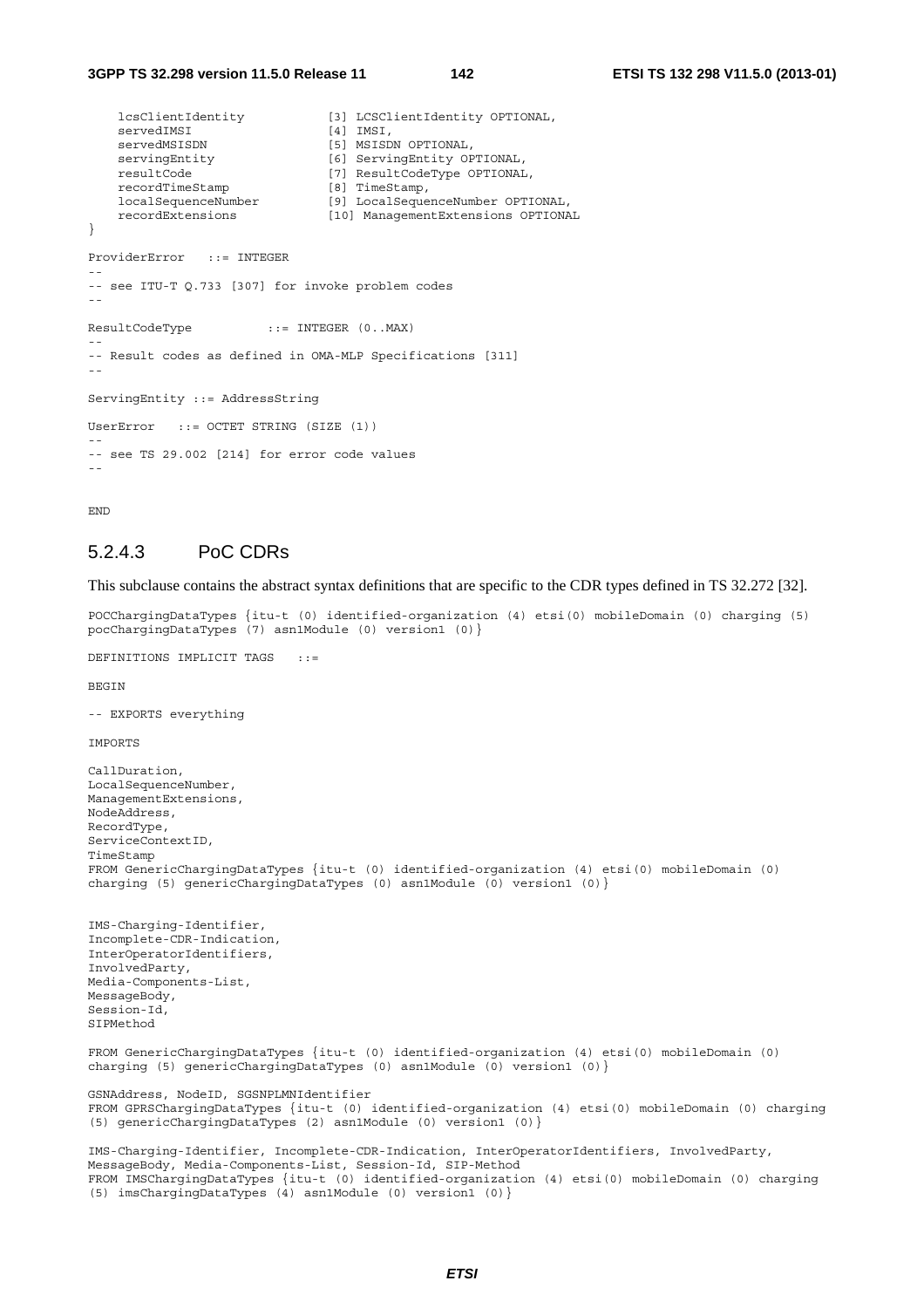```
    lcsClientIdentity           [3] LCSClientIdentity OPTIONAL,
    servedIMSI                  [4] IMSI,
    servedMSISDN                [5] MSISDN OPTIONAL,
    servingEntity               [6] ServingEntity OPTIONAL,
    resultCode                  [7] ResultCodeType OPTIONAL,
    recordTimeStamp             [8] TimeStamp,
    localSequenceNumber         [9] LocalSequenceNumber OPTIONAL,
    recordExtensions            [10] ManagementExtensions OPTIONAL
}

ProviderError   ::= INTEGER
--
-- see ITU-T Q.733 [307] for invoke problem codes
--

ResultCodeType          ::= INTEGER (0..MAX)
--
-- Result codes as defined in OMA-MLP Specifications [311]
--

ServingEntity ::= AddressString

UserError   ::= OCTET STRING (SIZE (1))
--
-- see TS 29.002 [214] for error code values
--


END
```

### 5.2.4.3 PoC CDRs

This subclause contains the abstract syntax definitions that are specific to the CDR types defined in TS 32.272 [32].

```
POCChargingDataTypes {itu-t (0) identified-organization (4) etsi(0) mobileDomain (0) charging (5)
pocChargingDataTypes (7) asn1Module (0) version1 (0)}

DEFINITIONS IMPLICIT TAGS   ::=

BEGIN

-- EXPORTS everything

IMPORTS

CallDuration,
LocalSequenceNumber,
ManagementExtensions,
NodeAddress,
RecordType,
ServiceContextID,
TimeStamp
FROM GenericChargingDataTypes {itu-t (0) identified-organization (4) etsi(0) mobileDomain (0)
charging (5) genericChargingDataTypes (0) asn1Module (0) version1 (0)}


IMS-Charging-Identifier,
Incomplete-CDR-Indication,
InterOperatorIdentifiers,
InvolvedParty,
Media-Components-List,
MessageBody,
Session-Id,
SIPMethod

FROM GenericChargingDataTypes {itu-t (0) identified-organization (4) etsi(0) mobileDomain (0)
charging (5) genericChargingDataTypes (0) asn1Module (0) version1 (0)}

GSNAddress, NodeID, SGSNPLMNIdentifier
FROM GPRSChargingDataTypes {itu-t (0) identified-organization (4) etsi(0) mobileDomain (0) charging
(5) genericChargingDataTypes (2) asn1Module (0) version1 (0)}

IMS-Charging-Identifier, Incomplete-CDR-Indication, InterOperatorIdentifiers, InvolvedParty,
MessageBody, Media-Components-List, Session-Id, SIP-Method
FROM IMSChargingDataTypes {itu-t (0) identified-organization (4) etsi(0) mobileDomain (0) charging
(5) imsChargingDataTypes (4) asn1Module (0) version1 (0)}
```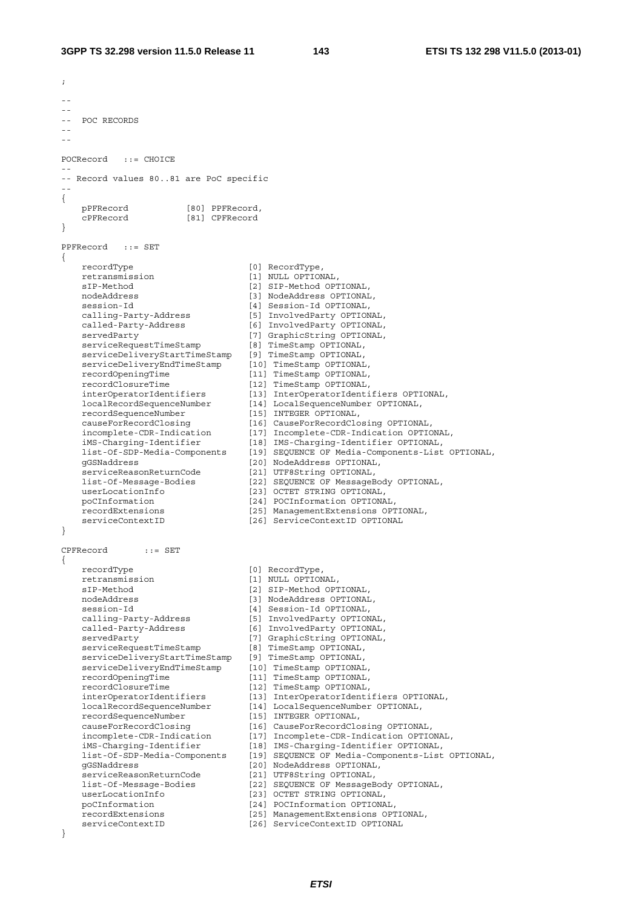```
;

--
--
--  POC RECORDS
--
--

POCRecord   ::= CHOICE
--
-- Record values 80..81 are PoC specific
--
{
    pPFRecord           [80] PPFRecord,
    cPFRecord           [81] CPFRecord
}

PPFRecord   ::= SET
{
    recordType                      [0] RecordType,
    retransmission                  [1] NULL OPTIONAL,
    sIP-Method                      [2] SIP-Method OPTIONAL,
    nodeAddress                     [3] NodeAddress OPTIONAL,
    session-Id                      [4] Session-Id OPTIONAL,
    calling-Party-Address           [5] InvolvedParty OPTIONAL,
    called-Party-Address            [6] InvolvedParty OPTIONAL,
    servedParty                     [7] GraphicString OPTIONAL,
    serviceRequestTimeStamp         [8] TimeStamp OPTIONAL,
    serviceDeliveryStartTimeStamp   [9] TimeStamp OPTIONAL,
    serviceDeliveryEndTimeStamp     [10] TimeStamp OPTIONAL,
    recordOpeningTime               [11] TimeStamp OPTIONAL,
    recordClosureTime               [12] TimeStamp OPTIONAL,
    interOperatorIdentifiers        [13] InterOperatorIdentifiers OPTIONAL,
    localRecordSequenceNumber       [14] LocalSequenceNumber OPTIONAL,
    recordSequenceNumber            [15] INTEGER OPTIONAL,
    causeForRecordClosing           [16] CauseForRecordClosing OPTIONAL,
    incomplete-CDR-Indication       [17] Incomplete-CDR-Indication OPTIONAL,
    iMS-Charging-Identifier         [18] IMS-Charging-Identifier OPTIONAL,
    list-Of-SDP-Media-Components    [19] SEQUENCE OF Media-Components-List OPTIONAL,
    gGSNaddress                     [20] NodeAddress OPTIONAL,
    serviceReasonReturnCode         [21] UTF8String OPTIONAL,
    list-Of-Message-Bodies          [22] SEQUENCE OF MessageBody OPTIONAL,
    userLocationInfo                [23] OCTET STRING OPTIONAL,
    poCInformation                  [24] POCInformation OPTIONAL,
    recordExtensions                [25] ManagementExtensions OPTIONAL,
    serviceContextID                [26] ServiceContextID OPTIONAL
}

CPFRecord       ::= SET
{
    recordType                      [0] RecordType,
    retransmission                  [1] NULL OPTIONAL,
    sIP-Method                      [2] SIP-Method OPTIONAL,
    nodeAddress                     [3] NodeAddress OPTIONAL,
    session-Id                      [4] Session-Id OPTIONAL,
    calling-Party-Address           [5] InvolvedParty OPTIONAL,
    called-Party-Address            [6] InvolvedParty OPTIONAL,
    servedParty                     [7] GraphicString OPTIONAL,
    serviceRequestTimeStamp         [8] TimeStamp OPTIONAL,
    serviceDeliveryStartTimeStamp   [9] TimeStamp OPTIONAL,
    serviceDeliveryEndTimeStamp     [10] TimeStamp OPTIONAL,
    recordOpeningTime               [11] TimeStamp OPTIONAL,
    recordClosureTime               [12] TimeStamp OPTIONAL,
    interOperatorIdentifiers        [13] InterOperatorIdentifiers OPTIONAL,
    localRecordSequenceNumber       [14] LocalSequenceNumber OPTIONAL,
    recordSequenceNumber            [15] INTEGER OPTIONAL,
    causeForRecordClosing           [16] CauseForRecordClosing OPTIONAL,
    incomplete-CDR-Indication       [17] Incomplete-CDR-Indication OPTIONAL,
    iMS-Charging-Identifier         [18] IMS-Charging-Identifier OPTIONAL,
    list-Of-SDP-Media-Components    [19] SEQUENCE OF Media-Components-List OPTIONAL,
    gGSNaddress                     [20] NodeAddress OPTIONAL,
    serviceReasonReturnCode         [21] UTF8String OPTIONAL,
    list-Of-Message-Bodies          [22] SEQUENCE OF MessageBody OPTIONAL,
    userLocationInfo                [23] OCTET STRING OPTIONAL,
    poCInformation                  [24] POCInformation OPTIONAL,
    recordExtensions                [25] ManagementExtensions OPTIONAL,
    serviceContextID                [26] ServiceContextID OPTIONAL
}
```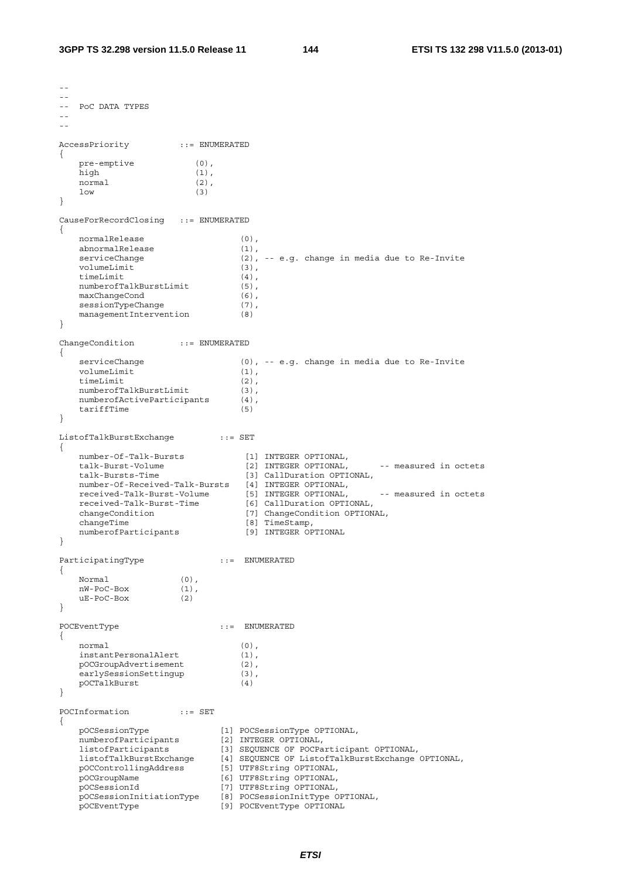```
--
--
-- PoC DATA TYPES
--
--

AccessPriority          ::= ENUMERATED
{
    pre-emptive            (0),
    high                   (1),
    normal                 (2),
    low                    (3)
}

CauseForRecordClosing   ::= ENUMERATED
{
    normalRelease                   (0),
    abnormalRelease                 (1),
    serviceChange                   (2), -- e.g. change in media due to Re-Invite
    volumeLimit                     (3),
    timeLimit                       (4),
    numberofTalkBurstLimit          (5),
    maxChangeCond                   (6),
    sessionTypeChange               (7),
    managementIntervention          (8)
}

ChangeCondition         ::= ENUMERATED
{
    serviceChange                   (0), -- e.g. change in media due to Re-Invite
    volumeLimit                     (1),
    timeLimit                       (2),
    numberofTalkBurstLimit          (3),
    numberofActiveParticipants      (4),
    tariffTime                      (5)
}

ListofTalkBurstExchange         ::= SET
{
    number-Of-Talk-Bursts            [1] INTEGER OPTIONAL,
    talk-Burst-Volume                [2] INTEGER OPTIONAL,      -- measured in octets
    talk-Bursts-Time                 [3] CallDuration OPTIONAL,
    number-Of-Received-Talk-Bursts   [4] INTEGER OPTIONAL,
    received-Talk-Burst-Volume       [5] INTEGER OPTIONAL,      -- measured in octets
    received-Talk-Burst-Time         [6] CallDuration OPTIONAL,
    changeCondition                  [7] ChangeCondition OPTIONAL,
    changeTime                       [8] TimeStamp,
    numberofParticipants             [9] INTEGER OPTIONAL
}

ParticipatingType               ::=  ENUMERATED
{
    Normal              (0),
    nW-PoC-Box          (1),
    uE-PoC-Box          (2)
}

POCEventType                    ::=  ENUMERATED
{
    normal                          (0),
    instantPersonalAlert            (1),
    pOCGroupAdvertisement           (2),
    earlySessionSettingup           (3),
    pOCTalkBurst                    (4)
}

POCInformation          ::= SET
{
    pOCSessionType              [1] POCSessionType OPTIONAL,
    numberofParticipants        [2] INTEGER OPTIONAL,
    listofParticipants          [3] SEQUENCE OF POCParticipant OPTIONAL,
    listofTalkBurstExchange     [4] SEQUENCE OF ListofTalkBurstExchange OPTIONAL,
    pOCControllingAddress       [5] UTF8String OPTIONAL,
    pOCGroupName                [6] UTF8String OPTIONAL,
    pOCSessionId                [7] UTF8String OPTIONAL,
    pOCSessionInitiationType    [8] POCSessionInitType OPTIONAL,
    pOCEventType                [9] POCEventType OPTIONAL
```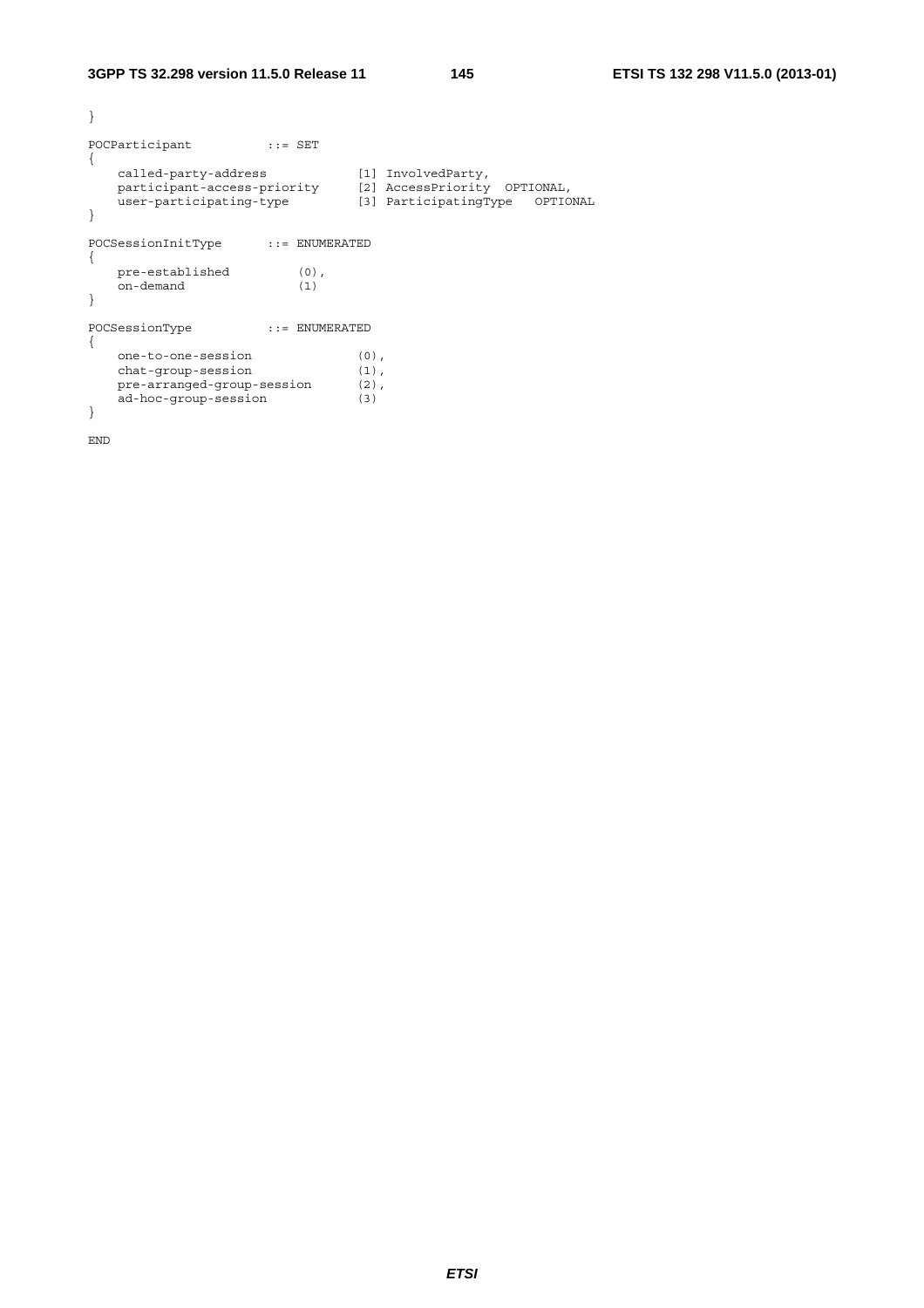```
}

POCParticipant          ::= SET
{
    called-party-address            [1] InvolvedParty,
    participant-access-priority     [2] AccessPriority  OPTIONAL,
    user-participating-type         [3] ParticipatingType   OPTIONAL
}

POCSessionInitType      ::= ENUMERATED
{
    pre-established         (0),
    on-demand               (1)
}

POCSessionType          ::= ENUMERATED
{
    one-to-one-session              (0),
    chat-group-session              (1),
    pre-arranged-group-session      (2),
    ad-hoc-group-session            (3)
}

END
```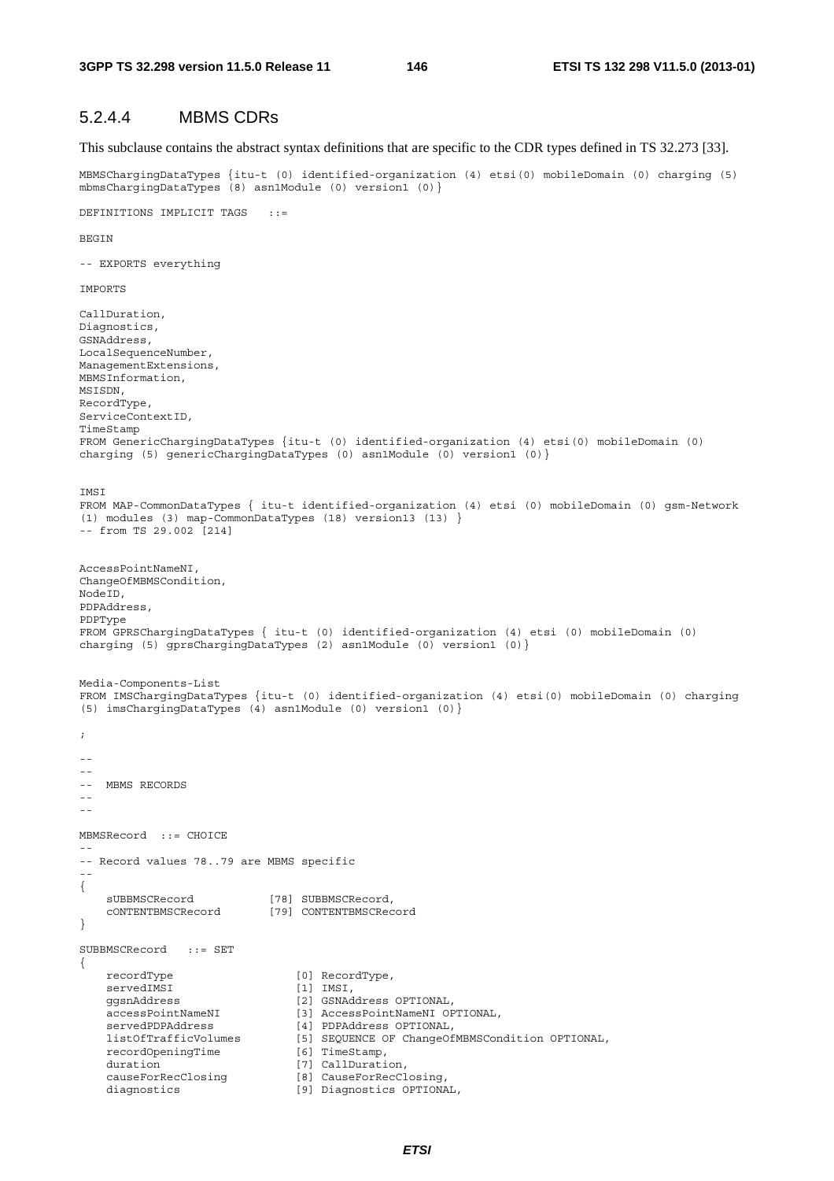### 5.2.4.4 MBMS CDRs

This subclause contains the abstract syntax definitions that are specific to the CDR types defined in TS 32.273 [33].

```
MBMSChargingDataTypes {itu-t (0) identified-organization (4) etsi(0) mobileDomain (0) charging (5)
mbmsChargingDataTypes (8) asn1Module (0) version1 (0)}

DEFINITIONS IMPLICIT TAGS   ::=

BEGIN

-- EXPORTS everything

IMPORTS

CallDuration,
Diagnostics,
GSNAddress,
LocalSequenceNumber,
ManagementExtensions,
MBMSInformation,
MSISDN,
RecordType,
ServiceContextID,
TimeStamp
FROM GenericChargingDataTypes {itu-t (0) identified-organization (4) etsi(0) mobileDomain (0)
charging (5) genericChargingDataTypes (0) asn1Module (0) version1 (0)}


IMSI
FROM MAP-CommonDataTypes { itu-t identified-organization (4) etsi (0) mobileDomain (0) gsm-Network
(1) modules (3) map-CommonDataTypes (18) version13 (13) }
-- from TS 29.002 [214]


AccessPointNameNI,
ChangeOfMBMSCondition,
NodeID,
PDPAddress,
PDPType
FROM GPRSChargingDataTypes { itu-t (0) identified-organization (4) etsi (0) mobileDomain (0)
charging (5) gprsChargingDataTypes (2) asn1Module (0) version1 (0)}


Media-Components-List
FROM IMSChargingDataTypes {itu-t (0) identified-organization (4) etsi(0) mobileDomain (0) charging
(5) imsChargingDataTypes (4) asn1Module (0) version1 (0)}

;

--
--
--  MBMS RECORDS
--
--

MBMSRecord  ::= CHOICE
--
-- Record values 78..79 are MBMS specific
--
{
    sUBBMSCRecord           [78] SUBBMSCRecord,
    cONTENTBMSCRecord       [79] CONTENTBMSCRecord
}

SUBBMSCRecord   ::= SET
{
    recordType                  [0] RecordType,
    servedIMSI                  [1] IMSI,
    ggsnAddress                 [2] GSNAddress OPTIONAL,
    accessPointNameNI           [3] AccessPointNameNI OPTIONAL,
    servedPDPAddress            [4] PDPAddress OPTIONAL,
    listOfTrafficVolumes        [5] SEQUENCE OF ChangeOfMBMSCondition OPTIONAL,
    recordOpeningTime           [6] TimeStamp,
    duration                    [7] CallDuration,
    causeForRecClosing          [8] CauseForRecClosing,
    diagnostics                 [9] Diagnostics OPTIONAL,
```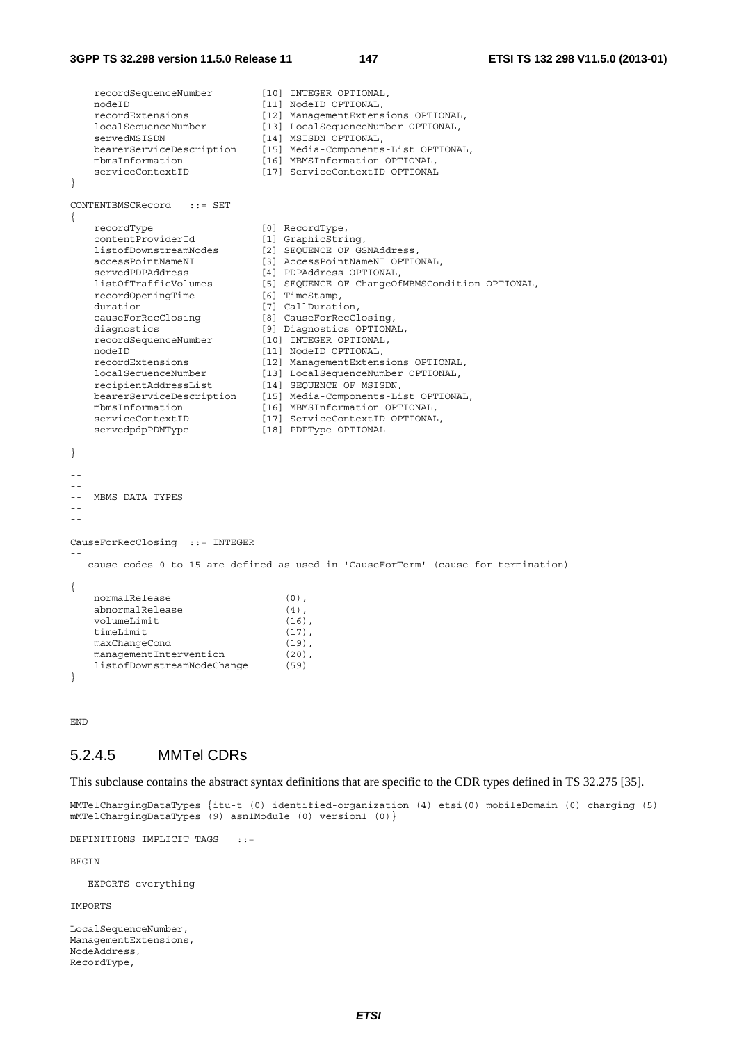```
    recordSequenceNumber        [10] INTEGER OPTIONAL,
    nodeID                      [11] NodeID OPTIONAL,
    recordExtensions            [12] ManagementExtensions OPTIONAL,
    localSequenceNumber         [13] LocalSequenceNumber OPTIONAL,
    servedMSISDN                [14] MSISDN OPTIONAL,
    bearerServiceDescription    [15] Media-Components-List OPTIONAL,
    mbmsInformation             [16] MBMSInformation OPTIONAL,
    serviceContextID            [17] ServiceContextID OPTIONAL
}

CONTENTBMSCRecord   ::= SET
{
    recordType                  [0] RecordType,
    contentProviderId           [1] GraphicString,
    listofDownstreamNodes       [2] SEQUENCE OF GSNAddress,
    accessPointNameNI           [3] AccessPointNameNI OPTIONAL,
    servedPDPAddress            [4] PDPAddress OPTIONAL,
    listOfTrafficVolumes        [5] SEQUENCE OF ChangeOfMBMSCondition OPTIONAL,
    recordOpeningTime           [6] TimeStamp,
    duration                    [7] CallDuration,
    causeForRecClosing          [8] CauseForRecClosing,
    diagnostics                 [9] Diagnostics OPTIONAL,
    recordSequenceNumber        [10] INTEGER OPTIONAL,
    nodeID                      [11] NodeID OPTIONAL,
    recordExtensions            [12] ManagementExtensions OPTIONAL,
    localSequenceNumber         [13] LocalSequenceNumber OPTIONAL,
    recipientAddressList        [14] SEQUENCE OF MSISDN,
    bearerServiceDescription    [15] Media-Components-List OPTIONAL,
    mbmsInformation             [16] MBMSInformation OPTIONAL,
    serviceContextID            [17] ServiceContextID OPTIONAL,
    servedpdpPDNType            [18] PDPType OPTIONAL

}

--
--
--  MBMS DATA TYPES
--
--

CauseForRecClosing  ::= INTEGER
--
-- cause codes 0 to 15 are defined as used in 'CauseForTerm' (cause for termination)
--
{
    normalRelease                   (0),
    abnormalRelease                 (4),
    volumeLimit                     (16),
    timeLimit                       (17),
    maxChangeCond                   (19),
    managementIntervention          (20),
    listofDownstreamNodeChange      (59)
}


END
```

### 5.2.4.5 MMTel CDRs

This subclause contains the abstract syntax definitions that are specific to the CDR types defined in TS 32.275 [35].

```
MMTelChargingDataTypes {itu-t (0) identified-organization (4) etsi(0) mobileDomain (0) charging (5)
mMTelChargingDataTypes (9) asn1Module (0) version1 (0)}

DEFINITIONS IMPLICIT TAGS   ::=

BEGIN

-- EXPORTS everything

IMPORTS

LocalSequenceNumber,
ManagementExtensions,
NodeAddress,
RecordType,
```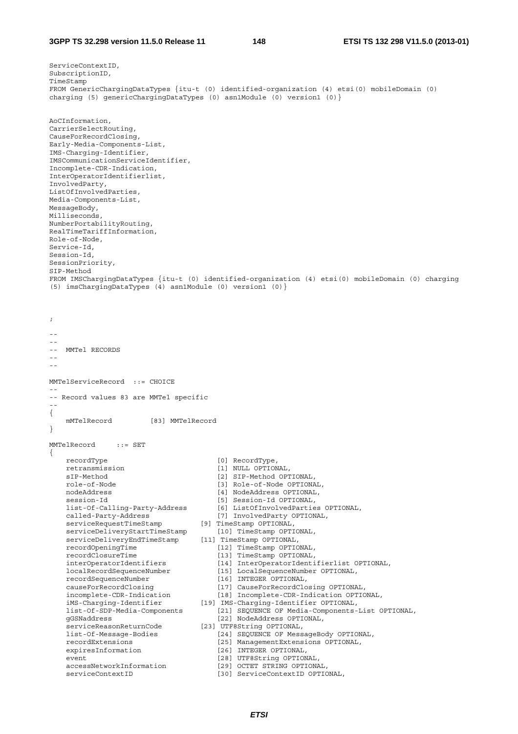```
ServiceContextID,
SubscriptionID,
TimeStamp
FROM GenericChargingDataTypes {itu-t (0) identified-organization (4) etsi(0) mobileDomain (0)
charging (5) genericChargingDataTypes (0) asn1Module (0) version1 (0)}

AoCInformation,
CarrierSelectRouting,
CauseForRecordClosing,
Early-Media-Components-List,
IMS-Charging-Identifier,
IMSCommunicationServiceIdentifier,
Incomplete-CDR-Indication,
InterOperatorIdentifierlist,
InvolvedParty,
ListOfInvolvedParties,
Media-Components-List,
MessageBody,
Milliseconds,
NumberPortabilityRouting,
RealTimeTariffInformation,
Role-of-Node,
Service-Id,
Session-Id,
SessionPriority,
SIP-Method
FROM IMSChargingDataTypes {itu-t (0) identified-organization (4) etsi(0) mobileDomain (0) charging
(5) imsChargingDataTypes (4) asn1Module (0) version1 (0)}



;

--
--
--  MMTel RECORDS
--
--

MMTelServiceRecord  ::= CHOICE
--
-- Record values 83 are MMTel specific
--
{
    mMTelRecord         [83] MMTelRecord
}

MMTelRecord     ::= SET
{
    recordType                          [0] RecordType,
    retransmission                      [1] NULL OPTIONAL,
    sIP-Method                          [2] SIP-Method OPTIONAL,
    role-of-Node                        [3] Role-of-Node OPTIONAL,
    nodeAddress                         [4] NodeAddress OPTIONAL,
    session-Id                          [5] Session-Id OPTIONAL,
    list-Of-Calling-Party-Address       [6] ListOfInvolvedParties OPTIONAL,
    called-Party-Address                [7] InvolvedParty OPTIONAL,
    serviceRequestTimeStamp          [9] TimeStamp OPTIONAL,
    serviceDeliveryStartTimeStamp       [10] TimeStamp OPTIONAL,
    serviceDeliveryEndTimeStamp      [11] TimeStamp OPTIONAL,
    recordOpeningTime                   [12] TimeStamp OPTIONAL,
    recordClosureTime                   [13] TimeStamp OPTIONAL,
    interOperatorIdentifiers            [14] InterOperatorIdentifierlist OPTIONAL,
    localRecordSequenceNumber           [15] LocalSequenceNumber OPTIONAL,
    recordSequenceNumber                [16] INTEGER OPTIONAL,
    causeForRecordClosing               [17] CauseForRecordClosing OPTIONAL,
    incomplete-CDR-Indication           [18] Incomplete-CDR-Indication OPTIONAL,
    iMS-Charging-Identifier          [19] IMS-Charging-Identifier OPTIONAL,
    list-Of-SDP-Media-Components        [21] SEQUENCE OF Media-Components-List OPTIONAL,
    gGSNaddress                         [22] NodeAddress OPTIONAL,
    serviceReasonReturnCode          [23] UTF8String OPTIONAL,
    list-Of-Message-Bodies              [24] SEQUENCE OF MessageBody OPTIONAL,
    recordExtensions                    [25] ManagementExtensions OPTIONAL,
    expiresInformation                  [26] INTEGER OPTIONAL,
    event                               [28] UTF8String OPTIONAL,
    accessNetworkInformation            [29] OCTET STRING OPTIONAL,
    serviceContextID                    [30] ServiceContextID OPTIONAL,
```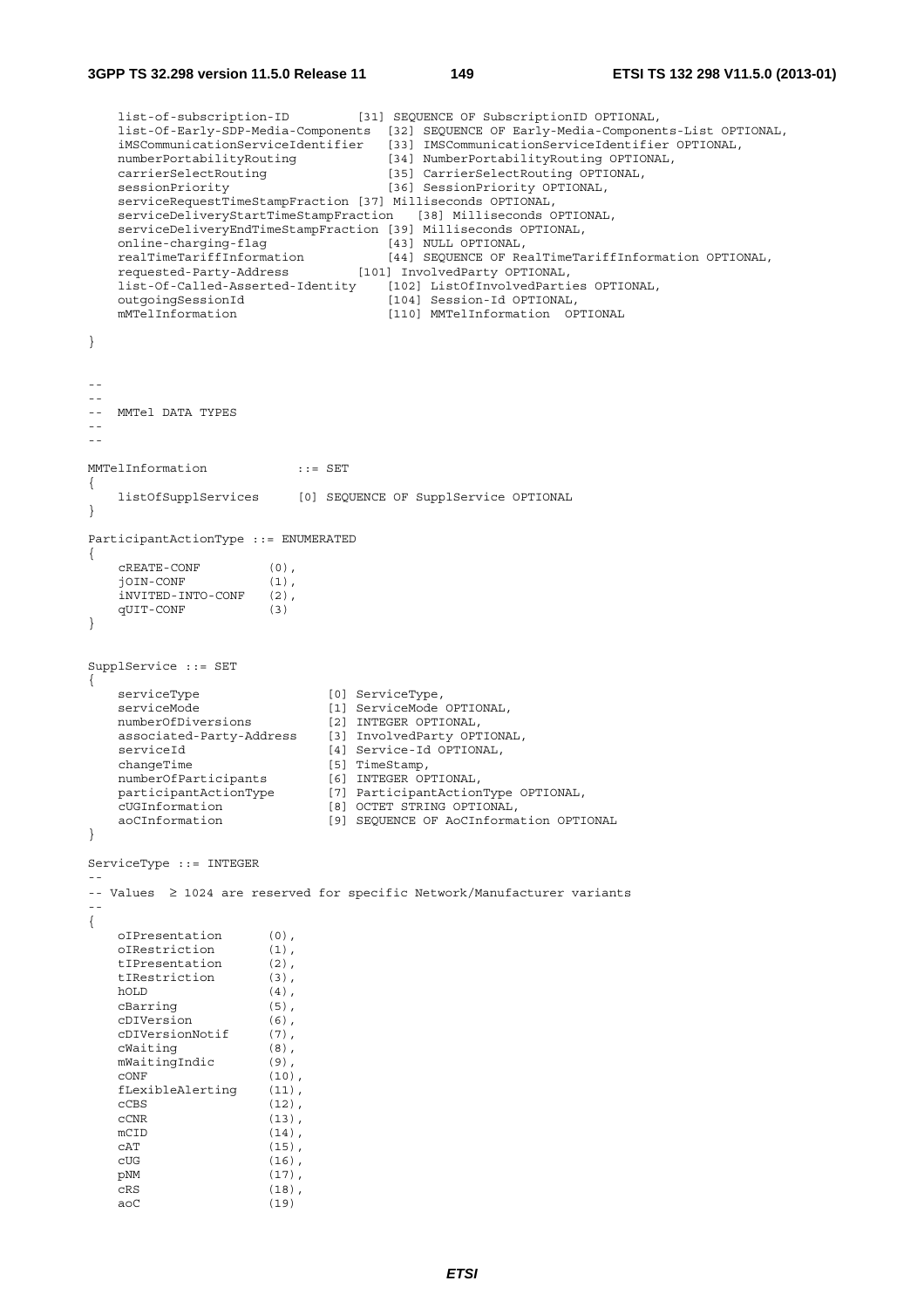```
    list-of-subscription-ID         [31] SEQUENCE OF SubscriptionID OPTIONAL,
    list-Of-Early-SDP-Media-Components  [32] SEQUENCE OF Early-Media-Components-List OPTIONAL,
    iMSCommunicationServiceIdentifier   [33] IMSCommunicationServiceIdentifier OPTIONAL,
    numberPortabilityRouting            [34] NumberPortabilityRouting OPTIONAL,
    carrierSelectRouting                [35] CarrierSelectRouting OPTIONAL,
    sessionPriority                     [36] SessionPriority OPTIONAL,
    serviceRequestTimeStampFraction [37] Milliseconds OPTIONAL,
    serviceDeliveryStartTimeStampFraction   [38] Milliseconds OPTIONAL,
    serviceDeliveryEndTimeStampFraction [39] Milliseconds OPTIONAL,
    online-charging-flag                [43] NULL OPTIONAL,
    realTimeTariffInformation           [44] SEQUENCE OF RealTimeTariffInformation OPTIONAL,
    requested-Party-Address         [101] InvolvedParty OPTIONAL,
    list-Of-Called-Asserted-Identity    [102] ListOfInvolvedParties OPTIONAL,
    outgoingSessionId                   [104] Session-Id OPTIONAL,
    mMTelInformation                    [110] MMTelInformation  OPTIONAL

}


--
--
--  MMTel DATA TYPES
--
--

MMTelInformation            ::= SET
{
    listOfSupplServices     [0] SEQUENCE OF SupplService OPTIONAL
}

ParticipantActionType ::= ENUMERATED
{
    cREATE-CONF         (0),
    jOIN-CONF           (1),
    iNVITED-INTO-CONF   (2),
    qUIT-CONF           (3)
}


SupplService ::= SET
{
    serviceType                 [0] ServiceType,
    serviceMode                 [1] ServiceMode OPTIONAL,
    numberOfDiversions          [2] INTEGER OPTIONAL,
    associated-Party-Address    [3] InvolvedParty OPTIONAL,
    serviceId                   [4] Service-Id OPTIONAL,
    changeTime                  [5] TimeStamp,
    numberOfParticipants        [6] INTEGER OPTIONAL,
    participantActionType       [7] ParticipantActionType OPTIONAL,
    cUGInformation              [8] OCTET STRING OPTIONAL,
    aoCInformation              [9] SEQUENCE OF AoCInformation OPTIONAL
}

ServiceType ::= INTEGER
--
-- Values  ≥ 1024 are reserved for specific Network/Manufacturer variants
--
{
    oIPresentation      (0),
    oIRestriction       (1),
    tIPresentation      (2),
    tIRestriction       (3),
    hOLD                (4),
    cBarring            (5),
    cDIVersion          (6),
    cDIVersionNotif     (7),
    cWaiting            (8),
    mWaitingIndic       (9),
    cONF                (10),
    fLexibleAlerting    (11),
    cCBS                (12),
    cCNR                (13),
    mCID                (14),
    cAT                 (15),
    cUG                 (16),
    pNM                 (17),
    cRS                 (18),
    aoC                 (19)
```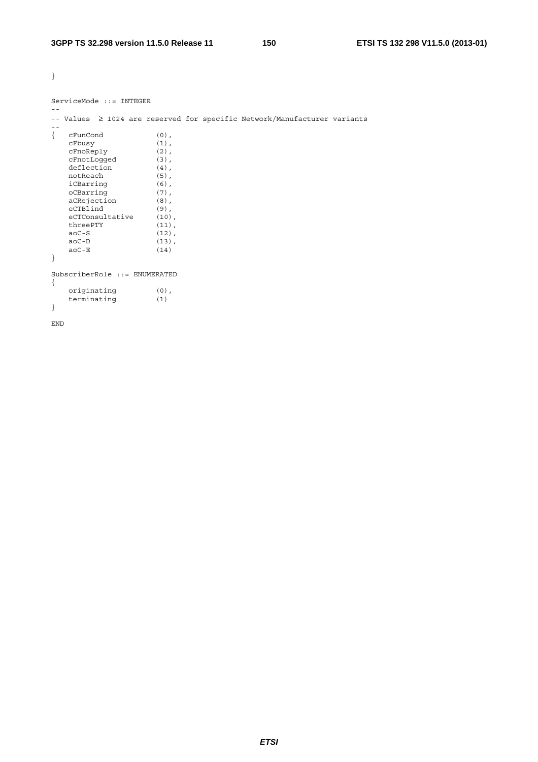```
}

ServiceMode ::= INTEGER
--
-- Values  ≥ 1024 are reserved for specific Network/Manufacturer variants
--
{   cFunCond            (0),
    cFbusy              (1),
    cFnoReply           (2),
    cFnotLogged         (3),
    deflection          (4),
    notReach            (5),
    iCBarring           (6),
    oCBarring           (7),
    aCRejection         (8),
    eCTBlind            (9),
    eCTConsultative     (10),
    threePTY            (11),
    aoC-S               (12),
    aoC-D               (13),
    aoC-E               (14)
}

SubscriberRole ::= ENUMERATED
{
    originating         (0),
    terminating         (1)
}

END
```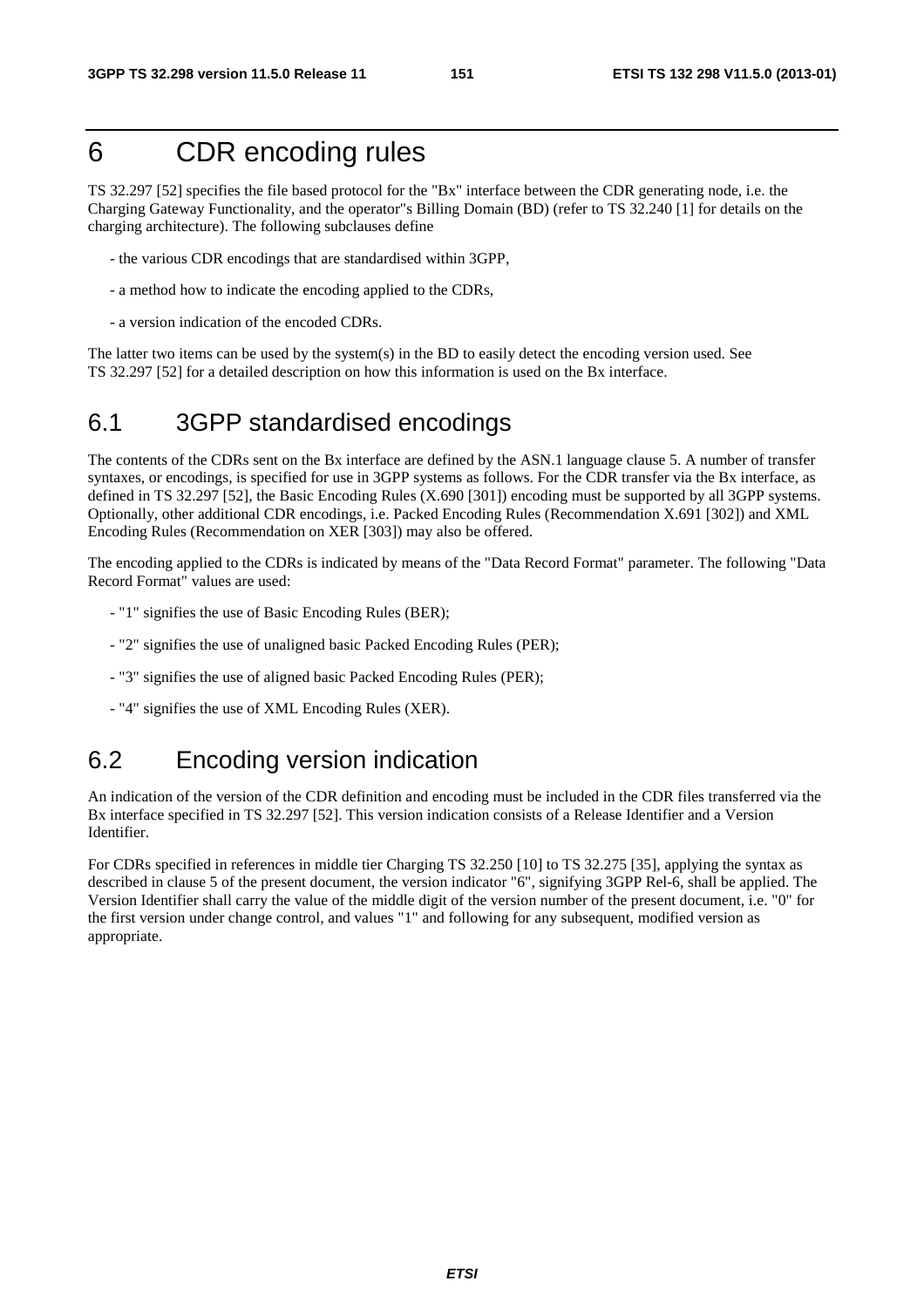# 6 CDR encoding rules

TS 32.297 [52] specifies the file based protocol for the "Bx" interface between the CDR generating node, i.e. the Charging Gateway Functionality, and the operator"s Billing Domain (BD) (refer to TS 32.240 [1] for details on the charging architecture). The following subclauses define

- the various CDR encodings that are standardised within 3GPP,
- a method how to indicate the encoding applied to the CDRs,
- a version indication of the encoded CDRs.

The latter two items can be used by the system(s) in the BD to easily detect the encoding version used. See TS 32.297 [52] for a detailed description on how this information is used on the Bx interface.

## 6.1 3GPP standardised encodings

The contents of the CDRs sent on the Bx interface are defined by the ASN.1 language clause 5. A number of transfer syntaxes, or encodings, is specified for use in 3GPP systems as follows. For the CDR transfer via the Bx interface, as defined in TS 32.297 [52], the Basic Encoding Rules (X.690 [301]) encoding must be supported by all 3GPP systems. Optionally, other additional CDR encodings, i.e. Packed Encoding Rules (Recommendation X.691 [302]) and XML Encoding Rules (Recommendation on XER [303]) may also be offered.

The encoding applied to the CDRs is indicated by means of the "Data Record Format" parameter. The following "Data Record Format" values are used:

- "1" signifies the use of Basic Encoding Rules (BER);
- "2" signifies the use of unaligned basic Packed Encoding Rules (PER);
- "3" signifies the use of aligned basic Packed Encoding Rules (PER);
- "4" signifies the use of XML Encoding Rules (XER).

## 6.2 Encoding version indication

An indication of the version of the CDR definition and encoding must be included in the CDR files transferred via the Bx interface specified in TS 32.297 [52]. This version indication consists of a Release Identifier and a Version Identifier.

For CDRs specified in references in middle tier Charging TS 32.250 [10] to TS 32.275 [35], applying the syntax as described in clause 5 of the present document, the version indicator "6", signifying 3GPP Rel-6, shall be applied. The Version Identifier shall carry the value of the middle digit of the version number of the present document, i.e. "0" for the first version under change control, and values "1" and following for any subsequent, modified version as appropriate.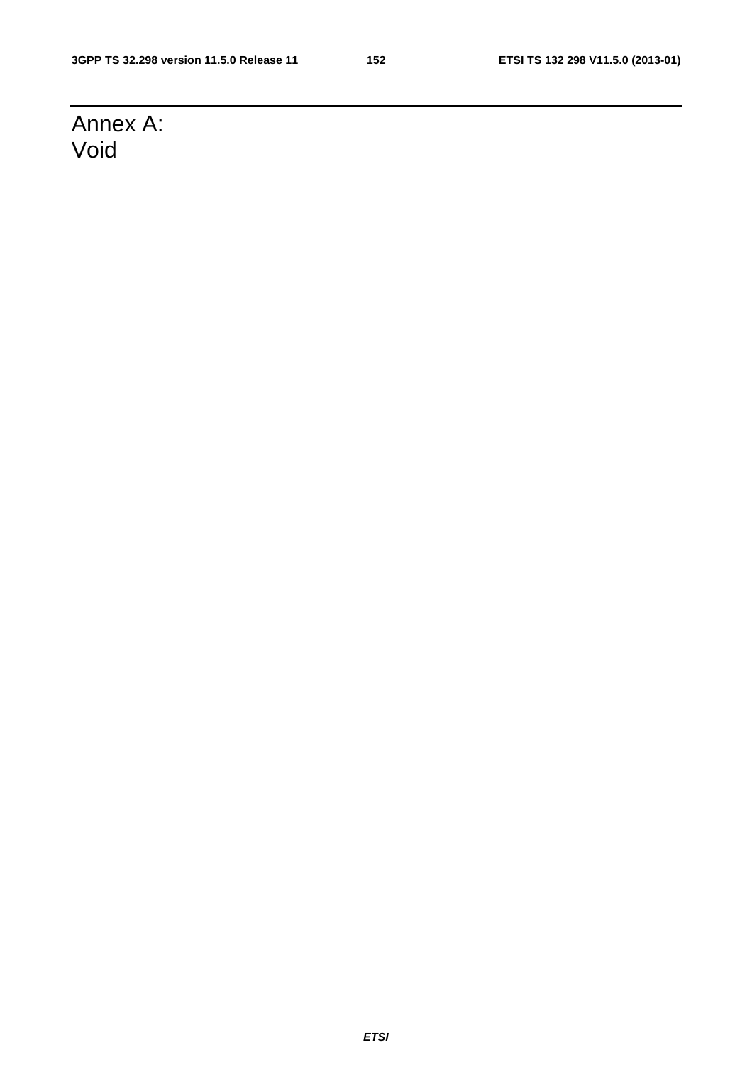# Annex A: Void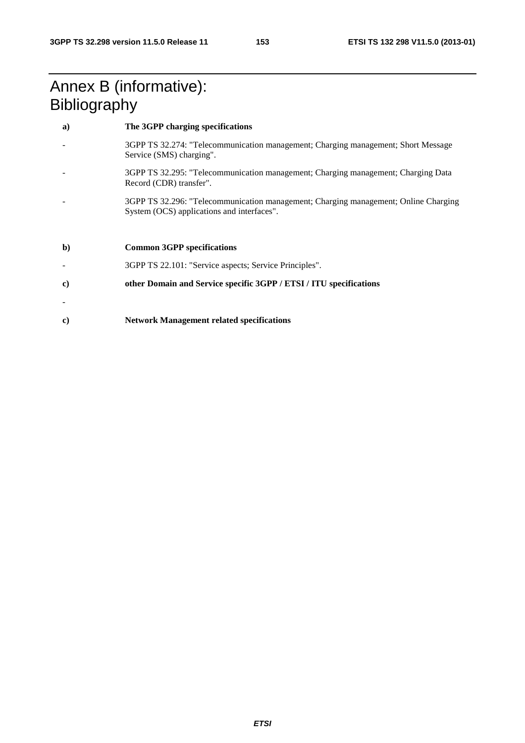# Annex B (informative): Bibliography

**a) The 3GPP charging specifications**

- 3GPP TS 32.274: "Telecommunication management; Charging management; Short Message Service (SMS) charging".
- 3GPP TS 32.295: "Telecommunication management; Charging management; Charging Data Record (CDR) transfer".
- 3GPP TS 32.296: "Telecommunication management; Charging management; Online Charging System (OCS) applications and interfaces".

**b) Common 3GPP specifications**

- 3GPP TS 22.101: "Service aspects; Service Principles".

**c) other Domain and Service specific 3GPP / ETSI / ITU specifications**

-

**c) Network Management related specifications**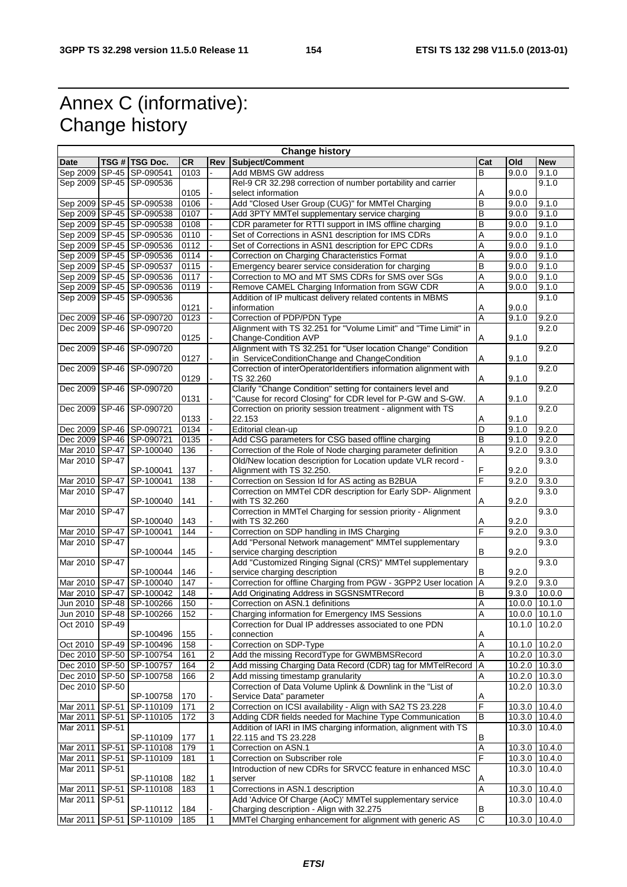# Annex C (informative): Change history

| Change history | | | | | | | | |
|---|---|---|---|---|---|---|---|---|
| Date | TSG # | TSG Doc. | CR | Rev | Subject/Comment | Cat | Old | New |
| Sep 2009 | SP-45 | SP-090541 | 0103 | - | Add MBMS GW address | B | 9.0.0 | 9.1.0 |
| Sep 2009 | SP-45 | SP-090536 | 0105 | - | Rel-9 CR 32.298 correction of number portability and carrier select information | A | 9.0.0 | 9.1.0 |
| Sep 2009 | SP-45 | SP-090538 | 0106 | - | Add "Closed User Group (CUG)" for MMTel Charging | B | 9.0.0 | 9.1.0 |
| Sep 2009 | SP-45 | SP-090538 | 0107 | - | Add 3PTY MMTel supplementary service charging | B | 9.0.0 | 9.1.0 |
| Sep 2009 | SP-45 | SP-090538 | 0108 | - | CDR parameter for RTTI support in IMS offline charging | B | 9.0.0 | 9.1.0 |
| Sep 2009 | SP-45 | SP-090536 | 0110 | - | Set of Corrections in ASN1 description for IMS CDRs | A | 9.0.0 | 9.1.0 |
| Sep 2009 | SP-45 | SP-090536 | 0112 | - | Set of Corrections in ASN1 description for EPC CDRs | A | 9.0.0 | 9.1.0 |
| Sep 2009 | SP-45 | SP-090536 | 0114 | - | Correction on Charging Characteristics Format | A | 9.0.0 | 9.1.0 |
| Sep 2009 | SP-45 | SP-090537 | 0115 | - | Emergency bearer service consideration for charging | B | 9.0.0 | 9.1.0 |
| Sep 2009 | SP-45 | SP-090536 | 0117 | - | Correction to MO and MT SMS CDRs for SMS over SGs | A | 9.0.0 | 9.1.0 |
| Sep 2009 | SP-45 | SP-090536 | 0119 | - | Remove CAMEL Charging Information from SGW CDR | A | 9.0.0 | 9.1.0 |
| Sep 2009 | SP-45 | SP-090536 | 0121 | - | Addition of IP multicast delivery related contents in MBMS information | A | 9.0.0 | 9.1.0 |
| Dec 2009 | SP-46 | SP-090720 | 0123 | - | Correction of PDP/PDN Type | A | 9.1.0 | 9.2.0 |
| Dec 2009 | SP-46 | SP-090720 | 0125 | - | Alignment with TS 32.251 for "Volume Limit" and "Time Limit" in Change-Condition AVP | A | 9.1.0 | 9.2.0 |
| Dec 2009 | SP-46 | SP-090720 | 0127 | - | Alignment with TS 32.251 for "User location Change" Condition in ServiceConditionChange and ChangeCondition | A | 9.1.0 | 9.2.0 |
| Dec 2009 | SP-46 | SP-090720 | 0129 | - | Correction of interOperatorIdentifiers information alignment with TS 32.260 | A | 9.1.0 | 9.2.0 |
| Dec 2009 | SP-46 | SP-090720 | 0131 | - | Clarify "Change Condition" setting for containers level and "Cause for record Closing" for CDR level for P-GW and S-GW. | A | 9.1.0 | 9.2.0 |
| Dec 2009 | SP-46 | SP-090720 | 0133 | - | Correction on priority session treatment - alignment with TS 22.153 | A | 9.1.0 | 9.2.0 |
| Dec 2009 | SP-46 | SP-090721 | 0134 | - | Editorial clean-up | D | 9.1.0 | 9.2.0 |
| Dec 2009 | SP-46 | SP-090721 | 0135 | - | Add CSG parameters for CSG based offline charging | B | 9.1.0 | 9.2.0 |
| Mar 2010 | SP-47 | SP-100040 | 136 | - | Correction of the Role of Node charging parameter definition | A | 9.2.0 | 9.3.0 |
| Mar 2010 | SP-47 | SP-100041 | 137 | - | Old/New location description for Location update VLR record - Alignment with TS 32.250. | F | 9.2.0 | 9.3.0 |
| Mar 2010 | SP-47 | SP-100041 | 138 | - | Correction on Session Id for AS acting as B2BUA | F | 9.2.0 | 9.3.0 |
| Mar 2010 | SP-47 | SP-100040 | 141 | - | Correction on MMTel CDR description for Early SDP- Alignment with TS 32.260 | A | 9.2.0 | 9.3.0 |
| Mar 2010 | SP-47 | SP-100040 | 143 | - | Correction in MMTel Charging for session priority - Alignment with TS 32.260 | A | 9.2.0 | 9.3.0 |
| Mar 2010 | SP-47 | SP-100041 | 144 | - | Correction on SDP handling in IMS Charging | F | 9.2.0 | 9.3.0 |
| Mar 2010 | SP-47 | SP-100044 | 145 | - | Add "Personal Network management" MMTel supplementary service charging description | B | 9.2.0 | 9.3.0 |
| Mar 2010 | SP-47 | SP-100044 | 146 | - | Add "Customized Ringing Signal (CRS)" MMTel supplementary service charging description | B | 9.2.0 | 9.3.0 |
| Mar 2010 | SP-47 | SP-100040 | 147 | - | Correction for offline Charging from PGW - 3GPP2 User location | A | 9.2.0 | 9.3.0 |
| Mar 2010 | SP-47 | SP-100042 | 148 | - | Add Originating Address in SGSNSMTRecord | B | 9.3.0 | 10.0.0 |
| Jun 2010 | SP-48 | SP-100266 | 150 | - | Correction on ASN.1 definitions | A | 10.0.0 | 10.1.0 |
| Jun 2010 | SP-48 | SP-100266 | 152 | - | Charging information for Emergency IMS Sessions | A | 10.0.0 | 10.1.0 |
| Oct 2010 | SP-49 | SP-100496 | 155 | - | Correction for Dual IP addresses associated to one PDN connection | A | 10.1.0 | 10.2.0 |
| Oct 2010 | SP-49 | SP-100496 | 158 | - | Correction on SDP-Type | A | 10.1.0 | 10.2.0 |
| Dec 2010 | SP-50 | SP-100754 | 161 | 2 | Add the missing RecordType for GWMBMSRecord | A | 10.2.0 | 10.3.0 |
| Dec 2010 | SP-50 | SP-100757 | 164 | 2 | Add missing Charging Data Record (CDR) tag for MMTelRecord | A | 10.2.0 | 10.3.0 |
| Dec 2010 | SP-50 | SP-100758 | 166 | 2 | Add missing timestamp granularity | A | 10.2.0 | 10.3.0 |
| Dec 2010 | SP-50 | SP-100758 | 170 | - | Correction of Data Volume Uplink & Downlink in the "List of Service Data" parameter | A | 10.2.0 | 10.3.0 |
| Mar 2011 | SP-51 | SP-110109 | 171 | 2 | Correction on ICSI availability - Align with SA2 TS 23.228 | F | 10.3.0 | 10.4.0 |
| Mar 2011 | SP-51 | SP-110105 | 172 | 3 | Adding CDR fields needed for Machine Type Communication | B | 10.3.0 | 10.4.0 |
| Mar 2011 | SP-51 | SP-110109 | 177 | 1 | Addition of IARI in IMS charging information, alignment with TS 22.115 and TS 23.228 | B | 10.3.0 | 10.4.0 |
| Mar 2011 | SP-51 | SP-110108 | 179 | 1 | Correction on ASN.1 | A | 10.3.0 | 10.4.0 |
| Mar 2011 | SP-51 | SP-110109 | 181 | 1 | Correction on Subscriber role | F | 10.3.0 | 10.4.0 |
| Mar 2011 | SP-51 | SP-110108 | 182 | 1 | Introduction of new CDRs for SRVCC feature in enhanced MSC server | A | 10.3.0 | 10.4.0 |
| Mar 2011 | SP-51 | SP-110108 | 183 | 1 | Corrections in ASN.1 description | A | 10.3.0 | 10.4.0 |
| Mar 2011 | SP-51 | SP-110112 | 184 | - | Add 'Advice Of Charge (AoC)' MMTel supplementary service Charging description - Align with 32.275 | B | 10.3.0 | 10.4.0 |
| Mar 2011 | SP-51 | SP-110109 | 185 | 1 | MMTel Charging enhancement for alignment with generic AS | C | 10.3.0 | 10.4.0 |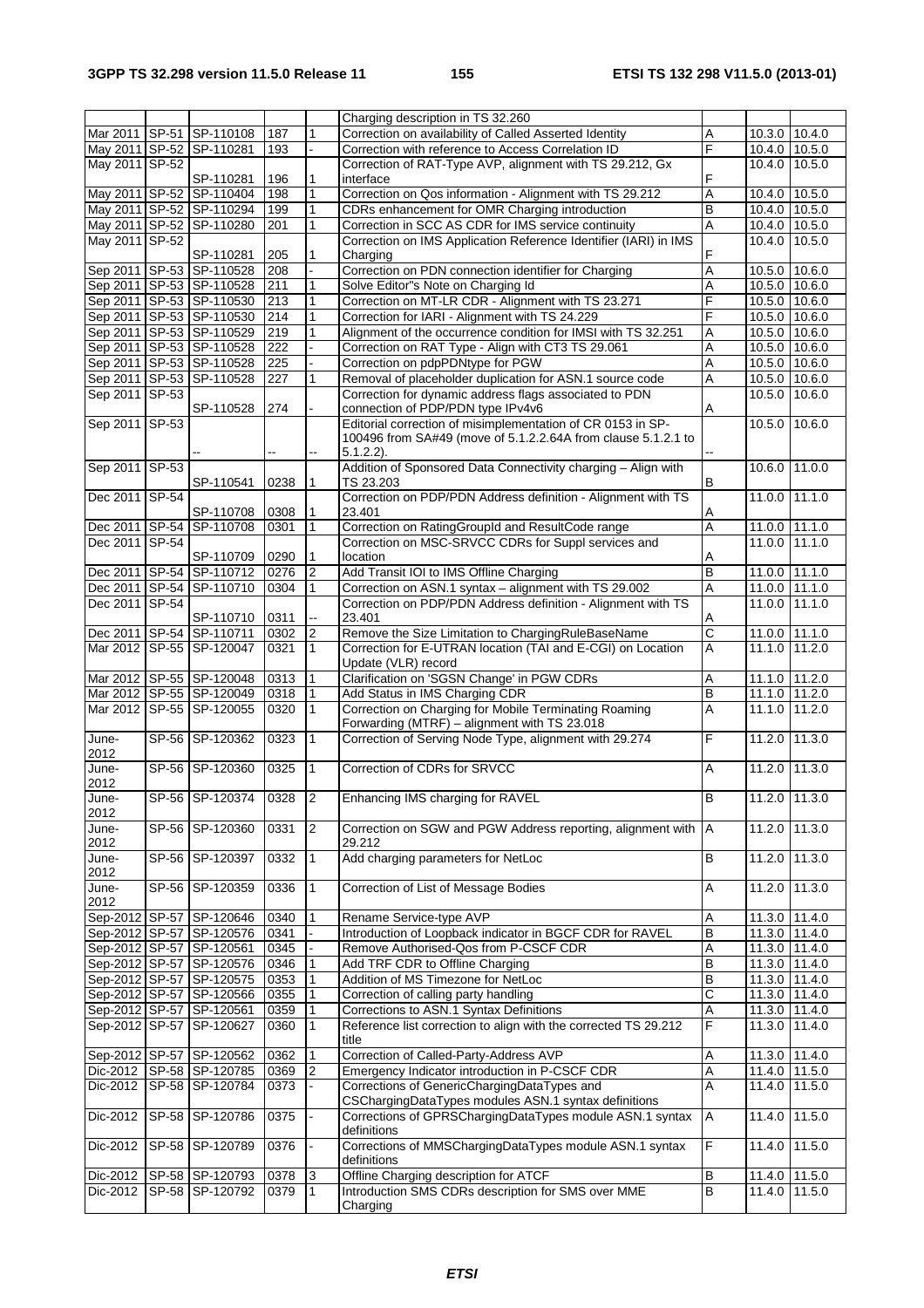|  |  |  |  |  | Charging description in TS 32.260 |  |  |  |
|---|---|---|---|---|---|---|---|---|
| Mar 2011 | SP-51 | SP-110108 | 187 | 1 | Correction on availability of Called Asserted Identity | A | 10.3.0 | 10.4.0 |
| May 2011 | SP-52 | SP-110281 | 193 | - | Correction with reference to Access Correlation ID | F | 10.4.0 | 10.5.0 |
| May 2011 | SP-52 | SP-110281 | 196 | 1 | Correction of RAT-Type AVP, alignment with TS 29.212, Gx interface | F | 10.4.0 | 10.5.0 |
| May 2011 | SP-52 | SP-110404 | 198 | 1 | Correction on Qos information - Alignment with TS 29.212 | A | 10.4.0 | 10.5.0 |
| May 2011 | SP-52 | SP-110294 | 199 | 1 | CDRs enhancement for OMR Charging introduction | B | 10.4.0 | 10.5.0 |
| May 2011 | SP-52 | SP-110280 | 201 | 1 | Correction in SCC AS CDR for IMS service continuity | A | 10.4.0 | 10.5.0 |
| May 2011 | SP-52 | SP-110281 | 205 | 1 | Correction on IMS Application Reference Identifier (IARI) in IMS Charging | F | 10.4.0 | 10.5.0 |
| Sep 2011 | SP-53 | SP-110528 | 208 | - | Correction on PDN connection identifier for Charging | A | 10.5.0 | 10.6.0 |
| Sep 2011 | SP-53 | SP-110528 | 211 | 1 | Solve Editor"s Note on Charging Id | A | 10.5.0 | 10.6.0 |
| Sep 2011 | SP-53 | SP-110530 | 213 | 1 | Correction on MT-LR CDR - Alignment with TS 23.271 | F | 10.5.0 | 10.6.0 |
| Sep 2011 | SP-53 | SP-110530 | 214 | 1 | Correction for IARI - Alignment with TS 24.229 | F | 10.5.0 | 10.6.0 |
| Sep 2011 | SP-53 | SP-110529 | 219 | 1 | Alignment of the occurrence condition for IMSI with TS 32.251 | A | 10.5.0 | 10.6.0 |
| Sep 2011 | SP-53 | SP-110528 | 222 | - | Correction on RAT Type - Align with CT3 TS 29.061 | A | 10.5.0 | 10.6.0 |
| Sep 2011 | SP-53 | SP-110528 | 225 | - | Correction on pdpPDNtype for PGW | A | 10.5.0 | 10.6.0 |
| Sep 2011 | SP-53 | SP-110528 | 227 | 1 | Removal of placeholder duplication for ASN.1 source code | A | 10.5.0 | 10.6.0 |
| Sep 2011 | SP-53 | SP-110528 | 274 | - | Correction for dynamic address flags associated to PDN connection of PDP/PDN type IPv4v6 | A | 10.5.0 | 10.6.0 |
| Sep 2011 | SP-53 | -- | -- | -- | Editorial correction of misimplementation of CR 0153 in SP-100496 from SA#49 (move of 5.1.2.2.64A from clause 5.1.2.1 to 5.1.2.2). | -- | 10.5.0 | 10.6.0 |
| Sep 2011 | SP-53 | SP-110541 | 0238 | 1 | Addition of Sponsored Data Connectivity charging – Align with TS 23.203 | B | 10.6.0 | 11.0.0 |
| Dec 2011 | SP-54 | SP-110708 | 0308 | 1 | Correction on PDP/PDN Address definition - Alignment with TS 23.401 | A | 11.0.0 | 11.1.0 |
| Dec 2011 | SP-54 | SP-110708 | 0301 | 1 | Correction on RatingGroupId and ResultCode range | A | 11.0.0 | 11.1.0 |
| Dec 2011 | SP-54 | SP-110709 | 0290 | 1 | Correction on MSC-SRVCC CDRs for Suppl services and location | A | 11.0.0 | 11.1.0 |
| Dec 2011 | SP-54 | SP-110712 | 0276 | 2 | Add Transit IOI to IMS Offline Charging | B | 11.0.0 | 11.1.0 |
| Dec 2011 | SP-54 | SP-110710 | 0304 | 1 | Correction on ASN.1 syntax – alignment with TS 29.002 | A | 11.0.0 | 11.1.0 |
| Dec 2011 | SP-54 | SP-110710 | 0311 | -- | Correction on PDP/PDN Address definition - Alignment with TS 23.401 | A | 11.0.0 | 11.1.0 |
| Dec 2011 | SP-54 | SP-110711 | 0302 | 2 | Remove the Size Limitation to ChargingRuleBaseName | C | 11.0.0 | 11.1.0 |
| Mar 2012 | SP-55 | SP-120047 | 0321 | 1 | Correction for E-UTRAN location (TAI and E-CGI) on Location Update (VLR) record | A | 11.1.0 | 11.2.0 |
| Mar 2012 | SP-55 | SP-120048 | 0313 | 1 | Clarification on 'SGSN Change' in PGW CDRs | A | 11.1.0 | 11.2.0 |
| Mar 2012 | SP-55 | SP-120049 | 0318 | 1 | Add Status in IMS Charging CDR | B | 11.1.0 | 11.2.0 |
| Mar 2012 | SP-55 | SP-120055 | 0320 | 1 | Correction on Charging for Mobile Terminating Roaming Forwarding (MTRF) – alignment with TS 23.018 | A | 11.1.0 | 11.2.0 |
| June-2012 | SP-56 | SP-120362 | 0323 | 1 | Correction of Serving Node Type, alignment with 29.274 | F | 11.2.0 | 11.3.0 |
| June-2012 | SP-56 | SP-120360 | 0325 | 1 | Correction of CDRs for SRVCC | A | 11.2.0 | 11.3.0 |
| June-2012 | SP-56 | SP-120374 | 0328 | 2 | Enhancing IMS charging for RAVEL | B | 11.2.0 | 11.3.0 |
| June-2012 | SP-56 | SP-120360 | 0331 | 2 | Correction on SGW and PGW Address reporting, alignment with 29.212 | A | 11.2.0 | 11.3.0 |
| June-2012 | SP-56 | SP-120397 | 0332 | 1 | Add charging parameters for NetLoc | B | 11.2.0 | 11.3.0 |
| June-2012 | SP-56 | SP-120359 | 0336 | 1 | Correction of List of Message Bodies | A | 11.2.0 | 11.3.0 |
| Sep-2012 | SP-57 | SP-120646 | 0340 | 1 | Rename Service-type AVP | A | 11.3.0 | 11.4.0 |
| Sep-2012 | SP-57 | SP-120576 | 0341 | - | Introduction of Loopback indicator in BGCF CDR for RAVEL | B | 11.3.0 | 11.4.0 |
| Sep-2012 | SP-57 | SP-120561 | 0345 | - | Remove Authorised-Qos from P-CSCF CDR | A | 11.3.0 | 11.4.0 |
| Sep-2012 | SP-57 | SP-120576 | 0346 | 1 | Add TRF CDR to Offline Charging | B | 11.3.0 | 11.4.0 |
| Sep-2012 | SP-57 | SP-120575 | 0353 | 1 | Addition of MS Timezone for NetLoc | B | 11.3.0 | 11.4.0 |
| Sep-2012 | SP-57 | SP-120566 | 0355 | 1 | Correction of calling party handling | C | 11.3.0 | 11.4.0 |
| Sep-2012 | SP-57 | SP-120561 | 0359 | 1 | Corrections to ASN.1 Syntax Definitions | A | 11.3.0 | 11.4.0 |
| Sep-2012 | SP-57 | SP-120627 | 0360 | 1 | Reference list correction to align with the corrected TS 29.212 title | F | 11.3.0 | 11.4.0 |
| Sep-2012 | SP-57 | SP-120562 | 0362 | 1 | Correction of Called-Party-Address AVP | A | 11.3.0 | 11.4.0 |
| Dic-2012 | SP-58 | SP-120785 | 0369 | 2 | Emergency Indicator introduction in P-CSCF CDR | A | 11.4.0 | 11.5.0 |
| Dic-2012 | SP-58 | SP-120784 | 0373 | - | Corrections of GenericChargingDataTypes and CSChargingDataTypes modules ASN.1 syntax definitions | A | 11.4.0 | 11.5.0 |
| Dic-2012 | SP-58 | SP-120786 | 0375 | - | Corrections of GPRSChargingDataTypes module ASN.1 syntax definitions | A | 11.4.0 | 11.5.0 |
| Dic-2012 | SP-58 | SP-120789 | 0376 | - | Corrections of MMSChargingDataTypes module ASN.1 syntax definitions | F | 11.4.0 | 11.5.0 |
| Dic-2012 | SP-58 | SP-120793 | 0378 | 3 | Offline Charging description for ATCF | B | 11.4.0 | 11.5.0 |
| Dic-2012 | SP-58 | SP-120792 | 0379 | 1 | Introduction SMS CDRs description for SMS over MME Charging | B | 11.4.0 | 11.5.0 |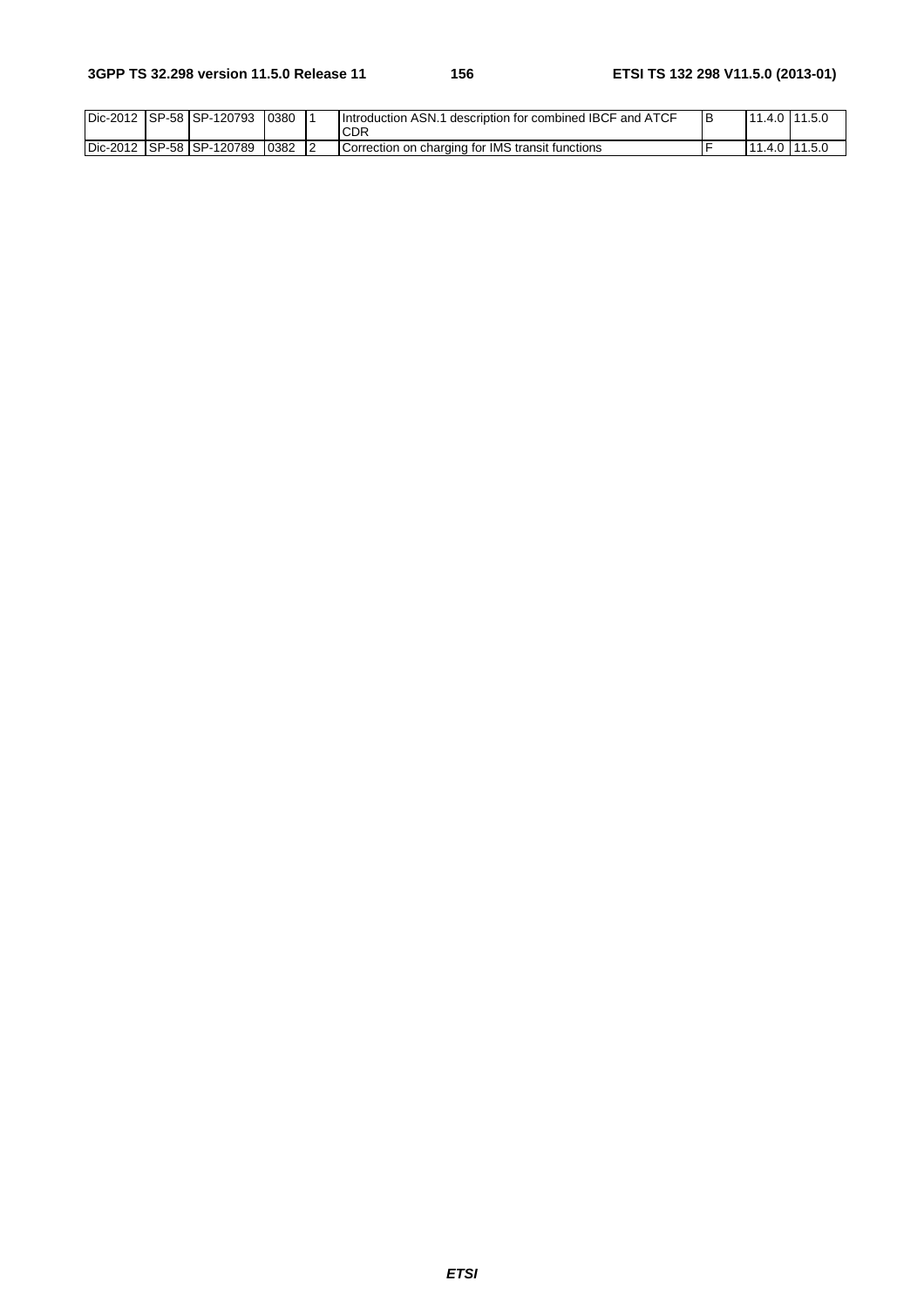| Dic-2012 | SP-58 | SP-120793 | 0380 | 1 | Introduction ASN.1 description for combined IBCF and ATCF CDR | B | 11.4.0 | 11.5.0 |
|---|---|---|---|---|---|---|---|---|
| Dic-2012 | SP-58 | SP-120789 | 0382 | 2 | Correction on charging for IMS transit functions | F | 11.4.0 | 11.5.0 |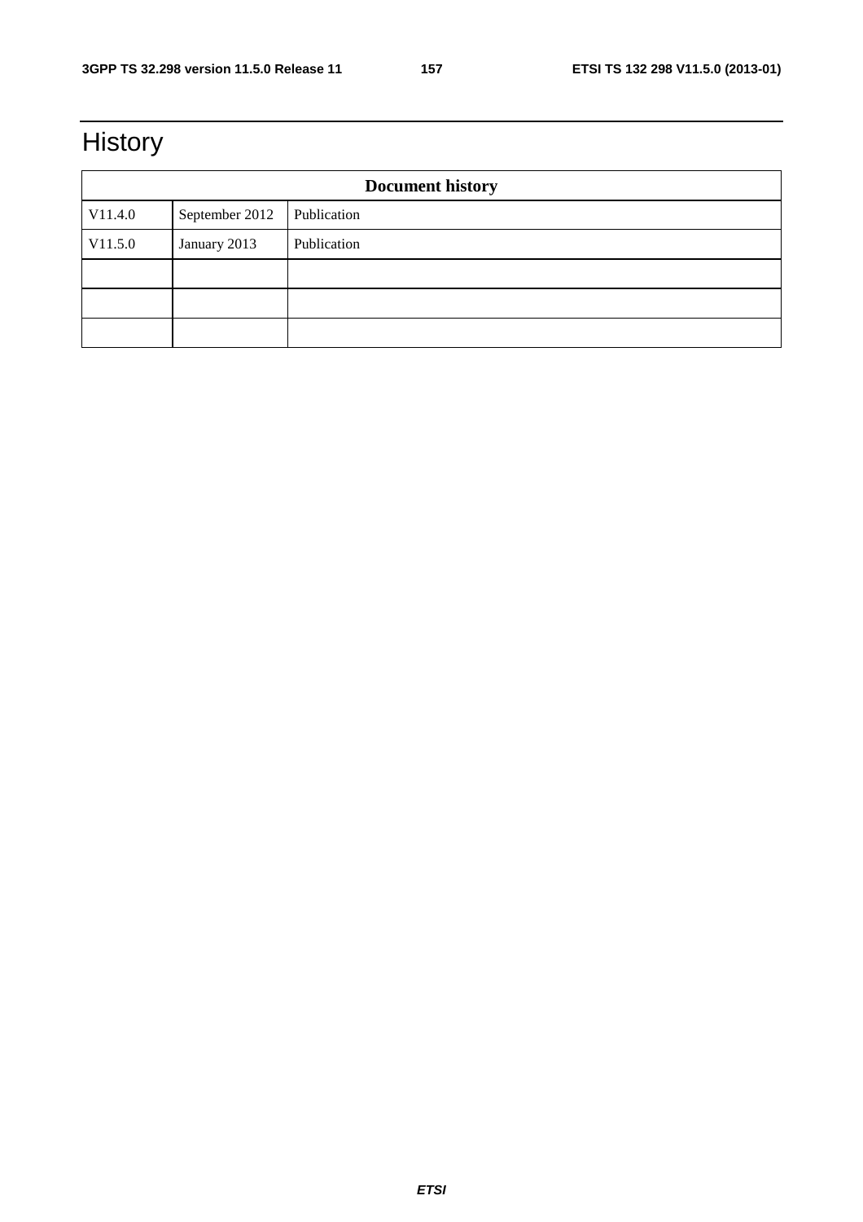# History

| Document history | | |
|---|---|---|
| V11.4.0 | September 2012 | Publication |
| V11.5.0 | January 2013 | Publication |
| | | |
| | | |
| | | |